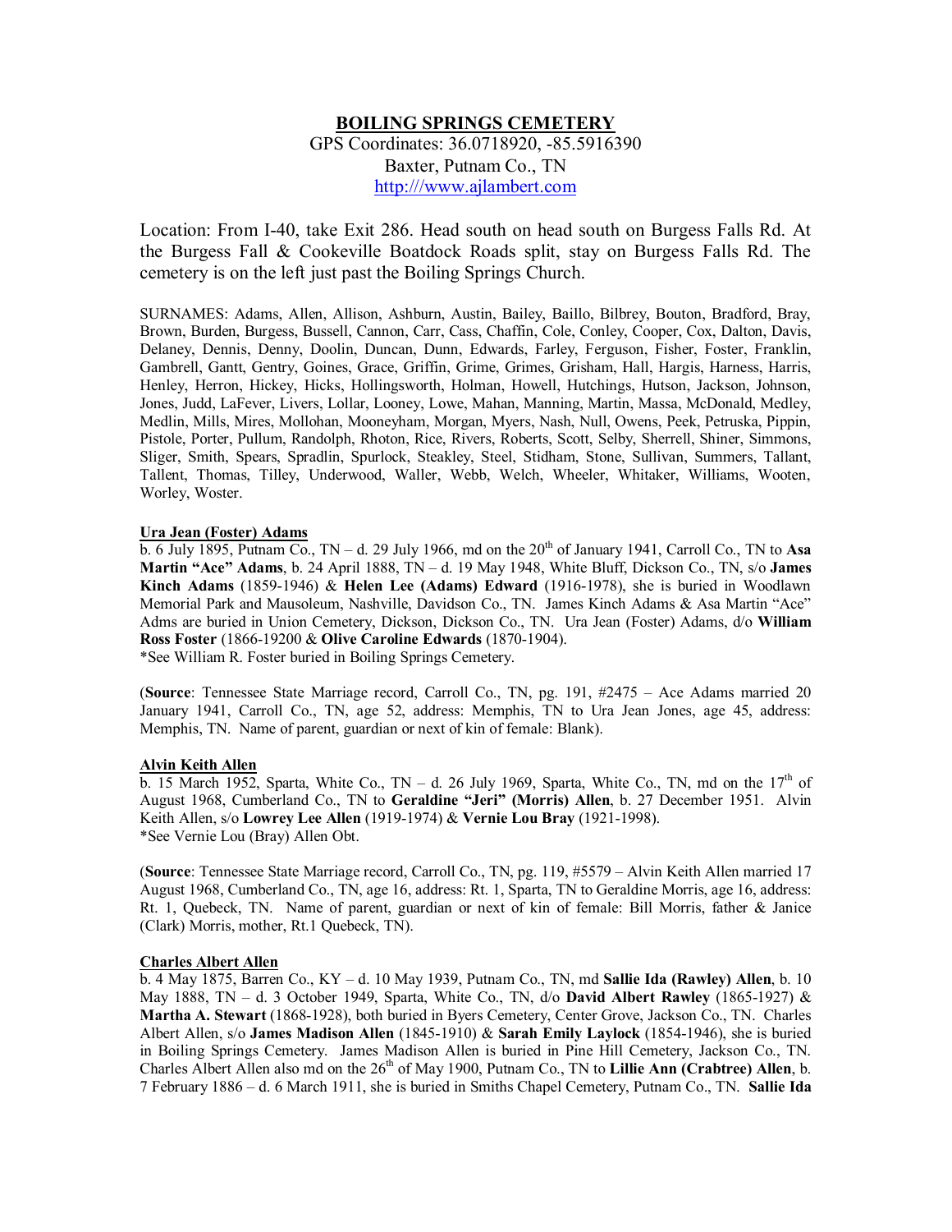# BOILING SPRINGS CEMETERY

GPS Coordinates: 36.0718920, -85.5916390
Baxter, Putnam Co., TN
http:///www.ajlambert.com

Location: From I-40, take Exit 286. Head south on head south on Burgess Falls Rd. At the Burgess Fall & Cookeville Boatdock Roads split, stay on Burgess Falls Rd. The cemetery is on the left just past the Boiling Springs Church.

SURNAMES: Adams, Allen, Allison, Ashburn, Austin, Bailey, Baillo, Bilbrey, Bouton, Bradford, Bray, Brown, Burden, Burgess, Bussell, Cannon, Carr, Cass, Chaffin, Cole, Conley, Cooper, Cox, Dalton, Davis, Delaney, Dennis, Denny, Doolin, Duncan, Dunn, Edwards, Farley, Ferguson, Fisher, Foster, Franklin, Gambrell, Gantt, Gentry, Goines, Grace, Griffin, Grime, Grimes, Grisham, Hall, Hargis, Harness, Harris, Henley, Herron, Hickey, Hicks, Hollingsworth, Holman, Howell, Hutchings, Hutson, Jackson, Johnson, Jones, Judd, LaFever, Livers, Lollar, Looney, Lowe, Mahan, Manning, Martin, Massa, McDonald, Medley, Medlin, Mills, Mires, Mollohan, Mooneyham, Morgan, Myers, Nash, Null, Owens, Peek, Petruska, Pippin, Pistole, Porter, Pullum, Randolph, Rhoton, Rice, Rivers, Roberts, Scott, Selby, Sherrell, Shiner, Simmons, Sliger, Smith, Spears, Spradlin, Spurlock, Steakley, Steel, Stidham, Stone, Sullivan, Summers, Tallant, Tallent, Thomas, Tilley, Underwood, Waller, Webb, Welch, Wheeler, Whitaker, Williams, Wooten, Worley, Woster.

**Ura Jean (Foster) Adams**

b. 6 July 1895, Putnam Co., TN – d. 29 July 1966, md on the 20th of January 1941, Carroll Co., TN to **Asa Martin "Ace" Adams**, b. 24 April 1888, TN – d. 19 May 1948, White Bluff, Dickson Co., TN, s/o **James Kinch Adams** (1859-1946) & **Helen Lee (Adams) Edward** (1916-1978), she is buried in Woodlawn Memorial Park and Mausoleum, Nashville, Davidson Co., TN. James Kinch Adams & Asa Martin "Ace" Adms are buried in Union Cemetery, Dickson, Dickson Co., TN. Ura Jean (Foster) Adams, d/o **William Ross Foster** (1866-19200 & **Olive Caroline Edwards** (1870-1904).
*See William R. Foster buried in Boiling Springs Cemetery.

(**Source**: Tennessee State Marriage record, Carroll Co., TN, pg. 191, #2475 – Ace Adams married 20 January 1941, Carroll Co., TN, age 52, address: Memphis, TN to Ura Jean Jones, age 45, address: Memphis, TN. Name of parent, guardian or next of kin of female: Blank).

**Alvin Keith Allen**

b. 15 March 1952, Sparta, White Co., TN – d. 26 July 1969, Sparta, White Co., TN, md on the 17th of August 1968, Cumberland Co., TN to **Geraldine "Jeri" (Morris) Allen**, b. 27 December 1951. Alvin Keith Allen, s/o **Lowrey Lee Allen** (1919-1974) & **Vernie Lou Bray** (1921-1998).
*See Vernie Lou (Bray) Allen Obt.

(**Source**: Tennessee State Marriage record, Carroll Co., TN, pg. 119, #5579 – Alvin Keith Allen married 17 August 1968, Cumberland Co., TN, age 16, address: Rt. 1, Sparta, TN to Geraldine Morris, age 16, address: Rt. 1, Quebeck, TN. Name of parent, guardian or next of kin of female: Bill Morris, father & Janice (Clark) Morris, mother, Rt.1 Quebeck, TN).

**Charles Albert Allen**

b. 4 May 1875, Barren Co., KY – d. 10 May 1939, Putnam Co., TN, md **Sallie Ida (Rawley) Allen**, b. 10 May 1888, TN – d. 3 October 1949, Sparta, White Co., TN, d/o **David Albert Rawley** (1865-1927) & **Martha A. Stewart** (1868-1928), both buried in Byers Cemetery, Center Grove, Jackson Co., TN. Charles Albert Allen, s/o **James Madison Allen** (1845-1910) & **Sarah Emily Laylock** (1854-1946), she is buried in Boiling Springs Cemetery. James Madison Allen is buried in Pine Hill Cemetery, Jackson Co., TN. Charles Albert Allen also md on the 26th of May 1900, Putnam Co., TN to **Lillie Ann (Crabtree) Allen**, b. 7 February 1886 – d. 6 March 1911, she is buried in Smiths Chapel Cemetery, Putnam Co., TN. **Sallie Ida**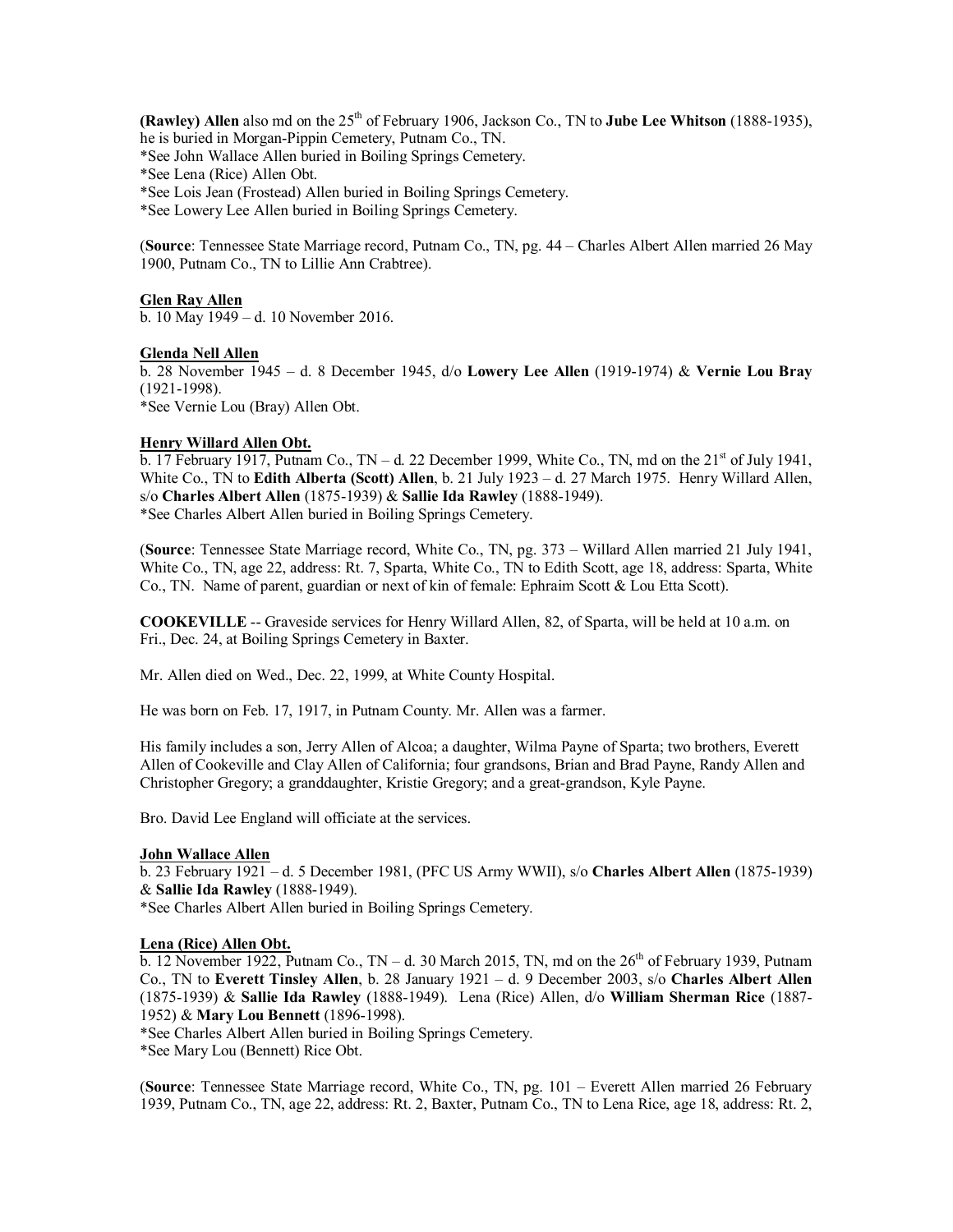**(Rawley) Allen** also md on the 25th of February 1906, Jackson Co., TN to **Jube Lee Whitson** (1888-1935), he is buried in Morgan-Pippin Cemetery, Putnam Co., TN.
*See John Wallace Allen buried in Boiling Springs Cemetery.
*See Lena (Rice) Allen Obt.
*See Lois Jean (Frostead) Allen buried in Boiling Springs Cemetery.
*See Lowery Lee Allen buried in Boiling Springs Cemetery.

(**Source**: Tennessee State Marriage record, Putnam Co., TN, pg. 44 – Charles Albert Allen married 26 May 1900, Putnam Co., TN to Lillie Ann Crabtree).

**Glen Ray Allen**
b. 10 May 1949 – d. 10 November 2016.

**Glenda Nell Allen**
b. 28 November 1945 – d. 8 December 1945, d/o **Lowery Lee Allen** (1919-1974) & **Vernie Lou Bray** (1921-1998).
*See Vernie Lou (Bray) Allen Obt.

**Henry Willard Allen Obt.**
b. 17 February 1917, Putnam Co., TN – d. 22 December 1999, White Co., TN, md on the 21st of July 1941, White Co., TN to **Edith Alberta (Scott) Allen**, b. 21 July 1923 – d. 27 March 1975. Henry Willard Allen, s/o **Charles Albert Allen** (1875-1939) & **Sallie Ida Rawley** (1888-1949).
*See Charles Albert Allen buried in Boiling Springs Cemetery.

(**Source**: Tennessee State Marriage record, White Co., TN, pg. 373 – Willard Allen married 21 July 1941, White Co., TN, age 22, address: Rt. 7, Sparta, White Co., TN to Edith Scott, age 18, address: Sparta, White Co., TN. Name of parent, guardian or next of kin of female: Ephraim Scott & Lou Etta Scott).

**COOKEVILLE** -- Graveside services for Henry Willard Allen, 82, of Sparta, will be held at 10 a.m. on Fri., Dec. 24, at Boiling Springs Cemetery in Baxter.

Mr. Allen died on Wed., Dec. 22, 1999, at White County Hospital.

He was born on Feb. 17, 1917, in Putnam County. Mr. Allen was a farmer.

His family includes a son, Jerry Allen of Alcoa; a daughter, Wilma Payne of Sparta; two brothers, Everett Allen of Cookeville and Clay Allen of California; four grandsons, Brian and Brad Payne, Randy Allen and Christopher Gregory; a granddaughter, Kristie Gregory; and a great-grandson, Kyle Payne.

Bro. David Lee England will officiate at the services.

**John Wallace Allen**
b. 23 February 1921 – d. 5 December 1981, (PFC US Army WWII), s/o **Charles Albert Allen** (1875-1939) & **Sallie Ida Rawley** (1888-1949).
*See Charles Albert Allen buried in Boiling Springs Cemetery.

**Lena (Rice) Allen Obt.**
b. 12 November 1922, Putnam Co., TN – d. 30 March 2015, TN, md on the 26th of February 1939, Putnam Co., TN to **Everett Tinsley Allen**, b. 28 January 1921 – d. 9 December 2003, s/o **Charles Albert Allen** (1875-1939) & **Sallie Ida Rawley** (1888-1949). Lena (Rice) Allen, d/o **William Sherman Rice** (1887-1952) & **Mary Lou Bennett** (1896-1998).
*See Charles Albert Allen buried in Boiling Springs Cemetery.
*See Mary Lou (Bennett) Rice Obt.

(**Source**: Tennessee State Marriage record, White Co., TN, pg. 101 – Everett Allen married 26 February 1939, Putnam Co., TN, age 22, address: Rt. 2, Baxter, Putnam Co., TN to Lena Rice, age 18, address: Rt. 2,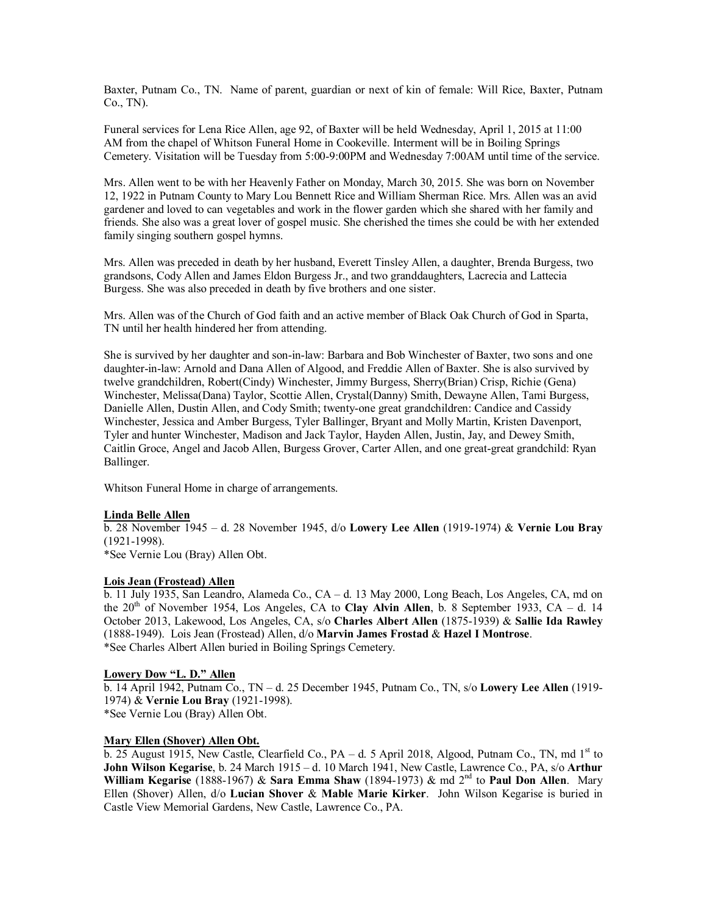Baxter, Putnam Co., TN. Name of parent, guardian or next of kin of female: Will Rice, Baxter, Putnam Co., TN).

Funeral services for Lena Rice Allen, age 92, of Baxter will be held Wednesday, April 1, 2015 at 11:00 AM from the chapel of Whitson Funeral Home in Cookeville. Interment will be in Boiling Springs Cemetery. Visitation will be Tuesday from 5:00-9:00PM and Wednesday 7:00AM until time of the service.

Mrs. Allen went to be with her Heavenly Father on Monday, March 30, 2015. She was born on November 12, 1922 in Putnam County to Mary Lou Bennett Rice and William Sherman Rice. Mrs. Allen was an avid gardener and loved to can vegetables and work in the flower garden which she shared with her family and friends. She also was a great lover of gospel music. She cherished the times she could be with her extended family singing southern gospel hymns.

Mrs. Allen was preceded in death by her husband, Everett Tinsley Allen, a daughter, Brenda Burgess, two grandsons, Cody Allen and James Eldon Burgess Jr., and two granddaughters, Lacrecia and Lattecia Burgess. She was also preceded in death by five brothers and one sister.

Mrs. Allen was of the Church of God faith and an active member of Black Oak Church of God in Sparta, TN until her health hindered her from attending.

She is survived by her daughter and son-in-law: Barbara and Bob Winchester of Baxter, two sons and one daughter-in-law: Arnold and Dana Allen of Algood, and Freddie Allen of Baxter. She is also survived by twelve grandchildren, Robert(Cindy) Winchester, Jimmy Burgess, Sherry(Brian) Crisp, Richie (Gena) Winchester, Melissa(Dana) Taylor, Scottie Allen, Crystal(Danny) Smith, Dewayne Allen, Tami Burgess, Danielle Allen, Dustin Allen, and Cody Smith; twenty-one great grandchildren: Candice and Cassidy Winchester, Jessica and Amber Burgess, Tyler Ballinger, Bryant and Molly Martin, Kristen Davenport, Tyler and hunter Winchester, Madison and Jack Taylor, Hayden Allen, Justin, Jay, and Dewey Smith, Caitlin Groce, Angel and Jacob Allen, Burgess Grover, Carter Allen, and one great-great grandchild: Ryan Ballinger.

Whitson Funeral Home in charge of arrangements.

**Linda Belle Allen**
b. 28 November 1945 – d. 28 November 1945, d/o **Lowery Lee Allen** (1919-1974) & **Vernie Lou Bray** (1921-1998).
*See Vernie Lou (Bray) Allen Obt.

**Lois Jean (Frostead) Allen**
b. 11 July 1935, San Leandro, Alameda Co., CA – d. 13 May 2000, Long Beach, Los Angeles, CA, md on the 20th of November 1954, Los Angeles, CA to **Clay Alvin Allen**, b. 8 September 1933, CA – d. 14 October 2013, Lakewood, Los Angeles, CA, s/o **Charles Albert Allen** (1875-1939) & **Sallie Ida Rawley** (1888-1949). Lois Jean (Frostead) Allen, d/o **Marvin James Frostad** & **Hazel I Montrose**.
*See Charles Albert Allen buried in Boiling Springs Cemetery.

**Lowery Dow "L. D." Allen**
b. 14 April 1942, Putnam Co., TN – d. 25 December 1945, Putnam Co., TN, s/o **Lowery Lee Allen** (1919-1974) & **Vernie Lou Bray** (1921-1998).
*See Vernie Lou (Bray) Allen Obt.

**Mary Ellen (Shover) Allen Obt.**
b. 25 August 1915, New Castle, Clearfield Co., PA – d. 5 April 2018, Algood, Putnam Co., TN, md 1st to **John Wilson Kegarise**, b. 24 March 1915 – d. 10 March 1941, New Castle, Lawrence Co., PA, s/o **Arthur William Kegarise** (1888-1967) & **Sara Emma Shaw** (1894-1973) & md 2nd to **Paul Don Allen**. Mary Ellen (Shover) Allen, d/o **Lucian Shover** & **Mable Marie Kirker**. John Wilson Kegarise is buried in Castle View Memorial Gardens, New Castle, Lawrence Co., PA.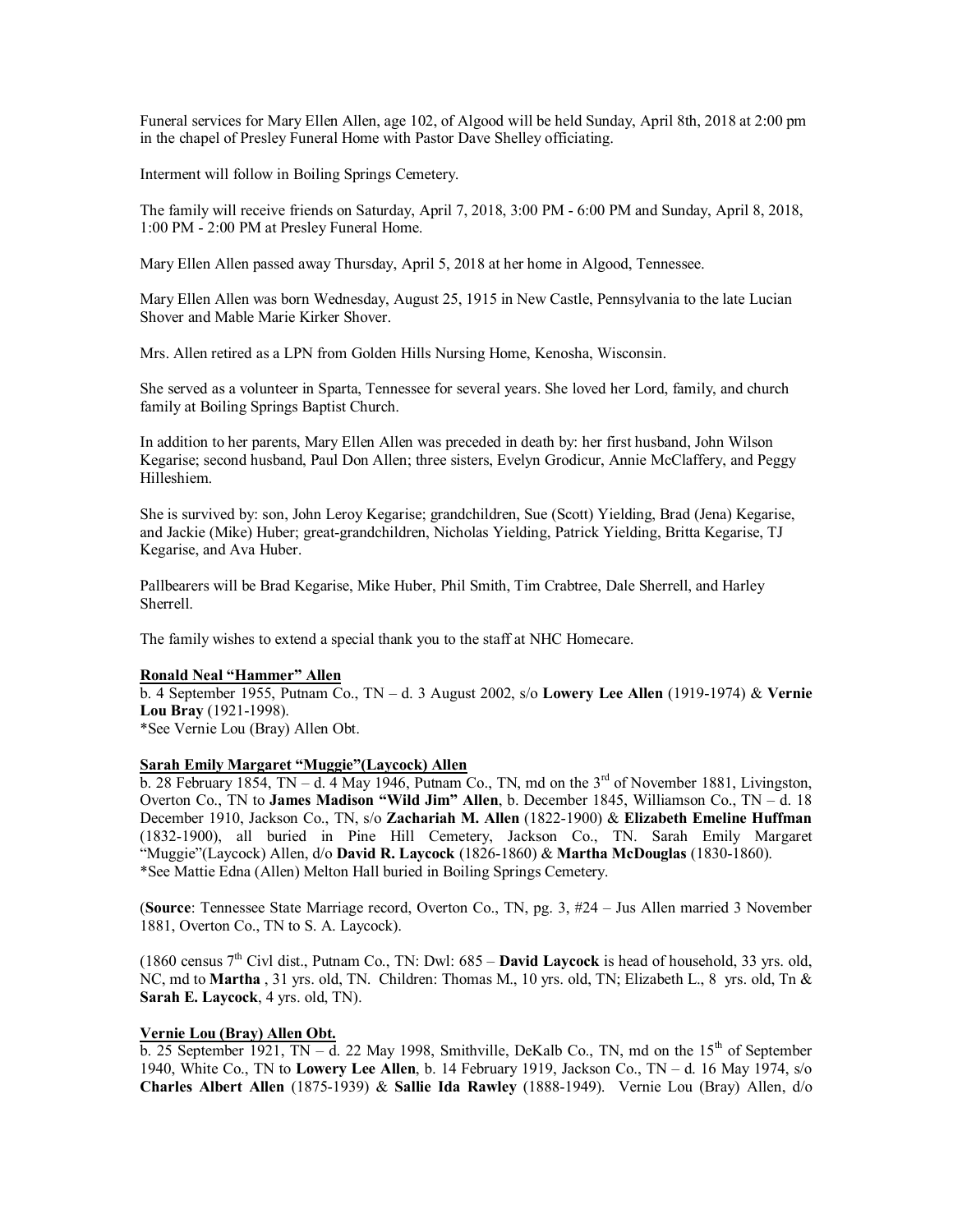Funeral services for Mary Ellen Allen, age 102, of Algood will be held Sunday, April 8th, 2018 at 2:00 pm in the chapel of Presley Funeral Home with Pastor Dave Shelley officiating.

Interment will follow in Boiling Springs Cemetery.

The family will receive friends on Saturday, April 7, 2018, 3:00 PM - 6:00 PM and Sunday, April 8, 2018, 1:00 PM - 2:00 PM at Presley Funeral Home.

Mary Ellen Allen passed away Thursday, April 5, 2018 at her home in Algood, Tennessee.

Mary Ellen Allen was born Wednesday, August 25, 1915 in New Castle, Pennsylvania to the late Lucian Shover and Mable Marie Kirker Shover.

Mrs. Allen retired as a LPN from Golden Hills Nursing Home, Kenosha, Wisconsin.

She served as a volunteer in Sparta, Tennessee for several years. She loved her Lord, family, and church family at Boiling Springs Baptist Church.

In addition to her parents, Mary Ellen Allen was preceded in death by: her first husband, John Wilson Kegarise; second husband, Paul Don Allen; three sisters, Evelyn Grodicur, Annie McClaffery, and Peggy Hilleshiem.

She is survived by: son, John Leroy Kegarise; grandchildren, Sue (Scott) Yielding, Brad (Jena) Kegarise, and Jackie (Mike) Huber; great-grandchildren, Nicholas Yielding, Patrick Yielding, Britta Kegarise, TJ Kegarise, and Ava Huber.

Pallbearers will be Brad Kegarise, Mike Huber, Phil Smith, Tim Crabtree, Dale Sherrell, and Harley Sherrell.

The family wishes to extend a special thank you to the staff at NHC Homecare.

**Ronald Neal "Hammer" Allen**
b. 4 September 1955, Putnam Co., TN – d. 3 August 2002, s/o **Lowery Lee Allen** (1919-1974) & **Vernie Lou Bray** (1921-1998).
*See Vernie Lou (Bray) Allen Obt.

**Sarah Emily Margaret "Muggie"(Laycock) Allen**
b. 28 February 1854, TN – d. 4 May 1946, Putnam Co., TN, md on the 3rd of November 1881, Livingston, Overton Co., TN to **James Madison "Wild Jim" Allen**, b. December 1845, Williamson Co., TN – d. 18 December 1910, Jackson Co., TN, s/o **Zachariah M. Allen** (1822-1900) & **Elizabeth Emeline Huffman** (1832-1900), all buried in Pine Hill Cemetery, Jackson Co., TN. Sarah Emily Margaret "Muggie"(Laycock) Allen, d/o **David R. Laycock** (1826-1860) & **Martha McDouglas** (1830-1860).
*See Mattie Edna (Allen) Melton Hall buried in Boiling Springs Cemetery.

(**Source**: Tennessee State Marriage record, Overton Co., TN, pg. 3, #24 – Jus Allen married 3 November 1881, Overton Co., TN to S. A. Laycock).

(1860 census 7th Civl dist., Putnam Co., TN: Dwl: 685 – **David Laycock** is head of household, 33 yrs. old, NC, md to **Martha** , 31 yrs. old, TN. Children: Thomas M., 10 yrs. old, TN; Elizabeth L., 8 yrs. old, Tn & **Sarah E. Laycock**, 4 yrs. old, TN).

**Vernie Lou (Bray) Allen Obt.**
b. 25 September 1921, TN – d. 22 May 1998, Smithville, DeKalb Co., TN, md on the 15th of September 1940, White Co., TN to **Lowery Lee Allen**, b. 14 February 1919, Jackson Co., TN – d. 16 May 1974, s/o **Charles Albert Allen** (1875-1939) & **Sallie Ida Rawley** (1888-1949). Vernie Lou (Bray) Allen, d/o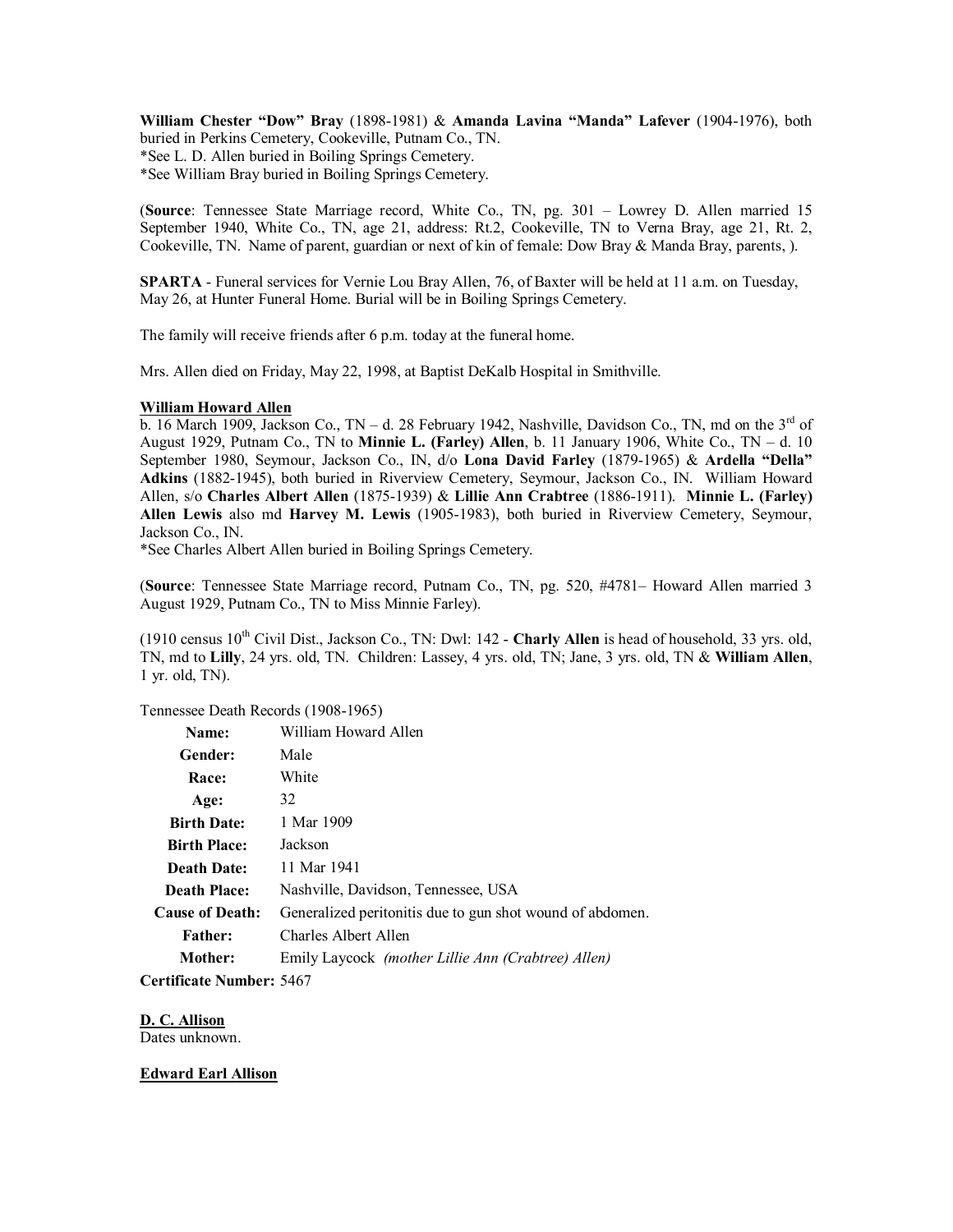**William Chester "Dow" Bray** (1898-1981) & **Amanda Lavina "Manda" Lafever** (1904-1976), both buried in Perkins Cemetery, Cookeville, Putnam Co., TN.
*See L. D. Allen buried in Boiling Springs Cemetery.
*See William Bray buried in Boiling Springs Cemetery.

(**Source**: Tennessee State Marriage record, White Co., TN, pg. 301 – Lowrey D. Allen married 15 September 1940, White Co., TN, age 21, address: Rt.2, Cookeville, TN to Verna Bray, age 21, Rt. 2, Cookeville, TN. Name of parent, guardian or next of kin of female: Dow Bray & Manda Bray, parents, ).

**SPARTA** - Funeral services for Vernie Lou Bray Allen, 76, of Baxter will be held at 11 a.m. on Tuesday, May 26, at Hunter Funeral Home. Burial will be in Boiling Springs Cemetery.

The family will receive friends after 6 p.m. today at the funeral home.

Mrs. Allen died on Friday, May 22, 1998, at Baptist DeKalb Hospital in Smithville.

**<u>William Howard Allen</u>**
b. 16 March 1909, Jackson Co., TN – d. 28 February 1942, Nashville, Davidson Co., TN, md on the 3rd of August 1929, Putnam Co., TN to **Minnie L. (Farley) Allen**, b. 11 January 1906, White Co., TN – d. 10 September 1980, Seymour, Jackson Co., IN, d/o **Lona David Farley** (1879-1965) & **Ardella "Della" Adkins** (1882-1945), both buried in Riverview Cemetery, Seymour, Jackson Co., IN. William Howard Allen, s/o **Charles Albert Allen** (1875-1939) & **Lillie Ann Crabtree** (1886-1911). **Minnie L. (Farley) Allen Lewis** also md **Harvey M. Lewis** (1905-1983), both buried in Riverview Cemetery, Seymour, Jackson Co., IN.
*See Charles Albert Allen buried in Boiling Springs Cemetery.

(**Source**: Tennessee State Marriage record, Putnam Co., TN, pg. 520, #4781– Howard Allen married 3 August 1929, Putnam Co., TN to Miss Minnie Farley).

(1910 census 10th Civil Dist., Jackson Co., TN: Dwl: 142 - **Charly Allen** is head of household, 33 yrs. old, TN, md to **Lilly**, 24 yrs. old, TN. Children: Lassey, 4 yrs. old, TN; Jane, 3 yrs. old, TN & **William Allen**, 1 yr. old, TN).

Tennessee Death Records (1908-1965)

| | |
|---|---|
| **Name:** | William Howard Allen |
| **Gender:** | Male |
| **Race:** | White |
| **Age:** | 32 |
| **Birth Date:** | 1 Mar 1909 |
| **Birth Place:** | Jackson |
| **Death Date:** | 11 Mar 1941 |
| **Death Place:** | Nashville, Davidson, Tennessee, USA |
| **Cause of Death:** | Generalized peritonitis due to gun shot wound of abdomen. |
| **Father:** | Charles Albert Allen |
| **Mother:** | Emily Laycock *(mother Lillie Ann (Crabtree) Allen)* |

**Certificate Number:** 5467

**<u>D. C. Allison</u>**
Dates unknown.

**<u>Edward Earl Allison</u>**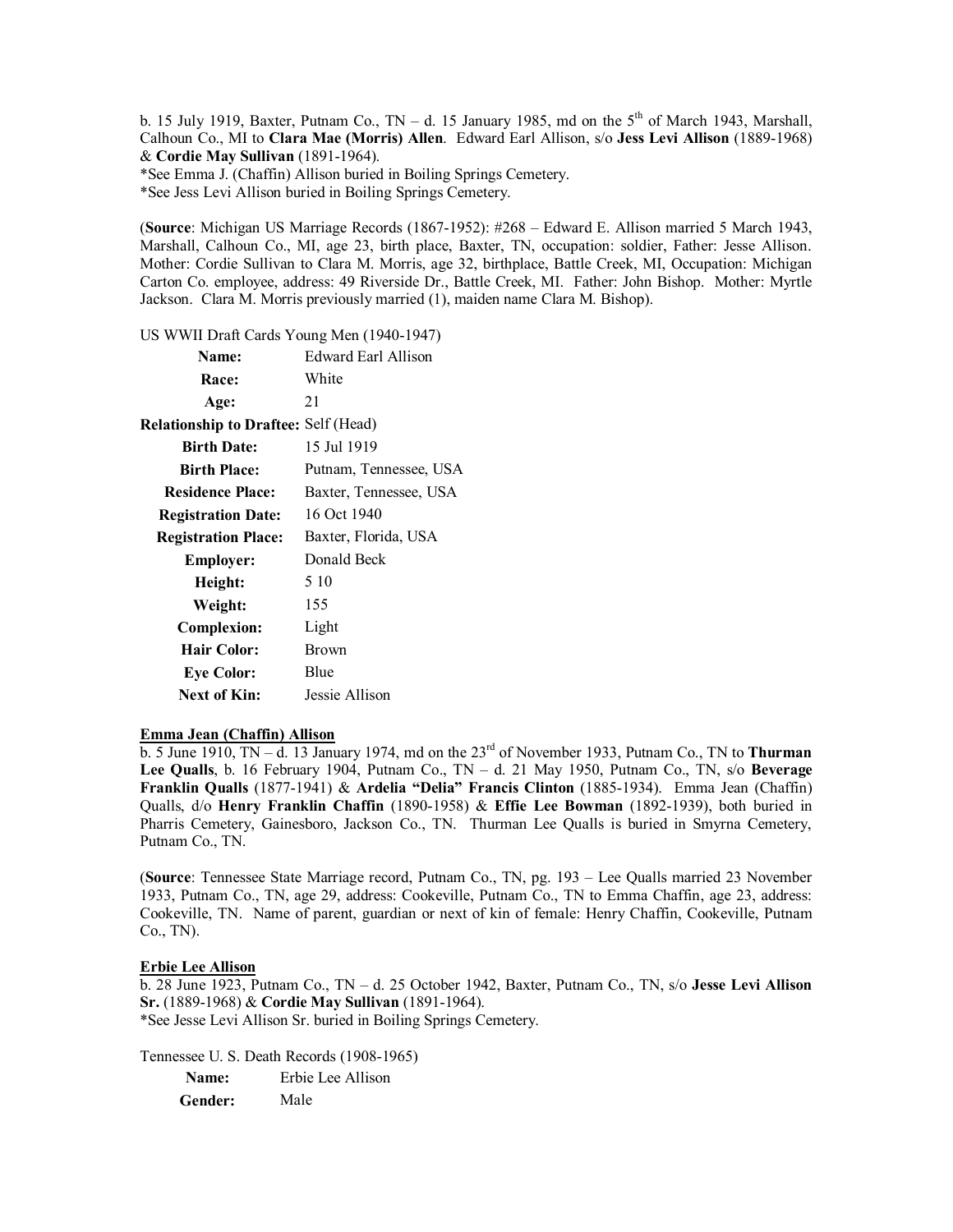b. 15 July 1919, Baxter, Putnam Co., TN – d. 15 January 1985, md on the 5th of March 1943, Marshall, Calhoun Co., MI to **Clara Mae (Morris) Allen**. Edward Earl Allison, s/o **Jess Levi Allison** (1889-1968) & **Cordie May Sullivan** (1891-1964).
*See Emma J. (Chaffin) Allison buried in Boiling Springs Cemetery.
*See Jess Levi Allison buried in Boiling Springs Cemetery.

(**Source**: Michigan US Marriage Records (1867-1952): #268 – Edward E. Allison married 5 March 1943, Marshall, Calhoun Co., MI, age 23, birth place, Baxter, TN, occupation: soldier, Father: Jesse Allison. Mother: Cordie Sullivan to Clara M. Morris, age 32, birthplace, Battle Creek, MI, Occupation: Michigan Carton Co. employee, address: 49 Riverside Dr., Battle Creek, MI. Father: John Bishop. Mother: Myrtle Jackson. Clara M. Morris previously married (1), maiden name Clara M. Bishop).

US WWII Draft Cards Young Men (1940-1947)

| | |
|---|---|
| **Name:** | Edward Earl Allison |
| **Race:** | White |
| **Age:** | 21 |
| **Relationship to Draftee:** | Self (Head) |
| **Birth Date:** | 15 Jul 1919 |
| **Birth Place:** | Putnam, Tennessee, USA |
| **Residence Place:** | Baxter, Tennessee, USA |
| **Registration Date:** | 16 Oct 1940 |
| **Registration Place:** | Baxter, Florida, USA |
| **Employer:** | Donald Beck |
| **Height:** | 5 10 |
| **Weight:** | 155 |
| **Complexion:** | Light |
| **Hair Color:** | Brown |
| **Eye Color:** | Blue |
| **Next of Kin:** | Jessie Allison |

**Emma Jean (Chaffin) Allison**
b. 5 June 1910, TN – d. 13 January 1974, md on the 23rd of November 1933, Putnam Co., TN to **Thurman Lee Qualls**, b. 16 February 1904, Putnam Co., TN – d. 21 May 1950, Putnam Co., TN, s/o **Beverage Franklin Qualls** (1877-1941) & **Ardelia "Delia" Francis Clinton** (1885-1934). Emma Jean (Chaffin) Qualls, d/o **Henry Franklin Chaffin** (1890-1958) & **Effie Lee Bowman** (1892-1939), both buried in Pharris Cemetery, Gainesboro, Jackson Co., TN. Thurman Lee Qualls is buried in Smyrna Cemetery, Putnam Co., TN.

(**Source**: Tennessee State Marriage record, Putnam Co., TN, pg. 193 – Lee Qualls married 23 November 1933, Putnam Co., TN, age 29, address: Cookeville, Putnam Co., TN to Emma Chaffin, age 23, address: Cookeville, TN. Name of parent, guardian or next of kin of female: Henry Chaffin, Cookeville, Putnam Co., TN).

**Erbie Lee Allison**
b. 28 June 1923, Putnam Co., TN – d. 25 October 1942, Baxter, Putnam Co., TN, s/o **Jesse Levi Allison Sr.** (1889-1968) & **Cordie May Sullivan** (1891-1964).
*See Jesse Levi Allison Sr. buried in Boiling Springs Cemetery.

Tennessee U. S. Death Records (1908-1965)

| | |
|---|---|
| **Name:** | Erbie Lee Allison |
| **Gender:** | Male |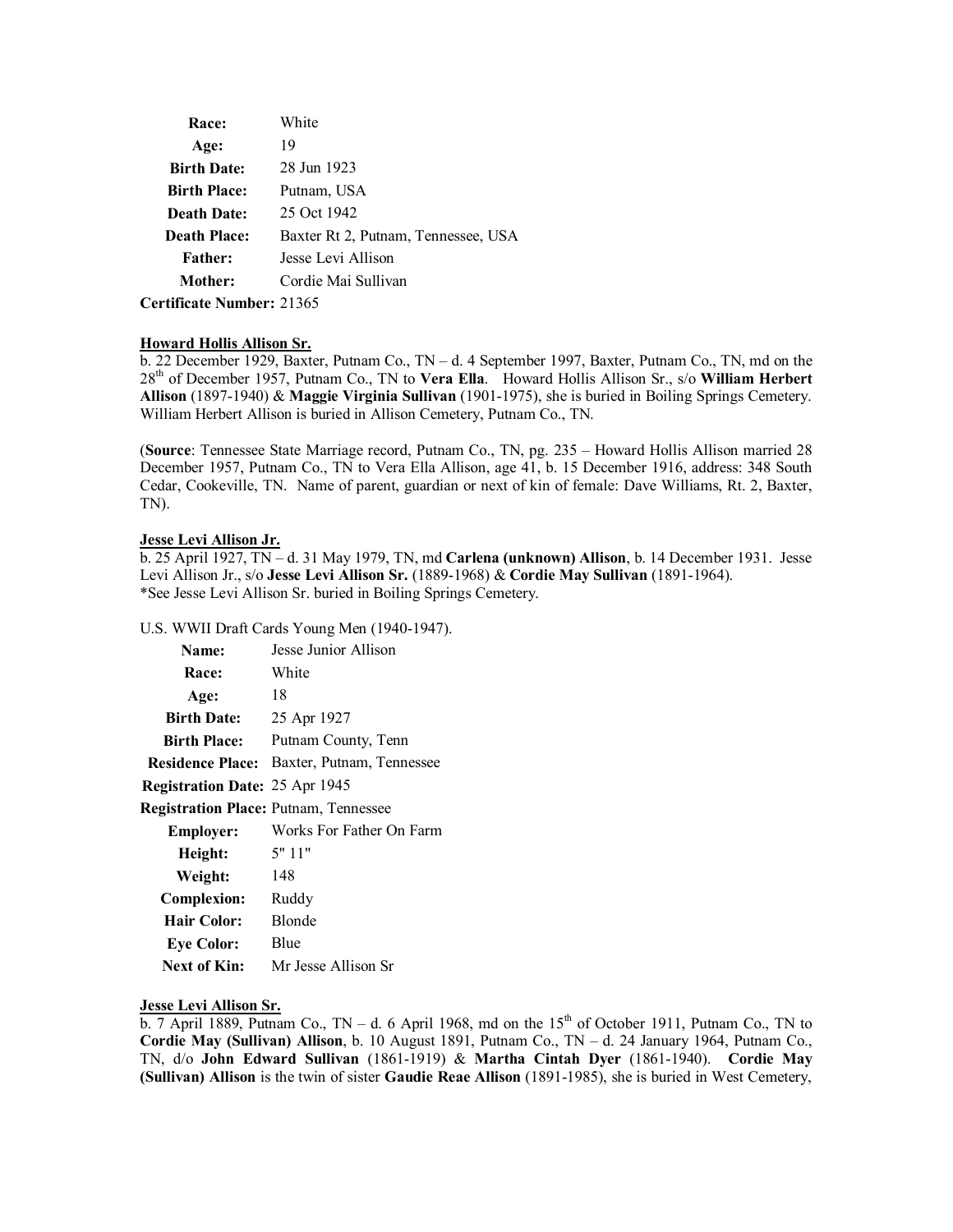| | |
|---|---|
| **Race:** | White |
| **Age:** | 19 |
| **Birth Date:** | 28 Jun 1923 |
| **Birth Place:** | Putnam, USA |
| **Death Date:** | 25 Oct 1942 |
| **Death Place:** | Baxter Rt 2, Putnam, Tennessee, USA |
| **Father:** | Jesse Levi Allison |
| **Mother:** | Cordie Mai Sullivan |
| **Certificate Number:** | 21365 |

**Howard Hollis Allison Sr.**

b. 22 December 1929, Baxter, Putnam Co., TN – d. 4 September 1997, Baxter, Putnam Co., TN, md on the 28th of December 1957, Putnam Co., TN to **Vera Ella**. Howard Hollis Allison Sr., s/o **William Herbert Allison** (1897-1940) & **Maggie Virginia Sullivan** (1901-1975), she is buried in Boiling Springs Cemetery. William Herbert Allison is buried in Allison Cemetery, Putnam Co., TN.

(**Source**: Tennessee State Marriage record, Putnam Co., TN, pg. 235 – Howard Hollis Allison married 28 December 1957, Putnam Co., TN to Vera Ella Allison, age 41, b. 15 December 1916, address: 348 South Cedar, Cookeville, TN. Name of parent, guardian or next of kin of female: Dave Williams, Rt. 2, Baxter, TN).

**Jesse Levi Allison Jr.**

b. 25 April 1927, TN – d. 31 May 1979, TN, md **Carlena (unknown) Allison**, b. 14 December 1931. Jesse Levi Allison Jr., s/o **Jesse Levi Allison Sr.** (1889-1968) & **Cordie May Sullivan** (1891-1964).
*See Jesse Levi Allison Sr. buried in Boiling Springs Cemetery.

U.S. WWII Draft Cards Young Men (1940-1947).

| | |
|---|---|
| **Name:** | Jesse Junior Allison |
| **Race:** | White |
| **Age:** | 18 |
| **Birth Date:** | 25 Apr 1927 |
| **Birth Place:** | Putnam County, Tenn |
| **Residence Place:** | Baxter, Putnam, Tennessee |
| **Registration Date:** | 25 Apr 1945 |
| **Registration Place:** | Putnam, Tennessee |
| **Employer:** | Works For Father On Farm |
| **Height:** | 5" 11" |
| **Weight:** | 148 |
| **Complexion:** | Ruddy |
| **Hair Color:** | Blonde |
| **Eye Color:** | Blue |
| **Next of Kin:** | Mr Jesse Allison Sr |

**Jesse Levi Allison Sr.**

b. 7 April 1889, Putnam Co., TN – d. 6 April 1968, md on the 15th of October 1911, Putnam Co., TN to **Cordie May (Sullivan) Allison**, b. 10 August 1891, Putnam Co., TN – d. 24 January 1964, Putnam Co., TN, d/o **John Edward Sullivan** (1861-1919) & **Martha Cintah Dyer** (1861-1940). **Cordie May (Sullivan) Allison** is the twin of sister **Gaudie Reae Allison** (1891-1985), she is buried in West Cemetery,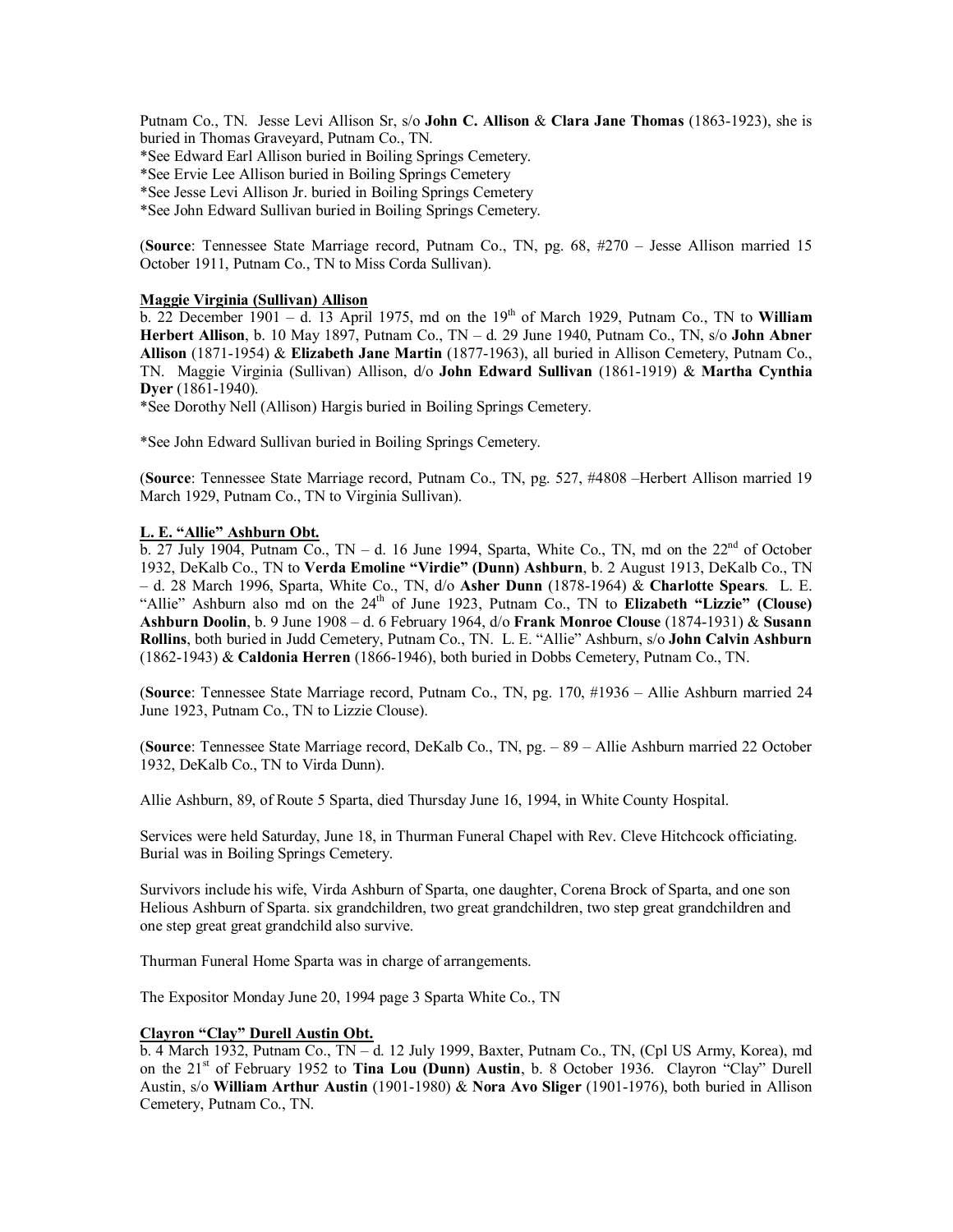Putnam Co., TN. Jesse Levi Allison Sr, s/o **John C. Allison** & **Clara Jane Thomas** (1863-1923), she is buried in Thomas Graveyard, Putnam Co., TN.
*See Edward Earl Allison buried in Boiling Springs Cemetery.
*See Ervie Lee Allison buried in Boiling Springs Cemetery
*See Jesse Levi Allison Jr. buried in Boiling Springs Cemetery
*See John Edward Sullivan buried in Boiling Springs Cemetery.

(**Source**: Tennessee State Marriage record, Putnam Co., TN, pg. 68, #270 – Jesse Allison married 15 October 1911, Putnam Co., TN to Miss Corda Sullivan).

<u>**Maggie Virginia (Sullivan) Allison**</u>
b. 22 December 1901 – d. 13 April 1975, md on the 19th of March 1929, Putnam Co., TN to **William Herbert Allison**, b. 10 May 1897, Putnam Co., TN – d. 29 June 1940, Putnam Co., TN, s/o **John Abner Allison** (1871-1954) & **Elizabeth Jane Martin** (1877-1963), all buried in Allison Cemetery, Putnam Co., TN. Maggie Virginia (Sullivan) Allison, d/o **John Edward Sullivan** (1861-1919) & **Martha Cynthia Dyer** (1861-1940).
*See Dorothy Nell (Allison) Hargis buried in Boiling Springs Cemetery.

*See John Edward Sullivan buried in Boiling Springs Cemetery.

(**Source**: Tennessee State Marriage record, Putnam Co., TN, pg. 527, #4808 –Herbert Allison married 19 March 1929, Putnam Co., TN to Virginia Sullivan).

<u>**L. E. "Allie" Ashburn Obt.**</u>
b. 27 July 1904, Putnam Co., TN – d. 16 June 1994, Sparta, White Co., TN, md on the 22nd of October 1932, DeKalb Co., TN to **Verda Emoline "Virdie" (Dunn) Ashburn**, b. 2 August 1913, DeKalb Co., TN – d. 28 March 1996, Sparta, White Co., TN, d/o **Asher Dunn** (1878-1964) & **Charlotte Spears**. L. E. "Allie" Ashburn also md on the 24th of June 1923, Putnam Co., TN to **Elizabeth "Lizzie" (Clouse) Ashburn Doolin**, b. 9 June 1908 – d. 6 February 1964, d/o **Frank Monroe Clouse** (1874-1931) & **Susann Rollins**, both buried in Judd Cemetery, Putnam Co., TN. L. E. "Allie" Ashburn, s/o **John Calvin Ashburn** (1862-1943) & **Caldonia Herren** (1866-1946), both buried in Dobbs Cemetery, Putnam Co., TN.

(**Source**: Tennessee State Marriage record, Putnam Co., TN, pg. 170, #1936 – Allie Ashburn married 24 June 1923, Putnam Co., TN to Lizzie Clouse).

(**Source**: Tennessee State Marriage record, DeKalb Co., TN, pg. – 89 – Allie Ashburn married 22 October 1932, DeKalb Co., TN to Virda Dunn).

Allie Ashburn, 89, of Route 5 Sparta, died Thursday June 16, 1994, in White County Hospital.

Services were held Saturday, June 18, in Thurman Funeral Chapel with Rev. Cleve Hitchcock officiating. Burial was in Boiling Springs Cemetery.

Survivors include his wife, Virda Ashburn of Sparta, one daughter, Corena Brock of Sparta, and one son Helious Ashburn of Sparta. six grandchildren, two great grandchildren, two step great grandchildren and one step great great grandchild also survive.

Thurman Funeral Home Sparta was in charge of arrangements.

The Expositor Monday June 20, 1994 page 3 Sparta White Co., TN

<u>**Clayron "Clay" Durell Austin Obt.**</u>
b. 4 March 1932, Putnam Co., TN – d. 12 July 1999, Baxter, Putnam Co., TN, (Cpl US Army, Korea), md on the 21st of February 1952 to **Tina Lou (Dunn) Austin**, b. 8 October 1936. Clayron "Clay" Durell Austin, s/o **William Arthur Austin** (1901-1980) & **Nora Avo Sliger** (1901-1976), both buried in Allison Cemetery, Putnam Co., TN.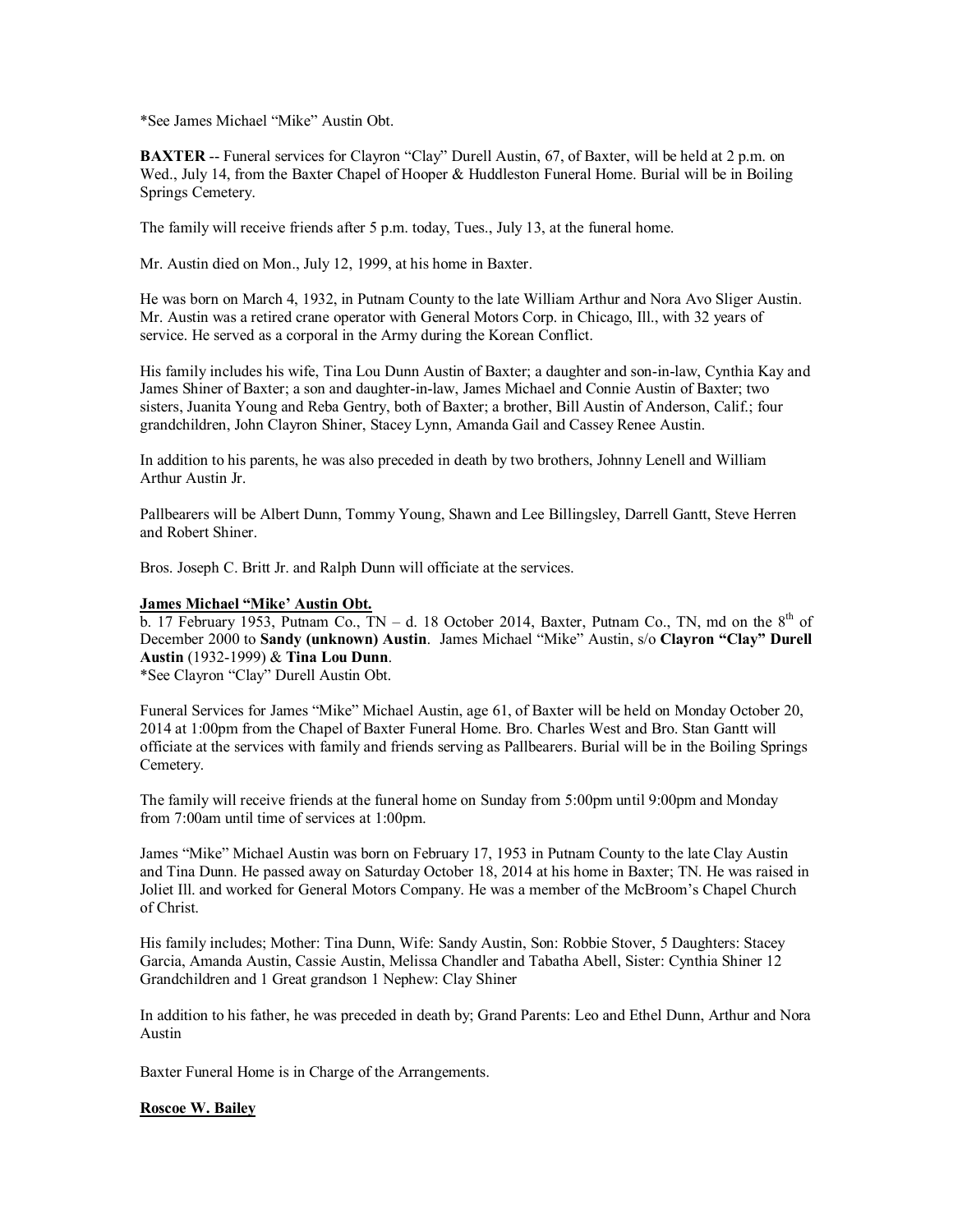*See James Michael "Mike" Austin Obt.

**BAXTER** -- Funeral services for Clayron "Clay" Durell Austin, 67, of Baxter, will be held at 2 p.m. on Wed., July 14, from the Baxter Chapel of Hooper & Huddleston Funeral Home. Burial will be in Boiling Springs Cemetery.

The family will receive friends after 5 p.m. today, Tues., July 13, at the funeral home.

Mr. Austin died on Mon., July 12, 1999, at his home in Baxter.

He was born on March 4, 1932, in Putnam County to the late William Arthur and Nora Avo Sliger Austin. Mr. Austin was a retired crane operator with General Motors Corp. in Chicago, Ill., with 32 years of service. He served as a corporal in the Army during the Korean Conflict.

His family includes his wife, Tina Lou Dunn Austin of Baxter; a daughter and son-in-law, Cynthia Kay and James Shiner of Baxter; a son and daughter-in-law, James Michael and Connie Austin of Baxter; two sisters, Juanita Young and Reba Gentry, both of Baxter; a brother, Bill Austin of Anderson, Calif.; four grandchildren, John Clayron Shiner, Stacey Lynn, Amanda Gail and Cassey Renee Austin.

In addition to his parents, he was also preceded in death by two brothers, Johnny Lenell and William Arthur Austin Jr.

Pallbearers will be Albert Dunn, Tommy Young, Shawn and Lee Billingsley, Darrell Gantt, Steve Herren and Robert Shiner.

Bros. Joseph C. Britt Jr. and Ralph Dunn will officiate at the services.

**James Michael "Mike' Austin Obt.**

b. 17 February 1953, Putnam Co., TN – d. 18 October 2014, Baxter, Putnam Co., TN, md on the 8th of December 2000 to **Sandy (unknown) Austin**. James Michael "Mike" Austin, s/o **Clayron "Clay" Durell Austin** (1932-1999) & **Tina Lou Dunn**.
*See Clayron "Clay" Durell Austin Obt.

Funeral Services for James "Mike" Michael Austin, age 61, of Baxter will be held on Monday October 20, 2014 at 1:00pm from the Chapel of Baxter Funeral Home. Bro. Charles West and Bro. Stan Gantt will officiate at the services with family and friends serving as Pallbearers. Burial will be in the Boiling Springs Cemetery.

The family will receive friends at the funeral home on Sunday from 5:00pm until 9:00pm and Monday from 7:00am until time of services at 1:00pm.

James "Mike" Michael Austin was born on February 17, 1953 in Putnam County to the late Clay Austin and Tina Dunn. He passed away on Saturday October 18, 2014 at his home in Baxter; TN. He was raised in Joliet Ill. and worked for General Motors Company. He was a member of the McBroom's Chapel Church of Christ.

His family includes; Mother: Tina Dunn, Wife: Sandy Austin, Son: Robbie Stover, 5 Daughters: Stacey Garcia, Amanda Austin, Cassie Austin, Melissa Chandler and Tabatha Abell, Sister: Cynthia Shiner 12 Grandchildren and 1 Great grandson 1 Nephew: Clay Shiner

In addition to his father, he was preceded in death by; Grand Parents: Leo and Ethel Dunn, Arthur and Nora Austin

Baxter Funeral Home is in Charge of the Arrangements.

**Roscoe W. Bailey**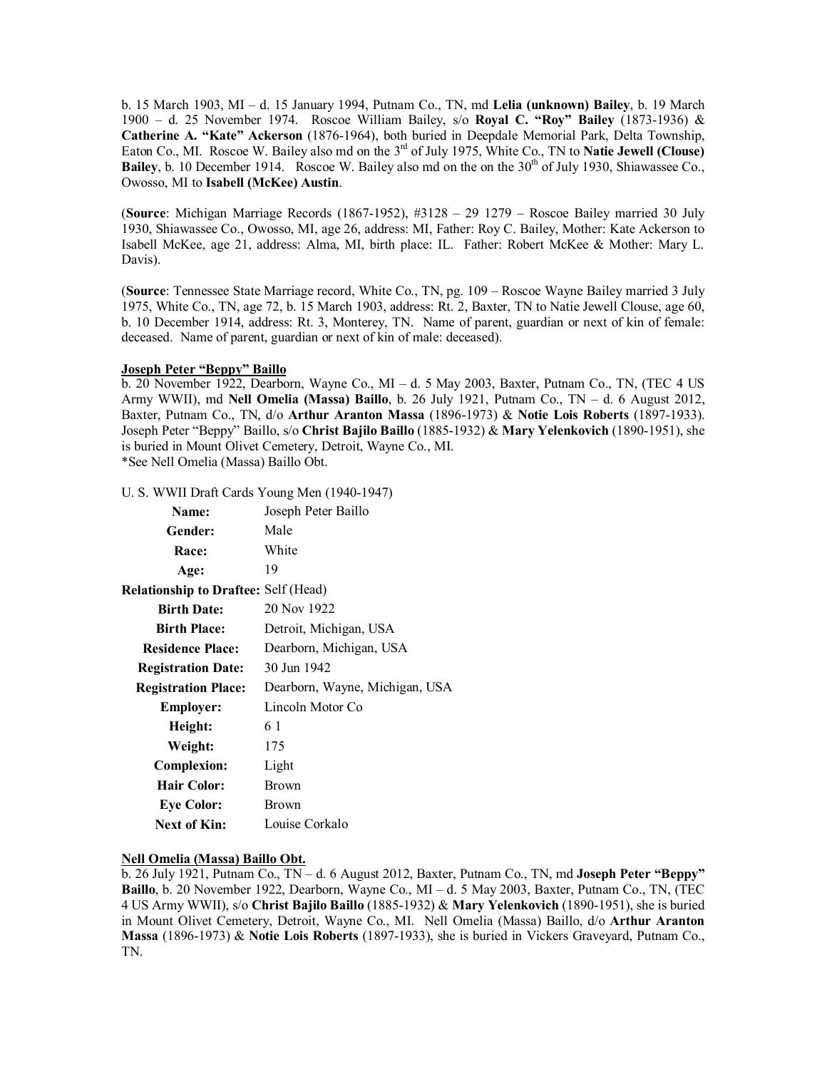b. 15 March 1903, MI – d. 15 January 1994, Putnam Co., TN, md **Lelia (unknown) Bailey**, b. 19 March 1900 – d. 25 November 1974. Roscoe William Bailey, s/o **Royal C. "Roy" Bailey** (1873-1936) & **Catherine A. "Kate" Ackerson** (1876-1964), both buried in Deepdale Memorial Park, Delta Township, Eaton Co., MI. Roscoe W. Bailey also md on the 3rd of July 1975, White Co., TN to **Natie Jewell (Clouse) Bailey**, b. 10 December 1914. Roscoe W. Bailey also md on the on the 30th of July 1930, Shiawassee Co., Owosso, MI to **Isabell (McKee) Austin**.

(**Source**: Michigan Marriage Records (1867-1952), #3128 – 29 1279 – Roscoe Bailey married 30 July 1930, Shiawassee Co., Owosso, MI, age 26, address: MI, Father: Roy C. Bailey, Mother: Kate Ackerson to Isabell McKee, age 21, address: Alma, MI, birth place: IL. Father: Robert McKee & Mother: Mary L. Davis).

(**Source**: Tennessee State Marriage record, White Co., TN, pg. 109 – Roscoe Wayne Bailey married 3 July 1975, White Co., TN, age 72, b. 15 March 1903, address: Rt. 2, Baxter, TN to Natie Jewell Clouse, age 60, b. 10 December 1914, address: Rt. 3, Monterey, TN. Name of parent, guardian or next of kin of female: deceased. Name of parent, guardian or next of kin of male: deceased).

**Joseph Peter "Beppy" Baillo**

b. 20 November 1922, Dearborn, Wayne Co., MI – d. 5 May 2003, Baxter, Putnam Co., TN, (TEC 4 US Army WWII), md **Nell Omelia (Massa) Baillo**, b. 26 July 1921, Putnam Co., TN – d. 6 August 2012, Baxter, Putnam Co., TN, d/o **Arthur Aranton Massa** (1896-1973) & **Notie Lois Roberts** (1897-1933). Joseph Peter "Beppy" Baillo, s/o **Christ Bajilo Baillo** (1885-1932) & **Mary Yelenkovich** (1890-1951), she is buried in Mount Olivet Cemetery, Detroit, Wayne Co., MI.
*See Nell Omelia (Massa) Baillo Obt.

U. S. WWII Draft Cards Young Men (1940-1947)

| | |
|---|---|
| **Name:** | Joseph Peter Baillo |
| **Gender:** | Male |
| **Race:** | White |
| **Age:** | 19 |
| **Relationship to Draftee:** | Self (Head) |
| **Birth Date:** | 20 Nov 1922 |
| **Birth Place:** | Detroit, Michigan, USA |
| **Residence Place:** | Dearborn, Michigan, USA |
| **Registration Date:** | 30 Jun 1942 |
| **Registration Place:** | Dearborn, Wayne, Michigan, USA |
| **Employer:** | Lincoln Motor Co |
| **Height:** | 6 1 |
| **Weight:** | 175 |
| **Complexion:** | Light |
| **Hair Color:** | Brown |
| **Eye Color:** | Brown |
| **Next of Kin:** | Louise Corkalo |

**Nell Omelia (Massa) Baillo Obt.**

b. 26 July 1921, Putnam Co., TN – d. 6 August 2012, Baxter, Putnam Co., TN, md **Joseph Peter "Beppy" Baillo**, b. 20 November 1922, Dearborn, Wayne Co., MI – d. 5 May 2003, Baxter, Putnam Co., TN, (TEC 4 US Army WWII), s/o **Christ Bajilo Baillo** (1885-1932) & **Mary Yelenkovich** (1890-1951), she is buried in Mount Olivet Cemetery, Detroit, Wayne Co., MI. Nell Omelia (Massa) Baillo, d/o **Arthur Aranton Massa** (1896-1973) & **Notie Lois Roberts** (1897-1933), she is buried in Vickers Graveyard, Putnam Co., TN.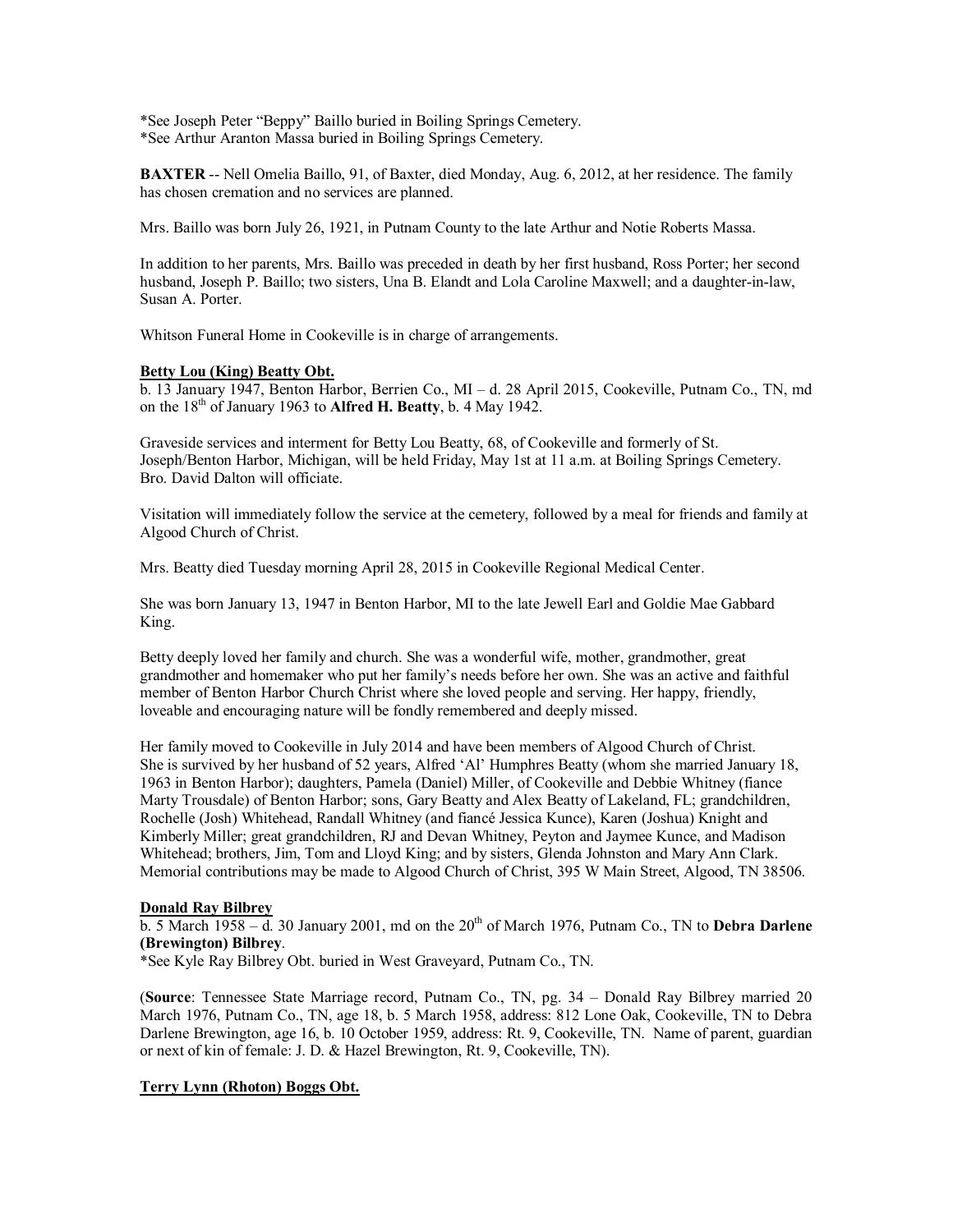*See Joseph Peter “Beppy” Baillo buried in Boiling Springs Cemetery.
*See Arthur Aranton Massa buried in Boiling Springs Cemetery.

**BAXTER** -- Nell Omelia Baillo, 91, of Baxter, died Monday, Aug. 6, 2012, at her residence. The family has chosen cremation and no services are planned.

Mrs. Baillo was born July 26, 1921, in Putnam County to the late Arthur and Notie Roberts Massa.

In addition to her parents, Mrs. Baillo was preceded in death by her first husband, Ross Porter; her second husband, Joseph P. Baillo; two sisters, Una B. Elandt and Lola Caroline Maxwell; and a daughter-in-law, Susan A. Porter.

Whitson Funeral Home in Cookeville is in charge of arrangements.

**Betty Lou (King) Beatty Obt.**

b. 13 January 1947, Benton Harbor, Berrien Co., MI – d. 28 April 2015, Cookeville, Putnam Co., TN, md on the 18th of January 1963 to **Alfred H. Beatty**, b. 4 May 1942.

Graveside services and interment for Betty Lou Beatty, 68, of Cookeville and formerly of St. Joseph/Benton Harbor, Michigan, will be held Friday, May 1st at 11 a.m. at Boiling Springs Cemetery. Bro. David Dalton will officiate.

Visitation will immediately follow the service at the cemetery, followed by a meal for friends and family at Algood Church of Christ.

Mrs. Beatty died Tuesday morning April 28, 2015 in Cookeville Regional Medical Center.

She was born January 13, 1947 in Benton Harbor, MI to the late Jewell Earl and Goldie Mae Gabbard King.

Betty deeply loved her family and church. She was a wonderful wife, mother, grandmother, great grandmother and homemaker who put her family's needs before her own. She was an active and faithful member of Benton Harbor Church Christ where she loved people and serving. Her happy, friendly, loveable and encouraging nature will be fondly remembered and deeply missed.

Her family moved to Cookeville in July 2014 and have been members of Algood Church of Christ. She is survived by her husband of 52 years, Alfred 'Al' Humphres Beatty (whom she married January 18, 1963 in Benton Harbor); daughters, Pamela (Daniel) Miller, of Cookeville and Debbie Whitney (fiance Marty Trousdale) of Benton Harbor; sons, Gary Beatty and Alex Beatty of Lakeland, FL; grandchildren, Rochelle (Josh) Whitehead, Randall Whitney (and fiancé Jessica Kunce), Karen (Joshua) Knight and Kimberly Miller; great grandchildren, RJ and Devan Whitney, Peyton and Jaymee Kunce, and Madison Whitehead; brothers, Jim, Tom and Lloyd King; and by sisters, Glenda Johnston and Mary Ann Clark. Memorial contributions may be made to Algood Church of Christ, 395 W Main Street, Algood, TN 38506.

**Donald Ray Bilbrey**

b. 5 March 1958 – d. 30 January 2001, md on the 20th of March 1976, Putnam Co., TN to **Debra Darlene (Brewington) Bilbrey**.
*See Kyle Ray Bilbrey Obt. buried in West Graveyard, Putnam Co., TN.

(**Source**: Tennessee State Marriage record, Putnam Co., TN, pg. 34 – Donald Ray Bilbrey married 20 March 1976, Putnam Co., TN, age 18, b. 5 March 1958, address: 812 Lone Oak, Cookeville, TN to Debra Darlene Brewington, age 16, b. 10 October 1959, address: Rt. 9, Cookeville, TN. Name of parent, guardian or next of kin of female: J. D. & Hazel Brewington, Rt. 9, Cookeville, TN).

**Terry Lynn (Rhoton) Boggs Obt.**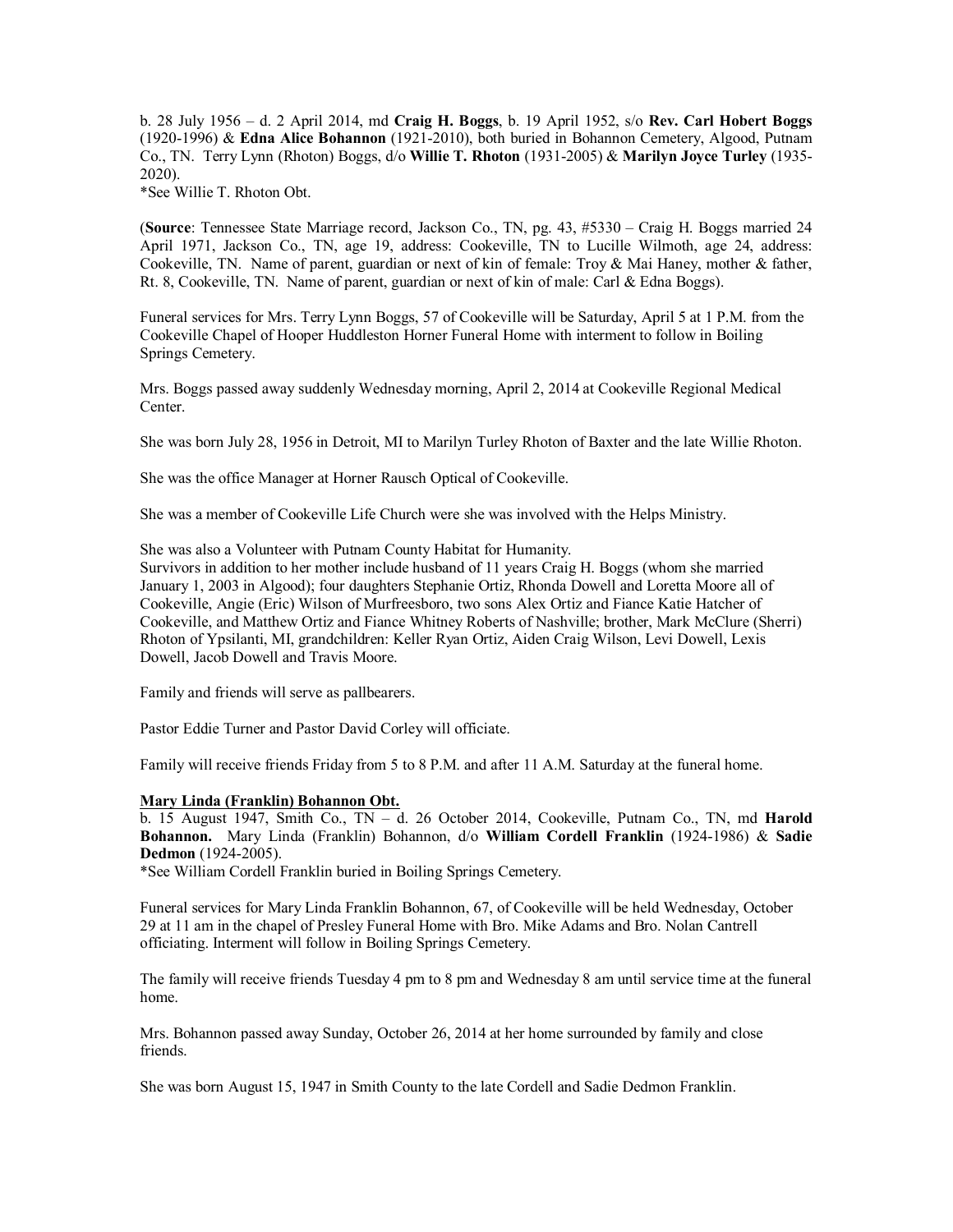b. 28 July 1956 – d. 2 April 2014, md **Craig H. Boggs**, b. 19 April 1952, s/o **Rev. Carl Hobert Boggs** (1920-1996) & **Edna Alice Bohannon** (1921-2010), both buried in Bohannon Cemetery, Algood, Putnam Co., TN. Terry Lynn (Rhoton) Boggs, d/o **Willie T. Rhoton** (1931-2005) & **Marilyn Joyce Turley** (1935-2020).
*See Willie T. Rhoton Obt.

(**Source**: Tennessee State Marriage record, Jackson Co., TN, pg. 43, #5330 – Craig H. Boggs married 24 April 1971, Jackson Co., TN, age 19, address: Cookeville, TN to Lucille Wilmoth, age 24, address: Cookeville, TN. Name of parent, guardian or next of kin of female: Troy & Mai Haney, mother & father, Rt. 8, Cookeville, TN. Name of parent, guardian or next of kin of male: Carl & Edna Boggs).

Funeral services for Mrs. Terry Lynn Boggs, 57 of Cookeville will be Saturday, April 5 at 1 P.M. from the Cookeville Chapel of Hooper Huddleston Horner Funeral Home with interment to follow in Boiling Springs Cemetery.

Mrs. Boggs passed away suddenly Wednesday morning, April 2, 2014 at Cookeville Regional Medical Center.

She was born July 28, 1956 in Detroit, MI to Marilyn Turley Rhoton of Baxter and the late Willie Rhoton.

She was the office Manager at Horner Rausch Optical of Cookeville.

She was a member of Cookeville Life Church were she was involved with the Helps Ministry.

She was also a Volunteer with Putnam County Habitat for Humanity.
Survivors in addition to her mother include husband of 11 years Craig H. Boggs (whom she married January 1, 2003 in Algood); four daughters Stephanie Ortiz, Rhonda Dowell and Loretta Moore all of Cookeville, Angie (Eric) Wilson of Murfreesboro, two sons Alex Ortiz and Fiance Katie Hatcher of Cookeville, and Matthew Ortiz and Fiance Whitney Roberts of Nashville; brother, Mark McClure (Sherri) Rhoton of Ypsilanti, MI, grandchildren: Keller Ryan Ortiz, Aiden Craig Wilson, Levi Dowell, Lexis Dowell, Jacob Dowell and Travis Moore.

Family and friends will serve as pallbearers.

Pastor Eddie Turner and Pastor David Corley will officiate.

Family will receive friends Friday from 5 to 8 P.M. and after 11 A.M. Saturday at the funeral home.

**Mary Linda (Franklin) Bohannon Obt.**
b. 15 August 1947, Smith Co., TN – d. 26 October 2014, Cookeville, Putnam Co., TN, md **Harold Bohannon.** Mary Linda (Franklin) Bohannon, d/o **William Cordell Franklin** (1924-1986) & **Sadie Dedmon** (1924-2005).
*See William Cordell Franklin buried in Boiling Springs Cemetery.

Funeral services for Mary Linda Franklin Bohannon, 67, of Cookeville will be held Wednesday, October 29 at 11 am in the chapel of Presley Funeral Home with Bro. Mike Adams and Bro. Nolan Cantrell officiating. Interment will follow in Boiling Springs Cemetery.

The family will receive friends Tuesday 4 pm to 8 pm and Wednesday 8 am until service time at the funeral home.

Mrs. Bohannon passed away Sunday, October 26, 2014 at her home surrounded by family and close friends.

She was born August 15, 1947 in Smith County to the late Cordell and Sadie Dedmon Franklin.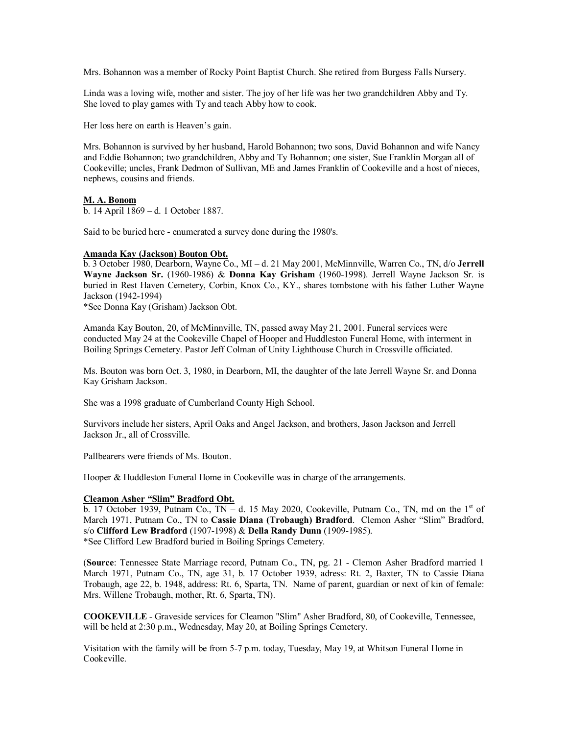Mrs. Bohannon was a member of Rocky Point Baptist Church. She retired from Burgess Falls Nursery.

Linda was a loving wife, mother and sister. The joy of her life was her two grandchildren Abby and Ty. She loved to play games with Ty and teach Abby how to cook.

Her loss here on earth is Heaven's gain.

Mrs. Bohannon is survived by her husband, Harold Bohannon; two sons, David Bohannon and wife Nancy and Eddie Bohannon; two grandchildren, Abby and Ty Bohannon; one sister, Sue Franklin Morgan all of Cookeville; uncles, Frank Dedmon of Sullivan, ME and James Franklin of Cookeville and a host of nieces, nephews, cousins and friends.

**M. A. Bonom**

b. 14 April 1869 – d. 1 October 1887.

Said to be buried here - enumerated a survey done during the 1980's.

**Amanda Kay (Jackson) Bouton Obt.**

b. 3 October 1980, Dearborn, Wayne Co., MI – d. 21 May 2001, McMinnville, Warren Co., TN, d/o **Jerrell Wayne Jackson Sr.** (1960-1986) & **Donna Kay Grisham** (1960-1998). Jerrell Wayne Jackson Sr. is buried in Rest Haven Cemetery, Corbin, Knox Co., KY., shares tombstone with his father Luther Wayne Jackson (1942-1994)

*See Donna Kay (Grisham) Jackson Obt.

Amanda Kay Bouton, 20, of McMinnville, TN, passed away May 21, 2001. Funeral services were conducted May 24 at the Cookeville Chapel of Hooper and Huddleston Funeral Home, with interment in Boiling Springs Cemetery. Pastor Jeff Colman of Unity Lighthouse Church in Crossville officiated.

Ms. Bouton was born Oct. 3, 1980, in Dearborn, MI, the daughter of the late Jerrell Wayne Sr. and Donna Kay Grisham Jackson.

She was a 1998 graduate of Cumberland County High School.

Survivors include her sisters, April Oaks and Angel Jackson, and brothers, Jason Jackson and Jerrell Jackson Jr., all of Crossville.

Pallbearers were friends of Ms. Bouton.

Hooper & Huddleston Funeral Home in Cookeville was in charge of the arrangements.

**Cleamon Asher "Slim" Bradford Obt.**

b. 17 October 1939, Putnam Co., TN – d. 15 May 2020, Cookeville, Putnam Co., TN, md on the 1st of March 1971, Putnam Co., TN to **Cassie Diana (Trobaugh) Bradford**. Clemon Asher "Slim" Bradford, s/o **Clifford Lew Bradford** (1907-1998) & **Della Randy Dunn** (1909-1985).

*See Clifford Lew Bradford buried in Boiling Springs Cemetery.

(**Source**: Tennessee State Marriage record, Putnam Co., TN, pg. 21 - Clemon Asher Bradford married 1 March 1971, Putnam Co., TN, age 31, b. 17 October 1939, adress: Rt. 2, Baxter, TN to Cassie Diana Trobaugh, age 22, b. 1948, address: Rt. 6, Sparta, TN. Name of parent, guardian or next of kin of female: Mrs. Willene Trobaugh, mother, Rt. 6, Sparta, TN).

**COOKEVILLE** - Graveside services for Cleamon "Slim" Asher Bradford, 80, of Cookeville, Tennessee, will be held at 2:30 p.m., Wednesday, May 20, at Boiling Springs Cemetery.

Visitation with the family will be from 5-7 p.m. today, Tuesday, May 19, at Whitson Funeral Home in Cookeville.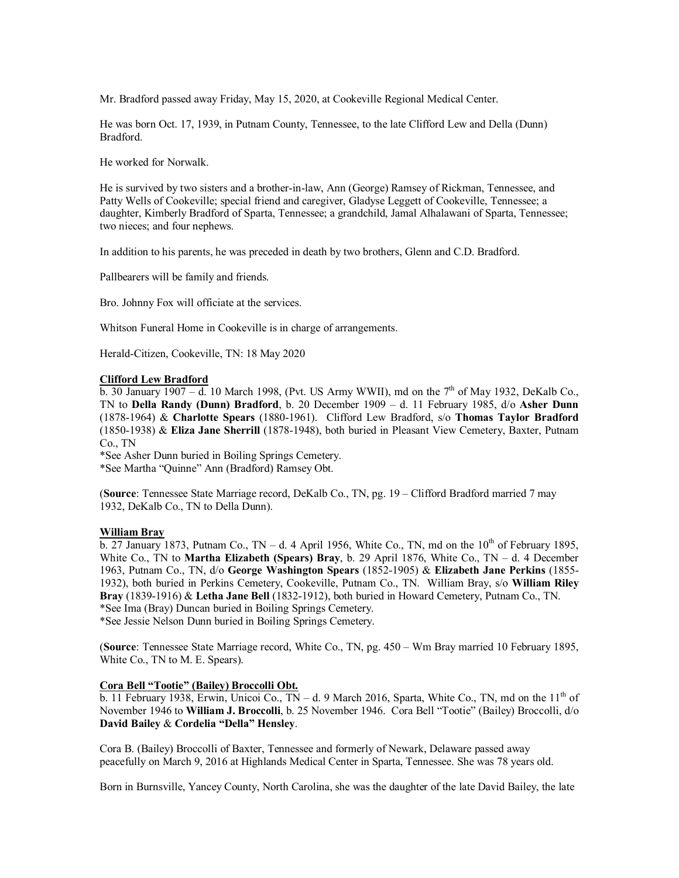Mr. Bradford passed away Friday, May 15, 2020, at Cookeville Regional Medical Center.

He was born Oct. 17, 1939, in Putnam County, Tennessee, to the late Clifford Lew and Della (Dunn) Bradford.

He worked for Norwalk.

He is survived by two sisters and a brother-in-law, Ann (George) Ramsey of Rickman, Tennessee, and Patty Wells of Cookeville; special friend and caregiver, Gladyse Leggett of Cookeville, Tennessee; a daughter, Kimberly Bradford of Sparta, Tennessee; a grandchild, Jamal Alhalawani of Sparta, Tennessee; two nieces; and four nephews.

In addition to his parents, he was preceded in death by two brothers, Glenn and C.D. Bradford.

Pallbearers will be family and friends.

Bro. Johnny Fox will officiate at the services.

Whitson Funeral Home in Cookeville is in charge of arrangements.

Herald-Citizen, Cookeville, TN: 18 May 2020

**Clifford Lew Bradford**

b. 30 January 1907 – d. 10 March 1998, (Pvt. US Army WWII), md on the 7th of May 1932, DeKalb Co., TN to **Della Randy (Dunn) Bradford**, b. 20 December 1909 – d. 11 February 1985, d/o **Asher Dunn** (1878-1964) & **Charlotte Spears** (1880-1961). Clifford Lew Bradford, s/o **Thomas Taylor Bradford** (1850-1938) & **Eliza Jane Sherrill** (1878-1948), both buried in Pleasant View Cemetery, Baxter, Putnam Co., TN

*See Asher Dunn buried in Boiling Springs Cemetery.

*See Martha "Quinne" Ann (Bradford) Ramsey Obt.

(**Source**: Tennessee State Marriage record, DeKalb Co., TN, pg. 19 – Clifford Bradford married 7 may 1932, DeKalb Co., TN to Della Dunn).

**William Bray**

b. 27 January 1873, Putnam Co., TN – d. 4 April 1956, White Co., TN, md on the 10th of February 1895, White Co., TN to **Martha Elizabeth (Spears) Bray**, b. 29 April 1876, White Co., TN – d. 4 December 1963, Putnam Co., TN, d/o **George Washington Spears** (1852-1905) & **Elizabeth Jane Perkins** (1855-1932), both buried in Perkins Cemetery, Cookeville, Putnam Co., TN. William Bray, s/o **William Riley Bray** (1839-1916) & **Letha Jane Bell** (1832-1912), both buried in Howard Cemetery, Putnam Co., TN.

*See Ima (Bray) Duncan buried in Boiling Springs Cemetery.

*See Jessie Nelson Dunn buried in Boiling Springs Cemetery.

(**Source**: Tennessee State Marriage record, White Co., TN, pg. 450 – Wm Bray married 10 February 1895, White Co., TN to M. E. Spears).

**Cora Bell "Tootie" (Bailey) Broccolli Obt.**

b. 11 February 1938, Erwin, Unicoi Co., TN – d. 9 March 2016, Sparta, White Co., TN, md on the 11th of November 1946 to **William J. Broccolli**, b. 25 November 1946. Cora Bell "Tootie" (Bailey) Broccolli, d/o **David Bailey** & **Cordelia "Della" Hensley**.

Cora B. (Bailey) Broccolli of Baxter, Tennessee and formerly of Newark, Delaware passed away peacefully on March 9, 2016 at Highlands Medical Center in Sparta, Tennessee. She was 78 years old.

Born in Burnsville, Yancey County, North Carolina, she was the daughter of the late David Bailey, the late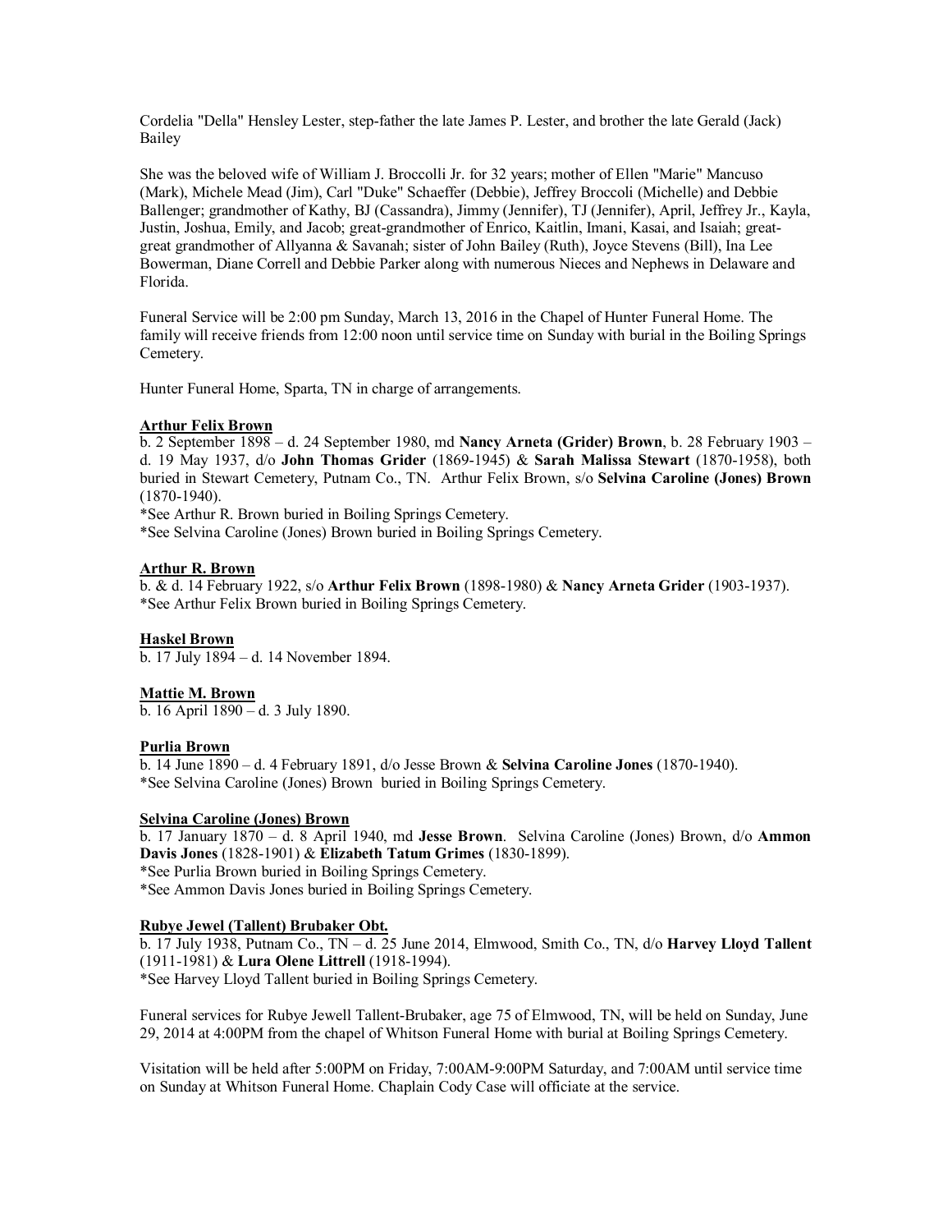Cordelia "Della" Hensley Lester, step-father the late James P. Lester, and brother the late Gerald (Jack) Bailey

She was the beloved wife of William J. Broccolli Jr. for 32 years; mother of Ellen "Marie" Mancuso (Mark), Michele Mead (Jim), Carl "Duke" Schaeffer (Debbie), Jeffrey Broccoli (Michelle) and Debbie Ballenger; grandmother of Kathy, BJ (Cassandra), Jimmy (Jennifer), TJ (Jennifer), April, Jeffrey Jr., Kayla, Justin, Joshua, Emily, and Jacob; great-grandmother of Enrico, Kaitlin, Imani, Kasai, and Isaiah; great-great grandmother of Allyanna & Savanah; sister of John Bailey (Ruth), Joyce Stevens (Bill), Ina Lee Bowerman, Diane Correll and Debbie Parker along with numerous Nieces and Nephews in Delaware and Florida.

Funeral Service will be 2:00 pm Sunday, March 13, 2016 in the Chapel of Hunter Funeral Home. The family will receive friends from 12:00 noon until service time on Sunday with burial in the Boiling Springs Cemetery.

Hunter Funeral Home, Sparta, TN in charge of arrangements.

**Arthur Felix Brown**
b. 2 September 1898 – d. 24 September 1980, md **Nancy Arneta (Grider) Brown**, b. 28 February 1903 – d. 19 May 1937, d/o **John Thomas Grider** (1869-1945) & **Sarah Malissa Stewart** (1870-1958), both buried in Stewart Cemetery, Putnam Co., TN. Arthur Felix Brown, s/o **Selvina Caroline (Jones) Brown** (1870-1940).
*See Arthur R. Brown buried in Boiling Springs Cemetery.
*See Selvina Caroline (Jones) Brown buried in Boiling Springs Cemetery.

**Arthur R. Brown**
b. & d. 14 February 1922, s/o **Arthur Felix Brown** (1898-1980) & **Nancy Arneta Grider** (1903-1937).
*See Arthur Felix Brown buried in Boiling Springs Cemetery.

**Haskel Brown**
b. 17 July 1894 – d. 14 November 1894.

**Mattie M. Brown**
b. 16 April 1890 – d. 3 July 1890.

**Purlia Brown**
b. 14 June 1890 – d. 4 February 1891, d/o Jesse Brown & **Selvina Caroline Jones** (1870-1940).
*See Selvina Caroline (Jones) Brown buried in Boiling Springs Cemetery.

**Selvina Caroline (Jones) Brown**
b. 17 January 1870 – d. 8 April 1940, md **Jesse Brown**. Selvina Caroline (Jones) Brown, d/o **Ammon Davis Jones** (1828-1901) & **Elizabeth Tatum Grimes** (1830-1899).
*See Purlia Brown buried in Boiling Springs Cemetery.
*See Ammon Davis Jones buried in Boiling Springs Cemetery.

**Rubye Jewel (Tallent) Brubaker Obt.**
b. 17 July 1938, Putnam Co., TN – d. 25 June 2014, Elmwood, Smith Co., TN, d/o **Harvey Lloyd Tallent** (1911-1981) & **Lura Olene Littrell** (1918-1994).
*See Harvey Lloyd Tallent buried in Boiling Springs Cemetery.

Funeral services for Rubye Jewell Tallent-Brubaker, age 75 of Elmwood, TN, will be held on Sunday, June 29, 2014 at 4:00PM from the chapel of Whitson Funeral Home with burial at Boiling Springs Cemetery.

Visitation will be held after 5:00PM on Friday, 7:00AM-9:00PM Saturday, and 7:00AM until service time on Sunday at Whitson Funeral Home. Chaplain Cody Case will officiate at the service.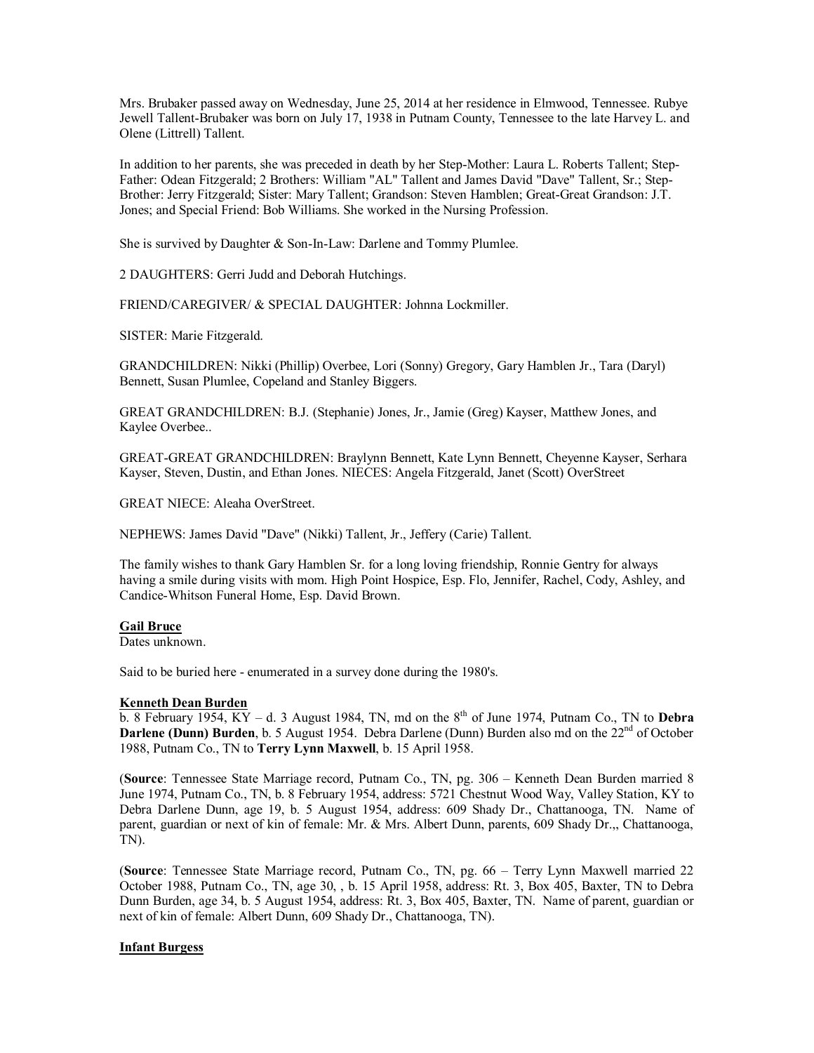Mrs. Brubaker passed away on Wednesday, June 25, 2014 at her residence in Elmwood, Tennessee. Rubye Jewell Tallent-Brubaker was born on July 17, 1938 in Putnam County, Tennessee to the late Harvey L. and Olene (Littrell) Tallent.

In addition to her parents, she was preceded in death by her Step-Mother: Laura L. Roberts Tallent; Step-Father: Odean Fitzgerald; 2 Brothers: William "AL" Tallent and James David "Dave" Tallent, Sr.; Step-Brother: Jerry Fitzgerald; Sister: Mary Tallent; Grandson: Steven Hamblen; Great-Great Grandson: J.T. Jones; and Special Friend: Bob Williams. She worked in the Nursing Profession.

She is survived by Daughter & Son-In-Law: Darlene and Tommy Plumlee.

2 DAUGHTERS: Gerri Judd and Deborah Hutchings.

FRIEND/CAREGIVER/ & SPECIAL DAUGHTER: Johnna Lockmiller.

SISTER: Marie Fitzgerald.

GRANDCHILDREN: Nikki (Phillip) Overbee, Lori (Sonny) Gregory, Gary Hamblen Jr., Tara (Daryl) Bennett, Susan Plumlee, Copeland and Stanley Biggers.

GREAT GRANDCHILDREN: B.J. (Stephanie) Jones, Jr., Jamie (Greg) Kayser, Matthew Jones, and Kaylee Overbee..

GREAT-GREAT GRANDCHILDREN: Braylynn Bennett, Kate Lynn Bennett, Cheyenne Kayser, Serhara Kayser, Steven, Dustin, and Ethan Jones. NIECES: Angela Fitzgerald, Janet (Scott) OverStreet

GREAT NIECE: Aleaha OverStreet.

NEPHEWS: James David "Dave" (Nikki) Tallent, Jr., Jeffery (Carie) Tallent.

The family wishes to thank Gary Hamblen Sr. for a long loving friendship, Ronnie Gentry for always having a smile during visits with mom. High Point Hospice, Esp. Flo, Jennifer, Rachel, Cody, Ashley, and Candice-Whitson Funeral Home, Esp. David Brown.

**Gail Bruce**

Dates unknown.

Said to be buried here - enumerated in a survey done during the 1980's.

**Kenneth Dean Burden**

b. 8 February 1954, KY – d. 3 August 1984, TN, md on the 8th of June 1974, Putnam Co., TN to **Debra Darlene (Dunn) Burden**, b. 5 August 1954. Debra Darlene (Dunn) Burden also md on the 22nd of October 1988, Putnam Co., TN to **Terry Lynn Maxwell**, b. 15 April 1958.

(**Source**: Tennessee State Marriage record, Putnam Co., TN, pg. 306 – Kenneth Dean Burden married 8 June 1974, Putnam Co., TN, b. 8 February 1954, address: 5721 Chestnut Wood Way, Valley Station, KY to Debra Darlene Dunn, age 19, b. 5 August 1954, address: 609 Shady Dr., Chattanooga, TN. Name of parent, guardian or next of kin of female: Mr. & Mrs. Albert Dunn, parents, 609 Shady Dr.,, Chattanooga, TN).

(**Source**: Tennessee State Marriage record, Putnam Co., TN, pg. 66 – Terry Lynn Maxwell married 22 October 1988, Putnam Co., TN, age 30, , b. 15 April 1958, address: Rt. 3, Box 405, Baxter, TN to Debra Dunn Burden, age 34, b. 5 August 1954, address: Rt. 3, Box 405, Baxter, TN. Name of parent, guardian or next of kin of female: Albert Dunn, 609 Shady Dr., Chattanooga, TN).

**Infant Burgess**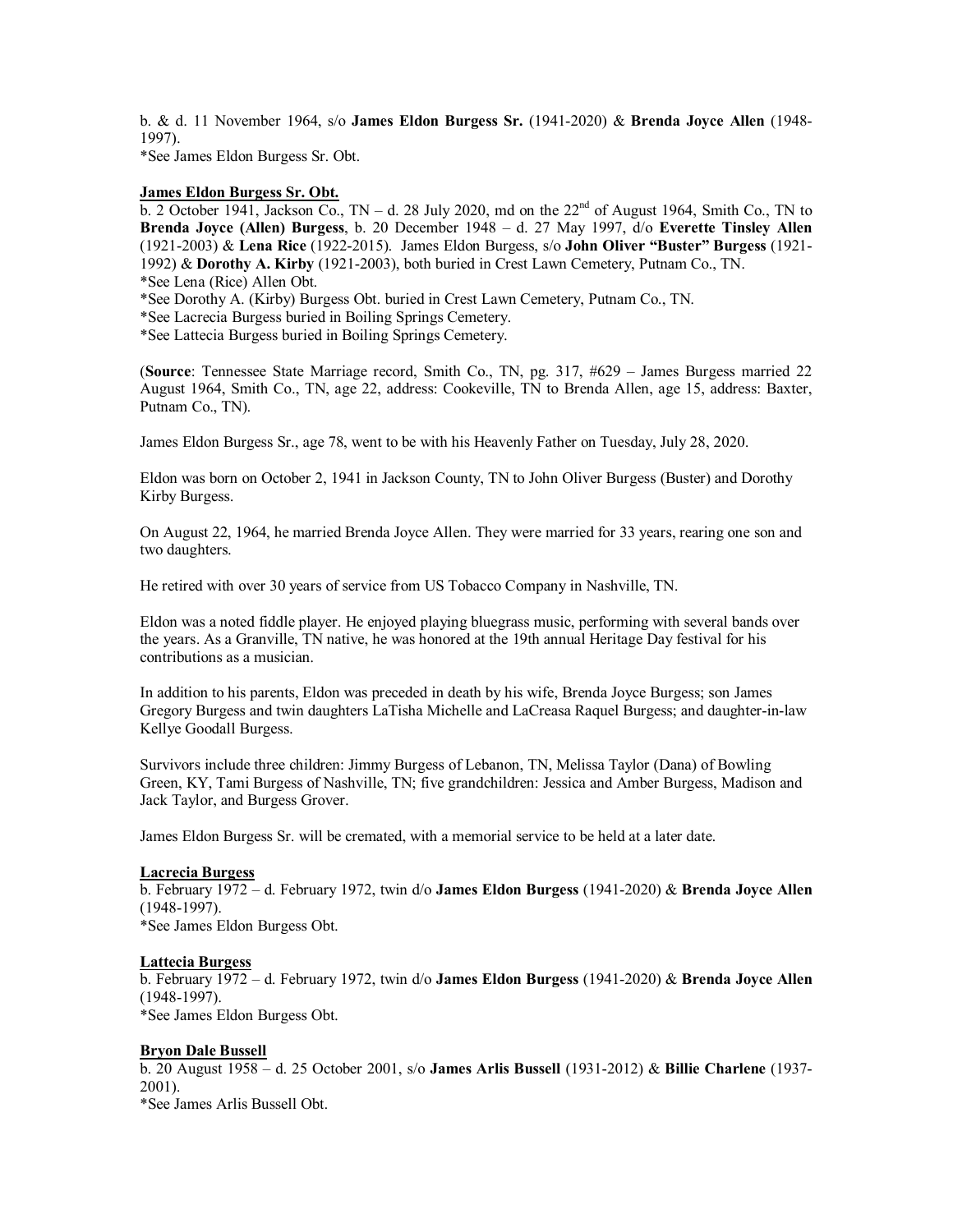b. & d. 11 November 1964, s/o **James Eldon Burgess Sr.** (1941-2020) & **Brenda Joyce Allen** (1948-1997).
*See James Eldon Burgess Sr. Obt.

**James Eldon Burgess Sr. Obt.**
b. 2 October 1941, Jackson Co., TN – d. 28 July 2020, md on the 22nd of August 1964, Smith Co., TN to **Brenda Joyce (Allen) Burgess**, b. 20 December 1948 – d. 27 May 1997, d/o **Everette Tinsley Allen** (1921-2003) & **Lena Rice** (1922-2015). James Eldon Burgess, s/o **John Oliver "Buster" Burgess** (1921-1992) & **Dorothy A. Kirby** (1921-2003), both buried in Crest Lawn Cemetery, Putnam Co., TN.
*See Lena (Rice) Allen Obt.
*See Dorothy A. (Kirby) Burgess Obt. buried in Crest Lawn Cemetery, Putnam Co., TN.
*See Lacrecia Burgess buried in Boiling Springs Cemetery.
*See Lattecia Burgess buried in Boiling Springs Cemetery.

(**Source**: Tennessee State Marriage record, Smith Co., TN, pg. 317, #629 – James Burgess married 22 August 1964, Smith Co., TN, age 22, address: Cookeville, TN to Brenda Allen, age 15, address: Baxter, Putnam Co., TN).

James Eldon Burgess Sr., age 78, went to be with his Heavenly Father on Tuesday, July 28, 2020.

Eldon was born on October 2, 1941 in Jackson County, TN to John Oliver Burgess (Buster) and Dorothy Kirby Burgess.

On August 22, 1964, he married Brenda Joyce Allen. They were married for 33 years, rearing one son and two daughters.

He retired with over 30 years of service from US Tobacco Company in Nashville, TN.

Eldon was a noted fiddle player. He enjoyed playing bluegrass music, performing with several bands over the years. As a Granville, TN native, he was honored at the 19th annual Heritage Day festival for his contributions as a musician.

In addition to his parents, Eldon was preceded in death by his wife, Brenda Joyce Burgess; son James Gregory Burgess and twin daughters LaTisha Michelle and LaCreasa Raquel Burgess; and daughter-in-law Kellye Goodall Burgess.

Survivors include three children: Jimmy Burgess of Lebanon, TN, Melissa Taylor (Dana) of Bowling Green, KY, Tami Burgess of Nashville, TN; five grandchildren: Jessica and Amber Burgess, Madison and Jack Taylor, and Burgess Grover.

James Eldon Burgess Sr. will be cremated, with a memorial service to be held at a later date.

**Lacrecia Burgess**
b. February 1972 – d. February 1972, twin d/o **James Eldon Burgess** (1941-2020) & **Brenda Joyce Allen** (1948-1997).
*See James Eldon Burgess Obt.

**Lattecia Burgess**
b. February 1972 – d. February 1972, twin d/o **James Eldon Burgess** (1941-2020) & **Brenda Joyce Allen** (1948-1997).
*See James Eldon Burgess Obt.

**Bryon Dale Bussell**
b. 20 August 1958 – d. 25 October 2001, s/o **James Arlis Bussell** (1931-2012) & **Billie Charlene** (1937-2001).
*See James Arlis Bussell Obt.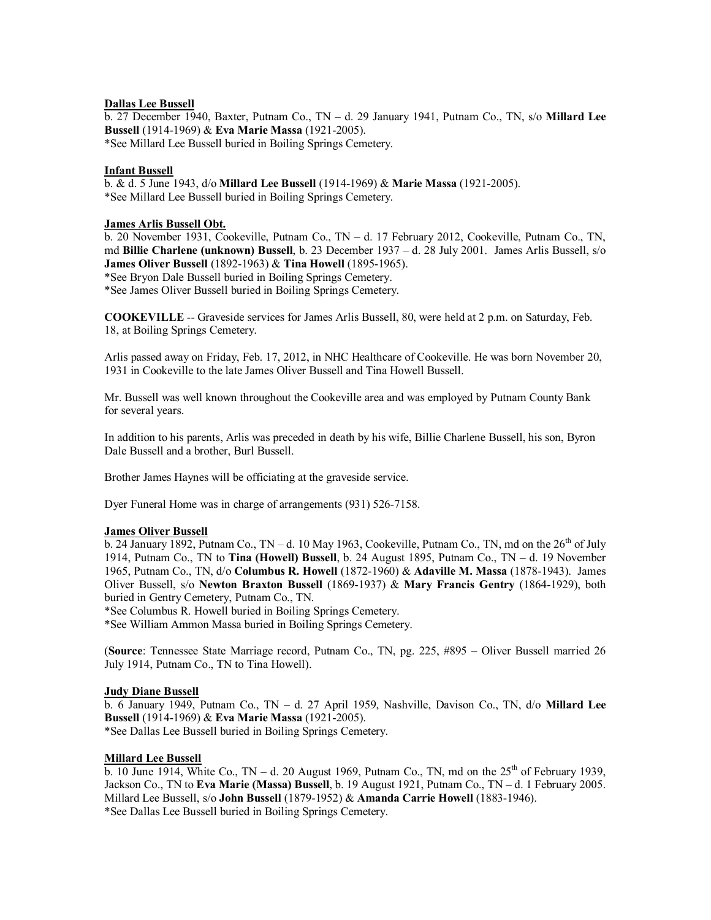**Dallas Lee Bussell**
b. 27 December 1940, Baxter, Putnam Co., TN – d. 29 January 1941, Putnam Co., TN, s/o **Millard Lee Bussell** (1914-1969) & **Eva Marie Massa** (1921-2005).
*See Millard Lee Bussell buried in Boiling Springs Cemetery.

**Infant Bussell**
b. & d. 5 June 1943, d/o **Millard Lee Bussell** (1914-1969) & **Marie Massa** (1921-2005).
*See Millard Lee Bussell buried in Boiling Springs Cemetery.

**James Arlis Bussell Obt.**
b. 20 November 1931, Cookeville, Putnam Co., TN – d. 17 February 2012, Cookeville, Putnam Co., TN, md **Billie Charlene (unknown) Bussell**, b. 23 December 1937 – d. 28 July 2001. James Arlis Bussell, s/o **James Oliver Bussell** (1892-1963) & **Tina Howell** (1895-1965).
*See Bryon Dale Bussell buried in Boiling Springs Cemetery.
*See James Oliver Bussell buried in Boiling Springs Cemetery.

**COOKEVILLE** -- Graveside services for James Arlis Bussell, 80, were held at 2 p.m. on Saturday, Feb. 18, at Boiling Springs Cemetery.

Arlis passed away on Friday, Feb. 17, 2012, in NHC Healthcare of Cookeville. He was born November 20, 1931 in Cookeville to the late James Oliver Bussell and Tina Howell Bussell.

Mr. Bussell was well known throughout the Cookeville area and was employed by Putnam County Bank for several years.

In addition to his parents, Arlis was preceded in death by his wife, Billie Charlene Bussell, his son, Byron Dale Bussell and a brother, Burl Bussell.

Brother James Haynes will be officiating at the graveside service.

Dyer Funeral Home was in charge of arrangements (931) 526-7158.

**James Oliver Bussell**
b. 24 January 1892, Putnam Co., TN – d. 10 May 1963, Cookeville, Putnam Co., TN, md on the 26th of July 1914, Putnam Co., TN to **Tina (Howell) Bussell**, b. 24 August 1895, Putnam Co., TN – d. 19 November 1965, Putnam Co., TN, d/o **Columbus R. Howell** (1872-1960) & **Adaville M. Massa** (1878-1943). James Oliver Bussell, s/o **Newton Braxton Bussell** (1869-1937) & **Mary Francis Gentry** (1864-1929), both buried in Gentry Cemetery, Putnam Co., TN.
*See Columbus R. Howell buried in Boiling Springs Cemetery.
*See William Ammon Massa buried in Boiling Springs Cemetery.

(**Source**: Tennessee State Marriage record, Putnam Co., TN, pg. 225, #895 – Oliver Bussell married 26 July 1914, Putnam Co., TN to Tina Howell).

**Judy Diane Bussell**
b. 6 January 1949, Putnam Co., TN – d. 27 April 1959, Nashville, Davison Co., TN, d/o **Millard Lee Bussell** (1914-1969) & **Eva Marie Massa** (1921-2005).
*See Dallas Lee Bussell buried in Boiling Springs Cemetery.

**Millard Lee Bussell**
b. 10 June 1914, White Co., TN – d. 20 August 1969, Putnam Co., TN, md on the 25th of February 1939, Jackson Co., TN to **Eva Marie (Massa) Bussell**, b. 19 August 1921, Putnam Co., TN – d. 1 February 2005. Millard Lee Bussell, s/o **John Bussell** (1879-1952) & **Amanda Carrie Howell** (1883-1946).
*See Dallas Lee Bussell buried in Boiling Springs Cemetery.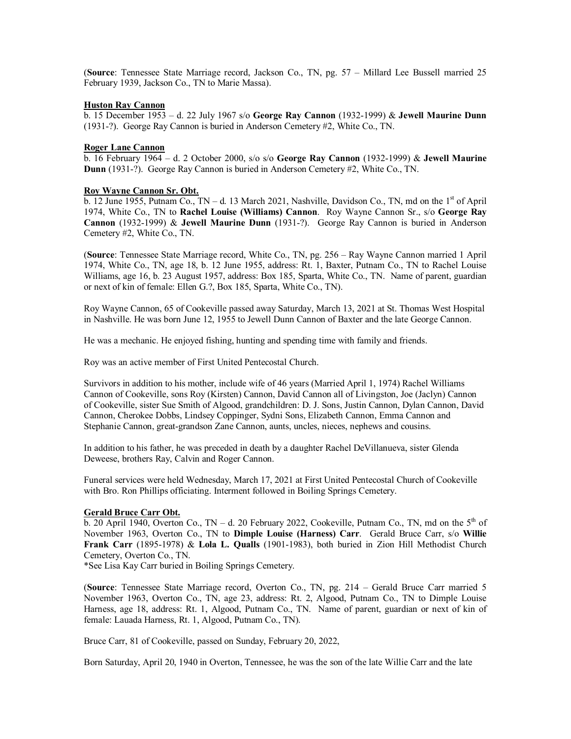(**Source**: Tennessee State Marriage record, Jackson Co., TN, pg. 57 – Millard Lee Bussell married 25 February 1939, Jackson Co., TN to Marie Massa).

**Huston Ray Cannon**

b. 15 December 1953 – d. 22 July 1967 s/o **George Ray Cannon** (1932-1999) & **Jewell Maurine Dunn** (1931-?). George Ray Cannon is buried in Anderson Cemetery #2, White Co., TN.

**Roger Lane Cannon**

b. 16 February 1964 – d. 2 October 2000, s/o s/o **George Ray Cannon** (1932-1999) & **Jewell Maurine Dunn** (1931-?). George Ray Cannon is buried in Anderson Cemetery #2, White Co., TN.

**Roy Wayne Cannon Sr. Obt.**

b. 12 June 1955, Putnam Co., TN – d. 13 March 2021, Nashville, Davidson Co., TN, md on the 1st of April 1974, White Co., TN to **Rachel Louise (Williams) Cannon**. Roy Wayne Cannon Sr., s/o **George Ray Cannon** (1932-1999) & **Jewell Maurine Dunn** (1931-?). George Ray Cannon is buried in Anderson Cemetery #2, White Co., TN.

(**Source**: Tennessee State Marriage record, White Co., TN, pg. 256 – Ray Wayne Cannon married 1 April 1974, White Co., TN, age 18, b. 12 June 1955, address: Rt. 1, Baxter, Putnam Co., TN to Rachel Louise Williams, age 16, b. 23 August 1957, address: Box 185, Sparta, White Co., TN. Name of parent, guardian or next of kin of female: Ellen G.?, Box 185, Sparta, White Co., TN).

Roy Wayne Cannon, 65 of Cookeville passed away Saturday, March 13, 2021 at St. Thomas West Hospital in Nashville. He was born June 12, 1955 to Jewell Dunn Cannon of Baxter and the late George Cannon.

He was a mechanic. He enjoyed fishing, hunting and spending time with family and friends.

Roy was an active member of First United Pentecostal Church.

Survivors in addition to his mother, include wife of 46 years (Married April 1, 1974) Rachel Williams Cannon of Cookeville, sons Roy (Kirsten) Cannon, David Cannon all of Livingston, Joe (Jaclyn) Cannon of Cookeville, sister Sue Smith of Algood, grandchildren: D. J. Sons, Justin Cannon, Dylan Cannon, David Cannon, Cherokee Dobbs, Lindsey Coppinger, Sydni Sons, Elizabeth Cannon, Emma Cannon and Stephanie Cannon, great-grandson Zane Cannon, aunts, uncles, nieces, nephews and cousins.

In addition to his father, he was preceded in death by a daughter Rachel DeVillanueva, sister Glenda Deweese, brothers Ray, Calvin and Roger Cannon.

Funeral services were held Wednesday, March 17, 2021 at First United Pentecostal Church of Cookeville with Bro. Ron Phillips officiating. Interment followed in Boiling Springs Cemetery.

**Gerald Bruce Carr Obt.**

b. 20 April 1940, Overton Co., TN – d. 20 February 2022, Cookeville, Putnam Co., TN, md on the 5th of November 1963, Overton Co., TN to **Dimple Louise (Harness) Carr**. Gerald Bruce Carr, s/o **Willie Frank Carr** (1895-1978) & **Lola L. Qualls** (1901-1983), both buried in Zion Hill Methodist Church Cemetery, Overton Co., TN.

*See Lisa Kay Carr buried in Boiling Springs Cemetery.

(**Source**: Tennessee State Marriage record, Overton Co., TN, pg. 214 – Gerald Bruce Carr married 5 November 1963, Overton Co., TN, age 23, address: Rt. 2, Algood, Putnam Co., TN to Dimple Louise Harness, age 18, address: Rt. 1, Algood, Putnam Co., TN. Name of parent, guardian or next of kin of female: Lauada Harness, Rt. 1, Algood, Putnam Co., TN).

Bruce Carr, 81 of Cookeville, passed on Sunday, February 20, 2022,

Born Saturday, April 20, 1940 in Overton, Tennessee, he was the son of the late Willie Carr and the late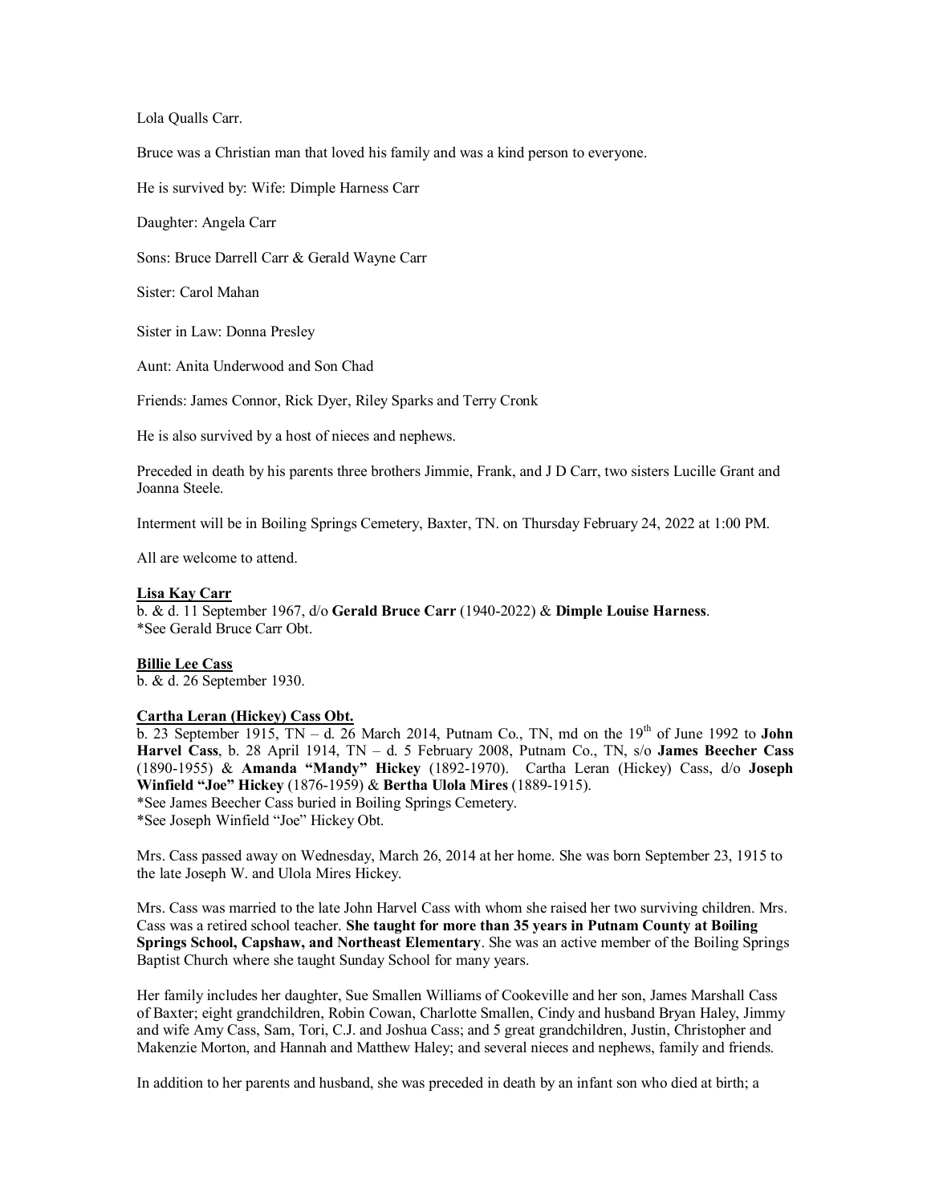Lola Qualls Carr.

Bruce was a Christian man that loved his family and was a kind person to everyone.

He is survived by: Wife: Dimple Harness Carr

Daughter: Angela Carr

Sons: Bruce Darrell Carr & Gerald Wayne Carr

Sister: Carol Mahan

Sister in Law: Donna Presley

Aunt: Anita Underwood and Son Chad

Friends: James Connor, Rick Dyer, Riley Sparks and Terry Cronk

He is also survived by a host of nieces and nephews.

Preceded in death by his parents three brothers Jimmie, Frank, and J D Carr, two sisters Lucille Grant and Joanna Steele.

Interment will be in Boiling Springs Cemetery, Baxter, TN. on Thursday February 24, 2022 at 1:00 PM.

All are welcome to attend.

**Lisa Kay Carr**
b. & d. 11 September 1967, d/o **Gerald Bruce Carr** (1940-2022) & **Dimple Louise Harness**.
*See Gerald Bruce Carr Obt.

**Billie Lee Cass**
b. & d. 26 September 1930.

**Cartha Leran (Hickey) Cass Obt.**
b. 23 September 1915, TN – d. 26 March 2014, Putnam Co., TN, md on the 19th of June 1992 to **John Harvel Cass**, b. 28 April 1914, TN – d. 5 February 2008, Putnam Co., TN, s/o **James Beecher Cass** (1890-1955) & **Amanda "Mandy" Hickey** (1892-1970). Cartha Leran (Hickey) Cass, d/o **Joseph Winfield "Joe" Hickey** (1876-1959) & **Bertha Ulola Mires** (1889-1915).
*See James Beecher Cass buried in Boiling Springs Cemetery.
*See Joseph Winfield "Joe" Hickey Obt.

Mrs. Cass passed away on Wednesday, March 26, 2014 at her home. She was born September 23, 1915 to the late Joseph W. and Ulola Mires Hickey.

Mrs. Cass was married to the late John Harvel Cass with whom she raised her two surviving children. Mrs. Cass was a retired school teacher. **She taught for more than 35 years in Putnam County at Boiling Springs School, Capshaw, and Northeast Elementary**. She was an active member of the Boiling Springs Baptist Church where she taught Sunday School for many years.

Her family includes her daughter, Sue Smallen Williams of Cookeville and her son, James Marshall Cass of Baxter; eight grandchildren, Robin Cowan, Charlotte Smallen, Cindy and husband Bryan Haley, Jimmy and wife Amy Cass, Sam, Tori, C.J. and Joshua Cass; and 5 great grandchildren, Justin, Christopher and Makenzie Morton, and Hannah and Matthew Haley; and several nieces and nephews, family and friends.

In addition to her parents and husband, she was preceded in death by an infant son who died at birth; a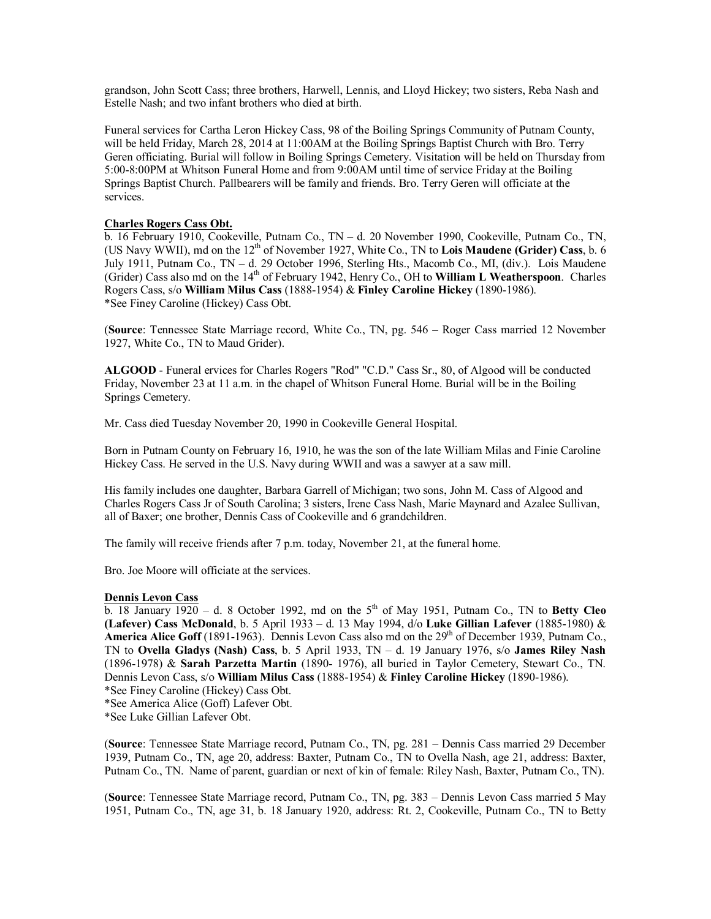grandson, John Scott Cass; three brothers, Harwell, Lennis, and Lloyd Hickey; two sisters, Reba Nash and Estelle Nash; and two infant brothers who died at birth.

Funeral services for Cartha Leron Hickey Cass, 98 of the Boiling Springs Community of Putnam County, will be held Friday, March 28, 2014 at 11:00AM at the Boiling Springs Baptist Church with Bro. Terry Geren officiating. Burial will follow in Boiling Springs Cemetery. Visitation will be held on Thursday from 5:00-8:00PM at Whitson Funeral Home and from 9:00AM until time of service Friday at the Boiling Springs Baptist Church. Pallbearers will be family and friends. Bro. Terry Geren will officiate at the services.

**Charles Rogers Cass Obt.**

b. 16 February 1910, Cookeville, Putnam Co., TN – d. 20 November 1990, Cookeville, Putnam Co., TN, (US Navy WWII), md on the 12th of November 1927, White Co., TN to **Lois Maudene (Grider) Cass**, b. 6 July 1911, Putnam Co., TN – d. 29 October 1996, Sterling Hts., Macomb Co., MI, (div.). Lois Maudene (Grider) Cass also md on the 14th of February 1942, Henry Co., OH to **William L Weatherspoon**. Charles Rogers Cass, s/o **William Milus Cass** (1888-1954) & **Finley Caroline Hickey** (1890-1986).
*See Finey Caroline (Hickey) Cass Obt.

(**Source**: Tennessee State Marriage record, White Co., TN, pg. 546 – Roger Cass married 12 November 1927, White Co., TN to Maud Grider).

**ALGOOD** - Funeral ervices for Charles Rogers "Rod" "C.D." Cass Sr., 80, of Algood will be conducted Friday, November 23 at 11 a.m. in the chapel of Whitson Funeral Home. Burial will be in the Boiling Springs Cemetery.

Mr. Cass died Tuesday November 20, 1990 in Cookeville General Hospital.

Born in Putnam County on February 16, 1910, he was the son of the late William Milas and Finie Caroline Hickey Cass. He served in the U.S. Navy during WWII and was a sawyer at a saw mill.

His family includes one daughter, Barbara Garrell of Michigan; two sons, John M. Cass of Algood and Charles Rogers Cass Jr of South Carolina; 3 sisters, Irene Cass Nash, Marie Maynard and Azalee Sullivan, all of Baxer; one brother, Dennis Cass of Cookeville and 6 grandchildren.

The family will receive friends after 7 p.m. today, November 21, at the funeral home.

Bro. Joe Moore will officiate at the services.

**Dennis Levon Cass**

b. 18 January 1920 – d. 8 October 1992, md on the 5th of May 1951, Putnam Co., TN to **Betty Cleo (Lafever) Cass McDonald**, b. 5 April 1933 – d. 13 May 1994, d/o **Luke Gillian Lafever** (1885-1980) & **America Alice Goff** (1891-1963). Dennis Levon Cass also md on the 29th of December 1939, Putnam Co., TN to **Ovella Gladys (Nash) Cass**, b. 5 April 1933, TN – d. 19 January 1976, s/o **James Riley Nash** (1896-1978) & **Sarah Parzetta Martin** (1890- 1976), all buried in Taylor Cemetery, Stewart Co., TN. Dennis Levon Cass, s/o **William Milus Cass** (1888-1954) & **Finley Caroline Hickey** (1890-1986).
*See Finey Caroline (Hickey) Cass Obt.
*See America Alice (Goff) Lafever Obt.
*See Luke Gillian Lafever Obt.

(**Source**: Tennessee State Marriage record, Putnam Co., TN, pg. 281 – Dennis Cass married 29 December 1939, Putnam Co., TN, age 20, address: Baxter, Putnam Co., TN to Ovella Nash, age 21, address: Baxter, Putnam Co., TN. Name of parent, guardian or next of kin of female: Riley Nash, Baxter, Putnam Co., TN).

(**Source**: Tennessee State Marriage record, Putnam Co., TN, pg. 383 – Dennis Levon Cass married 5 May 1951, Putnam Co., TN, age 31, b. 18 January 1920, address: Rt. 2, Cookeville, Putnam Co., TN to Betty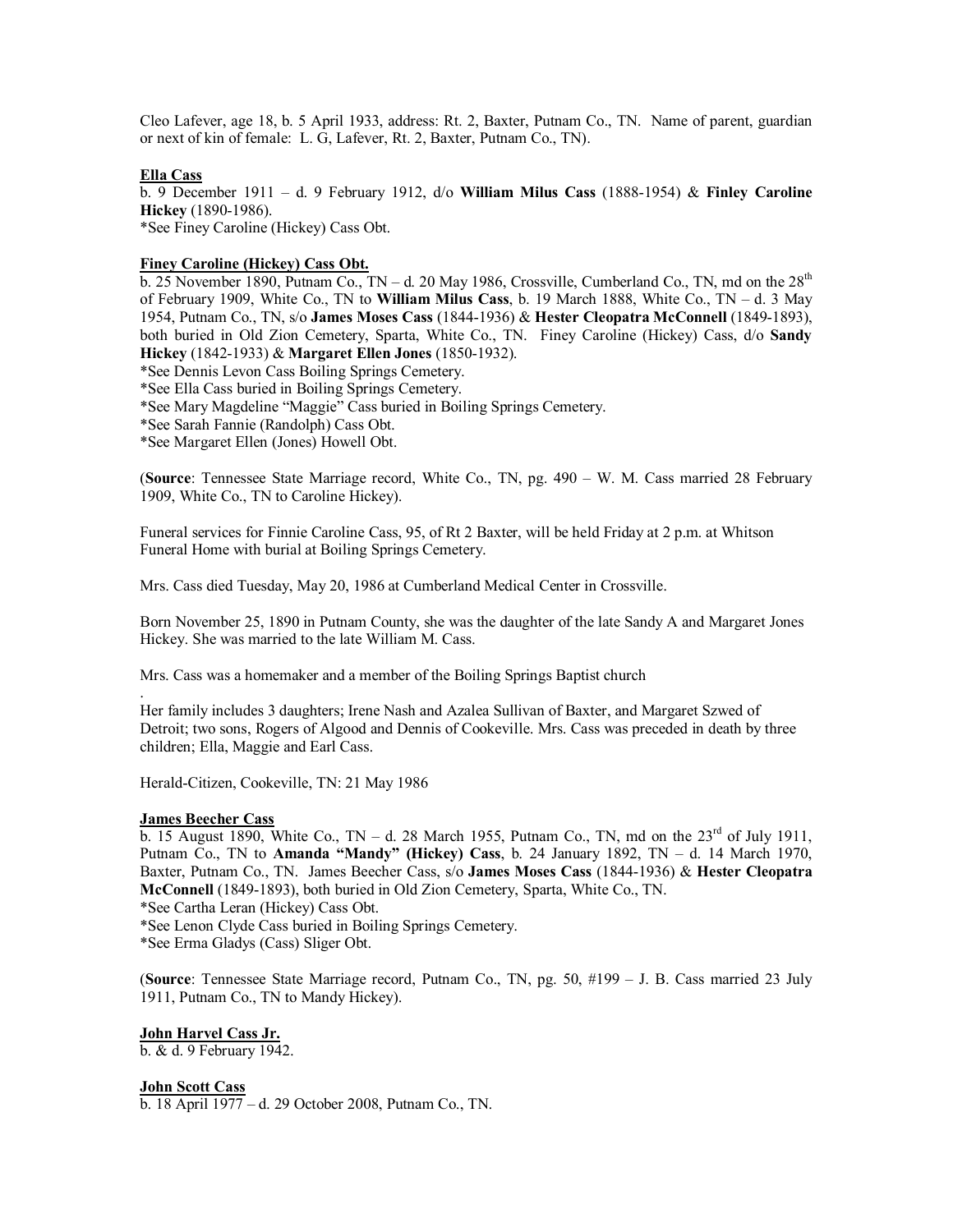Cleo Lafever, age 18, b. 5 April 1933, address: Rt. 2, Baxter, Putnam Co., TN. Name of parent, guardian or next of kin of female: L. G, Lafever, Rt. 2, Baxter, Putnam Co., TN).

**Ella Cass**

b. 9 December 1911 – d. 9 February 1912, d/o **William Milus Cass** (1888-1954) & **Finley Caroline Hickey** (1890-1986).

*See Finey Caroline (Hickey) Cass Obt.

**Finey Caroline (Hickey) Cass Obt.**

b. 25 November 1890, Putnam Co., TN – d. 20 May 1986, Crossville, Cumberland Co., TN, md on the 28th of February 1909, White Co., TN to **William Milus Cass**, b. 19 March 1888, White Co., TN – d. 3 May 1954, Putnam Co., TN, s/o **James Moses Cass** (1844-1936) & **Hester Cleopatra McConnell** (1849-1893), both buried in Old Zion Cemetery, Sparta, White Co., TN. Finey Caroline (Hickey) Cass, d/o **Sandy Hickey** (1842-1933) & **Margaret Ellen Jones** (1850-1932).

*See Dennis Levon Cass Boiling Springs Cemetery.
*See Ella Cass buried in Boiling Springs Cemetery.
*See Mary Magdeline "Maggie" Cass buried in Boiling Springs Cemetery.
*See Sarah Fannie (Randolph) Cass Obt.
*See Margaret Ellen (Jones) Howell Obt.

(**Source**: Tennessee State Marriage record, White Co., TN, pg. 490 – W. M. Cass married 28 February 1909, White Co., TN to Caroline Hickey).

Funeral services for Finnie Caroline Cass, 95, of Rt 2 Baxter, will be held Friday at 2 p.m. at Whitson Funeral Home with burial at Boiling Springs Cemetery.

Mrs. Cass died Tuesday, May 20, 1986 at Cumberland Medical Center in Crossville.

Born November 25, 1890 in Putnam County, she was the daughter of the late Sandy A and Margaret Jones Hickey. She was married to the late William M. Cass.

Mrs. Cass was a homemaker and a member of the Boiling Springs Baptist church

.
Her family includes 3 daughters; Irene Nash and Azalea Sullivan of Baxter, and Margaret Szwed of Detroit; two sons, Rogers of Algood and Dennis of Cookeville. Mrs. Cass was preceded in death by three children; Ella, Maggie and Earl Cass.

Herald-Citizen, Cookeville, TN: 21 May 1986

**James Beecher Cass**

b. 15 August 1890, White Co., TN – d. 28 March 1955, Putnam Co., TN, md on the 23rd of July 1911, Putnam Co., TN to **Amanda "Mandy" (Hickey) Cass**, b. 24 January 1892, TN – d. 14 March 1970, Baxter, Putnam Co., TN. James Beecher Cass, s/o **James Moses Cass** (1844-1936) & **Hester Cleopatra McConnell** (1849-1893), both buried in Old Zion Cemetery, Sparta, White Co., TN.

*See Cartha Leran (Hickey) Cass Obt.
*See Lenon Clyde Cass buried in Boiling Springs Cemetery.
*See Erma Gladys (Cass) Sliger Obt.

(**Source**: Tennessee State Marriage record, Putnam Co., TN, pg. 50, #199 – J. B. Cass married 23 July 1911, Putnam Co., TN to Mandy Hickey).

**John Harvel Cass Jr.**

b. & d. 9 February 1942.

**John Scott Cass**

b. 18 April 1977 – d. 29 October 2008, Putnam Co., TN.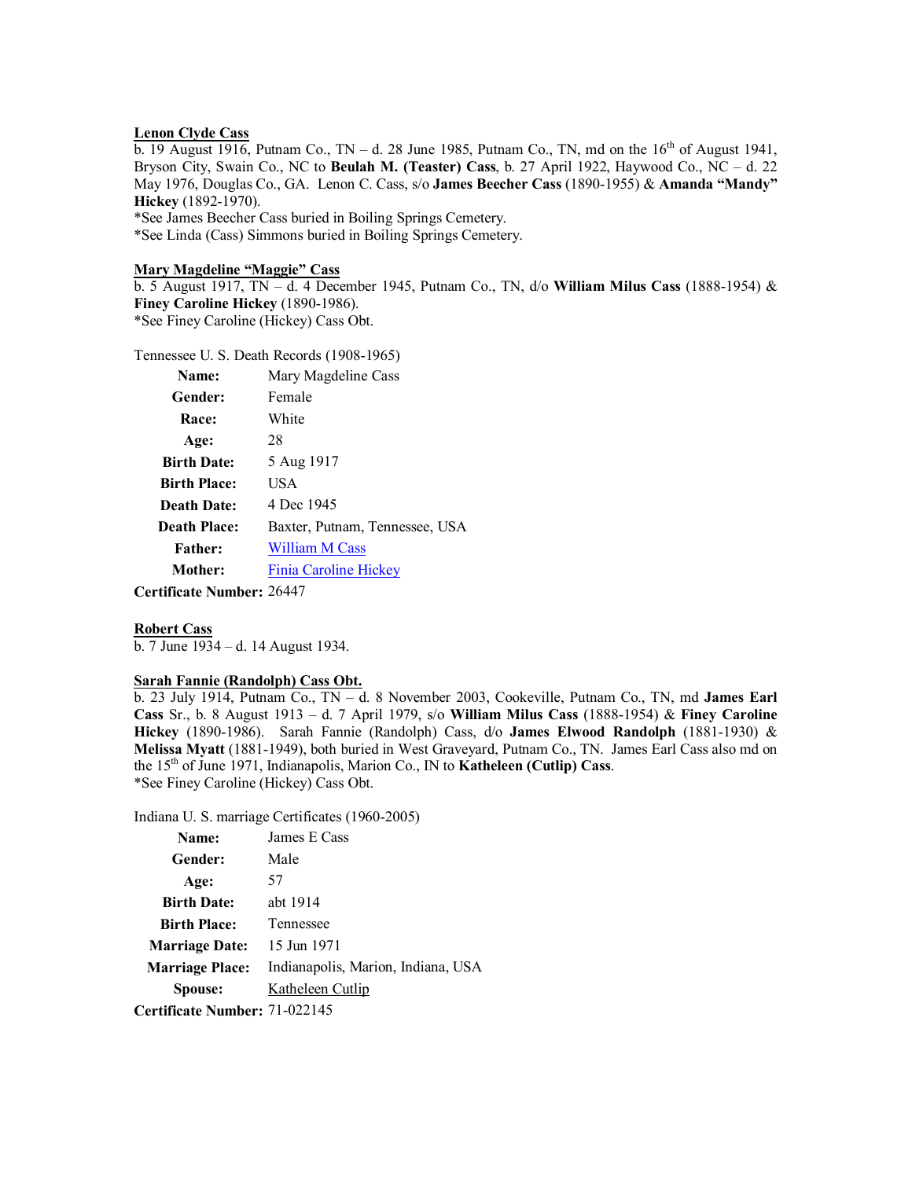**Lenon Clyde Cass**

b. 19 August 1916, Putnam Co., TN – d. 28 June 1985, Putnam Co., TN, md on the 16th of August 1941, Bryson City, Swain Co., NC to **Beulah M. (Teaster) Cass**, b. 27 April 1922, Haywood Co., NC – d. 22 May 1976, Douglas Co., GA. Lenon C. Cass, s/o **James Beecher Cass** (1890-1955) & **Amanda "Mandy" Hickey** (1892-1970).
*See James Beecher Cass buried in Boiling Springs Cemetery.
*See Linda (Cass) Simmons buried in Boiling Springs Cemetery.

**Mary Magdeline "Maggie" Cass**

b. 5 August 1917, TN – d. 4 December 1945, Putnam Co., TN, d/o **William Milus Cass** (1888-1954) & **Finey Caroline Hickey** (1890-1986).
*See Finey Caroline (Hickey) Cass Obt.

Tennessee U. S. Death Records (1908-1965)

| | |
|---|---|
| **Name:** | Mary Magdeline Cass |
| **Gender:** | Female |
| **Race:** | White |
| **Age:** | 28 |
| **Birth Date:** | 5 Aug 1917 |
| **Birth Place:** | USA |
| **Death Date:** | 4 Dec 1945 |
| **Death Place:** | Baxter, Putnam, Tennessee, USA |
| **Father:** | William M Cass |
| **Mother:** | Finia Caroline Hickey |
| **Certificate Number:** | 26447 |

**Robert Cass**

b. 7 June 1934 – d. 14 August 1934.

**Sarah Fannie (Randolph) Cass Obt.**

b. 23 July 1914, Putnam Co., TN – d. 8 November 2003, Cookeville, Putnam Co., TN, md **James Earl Cass** Sr., b. 8 August 1913 – d. 7 April 1979, s/o **William Milus Cass** (1888-1954) & **Finey Caroline Hickey** (1890-1986). Sarah Fannie (Randolph) Cass, d/o **James Elwood Randolph** (1881-1930) & **Melissa Myatt** (1881-1949), both buried in West Graveyard, Putnam Co., TN. James Earl Cass also md on the 15th of June 1971, Indianapolis, Marion Co., IN to **Katheleen (Cutlip) Cass**.
*See Finey Caroline (Hickey) Cass Obt.

Indiana U. S. marriage Certificates (1960-2005)

| | |
|---|---|
| **Name:** | James E Cass |
| **Gender:** | Male |
| **Age:** | 57 |
| **Birth Date:** | abt 1914 |
| **Birth Place:** | Tennessee |
| **Marriage Date:** | 15 Jun 1971 |
| **Marriage Place:** | Indianapolis, Marion, Indiana, USA |
| **Spouse:** | Katheleen Cutlip |
| **Certificate Number:** | 71-022145 |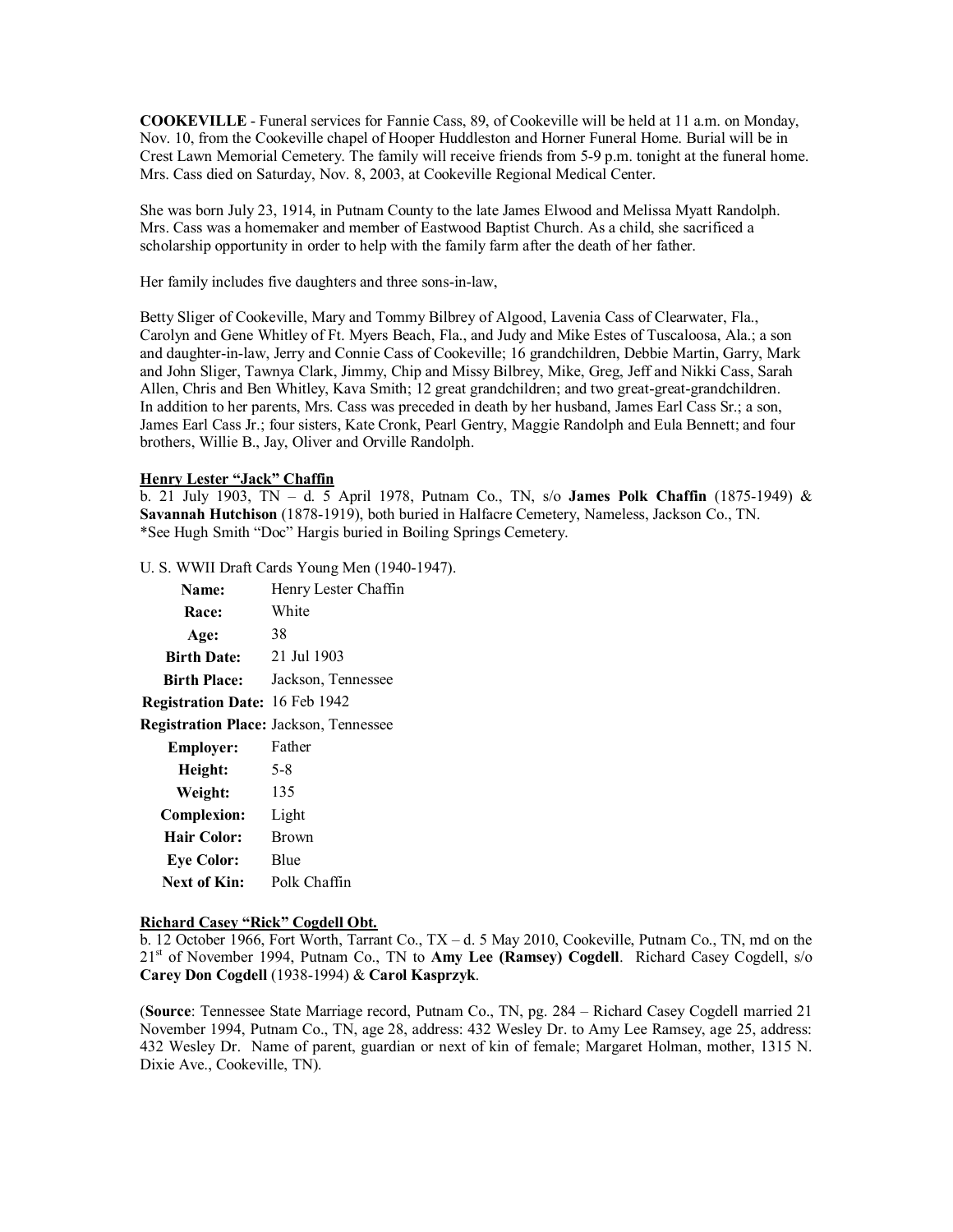**COOKEVILLE** - Funeral services for Fannie Cass, 89, of Cookeville will be held at 11 a.m. on Monday, Nov. 10, from the Cookeville chapel of Hooper Huddleston and Horner Funeral Home. Burial will be in Crest Lawn Memorial Cemetery. The family will receive friends from 5-9 p.m. tonight at the funeral home. Mrs. Cass died on Saturday, Nov. 8, 2003, at Cookeville Regional Medical Center.

She was born July 23, 1914, in Putnam County to the late James Elwood and Melissa Myatt Randolph. Mrs. Cass was a homemaker and member of Eastwood Baptist Church. As a child, she sacrificed a scholarship opportunity in order to help with the family farm after the death of her father.

Her family includes five daughters and three sons-in-law,

Betty Sliger of Cookeville, Mary and Tommy Bilbrey of Algood, Lavenia Cass of Clearwater, Fla., Carolyn and Gene Whitley of Ft. Myers Beach, Fla., and Judy and Mike Estes of Tuscaloosa, Ala.; a son and daughter-in-law, Jerry and Connie Cass of Cookeville; 16 grandchildren, Debbie Martin, Garry, Mark and John Sliger, Tawnya Clark, Jimmy, Chip and Missy Bilbrey, Mike, Greg, Jeff and Nikki Cass, Sarah Allen, Chris and Ben Whitley, Kava Smith; 12 great grandchildren; and two great-great-grandchildren. In addition to her parents, Mrs. Cass was preceded in death by her husband, James Earl Cass Sr.; a son, James Earl Cass Jr.; four sisters, Kate Cronk, Pearl Gentry, Maggie Randolph and Eula Bennett; and four brothers, Willie B., Jay, Oliver and Orville Randolph.

**Henry Lester "Jack" Chaffin**

b. 21 July 1903, TN – d. 5 April 1978, Putnam Co., TN, s/o **James Polk Chaffin** (1875-1949) & **Savannah Hutchison** (1878-1919), both buried in Halfacre Cemetery, Nameless, Jackson Co., TN.
*See Hugh Smith "Doc" Hargis buried in Boiling Springs Cemetery.

U. S. WWII Draft Cards Young Men (1940-1947).

| | |
|---|---|
| **Name:** | Henry Lester Chaffin |
| **Race:** | White |
| **Age:** | 38 |
| **Birth Date:** | 21 Jul 1903 |
| **Birth Place:** | Jackson, Tennessee |
| **Registration Date:** | 16 Feb 1942 |
| **Registration Place:** | Jackson, Tennessee |
| **Employer:** | Father |
| **Height:** | 5-8 |
| **Weight:** | 135 |
| **Complexion:** | Light |
| **Hair Color:** | Brown |
| **Eye Color:** | Blue |
| **Next of Kin:** | Polk Chaffin |

**Richard Casey "Rick" Cogdell Obt.**

b. 12 October 1966, Fort Worth, Tarrant Co., TX – d. 5 May 2010, Cookeville, Putnam Co., TN, md on the 21st of November 1994, Putnam Co., TN to **Amy Lee (Ramsey) Cogdell**. Richard Casey Cogdell, s/o **Carey Don Cogdell** (1938-1994) & **Carol Kasprzyk**.

(**Source**: Tennessee State Marriage record, Putnam Co., TN, pg. 284 – Richard Casey Cogdell married 21 November 1994, Putnam Co., TN, age 28, address: 432 Wesley Dr. to Amy Lee Ramsey, age 25, address: 432 Wesley Dr. Name of parent, guardian or next of kin of female; Margaret Holman, mother, 1315 N. Dixie Ave., Cookeville, TN).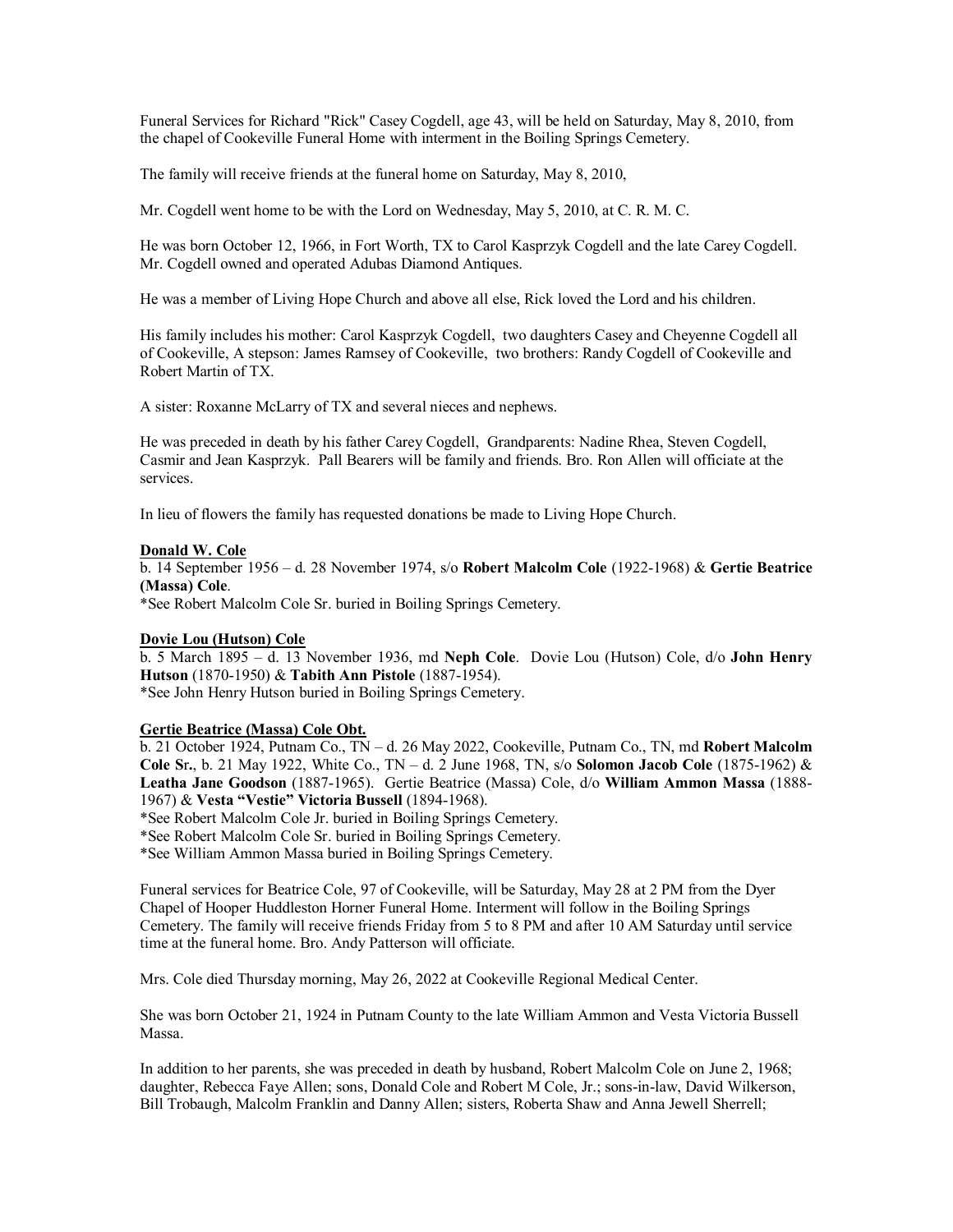Funeral Services for Richard "Rick" Casey Cogdell, age 43, will be held on Saturday, May 8, 2010, from the chapel of Cookeville Funeral Home with interment in the Boiling Springs Cemetery.

The family will receive friends at the funeral home on Saturday, May 8, 2010,

Mr. Cogdell went home to be with the Lord on Wednesday, May 5, 2010, at C. R. M. C.

He was born October 12, 1966, in Fort Worth, TX to Carol Kasprzyk Cogdell and the late Carey Cogdell. Mr. Cogdell owned and operated Adubas Diamond Antiques.

He was a member of Living Hope Church and above all else, Rick loved the Lord and his children.

His family includes his mother: Carol Kasprzyk Cogdell, two daughters Casey and Cheyenne Cogdell all of Cookeville, A stepson: James Ramsey of Cookeville, two brothers: Randy Cogdell of Cookeville and Robert Martin of TX.

A sister: Roxanne McLarry of TX and several nieces and nephews.

He was preceded in death by his father Carey Cogdell, Grandparents: Nadine Rhea, Steven Cogdell, Casmir and Jean Kasprzyk. Pall Bearers will be family and friends. Bro. Ron Allen will officiate at the services.

In lieu of flowers the family has requested donations be made to Living Hope Church.

**Donald W. Cole**

b. 14 September 1956 – d. 28 November 1974, s/o **Robert Malcolm Cole** (1922-1968) & **Gertie Beatrice (Massa) Cole**.

*See Robert Malcolm Cole Sr. buried in Boiling Springs Cemetery.

**Dovie Lou (Hutson) Cole**

b. 5 March 1895 – d. 13 November 1936, md **Neph Cole**. Dovie Lou (Hutson) Cole, d/o **John Henry Hutson** (1870-1950) & **Tabith Ann Pistole** (1887-1954).

*See John Henry Hutson buried in Boiling Springs Cemetery.

**Gertie Beatrice (Massa) Cole Obt.**

b. 21 October 1924, Putnam Co., TN – d. 26 May 2022, Cookeville, Putnam Co., TN, md **Robert Malcolm Cole Sr.**, b. 21 May 1922, White Co., TN – d. 2 June 1968, TN, s/o **Solomon Jacob Cole** (1875-1962) & **Leatha Jane Goodson** (1887-1965). Gertie Beatrice (Massa) Cole, d/o **William Ammon Massa** (1888-1967) & **Vesta "Vestie" Victoria Bussell** (1894-1968).

*See Robert Malcolm Cole Jr. buried in Boiling Springs Cemetery.

*See Robert Malcolm Cole Sr. buried in Boiling Springs Cemetery.

*See William Ammon Massa buried in Boiling Springs Cemetery.

Funeral services for Beatrice Cole, 97 of Cookeville, will be Saturday, May 28 at 2 PM from the Dyer Chapel of Hooper Huddleston Horner Funeral Home. Interment will follow in the Boiling Springs Cemetery. The family will receive friends Friday from 5 to 8 PM and after 10 AM Saturday until service time at the funeral home. Bro. Andy Patterson will officiate.

Mrs. Cole died Thursday morning, May 26, 2022 at Cookeville Regional Medical Center.

She was born October 21, 1924 in Putnam County to the late William Ammon and Vesta Victoria Bussell Massa.

In addition to her parents, she was preceded in death by husband, Robert Malcolm Cole on June 2, 1968; daughter, Rebecca Faye Allen; sons, Donald Cole and Robert M Cole, Jr.; sons-in-law, David Wilkerson, Bill Trobaugh, Malcolm Franklin and Danny Allen; sisters, Roberta Shaw and Anna Jewell Sherrell;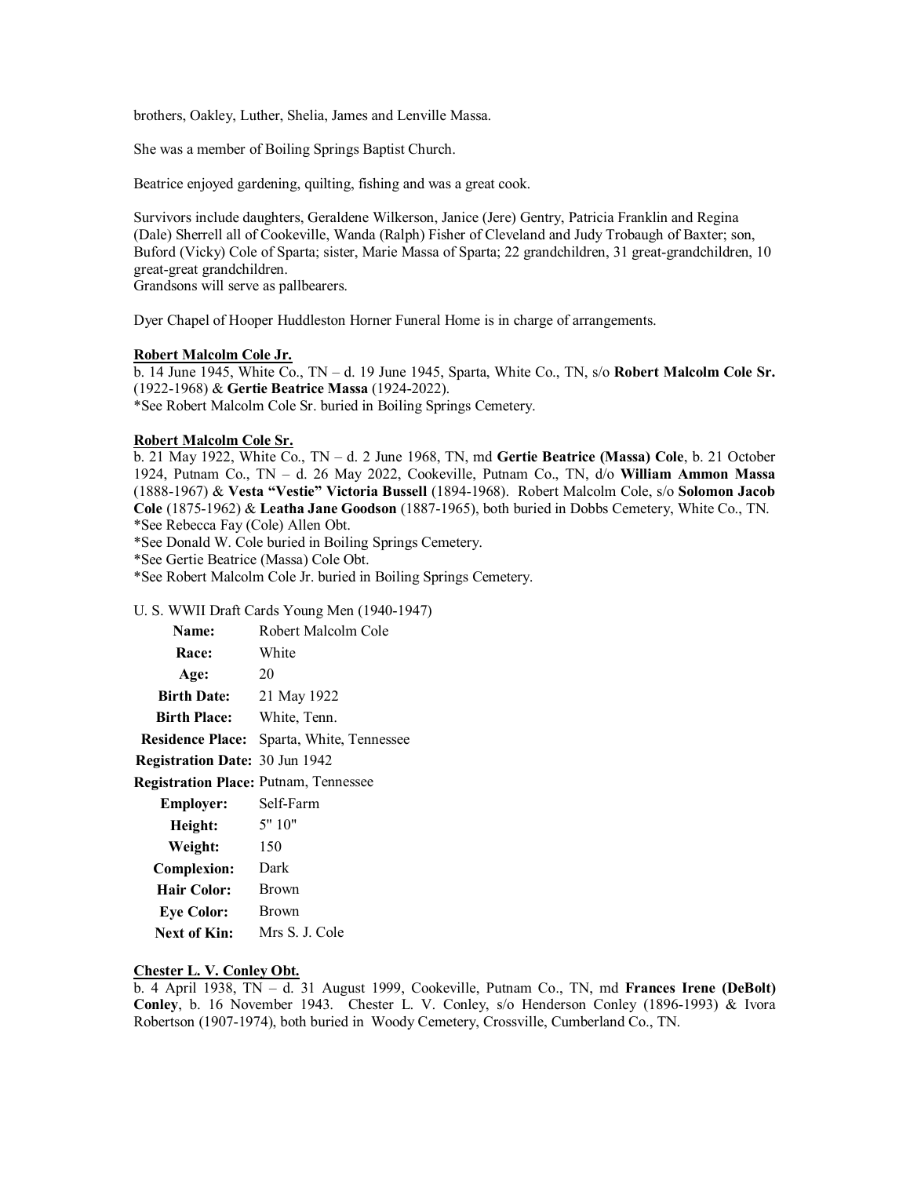brothers, Oakley, Luther, Shelia, James and Lenville Massa.

She was a member of Boiling Springs Baptist Church.

Beatrice enjoyed gardening, quilting, fishing and was a great cook.

Survivors include daughters, Geraldene Wilkerson, Janice (Jere) Gentry, Patricia Franklin and Regina (Dale) Sherrell all of Cookeville, Wanda (Ralph) Fisher of Cleveland and Judy Trobaugh of Baxter; son, Buford (Vicky) Cole of Sparta; sister, Marie Massa of Sparta; 22 grandchildren, 31 great-grandchildren, 10 great-great grandchildren.
Grandsons will serve as pallbearers.

Dyer Chapel of Hooper Huddleston Horner Funeral Home is in charge of arrangements.

**Robert Malcolm Cole Jr.**

b. 14 June 1945, White Co., TN – d. 19 June 1945, Sparta, White Co., TN, s/o **Robert Malcolm Cole Sr.** (1922-1968) & **Gertie Beatrice Massa** (1924-2022).
*See Robert Malcolm Cole Sr. buried in Boiling Springs Cemetery.

**Robert Malcolm Cole Sr.**

b. 21 May 1922, White Co., TN – d. 2 June 1968, TN, md **Gertie Beatrice (Massa) Cole**, b. 21 October 1924, Putnam Co., TN – d. 26 May 2022, Cookeville, Putnam Co., TN, d/o **William Ammon Massa** (1888-1967) & **Vesta "Vestie" Victoria Bussell** (1894-1968). Robert Malcolm Cole, s/o **Solomon Jacob Cole** (1875-1962) & **Leatha Jane Goodson** (1887-1965), both buried in Dobbs Cemetery, White Co., TN.
*See Rebecca Fay (Cole) Allen Obt.
*See Donald W. Cole buried in Boiling Springs Cemetery.
*See Gertie Beatrice (Massa) Cole Obt.
*See Robert Malcolm Cole Jr. buried in Boiling Springs Cemetery.

U. S. WWII Draft Cards Young Men (1940-1947)

| | |
|---|---|
| **Name:** | Robert Malcolm Cole |
| **Race:** | White |
| **Age:** | 20 |
| **Birth Date:** | 21 May 1922 |
| **Birth Place:** | White, Tenn. |
| **Residence Place:** | Sparta, White, Tennessee |
| **Registration Date:** | 30 Jun 1942 |
| **Registration Place:** | Putnam, Tennessee |
| **Employer:** | Self-Farm |
| **Height:** | 5' 10" |
| **Weight:** | 150 |
| **Complexion:** | Dark |
| **Hair Color:** | Brown |
| **Eye Color:** | Brown |
| **Next of Kin:** | Mrs S. J. Cole |

**Chester L. V. Conley Obt.**

b. 4 April 1938, TN – d. 31 August 1999, Cookeville, Putnam Co., TN, md **Frances Irene (DeBolt) Conley**, b. 16 November 1943. Chester L. V. Conley, s/o Henderson Conley (1896-1993) & Ivora Robertson (1907-1974), both buried in Woody Cemetery, Crossville, Cumberland Co., TN.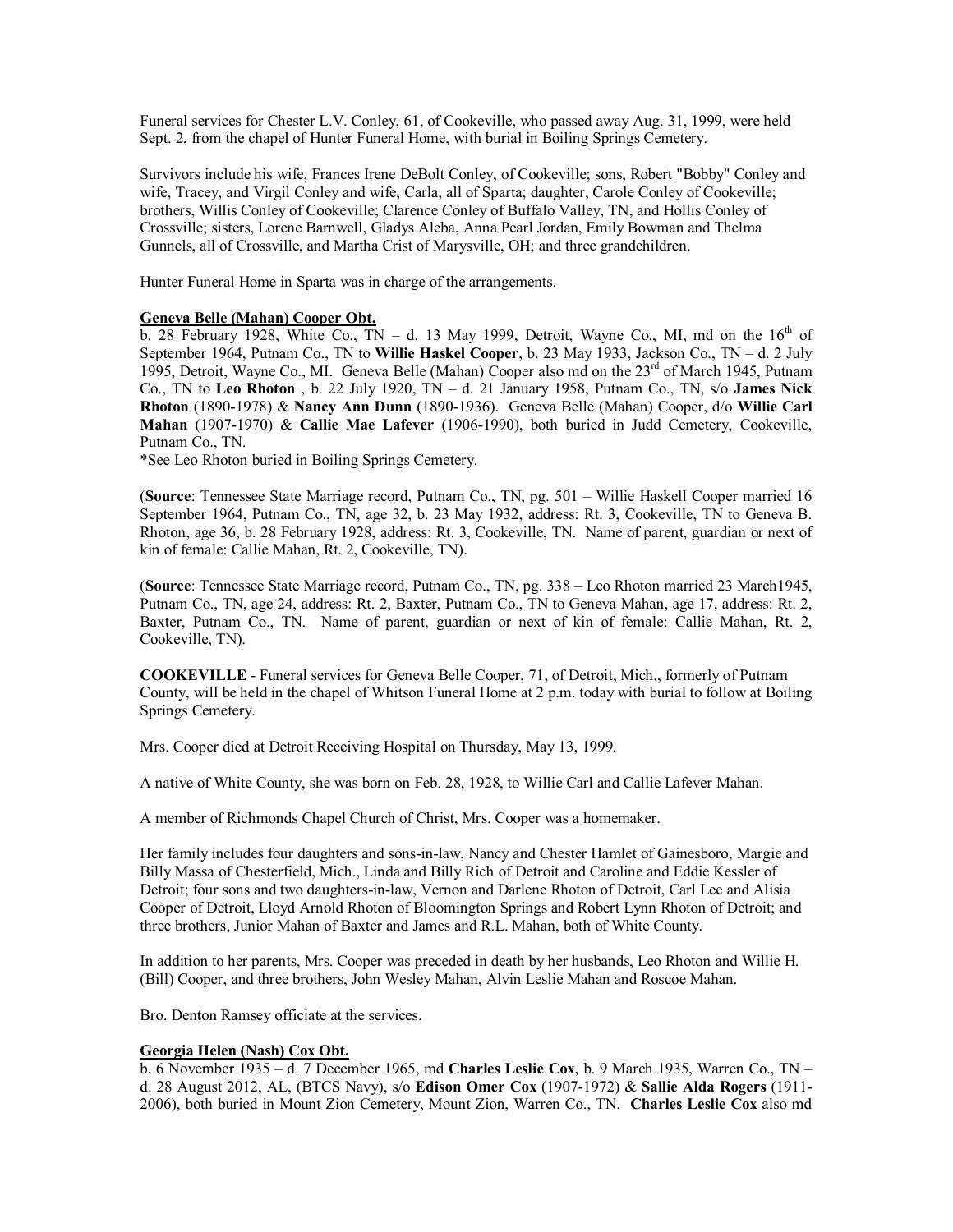Funeral services for Chester L.V. Conley, 61, of Cookeville, who passed away Aug. 31, 1999, were held Sept. 2, from the chapel of Hunter Funeral Home, with burial in Boiling Springs Cemetery.

Survivors include his wife, Frances Irene DeBolt Conley, of Cookeville; sons, Robert "Bobby" Conley and wife, Tracey, and Virgil Conley and wife, Carla, all of Sparta; daughter, Carole Conley of Cookeville; brothers, Willis Conley of Cookeville; Clarence Conley of Buffalo Valley, TN, and Hollis Conley of Crossville; sisters, Lorene Barnwell, Gladys Aleba, Anna Pearl Jordan, Emily Bowman and Thelma Gunnels, all of Crossville, and Martha Crist of Marysville, OH; and three grandchildren.

Hunter Funeral Home in Sparta was in charge of the arrangements.

**Geneva Belle (Mahan) Cooper Obt.**

b. 28 February 1928, White Co., TN – d. 13 May 1999, Detroit, Wayne Co., MI, md on the 16th of September 1964, Putnam Co., TN to **Willie Haskel Cooper**, b. 23 May 1933, Jackson Co., TN – d. 2 July 1995, Detroit, Wayne Co., MI. Geneva Belle (Mahan) Cooper also md on the 23rd of March 1945, Putnam Co., TN to **Leo Rhoton** , b. 22 July 1920, TN – d. 21 January 1958, Putnam Co., TN, s/o **James Nick Rhoton** (1890-1978) & **Nancy Ann Dunn** (1890-1936). Geneva Belle (Mahan) Cooper, d/o **Willie Carl Mahan** (1907-1970) & **Callie Mae Lafever** (1906-1990), both buried in Judd Cemetery, Cookeville, Putnam Co., TN.

*See Leo Rhoton buried in Boiling Springs Cemetery.

(**Source**: Tennessee State Marriage record, Putnam Co., TN, pg. 501 – Willie Haskell Cooper married 16 September 1964, Putnam Co., TN, age 32, b. 23 May 1932, address: Rt. 3, Cookeville, TN to Geneva B. Rhoton, age 36, b. 28 February 1928, address: Rt. 3, Cookeville, TN. Name of parent, guardian or next of kin of female: Callie Mahan, Rt. 2, Cookeville, TN).

(**Source**: Tennessee State Marriage record, Putnam Co., TN, pg. 338 – Leo Rhoton married 23 March1945, Putnam Co., TN, age 24, address: Rt. 2, Baxter, Putnam Co., TN to Geneva Mahan, age 17, address: Rt. 2, Baxter, Putnam Co., TN. Name of parent, guardian or next of kin of female: Callie Mahan, Rt. 2, Cookeville, TN).

**COOKEVILLE** - Funeral services for Geneva Belle Cooper, 71, of Detroit, Mich., formerly of Putnam County, will be held in the chapel of Whitson Funeral Home at 2 p.m. today with burial to follow at Boiling Springs Cemetery.

Mrs. Cooper died at Detroit Receiving Hospital on Thursday, May 13, 1999.

A native of White County, she was born on Feb. 28, 1928, to Willie Carl and Callie Lafever Mahan.

A member of Richmonds Chapel Church of Christ, Mrs. Cooper was a homemaker.

Her family includes four daughters and sons-in-law, Nancy and Chester Hamlet of Gainesboro, Margie and Billy Massa of Chesterfield, Mich., Linda and Billy Rich of Detroit and Caroline and Eddie Kessler of Detroit; four sons and two daughters-in-law, Vernon and Darlene Rhoton of Detroit, Carl Lee and Alisia Cooper of Detroit, Lloyd Arnold Rhoton of Bloomington Springs and Robert Lynn Rhoton of Detroit; and three brothers, Junior Mahan of Baxter and James and R.L. Mahan, both of White County.

In addition to her parents, Mrs. Cooper was preceded in death by her husbands, Leo Rhoton and Willie H. (Bill) Cooper, and three brothers, John Wesley Mahan, Alvin Leslie Mahan and Roscoe Mahan.

Bro. Denton Ramsey officiate at the services.

**Georgia Helen (Nash) Cox Obt.**

b. 6 November 1935 – d. 7 December 1965, md **Charles Leslie Cox**, b. 9 March 1935, Warren Co., TN – d. 28 August 2012, AL, (BTCS Navy), s/o **Edison Omer Cox** (1907-1972) & **Sallie Alda Rogers** (1911-2006), both buried in Mount Zion Cemetery, Mount Zion, Warren Co., TN. **Charles Leslie Cox** also md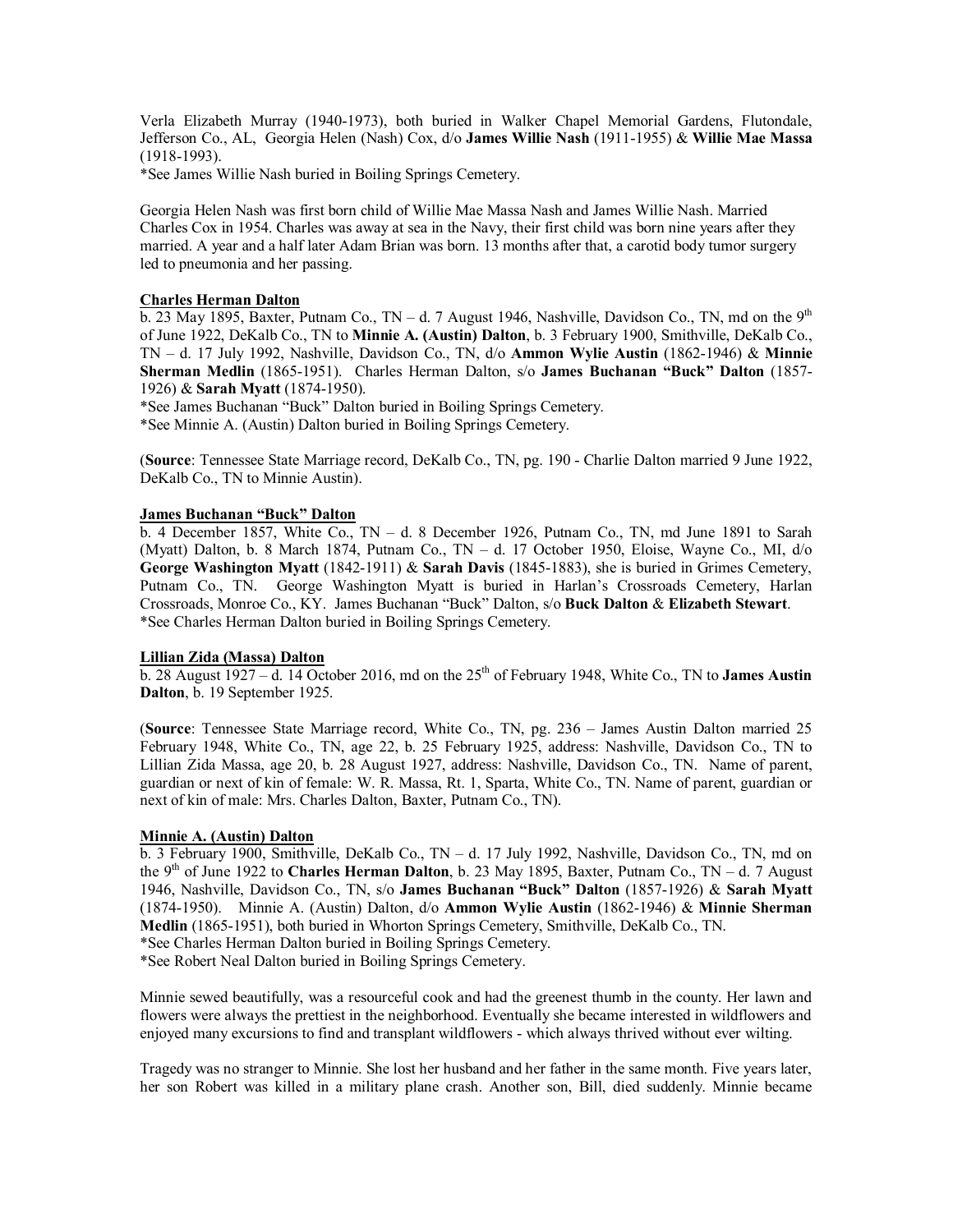Verla Elizabeth Murray (1940-1973), both buried in Walker Chapel Memorial Gardens, Flutondale, Jefferson Co., AL, Georgia Helen (Nash) Cox, d/o **James Willie Nash** (1911-1955) & **Willie Mae Massa** (1918-1993).
*See James Willie Nash buried in Boiling Springs Cemetery.

Georgia Helen Nash was first born child of Willie Mae Massa Nash and James Willie Nash. Married Charles Cox in 1954. Charles was away at sea in the Navy, their first child was born nine years after they married. A year and a half later Adam Brian was born. 13 months after that, a carotid body tumor surgery led to pneumonia and her passing.

**Charles Herman Dalton**

b. 23 May 1895, Baxter, Putnam Co., TN – d. 7 August 1946, Nashville, Davidson Co., TN, md on the 9th of June 1922, DeKalb Co., TN to **Minnie A. (Austin) Dalton**, b. 3 February 1900, Smithville, DeKalb Co., TN – d. 17 July 1992, Nashville, Davidson Co., TN, d/o **Ammon Wylie Austin** (1862-1946) & **Minnie Sherman Medlin** (1865-1951). Charles Herman Dalton, s/o **James Buchanan "Buck" Dalton** (1857-1926) & **Sarah Myatt** (1874-1950).
*See James Buchanan "Buck" Dalton buried in Boiling Springs Cemetery.
*See Minnie A. (Austin) Dalton buried in Boiling Springs Cemetery.

(**Source**: Tennessee State Marriage record, DeKalb Co., TN, pg. 190 - Charlie Dalton married 9 June 1922, DeKalb Co., TN to Minnie Austin).

**James Buchanan "Buck" Dalton**

b. 4 December 1857, White Co., TN – d. 8 December 1926, Putnam Co., TN, md June 1891 to Sarah (Myatt) Dalton, b. 8 March 1874, Putnam Co., TN – d. 17 October 1950, Eloise, Wayne Co., MI, d/o **George Washington Myatt** (1842-1911) & **Sarah Davis** (1845-1883), she is buried in Grimes Cemetery, Putnam Co., TN. George Washington Myatt is buried in Harlan's Crossroads Cemetery, Harlan Crossroads, Monroe Co., KY. James Buchanan "Buck" Dalton, s/o **Buck Dalton** & **Elizabeth Stewart**.
*See Charles Herman Dalton buried in Boiling Springs Cemetery.

**Lillian Zida (Massa) Dalton**

b. 28 August 1927 – d. 14 October 2016, md on the 25th of February 1948, White Co., TN to **James Austin Dalton**, b. 19 September 1925.

(**Source**: Tennessee State Marriage record, White Co., TN, pg. 236 – James Austin Dalton married 25 February 1948, White Co., TN, age 22, b. 25 February 1925, address: Nashville, Davidson Co., TN to Lillian Zida Massa, age 20, b. 28 August 1927, address: Nashville, Davidson Co., TN. Name of parent, guardian or next of kin of female: W. R. Massa, Rt. 1, Sparta, White Co., TN. Name of parent, guardian or next of kin of male: Mrs. Charles Dalton, Baxter, Putnam Co., TN).

**Minnie A. (Austin) Dalton**

b. 3 February 1900, Smithville, DeKalb Co., TN – d. 17 July 1992, Nashville, Davidson Co., TN, md on the 9th of June 1922 to **Charles Herman Dalton**, b. 23 May 1895, Baxter, Putnam Co., TN – d. 7 August 1946, Nashville, Davidson Co., TN, s/o **James Buchanan "Buck" Dalton** (1857-1926) & **Sarah Myatt** (1874-1950). Minnie A. (Austin) Dalton, d/o **Ammon Wylie Austin** (1862-1946) & **Minnie Sherman Medlin** (1865-1951), both buried in Whorton Springs Cemetery, Smithville, DeKalb Co., TN.
*See Charles Herman Dalton buried in Boiling Springs Cemetery.
*See Robert Neal Dalton buried in Boiling Springs Cemetery.

Minnie sewed beautifully, was a resourceful cook and had the greenest thumb in the county. Her lawn and flowers were always the prettiest in the neighborhood. Eventually she became interested in wildflowers and enjoyed many excursions to find and transplant wildflowers - which always thrived without ever wilting.

Tragedy was no stranger to Minnie. She lost her husband and her father in the same month. Five years later, her son Robert was killed in a military plane crash. Another son, Bill, died suddenly. Minnie became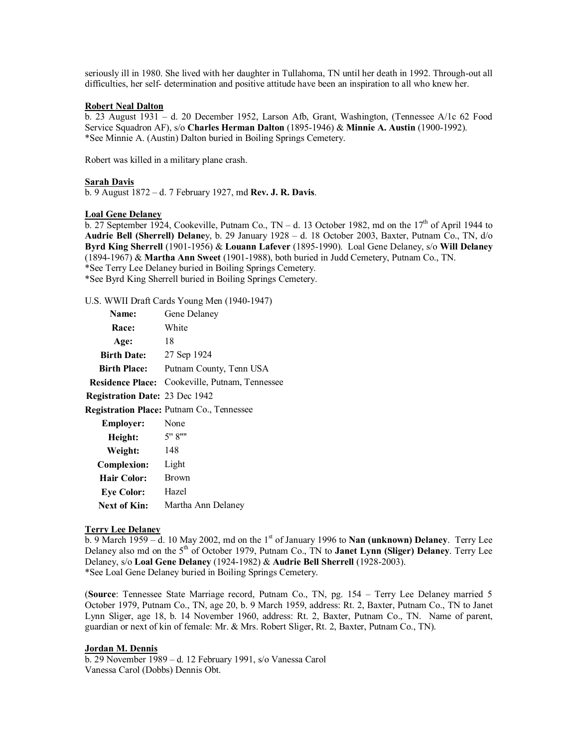seriously ill in 1980. She lived with her daughter in Tullahoma, TN until her death in 1992. Through-out all difficulties, her self- determination and positive attitude have been an inspiration to all who knew her.

**Robert Neal Dalton**
b. 23 August 1931 – d. 20 December 1952, Larson Afb, Grant, Washington, (Tennessee A/1c 62 Food Service Squadron AF), s/o **Charles Herman Dalton** (1895-1946) & **Minnie A. Austin** (1900-1992).
*See Minnie A. (Austin) Dalton buried in Boiling Springs Cemetery.

Robert was killed in a military plane crash.

**Sarah Davis**
b. 9 August 1872 – d. 7 February 1927, md **Rev. J. R. Davis**.

**Loal Gene Delaney**
b. 27 September 1924, Cookeville, Putnam Co., TN – d. 13 October 1982, md on the 17th of April 1944 to **Audrie Bell (Sherrell) Delaney**, b. 29 January 1928 – d. 18 October 2003, Baxter, Putnam Co., TN, d/o **Byrd King Sherrell** (1901-1956) & **Louann Lafever** (1895-1990). Loal Gene Delaney, s/o **Will Delaney** (1894-1967) & **Martha Ann Sweet** (1901-1988), both buried in Judd Cemetery, Putnam Co., TN.
*See Terry Lee Delaney buried in Boiling Springs Cemetery.
*See Byrd King Sherrell buried in Boiling Springs Cemetery.

U.S. WWII Draft Cards Young Men (1940-1947)

| | |
|---|---|
| **Name:** | Gene Delaney |
| **Race:** | White |
| **Age:** | 18 |
| **Birth Date:** | 27 Sep 1924 |
| **Birth Place:** | Putnam County, Tenn USA |
| **Residence Place:** | Cookeville, Putnam, Tennessee |
| **Registration Date:** | 23 Dec 1942 |
| **Registration Place:** | Putnam Co., Tennessee |
| **Employer:** | None |
| **Height:** | 5' 8"" |
| **Weight:** | 148 |
| **Complexion:** | Light |
| **Hair Color:** | Brown |
| **Eye Color:** | Hazel |
| **Next of Kin:** | Martha Ann Delaney |

**Terry Lee Delaney**
b. 9 March 1959 – d. 10 May 2002, md on the 1st of January 1996 to **Nan (unknown) Delaney**. Terry Lee Delaney also md on the 5th of October 1979, Putnam Co., TN to **Janet Lynn (Sliger) Delaney**. Terry Lee Delaney, s/o **Loal Gene Delaney** (1924-1982) & **Audrie Bell Sherrell** (1928-2003).
*See Loal Gene Delaney buried in Boiling Springs Cemetery.

(**Source**: Tennessee State Marriage record, Putnam Co., TN, pg. 154 – Terry Lee Delaney married 5 October 1979, Putnam Co., TN, age 20, b. 9 March 1959, address: Rt. 2, Baxter, Putnam Co., TN to Janet Lynn Sliger, age 18, b. 14 November 1960, address: Rt. 2, Baxter, Putnam Co., TN. Name of parent, guardian or next of kin of female: Mr. & Mrs. Robert Sliger, Rt. 2, Baxter, Putnam Co., TN).

**Jordan M. Dennis**
b. 29 November 1989 – d. 12 February 1991, s/o Vanessa Carol
Vanessa Carol (Dobbs) Dennis Obt.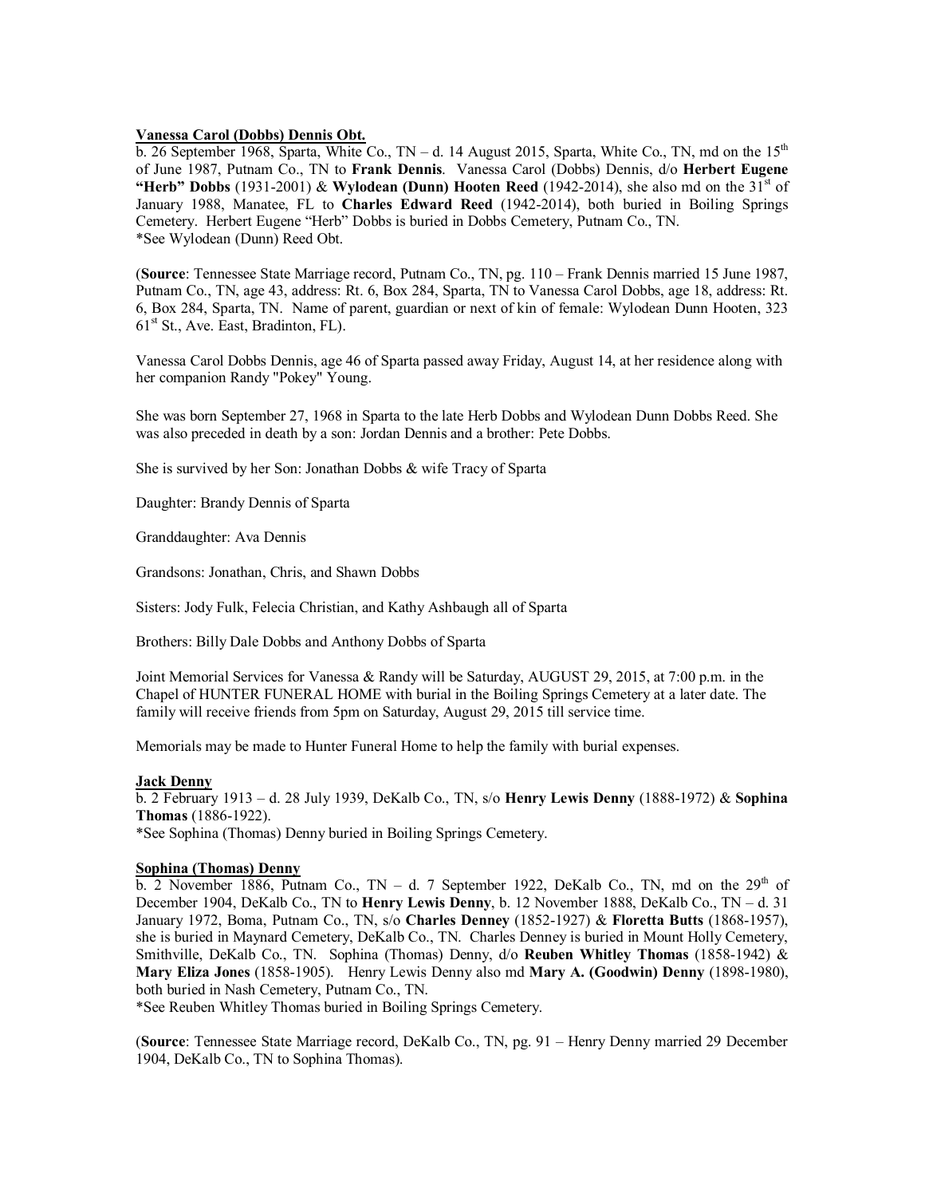**Vanessa Carol (Dobbs) Dennis Obt.**

b. 26 September 1968, Sparta, White Co., TN – d. 14 August 2015, Sparta, White Co., TN, md on the 15th of June 1987, Putnam Co., TN to **Frank Dennis**. Vanessa Carol (Dobbs) Dennis, d/o **Herbert Eugene "Herb" Dobbs** (1931-2001) & **Wylodean (Dunn) Hooten Reed** (1942-2014), she also md on the 31st of January 1988, Manatee, FL to **Charles Edward Reed** (1942-2014), both buried in Boiling Springs Cemetery. Herbert Eugene "Herb" Dobbs is buried in Dobbs Cemetery, Putnam Co., TN.
*See Wylodean (Dunn) Reed Obt.

(**Source**: Tennessee State Marriage record, Putnam Co., TN, pg. 110 – Frank Dennis married 15 June 1987, Putnam Co., TN, age 43, address: Rt. 6, Box 284, Sparta, TN to Vanessa Carol Dobbs, age 18, address: Rt. 6, Box 284, Sparta, TN. Name of parent, guardian or next of kin of female: Wylodean Dunn Hooten, 323 61st St., Ave. East, Bradinton, FL).

Vanessa Carol Dobbs Dennis, age 46 of Sparta passed away Friday, August 14, at her residence along with her companion Randy "Pokey" Young.

She was born September 27, 1968 in Sparta to the late Herb Dobbs and Wylodean Dunn Dobbs Reed. She was also preceded in death by a son: Jordan Dennis and a brother: Pete Dobbs.

She is survived by her Son: Jonathan Dobbs & wife Tracy of Sparta

Daughter: Brandy Dennis of Sparta

Granddaughter: Ava Dennis

Grandsons: Jonathan, Chris, and Shawn Dobbs

Sisters: Jody Fulk, Felecia Christian, and Kathy Ashbaugh all of Sparta

Brothers: Billy Dale Dobbs and Anthony Dobbs of Sparta

Joint Memorial Services for Vanessa & Randy will be Saturday, AUGUST 29, 2015, at 7:00 p.m. in the Chapel of HUNTER FUNERAL HOME with burial in the Boiling Springs Cemetery at a later date. The family will receive friends from 5pm on Saturday, August 29, 2015 till service time.

Memorials may be made to Hunter Funeral Home to help the family with burial expenses.

**Jack Denny**

b. 2 February 1913 – d. 28 July 1939, DeKalb Co., TN, s/o **Henry Lewis Denny** (1888-1972) & **Sophina Thomas** (1886-1922).
*See Sophina (Thomas) Denny buried in Boiling Springs Cemetery.

**Sophina (Thomas) Denny**

b. 2 November 1886, Putnam Co., TN – d. 7 September 1922, DeKalb Co., TN, md on the 29th of December 1904, DeKalb Co., TN to **Henry Lewis Denny**, b. 12 November 1888, DeKalb Co., TN – d. 31 January 1972, Boma, Putnam Co., TN, s/o **Charles Denney** (1852-1927) & **Floretta Butts** (1868-1957), she is buried in Maynard Cemetery, DeKalb Co., TN. Charles Denney is buried in Mount Holly Cemetery, Smithville, DeKalb Co., TN. Sophina (Thomas) Denny, d/o **Reuben Whitley Thomas** (1858-1942) & **Mary Eliza Jones** (1858-1905). Henry Lewis Denny also md **Mary A. (Goodwin) Denny** (1898-1980), both buried in Nash Cemetery, Putnam Co., TN.
*See Reuben Whitley Thomas buried in Boiling Springs Cemetery.

(**Source**: Tennessee State Marriage record, DeKalb Co., TN, pg. 91 – Henry Denny married 29 December 1904, DeKalb Co., TN to Sophina Thomas).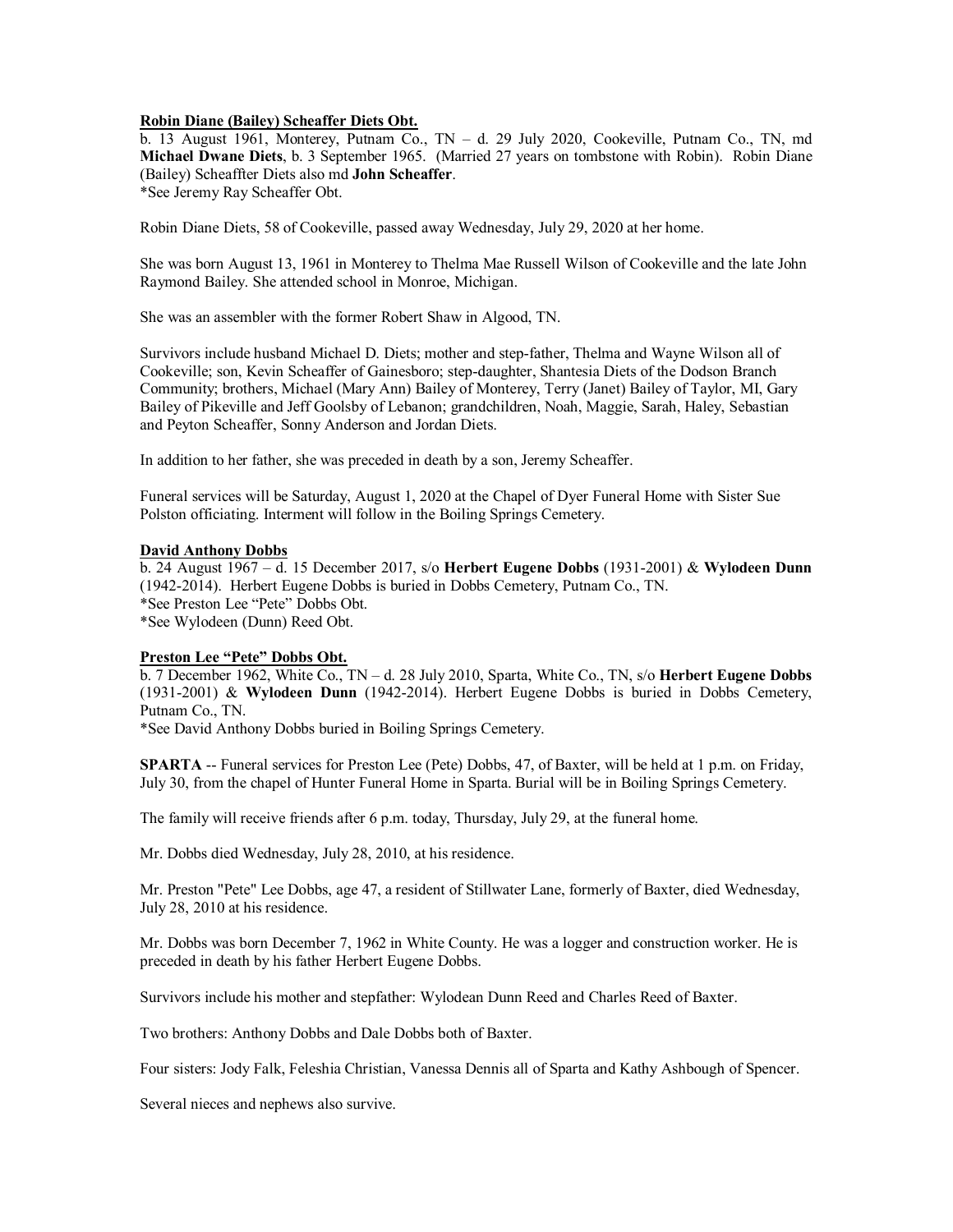**Robin Diane (Bailey) Scheaffer Diets Obt.**

b. 13 August 1961, Monterey, Putnam Co., TN – d. 29 July 2020, Cookeville, Putnam Co., TN, md **Michael Dwane Diets**, b. 3 September 1965. (Married 27 years on tombstone with Robin). Robin Diane (Bailey) Scheaffter Diets also md **John Scheaffer**.
*See Jeremy Ray Scheaffer Obt.

Robin Diane Diets, 58 of Cookeville, passed away Wednesday, July 29, 2020 at her home.

She was born August 13, 1961 in Monterey to Thelma Mae Russell Wilson of Cookeville and the late John Raymond Bailey. She attended school in Monroe, Michigan.

She was an assembler with the former Robert Shaw in Algood, TN.

Survivors include husband Michael D. Diets; mother and step-father, Thelma and Wayne Wilson all of Cookeville; son, Kevin Scheaffer of Gainesboro; step-daughter, Shantesia Diets of the Dodson Branch Community; brothers, Michael (Mary Ann) Bailey of Monterey, Terry (Janet) Bailey of Taylor, MI, Gary Bailey of Pikeville and Jeff Goolsby of Lebanon; grandchildren, Noah, Maggie, Sarah, Haley, Sebastian and Peyton Scheaffer, Sonny Anderson and Jordan Diets.

In addition to her father, she was preceded in death by a son, Jeremy Scheaffer.

Funeral services will be Saturday, August 1, 2020 at the Chapel of Dyer Funeral Home with Sister Sue Polston officiating. Interment will follow in the Boiling Springs Cemetery.

**David Anthony Dobbs**

b. 24 August 1967 – d. 15 December 2017, s/o **Herbert Eugene Dobbs** (1931-2001) & **Wylodeen Dunn** (1942-2014). Herbert Eugene Dobbs is buried in Dobbs Cemetery, Putnam Co., TN.
*See Preston Lee "Pete" Dobbs Obt.
*See Wylodeen (Dunn) Reed Obt.

**Preston Lee "Pete" Dobbs Obt.**

b. 7 December 1962, White Co., TN – d. 28 July 2010, Sparta, White Co., TN, s/o **Herbert Eugene Dobbs** (1931-2001) & **Wylodeen Dunn** (1942-2014). Herbert Eugene Dobbs is buried in Dobbs Cemetery, Putnam Co., TN.
*See David Anthony Dobbs buried in Boiling Springs Cemetery.

**SPARTA** -- Funeral services for Preston Lee (Pete) Dobbs, 47, of Baxter, will be held at 1 p.m. on Friday, July 30, from the chapel of Hunter Funeral Home in Sparta. Burial will be in Boiling Springs Cemetery.

The family will receive friends after 6 p.m. today, Thursday, July 29, at the funeral home.

Mr. Dobbs died Wednesday, July 28, 2010, at his residence.

Mr. Preston "Pete" Lee Dobbs, age 47, a resident of Stillwater Lane, formerly of Baxter, died Wednesday, July 28, 2010 at his residence.

Mr. Dobbs was born December 7, 1962 in White County. He was a logger and construction worker. He is preceded in death by his father Herbert Eugene Dobbs.

Survivors include his mother and stepfather: Wylodean Dunn Reed and Charles Reed of Baxter.

Two brothers: Anthony Dobbs and Dale Dobbs both of Baxter.

Four sisters: Jody Falk, Feleshia Christian, Vanessa Dennis all of Sparta and Kathy Ashbough of Spencer.

Several nieces and nephews also survive.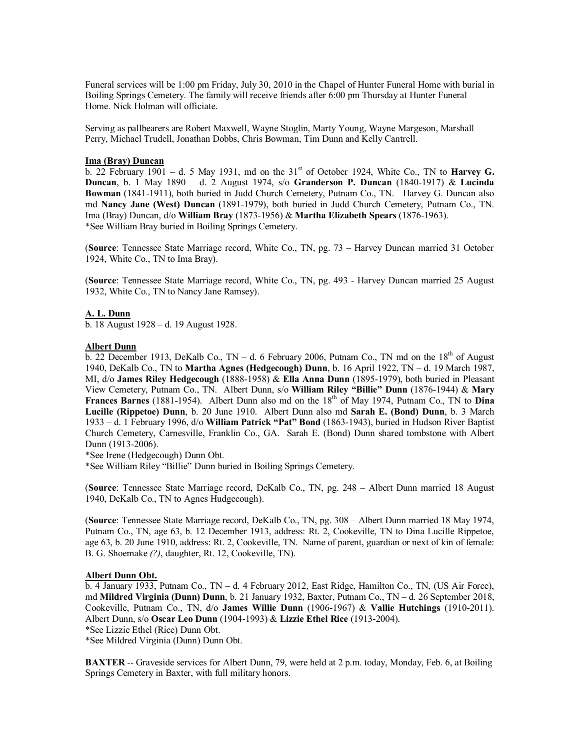Funeral services will be 1:00 pm Friday, July 30, 2010 in the Chapel of Hunter Funeral Home with burial in Boiling Springs Cemetery. The family will receive friends after 6:00 pm Thursday at Hunter Funeral Home. Nick Holman will officiate.

Serving as pallbearers are Robert Maxwell, Wayne Stoglin, Marty Young, Wayne Margeson, Marshall Perry, Michael Trudell, Jonathan Dobbs, Chris Bowman, Tim Dunn and Kelly Cantrell.

**Ima (Bray) Duncan**

b. 22 February 1901 – d. 5 May 1931, md on the 31st of October 1924, White Co., TN to **Harvey G. Duncan**, b. 1 May 1890 – d. 2 August 1974, s/o **Granderson P. Duncan** (1840-1917) & **Lucinda Bowman** (1841-1911), both buried in Judd Church Cemetery, Putnam Co., TN. Harvey G. Duncan also md **Nancy Jane (West) Duncan** (1891-1979), both buried in Judd Church Cemetery, Putnam Co., TN. Ima (Bray) Duncan, d/o **William Bray** (1873-1956) & **Martha Elizabeth Spears** (1876-1963).
*See William Bray buried in Boiling Springs Cemetery.

(**Source**: Tennessee State Marriage record, White Co., TN, pg. 73 – Harvey Duncan married 31 October 1924, White Co., TN to Ima Bray).

(**Source**: Tennessee State Marriage record, White Co., TN, pg. 493 - Harvey Duncan married 25 August 1932, White Co., TN to Nancy Jane Ramsey).

**A. L. Dunn**

b. 18 August 1928 – d. 19 August 1928.

**Albert Dunn**

b. 22 December 1913, DeKalb Co., TN – d. 6 February 2006, Putnam Co., TN md on the 18th of August 1940, DeKalb Co., TN to **Martha Agnes (Hedgecough) Dunn**, b. 16 April 1922, TN – d. 19 March 1987, MI, d/o **James Riley Hedgecough** (1888-1958) & **Ella Anna Dunn** (1895-1979), both buried in Pleasant View Cemetery, Putnam Co., TN. Albert Dunn, s/o **William Riley "Billie" Dunn** (1876-1944) & **Mary Frances Barnes** (1881-1954). Albert Dunn also md on the 18th of May 1974, Putnam Co., TN to **Dina Lucille (Rippetoe) Dunn**, b. 20 June 1910. Albert Dunn also md **Sarah E. (Bond) Dunn**, b. 3 March 1933 – d. 1 February 1996, d/o **William Patrick "Pat" Bond** (1863-1943), buried in Hudson River Baptist Church Cemetery, Carnesville, Franklin Co., GA. Sarah E. (Bond) Dunn shared tombstone with Albert Dunn (1913-2006).
*See Irene (Hedgecough) Dunn Obt.
*See William Riley "Billie" Dunn buried in Boiling Springs Cemetery.

(**Source**: Tennessee State Marriage record, DeKalb Co., TN, pg. 248 – Albert Dunn married 18 August 1940, DeKalb Co., TN to Agnes Hudgecough).

(**Source**: Tennessee State Marriage record, DeKalb Co., TN, pg. 308 – Albert Dunn married 18 May 1974, Putnam Co., TN, age 63, b. 12 December 1913, address: Rt. 2, Cookeville, TN to Dina Lucille Rippetoe, age 63, b. 20 June 1910, address: Rt. 2, Cookeville, TN. Name of parent, guardian or next of kin of female: B. G. Shoemake *(?)*, daughter, Rt. 12, Cookeville, TN).

**Albert Dunn Obt.**

b. 4 January 1933, Putnam Co., TN – d. 4 February 2012, East Ridge, Hamilton Co., TN, (US Air Force), md **Mildred Virginia (Dunn) Dunn**, b. 21 January 1932, Baxter, Putnam Co., TN – d. 26 September 2018, Cookeville, Putnam Co., TN, d/o **James Willie Dunn** (1906-1967) & **Vallie Hutchings** (1910-2011). Albert Dunn, s/o **Oscar Leo Dunn** (1904-1993) & **Lizzie Ethel Rice** (1913-2004).
*See Lizzie Ethel (Rice) Dunn Obt.
*See Mildred Virginia (Dunn) Dunn Obt.

**BAXTER** -- Graveside services for Albert Dunn, 79, were held at 2 p.m. today, Monday, Feb. 6, at Boiling Springs Cemetery in Baxter, with full military honors.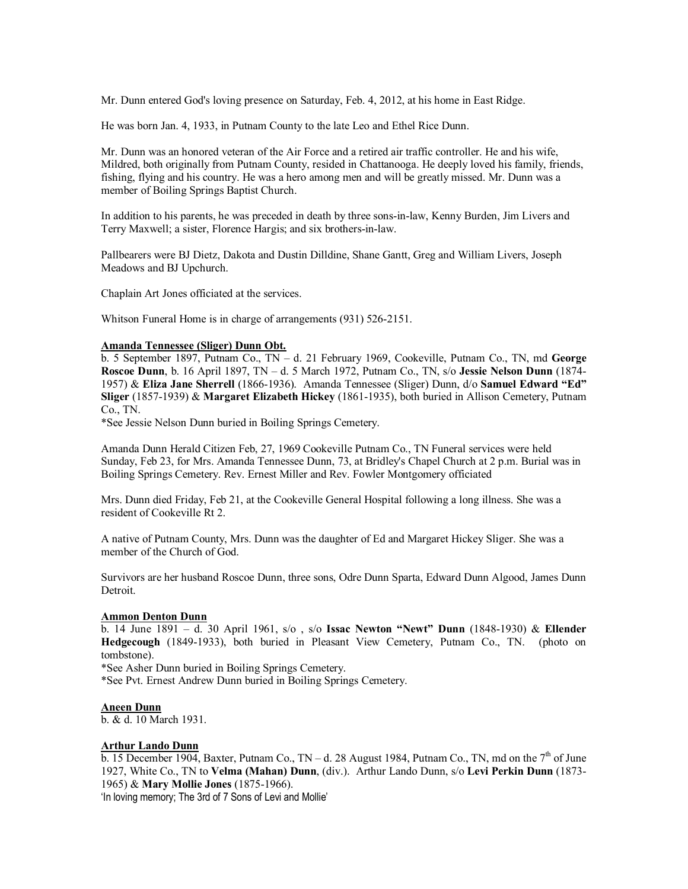Mr. Dunn entered God's loving presence on Saturday, Feb. 4, 2012, at his home in East Ridge.

He was born Jan. 4, 1933, in Putnam County to the late Leo and Ethel Rice Dunn.

Mr. Dunn was an honored veteran of the Air Force and a retired air traffic controller. He and his wife, Mildred, both originally from Putnam County, resided in Chattanooga. He deeply loved his family, friends, fishing, flying and his country. He was a hero among men and will be greatly missed. Mr. Dunn was a member of Boiling Springs Baptist Church.

In addition to his parents, he was preceded in death by three sons-in-law, Kenny Burden, Jim Livers and Terry Maxwell; a sister, Florence Hargis; and six brothers-in-law.

Pallbearers were BJ Dietz, Dakota and Dustin Dilldine, Shane Gantt, Greg and William Livers, Joseph Meadows and BJ Upchurch.

Chaplain Art Jones officiated at the services.

Whitson Funeral Home is in charge of arrangements (931) 526-2151.

**Amanda Tennessee (Sliger) Dunn Obt.**

b. 5 September 1897, Putnam Co., TN – d. 21 February 1969, Cookeville, Putnam Co., TN, md **George Roscoe Dunn**, b. 16 April 1897, TN – d. 5 March 1972, Putnam Co., TN, s/o **Jessie Nelson Dunn** (1874-1957) & **Eliza Jane Sherrell** (1866-1936). Amanda Tennessee (Sliger) Dunn, d/o **Samuel Edward "Ed" Sliger** (1857-1939) & **Margaret Elizabeth Hickey** (1861-1935), both buried in Allison Cemetery, Putnam Co., TN.

*See Jessie Nelson Dunn buried in Boiling Springs Cemetery.

Amanda Dunn Herald Citizen Feb, 27, 1969 Cookeville Putnam Co., TN Funeral services were held Sunday, Feb 23, for Mrs. Amanda Tennessee Dunn, 73, at Bridley's Chapel Church at 2 p.m. Burial was in Boiling Springs Cemetery. Rev. Ernest Miller and Rev. Fowler Montgomery officiated

Mrs. Dunn died Friday, Feb 21, at the Cookeville General Hospital following a long illness. She was a resident of Cookeville Rt 2.

A native of Putnam County, Mrs. Dunn was the daughter of Ed and Margaret Hickey Sliger. She was a member of the Church of God.

Survivors are her husband Roscoe Dunn, three sons, Odre Dunn Sparta, Edward Dunn Algood, James Dunn Detroit.

**Ammon Denton Dunn**

b. 14 June 1891 – d. 30 April 1961, s/o , s/o **Issac Newton "Newt" Dunn** (1848-1930) & **Ellender Hedgecough** (1849-1933), both buried in Pleasant View Cemetery, Putnam Co., TN. (photo on tombstone).

*See Asher Dunn buried in Boiling Springs Cemetery.

*See Pvt. Ernest Andrew Dunn buried in Boiling Springs Cemetery.

**Aneen Dunn**

b. & d. 10 March 1931.

**Arthur Lando Dunn**

b. 15 December 1904, Baxter, Putnam Co., TN – d. 28 August 1984, Putnam Co., TN, md on the 7th of June 1927, White Co., TN to **Velma (Mahan) Dunn**, (div.). Arthur Lando Dunn, s/o **Levi Perkin Dunn** (1873-1965) & **Mary Mollie Jones** (1875-1966).

'In loving memory; The 3rd of 7 Sons of Levi and Mollie'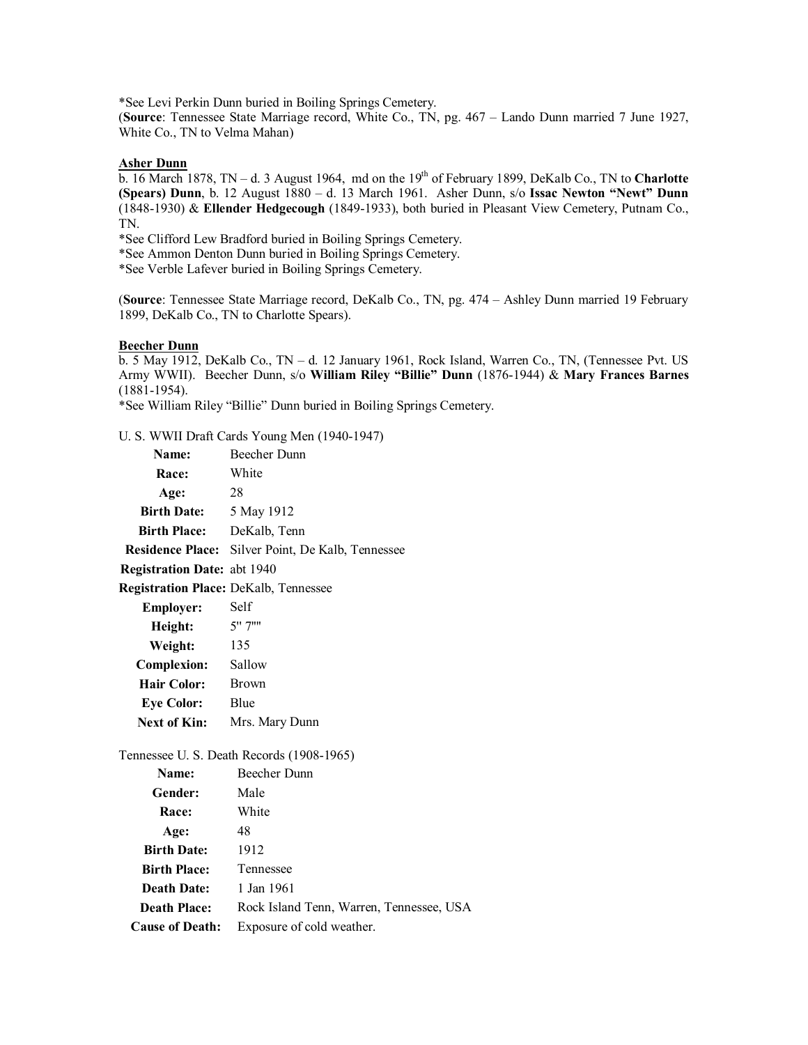*See Levi Perkin Dunn buried in Boiling Springs Cemetery.
(**Source**: Tennessee State Marriage record, White Co., TN, pg. 467 – Lando Dunn married 7 June 1927, White Co., TN to Velma Mahan)

**Asher Dunn**
b. 16 March 1878, TN – d. 3 August 1964, md on the 19th of February 1899, DeKalb Co., TN to **Charlotte (Spears) Dunn**, b. 12 August 1880 – d. 13 March 1961. Asher Dunn, s/o **Issac Newton "Newt" Dunn** (1848-1930) & **Ellender Hedgecough** (1849-1933), both buried in Pleasant View Cemetery, Putnam Co., TN.
*See Clifford Lew Bradford buried in Boiling Springs Cemetery.
*See Ammon Denton Dunn buried in Boiling Springs Cemetery.
*See Verble Lafever buried in Boiling Springs Cemetery.

(**Source**: Tennessee State Marriage record, DeKalb Co., TN, pg. 474 – Ashley Dunn married 19 February 1899, DeKalb Co., TN to Charlotte Spears).

**Beecher Dunn**
b. 5 May 1912, DeKalb Co., TN – d. 12 January 1961, Rock Island, Warren Co., TN, (Tennessee Pvt. US Army WWII). Beecher Dunn, s/o **William Riley "Billie" Dunn** (1876-1944) & **Mary Frances Barnes** (1881-1954).
*See William Riley "Billie" Dunn buried in Boiling Springs Cemetery.

U. S. WWII Draft Cards Young Men (1940-1947)

| | |
|---|---|
| **Name:** | Beecher Dunn |
| **Race:** | White |
| **Age:** | 28 |
| **Birth Date:** | 5 May 1912 |
| **Birth Place:** | DeKalb, Tenn |
| **Residence Place:** | Silver Point, De Kalb, Tennessee |
| **Registration Date:** | abt 1940 |
| **Registration Place:** | DeKalb, Tennessee |
| **Employer:** | Self |
| **Height:** | 5' 7"" |
| **Weight:** | 135 |
| **Complexion:** | Sallow |
| **Hair Color:** | Brown |
| **Eye Color:** | Blue |
| **Next of Kin:** | Mrs. Mary Dunn |

Tennessee U. S. Death Records (1908-1965)

| | |
|---|---|
| **Name:** | Beecher Dunn |
| **Gender:** | Male |
| **Race:** | White |
| **Age:** | 48 |
| **Birth Date:** | 1912 |
| **Birth Place:** | Tennessee |
| **Death Date:** | 1 Jan 1961 |
| **Death Place:** | Rock Island Tenn, Warren, Tennessee, USA |
| **Cause of Death:** | Exposure of cold weather. |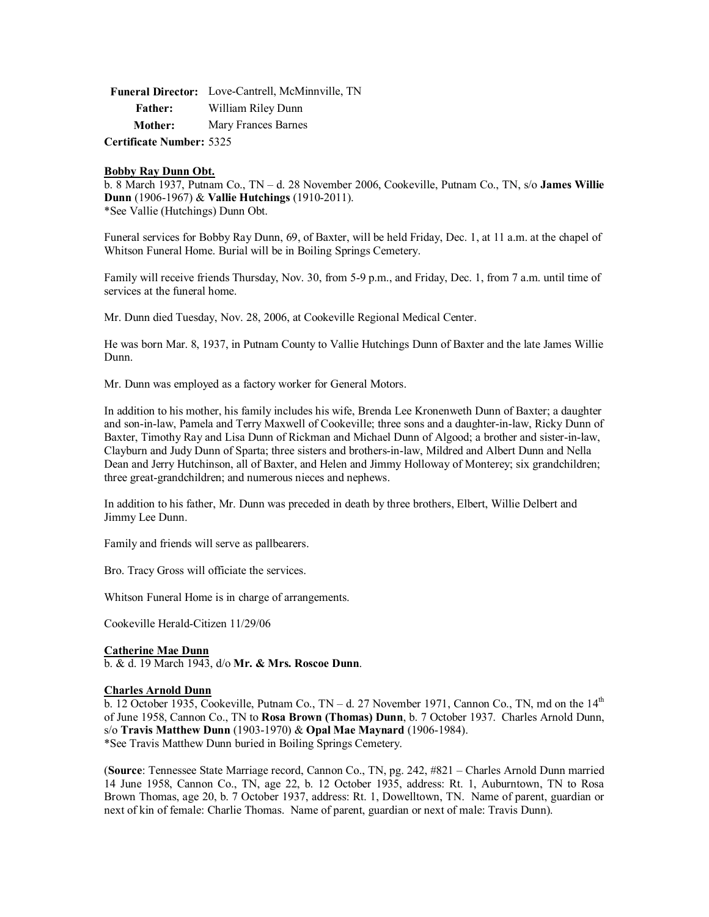**Funeral Director:** Love-Cantrell, McMinnville, TN
**Father:** William Riley Dunn
**Mother:** Mary Frances Barnes
**Certificate Number:** 5325

**Bobby Ray Dunn Obt.**
b. 8 March 1937, Putnam Co., TN – d. 28 November 2006, Cookeville, Putnam Co., TN, s/o **James Willie Dunn** (1906-1967) & **Vallie Hutchings** (1910-2011).
*See Vallie (Hutchings) Dunn Obt.

Funeral services for Bobby Ray Dunn, 69, of Baxter, will be held Friday, Dec. 1, at 11 a.m. at the chapel of Whitson Funeral Home. Burial will be in Boiling Springs Cemetery.

Family will receive friends Thursday, Nov. 30, from 5-9 p.m., and Friday, Dec. 1, from 7 a.m. until time of services at the funeral home.

Mr. Dunn died Tuesday, Nov. 28, 2006, at Cookeville Regional Medical Center.

He was born Mar. 8, 1937, in Putnam County to Vallie Hutchings Dunn of Baxter and the late James Willie Dunn.

Mr. Dunn was employed as a factory worker for General Motors.

In addition to his mother, his family includes his wife, Brenda Lee Kronenweth Dunn of Baxter; a daughter and son-in-law, Pamela and Terry Maxwell of Cookeville; three sons and a daughter-in-law, Ricky Dunn of Baxter, Timothy Ray and Lisa Dunn of Rickman and Michael Dunn of Algood; a brother and sister-in-law, Clayburn and Judy Dunn of Sparta; three sisters and brothers-in-law, Mildred and Albert Dunn and Nella Dean and Jerry Hutchinson, all of Baxter, and Helen and Jimmy Holloway of Monterey; six grandchildren; three great-grandchildren; and numerous nieces and nephews.

In addition to his father, Mr. Dunn was preceded in death by three brothers, Elbert, Willie Delbert and Jimmy Lee Dunn.

Family and friends will serve as pallbearers.

Bro. Tracy Gross will officiate the services.

Whitson Funeral Home is in charge of arrangements.

Cookeville Herald-Citizen 11/29/06

**Catherine Mae Dunn**
b. & d. 19 March 1943, d/o **Mr. & Mrs. Roscoe Dunn**.

**Charles Arnold Dunn**
b. 12 October 1935, Cookeville, Putnam Co., TN – d. 27 November 1971, Cannon Co., TN, md on the 14th of June 1958, Cannon Co., TN to **Rosa Brown (Thomas) Dunn**, b. 7 October 1937. Charles Arnold Dunn, s/o **Travis Matthew Dunn** (1903-1970) & **Opal Mae Maynard** (1906-1984).
*See Travis Matthew Dunn buried in Boiling Springs Cemetery.

(**Source**: Tennessee State Marriage record, Cannon Co., TN, pg. 242, #821 – Charles Arnold Dunn married 14 June 1958, Cannon Co., TN, age 22, b. 12 October 1935, address: Rt. 1, Auburntown, TN to Rosa Brown Thomas, age 20, b. 7 October 1937, address: Rt. 1, Dowelltown, TN. Name of parent, guardian or next of kin of female: Charlie Thomas. Name of parent, guardian or next of male: Travis Dunn).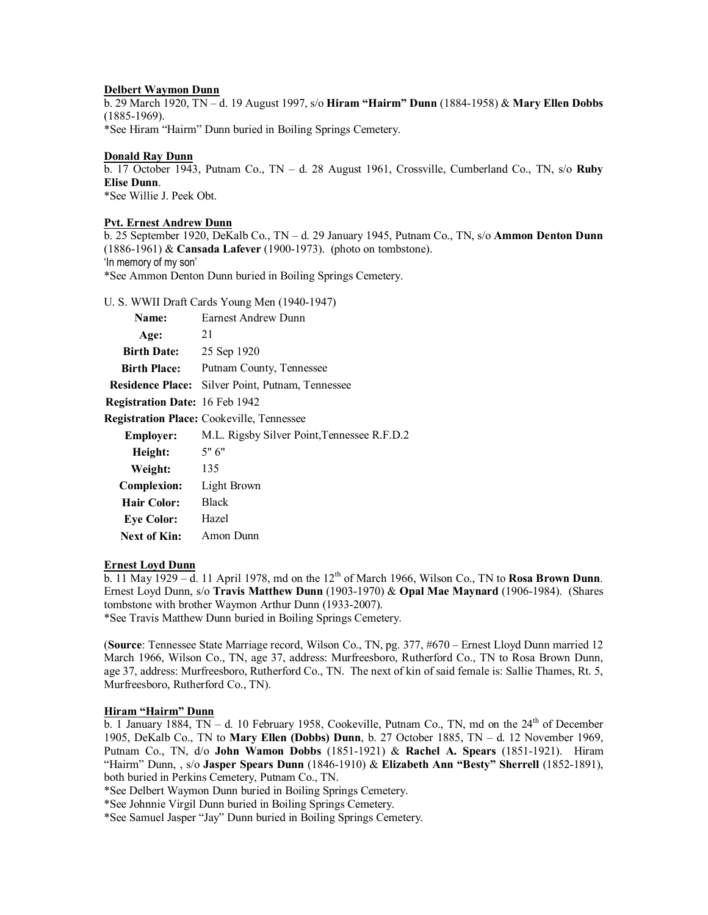**Delbert Waymon Dunn**

b. 29 March 1920, TN – d. 19 August 1997, s/o **Hiram "Hairm" Dunn** (1884-1958) & **Mary Ellen Dobbs** (1885-1969).

*See Hiram "Hairm" Dunn buried in Boiling Springs Cemetery.

**Donald Ray Dunn**

b. 17 October 1943, Putnam Co., TN – d. 28 August 1961, Crossville, Cumberland Co., TN, s/o **Ruby Elise Dunn**.

*See Willie J. Peek Obt.

**Pvt. Ernest Andrew Dunn**

b. 25 September 1920, DeKalb Co., TN – d. 29 January 1945, Putnam Co., TN, s/o **Ammon Denton Dunn** (1886-1961) & **Cansada Lafever** (1900-1973). (photo on tombstone).

'In memory of my son'

*See Ammon Denton Dunn buried in Boiling Springs Cemetery.

U. S. WWII Draft Cards Young Men (1940-1947)

| | |
|---|---|
| **Name:** | Earnest Andrew Dunn |
| **Age:** | 21 |
| **Birth Date:** | 25 Sep 1920 |
| **Birth Place:** | Putnam County, Tennessee |
| **Residence Place:** | Silver Point, Putnam, Tennessee |
| **Registration Date:** | 16 Feb 1942 |
| **Registration Place:** | Cookeville, Tennessee |
| **Employer:** | M.L. Rigsby Silver Point,Tennessee R.F.D.2 |
| **Height:** | 5" 6" |
| **Weight:** | 135 |
| **Complexion:** | Light Brown |
| **Hair Color:** | Black |
| **Eye Color:** | Hazel |
| **Next of Kin:** | Amon Dunn |

**Ernest Loyd Dunn**

b. 11 May 1929 – d. 11 April 1978, md on the 12th of March 1966, Wilson Co., TN to **Rosa Brown Dunn**. Ernest Loyd Dunn, s/o **Travis Matthew Dunn** (1903-1970) & **Opal Mae Maynard** (1906-1984). (Shares tombstone with brother Waymon Arthur Dunn (1933-2007).

*See Travis Matthew Dunn buried in Boiling Springs Cemetery.

(**Source**: Tennessee State Marriage record, Wilson Co., TN, pg. 377, #670 – Ernest Lloyd Dunn married 12 March 1966, Wilson Co., TN, age 37, address: Murfreesboro, Rutherford Co., TN to Rosa Brown Dunn, age 37, address: Murfreesboro, Rutherford Co., TN. The next of kin of said female is: Sallie Thames, Rt. 5, Murfreesboro, Rutherford Co., TN).

**Hiram "Hairm" Dunn**

b. 1 January 1884, TN – d. 10 February 1958, Cookeville, Putnam Co., TN, md on the 24th of December 1905, DeKalb Co., TN to **Mary Ellen (Dobbs) Dunn**, b. 27 October 1885, TN – d. 12 November 1969, Putnam Co., TN, d/o **John Wamon Dobbs** (1851-1921) & **Rachel A. Spears** (1851-1921). Hiram "Hairm" Dunn, , s/o **Jasper Spears Dunn** (1846-1910) & **Elizabeth Ann "Besty" Sherrell** (1852-1891), both buried in Perkins Cemetery, Putnam Co., TN.

*See Delbert Waymon Dunn buried in Boiling Springs Cemetery.

*See Johnnie Virgil Dunn buried in Boiling Springs Cemetery.

*See Samuel Jasper "Jay" Dunn buried in Boiling Springs Cemetery.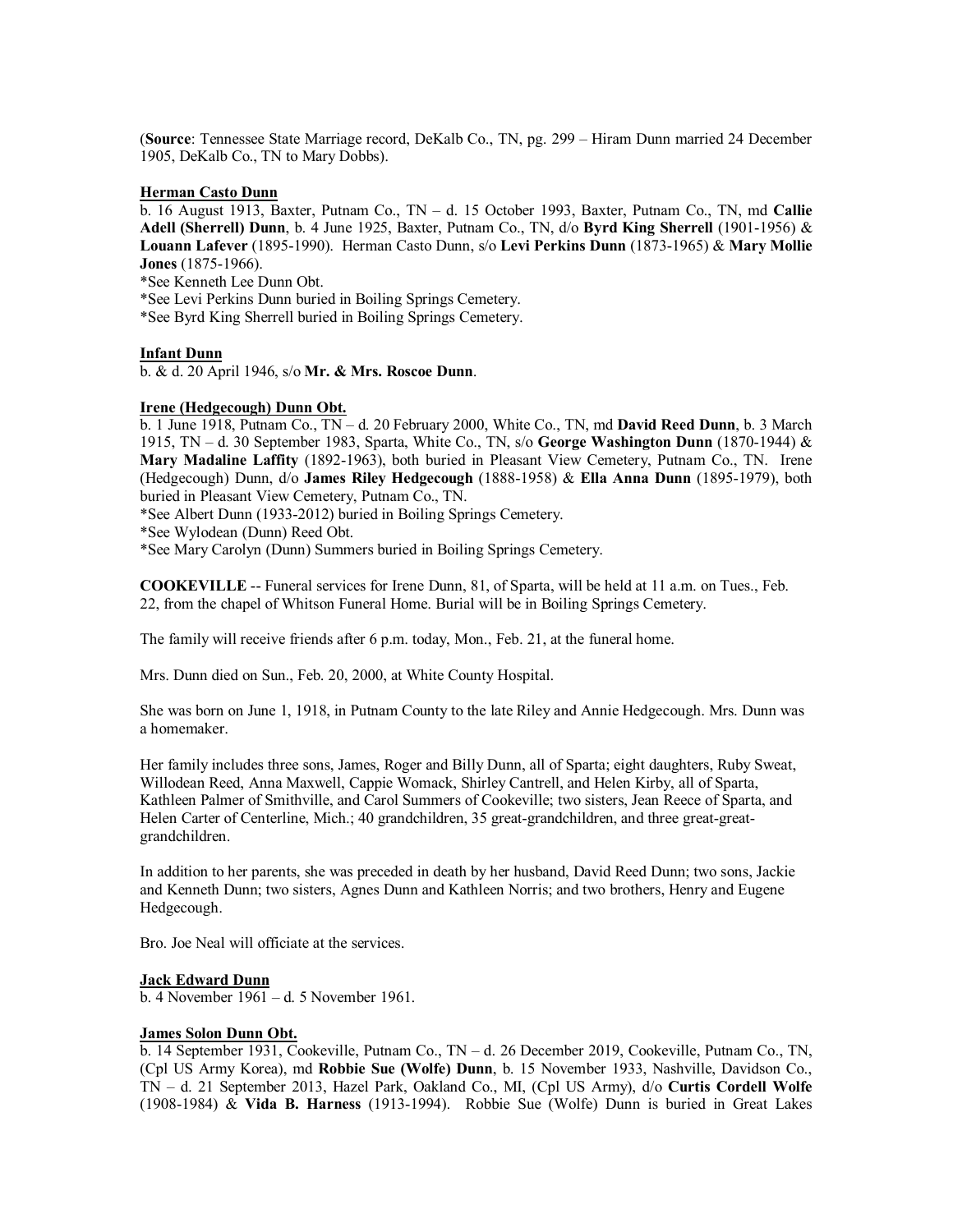(**Source**: Tennessee State Marriage record, DeKalb Co., TN, pg. 299 – Hiram Dunn married 24 December 1905, DeKalb Co., TN to Mary Dobbs).

**Herman Casto Dunn**

b. 16 August 1913, Baxter, Putnam Co., TN – d. 15 October 1993, Baxter, Putnam Co., TN, md **Callie Adell (Sherrell) Dunn**, b. 4 June 1925, Baxter, Putnam Co., TN, d/o **Byrd King Sherrell** (1901-1956) & **Louann Lafever** (1895-1990). Herman Casto Dunn, s/o **Levi Perkins Dunn** (1873-1965) & **Mary Mollie Jones** (1875-1966).

*See Kenneth Lee Dunn Obt.
*See Levi Perkins Dunn buried in Boiling Springs Cemetery.
*See Byrd King Sherrell buried in Boiling Springs Cemetery.

**Infant Dunn**

b. & d. 20 April 1946, s/o **Mr. & Mrs. Roscoe Dunn**.

**Irene (Hedgecough) Dunn Obt.**

b. 1 June 1918, Putnam Co., TN – d. 20 February 2000, White Co., TN, md **David Reed Dunn**, b. 3 March 1915, TN – d. 30 September 1983, Sparta, White Co., TN, s/o **George Washington Dunn** (1870-1944) & **Mary Madaline Laffity** (1892-1963), both buried in Pleasant View Cemetery, Putnam Co., TN. Irene (Hedgecough) Dunn, d/o **James Riley Hedgecough** (1888-1958) & **Ella Anna Dunn** (1895-1979), both buried in Pleasant View Cemetery, Putnam Co., TN.

*See Albert Dunn (1933-2012) buried in Boiling Springs Cemetery.
*See Wylodean (Dunn) Reed Obt.
*See Mary Carolyn (Dunn) Summers buried in Boiling Springs Cemetery.

**COOKEVILLE** -- Funeral services for Irene Dunn, 81, of Sparta, will be held at 11 a.m. on Tues., Feb. 22, from the chapel of Whitson Funeral Home. Burial will be in Boiling Springs Cemetery.

The family will receive friends after 6 p.m. today, Mon., Feb. 21, at the funeral home.

Mrs. Dunn died on Sun., Feb. 20, 2000, at White County Hospital.

She was born on June 1, 1918, in Putnam County to the late Riley and Annie Hedgecough. Mrs. Dunn was a homemaker.

Her family includes three sons, James, Roger and Billy Dunn, all of Sparta; eight daughters, Ruby Sweat, Willodean Reed, Anna Maxwell, Cappie Womack, Shirley Cantrell, and Helen Kirby, all of Sparta, Kathleen Palmer of Smithville, and Carol Summers of Cookeville; two sisters, Jean Reece of Sparta, and Helen Carter of Centerline, Mich.; 40 grandchildren, 35 great-grandchildren, and three great-great-grandchildren.

In addition to her parents, she was preceded in death by her husband, David Reed Dunn; two sons, Jackie and Kenneth Dunn; two sisters, Agnes Dunn and Kathleen Norris; and two brothers, Henry and Eugene Hedgecough.

Bro. Joe Neal will officiate at the services.

**Jack Edward Dunn**

b. 4 November 1961 – d. 5 November 1961.

**James Solon Dunn Obt.**

b. 14 September 1931, Cookeville, Putnam Co., TN – d. 26 December 2019, Cookeville, Putnam Co., TN, (Cpl US Army Korea), md **Robbie Sue (Wolfe) Dunn**, b. 15 November 1933, Nashville, Davidson Co., TN – d. 21 September 2013, Hazel Park, Oakland Co., MI, (Cpl US Army), d/o **Curtis Cordell Wolfe** (1908-1984) & **Vida B. Harness** (1913-1994). Robbie Sue (Wolfe) Dunn is buried in Great Lakes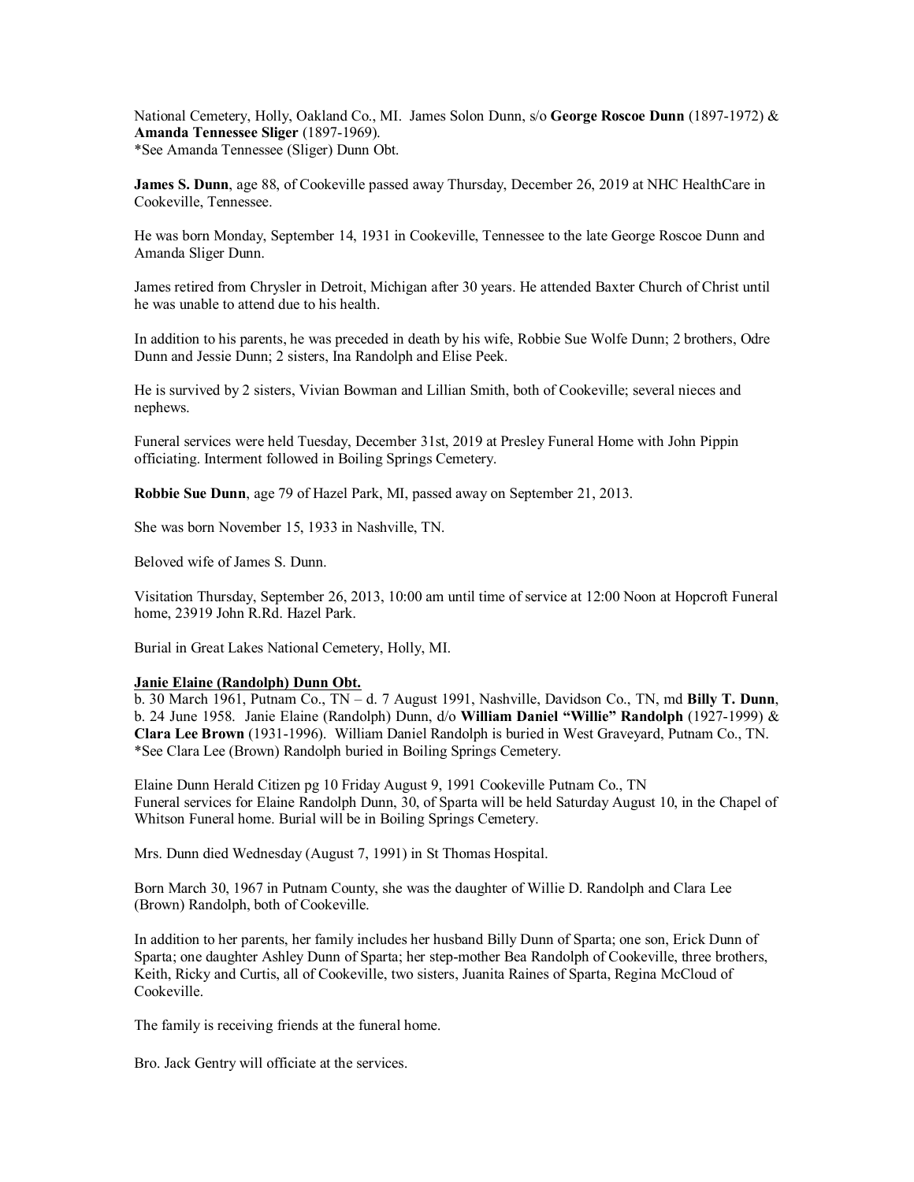National Cemetery, Holly, Oakland Co., MI.  James Solon Dunn, s/o **George Roscoe Dunn** (1897-1972) & **Amanda Tennessee Sliger** (1897-1969).
*See Amanda Tennessee (Sliger) Dunn Obt.

**James S. Dunn**, age 88, of Cookeville passed away Thursday, December 26, 2019 at NHC HealthCare in Cookeville, Tennessee.

He was born Monday, September 14, 1931 in Cookeville, Tennessee to the late George Roscoe Dunn and Amanda Sliger Dunn.

James retired from Chrysler in Detroit, Michigan after 30 years. He attended Baxter Church of Christ until he was unable to attend due to his health.

In addition to his parents, he was preceded in death by his wife, Robbie Sue Wolfe Dunn; 2 brothers, Odre Dunn and Jessie Dunn; 2 sisters, Ina Randolph and Elise Peek.

He is survived by 2 sisters, Vivian Bowman and Lillian Smith, both of Cookeville; several nieces and nephews.

Funeral services were held Tuesday, December 31st, 2019 at Presley Funeral Home with John Pippin officiating. Interment followed in Boiling Springs Cemetery.

**Robbie Sue Dunn**, age 79 of Hazel Park, MI, passed away on September 21, 2013.

She was born November 15, 1933 in Nashville, TN.

Beloved wife of James S. Dunn.

Visitation Thursday, September 26, 2013, 10:00 am until time of service at 12:00 Noon at Hopcroft Funeral home, 23919 John R.Rd. Hazel Park.

Burial in Great Lakes National Cemetery, Holly, MI.

**Janie Elaine (Randolph) Dunn Obt.**

b. 30 March 1961, Putnam Co., TN – d. 7 August 1991, Nashville, Davidson Co., TN, md **Billy T. Dunn**, b. 24 June 1958.  Janie Elaine (Randolph) Dunn, d/o **William Daniel "Willie" Randolph** (1927-1999) & **Clara Lee Brown** (1931-1996).  William Daniel Randolph is buried in West Graveyard, Putnam Co., TN.
*See Clara Lee (Brown) Randolph buried in Boiling Springs Cemetery.

Elaine Dunn Herald Citizen pg 10 Friday August 9, 1991 Cookeville Putnam Co., TN
Funeral services for Elaine Randolph Dunn, 30, of Sparta will be held Saturday August 10, in the Chapel of Whitson Funeral home. Burial will be in Boiling Springs Cemetery.

Mrs. Dunn died Wednesday (August 7, 1991) in St Thomas Hospital.

Born March 30, 1967 in Putnam County, she was the daughter of Willie D. Randolph and Clara Lee (Brown) Randolph, both of Cookeville.

In addition to her parents, her family includes her husband Billy Dunn of Sparta; one son, Erick Dunn of Sparta; one daughter Ashley Dunn of Sparta; her step-mother Bea Randolph of Cookeville, three brothers, Keith, Ricky and Curtis, all of Cookeville, two sisters, Juanita Raines of Sparta, Regina McCloud of Cookeville.

The family is receiving friends at the funeral home.

Bro. Jack Gentry will officiate at the services.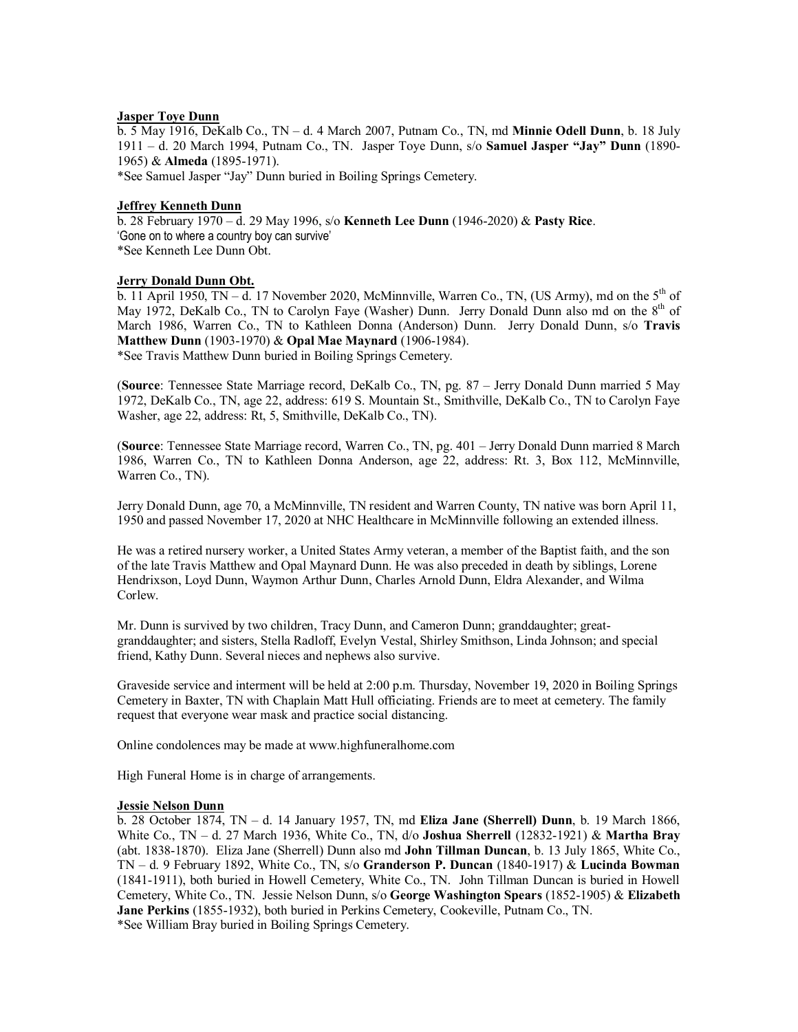**Jasper Toye Dunn**

b. 5 May 1916, DeKalb Co., TN – d. 4 March 2007, Putnam Co., TN, md **Minnie Odell Dunn**, b. 18 July 1911 – d. 20 March 1994, Putnam Co., TN. Jasper Toye Dunn, s/o **Samuel Jasper "Jay" Dunn** (1890-1965) & **Almeda** (1895-1971).

*See Samuel Jasper "Jay" Dunn buried in Boiling Springs Cemetery.

**Jeffrey Kenneth Dunn**

b. 28 February 1970 – d. 29 May 1996, s/o **Kenneth Lee Dunn** (1946-2020) & **Pasty Rice**.

'Gone on to where a country boy can survive'

*See Kenneth Lee Dunn Obt.

**Jerry Donald Dunn Obt.**

b. 11 April 1950, TN – d. 17 November 2020, McMinnville, Warren Co., TN, (US Army), md on the 5th of May 1972, DeKalb Co., TN to Carolyn Faye (Washer) Dunn. Jerry Donald Dunn also md on the 8th of March 1986, Warren Co., TN to Kathleen Donna (Anderson) Dunn. Jerry Donald Dunn, s/o **Travis Matthew Dunn** (1903-1970) & **Opal Mae Maynard** (1906-1984).

*See Travis Matthew Dunn buried in Boiling Springs Cemetery.

(**Source**: Tennessee State Marriage record, DeKalb Co., TN, pg. 87 – Jerry Donald Dunn married 5 May 1972, DeKalb Co., TN, age 22, address: 619 S. Mountain St., Smithville, DeKalb Co., TN to Carolyn Faye Washer, age 22, address: Rt, 5, Smithville, DeKalb Co., TN).

(**Source**: Tennessee State Marriage record, Warren Co., TN, pg. 401 – Jerry Donald Dunn married 8 March 1986, Warren Co., TN to Kathleen Donna Anderson, age 22, address: Rt. 3, Box 112, McMinnville, Warren Co., TN).

Jerry Donald Dunn, age 70, a McMinnville, TN resident and Warren County, TN native was born April 11, 1950 and passed November 17, 2020 at NHC Healthcare in McMinnville following an extended illness.

He was a retired nursery worker, a United States Army veteran, a member of the Baptist faith, and the son of the late Travis Matthew and Opal Maynard Dunn. He was also preceded in death by siblings, Lorene Hendrixson, Loyd Dunn, Waymon Arthur Dunn, Charles Arnold Dunn, Eldra Alexander, and Wilma Corlew.

Mr. Dunn is survived by two children, Tracy Dunn, and Cameron Dunn; granddaughter; great-granddaughter; and sisters, Stella Radloff, Evelyn Vestal, Shirley Smithson, Linda Johnson; and special friend, Kathy Dunn. Several nieces and nephews also survive.

Graveside service and interment will be held at 2:00 p.m. Thursday, November 19, 2020 in Boiling Springs Cemetery in Baxter, TN with Chaplain Matt Hull officiating. Friends are to meet at cemetery. The family request that everyone wear mask and practice social distancing.

Online condolences may be made at www.highfuneralhome.com

High Funeral Home is in charge of arrangements.

**Jessie Nelson Dunn**

b. 28 October 1874, TN – d. 14 January 1957, TN, md **Eliza Jane (Sherrell) Dunn**, b. 19 March 1866, White Co., TN – d. 27 March 1936, White Co., TN, d/o **Joshua Sherrell** (12832-1921) & **Martha Bray** (abt. 1838-1870). Eliza Jane (Sherrell) Dunn also md **John Tillman Duncan**, b. 13 July 1865, White Co., TN – d. 9 February 1892, White Co., TN, s/o **Granderson P. Duncan** (1840-1917) & **Lucinda Bowman** (1841-1911), both buried in Howell Cemetery, White Co., TN. John Tillman Duncan is buried in Howell Cemetery, White Co., TN. Jessie Nelson Dunn, s/o **George Washington Spears** (1852-1905) & **Elizabeth Jane Perkins** (1855-1932), both buried in Perkins Cemetery, Cookeville, Putnam Co., TN.

*See William Bray buried in Boiling Springs Cemetery.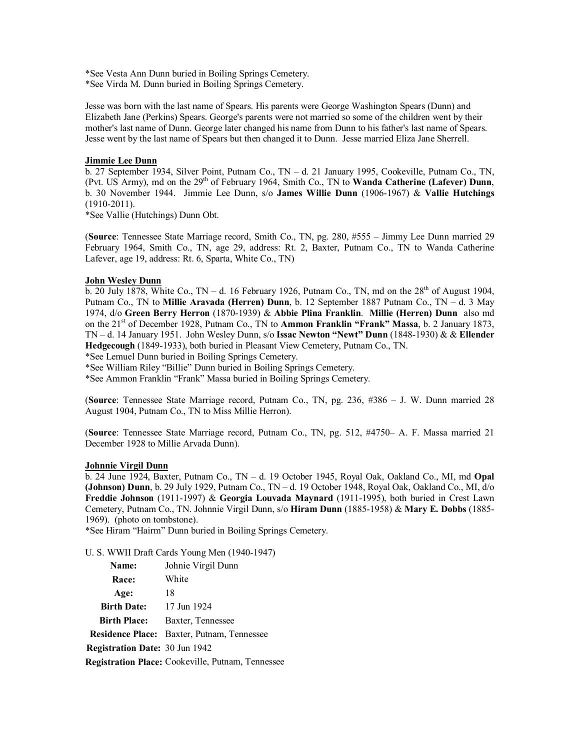*See Vesta Ann Dunn buried in Boiling Springs Cemetery.
*See Virda M. Dunn buried in Boiling Springs Cemetery.

Jesse was born with the last name of Spears. His parents were George Washington Spears (Dunn) and Elizabeth Jane (Perkins) Spears. George's parents were not married so some of the children went by their mother's last name of Dunn. George later changed his name from Dunn to his father's last name of Spears. Jesse went by the last name of Spears but then changed it to Dunn. Jesse married Eliza Jane Sherrell.

**Jimmie Lee Dunn**

b. 27 September 1934, Silver Point, Putnam Co., TN – d. 21 January 1995, Cookeville, Putnam Co., TN, (Pvt. US Army), md on the 29th of February 1964, Smith Co., TN to **Wanda Catherine (Lafever) Dunn**, b. 30 November 1944. Jimmie Lee Dunn, s/o **James Willie Dunn** (1906-1967) & **Vallie Hutchings** (1910-2011).
*See Vallie (Hutchings) Dunn Obt.

(**Source**: Tennessee State Marriage record, Smith Co., TN, pg. 280, #555 – Jimmy Lee Dunn married 29 February 1964, Smith Co., TN, age 29, address: Rt. 2, Baxter, Putnam Co., TN to Wanda Catherine Lafever, age 19, address: Rt. 6, Sparta, White Co., TN)

**John Wesley Dunn**

b. 20 July 1878, White Co., TN – d. 16 February 1926, Putnam Co., TN, md on the 28th of August 1904, Putnam Co., TN to **Millie Aravada (Herren) Dunn**, b. 12 September 1887 Putnam Co., TN – d. 3 May 1974, d/o **Green Berry Herron** (1870-1939) & **Abbie Plina Franklin**. **Millie (Herren) Dunn** also md on the 21st of December 1928, Putnam Co., TN to **Ammon Franklin "Frank" Massa**, b. 2 January 1873, TN – d. 14 January 1951. John Wesley Dunn, s/o **Issac Newton "Newt" Dunn** (1848-1930) & & **Ellender Hedgecough** (1849-1933), both buried in Pleasant View Cemetery, Putnam Co., TN.
*See Lemuel Dunn buried in Boiling Springs Cemetery.
*See William Riley "Billie" Dunn buried in Boiling Springs Cemetery.
*See Ammon Franklin "Frank" Massa buried in Boiling Springs Cemetery.

(**Source**: Tennessee State Marriage record, Putnam Co., TN, pg. 236, #386 – J. W. Dunn married 28 August 1904, Putnam Co., TN to Miss Millie Herron).

(**Source**: Tennessee State Marriage record, Putnam Co., TN, pg. 512, #4750– A. F. Massa married 21 December 1928 to Millie Arvada Dunn).

**Johnnie Virgil Dunn**

b. 24 June 1924, Baxter, Putnam Co., TN – d. 19 October 1945, Royal Oak, Oakland Co., MI, md **Opal (Johnson) Dunn**, b. 29 July 1929, Putnam Co., TN – d. 19 October 1948, Royal Oak, Oakland Co., MI, d/o **Freddie Johnson** (1911-1997) & **Georgia Louvada Maynard** (1911-1995), both buried in Crest Lawn Cemetery, Putnam Co., TN. Johnnie Virgil Dunn, s/o **Hiram Dunn** (1885-1958) & **Mary E. Dobbs** (1885-1969). (photo on tombstone).
*See Hiram "Hairm" Dunn buried in Boiling Springs Cemetery.

U. S. WWII Draft Cards Young Men (1940-1947)

| | |
|---|---|
| **Name:** | Johnie Virgil Dunn |
| **Race:** | White |
| **Age:** | 18 |
| **Birth Date:** | 17 Jun 1924 |
| **Birth Place:** | Baxter, Tennessee |
| **Residence Place:** | Baxter, Putnam, Tennessee |
| **Registration Date:** | 30 Jun 1942 |
| **Registration Place:** | Cookeville, Putnam, Tennessee |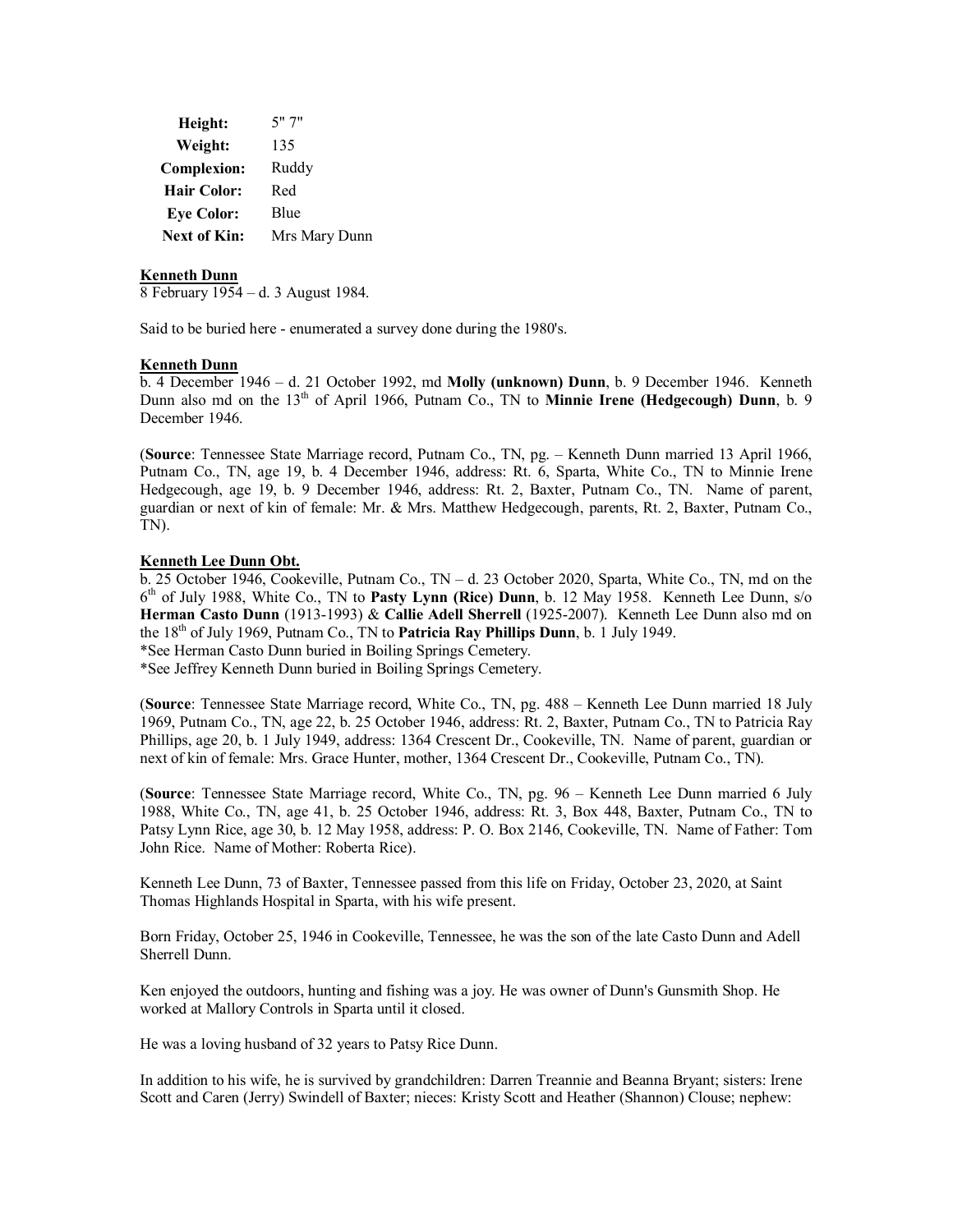| | |
|---|---|
| **Height:** | 5" 7" |
| **Weight:** | 135 |
| **Complexion:** | Ruddy |
| **Hair Color:** | Red |
| **Eye Color:** | Blue |
| **Next of Kin:** | Mrs Mary Dunn |

**Kenneth Dunn**
8 February 1954 – d. 3 August 1984.

Said to be buried here - enumerated a survey done during the 1980's.

**Kenneth Dunn**
b. 4 December 1946 – d. 21 October 1992, md **Molly (unknown) Dunn**, b. 9 December 1946. Kenneth Dunn also md on the 13th of April 1966, Putnam Co., TN to **Minnie Irene (Hedgecough) Dunn**, b. 9 December 1946.

(**Source**: Tennessee State Marriage record, Putnam Co., TN, pg. – Kenneth Dunn married 13 April 1966, Putnam Co., TN, age 19, b. 4 December 1946, address: Rt. 6, Sparta, White Co., TN to Minnie Irene Hedgecough, age 19, b. 9 December 1946, address: Rt. 2, Baxter, Putnam Co., TN. Name of parent, guardian or next of kin of female: Mr. & Mrs. Matthew Hedgecough, parents, Rt. 2, Baxter, Putnam Co., TN).

**Kenneth Lee Dunn Obt.**
b. 25 October 1946, Cookeville, Putnam Co., TN – d. 23 October 2020, Sparta, White Co., TN, md on the 6th of July 1988, White Co., TN to **Pasty Lynn (Rice) Dunn**, b. 12 May 1958. Kenneth Lee Dunn, s/o **Herman Casto Dunn** (1913-1993) & **Callie Adell Sherrell** (1925-2007). Kenneth Lee Dunn also md on the 18th of July 1969, Putnam Co., TN to **Patricia Ray Phillips Dunn**, b. 1 July 1949.
*See Herman Casto Dunn buried in Boiling Springs Cemetery.
*See Jeffrey Kenneth Dunn buried in Boiling Springs Cemetery.

(**Source**: Tennessee State Marriage record, White Co., TN, pg. 488 – Kenneth Lee Dunn married 18 July 1969, Putnam Co., TN, age 22, b. 25 October 1946, address: Rt. 2, Baxter, Putnam Co., TN to Patricia Ray Phillips, age 20, b. 1 July 1949, address: 1364 Crescent Dr., Cookeville, TN. Name of parent, guardian or next of kin of female: Mrs. Grace Hunter, mother, 1364 Crescent Dr., Cookeville, Putnam Co., TN).

(**Source**: Tennessee State Marriage record, White Co., TN, pg. 96 – Kenneth Lee Dunn married 6 July 1988, White Co., TN, age 41, b. 25 October 1946, address: Rt. 3, Box 448, Baxter, Putnam Co., TN to Patsy Lynn Rice, age 30, b. 12 May 1958, address: P. O. Box 2146, Cookeville, TN. Name of Father: Tom John Rice. Name of Mother: Roberta Rice).

Kenneth Lee Dunn, 73 of Baxter, Tennessee passed from this life on Friday, October 23, 2020, at Saint Thomas Highlands Hospital in Sparta, with his wife present.

Born Friday, October 25, 1946 in Cookeville, Tennessee, he was the son of the late Casto Dunn and Adell Sherrell Dunn.

Ken enjoyed the outdoors, hunting and fishing was a joy. He was owner of Dunn's Gunsmith Shop. He worked at Mallory Controls in Sparta until it closed.

He was a loving husband of 32 years to Patsy Rice Dunn.

In addition to his wife, he is survived by grandchildren: Darren Treannie and Beanna Bryant; sisters: Irene Scott and Caren (Jerry) Swindell of Baxter; nieces: Kristy Scott and Heather (Shannon) Clouse; nephew: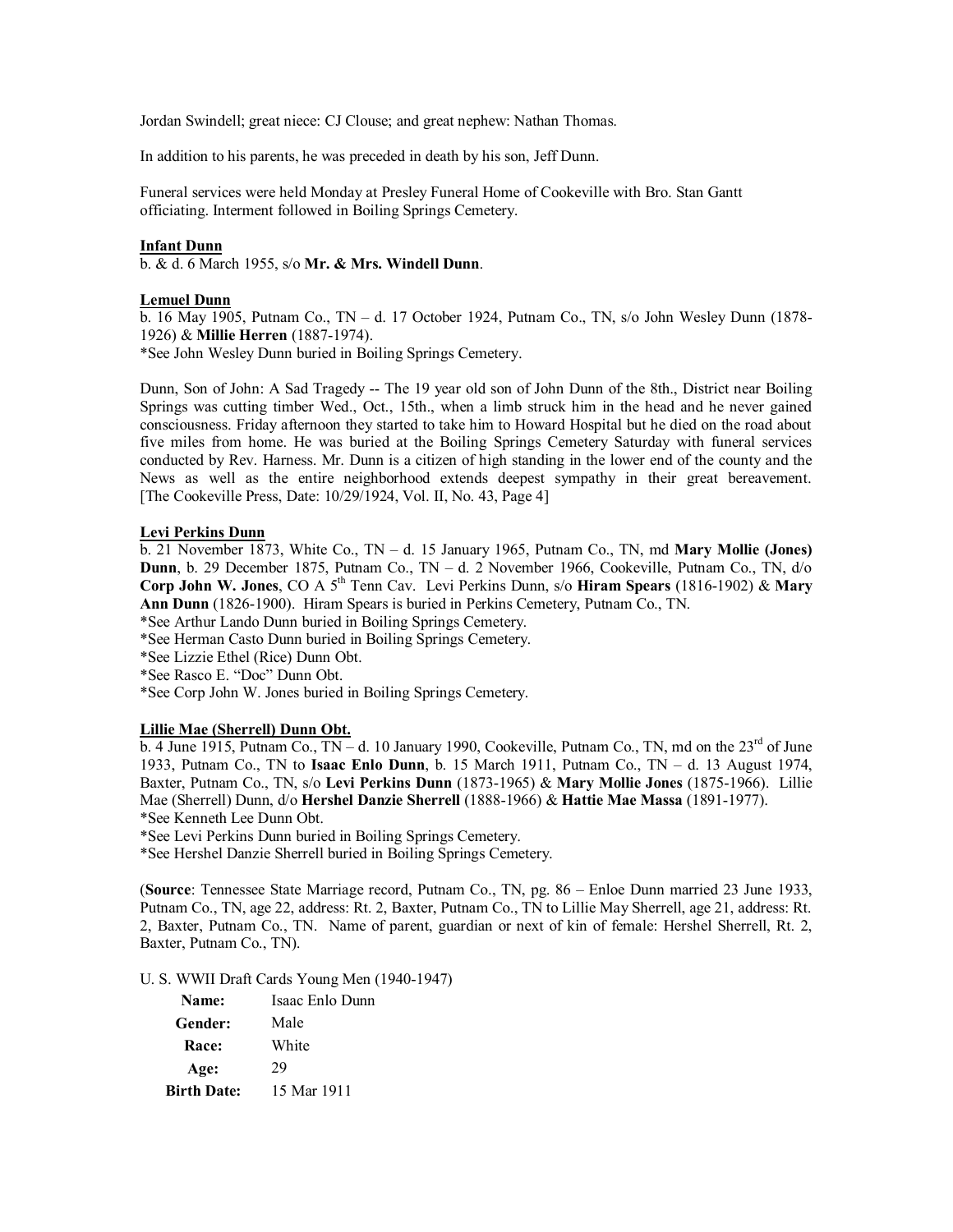Jordan Swindell; great niece: CJ Clouse; and great nephew: Nathan Thomas.

In addition to his parents, he was preceded in death by his son, Jeff Dunn.

Funeral services were held Monday at Presley Funeral Home of Cookeville with Bro. Stan Gantt officiating. Interment followed in Boiling Springs Cemetery.

**Infant Dunn**

b. & d. 6 March 1955, s/o **Mr. & Mrs. Windell Dunn**.

**Lemuel Dunn**

b. 16 May 1905, Putnam Co., TN – d. 17 October 1924, Putnam Co., TN, s/o John Wesley Dunn (1878-1926) & **Millie Herren** (1887-1974).

*See John Wesley Dunn buried in Boiling Springs Cemetery.

Dunn, Son of John: A Sad Tragedy -- The 19 year old son of John Dunn of the 8th., District near Boiling Springs was cutting timber Wed., Oct., 15th., when a limb struck him in the head and he never gained consciousness. Friday afternoon they started to take him to Howard Hospital but he died on the road about five miles from home. He was buried at the Boiling Springs Cemetery Saturday with funeral services conducted by Rev. Harness. Mr. Dunn is a citizen of high standing in the lower end of the county and the News as well as the entire neighborhood extends deepest sympathy in their great bereavement. [The Cookeville Press, Date: 10/29/1924, Vol. II, No. 43, Page 4]

**Levi Perkins Dunn**

b. 21 November 1873, White Co., TN – d. 15 January 1965, Putnam Co., TN, md **Mary Mollie (Jones) Dunn**, b. 29 December 1875, Putnam Co., TN – d. 2 November 1966, Cookeville, Putnam Co., TN, d/o **Corp John W. Jones**, CO A 5th Tenn Cav. Levi Perkins Dunn, s/o **Hiram Spears** (1816-1902) & **Mary Ann Dunn** (1826-1900). Hiram Spears is buried in Perkins Cemetery, Putnam Co., TN.

*See Arthur Lando Dunn buried in Boiling Springs Cemetery.
*See Herman Casto Dunn buried in Boiling Springs Cemetery.
*See Lizzie Ethel (Rice) Dunn Obt.
*See Rasco E. "Doc" Dunn Obt.
*See Corp John W. Jones buried in Boiling Springs Cemetery.

**Lillie Mae (Sherrell) Dunn Obt.**

b. 4 June 1915, Putnam Co., TN – d. 10 January 1990, Cookeville, Putnam Co., TN, md on the 23rd of June 1933, Putnam Co., TN to **Isaac Enlo Dunn**, b. 15 March 1911, Putnam Co., TN – d. 13 August 1974, Baxter, Putnam Co., TN, s/o **Levi Perkins Dunn** (1873-1965) & **Mary Mollie Jones** (1875-1966). Lillie Mae (Sherrell) Dunn, d/o **Hershel Danzie Sherrell** (1888-1966) & **Hattie Mae Massa** (1891-1977).

*See Kenneth Lee Dunn Obt.
*See Levi Perkins Dunn buried in Boiling Springs Cemetery.
*See Hershel Danzie Sherrell buried in Boiling Springs Cemetery.

(**Source**: Tennessee State Marriage record, Putnam Co., TN, pg. 86 – Enloe Dunn married 23 June 1933, Putnam Co., TN, age 22, address: Rt. 2, Baxter, Putnam Co., TN to Lillie May Sherrell, age 21, address: Rt. 2, Baxter, Putnam Co., TN. Name of parent, guardian or next of kin of female: Hershel Sherrell, Rt. 2, Baxter, Putnam Co., TN).

U. S. WWII Draft Cards Young Men (1940-1947)

| | |
|---|---|
| **Name:** | Isaac Enlo Dunn |
| **Gender:** | Male |
| **Race:** | White |
| **Age:** | 29 |
| **Birth Date:** | 15 Mar 1911 |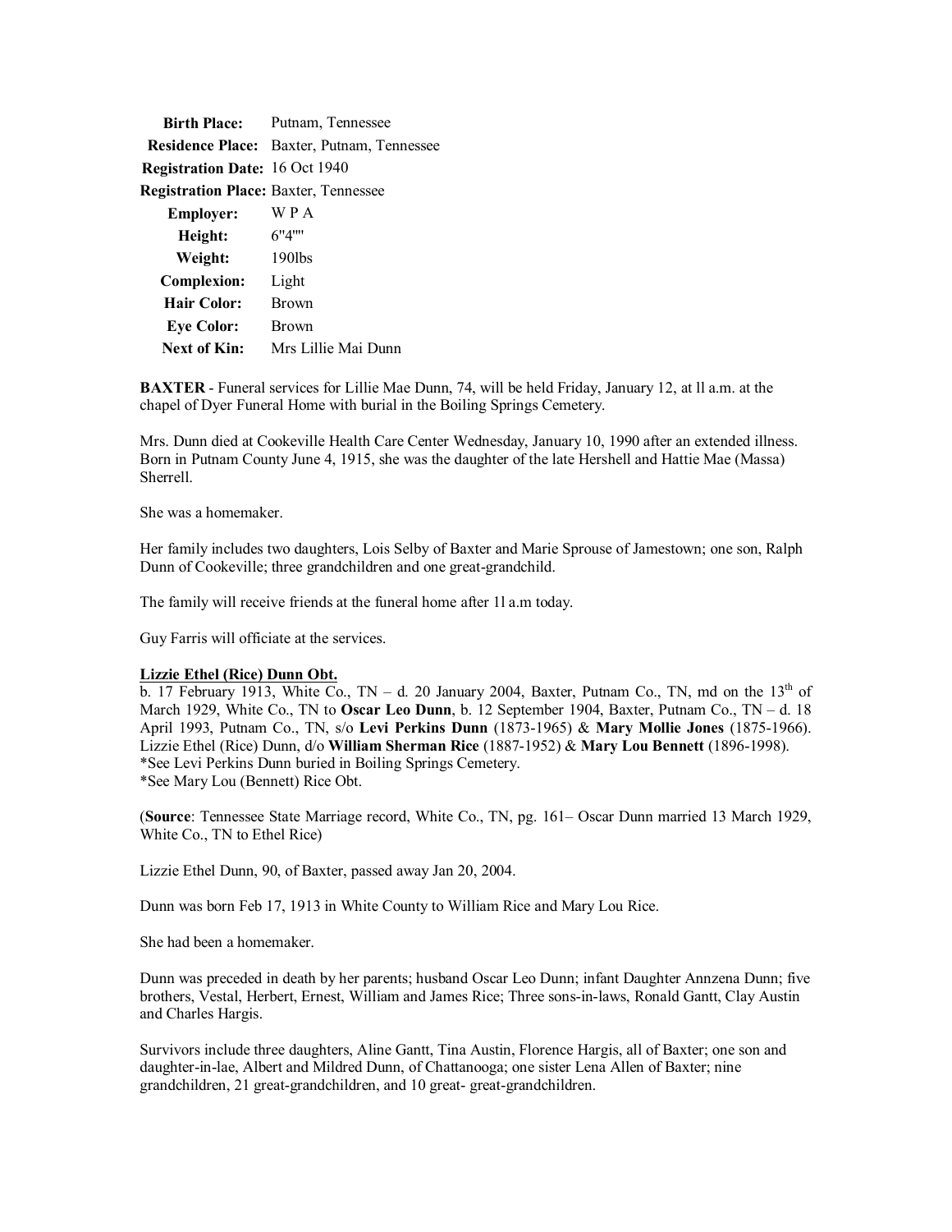| | |
|---|---|
| **Birth Place:** | Putnam, Tennessee |
| **Residence Place:** | Baxter, Putnam, Tennessee |
| **Registration Date:** | 16 Oct 1940 |
| **Registration Place:** | Baxter, Tennessee |
| **Employer:** | W P A |
| **Height:** | 6"4"" |
| **Weight:** | 190lbs |
| **Complexion:** | Light |
| **Hair Color:** | Brown |
| **Eye Color:** | Brown |
| **Next of Kin:** | Mrs Lillie Mai Dunn |

**BAXTER** - Funeral services for Lillie Mae Dunn, 74, will be held Friday, January 12, at ll a.m. at the chapel of Dyer Funeral Home with burial in the Boiling Springs Cemetery.

Mrs. Dunn died at Cookeville Health Care Center Wednesday, January 10, 1990 after an extended illness. Born in Putnam County June 4, 1915, she was the daughter of the late Hershell and Hattie Mae (Massa) Sherrell.

She was a homemaker.

Her family includes two daughters, Lois Selby of Baxter and Marie Sprouse of Jamestown; one son, Ralph Dunn of Cookeville; three grandchildren and one great-grandchild.

The family will receive friends at the funeral home after 1l a.m today.

Guy Farris will officiate at the services.

**Lizzie Ethel (Rice) Dunn Obt.**

b. 17 February 1913, White Co., TN – d. 20 January 2004, Baxter, Putnam Co., TN, md on the 13th of March 1929, White Co., TN to **Oscar Leo Dunn**, b. 12 September 1904, Baxter, Putnam Co., TN – d. 18 April 1993, Putnam Co., TN, s/o **Levi Perkins Dunn** (1873-1965) & **Mary Mollie Jones** (1875-1966). Lizzie Ethel (Rice) Dunn, d/o **William Sherman Rice** (1887-1952) & **Mary Lou Bennett** (1896-1998).
*See Levi Perkins Dunn buried in Boiling Springs Cemetery.
*See Mary Lou (Bennett) Rice Obt.

(**Source**: Tennessee State Marriage record, White Co., TN, pg. 161– Oscar Dunn married 13 March 1929, White Co., TN to Ethel Rice)

Lizzie Ethel Dunn, 90, of Baxter, passed away Jan 20, 2004.

Dunn was born Feb 17, 1913 in White County to William Rice and Mary Lou Rice.

She had been a homemaker.

Dunn was preceded in death by her parents; husband Oscar Leo Dunn; infant Daughter Annzena Dunn; five brothers, Vestal, Herbert, Ernest, William and James Rice; Three sons-in-laws, Ronald Gantt, Clay Austin and Charles Hargis.

Survivors include three daughters, Aline Gantt, Tina Austin, Florence Hargis, all of Baxter; one son and daughter-in-lae, Albert and Mildred Dunn, of Chattanooga; one sister Lena Allen of Baxter; nine grandchildren, 21 great-grandchildren, and 10 great- great-grandchildren.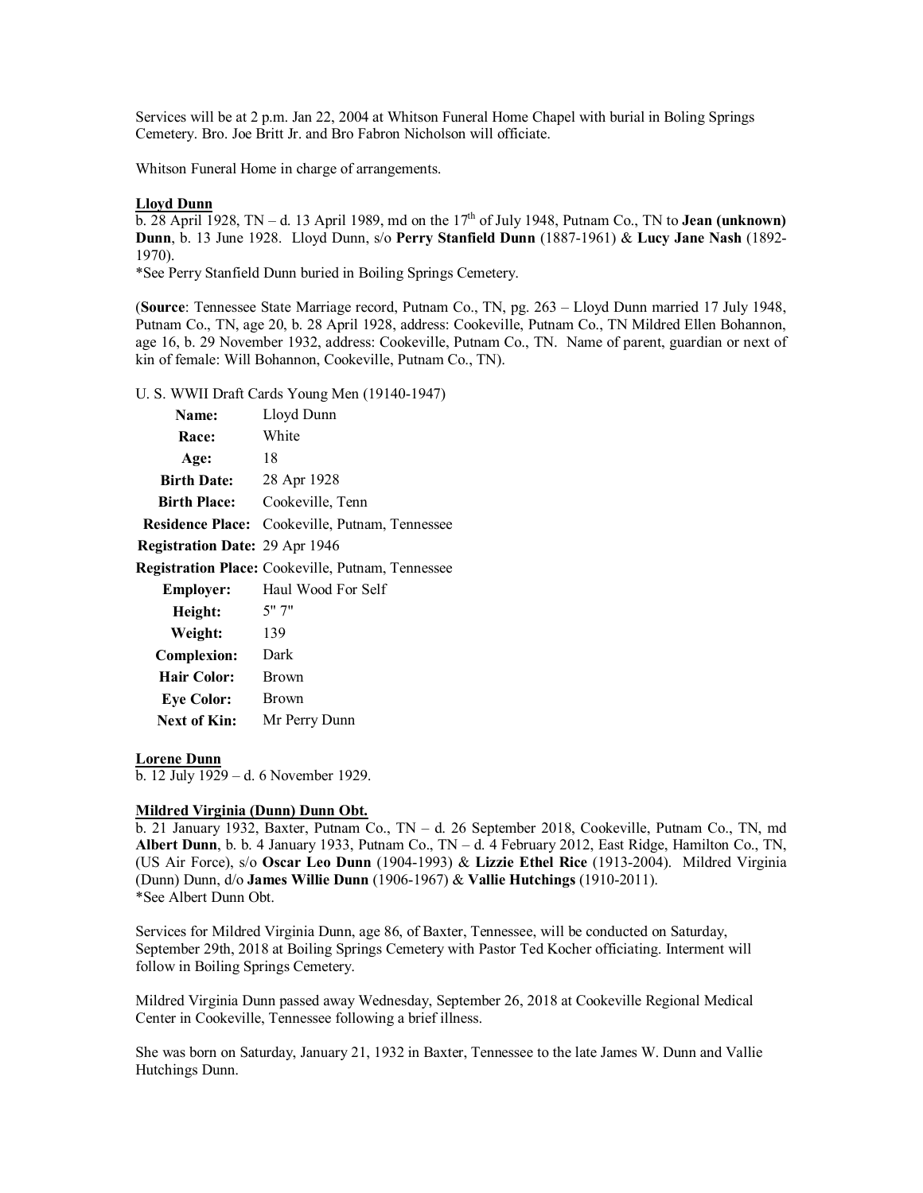Services will be at 2 p.m. Jan 22, 2004 at Whitson Funeral Home Chapel with burial in Boling Springs Cemetery. Bro. Joe Britt Jr. and Bro Fabron Nicholson will officiate.

Whitson Funeral Home in charge of arrangements.

**Lloyd Dunn**

b. 28 April 1928, TN – d. 13 April 1989, md on the 17th of July 1948, Putnam Co., TN to **Jean (unknown) Dunn**, b. 13 June 1928. Lloyd Dunn, s/o **Perry Stanfield Dunn** (1887-1961) & **Lucy Jane Nash** (1892-1970).

*See Perry Stanfield Dunn buried in Boiling Springs Cemetery.

(**Source**: Tennessee State Marriage record, Putnam Co., TN, pg. 263 – Lloyd Dunn married 17 July 1948, Putnam Co., TN, age 20, b. 28 April 1928, address: Cookeville, Putnam Co., TN Mildred Ellen Bohannon, age 16, b. 29 November 1932, address: Cookeville, Putnam Co., TN. Name of parent, guardian or next of kin of female: Will Bohannon, Cookeville, Putnam Co., TN).

U. S. WWII Draft Cards Young Men (19140-1947)

| | |
|---|---|
| **Name:** | Lloyd Dunn |
| **Race:** | White |
| **Age:** | 18 |
| **Birth Date:** | 28 Apr 1928 |
| **Birth Place:** | Cookeville, Tenn |
| **Residence Place:** | Cookeville, Putnam, Tennessee |
| **Registration Date:** | 29 Apr 1946 |
| **Registration Place:** | Cookeville, Putnam, Tennessee |
| **Employer:** | Haul Wood For Self |
| **Height:** | 5' 7" |
| **Weight:** | 139 |
| **Complexion:** | Dark |
| **Hair Color:** | Brown |
| **Eye Color:** | Brown |
| **Next of Kin:** | Mr Perry Dunn |

**Lorene Dunn**

b. 12 July 1929 – d. 6 November 1929.

**Mildred Virginia (Dunn) Dunn Obt.**

b. 21 January 1932, Baxter, Putnam Co., TN – d. 26 September 2018, Cookeville, Putnam Co., TN, md **Albert Dunn**, b. b. 4 January 1933, Putnam Co., TN – d. 4 February 2012, East Ridge, Hamilton Co., TN, (US Air Force), s/o **Oscar Leo Dunn** (1904-1993) & **Lizzie Ethel Rice** (1913-2004). Mildred Virginia (Dunn) Dunn, d/o **James Willie Dunn** (1906-1967) & **Vallie Hutchings** (1910-2011).

*See Albert Dunn Obt.

Services for Mildred Virginia Dunn, age 86, of Baxter, Tennessee, will be conducted on Saturday, September 29th, 2018 at Boiling Springs Cemetery with Pastor Ted Kocher officiating. Interment will follow in Boiling Springs Cemetery.

Mildred Virginia Dunn passed away Wednesday, September 26, 2018 at Cookeville Regional Medical Center in Cookeville, Tennessee following a brief illness.

She was born on Saturday, January 21, 1932 in Baxter, Tennessee to the late James W. Dunn and Vallie Hutchings Dunn.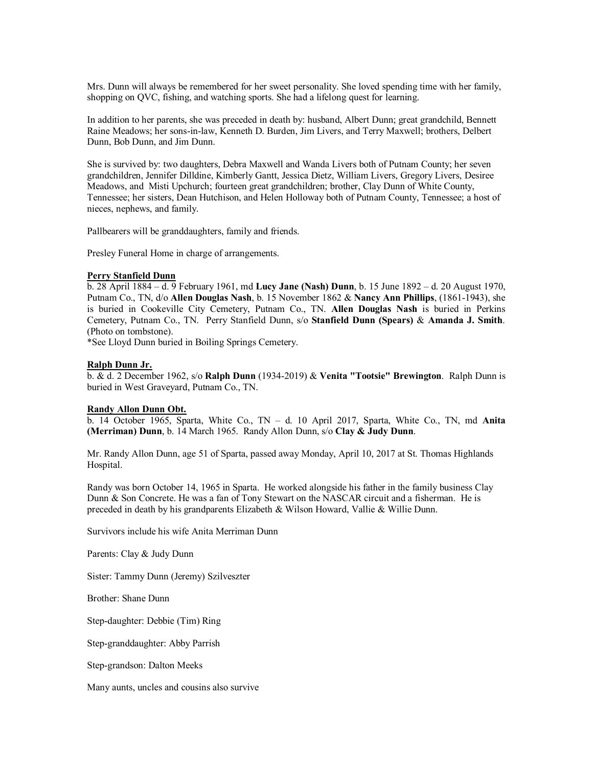Mrs. Dunn will always be remembered for her sweet personality. She loved spending time with her family, shopping on QVC, fishing, and watching sports. She had a lifelong quest for learning.

In addition to her parents, she was preceded in death by: husband, Albert Dunn; great grandchild, Bennett Raine Meadows; her sons-in-law, Kenneth D. Burden, Jim Livers, and Terry Maxwell; brothers, Delbert Dunn, Bob Dunn, and Jim Dunn.

She is survived by: two daughters, Debra Maxwell and Wanda Livers both of Putnam County; her seven grandchildren, Jennifer Dilldine, Kimberly Gantt, Jessica Dietz, William Livers, Gregory Livers, Desiree Meadows, and Misti Upchurch; fourteen great grandchildren; brother, Clay Dunn of White County, Tennessee; her sisters, Dean Hutchison, and Helen Holloway both of Putnam County, Tennessee; a host of nieces, nephews, and family.

Pallbearers will be granddaughters, family and friends.

Presley Funeral Home in charge of arrangements.

**Perry Stanfield Dunn**

b. 28 April 1884 – d. 9 February 1961, md **Lucy Jane (Nash) Dunn**, b. 15 June 1892 – d. 20 August 1970, Putnam Co., TN, d/o **Allen Douglas Nash**, b. 15 November 1862 & **Nancy Ann Phillips**, (1861-1943), she is buried in Cookeville City Cemetery, Putnam Co., TN. **Allen Douglas Nash** is buried in Perkins Cemetery, Putnam Co., TN. Perry Stanfield Dunn, s/o **Stanfield Dunn (Spears)** & **Amanda J. Smith**. (Photo on tombstone).

*See Lloyd Dunn buried in Boiling Springs Cemetery.

**Ralph Dunn Jr.**

b. & d. 2 December 1962, s/o **Ralph Dunn** (1934-2019) & **Venita "Tootsie" Brewington**. Ralph Dunn is buried in West Graveyard, Putnam Co., TN.

**Randy Allon Dunn Obt.**

b. 14 October 1965, Sparta, White Co., TN – d. 10 April 2017, Sparta, White Co., TN, md **Anita (Merriman) Dunn**, b. 14 March 1965. Randy Allon Dunn, s/o **Clay & Judy Dunn**.

Mr. Randy Allon Dunn, age 51 of Sparta, passed away Monday, April 10, 2017 at St. Thomas Highlands Hospital.

Randy was born October 14, 1965 in Sparta. He worked alongside his father in the family business Clay Dunn & Son Concrete. He was a fan of Tony Stewart on the NASCAR circuit and a fisherman. He is preceded in death by his grandparents Elizabeth & Wilson Howard, Vallie & Willie Dunn.

Survivors include his wife Anita Merriman Dunn

Parents: Clay & Judy Dunn

Sister: Tammy Dunn (Jeremy) Szilveszter

Brother: Shane Dunn

Step-daughter: Debbie (Tim) Ring

Step-granddaughter: Abby Parrish

Step-grandson: Dalton Meeks

Many aunts, uncles and cousins also survive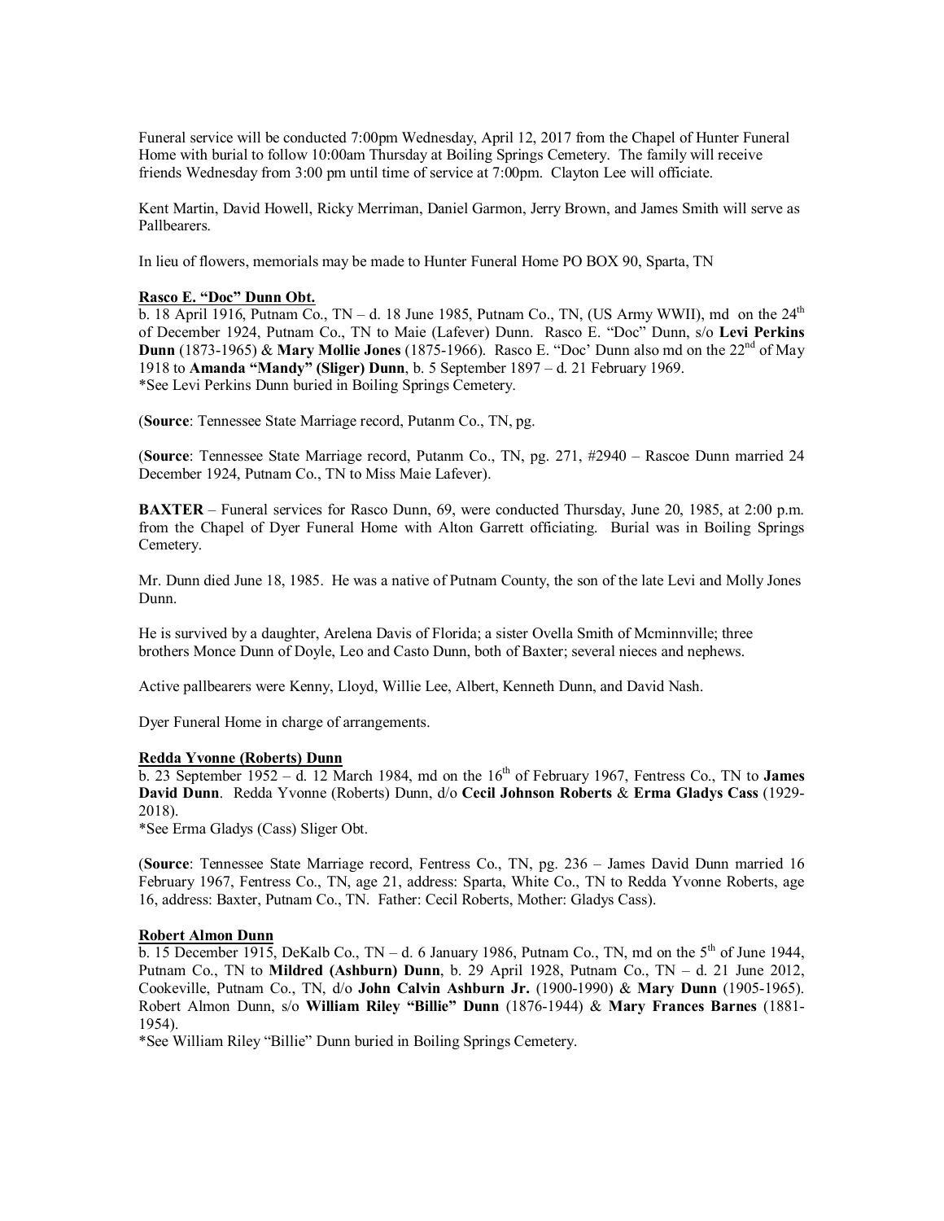Funeral service will be conducted 7:00pm Wednesday, April 12, 2017 from the Chapel of Hunter Funeral Home with burial to follow 10:00am Thursday at Boiling Springs Cemetery. The family will receive friends Wednesday from 3:00 pm until time of service at 7:00pm. Clayton Lee will officiate.

Kent Martin, David Howell, Ricky Merriman, Daniel Garmon, Jerry Brown, and James Smith will serve as Pallbearers.

In lieu of flowers, memorials may be made to Hunter Funeral Home PO BOX 90, Sparta, TN

**Rasco E. "Doc" Dunn Obt.**

b. 18 April 1916, Putnam Co., TN – d. 18 June 1985, Putnam Co., TN, (US Army WWII), md on the 24th of December 1924, Putnam Co., TN to Maie (Lafever) Dunn. Rasco E. "Doc" Dunn, s/o **Levi Perkins Dunn** (1873-1965) & **Mary Mollie Jones** (1875-1966). Rasco E. "Doc' Dunn also md on the 22nd of May 1918 to **Amanda "Mandy" (Sliger) Dunn**, b. 5 September 1897 – d. 21 February 1969.
*See Levi Perkins Dunn buried in Boiling Springs Cemetery.

(**Source**: Tennessee State Marriage record, Putanm Co., TN, pg.

(**Source**: Tennessee State Marriage record, Putanm Co., TN, pg. 271, #2940 – Rascoe Dunn married 24 December 1924, Putnam Co., TN to Miss Maie Lafever).

**BAXTER** – Funeral services for Rasco Dunn, 69, were conducted Thursday, June 20, 1985, at 2:00 p.m. from the Chapel of Dyer Funeral Home with Alton Garrett officiating. Burial was in Boiling Springs Cemetery.

Mr. Dunn died June 18, 1985. He was a native of Putnam County, the son of the late Levi and Molly Jones Dunn.

He is survived by a daughter, Arelena Davis of Florida; a sister Ovella Smith of Mcminnville; three brothers Monce Dunn of Doyle, Leo and Casto Dunn, both of Baxter; several nieces and nephews.

Active pallbearers were Kenny, Lloyd, Willie Lee, Albert, Kenneth Dunn, and David Nash.

Dyer Funeral Home in charge of arrangements.

**Redda Yvonne (Roberts) Dunn**

b. 23 September 1952 – d. 12 March 1984, md on the 16th of February 1967, Fentress Co., TN to **James David Dunn**. Redda Yvonne (Roberts) Dunn, d/o **Cecil Johnson Roberts** & **Erma Gladys Cass** (1929-2018).
*See Erma Gladys (Cass) Sliger Obt.

(**Source**: Tennessee State Marriage record, Fentress Co., TN, pg. 236 – James David Dunn married 16 February 1967, Fentress Co., TN, age 21, address: Sparta, White Co., TN to Redda Yvonne Roberts, age 16, address: Baxter, Putnam Co., TN. Father: Cecil Roberts, Mother: Gladys Cass).

**Robert Almon Dunn**

b. 15 December 1915, DeKalb Co., TN – d. 6 January 1986, Putnam Co., TN, md on the 5th of June 1944, Putnam Co., TN to **Mildred (Ashburn) Dunn**, b. 29 April 1928, Putnam Co., TN – d. 21 June 2012, Cookeville, Putnam Co., TN, d/o **John Calvin Ashburn Jr.** (1900-1990) & **Mary Dunn** (1905-1965). Robert Almon Dunn, s/o **William Riley "Billie" Dunn** (1876-1944) & **Mary Frances Barnes** (1881-1954).
*See William Riley "Billie" Dunn buried in Boiling Springs Cemetery.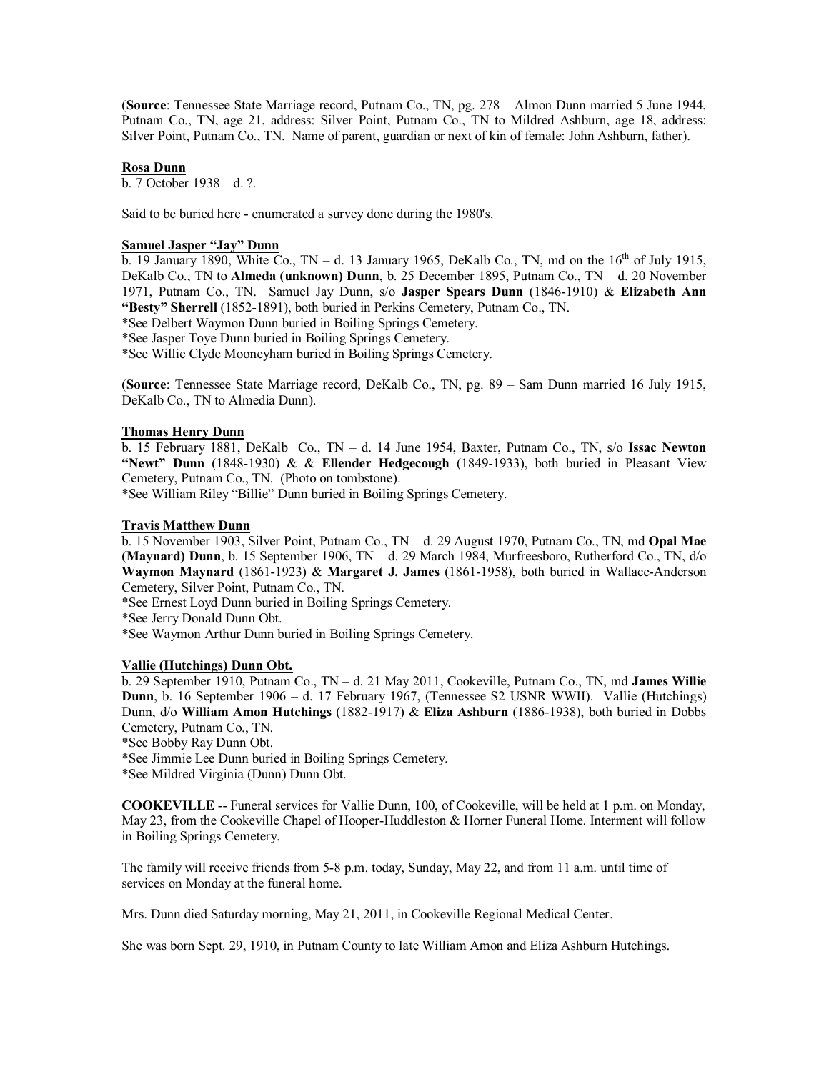(**Source**: Tennessee State Marriage record, Putnam Co., TN, pg. 278 – Almon Dunn married 5 June 1944, Putnam Co., TN, age 21, address: Silver Point, Putnam Co., TN to Mildred Ashburn, age 18, address: Silver Point, Putnam Co., TN. Name of parent, guardian or next of kin of female: John Ashburn, father).

**Rosa Dunn**
b. 7 October 1938 – d. ?.

Said to be buried here - enumerated a survey done during the 1980's.

**Samuel Jasper "Jay" Dunn**
b. 19 January 1890, White Co., TN – d. 13 January 1965, DeKalb Co., TN, md on the 16th of July 1915, DeKalb Co., TN to **Almeda (unknown) Dunn**, b. 25 December 1895, Putnam Co., TN – d. 20 November 1971, Putnam Co., TN. Samuel Jay Dunn, s/o **Jasper Spears Dunn** (1846-1910) & **Elizabeth Ann "Besty" Sherrell** (1852-1891), both buried in Perkins Cemetery, Putnam Co., TN.
*See Delbert Waymon Dunn buried in Boiling Springs Cemetery.
*See Jasper Toye Dunn buried in Boiling Springs Cemetery.
*See Willie Clyde Mooneyham buried in Boiling Springs Cemetery.

(**Source**: Tennessee State Marriage record, DeKalb Co., TN, pg. 89 – Sam Dunn married 16 July 1915, DeKalb Co., TN to Almedia Dunn).

**Thomas Henry Dunn**
b. 15 February 1881, DeKalb Co., TN – d. 14 June 1954, Baxter, Putnam Co., TN, s/o **Issac Newton "Newt" Dunn** (1848-1930) & & **Ellender Hedgecough** (1849-1933), both buried in Pleasant View Cemetery, Putnam Co., TN. (Photo on tombstone).
*See William Riley "Billie" Dunn buried in Boiling Springs Cemetery.

**Travis Matthew Dunn**
b. 15 November 1903, Silver Point, Putnam Co., TN – d. 29 August 1970, Putnam Co., TN, md **Opal Mae (Maynard) Dunn**, b. 15 September 1906, TN – d. 29 March 1984, Murfreesboro, Rutherford Co., TN, d/o **Waymon Maynard** (1861-1923) & **Margaret J. James** (1861-1958), both buried in Wallace-Anderson Cemetery, Silver Point, Putnam Co., TN.
*See Ernest Loyd Dunn buried in Boiling Springs Cemetery.
*See Jerry Donald Dunn Obt.
*See Waymon Arthur Dunn buried in Boiling Springs Cemetery.

**Vallie (Hutchings) Dunn Obt.**
b. 29 September 1910, Putnam Co., TN – d. 21 May 2011, Cookeville, Putnam Co., TN, md **James Willie Dunn**, b. 16 September 1906 – d. 17 February 1967, (Tennessee S2 USNR WWII). Vallie (Hutchings) Dunn, d/o **William Amon Hutchings** (1882-1917) & **Eliza Ashburn** (1886-1938), both buried in Dobbs Cemetery, Putnam Co., TN.
*See Bobby Ray Dunn Obt.
*See Jimmie Lee Dunn buried in Boiling Springs Cemetery.
*See Mildred Virginia (Dunn) Dunn Obt.

**COOKEVILLE** -- Funeral services for Vallie Dunn, 100, of Cookeville, will be held at 1 p.m. on Monday, May 23, from the Cookeville Chapel of Hooper-Huddleston & Horner Funeral Home. Interment will follow in Boiling Springs Cemetery.

The family will receive friends from 5-8 p.m. today, Sunday, May 22, and from 11 a.m. until time of services on Monday at the funeral home.

Mrs. Dunn died Saturday morning, May 21, 2011, in Cookeville Regional Medical Center.

She was born Sept. 29, 1910, in Putnam County to late William Amon and Eliza Ashburn Hutchings.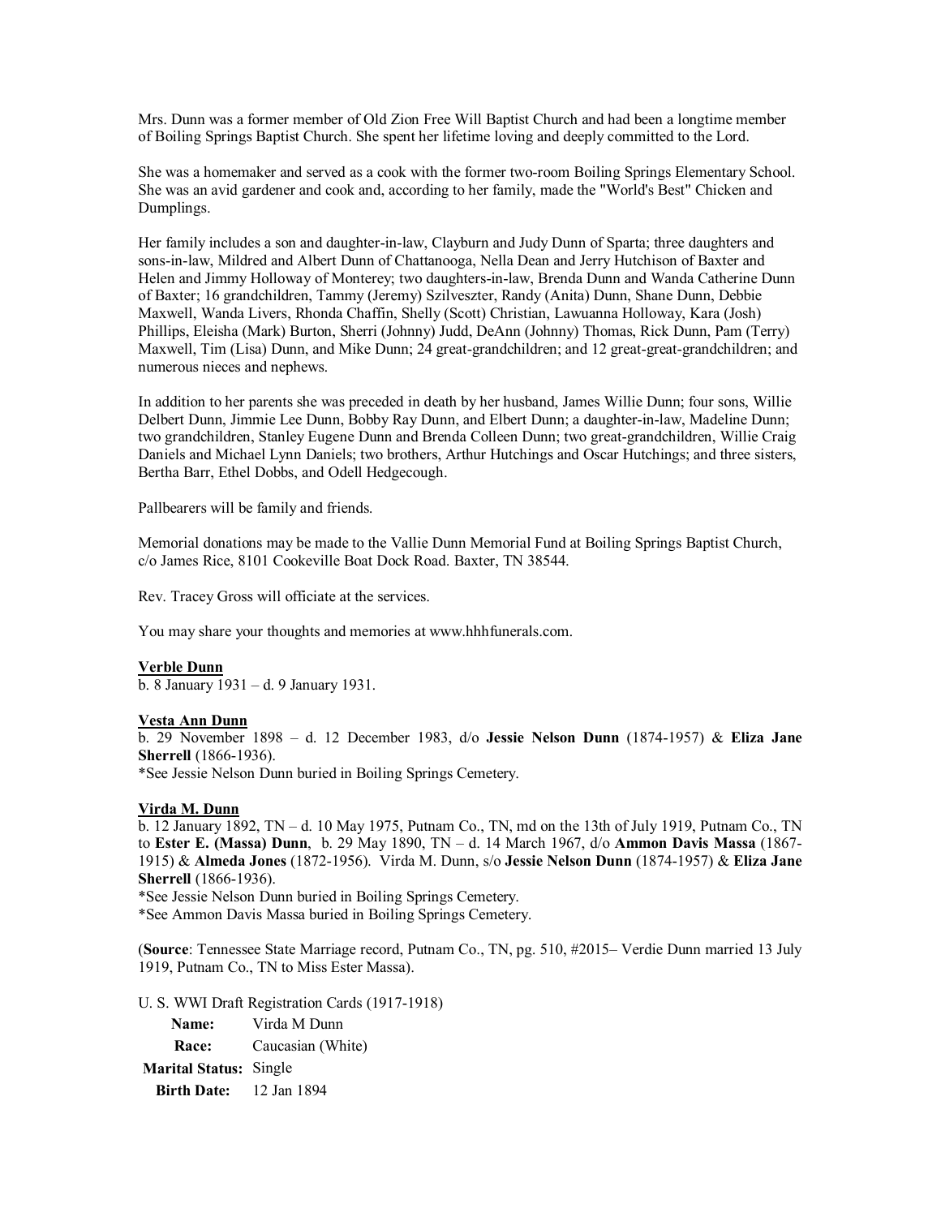Mrs. Dunn was a former member of Old Zion Free Will Baptist Church and had been a longtime member of Boiling Springs Baptist Church. She spent her lifetime loving and deeply committed to the Lord.

She was a homemaker and served as a cook with the former two-room Boiling Springs Elementary School. She was an avid gardener and cook and, according to her family, made the "World's Best" Chicken and Dumplings.

Her family includes a son and daughter-in-law, Clayburn and Judy Dunn of Sparta; three daughters and sons-in-law, Mildred and Albert Dunn of Chattanooga, Nella Dean and Jerry Hutchison of Baxter and Helen and Jimmy Holloway of Monterey; two daughters-in-law, Brenda Dunn and Wanda Catherine Dunn of Baxter; 16 grandchildren, Tammy (Jeremy) Szilveszter, Randy (Anita) Dunn, Shane Dunn, Debbie Maxwell, Wanda Livers, Rhonda Chaffin, Shelly (Scott) Christian, Lawuanna Holloway, Kara (Josh) Phillips, Eleisha (Mark) Burton, Sherri (Johnny) Judd, DeAnn (Johnny) Thomas, Rick Dunn, Pam (Terry) Maxwell, Tim (Lisa) Dunn, and Mike Dunn; 24 great-grandchildren; and 12 great-great-grandchildren; and numerous nieces and nephews.

In addition to her parents she was preceded in death by her husband, James Willie Dunn; four sons, Willie Delbert Dunn, Jimmie Lee Dunn, Bobby Ray Dunn, and Elbert Dunn; a daughter-in-law, Madeline Dunn; two grandchildren, Stanley Eugene Dunn and Brenda Colleen Dunn; two great-grandchildren, Willie Craig Daniels and Michael Lynn Daniels; two brothers, Arthur Hutchings and Oscar Hutchings; and three sisters, Bertha Barr, Ethel Dobbs, and Odell Hedgecough.

Pallbearers will be family and friends.

Memorial donations may be made to the Vallie Dunn Memorial Fund at Boiling Springs Baptist Church, c/o James Rice, 8101 Cookeville Boat Dock Road. Baxter, TN 38544.

Rev. Tracey Gross will officiate at the services.

You may share your thoughts and memories at www.hhhfunerals.com.

**Verble Dunn**
b. 8 January 1931 – d. 9 January 1931.

**Vesta Ann Dunn**
b. 29 November 1898 – d. 12 December 1983, d/o **Jessie Nelson Dunn** (1874-1957) & **Eliza Jane Sherrell** (1866-1936).
*See Jessie Nelson Dunn buried in Boiling Springs Cemetery.

**Virda M. Dunn**
b. 12 January 1892, TN – d. 10 May 1975, Putnam Co., TN, md on the 13th of July 1919, Putnam Co., TN to **Ester E. (Massa) Dunn**, b. 29 May 1890, TN – d. 14 March 1967, d/o **Ammon Davis Massa** (1867-1915) & **Almeda Jones** (1872-1956). Virda M. Dunn, s/o **Jessie Nelson Dunn** (1874-1957) & **Eliza Jane Sherrell** (1866-1936).
*See Jessie Nelson Dunn buried in Boiling Springs Cemetery.
*See Ammon Davis Massa buried in Boiling Springs Cemetery.

(**Source**: Tennessee State Marriage record, Putnam Co., TN, pg. 510, #2015– Verdie Dunn married 13 July 1919, Putnam Co., TN to Miss Ester Massa).

U. S. WWI Draft Registration Cards (1917-1918)

| | |
|---|---|
| **Name:** | Virda M Dunn |
| **Race:** | Caucasian (White) |
| **Marital Status:** | Single |
| **Birth Date:** | 12 Jan 1894 |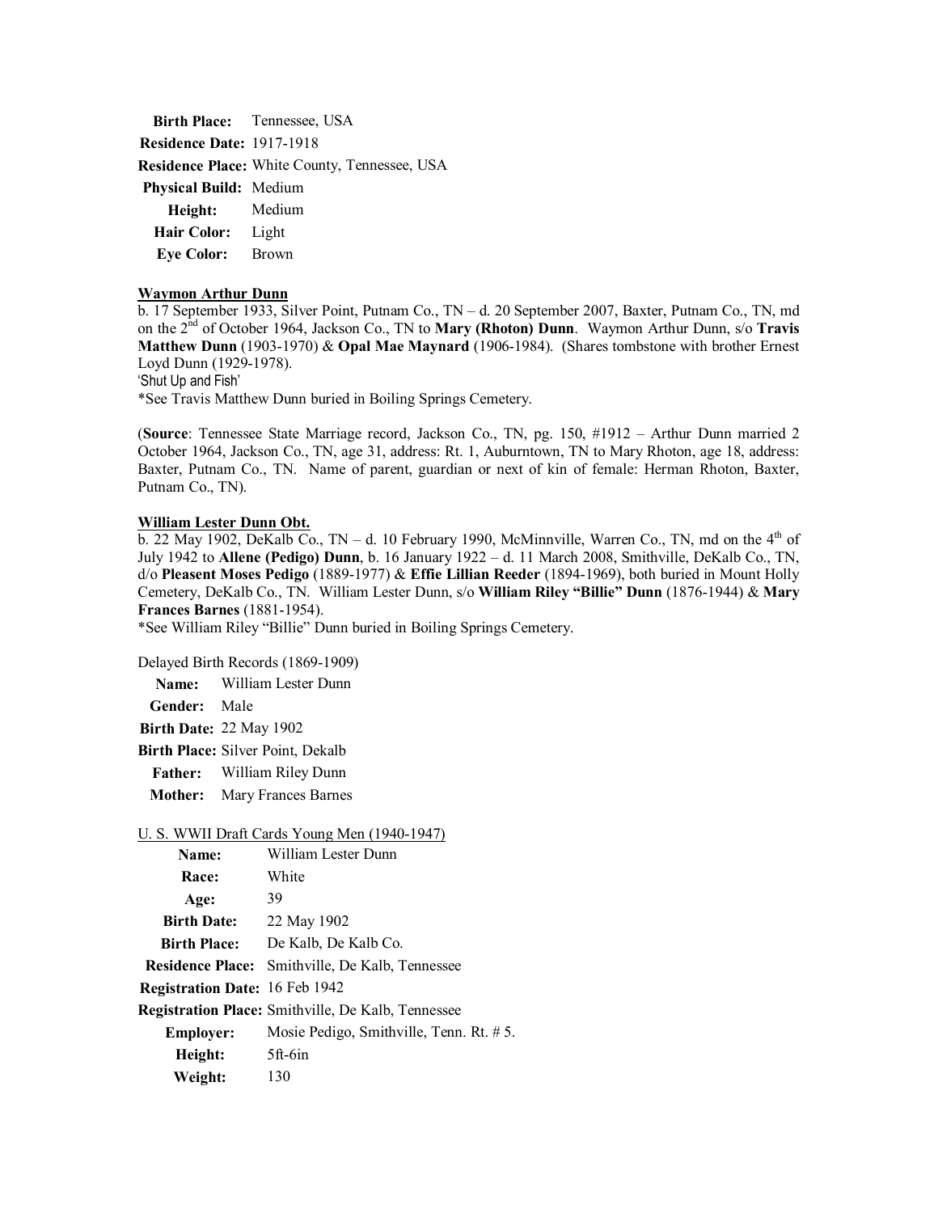| | |
|---|---|
| **Birth Place:** | Tennessee, USA |
| **Residence Date:** | 1917-1918 |
| **Residence Place:** | White County, Tennessee, USA |
| **Physical Build:** | Medium |
| **Height:** | Medium |
| **Hair Color:** | Light |
| **Eye Color:** | Brown |

**<u>Waymon Arthur Dunn</u>**

b. 17 September 1933, Silver Point, Putnam Co., TN – d. 20 September 2007, Baxter, Putnam Co., TN, md on the 2nd of October 1964, Jackson Co., TN to **Mary (Rhoton) Dunn**. Waymon Arthur Dunn, s/o **Travis Matthew Dunn** (1903-1970) & **Opal Mae Maynard** (1906-1984). (Shares tombstone with brother Ernest Loyd Dunn (1929-1978).

'Shut Up and Fish'

*See Travis Matthew Dunn buried in Boiling Springs Cemetery.

(**Source**: Tennessee State Marriage record, Jackson Co., TN, pg. 150, #1912 – Arthur Dunn married 2 October 1964, Jackson Co., TN, age 31, address: Rt. 1, Auburntown, TN to Mary Rhoton, age 18, address: Baxter, Putnam Co., TN. Name of parent, guardian or next of kin of female: Herman Rhoton, Baxter, Putnam Co., TN).

**<u>William Lester Dunn Obt.</u>**

b. 22 May 1902, DeKalb Co., TN – d. 10 February 1990, McMinnville, Warren Co., TN, md on the 4th of July 1942 to **Allene (Pedigo) Dunn**, b. 16 January 1922 – d. 11 March 2008, Smithville, DeKalb Co., TN, d/o **Pleasent Moses Pedigo** (1889-1977) & **Effie Lillian Reeder** (1894-1969), both buried in Mount Holly Cemetery, DeKalb Co., TN. William Lester Dunn, s/o **William Riley "Billie" Dunn** (1876-1944) & **Mary Frances Barnes** (1881-1954).

*See William Riley "Billie" Dunn buried in Boiling Springs Cemetery.

Delayed Birth Records (1869-1909)

| | |
|---|---|
| **Name:** | William Lester Dunn |
| **Gender:** | Male |
| **Birth Date:** | 22 May 1902 |
| **Birth Place:** | Silver Point, Dekalb |
| **Father:** | William Riley Dunn |
| **Mother:** | Mary Frances Barnes |

<u>U. S. WWII Draft Cards Young Men (1940-1947)</u>

| | |
|---|---|
| **Name:** | William Lester Dunn |
| **Race:** | White |
| **Age:** | 39 |
| **Birth Date:** | 22 May 1902 |
| **Birth Place:** | De Kalb, De Kalb Co. |
| **Residence Place:** | Smithville, De Kalb, Tennessee |
| **Registration Date:** | 16 Feb 1942 |
| **Registration Place:** | Smithville, De Kalb, Tennessee |
| **Employer:** | Mosie Pedigo, Smithville, Tenn. Rt. # 5. |
| **Height:** | 5ft-6in |
| **Weight:** | 130 |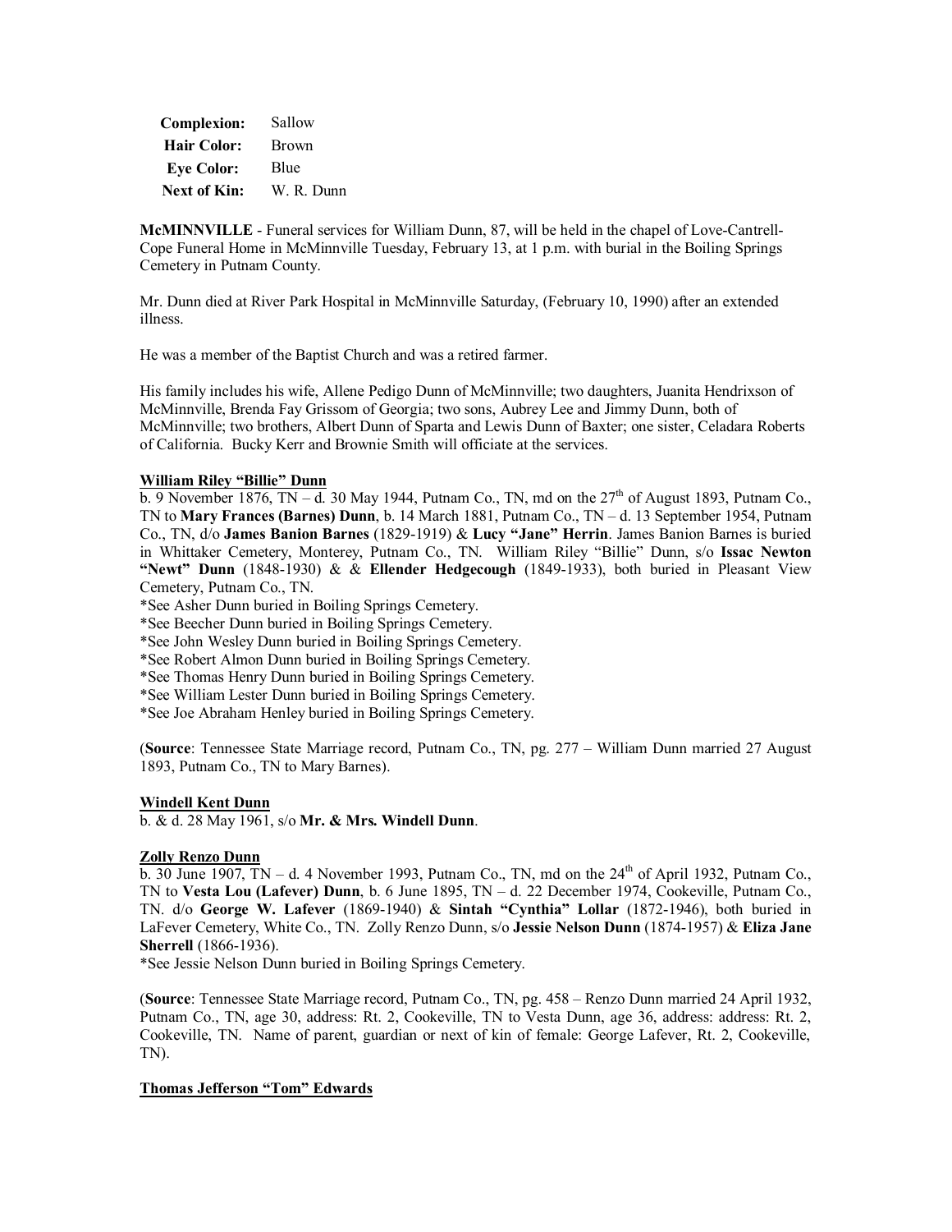| | |
|---|---|
| **Complexion:** | Sallow |
| **Hair Color:** | Brown |
| **Eye Color:** | Blue |
| **Next of Kin:** | W. R. Dunn |

**McMINNVILLE** - Funeral services for William Dunn, 87, will be held in the chapel of Love-Cantrell-Cope Funeral Home in McMinnville Tuesday, February 13, at 1 p.m. with burial in the Boiling Springs Cemetery in Putnam County.

Mr. Dunn died at River Park Hospital in McMinnville Saturday, (February 10, 1990) after an extended illness.

He was a member of the Baptist Church and was a retired farmer.

His family includes his wife, Allene Pedigo Dunn of McMinnville; two daughters, Juanita Hendrixson of McMinnville, Brenda Fay Grissom of Georgia; two sons, Aubrey Lee and Jimmy Dunn, both of McMinnville; two brothers, Albert Dunn of Sparta and Lewis Dunn of Baxter; one sister, Celadara Roberts of California. Bucky Kerr and Brownie Smith will officiate at the services.

**William Riley "Billie" Dunn**

b. 9 November 1876, TN – d. 30 May 1944, Putnam Co., TN, md on the 27th of August 1893, Putnam Co., TN to **Mary Frances (Barnes) Dunn**, b. 14 March 1881, Putnam Co., TN – d. 13 September 1954, Putnam Co., TN, d/o **James Banion Barnes** (1829-1919) & **Lucy "Jane" Herrin**. James Banion Barnes is buried in Whittaker Cemetery, Monterey, Putnam Co., TN. William Riley "Billie" Dunn, s/o **Issac Newton "Newt" Dunn** (1848-1930) & & **Ellender Hedgecough** (1849-1933), both buried in Pleasant View Cemetery, Putnam Co., TN.

*See Asher Dunn buried in Boiling Springs Cemetery.
*See Beecher Dunn buried in Boiling Springs Cemetery.
*See John Wesley Dunn buried in Boiling Springs Cemetery.
*See Robert Almon Dunn buried in Boiling Springs Cemetery.
*See Thomas Henry Dunn buried in Boiling Springs Cemetery.
*See William Lester Dunn buried in Boiling Springs Cemetery.
*See Joe Abraham Henley buried in Boiling Springs Cemetery.

(**Source**: Tennessee State Marriage record, Putnam Co., TN, pg. 277 – William Dunn married 27 August 1893, Putnam Co., TN to Mary Barnes).

**Windell Kent Dunn**

b. & d. 28 May 1961, s/o **Mr. & Mrs. Windell Dunn**.

**Zolly Renzo Dunn**

b. 30 June 1907, TN – d. 4 November 1993, Putnam Co., TN, md on the 24th of April 1932, Putnam Co., TN to **Vesta Lou (Lafever) Dunn**, b. 6 June 1895, TN – d. 22 December 1974, Cookeville, Putnam Co., TN. d/o **George W. Lafever** (1869-1940) & **Sintah "Cynthia" Lollar** (1872-1946), both buried in LaFever Cemetery, White Co., TN. Zolly Renzo Dunn, s/o **Jessie Nelson Dunn** (1874-1957) & **Eliza Jane Sherrell** (1866-1936).

*See Jessie Nelson Dunn buried in Boiling Springs Cemetery.

(**Source**: Tennessee State Marriage record, Putnam Co., TN, pg. 458 – Renzo Dunn married 24 April 1932, Putnam Co., TN, age 30, address: Rt. 2, Cookeville, TN to Vesta Dunn, age 36, address: address: Rt. 2, Cookeville, TN. Name of parent, guardian or next of kin of female: George Lafever, Rt. 2, Cookeville, TN).

**Thomas Jefferson "Tom" Edwards**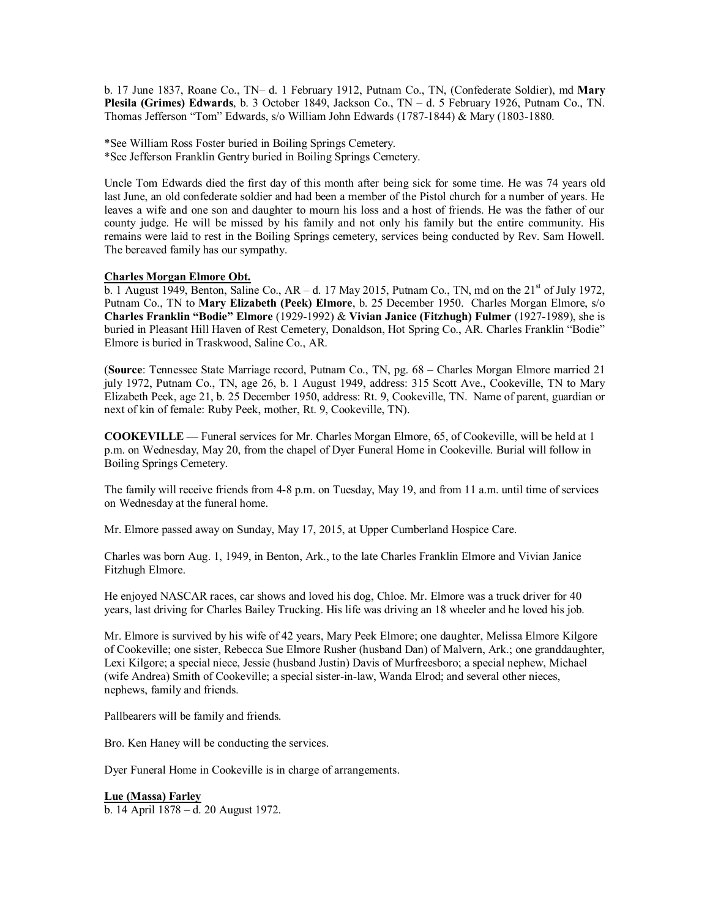b. 17 June 1837, Roane Co., TN– d. 1 February 1912, Putnam Co., TN, (Confederate Soldier), md **Mary Plesila (Grimes) Edwards**, b. 3 October 1849, Jackson Co., TN – d. 5 February 1926, Putnam Co., TN. Thomas Jefferson "Tom" Edwards, s/o William John Edwards (1787-1844) & Mary (1803-1880.

*See William Ross Foster buried in Boiling Springs Cemetery.
*See Jefferson Franklin Gentry buried in Boiling Springs Cemetery.

Uncle Tom Edwards died the first day of this month after being sick for some time. He was 74 years old last June, an old confederate soldier and had been a member of the Pistol church for a number of years. He leaves a wife and one son and daughter to mourn his loss and a host of friends. He was the father of our county judge. He will be missed by his family and not only his family but the entire community. His remains were laid to rest in the Boiling Springs cemetery, services being conducted by Rev. Sam Howell. The bereaved family has our sympathy.

**Charles Morgan Elmore Obt.**

b. 1 August 1949, Benton, Saline Co., AR – d. 17 May 2015, Putnam Co., TN, md on the 21st of July 1972, Putnam Co., TN to **Mary Elizabeth (Peek) Elmore**, b. 25 December 1950. Charles Morgan Elmore, s/o **Charles Franklin "Bodie" Elmore** (1929-1992) & **Vivian Janice (Fitzhugh) Fulmer** (1927-1989), she is buried in Pleasant Hill Haven of Rest Cemetery, Donaldson, Hot Spring Co., AR. Charles Franklin "Bodie" Elmore is buried in Traskwood, Saline Co., AR.

(**Source**: Tennessee State Marriage record, Putnam Co., TN, pg. 68 – Charles Morgan Elmore married 21 july 1972, Putnam Co., TN, age 26, b. 1 August 1949, address: 315 Scott Ave., Cookeville, TN to Mary Elizabeth Peek, age 21, b. 25 December 1950, address: Rt. 9, Cookeville, TN. Name of parent, guardian or next of kin of female: Ruby Peek, mother, Rt. 9, Cookeville, TN).

**COOKEVILLE** — Funeral services for Mr. Charles Morgan Elmore, 65, of Cookeville, will be held at 1 p.m. on Wednesday, May 20, from the chapel of Dyer Funeral Home in Cookeville. Burial will follow in Boiling Springs Cemetery.

The family will receive friends from 4-8 p.m. on Tuesday, May 19, and from 11 a.m. until time of services on Wednesday at the funeral home.

Mr. Elmore passed away on Sunday, May 17, 2015, at Upper Cumberland Hospice Care.

Charles was born Aug. 1, 1949, in Benton, Ark., to the late Charles Franklin Elmore and Vivian Janice Fitzhugh Elmore.

He enjoyed NASCAR races, car shows and loved his dog, Chloe. Mr. Elmore was a truck driver for 40 years, last driving for Charles Bailey Trucking. His life was driving an 18 wheeler and he loved his job.

Mr. Elmore is survived by his wife of 42 years, Mary Peek Elmore; one daughter, Melissa Elmore Kilgore of Cookeville; one sister, Rebecca Sue Elmore Rusher (husband Dan) of Malvern, Ark.; one granddaughter, Lexi Kilgore; a special niece, Jessie (husband Justin) Davis of Murfreesboro; a special nephew, Michael (wife Andrea) Smith of Cookeville; a special sister-in-law, Wanda Elrod; and several other nieces, nephews, family and friends.

Pallbearers will be family and friends.

Bro. Ken Haney will be conducting the services.

Dyer Funeral Home in Cookeville is in charge of arrangements.

**Lue (Massa) Farley**

b. 14 April 1878 – d. 20 August 1972.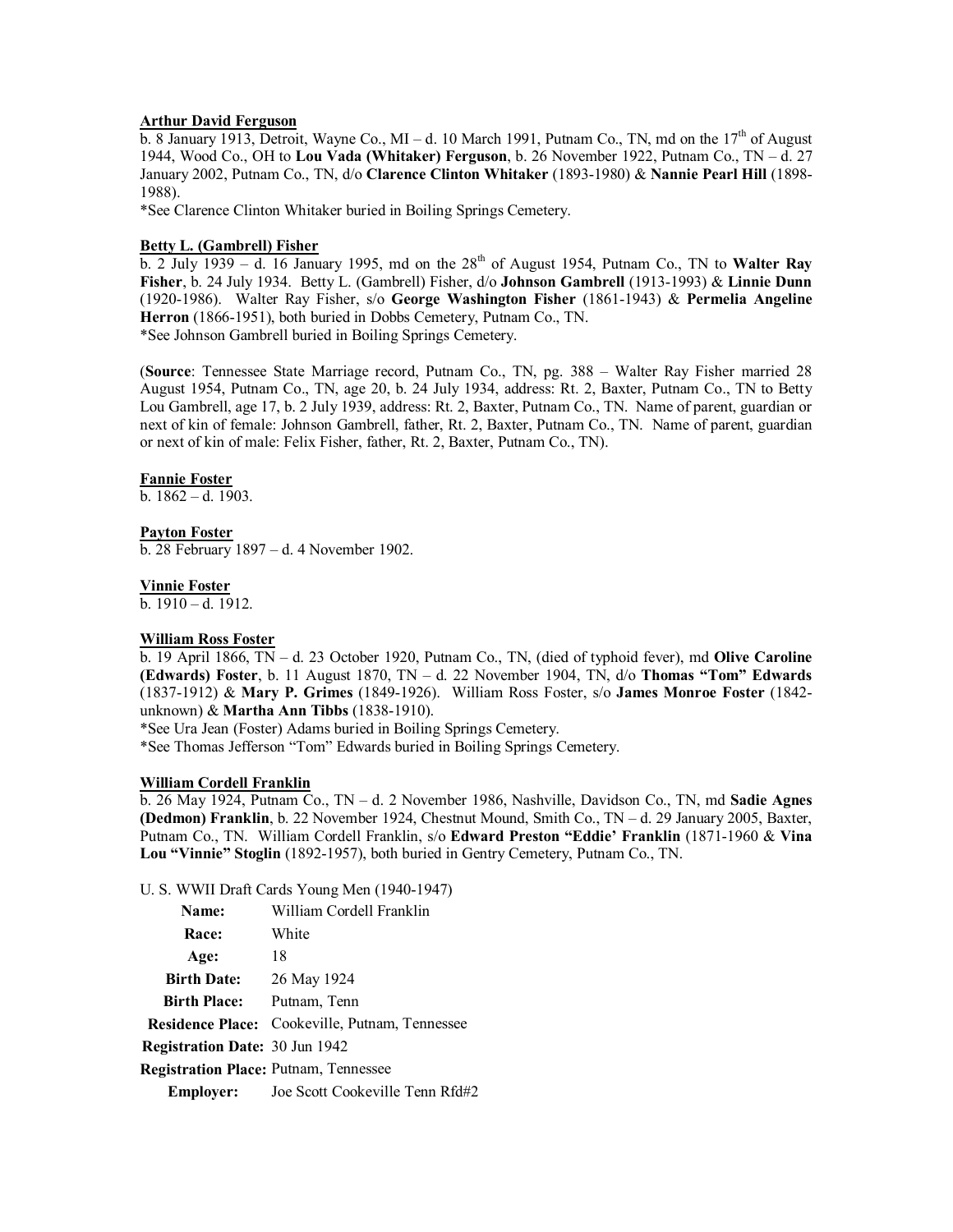**<u>Arthur David Ferguson</u>**

b. 8 January 1913, Detroit, Wayne Co., MI – d. 10 March 1991, Putnam Co., TN, md on the 17th of August 1944, Wood Co., OH to **Lou Vada (Whitaker) Ferguson**, b. 26 November 1922, Putnam Co., TN – d. 27 January 2002, Putnam Co., TN, d/o **Clarence Clinton Whitaker** (1893-1980) & **Nannie Pearl Hill** (1898-1988).

*See Clarence Clinton Whitaker buried in Boiling Springs Cemetery.

**<u>Betty L. (Gambrell) Fisher</u>**

b. 2 July 1939 – d. 16 January 1995, md on the 28th of August 1954, Putnam Co., TN to **Walter Ray Fisher**, b. 24 July 1934. Betty L. (Gambrell) Fisher, d/o **Johnson Gambrell** (1913-1993) & **Linnie Dunn** (1920-1986). Walter Ray Fisher, s/o **George Washington Fisher** (1861-1943) & **Permelia Angeline Herron** (1866-1951), both buried in Dobbs Cemetery, Putnam Co., TN.

*See Johnson Gambrell buried in Boiling Springs Cemetery.

(**Source**: Tennessee State Marriage record, Putnam Co., TN, pg. 388 – Walter Ray Fisher married 28 August 1954, Putnam Co., TN, age 20, b. 24 July 1934, address: Rt. 2, Baxter, Putnam Co., TN to Betty Lou Gambrell, age 17, b. 2 July 1939, address: Rt. 2, Baxter, Putnam Co., TN. Name of parent, guardian or next of kin of female: Johnson Gambrell, father, Rt. 2, Baxter, Putnam Co., TN. Name of parent, guardian or next of kin of male: Felix Fisher, father, Rt. 2, Baxter, Putnam Co., TN).

**<u>Fannie Foster</u>**

b. 1862 – d. 1903.

**<u>Payton Foster</u>**

b. 28 February 1897 – d. 4 November 1902.

**<u>Vinnie Foster</u>**

b. 1910 – d. 1912.

**<u>William Ross Foster</u>**

b. 19 April 1866, TN – d. 23 October 1920, Putnam Co., TN, (died of typhoid fever), md **Olive Caroline (Edwards) Foster**, b. 11 August 1870, TN – d. 22 November 1904, TN, d/o **Thomas "Tom" Edwards** (1837-1912) & **Mary P. Grimes** (1849-1926). William Ross Foster, s/o **James Monroe Foster** (1842-unknown) & **Martha Ann Tibbs** (1838-1910).

*See Ura Jean (Foster) Adams buried in Boiling Springs Cemetery.

*See Thomas Jefferson "Tom" Edwards buried in Boiling Springs Cemetery.

**<u>William Cordell Franklin</u>**

b. 26 May 1924, Putnam Co., TN – d. 2 November 1986, Nashville, Davidson Co., TN, md **Sadie Agnes (Dedmon) Franklin**, b. 22 November 1924, Chestnut Mound, Smith Co., TN – d. 29 January 2005, Baxter, Putnam Co., TN. William Cordell Franklin, s/o **Edward Preston "Eddie' Franklin** (1871-1960 & **Vina Lou "Vinnie" Stoglin** (1892-1957), both buried in Gentry Cemetery, Putnam Co., TN.

U. S. WWII Draft Cards Young Men (1940-1947)

| | |
|---|---|
| **Name:** | William Cordell Franklin |
| **Race:** | White |
| **Age:** | 18 |
| **Birth Date:** | 26 May 1924 |
| **Birth Place:** | Putnam, Tenn |
| **Residence Place:** | Cookeville, Putnam, Tennessee |
| **Registration Date:** | 30 Jun 1942 |
| **Registration Place:** | Putnam, Tennessee |
| **Employer:** | Joe Scott Cookeville Tenn Rfd#2 |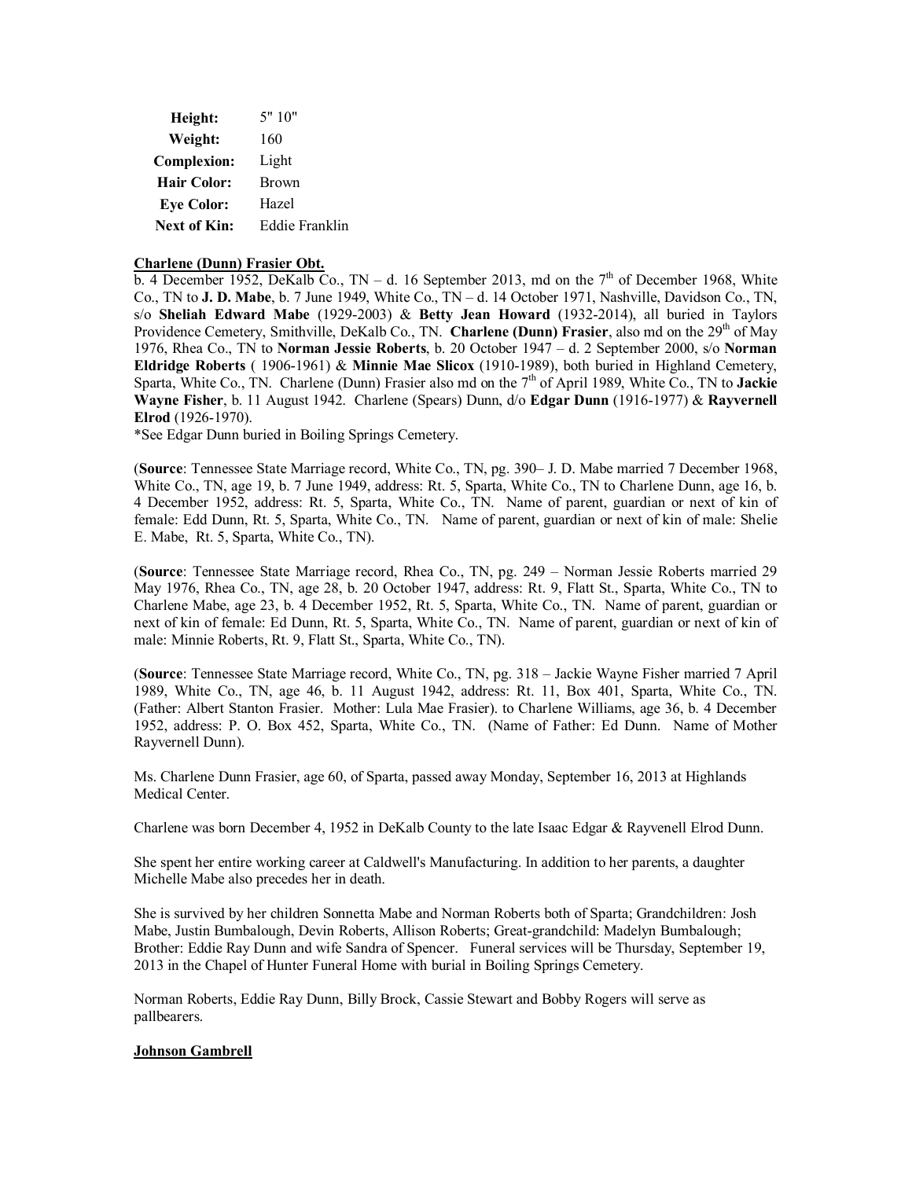| | |
|---|---|
| **Height:** | 5" 10" |
| **Weight:** | 160 |
| **Complexion:** | Light |
| **Hair Color:** | Brown |
| **Eye Color:** | Hazel |
| **Next of Kin:** | Eddie Franklin |

**Charlene (Dunn) Frasier Obt.**

b. 4 December 1952, DeKalb Co., TN – d. 16 September 2013, md on the 7th of December 1968, White Co., TN to **J. D. Mabe**, b. 7 June 1949, White Co., TN – d. 14 October 1971, Nashville, Davidson Co., TN, s/o **Sheliah Edward Mabe** (1929-2003) & **Betty Jean Howard** (1932-2014), all buried in Taylors Providence Cemetery, Smithville, DeKalb Co., TN. **Charlene (Dunn) Frasier**, also md on the 29th of May 1976, Rhea Co., TN to **Norman Jessie Roberts**, b. 20 October 1947 – d. 2 September 2000, s/o **Norman Eldridge Roberts** ( 1906-1961) & **Minnie Mae Slicox** (1910-1989), both buried in Highland Cemetery, Sparta, White Co., TN. Charlene (Dunn) Frasier also md on the 7th of April 1989, White Co., TN to **Jackie Wayne Fisher**, b. 11 August 1942. Charlene (Spears) Dunn, d/o **Edgar Dunn** (1916-1977) & **Rayvernell Elrod** (1926-1970).

*See Edgar Dunn buried in Boiling Springs Cemetery.

(**Source**: Tennessee State Marriage record, White Co., TN, pg. 390– J. D. Mabe married 7 December 1968, White Co., TN, age 19, b. 7 June 1949, address: Rt. 5, Sparta, White Co., TN to Charlene Dunn, age 16, b. 4 December 1952, address: Rt. 5, Sparta, White Co., TN. Name of parent, guardian or next of kin of female: Edd Dunn, Rt. 5, Sparta, White Co., TN. Name of parent, guardian or next of kin of male: Shelie E. Mabe, Rt. 5, Sparta, White Co., TN).

(**Source**: Tennessee State Marriage record, Rhea Co., TN, pg. 249 – Norman Jessie Roberts married 29 May 1976, Rhea Co., TN, age 28, b. 20 October 1947, address: Rt. 9, Flatt St., Sparta, White Co., TN to Charlene Mabe, age 23, b. 4 December 1952, Rt. 5, Sparta, White Co., TN. Name of parent, guardian or next of kin of female: Ed Dunn, Rt. 5, Sparta, White Co., TN. Name of parent, guardian or next of kin of male: Minnie Roberts, Rt. 9, Flatt St., Sparta, White Co., TN).

(**Source**: Tennessee State Marriage record, White Co., TN, pg. 318 – Jackie Wayne Fisher married 7 April 1989, White Co., TN, age 46, b. 11 August 1942, address: Rt. 11, Box 401, Sparta, White Co., TN. (Father: Albert Stanton Frasier. Mother: Lula Mae Frasier). to Charlene Williams, age 36, b. 4 December 1952, address: P. O. Box 452, Sparta, White Co., TN. (Name of Father: Ed Dunn. Name of Mother Rayvernell Dunn).

Ms. Charlene Dunn Frasier, age 60, of Sparta, passed away Monday, September 16, 2013 at Highlands Medical Center.

Charlene was born December 4, 1952 in DeKalb County to the late Isaac Edgar & Rayvenell Elrod Dunn.

She spent her entire working career at Caldwell's Manufacturing. In addition to her parents, a daughter Michelle Mabe also precedes her in death.

She is survived by her children Sonnetta Mabe and Norman Roberts both of Sparta; Grandchildren: Josh Mabe, Justin Bumbalough, Devin Roberts, Allison Roberts; Great-grandchild: Madelyn Bumbalough; Brother: Eddie Ray Dunn and wife Sandra of Spencer. Funeral services will be Thursday, September 19, 2013 in the Chapel of Hunter Funeral Home with burial in Boiling Springs Cemetery.

Norman Roberts, Eddie Ray Dunn, Billy Brock, Cassie Stewart and Bobby Rogers will serve as pallbearers.

**Johnson Gambrell**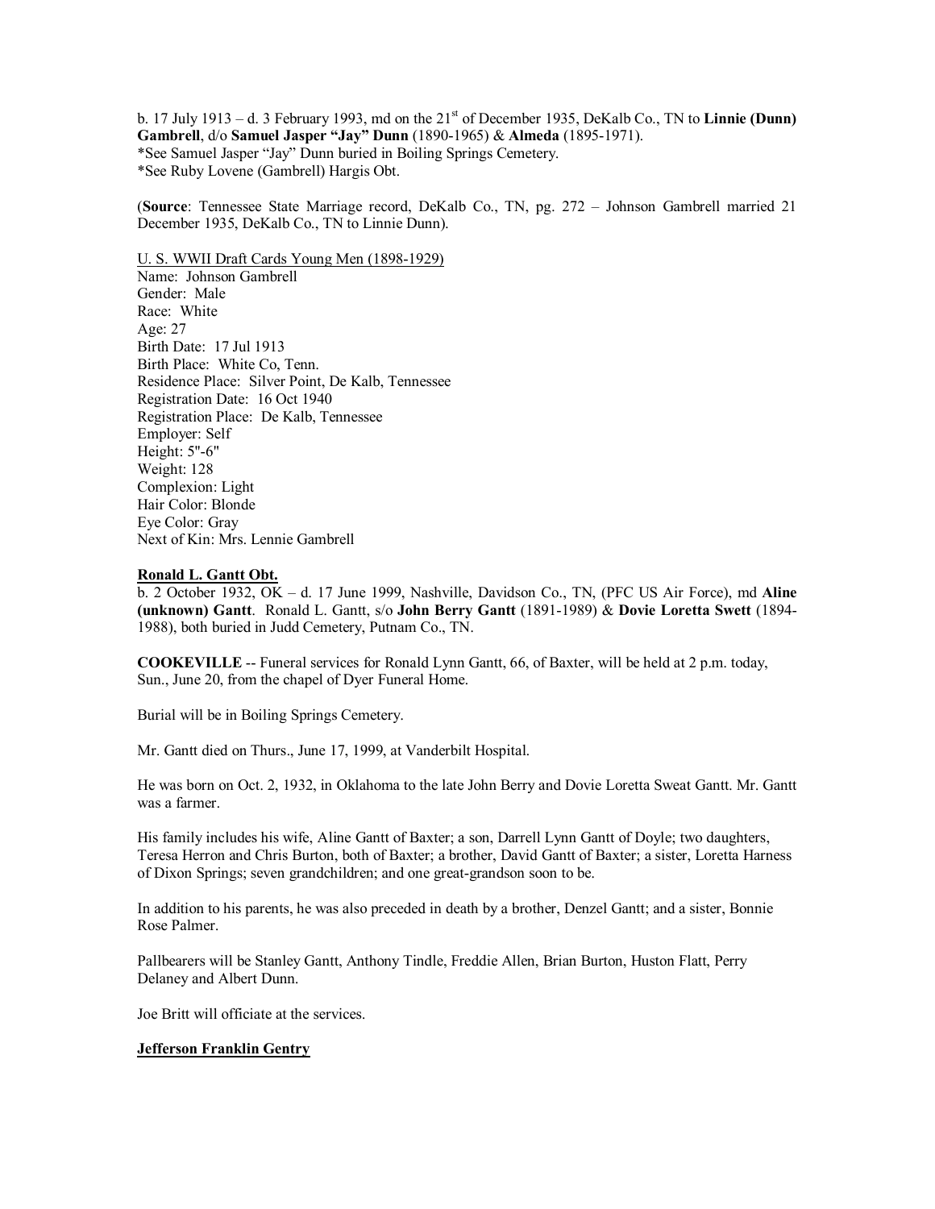b. 17 July 1913 – d. 3 February 1993, md on the 21st of December 1935, DeKalb Co., TN to **Linnie (Dunn) Gambrell**, d/o **Samuel Jasper "Jay" Dunn** (1890-1965) & **Almeda** (1895-1971).
*See Samuel Jasper "Jay" Dunn buried in Boiling Springs Cemetery.
*See Ruby Lovene (Gambrell) Hargis Obt.

(**Source**: Tennessee State Marriage record, DeKalb Co., TN, pg. 272 – Johnson Gambrell married 21 December 1935, DeKalb Co., TN to Linnie Dunn).

<u>U. S. WWII Draft Cards Young Men (1898-1929)</u>
Name: Johnson Gambrell
Gender: Male
Race: White
Age: 27
Birth Date: 17 Jul 1913
Birth Place: White Co, Tenn.
Residence Place: Silver Point, De Kalb, Tennessee
Registration Date: 16 Oct 1940
Registration Place: De Kalb, Tennessee
Employer: Self
Height: 5"-6"
Weight: 128
Complexion: Light
Hair Color: Blonde
Eye Color: Gray
Next of Kin: Mrs. Lennie Gambrell

**Ronald L. Gantt Obt.**
b. 2 October 1932, OK – d. 17 June 1999, Nashville, Davidson Co., TN, (PFC US Air Force), md **Aline (unknown) Gantt**. Ronald L. Gantt, s/o **John Berry Gantt** (1891-1989) & **Dovie Loretta Swett** (1894-1988), both buried in Judd Cemetery, Putnam Co., TN.

**COOKEVILLE** -- Funeral services for Ronald Lynn Gantt, 66, of Baxter, will be held at 2 p.m. today, Sun., June 20, from the chapel of Dyer Funeral Home.

Burial will be in Boiling Springs Cemetery.

Mr. Gantt died on Thurs., June 17, 1999, at Vanderbilt Hospital.

He was born on Oct. 2, 1932, in Oklahoma to the late John Berry and Dovie Loretta Sweat Gantt. Mr. Gantt was a farmer.

His family includes his wife, Aline Gantt of Baxter; a son, Darrell Lynn Gantt of Doyle; two daughters, Teresa Herron and Chris Burton, both of Baxter; a brother, David Gantt of Baxter; a sister, Loretta Harness of Dixon Springs; seven grandchildren; and one great-grandson soon to be.

In addition to his parents, he was also preceded in death by a brother, Denzel Gantt; and a sister, Bonnie Rose Palmer.

Pallbearers will be Stanley Gantt, Anthony Tindle, Freddie Allen, Brian Burton, Huston Flatt, Perry Delaney and Albert Dunn.

Joe Britt will officiate at the services.

**Jefferson Franklin Gentry**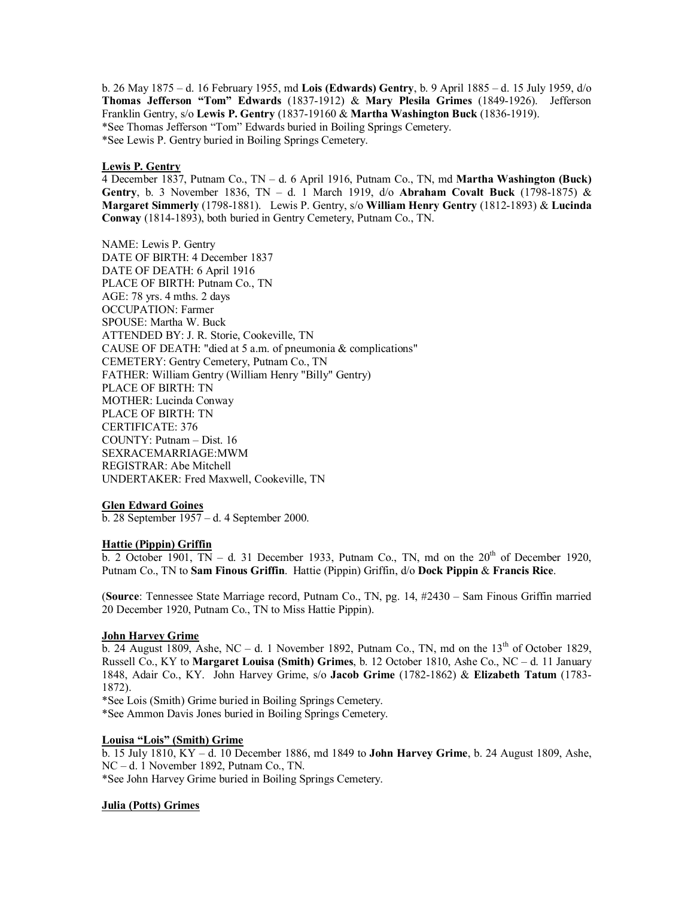b. 26 May 1875 – d. 16 February 1955, md **Lois (Edwards) Gentry**, b. 9 April 1885 – d. 15 July 1959, d/o **Thomas Jefferson "Tom" Edwards** (1837-1912) & **Mary Plesila Grimes** (1849-1926). Jefferson Franklin Gentry, s/o **Lewis P. Gentry** (1837-19160 & **Martha Washington Buck** (1836-1919).
*See Thomas Jefferson "Tom" Edwards buried in Boiling Springs Cemetery.
*See Lewis P. Gentry buried in Boiling Springs Cemetery.

**Lewis P. Gentry**

4 December 1837, Putnam Co., TN – d. 6 April 1916, Putnam Co., TN, md **Martha Washington (Buck) Gentry**, b. 3 November 1836, TN – d. 1 March 1919, d/o **Abraham Covalt Buck** (1798-1875) & **Margaret Simmerly** (1798-1881). Lewis P. Gentry, s/o **William Henry Gentry** (1812-1893) & **Lucinda Conway** (1814-1893), both buried in Gentry Cemetery, Putnam Co., TN.

NAME: Lewis P. Gentry
DATE OF BIRTH: 4 December 1837
DATE OF DEATH: 6 April 1916
PLACE OF BIRTH: Putnam Co., TN
AGE: 78 yrs. 4 mths. 2 days
OCCUPATION: Farmer
SPOUSE: Martha W. Buck
ATTENDED BY: J. R. Storie, Cookeville, TN
CAUSE OF DEATH: "died at 5 a.m. of pneumonia & complications"
CEMETERY: Gentry Cemetery, Putnam Co., TN
FATHER: William Gentry (William Henry "Billy" Gentry)
PLACE OF BIRTH: TN
MOTHER: Lucinda Conway
PLACE OF BIRTH: TN
CERTIFICATE: 376
COUNTY: Putnam – Dist. 16
SEXRACEMARRIAGE:MWM
REGISTRAR: Abe Mitchell
UNDERTAKER: Fred Maxwell, Cookeville, TN

**Glen Edward Goines**

b. 28 September 1957 – d. 4 September 2000.

**Hattie (Pippin) Griffin**

b. 2 October 1901, TN – d. 31 December 1933, Putnam Co., TN, md on the 20th of December 1920, Putnam Co., TN to **Sam Finous Griffin**. Hattie (Pippin) Griffin, d/o **Dock Pippin** & **Francis Rice**.

(**Source**: Tennessee State Marriage record, Putnam Co., TN, pg. 14, #2430 – Sam Finous Griffin married 20 December 1920, Putnam Co., TN to Miss Hattie Pippin).

**John Harvey Grime**

b. 24 August 1809, Ashe, NC – d. 1 November 1892, Putnam Co., TN, md on the 13th of October 1829, Russell Co., KY to **Margaret Louisa (Smith) Grimes**, b. 12 October 1810, Ashe Co., NC – d. 11 January 1848, Adair Co., KY. John Harvey Grime, s/o **Jacob Grime** (1782-1862) & **Elizabeth Tatum** (1783-1872).
*See Lois (Smith) Grime buried in Boiling Springs Cemetery.
*See Ammon Davis Jones buried in Boiling Springs Cemetery.

**Louisa "Lois" (Smith) Grime**

b. 15 July 1810, KY – d. 10 December 1886, md 1849 to **John Harvey Grime**, b. 24 August 1809, Ashe, NC – d. 1 November 1892, Putnam Co., TN.
*See John Harvey Grime buried in Boiling Springs Cemetery.

**Julia (Potts) Grimes**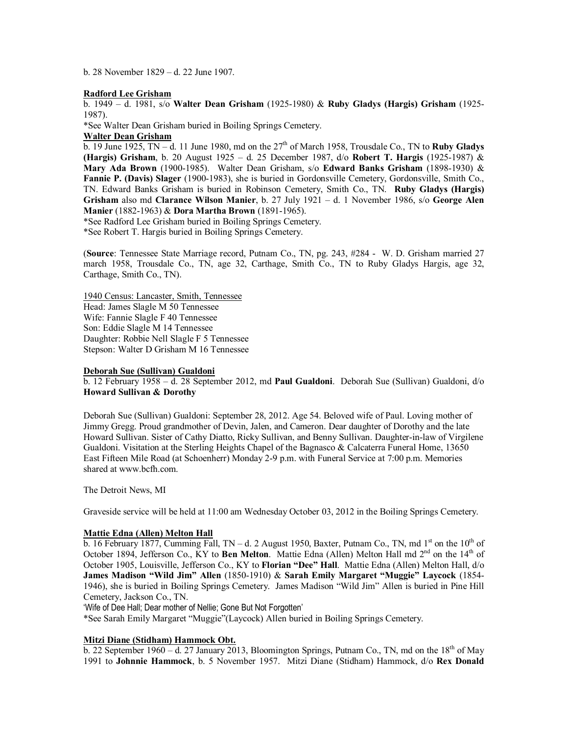b. 28 November 1829 – d. 22 June 1907.

**Radford Lee Grisham**

b. 1949 – d. 1981, s/o **Walter Dean Grisham** (1925-1980) & **Ruby Gladys (Hargis) Grisham** (1925-1987).

*See Walter Dean Grisham buried in Boiling Springs Cemetery.

**Walter Dean Grisham**

b. 19 June 1925, TN – d. 11 June 1980, md on the 27th of March 1958, Trousdale Co., TN to **Ruby Gladys (Hargis) Grisham**, b. 20 August 1925 – d. 25 December 1987, d/o **Robert T. Hargis** (1925-1987) & **Mary Ada Brown** (1900-1985). Walter Dean Grisham, s/o **Edward Banks Grisham** (1898-1930) & **Fannie P. (Davis) Slager** (1900-1983), she is buried in Gordonsville Cemetery, Gordonsville, Smith Co., TN. Edward Banks Grisham is buried in Robinson Cemetery, Smith Co., TN. **Ruby Gladys (Hargis) Grisham** also md **Clarance Wilson Manier**, b. 27 July 1921 – d. 1 November 1986, s/o **George Alen Manier** (1882-1963) & **Dora Martha Brown** (1891-1965).

*See Radford Lee Grisham buried in Boiling Springs Cemetery.

*See Robert T. Hargis buried in Boiling Springs Cemetery.

(**Source**: Tennessee State Marriage record, Putnam Co., TN, pg. 243, #284 - W. D. Grisham married 27 march 1958, Trousdale Co., TN, age 32, Carthage, Smith Co., TN to Ruby Gladys Hargis, age 32, Carthage, Smith Co., TN).

1940 Census: Lancaster, Smith, Tennessee

Head: James Slagle M 50 Tennessee

Wife: Fannie Slagle F 40 Tennessee

Son: Eddie Slagle M 14 Tennessee

Daughter: Robbie Nell Slagle F 5 Tennessee

Stepson: Walter D Grisham M 16 Tennessee

**Deborah Sue (Sullivan) Gualdoni**

b. 12 February 1958 – d. 28 September 2012, md **Paul Gualdoni**. Deborah Sue (Sullivan) Gualdoni, d/o **Howard Sullivan & Dorothy**

Deborah Sue (Sullivan) Gualdoni: September 28, 2012. Age 54. Beloved wife of Paul. Loving mother of Jimmy Gregg. Proud grandmother of Devin, Jalen, and Cameron. Dear daughter of Dorothy and the late Howard Sullivan. Sister of Cathy Diatto, Ricky Sullivan, and Benny Sullivan. Daughter-in-law of Virgilene Gualdoni. Visitation at the Sterling Heights Chapel of the Bagnasco & Calcaterra Funeral Home, 13650 East Fifteen Mile Road (at Schoenherr) Monday 2-9 p.m. with Funeral Service at 7:00 p.m. Memories shared at www.bcfh.com.

The Detroit News, MI

Graveside service will be held at 11:00 am Wednesday October 03, 2012 in the Boiling Springs Cemetery.

**Mattie Edna (Allen) Melton Hall**

b. 16 February 1877, Cumming Fall, TN – d. 2 August 1950, Baxter, Putnam Co., TN, md 1st on the 10th of October 1894, Jefferson Co., KY to **Ben Melton**. Mattie Edna (Allen) Melton Hall md 2nd on the 14th of October 1905, Louisville, Jefferson Co., KY to **Florian "Dee" Hall**. Mattie Edna (Allen) Melton Hall, d/o **James Madison "Wild Jim" Allen** (1850-1910) & **Sarah Emily Margaret "Muggie" Laycock** (1854-1946), she is buried in Boiling Springs Cemetery. James Madison "Wild Jim" Allen is buried in Pine Hill Cemetery, Jackson Co., TN.

'Wife of Dee Hall; Dear mother of Nellie; Gone But Not Forgotten'

*See Sarah Emily Margaret "Muggie"(Laycock) Allen buried in Boiling Springs Cemetery.

**Mitzi Diane (Stidham) Hammock Obt.**

b. 22 September 1960 – d. 27 January 2013, Bloomington Springs, Putnam Co., TN, md on the 18th of May 1991 to **Johnnie Hammock**, b. 5 November 1957. Mitzi Diane (Stidham) Hammock, d/o **Rex Donald**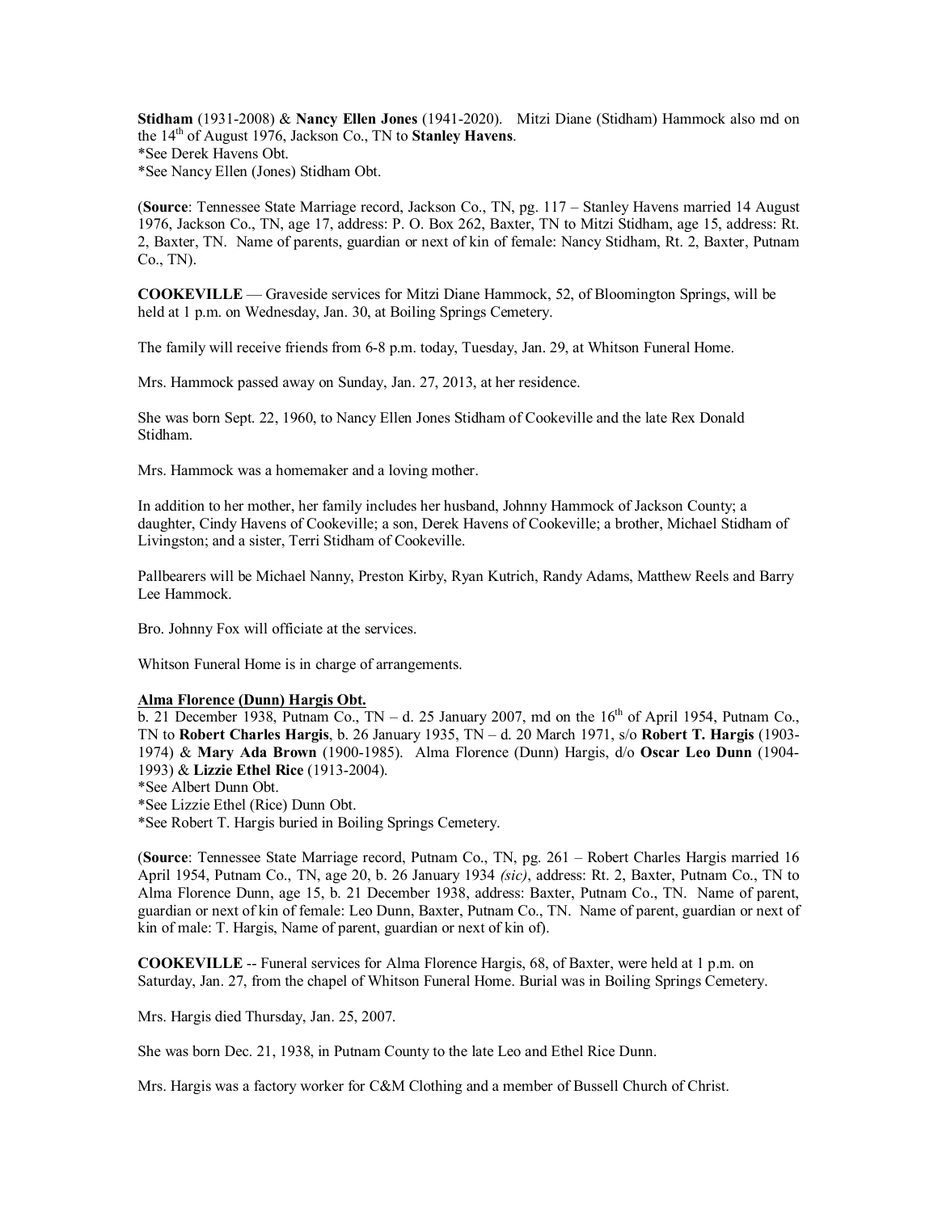**Stidham** (1931-2008) & **Nancy Ellen Jones** (1941-2020). Mitzi Diane (Stidham) Hammock also md on the 14th of August 1976, Jackson Co., TN to **Stanley Havens**.
*See Derek Havens Obt.
*See Nancy Ellen (Jones) Stidham Obt.

(**Source**: Tennessee State Marriage record, Jackson Co., TN, pg. 117 – Stanley Havens married 14 August 1976, Jackson Co., TN, age 17, address: P. O. Box 262, Baxter, TN to Mitzi Stidham, age 15, address: Rt. 2, Baxter, TN. Name of parents, guardian or next of kin of female: Nancy Stidham, Rt. 2, Baxter, Putnam Co., TN).

**COOKEVILLE** — Graveside services for Mitzi Diane Hammock, 52, of Bloomington Springs, will be held at 1 p.m. on Wednesday, Jan. 30, at Boiling Springs Cemetery.

The family will receive friends from 6-8 p.m. today, Tuesday, Jan. 29, at Whitson Funeral Home.

Mrs. Hammock passed away on Sunday, Jan. 27, 2013, at her residence.

She was born Sept. 22, 1960, to Nancy Ellen Jones Stidham of Cookeville and the late Rex Donald Stidham.

Mrs. Hammock was a homemaker and a loving mother.

In addition to her mother, her family includes her husband, Johnny Hammock of Jackson County; a daughter, Cindy Havens of Cookeville; a son, Derek Havens of Cookeville; a brother, Michael Stidham of Livingston; and a sister, Terri Stidham of Cookeville.

Pallbearers will be Michael Nanny, Preston Kirby, Ryan Kutrich, Randy Adams, Matthew Reels and Barry Lee Hammock.

Bro. Johnny Fox will officiate at the services.

Whitson Funeral Home is in charge of arrangements.

**Alma Florence (Dunn) Hargis Obt.**

b. 21 December 1938, Putnam Co., TN – d. 25 January 2007, md on the 16th of April 1954, Putnam Co., TN to **Robert Charles Hargis**, b. 26 January 1935, TN – d. 20 March 1971, s/o **Robert T. Hargis** (1903-1974) & **Mary Ada Brown** (1900-1985). Alma Florence (Dunn) Hargis, d/o **Oscar Leo Dunn** (1904-1993) & **Lizzie Ethel Rice** (1913-2004).
*See Albert Dunn Obt.
*See Lizzie Ethel (Rice) Dunn Obt.
*See Robert T. Hargis buried in Boiling Springs Cemetery.

(**Source**: Tennessee State Marriage record, Putnam Co., TN, pg. 261 – Robert Charles Hargis married 16 April 1954, Putnam Co., TN, age 20, b. 26 January 1934 *(sic)*, address: Rt. 2, Baxter, Putnam Co., TN to Alma Florence Dunn, age 15, b. 21 December 1938, address: Baxter, Putnam Co., TN. Name of parent, guardian or next of kin of female: Leo Dunn, Baxter, Putnam Co., TN. Name of parent, guardian or next of kin of male: T. Hargis, Name of parent, guardian or next of kin of).

**COOKEVILLE** -- Funeral services for Alma Florence Hargis, 68, of Baxter, were held at 1 p.m. on Saturday, Jan. 27, from the chapel of Whitson Funeral Home. Burial was in Boiling Springs Cemetery.

Mrs. Hargis died Thursday, Jan. 25, 2007.

She was born Dec. 21, 1938, in Putnam County to the late Leo and Ethel Rice Dunn.

Mrs. Hargis was a factory worker for C&M Clothing and a member of Bussell Church of Christ.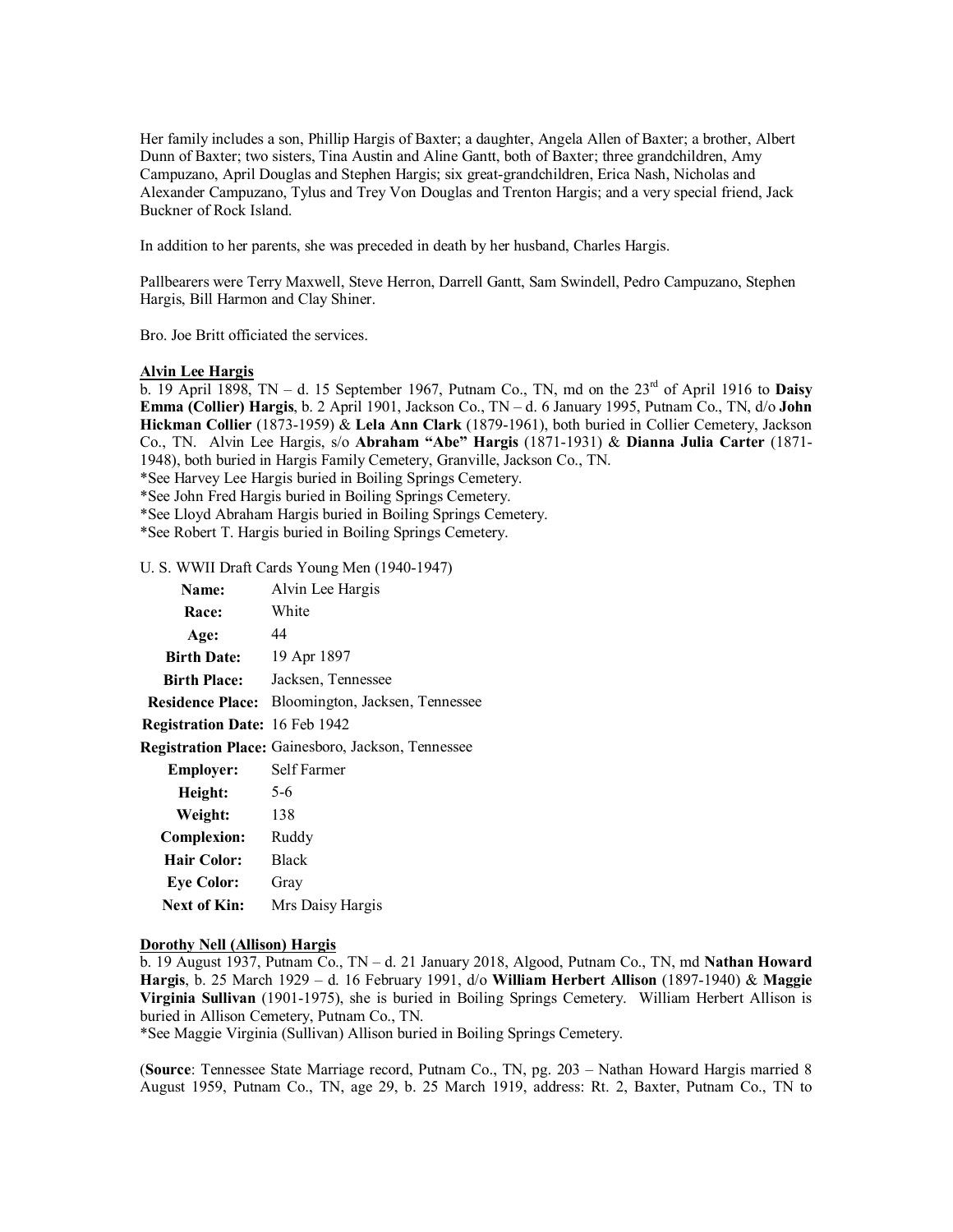Her family includes a son, Phillip Hargis of Baxter; a daughter, Angela Allen of Baxter; a brother, Albert Dunn of Baxter; two sisters, Tina Austin and Aline Gantt, both of Baxter; three grandchildren, Amy Campuzano, April Douglas and Stephen Hargis; six great-grandchildren, Erica Nash, Nicholas and Alexander Campuzano, Tylus and Trey Von Douglas and Trenton Hargis; and a very special friend, Jack Buckner of Rock Island.

In addition to her parents, she was preceded in death by her husband, Charles Hargis.

Pallbearers were Terry Maxwell, Steve Herron, Darrell Gantt, Sam Swindell, Pedro Campuzano, Stephen Hargis, Bill Harmon and Clay Shiner.

Bro. Joe Britt officiated the services.

**Alvin Lee Hargis**

b. 19 April 1898, TN – d. 15 September 1967, Putnam Co., TN, md on the 23rd of April 1916 to **Daisy Emma (Collier) Hargis**, b. 2 April 1901, Jackson Co., TN – d. 6 January 1995, Putnam Co., TN, d/o **John Hickman Collier** (1873-1959) & **Lela Ann Clark** (1879-1961), both buried in Collier Cemetery, Jackson Co., TN. Alvin Lee Hargis, s/o **Abraham "Abe" Hargis** (1871-1931) & **Dianna Julia Carter** (1871-1948), both buried in Hargis Family Cemetery, Granville, Jackson Co., TN.

*See Harvey Lee Hargis buried in Boiling Springs Cemetery.
*See John Fred Hargis buried in Boiling Springs Cemetery.
*See Lloyd Abraham Hargis buried in Boiling Springs Cemetery.
*See Robert T. Hargis buried in Boiling Springs Cemetery.

U. S. WWII Draft Cards Young Men (1940-1947)

| | |
|---|---|
| **Name:** | Alvin Lee Hargis |
| **Race:** | White |
| **Age:** | 44 |
| **Birth Date:** | 19 Apr 1897 |
| **Birth Place:** | Jacksen, Tennessee |
| **Residence Place:** | Bloomington, Jacksen, Tennessee |
| **Registration Date:** | 16 Feb 1942 |
| **Registration Place:** | Gainesboro, Jackson, Tennessee |
| **Employer:** | Self Farmer |
| **Height:** | 5-6 |
| **Weight:** | 138 |
| **Complexion:** | Ruddy |
| **Hair Color:** | Black |
| **Eye Color:** | Gray |
| **Next of Kin:** | Mrs Daisy Hargis |

**Dorothy Nell (Allison) Hargis**

b. 19 August 1937, Putnam Co., TN – d. 21 January 2018, Algood, Putnam Co., TN, md **Nathan Howard Hargis**, b. 25 March 1929 – d. 16 February 1991, d/o **William Herbert Allison** (1897-1940) & **Maggie Virginia Sullivan** (1901-1975), she is buried in Boiling Springs Cemetery. William Herbert Allison is buried in Allison Cemetery, Putnam Co., TN.

*See Maggie Virginia (Sullivan) Allison buried in Boiling Springs Cemetery.

(**Source**: Tennessee State Marriage record, Putnam Co., TN, pg. 203 – Nathan Howard Hargis married 8 August 1959, Putnam Co., TN, age 29, b. 25 March 1919, address: Rt. 2, Baxter, Putnam Co., TN to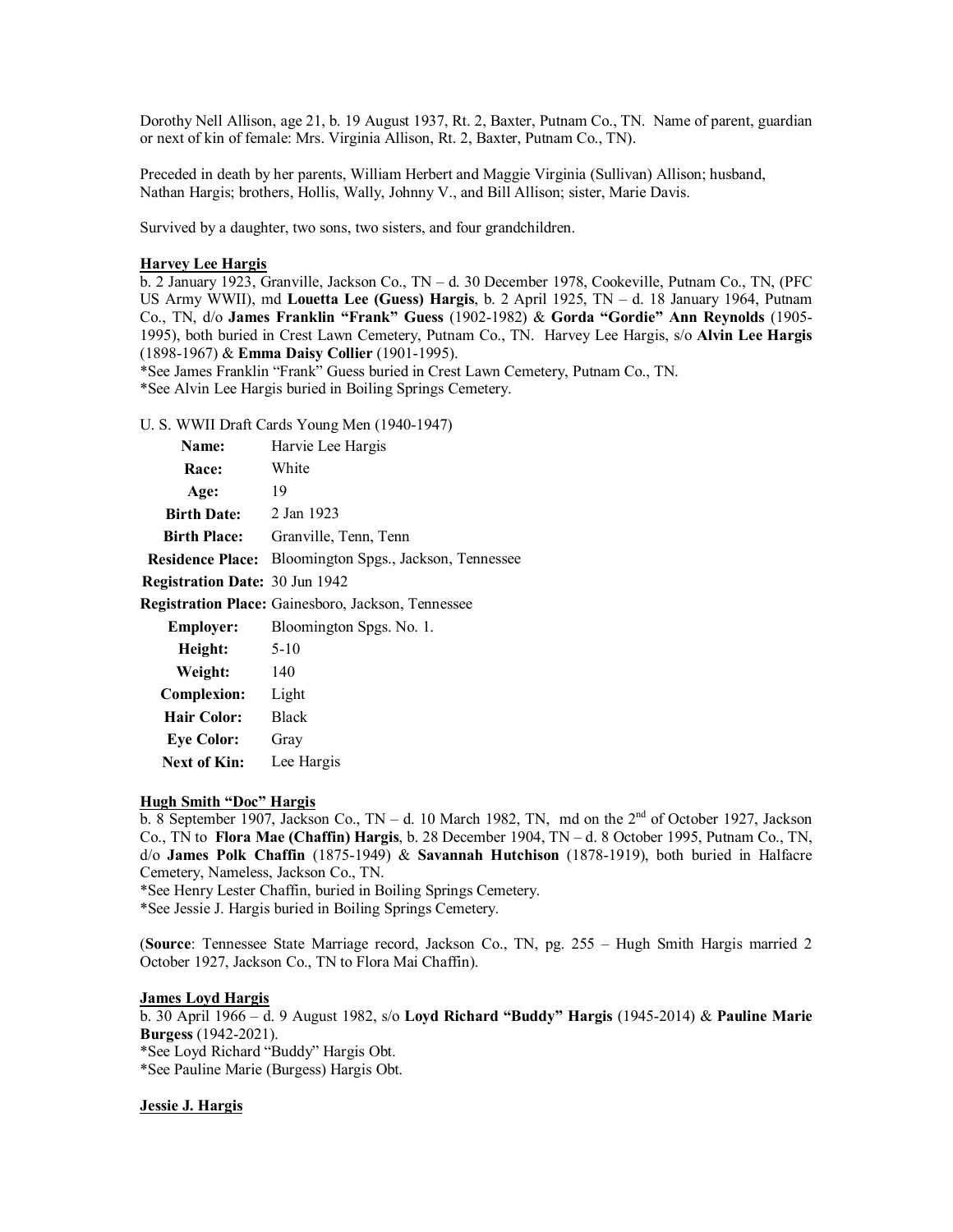Dorothy Nell Allison, age 21, b. 19 August 1937, Rt. 2, Baxter, Putnam Co., TN. Name of parent, guardian or next of kin of female: Mrs. Virginia Allison, Rt. 2, Baxter, Putnam Co., TN).

Preceded in death by her parents, William Herbert and Maggie Virginia (Sullivan) Allison; husband, Nathan Hargis; brothers, Hollis, Wally, Johnny V., and Bill Allison; sister, Marie Davis.

Survived by a daughter, two sons, two sisters, and four grandchildren.

**Harvey Lee Hargis**

b. 2 January 1923, Granville, Jackson Co., TN – d. 30 December 1978, Cookeville, Putnam Co., TN, (PFC US Army WWII), md **Louetta Lee (Guess) Hargis**, b. 2 April 1925, TN – d. 18 January 1964, Putnam Co., TN, d/o **James Franklin "Frank" Guess** (1902-1982) & **Gorda "Gordie" Ann Reynolds** (1905-1995), both buried in Crest Lawn Cemetery, Putnam Co., TN. Harvey Lee Hargis, s/o **Alvin Lee Hargis** (1898-1967) & **Emma Daisy Collier** (1901-1995).
*See James Franklin "Frank" Guess buried in Crest Lawn Cemetery, Putnam Co., TN.
*See Alvin Lee Hargis buried in Boiling Springs Cemetery.

U. S. WWII Draft Cards Young Men (1940-1947)

| | |
|---|---|
| **Name:** | Harvie Lee Hargis |
| **Race:** | White |
| **Age:** | 19 |
| **Birth Date:** | 2 Jan 1923 |
| **Birth Place:** | Granville, Tenn, Tenn |
| **Residence Place:** | Bloomington Spgs., Jackson, Tennessee |
| **Registration Date:** | 30 Jun 1942 |
| **Registration Place:** | Gainesboro, Jackson, Tennessee |
| **Employer:** | Bloomington Spgs. No. 1. |
| **Height:** | 5-10 |
| **Weight:** | 140 |
| **Complexion:** | Light |
| **Hair Color:** | Black |
| **Eye Color:** | Gray |
| **Next of Kin:** | Lee Hargis |

**Hugh Smith "Doc" Hargis**

b. 8 September 1907, Jackson Co., TN – d. 10 March 1982, TN, md on the 2nd of October 1927, Jackson Co., TN to **Flora Mae (Chaffin) Hargis**, b. 28 December 1904, TN – d. 8 October 1995, Putnam Co., TN, d/o **James Polk Chaffin** (1875-1949) & **Savannah Hutchison** (1878-1919), both buried in Halfacre Cemetery, Nameless, Jackson Co., TN.
*See Henry Lester Chaffin, buried in Boiling Springs Cemetery.
*See Jessie J. Hargis buried in Boiling Springs Cemetery.

(**Source**: Tennessee State Marriage record, Jackson Co., TN, pg. 255 – Hugh Smith Hargis married 2 October 1927, Jackson Co., TN to Flora Mai Chaffin).

**James Loyd Hargis**

b. 30 April 1966 – d. 9 August 1982, s/o **Loyd Richard "Buddy" Hargis** (1945-2014) & **Pauline Marie Burgess** (1942-2021).
*See Loyd Richard "Buddy" Hargis Obt.
*See Pauline Marie (Burgess) Hargis Obt.

**Jessie J. Hargis**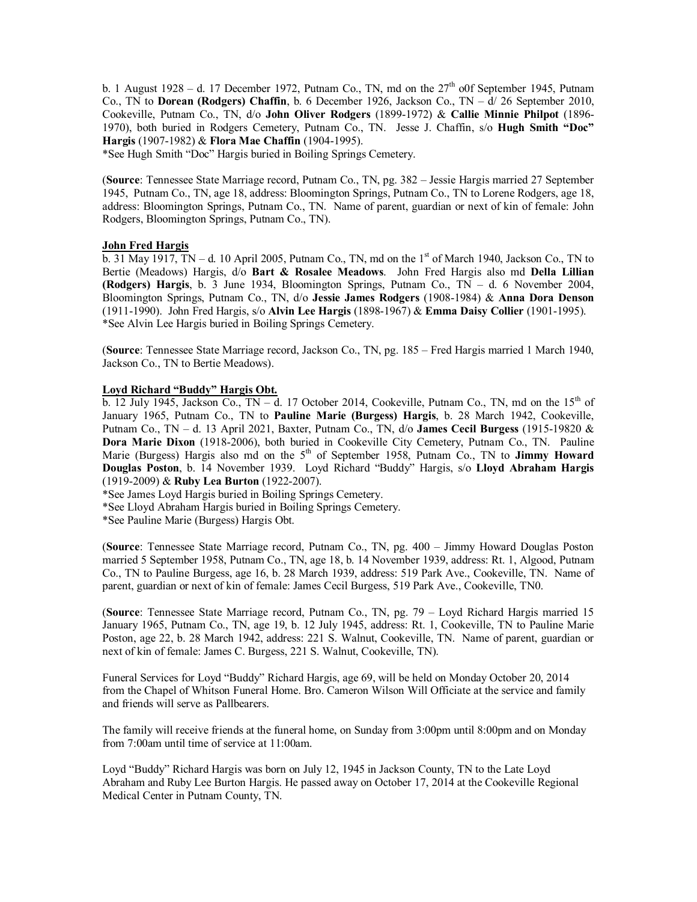b. 1 August 1928 – d. 17 December 1972, Putnam Co., TN, md on the 27th o0f September 1945, Putnam Co., TN to **Dorean (Rodgers) Chaffin**, b. 6 December 1926, Jackson Co., TN – d/ 26 September 2010, Cookeville, Putnam Co., TN, d/o **John Oliver Rodgers** (1899-1972) & **Callie Minnie Philpot** (1896-1970), both buried in Rodgers Cemetery, Putnam Co., TN. Jesse J. Chaffin, s/o **Hugh Smith "Doc" Hargis** (1907-1982) & **Flora Mae Chaffin** (1904-1995).
*See Hugh Smith "Doc" Hargis buried in Boiling Springs Cemetery.

(**Source**: Tennessee State Marriage record, Putnam Co., TN, pg. 382 – Jessie Hargis married 27 September 1945, Putnam Co., TN, age 18, address: Bloomington Springs, Putnam Co., TN to Lorene Rodgers, age 18, address: Bloomington Springs, Putnam Co., TN. Name of parent, guardian or next of kin of female: John Rodgers, Bloomington Springs, Putnam Co., TN).

**John Fred Hargis**
b. 31 May 1917, TN – d. 10 April 2005, Putnam Co., TN, md on the 1st of March 1940, Jackson Co., TN to Bertie (Meadows) Hargis, d/o **Bart & Rosalee Meadows**. John Fred Hargis also md **Della Lillian (Rodgers) Hargis**, b. 3 June 1934, Bloomington Springs, Putnam Co., TN – d. 6 November 2004, Bloomington Springs, Putnam Co., TN, d/o **Jessie James Rodgers** (1908-1984) & **Anna Dora Denson** (1911-1990). John Fred Hargis, s/o **Alvin Lee Hargis** (1898-1967) & **Emma Daisy Collier** (1901-1995).
*See Alvin Lee Hargis buried in Boiling Springs Cemetery.

(**Source**: Tennessee State Marriage record, Jackson Co., TN, pg. 185 – Fred Hargis married 1 March 1940, Jackson Co., TN to Bertie Meadows).

**Loyd Richard "Buddy" Hargis Obt.**
b. 12 July 1945, Jackson Co., TN – d. 17 October 2014, Cookeville, Putnam Co., TN, md on the 15th of January 1965, Putnam Co., TN to **Pauline Marie (Burgess) Hargis**, b. 28 March 1942, Cookeville, Putnam Co., TN – d. 13 April 2021, Baxter, Putnam Co., TN, d/o **James Cecil Burgess** (1915-19820 & **Dora Marie Dixon** (1918-2006), both buried in Cookeville City Cemetery, Putnam Co., TN. Pauline Marie (Burgess) Hargis also md on the 5th of September 1958, Putnam Co., TN to **Jimmy Howard Douglas Poston**, b. 14 November 1939. Loyd Richard "Buddy" Hargis, s/o **Lloyd Abraham Hargis** (1919-2009) & **Ruby Lea Burton** (1922-2007).
*See James Loyd Hargis buried in Boiling Springs Cemetery.
*See Lloyd Abraham Hargis buried in Boiling Springs Cemetery.
*See Pauline Marie (Burgess) Hargis Obt.

(**Source**: Tennessee State Marriage record, Putnam Co., TN, pg. 400 – Jimmy Howard Douglas Poston married 5 September 1958, Putnam Co., TN, age 18, b. 14 November 1939, address: Rt. 1, Algood, Putnam Co., TN to Pauline Burgess, age 16, b. 28 March 1939, address: 519 Park Ave., Cookeville, TN. Name of parent, guardian or next of kin of female: James Cecil Burgess, 519 Park Ave., Cookeville, TN0.

(**Source**: Tennessee State Marriage record, Putnam Co., TN, pg. 79 – Loyd Richard Hargis married 15 January 1965, Putnam Co., TN, age 19, b. 12 July 1945, address: Rt. 1, Cookeville, TN to Pauline Marie Poston, age 22, b. 28 March 1942, address: 221 S. Walnut, Cookeville, TN. Name of parent, guardian or next of kin of female: James C. Burgess, 221 S. Walnut, Cookeville, TN).

Funeral Services for Loyd "Buddy" Richard Hargis, age 69, will be held on Monday October 20, 2014 from the Chapel of Whitson Funeral Home. Bro. Cameron Wilson Will Officiate at the service and family and friends will serve as Pallbearers.

The family will receive friends at the funeral home, on Sunday from 3:00pm until 8:00pm and on Monday from 7:00am until time of service at 11:00am.

Loyd "Buddy" Richard Hargis was born on July 12, 1945 in Jackson County, TN to the Late Loyd Abraham and Ruby Lee Burton Hargis. He passed away on October 17, 2014 at the Cookeville Regional Medical Center in Putnam County, TN.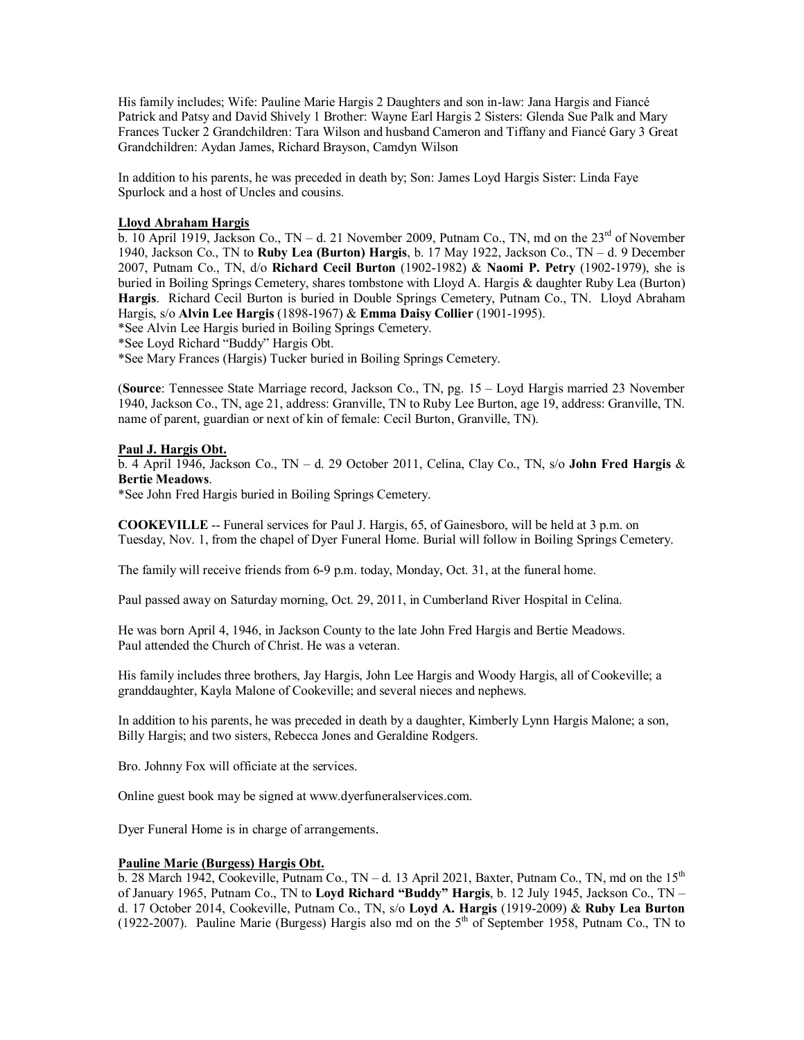His family includes; Wife: Pauline Marie Hargis 2 Daughters and son in-law: Jana Hargis and Fiancé Patrick and Patsy and David Shively 1 Brother: Wayne Earl Hargis 2 Sisters: Glenda Sue Palk and Mary Frances Tucker 2 Grandchildren: Tara Wilson and husband Cameron and Tiffany and Fiancé Gary 3 Great Grandchildren: Aydan James, Richard Brayson, Camdyn Wilson

In addition to his parents, he was preceded in death by; Son: James Loyd Hargis Sister: Linda Faye Spurlock and a host of Uncles and cousins.

**Lloyd Abraham Hargis**

b. 10 April 1919, Jackson Co., TN – d. 21 November 2009, Putnam Co., TN, md on the 23rd of November 1940, Jackson Co., TN to **Ruby Lea (Burton) Hargis**, b. 17 May 1922, Jackson Co., TN – d. 9 December 2007, Putnam Co., TN, d/o **Richard Cecil Burton** (1902-1982) & **Naomi P. Petry** (1902-1979), she is buried in Boiling Springs Cemetery, shares tombstone with Lloyd A. Hargis & daughter Ruby Lea (Burton) **Hargis**. Richard Cecil Burton is buried in Double Springs Cemetery, Putnam Co., TN. Lloyd Abraham Hargis, s/o **Alvin Lee Hargis** (1898-1967) & **Emma Daisy Collier** (1901-1995).
*See Alvin Lee Hargis buried in Boiling Springs Cemetery.
*See Loyd Richard "Buddy" Hargis Obt.
*See Mary Frances (Hargis) Tucker buried in Boiling Springs Cemetery.

(**Source**: Tennessee State Marriage record, Jackson Co., TN, pg. 15 – Loyd Hargis married 23 November 1940, Jackson Co., TN, age 21, address: Granville, TN to Ruby Lee Burton, age 19, address: Granville, TN. name of parent, guardian or next of kin of female: Cecil Burton, Granville, TN).

**Paul J. Hargis Obt.**

b. 4 April 1946, Jackson Co., TN – d. 29 October 2011, Celina, Clay Co., TN, s/o **John Fred Hargis** & **Bertie Meadows**.
*See John Fred Hargis buried in Boiling Springs Cemetery.

**COOKEVILLE** -- Funeral services for Paul J. Hargis, 65, of Gainesboro, will be held at 3 p.m. on Tuesday, Nov. 1, from the chapel of Dyer Funeral Home. Burial will follow in Boiling Springs Cemetery.

The family will receive friends from 6-9 p.m. today, Monday, Oct. 31, at the funeral home.

Paul passed away on Saturday morning, Oct. 29, 2011, in Cumberland River Hospital in Celina.

He was born April 4, 1946, in Jackson County to the late John Fred Hargis and Bertie Meadows. Paul attended the Church of Christ. He was a veteran.

His family includes three brothers, Jay Hargis, John Lee Hargis and Woody Hargis, all of Cookeville; a granddaughter, Kayla Malone of Cookeville; and several nieces and nephews.

In addition to his parents, he was preceded in death by a daughter, Kimberly Lynn Hargis Malone; a son, Billy Hargis; and two sisters, Rebecca Jones and Geraldine Rodgers.

Bro. Johnny Fox will officiate at the services.

Online guest book may be signed at www.dyerfuneralservices.com.

Dyer Funeral Home is in charge of arrangements.

**Pauline Marie (Burgess) Hargis Obt.**

b. 28 March 1942, Cookeville, Putnam Co., TN – d. 13 April 2021, Baxter, Putnam Co., TN, md on the 15th of January 1965, Putnam Co., TN to **Loyd Richard "Buddy" Hargis**, b. 12 July 1945, Jackson Co., TN – d. 17 October 2014, Cookeville, Putnam Co., TN, s/o **Loyd A. Hargis** (1919-2009) & **Ruby Lea Burton** (1922-2007). Pauline Marie (Burgess) Hargis also md on the 5th of September 1958, Putnam Co., TN to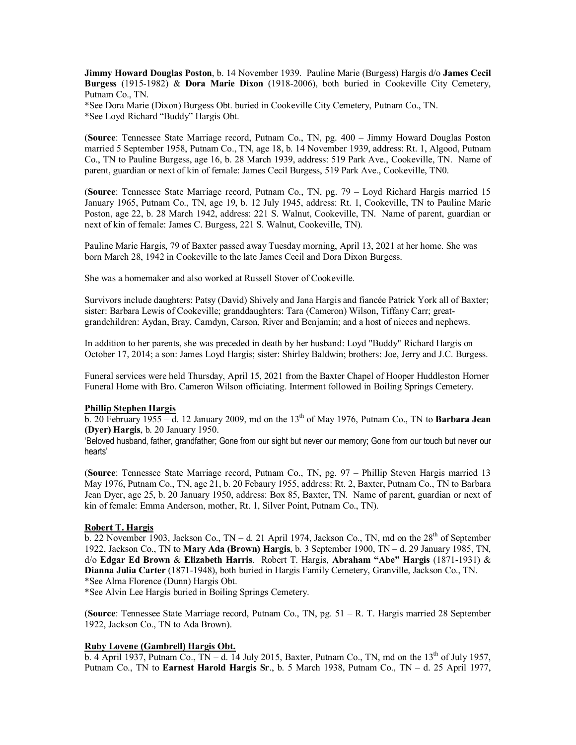**Jimmy Howard Douglas Poston**, b. 14 November 1939. Pauline Marie (Burgess) Hargis d/o **James Cecil Burgess** (1915-1982) & **Dora Marie Dixon** (1918-2006), both buried in Cookeville City Cemetery, Putnam Co., TN.
*See Dora Marie (Dixon) Burgess Obt. buried in Cookeville City Cemetery, Putnam Co., TN.
*See Loyd Richard "Buddy" Hargis Obt.

(**Source**: Tennessee State Marriage record, Putnam Co., TN, pg. 400 – Jimmy Howard Douglas Poston married 5 September 1958, Putnam Co., TN, age 18, b. 14 November 1939, address: Rt. 1, Algood, Putnam Co., TN to Pauline Burgess, age 16, b. 28 March 1939, address: 519 Park Ave., Cookeville, TN. Name of parent, guardian or next of kin of female: James Cecil Burgess, 519 Park Ave., Cookeville, TN0.

(**Source**: Tennessee State Marriage record, Putnam Co., TN, pg. 79 – Loyd Richard Hargis married 15 January 1965, Putnam Co., TN, age 19, b. 12 July 1945, address: Rt. 1, Cookeville, TN to Pauline Marie Poston, age 22, b. 28 March 1942, address: 221 S. Walnut, Cookeville, TN. Name of parent, guardian or next of kin of female: James C. Burgess, 221 S. Walnut, Cookeville, TN).

Pauline Marie Hargis, 79 of Baxter passed away Tuesday morning, April 13, 2021 at her home. She was born March 28, 1942 in Cookeville to the late James Cecil and Dora Dixon Burgess.

She was a homemaker and also worked at Russell Stover of Cookeville.

Survivors include daughters: Patsy (David) Shively and Jana Hargis and fiancée Patrick York all of Baxter; sister: Barbara Lewis of Cookeville; granddaughters: Tara (Cameron) Wilson, Tiffany Carr; great-grandchildren: Aydan, Bray, Camdyn, Carson, River and Benjamin; and a host of nieces and nephews.

In addition to her parents, she was preceded in death by her husband: Loyd "Buddy" Richard Hargis on October 17, 2014; a son: James Loyd Hargis; sister: Shirley Baldwin; brothers: Joe, Jerry and J.C. Burgess.

Funeral services were held Thursday, April 15, 2021 from the Baxter Chapel of Hooper Huddleston Horner Funeral Home with Bro. Cameron Wilson officiating. Interment followed in Boiling Springs Cemetery.

**Phillip Stephen Hargis**

b. 20 February 1955 – d. 12 January 2009, md on the 13th of May 1976, Putnam Co., TN to **Barbara Jean (Dyer) Hargis**, b. 20 January 1950.
'Beloved husband, father, grandfather; Gone from our sight but never our memory; Gone from our touch but never our hearts'

(**Source**: Tennessee State Marriage record, Putnam Co., TN, pg. 97 – Phillip Steven Hargis married 13 May 1976, Putnam Co., TN, age 21, b. 20 Febaury 1955, address: Rt. 2, Baxter, Putnam Co., TN to Barbara Jean Dyer, age 25, b. 20 January 1950, address: Box 85, Baxter, TN. Name of parent, guardian or next of kin of female: Emma Anderson, mother, Rt. 1, Silver Point, Putnam Co., TN).

**Robert T. Hargis**

b. 22 November 1903, Jackson Co., TN – d. 21 April 1974, Jackson Co., TN, md on the 28th of September 1922, Jackson Co., TN to **Mary Ada (Brown) Hargis**, b. 3 September 1900, TN – d. 29 January 1985, TN, d/o **Edgar Ed Brown** & **Elizabeth Harris**. Robert T. Hargis, **Abraham "Abe" Hargis** (1871-1931) & **Dianna Julia Carter** (1871-1948), both buried in Hargis Family Cemetery, Granville, Jackson Co., TN.
*See Alma Florence (Dunn) Hargis Obt.
*See Alvin Lee Hargis buried in Boiling Springs Cemetery.

(**Source**: Tennessee State Marriage record, Putnam Co., TN, pg. 51 – R. T. Hargis married 28 September 1922, Jackson Co., TN to Ada Brown).

**Ruby Lovene (Gambrell) Hargis Obt.**

b. 4 April 1937, Putnam Co., TN – d. 14 July 2015, Baxter, Putnam Co., TN, md on the 13th of July 1957, Putnam Co., TN to **Earnest Harold Hargis Sr**., b. 5 March 1938, Putnam Co., TN – d. 25 April 1977,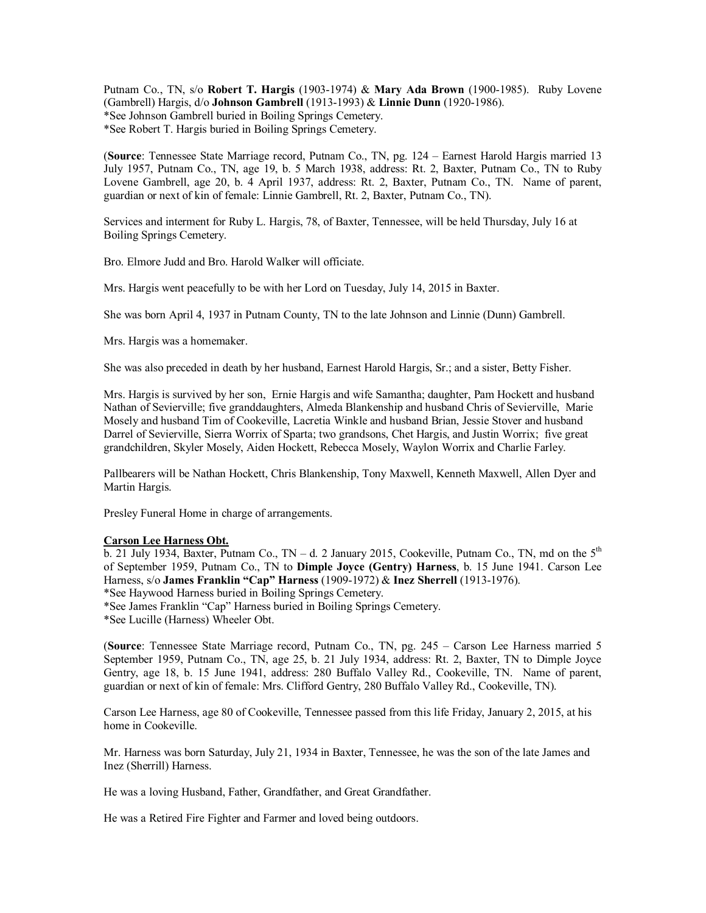Putnam Co., TN, s/o **Robert T. Hargis** (1903-1974) & **Mary Ada Brown** (1900-1985). Ruby Lovene (Gambrell) Hargis, d/o **Johnson Gambrell** (1913-1993) & **Linnie Dunn** (1920-1986).
*See Johnson Gambrell buried in Boiling Springs Cemetery.
*See Robert T. Hargis buried in Boiling Springs Cemetery.

(**Source**: Tennessee State Marriage record, Putnam Co., TN, pg. 124 – Earnest Harold Hargis married 13 July 1957, Putnam Co., TN, age 19, b. 5 March 1938, address: Rt. 2, Baxter, Putnam Co., TN to Ruby Lovene Gambrell, age 20, b. 4 April 1937, address: Rt. 2, Baxter, Putnam Co., TN. Name of parent, guardian or next of kin of female: Linnie Gambrell, Rt. 2, Baxter, Putnam Co., TN).

Services and interment for Ruby L. Hargis, 78, of Baxter, Tennessee, will be held Thursday, July 16 at Boiling Springs Cemetery.

Bro. Elmore Judd and Bro. Harold Walker will officiate.

Mrs. Hargis went peacefully to be with her Lord on Tuesday, July 14, 2015 in Baxter.

She was born April 4, 1937 in Putnam County, TN to the late Johnson and Linnie (Dunn) Gambrell.

Mrs. Hargis was a homemaker.

She was also preceded in death by her husband, Earnest Harold Hargis, Sr.; and a sister, Betty Fisher.

Mrs. Hargis is survived by her son, Ernie Hargis and wife Samantha; daughter, Pam Hockett and husband Nathan of Sevierville; five granddaughters, Almeda Blankenship and husband Chris of Sevierville, Marie Mosely and husband Tim of Cookeville, Lacretia Winkle and husband Brian, Jessie Stover and husband Darrel of Sevierville, Sierra Worrix of Sparta; two grandsons, Chet Hargis, and Justin Worrix; five great grandchildren, Skyler Mosely, Aiden Hockett, Rebecca Mosely, Waylon Worrix and Charlie Farley.

Pallbearers will be Nathan Hockett, Chris Blankenship, Tony Maxwell, Kenneth Maxwell, Allen Dyer and Martin Hargis.

Presley Funeral Home in charge of arrangements.

**Carson Lee Harness Obt.**

b. 21 July 1934, Baxter, Putnam Co., TN – d. 2 January 2015, Cookeville, Putnam Co., TN, md on the 5th of September 1959, Putnam Co., TN to **Dimple Joyce (Gentry) Harness**, b. 15 June 1941. Carson Lee Harness, s/o **James Franklin "Cap" Harness** (1909-1972) & **Inez Sherrell** (1913-1976).
*See Haywood Harness buried in Boiling Springs Cemetery.
*See James Franklin "Cap" Harness buried in Boiling Springs Cemetery.
*See Lucille (Harness) Wheeler Obt.

(**Source**: Tennessee State Marriage record, Putnam Co., TN, pg. 245 – Carson Lee Harness married 5 September 1959, Putnam Co., TN, age 25, b. 21 July 1934, address: Rt. 2, Baxter, TN to Dimple Joyce Gentry, age 18, b. 15 June 1941, address: 280 Buffalo Valley Rd., Cookeville, TN. Name of parent, guardian or next of kin of female: Mrs. Clifford Gentry, 280 Buffalo Valley Rd., Cookeville, TN).

Carson Lee Harness, age 80 of Cookeville, Tennessee passed from this life Friday, January 2, 2015, at his home in Cookeville.

Mr. Harness was born Saturday, July 21, 1934 in Baxter, Tennessee, he was the son of the late James and Inez (Sherrill) Harness.

He was a loving Husband, Father, Grandfather, and Great Grandfather.

He was a Retired Fire Fighter and Farmer and loved being outdoors.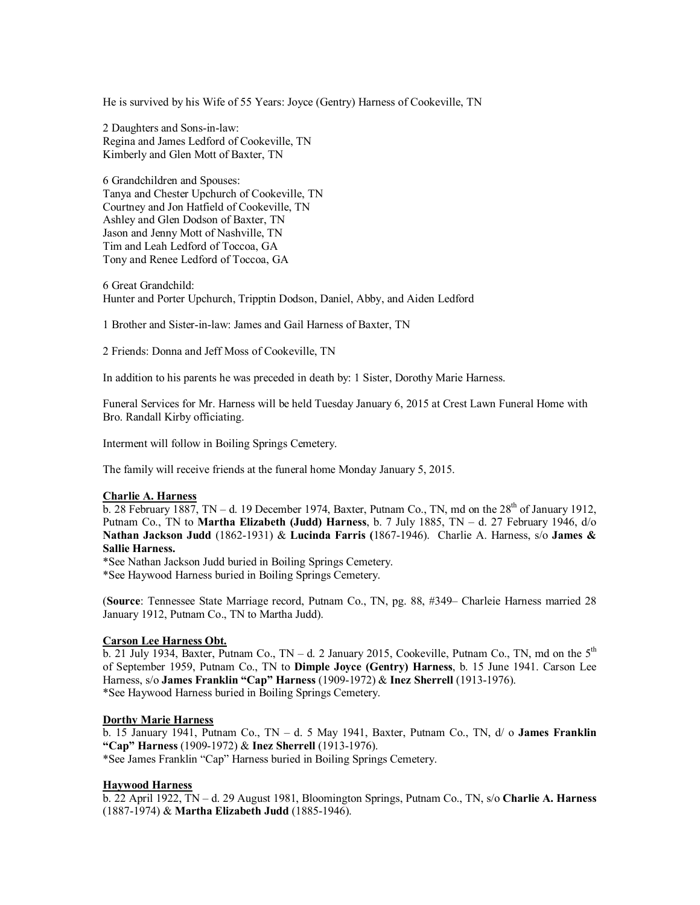He is survived by his Wife of 55 Years: Joyce (Gentry) Harness of Cookeville, TN

2 Daughters and Sons-in-law:
Regina and James Ledford of Cookeville, TN
Kimberly and Glen Mott of Baxter, TN

6 Grandchildren and Spouses:
Tanya and Chester Upchurch of Cookeville, TN
Courtney and Jon Hatfield of Cookeville, TN
Ashley and Glen Dodson of Baxter, TN
Jason and Jenny Mott of Nashville, TN
Tim and Leah Ledford of Toccoa, GA
Tony and Renee Ledford of Toccoa, GA

6 Great Grandchild:
Hunter and Porter Upchurch, Tripptin Dodson, Daniel, Abby, and Aiden Ledford

1 Brother and Sister-in-law: James and Gail Harness of Baxter, TN

2 Friends: Donna and Jeff Moss of Cookeville, TN

In addition to his parents he was preceded in death by: 1 Sister, Dorothy Marie Harness.

Funeral Services for Mr. Harness will be held Tuesday January 6, 2015 at Crest Lawn Funeral Home with Bro. Randall Kirby officiating.

Interment will follow in Boiling Springs Cemetery.

The family will receive friends at the funeral home Monday January 5, 2015.

**Charlie A. Harness**
b. 28 February 1887, TN – d. 19 December 1974, Baxter, Putnam Co., TN, md on the 28th of January 1912, Putnam Co., TN to **Martha Elizabeth (Judd) Harness**, b. 7 July 1885, TN – d. 27 February 1946, d/o **Nathan Jackson Judd** (1862-1931) & **Lucinda Farris (**1867-1946). Charlie A. Harness, s/o **James & Sallie Harness.**
*See Nathan Jackson Judd buried in Boiling Springs Cemetery.
*See Haywood Harness buried in Boiling Springs Cemetery.

(**Source**: Tennessee State Marriage record, Putnam Co., TN, pg. 88, #349– Charleie Harness married 28 January 1912, Putnam Co., TN to Martha Judd).

**Carson Lee Harness Obt.**
b. 21 July 1934, Baxter, Putnam Co., TN – d. 2 January 2015, Cookeville, Putnam Co., TN, md on the 5th of September 1959, Putnam Co., TN to **Dimple Joyce (Gentry) Harness**, b. 15 June 1941. Carson Lee Harness, s/o **James Franklin "Cap" Harness** (1909-1972) & **Inez Sherrell** (1913-1976).
*See Haywood Harness buried in Boiling Springs Cemetery.

**Dorthy Marie Harness**
b. 15 January 1941, Putnam Co., TN – d. 5 May 1941, Baxter, Putnam Co., TN, d/ o **James Franklin "Cap" Harness** (1909-1972) & **Inez Sherrell** (1913-1976).
*See James Franklin "Cap" Harness buried in Boiling Springs Cemetery.

**Haywood Harness**
b. 22 April 1922, TN – d. 29 August 1981, Bloomington Springs, Putnam Co., TN, s/o **Charlie A. Harness** (1887-1974) & **Martha Elizabeth Judd** (1885-1946).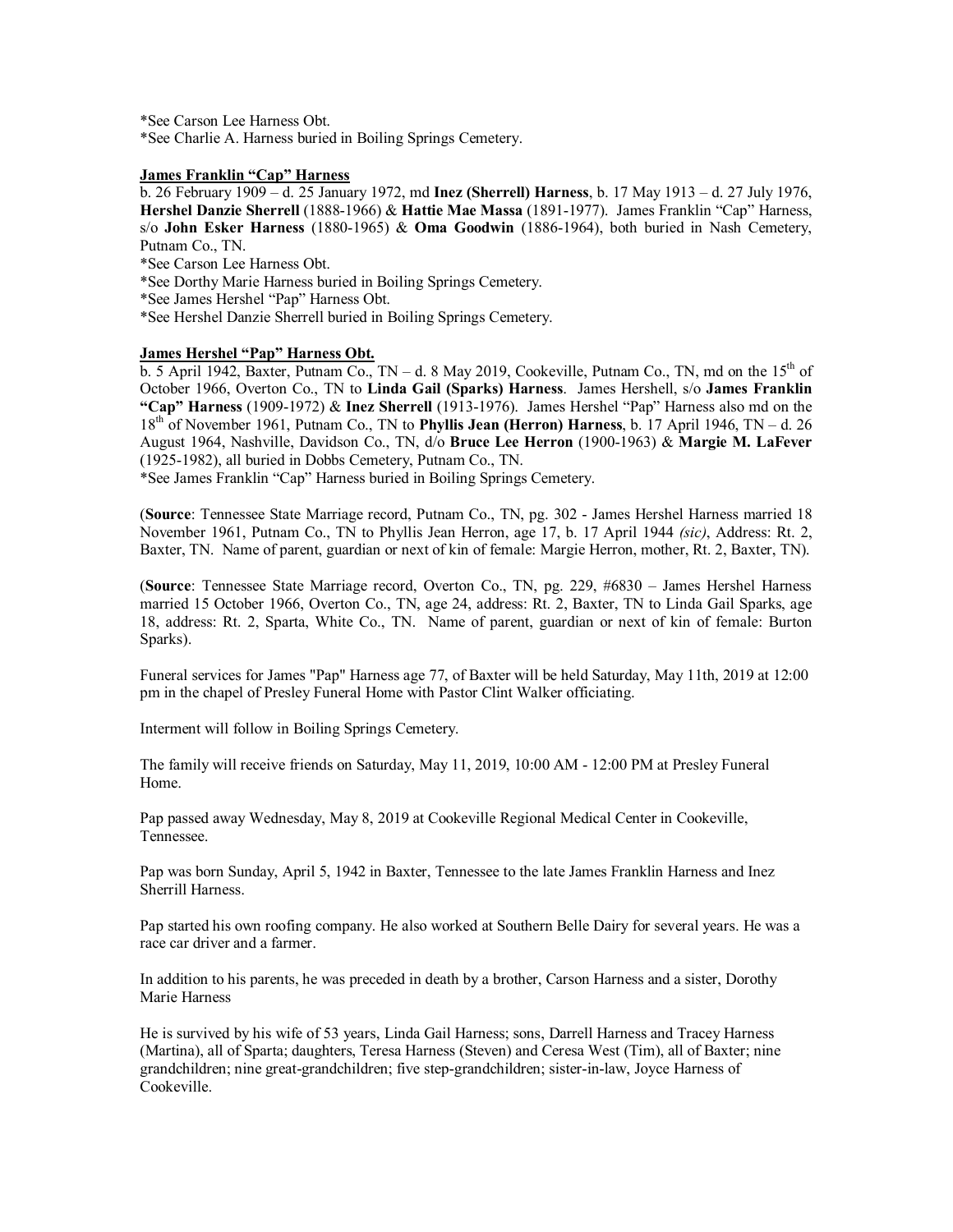*See Carson Lee Harness Obt.
*See Charlie A. Harness buried in Boiling Springs Cemetery.

**James Franklin "Cap" Harness**

b. 26 February 1909 – d. 25 January 1972, md **Inez (Sherrell) Harness**, b. 17 May 1913 – d. 27 July 1976, **Hershel Danzie Sherrell** (1888-1966) & **Hattie Mae Massa** (1891-1977). James Franklin "Cap" Harness, s/o **John Esker Harness** (1880-1965) & **Oma Goodwin** (1886-1964), both buried in Nash Cemetery, Putnam Co., TN.
*See Carson Lee Harness Obt.
*See Dorthy Marie Harness buried in Boiling Springs Cemetery.
*See James Hershel "Pap" Harness Obt.
*See Hershel Danzie Sherrell buried in Boiling Springs Cemetery.

**James Hershel "Pap" Harness Obt.**

b. 5 April 1942, Baxter, Putnam Co., TN – d. 8 May 2019, Cookeville, Putnam Co., TN, md on the 15th of October 1966, Overton Co., TN to **Linda Gail (Sparks) Harness**. James Hershell, s/o **James Franklin "Cap" Harness** (1909-1972) & **Inez Sherrell** (1913-1976). James Hershel "Pap" Harness also md on the 18th of November 1961, Putnam Co., TN to **Phyllis Jean (Herron) Harness**, b. 17 April 1946, TN – d. 26 August 1964, Nashville, Davidson Co., TN, d/o **Bruce Lee Herron** (1900-1963) & **Margie M. LaFever** (1925-1982), all buried in Dobbs Cemetery, Putnam Co., TN.
*See James Franklin "Cap" Harness buried in Boiling Springs Cemetery.

(**Source**: Tennessee State Marriage record, Putnam Co., TN, pg. 302 - James Hershel Harness married 18 November 1961, Putnam Co., TN to Phyllis Jean Herron, age 17, b. 17 April 1944 *(sic)*, Address: Rt. 2, Baxter, TN. Name of parent, guardian or next of kin of female: Margie Herron, mother, Rt. 2, Baxter, TN).

(**Source**: Tennessee State Marriage record, Overton Co., TN, pg. 229, #6830 – James Hershel Harness married 15 October 1966, Overton Co., TN, age 24, address: Rt. 2, Baxter, TN to Linda Gail Sparks, age 18, address: Rt. 2, Sparta, White Co., TN. Name of parent, guardian or next of kin of female: Burton Sparks).

Funeral services for James "Pap" Harness age 77, of Baxter will be held Saturday, May 11th, 2019 at 12:00 pm in the chapel of Presley Funeral Home with Pastor Clint Walker officiating.

Interment will follow in Boiling Springs Cemetery.

The family will receive friends on Saturday, May 11, 2019, 10:00 AM - 12:00 PM at Presley Funeral Home.

Pap passed away Wednesday, May 8, 2019 at Cookeville Regional Medical Center in Cookeville, Tennessee.

Pap was born Sunday, April 5, 1942 in Baxter, Tennessee to the late James Franklin Harness and Inez Sherrill Harness.

Pap started his own roofing company. He also worked at Southern Belle Dairy for several years. He was a race car driver and a farmer.

In addition to his parents, he was preceded in death by a brother, Carson Harness and a sister, Dorothy Marie Harness

He is survived by his wife of 53 years, Linda Gail Harness; sons, Darrell Harness and Tracey Harness (Martina), all of Sparta; daughters, Teresa Harness (Steven) and Ceresa West (Tim), all of Baxter; nine grandchildren; nine great-grandchildren; five step-grandchildren; sister-in-law, Joyce Harness of Cookeville.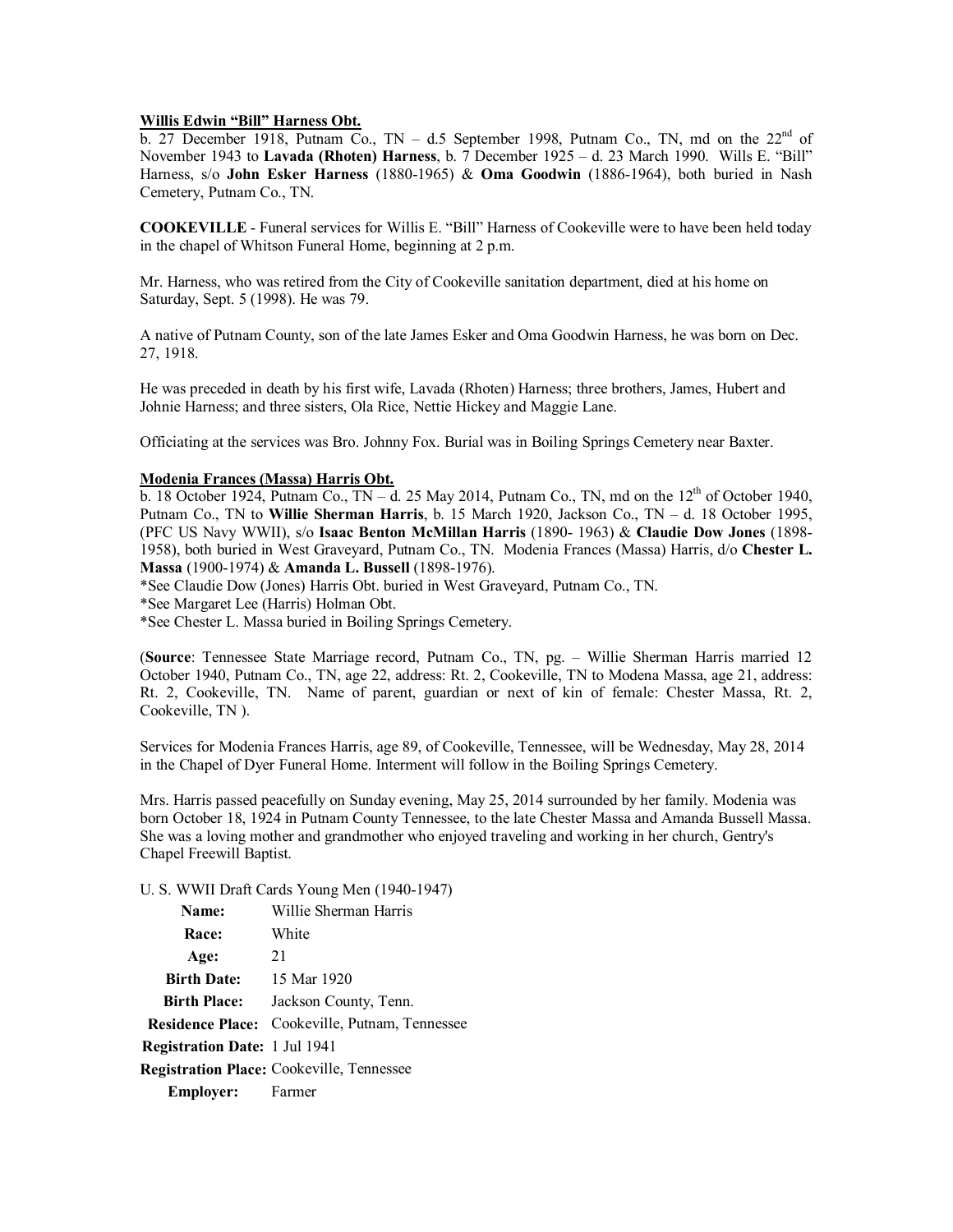**Willis Edwin "Bill" Harness Obt.**

b. 27 December 1918, Putnam Co., TN – d.5 September 1998, Putnam Co., TN, md on the 22nd of November 1943 to **Lavada (Rhoten) Harness**, b. 7 December 1925 – d. 23 March 1990. Wills E. "Bill" Harness, s/o **John Esker Harness** (1880-1965) & **Oma Goodwin** (1886-1964), both buried in Nash Cemetery, Putnam Co., TN.

**COOKEVILLE** - Funeral services for Willis E. "Bill" Harness of Cookeville were to have been held today in the chapel of Whitson Funeral Home, beginning at 2 p.m.

Mr. Harness, who was retired from the City of Cookeville sanitation department, died at his home on Saturday, Sept. 5 (1998). He was 79.

A native of Putnam County, son of the late James Esker and Oma Goodwin Harness, he was born on Dec. 27, 1918.

He was preceded in death by his first wife, Lavada (Rhoten) Harness; three brothers, James, Hubert and Johnie Harness; and three sisters, Ola Rice, Nettie Hickey and Maggie Lane.

Officiating at the services was Bro. Johnny Fox. Burial was in Boiling Springs Cemetery near Baxter.

**Modenia Frances (Massa) Harris Obt.**

b. 18 October 1924, Putnam Co., TN – d. 25 May 2014, Putnam Co., TN, md on the 12th of October 1940, Putnam Co., TN to **Willie Sherman Harris**, b. 15 March 1920, Jackson Co., TN – d. 18 October 1995, (PFC US Navy WWII), s/o **Isaac Benton McMillan Harris** (1890- 1963) & **Claudie Dow Jones** (1898-1958), both buried in West Graveyard, Putnam Co., TN. Modenia Frances (Massa) Harris, d/o **Chester L. Massa** (1900-1974) & **Amanda L. Bussell** (1898-1976).

*See Claudie Dow (Jones) Harris Obt. buried in West Graveyard, Putnam Co., TN.

*See Margaret Lee (Harris) Holman Obt.

*See Chester L. Massa buried in Boiling Springs Cemetery.

(**Source**: Tennessee State Marriage record, Putnam Co., TN, pg. – Willie Sherman Harris married 12 October 1940, Putnam Co., TN, age 22, address: Rt. 2, Cookeville, TN to Modena Massa, age 21, address: Rt. 2, Cookeville, TN. Name of parent, guardian or next of kin of female: Chester Massa, Rt. 2, Cookeville, TN ).

Services for Modenia Frances Harris, age 89, of Cookeville, Tennessee, will be Wednesday, May 28, 2014 in the Chapel of Dyer Funeral Home. Interment will follow in the Boiling Springs Cemetery.

Mrs. Harris passed peacefully on Sunday evening, May 25, 2014 surrounded by her family. Modenia was born October 18, 1924 in Putnam County Tennessee, to the late Chester Massa and Amanda Bussell Massa. She was a loving mother and grandmother who enjoyed traveling and working in her church, Gentry's Chapel Freewill Baptist.

U. S. WWII Draft Cards Young Men (1940-1947)

| | |
|---|---|
| **Name:** | Willie Sherman Harris |
| **Race:** | White |
| **Age:** | 21 |
| **Birth Date:** | 15 Mar 1920 |
| **Birth Place:** | Jackson County, Tenn. |
| **Residence Place:** | Cookeville, Putnam, Tennessee |
| **Registration Date:** | 1 Jul 1941 |
| **Registration Place:** | Cookeville, Tennessee |
| **Employer:** | Farmer |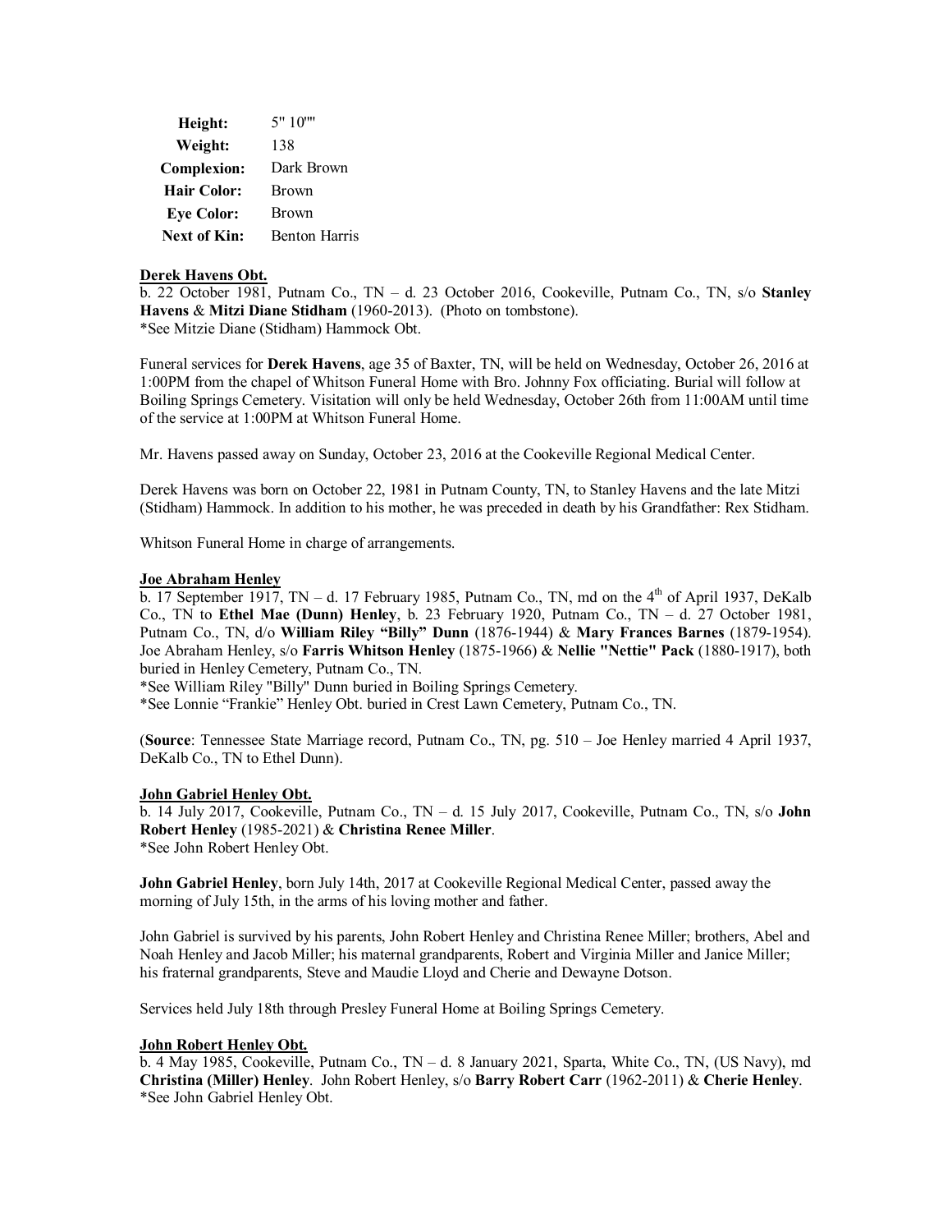| | |
|---|---|
| **Height:** | 5" 10"" |
| **Weight:** | 138 |
| **Complexion:** | Dark Brown |
| **Hair Color:** | Brown |
| **Eye Color:** | Brown |
| **Next of Kin:** | Benton Harris |

**Derek Havens Obt.**

b. 22 October 1981, Putnam Co., TN – d. 23 October 2016, Cookeville, Putnam Co., TN, s/o **Stanley Havens** & **Mitzi Diane Stidham** (1960-2013). (Photo on tombstone).
*See Mitzie Diane (Stidham) Hammock Obt.

Funeral services for **Derek Havens**, age 35 of Baxter, TN, will be held on Wednesday, October 26, 2016 at 1:00PM from the chapel of Whitson Funeral Home with Bro. Johnny Fox officiating. Burial will follow at Boiling Springs Cemetery. Visitation will only be held Wednesday, October 26th from 11:00AM until time of the service at 1:00PM at Whitson Funeral Home.

Mr. Havens passed away on Sunday, October 23, 2016 at the Cookeville Regional Medical Center.

Derek Havens was born on October 22, 1981 in Putnam County, TN, to Stanley Havens and the late Mitzi (Stidham) Hammock. In addition to his mother, he was preceded in death by his Grandfather: Rex Stidham.

Whitson Funeral Home in charge of arrangements.

**Joe Abraham Henley**

b. 17 September 1917, TN – d. 17 February 1985, Putnam Co., TN, md on the 4th of April 1937, DeKalb Co., TN to **Ethel Mae (Dunn) Henley**, b. 23 February 1920, Putnam Co., TN – d. 27 October 1981, Putnam Co., TN, d/o **William Riley "Billy" Dunn** (1876-1944) & **Mary Frances Barnes** (1879-1954). Joe Abraham Henley, s/o **Farris Whitson Henley** (1875-1966) & **Nellie "Nettie" Pack** (1880-1917), both buried in Henley Cemetery, Putnam Co., TN.
*See William Riley "Billy" Dunn buried in Boiling Springs Cemetery.
*See Lonnie "Frankie" Henley Obt. buried in Crest Lawn Cemetery, Putnam Co., TN.

(**Source**: Tennessee State Marriage record, Putnam Co., TN, pg. 510 – Joe Henley married 4 April 1937, DeKalb Co., TN to Ethel Dunn).

**John Gabriel Henley Obt.**

b. 14 July 2017, Cookeville, Putnam Co., TN – d. 15 July 2017, Cookeville, Putnam Co., TN, s/o **John Robert Henley** (1985-2021) & **Christina Renee Miller**.
*See John Robert Henley Obt.

**John Gabriel Henley**, born July 14th, 2017 at Cookeville Regional Medical Center, passed away the morning of July 15th, in the arms of his loving mother and father.

John Gabriel is survived by his parents, John Robert Henley and Christina Renee Miller; brothers, Abel and Noah Henley and Jacob Miller; his maternal grandparents, Robert and Virginia Miller and Janice Miller; his fraternal grandparents, Steve and Maudie Lloyd and Cherie and Dewayne Dotson.

Services held July 18th through Presley Funeral Home at Boiling Springs Cemetery.

**John Robert Henley Obt.**

b. 4 May 1985, Cookeville, Putnam Co., TN – d. 8 January 2021, Sparta, White Co., TN, (US Navy), md **Christina (Miller) Henley**. John Robert Henley, s/o **Barry Robert Carr** (1962-2011) & **Cherie Henley**.
*See John Gabriel Henley Obt.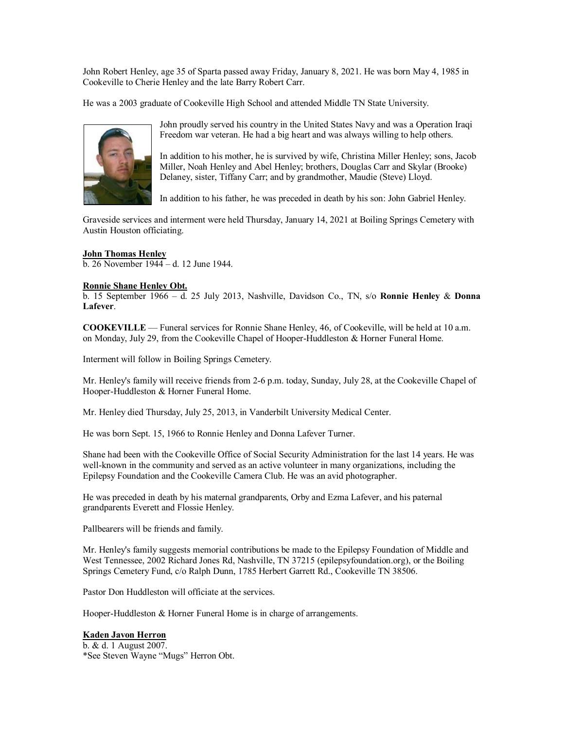John Robert Henley, age 35 of Sparta passed away Friday, January 8, 2021. He was born May 4, 1985 in Cookeville to Cherie Henley and the late Barry Robert Carr.

He was a 2003 graduate of Cookeville High School and attended Middle TN State University.

John proudly served his country in the United States Navy and was a Operation Iraqi Freedom war veteran. He had a big heart and was always willing to help others.

In addition to his mother, he is survived by wife, Christina Miller Henley; sons, Jacob Miller, Noah Henley and Abel Henley; brothers, Douglas Carr and Skylar (Brooke) Delaney, sister, Tiffany Carr; and by grandmother, Maudie (Steve) Lloyd.

In addition to his father, he was preceded in death by his son: John Gabriel Henley.

Graveside services and interment were held Thursday, January 14, 2021 at Boiling Springs Cemetery with Austin Houston officiating.

**John Thomas Henley**
b. 26 November 1944 – d. 12 June 1944.

**Ronnie Shane Henley Obt.**
b. 15 September 1966 – d. 25 July 2013, Nashville, Davidson Co., TN, s/o **Ronnie Henley** & **Donna Lafever**.

**COOKEVILLE** — Funeral services for Ronnie Shane Henley, 46, of Cookeville, will be held at 10 a.m. on Monday, July 29, from the Cookeville Chapel of Hooper-Huddleston & Horner Funeral Home.

Interment will follow in Boiling Springs Cemetery.

Mr. Henley's family will receive friends from 2-6 p.m. today, Sunday, July 28, at the Cookeville Chapel of Hooper-Huddleston & Horner Funeral Home.

Mr. Henley died Thursday, July 25, 2013, in Vanderbilt University Medical Center.

He was born Sept. 15, 1966 to Ronnie Henley and Donna Lafever Turner.

Shane had been with the Cookeville Office of Social Security Administration for the last 14 years. He was well-known in the community and served as an active volunteer in many organizations, including the Epilepsy Foundation and the Cookeville Camera Club. He was an avid photographer.

He was preceded in death by his maternal grandparents, Orby and Ezma Lafever, and his paternal grandparents Everett and Flossie Henley.

Pallbearers will be friends and family.

Mr. Henley's family suggests memorial contributions be made to the Epilepsy Foundation of Middle and West Tennessee, 2002 Richard Jones Rd, Nashville, TN 37215 (epilepsyfoundation.org), or the Boiling Springs Cemetery Fund, c/o Ralph Dunn, 1785 Herbert Garrett Rd., Cookeville TN 38506.

Pastor Don Huddleston will officiate at the services.

Hooper-Huddleston & Horner Funeral Home is in charge of arrangements.

**Kaden Javon Herron**
b. & d. 1 August 2007.
*See Steven Wayne "Mugs" Herron Obt.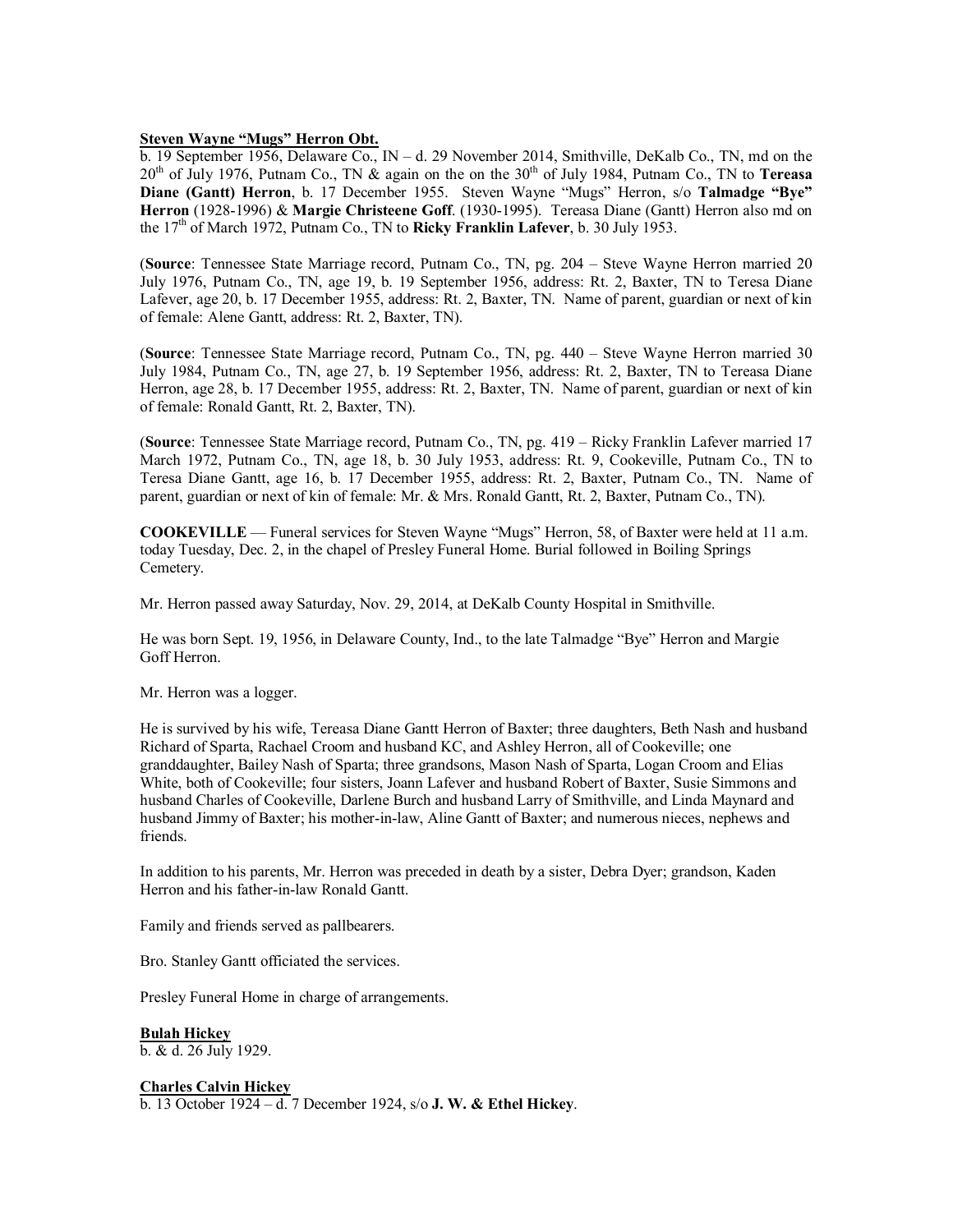**Steven Wayne "Mugs" Herron Obt.**

b. 19 September 1956, Delaware Co., IN – d. 29 November 2014, Smithville, DeKalb Co., TN, md on the 20th of July 1976, Putnam Co., TN & again on the on the 30th of July 1984, Putnam Co., TN to **Tereasa Diane (Gantt) Herron**, b. 17 December 1955. Steven Wayne "Mugs" Herron, s/o **Talmadge "Bye" Herron** (1928-1996) & **Margie Christeene Goff**. (1930-1995). Tereasa Diane (Gantt) Herron also md on the 17th of March 1972, Putnam Co., TN to **Ricky Franklin Lafever**, b. 30 July 1953.

(**Source**: Tennessee State Marriage record, Putnam Co., TN, pg. 204 – Steve Wayne Herron married 20 July 1976, Putnam Co., TN, age 19, b. 19 September 1956, address: Rt. 2, Baxter, TN to Teresa Diane Lafever, age 20, b. 17 December 1955, address: Rt. 2, Baxter, TN. Name of parent, guardian or next of kin of female: Alene Gantt, address: Rt. 2, Baxter, TN).

(**Source**: Tennessee State Marriage record, Putnam Co., TN, pg. 440 – Steve Wayne Herron married 30 July 1984, Putnam Co., TN, age 27, b. 19 September 1956, address: Rt. 2, Baxter, TN to Tereasa Diane Herron, age 28, b. 17 December 1955, address: Rt. 2, Baxter, TN. Name of parent, guardian or next of kin of female: Ronald Gantt, Rt. 2, Baxter, TN).

(**Source**: Tennessee State Marriage record, Putnam Co., TN, pg. 419 – Ricky Franklin Lafever married 17 March 1972, Putnam Co., TN, age 18, b. 30 July 1953, address: Rt. 9, Cookeville, Putnam Co., TN to Teresa Diane Gantt, age 16, b. 17 December 1955, address: Rt. 2, Baxter, Putnam Co., TN. Name of parent, guardian or next of kin of female: Mr. & Mrs. Ronald Gantt, Rt. 2, Baxter, Putnam Co., TN).

**COOKEVILLE** — Funeral services for Steven Wayne "Mugs" Herron, 58, of Baxter were held at 11 a.m. today Tuesday, Dec. 2, in the chapel of Presley Funeral Home. Burial followed in Boiling Springs Cemetery.

Mr. Herron passed away Saturday, Nov. 29, 2014, at DeKalb County Hospital in Smithville.

He was born Sept. 19, 1956, in Delaware County, Ind., to the late Talmadge "Bye" Herron and Margie Goff Herron.

Mr. Herron was a logger.

He is survived by his wife, Tereasa Diane Gantt Herron of Baxter; three daughters, Beth Nash and husband Richard of Sparta, Rachael Croom and husband KC, and Ashley Herron, all of Cookeville; one granddaughter, Bailey Nash of Sparta; three grandsons, Mason Nash of Sparta, Logan Croom and Elias White, both of Cookeville; four sisters, Joann Lafever and husband Robert of Baxter, Susie Simmons and husband Charles of Cookeville, Darlene Burch and husband Larry of Smithville, and Linda Maynard and husband Jimmy of Baxter; his mother-in-law, Aline Gantt of Baxter; and numerous nieces, nephews and friends.

In addition to his parents, Mr. Herron was preceded in death by a sister, Debra Dyer; grandson, Kaden Herron and his father-in-law Ronald Gantt.

Family and friends served as pallbearers.

Bro. Stanley Gantt officiated the services.

Presley Funeral Home in charge of arrangements.

**Bulah Hickey**

b. & d. 26 July 1929.

**Charles Calvin Hickey**

b. 13 October 1924 – d. 7 December 1924, s/o **J. W. & Ethel Hickey**.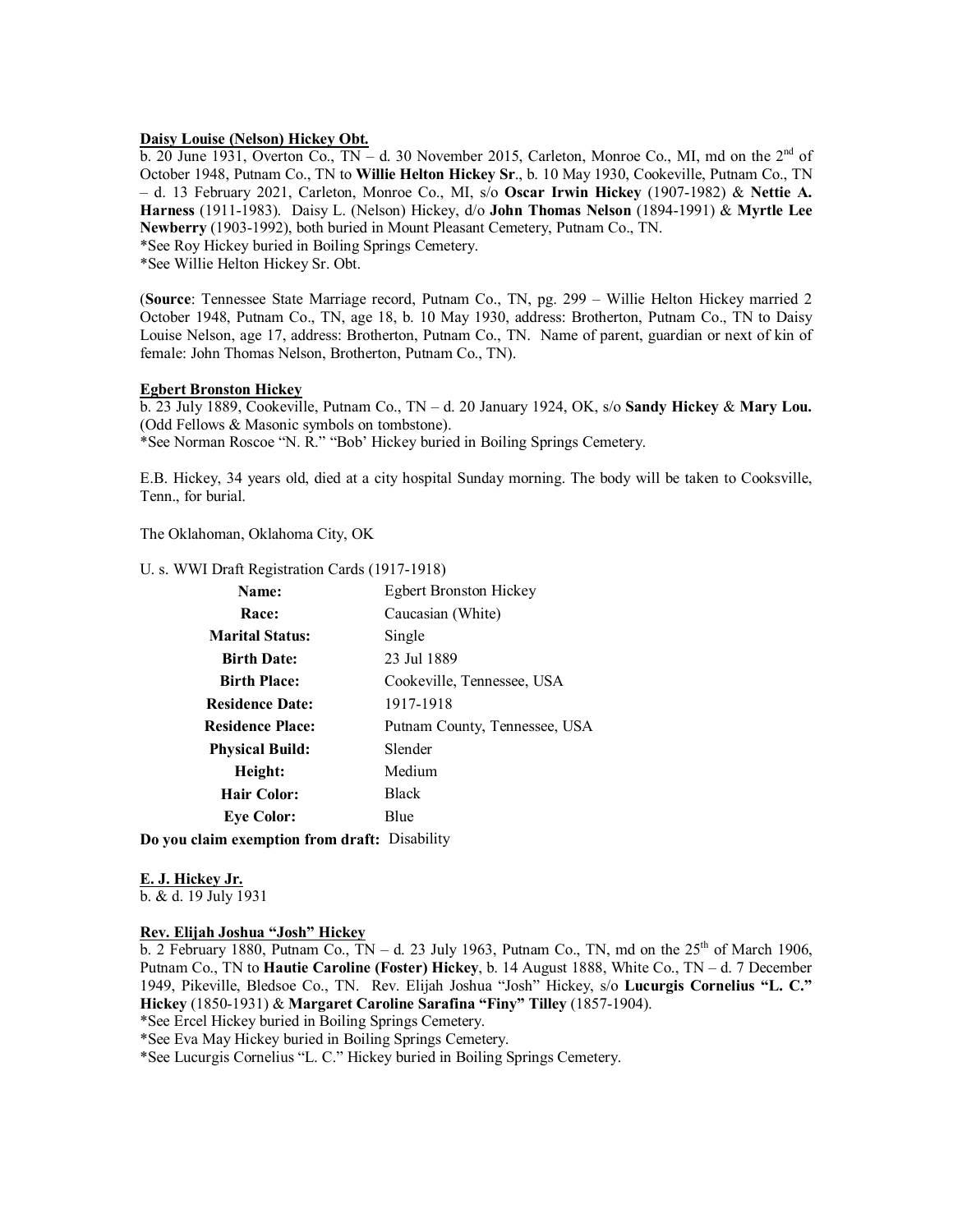**Daisy Louise (Nelson) Hickey Obt.**

b. 20 June 1931, Overton Co., TN – d. 30 November 2015, Carleton, Monroe Co., MI, md on the 2nd of October 1948, Putnam Co., TN to **Willie Helton Hickey Sr**., b. 10 May 1930, Cookeville, Putnam Co., TN – d. 13 February 2021, Carleton, Monroe Co., MI, s/o **Oscar Irwin Hickey** (1907-1982) & **Nettie A. Harness** (1911-1983). Daisy L. (Nelson) Hickey, d/o **John Thomas Nelson** (1894-1991) & **Myrtle Lee Newberry** (1903-1992), both buried in Mount Pleasant Cemetery, Putnam Co., TN.
*See Roy Hickey buried in Boiling Springs Cemetery.
*See Willie Helton Hickey Sr. Obt.

(**Source**: Tennessee State Marriage record, Putnam Co., TN, pg. 299 – Willie Helton Hickey married 2 October 1948, Putnam Co., TN, age 18, b. 10 May 1930, address: Brotherton, Putnam Co., TN to Daisy Louise Nelson, age 17, address: Brotherton, Putnam Co., TN. Name of parent, guardian or next of kin of female: John Thomas Nelson, Brotherton, Putnam Co., TN).

**Egbert Bronston Hickey**

b. 23 July 1889, Cookeville, Putnam Co., TN – d. 20 January 1924, OK, s/o **Sandy Hickey** & **Mary Lou.** (Odd Fellows & Masonic symbols on tombstone).
*See Norman Roscoe "N. R." "Bob' Hickey buried in Boiling Springs Cemetery.

E.B. Hickey, 34 years old, died at a city hospital Sunday morning. The body will be taken to Cooksville, Tenn., for burial.

The Oklahoman, Oklahoma City, OK

U. s. WWI Draft Registration Cards (1917-1918)

| | |
|---|---|
| **Name:** | Egbert Bronston Hickey |
| **Race:** | Caucasian (White) |
| **Marital Status:** | Single |
| **Birth Date:** | 23 Jul 1889 |
| **Birth Place:** | Cookeville, Tennessee, USA |
| **Residence Date:** | 1917-1918 |
| **Residence Place:** | Putnam County, Tennessee, USA |
| **Physical Build:** | Slender |
| **Height:** | Medium |
| **Hair Color:** | Black |
| **Eye Color:** | Blue |

**Do you claim exemption from draft:** Disability

**E. J. Hickey Jr.**

b. & d. 19 July 1931

**Rev. Elijah Joshua "Josh" Hickey**

b. 2 February 1880, Putnam Co., TN – d. 23 July 1963, Putnam Co., TN, md on the 25th of March 1906, Putnam Co., TN to **Hautie Caroline (Foster) Hickey**, b. 14 August 1888, White Co., TN – d. 7 December 1949, Pikeville, Bledsoe Co., TN. Rev. Elijah Joshua "Josh" Hickey, s/o **Lucurgis Cornelius "L. C." Hickey** (1850-1931) & **Margaret Caroline Sarafina "Finy" Tilley** (1857-1904).
*See Ercel Hickey buried in Boiling Springs Cemetery.
*See Eva May Hickey buried in Boiling Springs Cemetery.
*See Lucurgis Cornelius "L. C." Hickey buried in Boiling Springs Cemetery.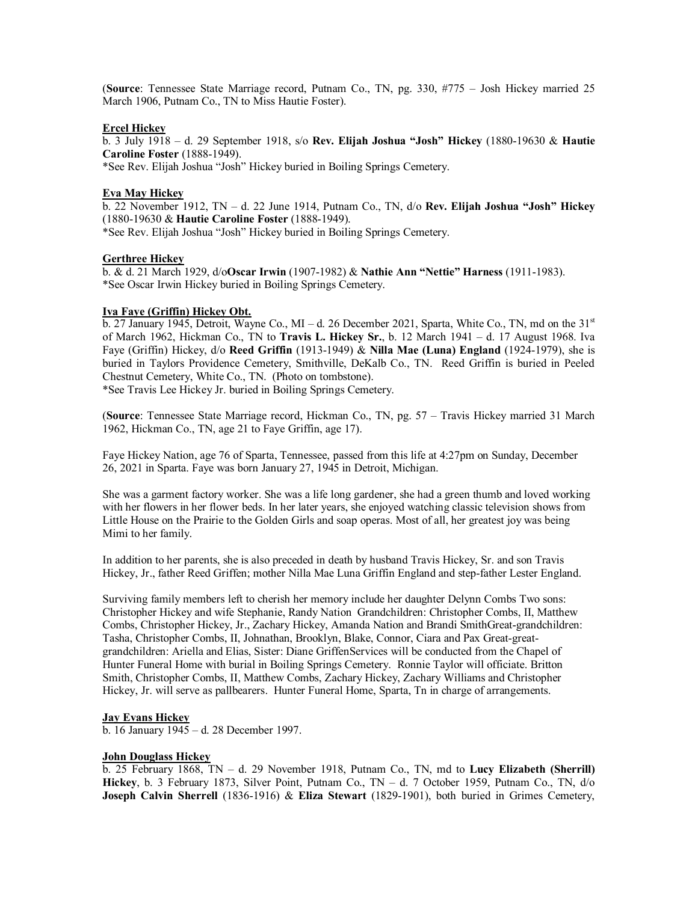(**Source**: Tennessee State Marriage record, Putnam Co., TN, pg. 330, #775 – Josh Hickey married 25 March 1906, Putnam Co., TN to Miss Hautie Foster).

**Ercel Hickey**

b. 3 July 1918 – d. 29 September 1918, s/o **Rev. Elijah Joshua "Josh" Hickey** (1880-19630 & **Hautie Caroline Foster** (1888-1949).
*See Rev. Elijah Joshua "Josh" Hickey buried in Boiling Springs Cemetery.

**Eva May Hickey**

b. 22 November 1912, TN – d. 22 June 1914, Putnam Co., TN, d/o **Rev. Elijah Joshua "Josh" Hickey** (1880-19630 & **Hautie Caroline Foster** (1888-1949).
*See Rev. Elijah Joshua "Josh" Hickey buried in Boiling Springs Cemetery.

**Gerthree Hickey**

b. & d. 21 March 1929, d/o**Oscar Irwin** (1907-1982) & **Nathie Ann "Nettie" Harness** (1911-1983).
*See Oscar Irwin Hickey buried in Boiling Springs Cemetery.

**Iva Faye (Griffin) Hickey Obt.**

b. 27 January 1945, Detroit, Wayne Co., MI – d. 26 December 2021, Sparta, White Co., TN, md on the 31st of March 1962, Hickman Co., TN to **Travis L. Hickey Sr.**, b. 12 March 1941 – d. 17 August 1968. Iva Faye (Griffin) Hickey, d/o **Reed Griffin** (1913-1949) & **Nilla Mae (Luna) England** (1924-1979), she is buried in Taylors Providence Cemetery, Smithville, DeKalb Co., TN. Reed Griffin is buried in Peeled Chestnut Cemetery, White Co., TN. (Photo on tombstone).
*See Travis Lee Hickey Jr. buried in Boiling Springs Cemetery.

(**Source**: Tennessee State Marriage record, Hickman Co., TN, pg. 57 – Travis Hickey married 31 March 1962, Hickman Co., TN, age 21 to Faye Griffin, age 17).

Faye Hickey Nation, age 76 of Sparta, Tennessee, passed from this life at 4:27pm on Sunday, December 26, 2021 in Sparta. Faye was born January 27, 1945 in Detroit, Michigan.

She was a garment factory worker. She was a life long gardener, she had a green thumb and loved working with her flowers in her flower beds. In her later years, she enjoyed watching classic television shows from Little House on the Prairie to the Golden Girls and soap operas. Most of all, her greatest joy was being Mimi to her family.

In addition to her parents, she is also preceded in death by husband Travis Hickey, Sr. and son Travis Hickey, Jr., father Reed Griffen; mother Nilla Mae Luna Griffin England and step-father Lester England.

Surviving family members left to cherish her memory include her daughter Delynn Combs Two sons: Christopher Hickey and wife Stephanie, Randy Nation Grandchildren: Christopher Combs, II, Matthew Combs, Christopher Hickey, Jr., Zachary Hickey, Amanda Nation and Brandi SmithGreat-grandchildren: Tasha, Christopher Combs, II, Johnathan, Brooklyn, Blake, Connor, Ciara and Pax Great-great-grandchildren: Ariella and Elias, Sister: Diane GriffenServices will be conducted from the Chapel of Hunter Funeral Home with burial in Boiling Springs Cemetery. Ronnie Taylor will officiate. Britton Smith, Christopher Combs, II, Matthew Combs, Zachary Hickey, Zachary Williams and Christopher Hickey, Jr. will serve as pallbearers. Hunter Funeral Home, Sparta, Tn in charge of arrangements.

**Jay Evans Hickey**

b. 16 January 1945 – d. 28 December 1997.

**John Douglass Hickey**

b. 25 February 1868, TN – d. 29 November 1918, Putnam Co., TN, md to **Lucy Elizabeth (Sherrill) Hickey**, b. 3 February 1873, Silver Point, Putnam Co., TN – d. 7 October 1959, Putnam Co., TN, d/o **Joseph Calvin Sherrell** (1836-1916) & **Eliza Stewart** (1829-1901), both buried in Grimes Cemetery,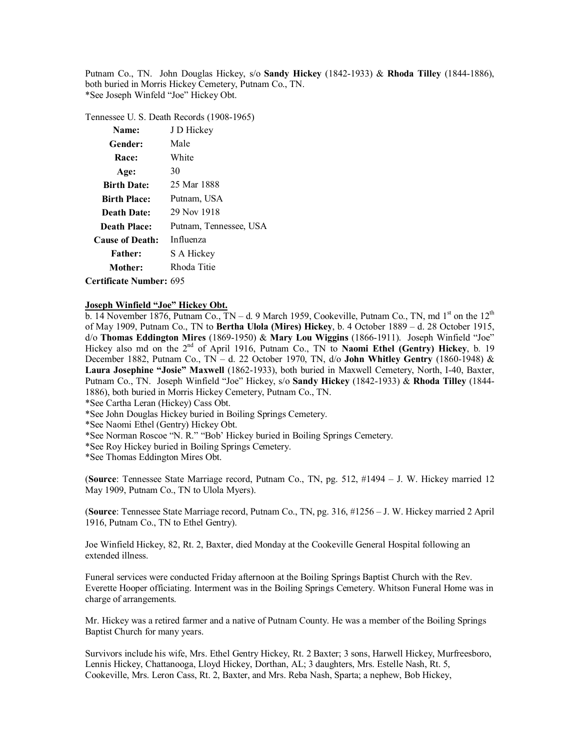Putnam Co., TN. John Douglas Hickey, s/o **Sandy Hickey** (1842-1933) & **Rhoda Tilley** (1844-1886), both buried in Morris Hickey Cemetery, Putnam Co., TN.
*See Joseph Winfeld “Joe” Hickey Obt.

Tennessee U. S. Death Records (1908-1965)

| | |
|---|---|
| **Name:** | J D Hickey |
| **Gender:** | Male |
| **Race:** | White |
| **Age:** | 30 |
| **Birth Date:** | 25 Mar 1888 |
| **Birth Place:** | Putnam, USA |
| **Death Date:** | 29 Nov 1918 |
| **Death Place:** | Putnam, Tennessee, USA |
| **Cause of Death:** | Influenza |
| **Father:** | S A Hickey |
| **Mother:** | Rhoda Titie |
| **Certificate Number:** | 695 |

**Joseph Winfield “Joe” Hickey Obt.**

b. 14 November 1876, Putnam Co., TN – d. 9 March 1959, Cookeville, Putnam Co., TN, md 1st on the 12th of May 1909, Putnam Co., TN to **Bertha Ulola (Mires) Hickey**, b. 4 October 1889 – d. 28 October 1915, d/o **Thomas Eddington Mires** (1869-1950) & **Mary Lou Wiggins** (1866-1911). Joseph Winfield “Joe” Hickey also md on the 2nd of April 1916, Putnam Co., TN to **Naomi Ethel (Gentry) Hickey**, b. 19 December 1882, Putnam Co., TN – d. 22 October 1970, TN, d/o **John Whitley Gentry** (1860-1948) & **Laura Josephine “Josie” Maxwell** (1862-1933), both buried in Maxwell Cemetery, North, I-40, Baxter, Putnam Co., TN. Joseph Winfield “Joe” Hickey, s/o **Sandy Hickey** (1842-1933) & **Rhoda Tilley** (1844-1886), both buried in Morris Hickey Cemetery, Putnam Co., TN.
*See Cartha Leran (Hickey) Cass Obt.
*See John Douglas Hickey buried in Boiling Springs Cemetery.
*See Naomi Ethel (Gentry) Hickey Obt.
*See Norman Roscoe “N. R.” “Bob’ Hickey buried in Boiling Springs Cemetery.
*See Roy Hickey buried in Boiling Springs Cemetery.
*See Thomas Eddington Mires Obt.

(**Source**: Tennessee State Marriage record, Putnam Co., TN, pg. 512, #1494 – J. W. Hickey married 12 May 1909, Putnam Co., TN to Ulola Myers).

(**Source**: Tennessee State Marriage record, Putnam Co., TN, pg. 316, #1256 – J. W. Hickey married 2 April 1916, Putnam Co., TN to Ethel Gentry).

Joe Winfield Hickey, 82, Rt. 2, Baxter, died Monday at the Cookeville General Hospital following an extended illness.

Funeral services were conducted Friday afternoon at the Boiling Springs Baptist Church with the Rev. Everette Hooper officiating. Interment was in the Boiling Springs Cemetery. Whitson Funeral Home was in charge of arrangements.

Mr. Hickey was a retired farmer and a native of Putnam County. He was a member of the Boiling Springs Baptist Church for many years.

Survivors include his wife, Mrs. Ethel Gentry Hickey, Rt. 2 Baxter; 3 sons, Harwell Hickey, Murfreesboro, Lennis Hickey, Chattanooga, Lloyd Hickey, Dorthan, AL; 3 daughters, Mrs. Estelle Nash, Rt. 5, Cookeville, Mrs. Leron Cass, Rt. 2, Baxter, and Mrs. Reba Nash, Sparta; a nephew, Bob Hickey,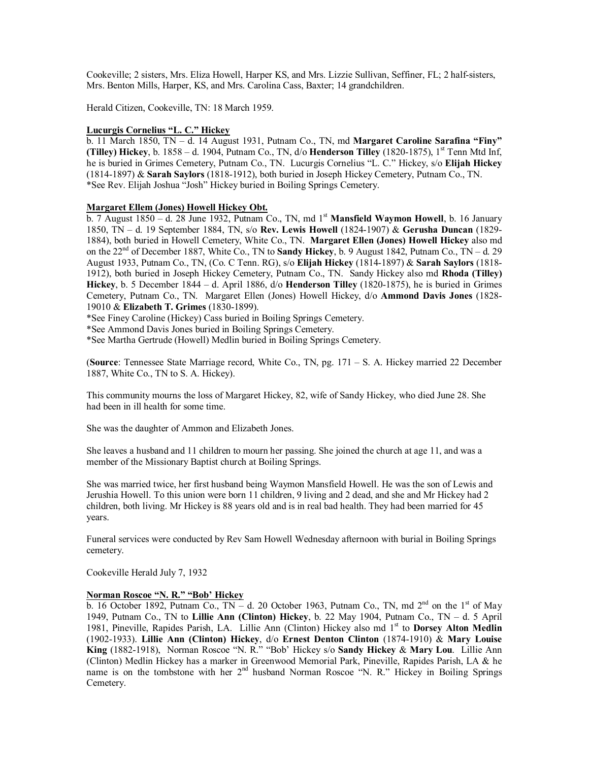Cookeville; 2 sisters, Mrs. Eliza Howell, Harper KS, and Mrs. Lizzie Sullivan, Seffiner, FL; 2 half-sisters, Mrs. Benton Mills, Harper, KS, and Mrs. Carolina Cass, Baxter; 14 grandchildren.

Herald Citizen, Cookeville, TN: 18 March 1959.

**Lucurgis Cornelius "L. C." Hickey**

b. 11 March 1850, TN – d. 14 August 1931, Putnam Co., TN, md **Margaret Caroline Sarafina "Finy" (Tilley) Hickey**, b. 1858 – d. 1904, Putnam Co., TN, d/o **Henderson Tilley** (1820-1875), 1st Tenn Mtd Inf, he is buried in Grimes Cemetery, Putnam Co., TN. Lucurgis Cornelius "L. C." Hickey, s/o **Elijah Hickey** (1814-1897) & **Sarah Saylors** (1818-1912), both buried in Joseph Hickey Cemetery, Putnam Co., TN.
*See Rev. Elijah Joshua "Josh" Hickey buried in Boiling Springs Cemetery.

**Margaret Ellem (Jones) Howell Hickey Obt.**

b. 7 August 1850 – d. 28 June 1932, Putnam Co., TN, md 1st **Mansfield Waymon Howell**, b. 16 January 1850, TN – d. 19 September 1884, TN, s/o **Rev. Lewis Howell** (1824-1907) & **Gerusha Duncan** (1829-1884), both buried in Howell Cemetery, White Co., TN. **Margaret Ellen (Jones) Howell Hickey** also md on the 22nd of December 1887, White Co., TN to **Sandy Hickey**, b. 9 August 1842, Putnam Co., TN – d. 29 August 1933, Putnam Co., TN, (Co. C Tenn. RG), s/o **Elijah Hickey** (1814-1897) & **Sarah Saylors** (1818-1912), both buried in Joseph Hickey Cemetery, Putnam Co., TN. Sandy Hickey also md **Rhoda (Tilley) Hickey**, b. 5 December 1844 – d. April 1886, d/o **Henderson Tilley** (1820-1875), he is buried in Grimes Cemetery, Putnam Co., TN. Margaret Ellen (Jones) Howell Hickey, d/o **Ammond Davis Jones** (1828-19010 & **Elizabeth T. Grimes** (1830-1899).
*See Finey Caroline (Hickey) Cass buried in Boiling Springs Cemetery.
*See Ammond Davis Jones buried in Boiling Springs Cemetery.
*See Martha Gertrude (Howell) Medlin buried in Boiling Springs Cemetery.

(**Source**: Tennessee State Marriage record, White Co., TN, pg. 171 – S. A. Hickey married 22 December 1887, White Co., TN to S. A. Hickey).

This community mourns the loss of Margaret Hickey, 82, wife of Sandy Hickey, who died June 28. She had been in ill health for some time.

She was the daughter of Ammon and Elizabeth Jones.

She leaves a husband and 11 children to mourn her passing. She joined the church at age 11, and was a member of the Missionary Baptist church at Boiling Springs.

She was married twice, her first husband being Waymon Mansfield Howell. He was the son of Lewis and Jerushia Howell. To this union were born 11 children, 9 living and 2 dead, and she and Mr Hickey had 2 children, both living. Mr Hickey is 88 years old and is in real bad health. They had been married for 45 years.

Funeral services were conducted by Rev Sam Howell Wednesday afternoon with burial in Boiling Springs cemetery.

Cookeville Herald July 7, 1932

**Norman Roscoe "N. R." "Bob' Hickey**

b. 16 October 1892, Putnam Co., TN – d. 20 October 1963, Putnam Co., TN, md 2nd on the 1st of May 1949, Putnam Co., TN to **Lillie Ann (Clinton) Hickey**, b. 22 May 1904, Putnam Co., TN – d. 5 April 1981, Pineville, Rapides Parish, LA. Lillie Ann (Clinton) Hickey also md 1st to **Dorsey Alton Medlin** (1902-1933). **Lillie Ann (Clinton) Hickey**, d/o **Ernest Denton Clinton** (1874-1910) & **Mary Louise King** (1882-1918), Norman Roscoe "N. R." "Bob' Hickey s/o **Sandy Hickey** & **Mary Lou**. Lillie Ann (Clinton) Medlin Hickey has a marker in Greenwood Memorial Park, Pineville, Rapides Parish, LA & he name is on the tombstone with her 2nd husband Norman Roscoe "N. R." Hickey in Boiling Springs Cemetery.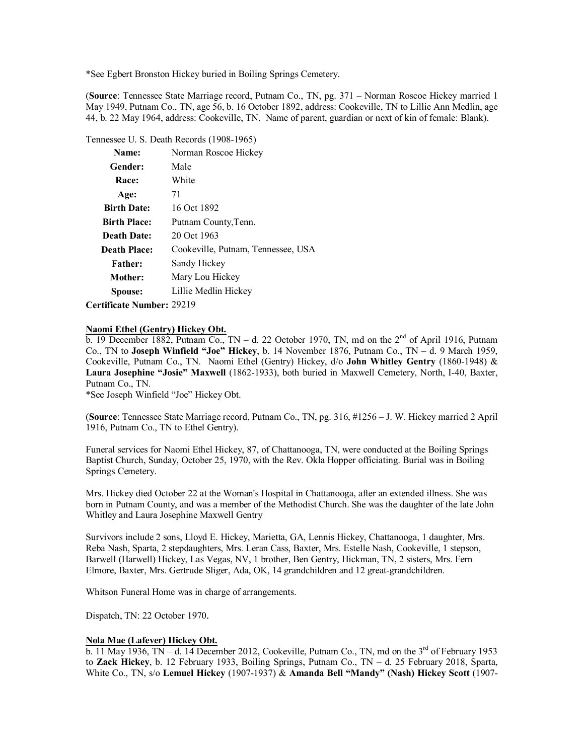*See Egbert Bronston Hickey buried in Boiling Springs Cemetery.

(**Source**: Tennessee State Marriage record, Putnam Co., TN, pg. 371 – Norman Roscoe Hickey married 1 May 1949, Putnam Co., TN, age 56, b. 16 October 1892, address: Cookeville, TN to Lillie Ann Medlin, age 44, b. 22 May 1964, address: Cookeville, TN. Name of parent, guardian or next of kin of female: Blank).

Tennessee U. S. Death Records (1908-1965)

| | |
|---|---|
| **Name:** | Norman Roscoe Hickey |
| **Gender:** | Male |
| **Race:** | White |
| **Age:** | 71 |
| **Birth Date:** | 16 Oct 1892 |
| **Birth Place:** | Putnam County,Tenn. |
| **Death Date:** | 20 Oct 1963 |
| **Death Place:** | Cookeville, Putnam, Tennessee, USA |
| **Father:** | Sandy Hickey |
| **Mother:** | Mary Lou Hickey |
| **Spouse:** | Lillie Medlin Hickey |
| **Certificate Number:** | 29219 |

**Naomi Ethel (Gentry) Hickey Obt.**

b. 19 December 1882, Putnam Co., TN – d. 22 October 1970, TN, md on the 2nd of April 1916, Putnam Co., TN to **Joseph Winfield "Joe" Hickey**, b. 14 November 1876, Putnam Co., TN – d. 9 March 1959, Cookeville, Putnam Co., TN. Naomi Ethel (Gentry) Hickey, d/o **John Whitley Gentry** (1860-1948) & **Laura Josephine "Josie" Maxwell** (1862-1933), both buried in Maxwell Cemetery, North, I-40, Baxter, Putnam Co., TN.
*See Joseph Winfield "Joe" Hickey Obt.

(**Source**: Tennessee State Marriage record, Putnam Co., TN, pg. 316, #1256 – J. W. Hickey married 2 April 1916, Putnam Co., TN to Ethel Gentry).

Funeral services for Naomi Ethel Hickey, 87, of Chattanooga, TN, were conducted at the Boiling Springs Baptist Church, Sunday, October 25, 1970, with the Rev. Okla Hopper officiating. Burial was in Boiling Springs Cemetery.

Mrs. Hickey died October 22 at the Woman's Hospital in Chattanooga, after an extended illness. She was born in Putnam County, and was a member of the Methodist Church. She was the daughter of the late John Whitley and Laura Josephine Maxwell Gentry

Survivors include 2 sons, Lloyd E. Hickey, Marietta, GA, Lennis Hickey, Chattanooga, 1 daughter, Mrs. Reba Nash, Sparta, 2 stepdaughters, Mrs. Leran Cass, Baxter, Mrs. Estelle Nash, Cookeville, 1 stepson, Barwell (Harwell) Hickey, Las Vegas, NV, 1 brother, Ben Gentry, Hickman, TN, 2 sisters, Mrs. Fern Elmore, Baxter, Mrs. Gertrude Sliger, Ada, OK, 14 grandchildren and 12 great-grandchildren.

Whitson Funeral Home was in charge of arrangements.

Dispatch, TN: 22 October 1970.

**Nola Mae (Lafever) Hickey Obt.**

b. 11 May 1936, TN – d. 14 December 2012, Cookeville, Putnam Co., TN, md on the 3rd of February 1953 to **Zack Hickey**, b. 12 February 1933, Boiling Springs, Putnam Co., TN – d. 25 February 2018, Sparta, White Co., TN, s/o **Lemuel Hickey** (1907-1937) & **Amanda Bell "Mandy" (Nash) Hickey Scott** (1907-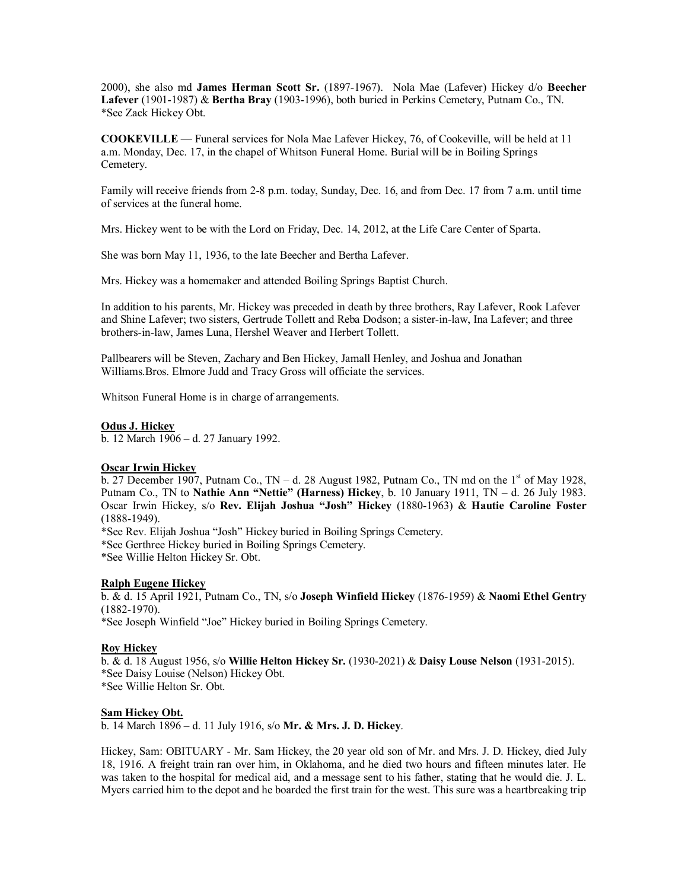2000), she also md **James Herman Scott Sr.** (1897-1967). Nola Mae (Lafever) Hickey d/o **Beecher Lafever** (1901-1987) & **Bertha Bray** (1903-1996), both buried in Perkins Cemetery, Putnam Co., TN.
*See Zack Hickey Obt.

**COOKEVILLE** — Funeral services for Nola Mae Lafever Hickey, 76, of Cookeville, will be held at 11 a.m. Monday, Dec. 17, in the chapel of Whitson Funeral Home. Burial will be in Boiling Springs Cemetery.

Family will receive friends from 2-8 p.m. today, Sunday, Dec. 16, and from Dec. 17 from 7 a.m. until time of services at the funeral home.

Mrs. Hickey went to be with the Lord on Friday, Dec. 14, 2012, at the Life Care Center of Sparta.

She was born May 11, 1936, to the late Beecher and Bertha Lafever.

Mrs. Hickey was a homemaker and attended Boiling Springs Baptist Church.

In addition to his parents, Mr. Hickey was preceded in death by three brothers, Ray Lafever, Rook Lafever and Shine Lafever; two sisters, Gertrude Tollett and Reba Dodson; a sister-in-law, Ina Lafever; and three brothers-in-law, James Luna, Hershel Weaver and Herbert Tollett.

Pallbearers will be Steven, Zachary and Ben Hickey, Jamall Henley, and Joshua and Jonathan Williams.Bros. Elmore Judd and Tracy Gross will officiate the services.

Whitson Funeral Home is in charge of arrangements.

**Odus J. Hickey**
b. 12 March 1906 – d. 27 January 1992.

**Oscar Irwin Hickey**
b. 27 December 1907, Putnam Co., TN – d. 28 August 1982, Putnam Co., TN md on the 1st of May 1928, Putnam Co., TN to **Nathie Ann "Nettie" (Harness) Hickey**, b. 10 January 1911, TN – d. 26 July 1983. Oscar Irwin Hickey, s/o **Rev. Elijah Joshua "Josh" Hickey** (1880-1963) & **Hautie Caroline Foster** (1888-1949).
*See Rev. Elijah Joshua "Josh" Hickey buried in Boiling Springs Cemetery.
*See Gerthree Hickey buried in Boiling Springs Cemetery.
*See Willie Helton Hickey Sr. Obt.

**Ralph Eugene Hickey**
b. & d. 15 April 1921, Putnam Co., TN, s/o **Joseph Winfield Hickey** (1876-1959) & **Naomi Ethel Gentry** (1882-1970).
*See Joseph Winfield "Joe" Hickey buried in Boiling Springs Cemetery.

**Roy Hickey**
b. & d. 18 August 1956, s/o **Willie Helton Hickey Sr.** (1930-2021) & **Daisy Louse Nelson** (1931-2015).
*See Daisy Louise (Nelson) Hickey Obt.
*See Willie Helton Sr. Obt.

**Sam Hickey Obt.**
b. 14 March 1896 – d. 11 July 1916, s/o **Mr. & Mrs. J. D. Hickey**.

Hickey, Sam: OBITUARY - Mr. Sam Hickey, the 20 year old son of Mr. and Mrs. J. D. Hickey, died July 18, 1916. A freight train ran over him, in Oklahoma, and he died two hours and fifteen minutes later. He was taken to the hospital for medical aid, and a message sent to his father, stating that he would die. J. L. Myers carried him to the depot and he boarded the first train for the west. This sure was a heartbreaking trip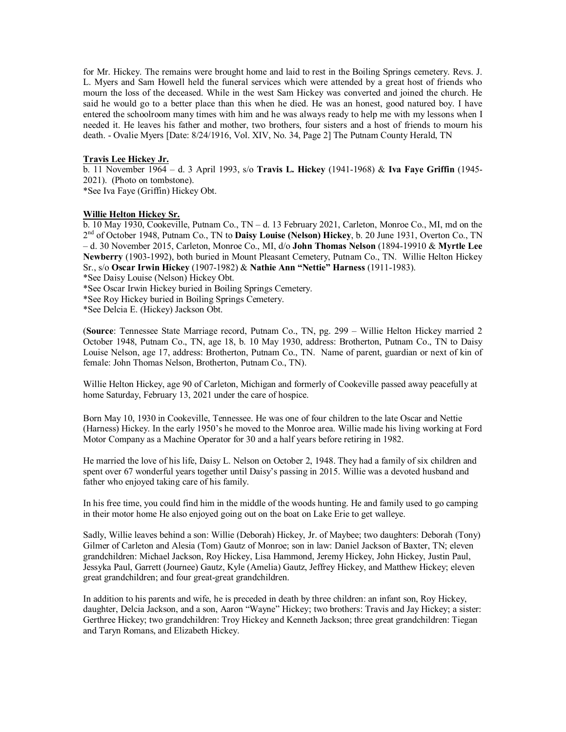for Mr. Hickey. The remains were brought home and laid to rest in the Boiling Springs cemetery. Revs. J. L. Myers and Sam Howell held the funeral services which were attended by a great host of friends who mourn the loss of the deceased. While in the west Sam Hickey was converted and joined the church. He said he would go to a better place than this when he died. He was an honest, good natured boy. I have entered the schoolroom many times with him and he was always ready to help me with my lessons when I needed it. He leaves his father and mother, two brothers, four sisters and a host of friends to mourn his death. - Ovalie Myers [Date: 8/24/1916, Vol. XIV, No. 34, Page 2] The Putnam County Herald, TN

**Travis Lee Hickey Jr.**

b. 11 November 1964 – d. 3 April 1993, s/o **Travis L. Hickey** (1941-1968) & **Iva Faye Griffin** (1945-2021). (Photo on tombstone).
*See Iva Faye (Griffin) Hickey Obt.

**Willie Helton Hickey Sr.**

b. 10 May 1930, Cookeville, Putnam Co., TN – d. 13 February 2021, Carleton, Monroe Co., MI, md on the 2nd of October 1948, Putnam Co., TN to **Daisy Louise (Nelson) Hickey**, b. 20 June 1931, Overton Co., TN – d. 30 November 2015, Carleton, Monroe Co., MI, d/o **John Thomas Nelson** (1894-19910 & **Myrtle Lee Newberry** (1903-1992), both buried in Mount Pleasant Cemetery, Putnam Co., TN. Willie Helton Hickey Sr., s/o **Oscar Irwin Hickey** (1907-1982) & **Nathie Ann "Nettie" Harness** (1911-1983).
*See Daisy Louise (Nelson) Hickey Obt.
*See Oscar Irwin Hickey buried in Boiling Springs Cemetery.
*See Roy Hickey buried in Boiling Springs Cemetery.
*See Delcia E. (Hickey) Jackson Obt.

(**Source**: Tennessee State Marriage record, Putnam Co., TN, pg. 299 – Willie Helton Hickey married 2 October 1948, Putnam Co., TN, age 18, b. 10 May 1930, address: Brotherton, Putnam Co., TN to Daisy Louise Nelson, age 17, address: Brotherton, Putnam Co., TN. Name of parent, guardian or next of kin of female: John Thomas Nelson, Brotherton, Putnam Co., TN).

Willie Helton Hickey, age 90 of Carleton, Michigan and formerly of Cookeville passed away peacefully at home Saturday, February 13, 2021 under the care of hospice.

Born May 10, 1930 in Cookeville, Tennessee. He was one of four children to the late Oscar and Nettie (Harness) Hickey. In the early 1950's he moved to the Monroe area. Willie made his living working at Ford Motor Company as a Machine Operator for 30 and a half years before retiring in 1982.

He married the love of his life, Daisy L. Nelson on October 2, 1948. They had a family of six children and spent over 67 wonderful years together until Daisy's passing in 2015. Willie was a devoted husband and father who enjoyed taking care of his family.

In his free time, you could find him in the middle of the woods hunting. He and family used to go camping in their motor home He also enjoyed going out on the boat on Lake Erie to get walleye.

Sadly, Willie leaves behind a son: Willie (Deborah) Hickey, Jr. of Maybee; two daughters: Deborah (Tony) Gilmer of Carleton and Alesia (Tom) Gautz of Monroe; son in law: Daniel Jackson of Baxter, TN; eleven grandchildren: Michael Jackson, Roy Hickey, Lisa Hammond, Jeremy Hickey, John Hickey, Justin Paul, Jessyka Paul, Garrett (Journee) Gautz, Kyle (Amelia) Gautz, Jeffrey Hickey, and Matthew Hickey; eleven great grandchildren; and four great-great grandchildren.

In addition to his parents and wife, he is preceded in death by three children: an infant son, Roy Hickey, daughter, Delcia Jackson, and a son, Aaron "Wayne" Hickey; two brothers: Travis and Jay Hickey; a sister: Gerthree Hickey; two grandchildren: Troy Hickey and Kenneth Jackson; three great grandchildren: Tiegan and Taryn Romans, and Elizabeth Hickey.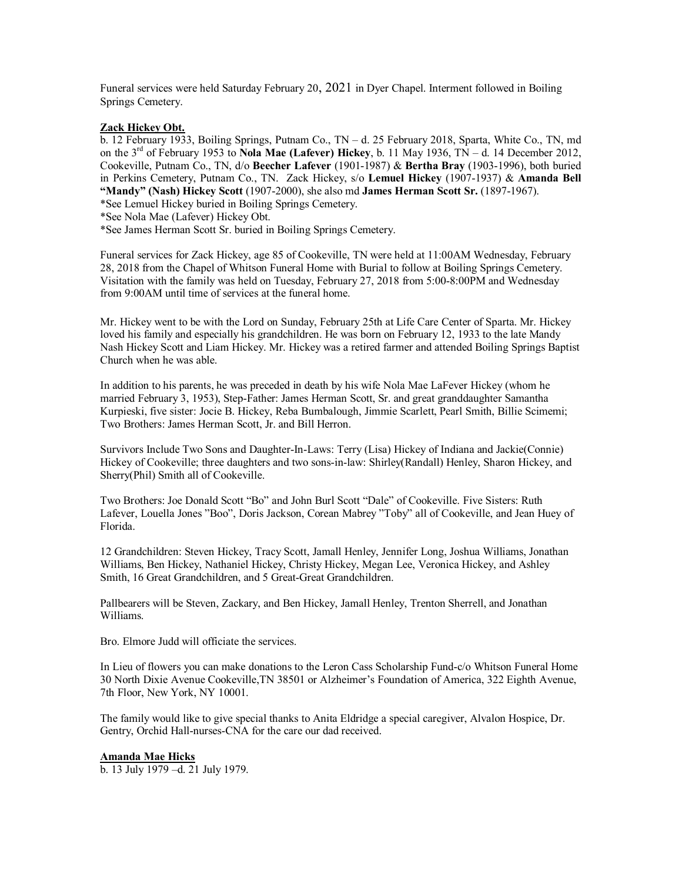Funeral services were held Saturday February 20, 2021 in Dyer Chapel. Interment followed in Boiling Springs Cemetery.

**Zack Hickey Obt.**

b. 12 February 1933, Boiling Springs, Putnam Co., TN – d. 25 February 2018, Sparta, White Co., TN, md on the 3rd of February 1953 to **Nola Mae (Lafever) Hickey**, b. 11 May 1936, TN – d. 14 December 2012, Cookeville, Putnam Co., TN, d/o **Beecher Lafever** (1901-1987) & **Bertha Bray** (1903-1996), both buried in Perkins Cemetery, Putnam Co., TN. Zack Hickey, s/o **Lemuel Hickey** (1907-1937) & **Amanda Bell "Mandy" (Nash) Hickey Scott** (1907-2000), she also md **James Herman Scott Sr.** (1897-1967).
*See Lemuel Hickey buried in Boiling Springs Cemetery.
*See Nola Mae (Lafever) Hickey Obt.
*See James Herman Scott Sr. buried in Boiling Springs Cemetery.

Funeral services for Zack Hickey, age 85 of Cookeville, TN were held at 11:00AM Wednesday, February 28, 2018 from the Chapel of Whitson Funeral Home with Burial to follow at Boiling Springs Cemetery. Visitation with the family was held on Tuesday, February 27, 2018 from 5:00-8:00PM and Wednesday from 9:00AM until time of services at the funeral home.

Mr. Hickey went to be with the Lord on Sunday, February 25th at Life Care Center of Sparta. Mr. Hickey loved his family and especially his grandchildren. He was born on February 12, 1933 to the late Mandy Nash Hickey Scott and Liam Hickey. Mr. Hickey was a retired farmer and attended Boiling Springs Baptist Church when he was able.

In addition to his parents, he was preceded in death by his wife Nola Mae LaFever Hickey (whom he married February 3, 1953), Step-Father: James Herman Scott, Sr. and great granddaughter Samantha Kurpieski, five sister: Jocie B. Hickey, Reba Bumbalough, Jimmie Scarlett, Pearl Smith, Billie Scimemi; Two Brothers: James Herman Scott, Jr. and Bill Herron.

Survivors Include Two Sons and Daughter-In-Laws: Terry (Lisa) Hickey of Indiana and Jackie(Connie) Hickey of Cookeville; three daughters and two sons-in-law: Shirley(Randall) Henley, Sharon Hickey, and Sherry(Phil) Smith all of Cookeville.

Two Brothers: Joe Donald Scott "Bo" and John Burl Scott "Dale" of Cookeville. Five Sisters: Ruth Lafever, Louella Jones "Boo", Doris Jackson, Corean Mabrey "Toby" all of Cookeville, and Jean Huey of Florida.

12 Grandchildren: Steven Hickey, Tracy Scott, Jamall Henley, Jennifer Long, Joshua Williams, Jonathan Williams, Ben Hickey, Nathaniel Hickey, Christy Hickey, Megan Lee, Veronica Hickey, and Ashley Smith, 16 Great Grandchildren, and 5 Great-Great Grandchildren.

Pallbearers will be Steven, Zackary, and Ben Hickey, Jamall Henley, Trenton Sherrell, and Jonathan Williams.

Bro. Elmore Judd will officiate the services.

In Lieu of flowers you can make donations to the Leron Cass Scholarship Fund-c/o Whitson Funeral Home 30 North Dixie Avenue Cookeville,TN 38501 or Alzheimer's Foundation of America, 322 Eighth Avenue, 7th Floor, New York, NY 10001.

The family would like to give special thanks to Anita Eldridge a special caregiver, Alvalon Hospice, Dr. Gentry, Orchid Hall-nurses-CNA for the care our dad received.

**Amanda Mae Hicks**

b. 13 July 1979 –d. 21 July 1979.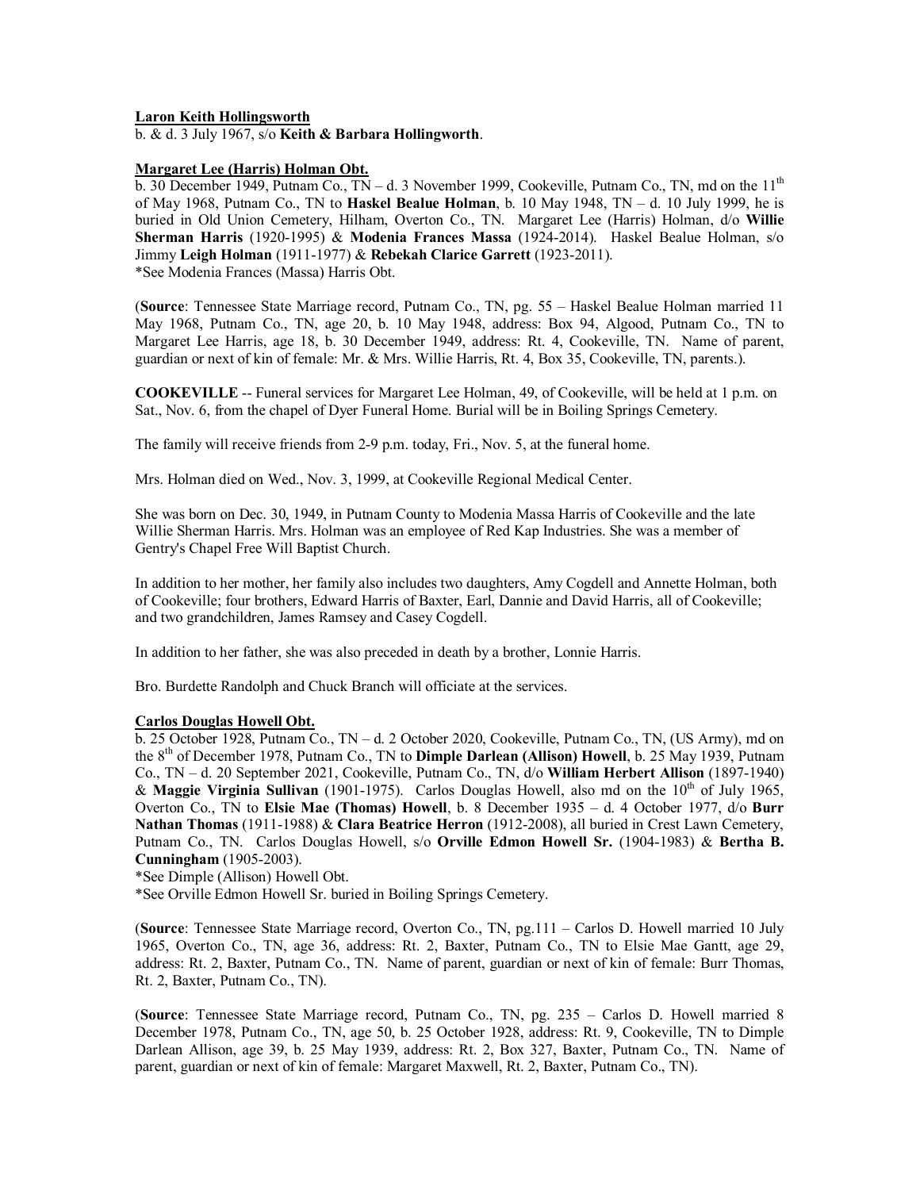**Laron Keith Hollingsworth**
b. & d. 3 July 1967, s/o **Keith & Barbara Hollingsworth**.

**Margaret Lee (Harris) Holman Obt.**
b. 30 December 1949, Putnam Co., TN – d. 3 November 1999, Cookeville, Putnam Co., TN, md on the 11th of May 1968, Putnam Co., TN to **Haskel Bealue Holman**, b. 10 May 1948, TN – d. 10 July 1999, he is buried in Old Union Cemetery, Hilham, Overton Co., TN. Margaret Lee (Harris) Holman, d/o **Willie Sherman Harris** (1920-1995) & **Modenia Frances Massa** (1924-2014). Haskel Bealue Holman, s/o Jimmy **Leigh Holman** (1911-1977) & **Rebekah Clarice Garrett** (1923-2011).
*See Modenia Frances (Massa) Harris Obt.

(**Source**: Tennessee State Marriage record, Putnam Co., TN, pg. 55 – Haskel Bealue Holman married 11 May 1968, Putnam Co., TN, age 20, b. 10 May 1948, address: Box 94, Algood, Putnam Co., TN to Margaret Lee Harris, age 18, b. 30 December 1949, address: Rt. 4, Cookeville, TN. Name of parent, guardian or next of kin of female: Mr. & Mrs. Willie Harris, Rt. 4, Box 35, Cookeville, TN, parents.).

**COOKEVILLE** -- Funeral services for Margaret Lee Holman, 49, of Cookeville, will be held at 1 p.m. on Sat., Nov. 6, from the chapel of Dyer Funeral Home. Burial will be in Boiling Springs Cemetery.

The family will receive friends from 2-9 p.m. today, Fri., Nov. 5, at the funeral home.

Mrs. Holman died on Wed., Nov. 3, 1999, at Cookeville Regional Medical Center.

She was born on Dec. 30, 1949, in Putnam County to Modenia Massa Harris of Cookeville and the late Willie Sherman Harris. Mrs. Holman was an employee of Red Kap Industries. She was a member of Gentry's Chapel Free Will Baptist Church.

In addition to her mother, her family also includes two daughters, Amy Cogdell and Annette Holman, both of Cookeville; four brothers, Edward Harris of Baxter, Earl, Dannie and David Harris, all of Cookeville; and two grandchildren, James Ramsey and Casey Cogdell.

In addition to her father, she was also preceded in death by a brother, Lonnie Harris.

Bro. Burdette Randolph and Chuck Branch will officiate at the services.

**Carlos Douglas Howell Obt.**
b. 25 October 1928, Putnam Co., TN – d. 2 October 2020, Cookeville, Putnam Co., TN, (US Army), md on the 8th of December 1978, Putnam Co., TN to **Dimple Darlean (Allison) Howell**, b. 25 May 1939, Putnam Co., TN – d. 20 September 2021, Cookeville, Putnam Co., TN, d/o **William Herbert Allison** (1897-1940) & **Maggie Virginia Sullivan** (1901-1975). Carlos Douglas Howell, also md on the 10th of July 1965, Overton Co., TN to **Elsie Mae (Thomas) Howell**, b. 8 December 1935 – d. 4 October 1977, d/o **Burr Nathan Thomas** (1911-1988) & **Clara Beatrice Herron** (1912-2008), all buried in Crest Lawn Cemetery, Putnam Co., TN. Carlos Douglas Howell, s/o **Orville Edmon Howell Sr.** (1904-1983) & **Bertha B. Cunningham** (1905-2003).
*See Dimple (Allison) Howell Obt.
*See Orville Edmon Howell Sr. buried in Boiling Springs Cemetery.

(**Source**: Tennessee State Marriage record, Overton Co., TN, pg.111 – Carlos D. Howell married 10 July 1965, Overton Co., TN, age 36, address: Rt. 2, Baxter, Putnam Co., TN to Elsie Mae Gantt, age 29, address: Rt. 2, Baxter, Putnam Co., TN. Name of parent, guardian or next of kin of female: Burr Thomas, Rt. 2, Baxter, Putnam Co., TN).

(**Source**: Tennessee State Marriage record, Putnam Co., TN, pg. 235 – Carlos D. Howell married 8 December 1978, Putnam Co., TN, age 50, b. 25 October 1928, address: Rt. 9, Cookeville, TN to Dimple Darlean Allison, age 39, b. 25 May 1939, address: Rt. 2, Box 327, Baxter, Putnam Co., TN. Name of parent, guardian or next of kin of female: Margaret Maxwell, Rt. 2, Baxter, Putnam Co., TN).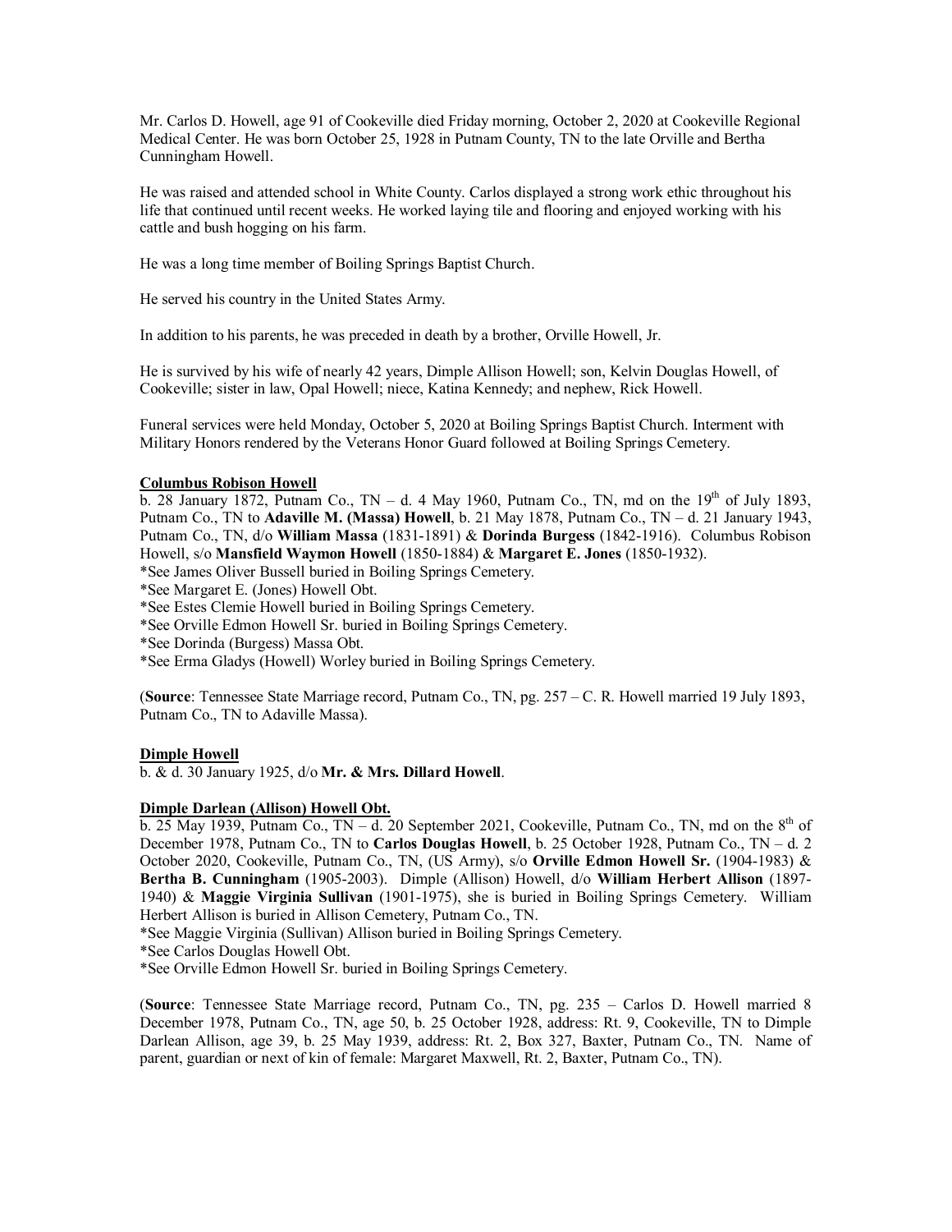Mr. Carlos D. Howell, age 91 of Cookeville died Friday morning, October 2, 2020 at Cookeville Regional Medical Center. He was born October 25, 1928 in Putnam County, TN to the late Orville and Bertha Cunningham Howell.

He was raised and attended school in White County. Carlos displayed a strong work ethic throughout his life that continued until recent weeks. He worked laying tile and flooring and enjoyed working with his cattle and bush hogging on his farm.

He was a long time member of Boiling Springs Baptist Church.

He served his country in the United States Army.

In addition to his parents, he was preceded in death by a brother, Orville Howell, Jr.

He is survived by his wife of nearly 42 years, Dimple Allison Howell; son, Kelvin Douglas Howell, of Cookeville; sister in law, Opal Howell; niece, Katina Kennedy; and nephew, Rick Howell.

Funeral services were held Monday, October 5, 2020 at Boiling Springs Baptist Church. Interment with Military Honors rendered by the Veterans Honor Guard followed at Boiling Springs Cemetery.

**Columbus Robison Howell**

b. 28 January 1872, Putnam Co., TN – d. 4 May 1960, Putnam Co., TN, md on the 19th of July 1893, Putnam Co., TN to **Adaville M. (Massa) Howell**, b. 21 May 1878, Putnam Co., TN – d. 21 January 1943, Putnam Co., TN, d/o **William Massa** (1831-1891) & **Dorinda Burgess** (1842-1916). Columbus Robison Howell, s/o **Mansfield Waymon Howell** (1850-1884) & **Margaret E. Jones** (1850-1932).
*See James Oliver Bussell buried in Boiling Springs Cemetery.
*See Margaret E. (Jones) Howell Obt.
*See Estes Clemie Howell buried in Boiling Springs Cemetery.
*See Orville Edmon Howell Sr. buried in Boiling Springs Cemetery.
*See Dorinda (Burgess) Massa Obt.
*See Erma Gladys (Howell) Worley buried in Boiling Springs Cemetery.

(**Source**: Tennessee State Marriage record, Putnam Co., TN, pg. 257 – C. R. Howell married 19 July 1893, Putnam Co., TN to Adaville Massa).

**Dimple Howell**

b. & d. 30 January 1925, d/o **Mr. & Mrs. Dillard Howell**.

**Dimple Darlean (Allison) Howell Obt.**

b. 25 May 1939, Putnam Co., TN – d. 20 September 2021, Cookeville, Putnam Co., TN, md on the 8th of December 1978, Putnam Co., TN to **Carlos Douglas Howell**, b. 25 October 1928, Putnam Co., TN – d. 2 October 2020, Cookeville, Putnam Co., TN, (US Army), s/o **Orville Edmon Howell Sr.** (1904-1983) & **Bertha B. Cunningham** (1905-2003). Dimple (Allison) Howell, d/o **William Herbert Allison** (1897-1940) & **Maggie Virginia Sullivan** (1901-1975), she is buried in Boiling Springs Cemetery. William Herbert Allison is buried in Allison Cemetery, Putnam Co., TN.
*See Maggie Virginia (Sullivan) Allison buried in Boiling Springs Cemetery.
*See Carlos Douglas Howell Obt.
*See Orville Edmon Howell Sr. buried in Boiling Springs Cemetery.

(**Source**: Tennessee State Marriage record, Putnam Co., TN, pg. 235 – Carlos D. Howell married 8 December 1978, Putnam Co., TN, age 50, b. 25 October 1928, address: Rt. 9, Cookeville, TN to Dimple Darlean Allison, age 39, b. 25 May 1939, address: Rt. 2, Box 327, Baxter, Putnam Co., TN. Name of parent, guardian or next of kin of female: Margaret Maxwell, Rt. 2, Baxter, Putnam Co., TN).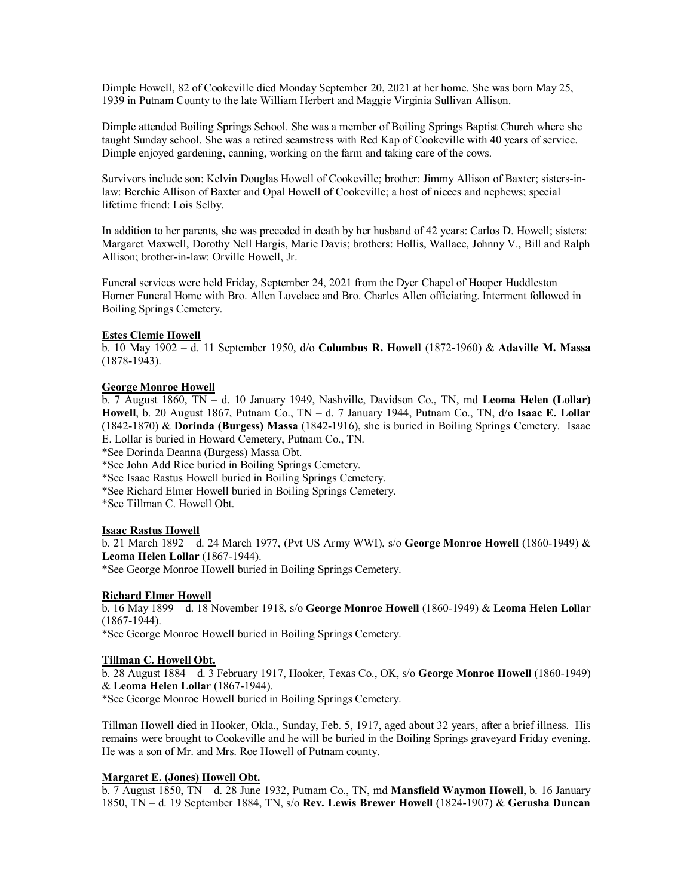Dimple Howell, 82 of Cookeville died Monday September 20, 2021 at her home. She was born May 25, 1939 in Putnam County to the late William Herbert and Maggie Virginia Sullivan Allison.

Dimple attended Boiling Springs School. She was a member of Boiling Springs Baptist Church where she taught Sunday school. She was a retired seamstress with Red Kap of Cookeville with 40 years of service. Dimple enjoyed gardening, canning, working on the farm and taking care of the cows.

Survivors include son: Kelvin Douglas Howell of Cookeville; brother: Jimmy Allison of Baxter; sisters-in-law: Berchie Allison of Baxter and Opal Howell of Cookeville; a host of nieces and nephews; special lifetime friend: Lois Selby.

In addition to her parents, she was preceded in death by her husband of 42 years: Carlos D. Howell; sisters: Margaret Maxwell, Dorothy Nell Hargis, Marie Davis; brothers: Hollis, Wallace, Johnny V., Bill and Ralph Allison; brother-in-law: Orville Howell, Jr.

Funeral services were held Friday, September 24, 2021 from the Dyer Chapel of Hooper Huddleston Horner Funeral Home with Bro. Allen Lovelace and Bro. Charles Allen officiating. Interment followed in Boiling Springs Cemetery.

**Estes Clemie Howell**

b. 10 May 1902 – d. 11 September 1950, d/o **Columbus R. Howell** (1872-1960) & **Adaville M. Massa** (1878-1943).

**George Monroe Howell**

b. 7 August 1860, TN – d. 10 January 1949, Nashville, Davidson Co., TN, md **Leoma Helen (Lollar) Howell**, b. 20 August 1867, Putnam Co., TN – d. 7 January 1944, Putnam Co., TN, d/o **Isaac E. Lollar** (1842-1870) & **Dorinda (Burgess) Massa** (1842-1916), she is buried in Boiling Springs Cemetery. Isaac E. Lollar is buried in Howard Cemetery, Putnam Co., TN.

*See Dorinda Deanna (Burgess) Massa Obt.
*See John Add Rice buried in Boiling Springs Cemetery.
*See Isaac Rastus Howell buried in Boiling Springs Cemetery.
*See Richard Elmer Howell buried in Boiling Springs Cemetery.
*See Tillman C. Howell Obt.

**Isaac Rastus Howell**

b. 21 March 1892 – d. 24 March 1977, (Pvt US Army WWI), s/o **George Monroe Howell** (1860-1949) & **Leoma Helen Lollar** (1867-1944).

*See George Monroe Howell buried in Boiling Springs Cemetery.

**Richard Elmer Howell**

b. 16 May 1899 – d. 18 November 1918, s/o **George Monroe Howell** (1860-1949) & **Leoma Helen Lollar** (1867-1944).

*See George Monroe Howell buried in Boiling Springs Cemetery.

**Tillman C. Howell Obt.**

b. 28 August 1884 – d. 3 February 1917, Hooker, Texas Co., OK, s/o **George Monroe Howell** (1860-1949) & **Leoma Helen Lollar** (1867-1944).

*See George Monroe Howell buried in Boiling Springs Cemetery.

Tillman Howell died in Hooker, Okla., Sunday, Feb. 5, 1917, aged about 32 years, after a brief illness. His remains were brought to Cookeville and he will be buried in the Boiling Springs graveyard Friday evening. He was a son of Mr. and Mrs. Roe Howell of Putnam county.

**Margaret E. (Jones) Howell Obt.**

b. 7 August 1850, TN – d. 28 June 1932, Putnam Co., TN, md **Mansfield Waymon Howell**, b. 16 January 1850, TN – d. 19 September 1884, TN, s/o **Rev. Lewis Brewer Howell** (1824-1907) & **Gerusha Duncan**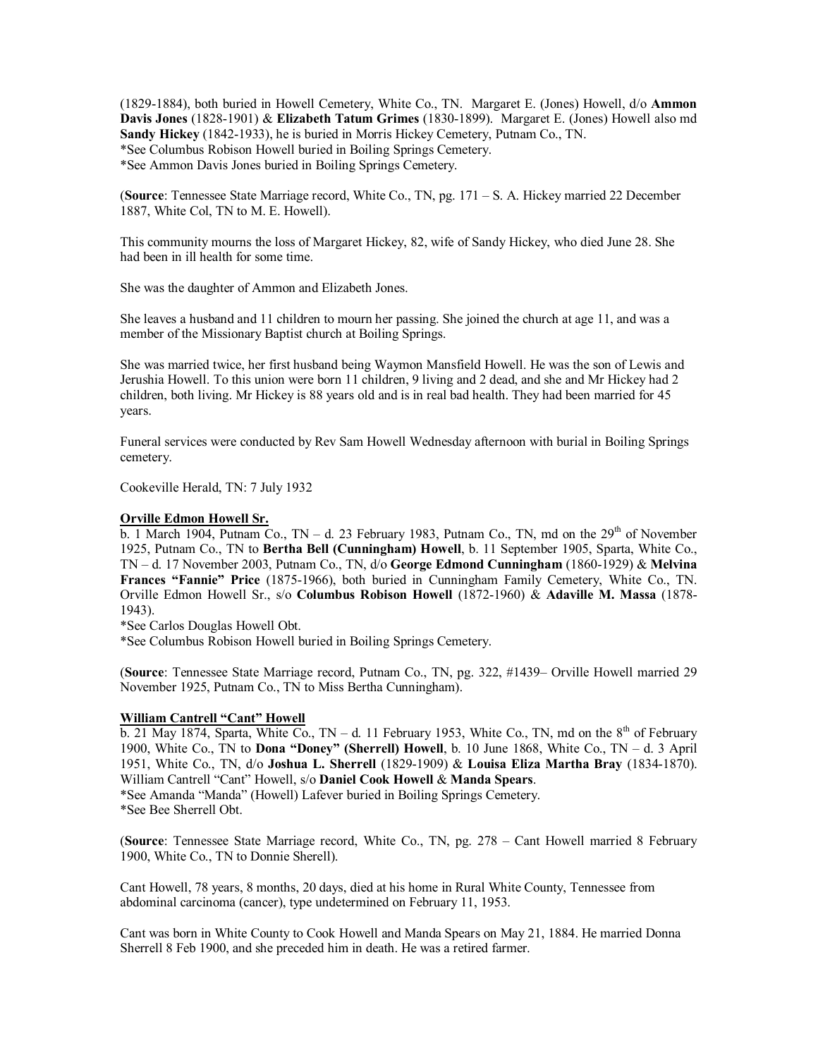(1829-1884), both buried in Howell Cemetery, White Co., TN. Margaret E. (Jones) Howell, d/o **Ammon Davis Jones** (1828-1901) & **Elizabeth Tatum Grimes** (1830-1899). Margaret E. (Jones) Howell also md **Sandy Hickey** (1842-1933), he is buried in Morris Hickey Cemetery, Putnam Co., TN.
*See Columbus Robison Howell buried in Boiling Springs Cemetery.
*See Ammon Davis Jones buried in Boiling Springs Cemetery.

(**Source**: Tennessee State Marriage record, White Co., TN, pg. 171 – S. A. Hickey married 22 December 1887, White Col, TN to M. E. Howell).

This community mourns the loss of Margaret Hickey, 82, wife of Sandy Hickey, who died June 28. She had been in ill health for some time.

She was the daughter of Ammon and Elizabeth Jones.

She leaves a husband and 11 children to mourn her passing. She joined the church at age 11, and was a member of the Missionary Baptist church at Boiling Springs.

She was married twice, her first husband being Waymon Mansfield Howell. He was the son of Lewis and Jerushia Howell. To this union were born 11 children, 9 living and 2 dead, and she and Mr Hickey had 2 children, both living. Mr Hickey is 88 years old and is in real bad health. They had been married for 45 years.

Funeral services were conducted by Rev Sam Howell Wednesday afternoon with burial in Boiling Springs cemetery.

Cookeville Herald, TN: 7 July 1932

**Orville Edmon Howell Sr.**
b. 1 March 1904, Putnam Co., TN – d. 23 February 1983, Putnam Co., TN, md on the 29th of November 1925, Putnam Co., TN to **Bertha Bell (Cunningham) Howell**, b. 11 September 1905, Sparta, White Co., TN – d. 17 November 2003, Putnam Co., TN, d/o **George Edmond Cunningham** (1860-1929) & **Melvina Frances "Fannie" Price** (1875-1966), both buried in Cunningham Family Cemetery, White Co., TN. Orville Edmon Howell Sr., s/o **Columbus Robison Howell** (1872-1960) & **Adaville M. Massa** (1878-1943).
*See Carlos Douglas Howell Obt.
*See Columbus Robison Howell buried in Boiling Springs Cemetery.

(**Source**: Tennessee State Marriage record, Putnam Co., TN, pg. 322, #1439– Orville Howell married 29 November 1925, Putnam Co., TN to Miss Bertha Cunningham).

**William Cantrell "Cant" Howell**
b. 21 May 1874, Sparta, White Co., TN – d. 11 February 1953, White Co., TN, md on the 8th of February 1900, White Co., TN to **Dona "Doney" (Sherrell) Howell**, b. 10 June 1868, White Co., TN – d. 3 April 1951, White Co., TN, d/o **Joshua L. Sherrell** (1829-1909) & **Louisa Eliza Martha Bray** (1834-1870). William Cantrell "Cant" Howell, s/o **Daniel Cook Howell** & **Manda Spears**.
*See Amanda "Manda" (Howell) Lafever buried in Boiling Springs Cemetery.
*See Bee Sherrell Obt.

(**Source**: Tennessee State Marriage record, White Co., TN, pg. 278 – Cant Howell married 8 February 1900, White Co., TN to Donnie Sherell).

Cant Howell, 78 years, 8 months, 20 days, died at his home in Rural White County, Tennessee from abdominal carcinoma (cancer), type undetermined on February 11, 1953.

Cant was born in White County to Cook Howell and Manda Spears on May 21, 1884. He married Donna Sherrell 8 Feb 1900, and she preceded him in death. He was a retired farmer.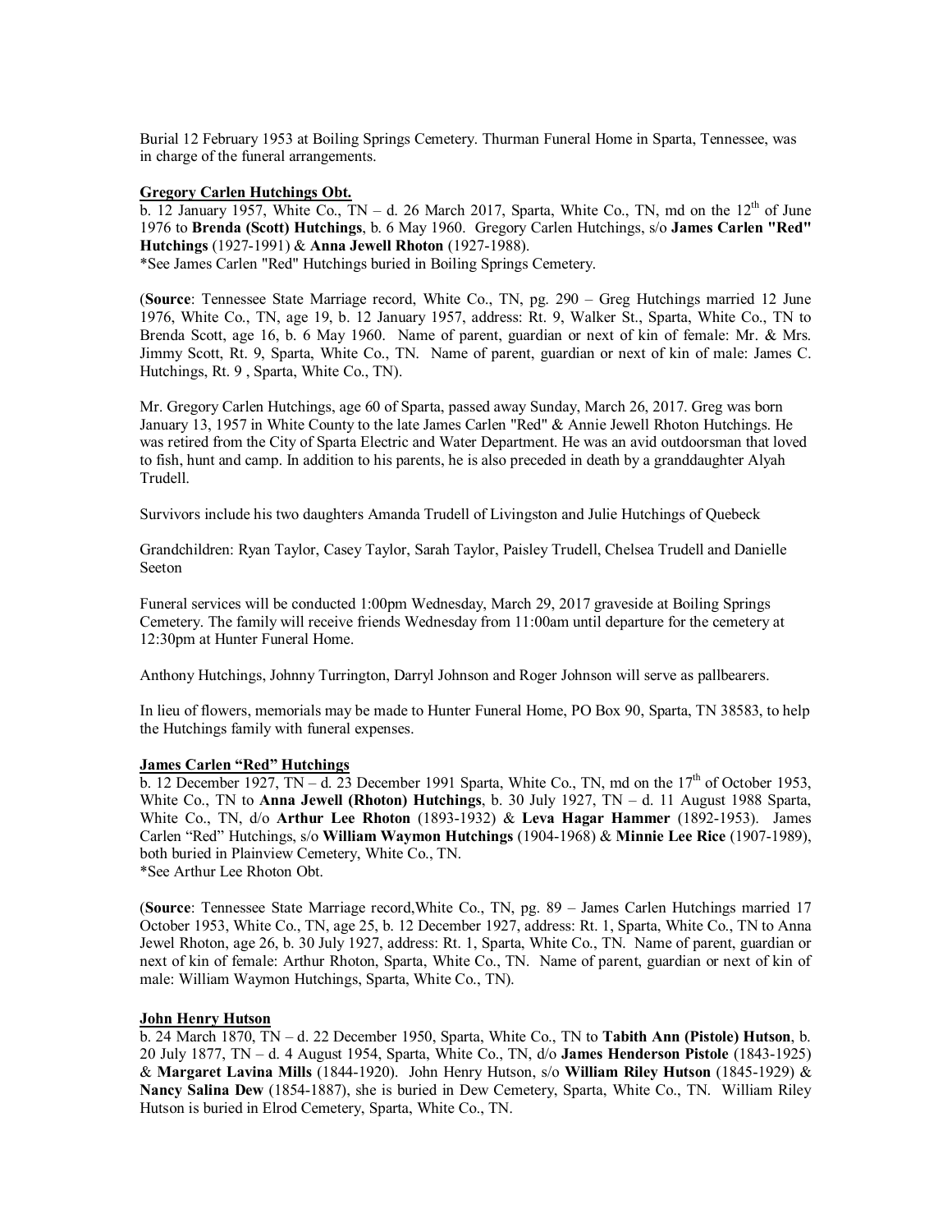Burial 12 February 1953 at Boiling Springs Cemetery. Thurman Funeral Home in Sparta, Tennessee, was in charge of the funeral arrangements.

**Gregory Carlen Hutchings Obt.**

b. 12 January 1957, White Co., TN – d. 26 March 2017, Sparta, White Co., TN, md on the 12th of June 1976 to **Brenda (Scott) Hutchings**, b. 6 May 1960. Gregory Carlen Hutchings, s/o **James Carlen "Red" Hutchings** (1927-1991) & **Anna Jewell Rhoton** (1927-1988).
*See James Carlen "Red" Hutchings buried in Boiling Springs Cemetery.

(**Source**: Tennessee State Marriage record, White Co., TN, pg. 290 – Greg Hutchings married 12 June 1976, White Co., TN, age 19, b. 12 January 1957, address: Rt. 9, Walker St., Sparta, White Co., TN to Brenda Scott, age 16, b. 6 May 1960. Name of parent, guardian or next of kin of female: Mr. & Mrs. Jimmy Scott, Rt. 9, Sparta, White Co., TN. Name of parent, guardian or next of kin of male: James C. Hutchings, Rt. 9 , Sparta, White Co., TN).

Mr. Gregory Carlen Hutchings, age 60 of Sparta, passed away Sunday, March 26, 2017. Greg was born January 13, 1957 in White County to the late James Carlen "Red" & Annie Jewell Rhoton Hutchings. He was retired from the City of Sparta Electric and Water Department. He was an avid outdoorsman that loved to fish, hunt and camp. In addition to his parents, he is also preceded in death by a granddaughter Alyah Trudell.

Survivors include his two daughters Amanda Trudell of Livingston and Julie Hutchings of Quebeck

Grandchildren: Ryan Taylor, Casey Taylor, Sarah Taylor, Paisley Trudell, Chelsea Trudell and Danielle Seeton

Funeral services will be conducted 1:00pm Wednesday, March 29, 2017 graveside at Boiling Springs Cemetery. The family will receive friends Wednesday from 11:00am until departure for the cemetery at 12:30pm at Hunter Funeral Home.

Anthony Hutchings, Johnny Turrington, Darryl Johnson and Roger Johnson will serve as pallbearers.

In lieu of flowers, memorials may be made to Hunter Funeral Home, PO Box 90, Sparta, TN 38583, to help the Hutchings family with funeral expenses.

**James Carlen "Red" Hutchings**

b. 12 December 1927, TN – d. 23 December 1991 Sparta, White Co., TN, md on the 17th of October 1953, White Co., TN to **Anna Jewell (Rhoton) Hutchings**, b. 30 July 1927, TN – d. 11 August 1988 Sparta, White Co., TN, d/o **Arthur Lee Rhoton** (1893-1932) & **Leva Hagar Hammer** (1892-1953). James Carlen "Red" Hutchings, s/o **William Waymon Hutchings** (1904-1968) & **Minnie Lee Rice** (1907-1989), both buried in Plainview Cemetery, White Co., TN.
*See Arthur Lee Rhoton Obt.

(**Source**: Tennessee State Marriage record,White Co., TN, pg. 89 – James Carlen Hutchings married 17 October 1953, White Co., TN, age 25, b. 12 December 1927, address: Rt. 1, Sparta, White Co., TN to Anna Jewel Rhoton, age 26, b. 30 July 1927, address: Rt. 1, Sparta, White Co., TN. Name of parent, guardian or next of kin of female: Arthur Rhoton, Sparta, White Co., TN. Name of parent, guardian or next of kin of male: William Waymon Hutchings, Sparta, White Co., TN).

**John Henry Hutson**

b. 24 March 1870, TN – d. 22 December 1950, Sparta, White Co., TN to **Tabith Ann (Pistole) Hutson**, b. 20 July 1877, TN – d. 4 August 1954, Sparta, White Co., TN, d/o **James Henderson Pistole** (1843-1925) & **Margaret Lavina Mills** (1844-1920). John Henry Hutson, s/o **William Riley Hutson** (1845-1929) & **Nancy Salina Dew** (1854-1887), she is buried in Dew Cemetery, Sparta, White Co., TN. William Riley Hutson is buried in Elrod Cemetery, Sparta, White Co., TN.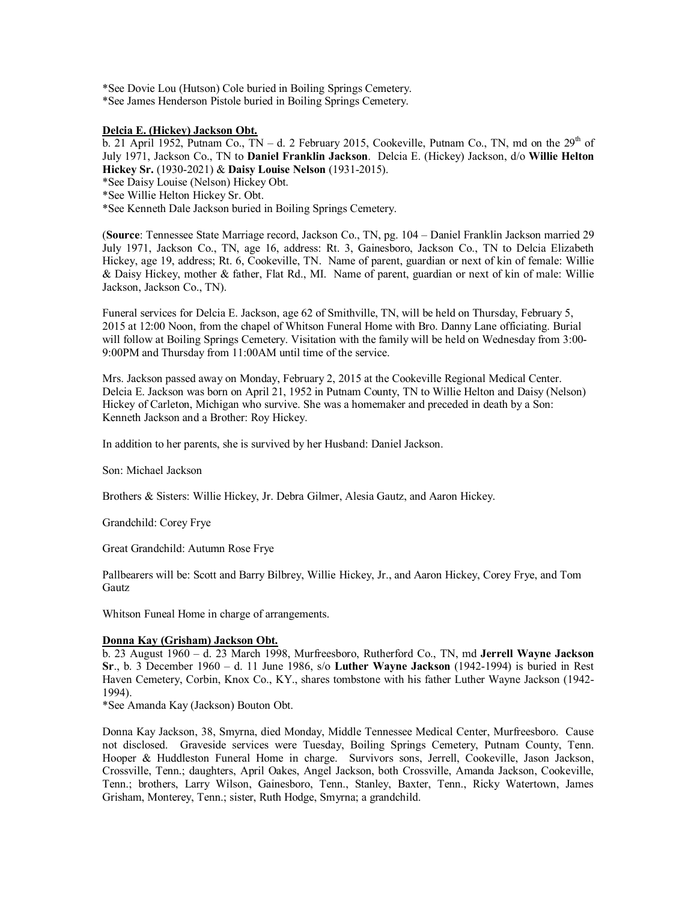*See Dovie Lou (Hutson) Cole buried in Boiling Springs Cemetery.
*See James Henderson Pistole buried in Boiling Springs Cemetery.

**Delcia E. (Hickey) Jackson Obt.**
b. 21 April 1952, Putnam Co., TN – d. 2 February 2015, Cookeville, Putnam Co., TN, md on the 29th of July 1971, Jackson Co., TN to **Daniel Franklin Jackson**. Delcia E. (Hickey) Jackson, d/o **Willie Helton Hickey Sr.** (1930-2021) & **Daisy Louise Nelson** (1931-2015).
*See Daisy Louise (Nelson) Hickey Obt.
*See Willie Helton Hickey Sr. Obt.
*See Kenneth Dale Jackson buried in Boiling Springs Cemetery.

(**Source**: Tennessee State Marriage record, Jackson Co., TN, pg. 104 – Daniel Franklin Jackson married 29 July 1971, Jackson Co., TN, age 16, address: Rt. 3, Gainesboro, Jackson Co., TN to Delcia Elizabeth Hickey, age 19, address; Rt. 6, Cookeville, TN. Name of parent, guardian or next of kin of female: Willie & Daisy Hickey, mother & father, Flat Rd., MI. Name of parent, guardian or next of kin of male: Willie Jackson, Jackson Co., TN).

Funeral services for Delcia E. Jackson, age 62 of Smithville, TN, will be held on Thursday, February 5, 2015 at 12:00 Noon, from the chapel of Whitson Funeral Home with Bro. Danny Lane officiating. Burial will follow at Boiling Springs Cemetery. Visitation with the family will be held on Wednesday from 3:00-9:00PM and Thursday from 11:00AM until time of the service.

Mrs. Jackson passed away on Monday, February 2, 2015 at the Cookeville Regional Medical Center. Delcia E. Jackson was born on April 21, 1952 in Putnam County, TN to Willie Helton and Daisy (Nelson) Hickey of Carleton, Michigan who survive. She was a homemaker and preceded in death by a Son: Kenneth Jackson and a Brother: Roy Hickey.

In addition to her parents, she is survived by her Husband: Daniel Jackson.

Son: Michael Jackson

Brothers & Sisters: Willie Hickey, Jr. Debra Gilmer, Alesia Gautz, and Aaron Hickey.

Grandchild: Corey Frye

Great Grandchild: Autumn Rose Frye

Pallbearers will be: Scott and Barry Bilbrey, Willie Hickey, Jr., and Aaron Hickey, Corey Frye, and Tom Gautz

Whitson Funeal Home in charge of arrangements.

**Donna Kay (Grisham) Jackson Obt.**
b. 23 August 1960 – d. 23 March 1998, Murfreesboro, Rutherford Co., TN, md **Jerrell Wayne Jackson Sr**., b. 3 December 1960 – d. 11 June 1986, s/o **Luther Wayne Jackson** (1942-1994) is buried in Rest Haven Cemetery, Corbin, Knox Co., KY., shares tombstone with his father Luther Wayne Jackson (1942-1994).
*See Amanda Kay (Jackson) Bouton Obt.

Donna Kay Jackson, 38, Smyrna, died Monday, Middle Tennessee Medical Center, Murfreesboro. Cause not disclosed. Graveside services were Tuesday, Boiling Springs Cemetery, Putnam County, Tenn. Hooper & Huddleston Funeral Home in charge. Survivors sons, Jerrell, Cookeville, Jason Jackson, Crossville, Tenn.; daughters, April Oakes, Angel Jackson, both Crossville, Amanda Jackson, Cookeville, Tenn.; brothers, Larry Wilson, Gainesboro, Tenn., Stanley, Baxter, Tenn., Ricky Watertown, James Grisham, Monterey, Tenn.; sister, Ruth Hodge, Smyrna; a grandchild.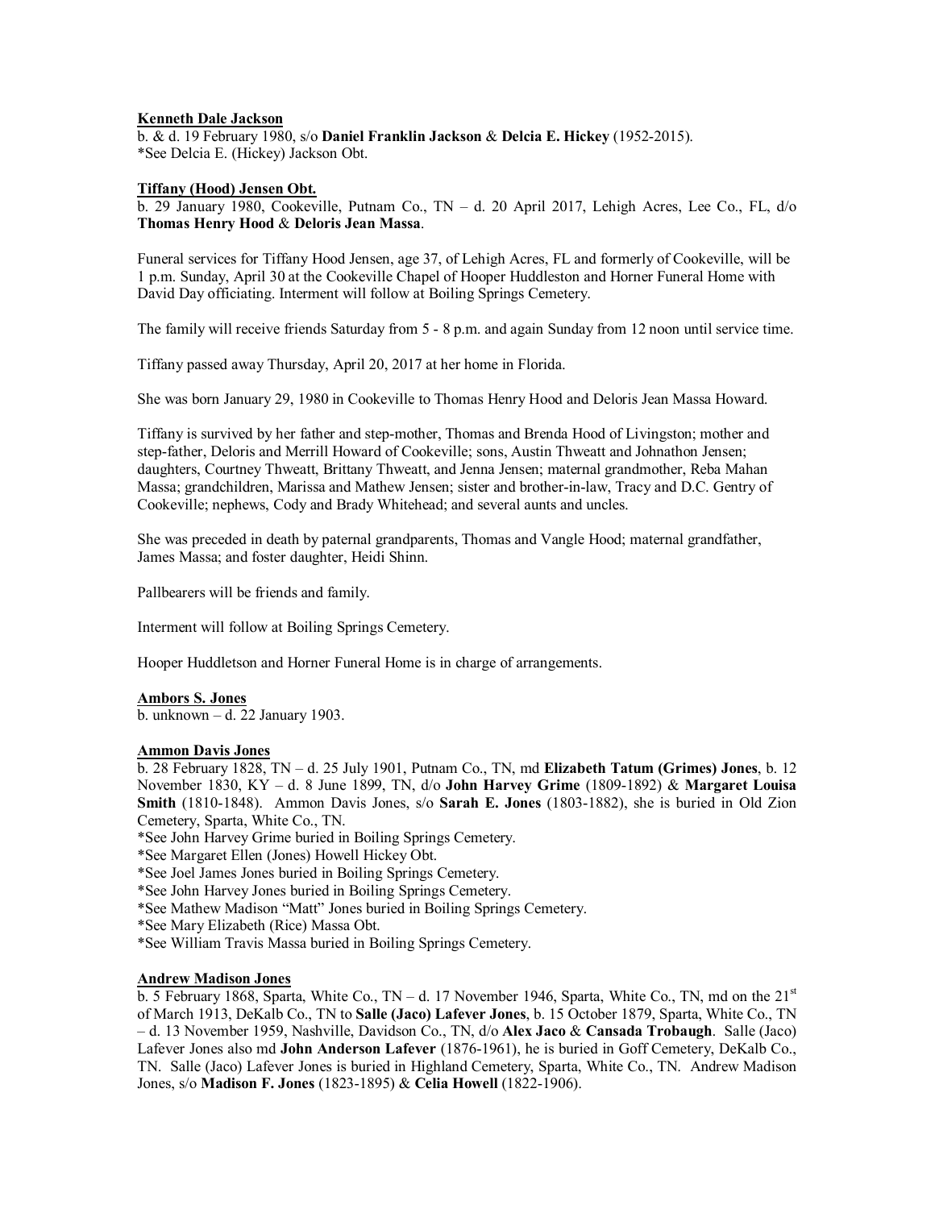**Kenneth Dale Jackson**

b. & d. 19 February 1980, s/o **Daniel Franklin Jackson** & **Delcia E. Hickey** (1952-2015).
*See Delcia E. (Hickey) Jackson Obt.

**Tiffany (Hood) Jensen Obt.**

b. 29 January 1980, Cookeville, Putnam Co., TN – d. 20 April 2017, Lehigh Acres, Lee Co., FL, d/o **Thomas Henry Hood** & **Deloris Jean Massa**.

Funeral services for Tiffany Hood Jensen, age 37, of Lehigh Acres, FL and formerly of Cookeville, will be 1 p.m. Sunday, April 30 at the Cookeville Chapel of Hooper Huddleston and Horner Funeral Home with David Day officiating. Interment will follow at Boiling Springs Cemetery.

The family will receive friends Saturday from 5 - 8 p.m. and again Sunday from 12 noon until service time.

Tiffany passed away Thursday, April 20, 2017 at her home in Florida.

She was born January 29, 1980 in Cookeville to Thomas Henry Hood and Deloris Jean Massa Howard.

Tiffany is survived by her father and step-mother, Thomas and Brenda Hood of Livingston; mother and step-father, Deloris and Merrill Howard of Cookeville; sons, Austin Thweatt and Johnathon Jensen; daughters, Courtney Thweatt, Brittany Thweatt, and Jenna Jensen; maternal grandmother, Reba Mahan Massa; grandchildren, Marissa and Mathew Jensen; sister and brother-in-law, Tracy and D.C. Gentry of Cookeville; nephews, Cody and Brady Whitehead; and several aunts and uncles.

She was preceded in death by paternal grandparents, Thomas and Vangle Hood; maternal grandfather, James Massa; and foster daughter, Heidi Shinn.

Pallbearers will be friends and family.

Interment will follow at Boiling Springs Cemetery.

Hooper Huddletson and Horner Funeral Home is in charge of arrangements.

**Ambors S. Jones**

b. unknown – d. 22 January 1903.

**Ammon Davis Jones**

b. 28 February 1828, TN – d. 25 July 1901, Putnam Co., TN, md **Elizabeth Tatum (Grimes) Jones**, b. 12 November 1830, KY – d. 8 June 1899, TN, d/o **John Harvey Grime** (1809-1892) & **Margaret Louisa Smith** (1810-1848). Ammon Davis Jones, s/o **Sarah E. Jones** (1803-1882), she is buried in Old Zion Cemetery, Sparta, White Co., TN.
*See John Harvey Grime buried in Boiling Springs Cemetery.
*See Margaret Ellen (Jones) Howell Hickey Obt.
*See Joel James Jones buried in Boiling Springs Cemetery.
*See John Harvey Jones buried in Boiling Springs Cemetery.
*See Mathew Madison "Matt" Jones buried in Boiling Springs Cemetery.
*See Mary Elizabeth (Rice) Massa Obt.
*See William Travis Massa buried in Boiling Springs Cemetery.

**Andrew Madison Jones**

b. 5 February 1868, Sparta, White Co., TN – d. 17 November 1946, Sparta, White Co., TN, md on the 21st of March 1913, DeKalb Co., TN to **Salle (Jaco) Lafever Jones**, b. 15 October 1879, Sparta, White Co., TN – d. 13 November 1959, Nashville, Davidson Co., TN, d/o **Alex Jaco** & **Cansada Trobaugh**. Salle (Jaco) Lafever Jones also md **John Anderson Lafever** (1876-1961), he is buried in Goff Cemetery, DeKalb Co., TN. Salle (Jaco) Lafever Jones is buried in Highland Cemetery, Sparta, White Co., TN. Andrew Madison Jones, s/o **Madison F. Jones** (1823-1895) & **Celia Howell** (1822-1906).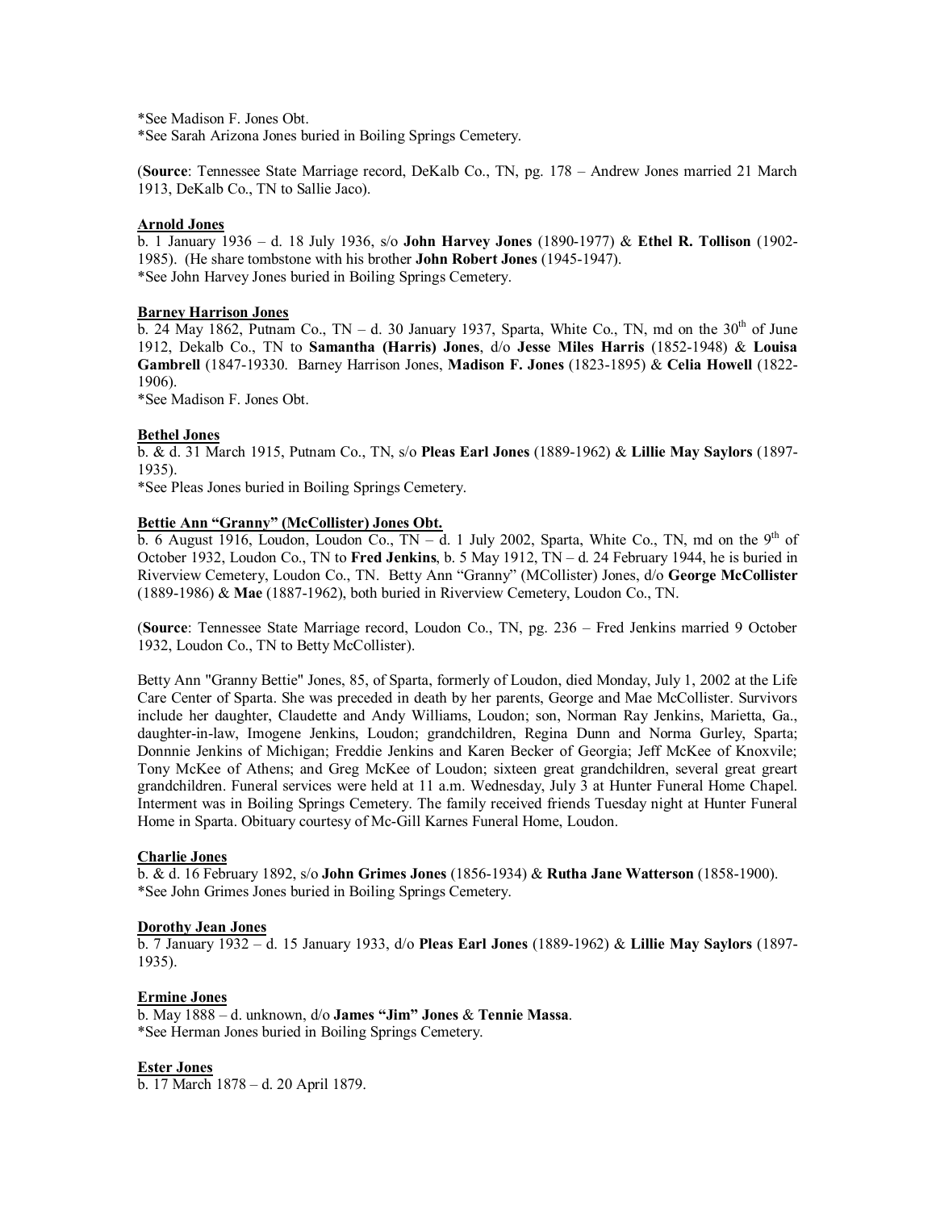*See Madison F. Jones Obt.
*See Sarah Arizona Jones buried in Boiling Springs Cemetery.

(**Source**: Tennessee State Marriage record, DeKalb Co., TN, pg. 178 – Andrew Jones married 21 March 1913, DeKalb Co., TN to Sallie Jaco).

**Arnold Jones**

b. 1 January 1936 – d. 18 July 1936, s/o **John Harvey Jones** (1890-1977) & **Ethel R. Tollison** (1902-1985). (He share tombstone with his brother **John Robert Jones** (1945-1947).
*See John Harvey Jones buried in Boiling Springs Cemetery.

**Barney Harrison Jones**

b. 24 May 1862, Putnam Co., TN – d. 30 January 1937, Sparta, White Co., TN, md on the 30th of June 1912, Dekalb Co., TN to **Samantha (Harris) Jones**, d/o **Jesse Miles Harris** (1852-1948) & **Louisa Gambrell** (1847-19330. Barney Harrison Jones, **Madison F. Jones** (1823-1895) & **Celia Howell** (1822-1906).
*See Madison F. Jones Obt.

**Bethel Jones**

b. & d. 31 March 1915, Putnam Co., TN, s/o **Pleas Earl Jones** (1889-1962) & **Lillie May Saylors** (1897-1935).
*See Pleas Jones buried in Boiling Springs Cemetery.

**Bettie Ann "Granny" (McCollister) Jones Obt.**

b. 6 August 1916, Loudon, Loudon Co., TN – d. 1 July 2002, Sparta, White Co., TN, md on the 9th of October 1932, Loudon Co., TN to **Fred Jenkins**, b. 5 May 1912, TN – d. 24 February 1944, he is buried in Riverview Cemetery, Loudon Co., TN. Betty Ann "Granny" (MCollister) Jones, d/o **George McCollister** (1889-1986) & **Mae** (1887-1962), both buried in Riverview Cemetery, Loudon Co., TN.

(**Source**: Tennessee State Marriage record, Loudon Co., TN, pg. 236 – Fred Jenkins married 9 October 1932, Loudon Co., TN to Betty McCollister).

Betty Ann "Granny Bettie" Jones, 85, of Sparta, formerly of Loudon, died Monday, July 1, 2002 at the Life Care Center of Sparta. She was preceded in death by her parents, George and Mae McCollister. Survivors include her daughter, Claudette and Andy Williams, Loudon; son, Norman Ray Jenkins, Marietta, Ga., daughter-in-law, Imogene Jenkins, Loudon; grandchildren, Regina Dunn and Norma Gurley, Sparta; Donnnie Jenkins of Michigan; Freddie Jenkins and Karen Becker of Georgia; Jeff McKee of Knoxvile; Tony McKee of Athens; and Greg McKee of Loudon; sixteen great grandchildren, several great greart grandchildren. Funeral services were held at 11 a.m. Wednesday, July 3 at Hunter Funeral Home Chapel. Interment was in Boiling Springs Cemetery. The family received friends Tuesday night at Hunter Funeral Home in Sparta. Obituary courtesy of Mc-Gill Karnes Funeral Home, Loudon.

**Charlie Jones**

b. & d. 16 February 1892, s/o **John Grimes Jones** (1856-1934) & **Rutha Jane Watterson** (1858-1900).
*See John Grimes Jones buried in Boiling Springs Cemetery.

**Dorothy Jean Jones**

b. 7 January 1932 – d. 15 January 1933, d/o **Pleas Earl Jones** (1889-1962) & **Lillie May Saylors** (1897-1935).

**Ermine Jones**

b. May 1888 – d. unknown, d/o **James "Jim" Jones** & **Tennie Massa**.
*See Herman Jones buried in Boiling Springs Cemetery.

**Ester Jones**

b. 17 March 1878 – d. 20 April 1879.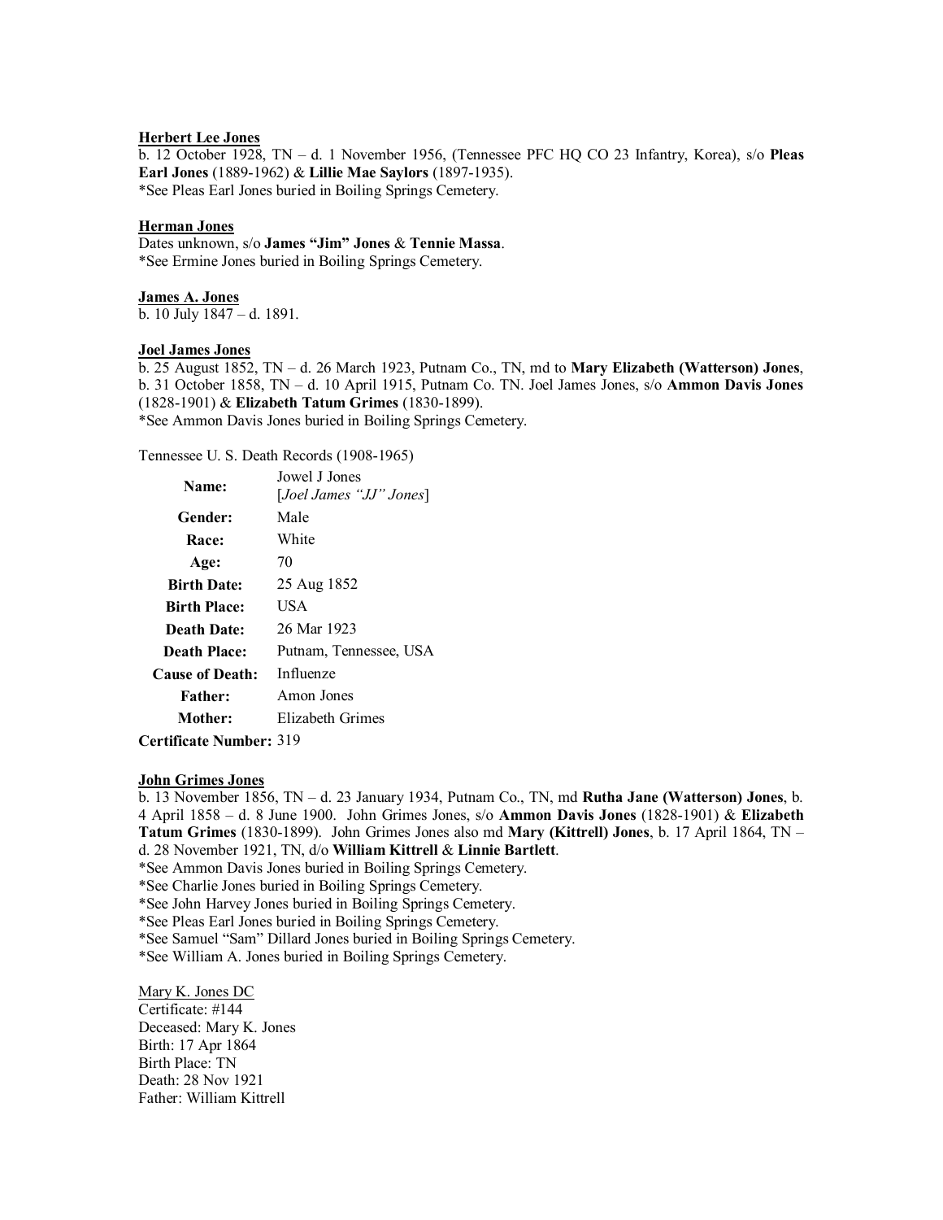<u>**Herbert Lee Jones**</u>
b. 12 October 1928, TN – d. 1 November 1956, (Tennessee PFC HQ CO 23 Infantry, Korea), s/o **Pleas Earl Jones** (1889-1962) & **Lillie Mae Saylors** (1897-1935).
*See Pleas Earl Jones buried in Boiling Springs Cemetery.

<u>**Herman Jones**</u>
Dates unknown, s/o **James "Jim" Jones** & **Tennie Massa**.
*See Ermine Jones buried in Boiling Springs Cemetery.

<u>**James A. Jones**</u>
b. 10 July 1847 – d. 1891.

<u>**Joel James Jones**</u>
b. 25 August 1852, TN – d. 26 March 1923, Putnam Co., TN, md to **Mary Elizabeth (Watterson) Jones**, b. 31 October 1858, TN – d. 10 April 1915, Putnam Co. TN. Joel James Jones, s/o **Ammon Davis Jones** (1828-1901) & **Elizabeth Tatum Grimes** (1830-1899).
*See Ammon Davis Jones buried in Boiling Springs Cemetery.

Tennessee U. S. Death Records (1908-1965)

| | |
|---|---|
| **Name:** | Jowel J Jones [*Joel James "JJ" Jones*] |
| **Gender:** | Male |
| **Race:** | White |
| **Age:** | 70 |
| **Birth Date:** | 25 Aug 1852 |
| **Birth Place:** | USA |
| **Death Date:** | 26 Mar 1923 |
| **Death Place:** | Putnam, Tennessee, USA |
| **Cause of Death:** | Influenze |
| **Father:** | Amon Jones |
| **Mother:** | Elizabeth Grimes |
| **Certificate Number:** | 319 |

<u>**John Grimes Jones**</u>
b. 13 November 1856, TN – d. 23 January 1934, Putnam Co., TN, md **Rutha Jane (Watterson) Jones**, b. 4 April 1858 – d. 8 June 1900. John Grimes Jones, s/o **Ammon Davis Jones** (1828-1901) & **Elizabeth Tatum Grimes** (1830-1899). John Grimes Jones also md **Mary (Kittrell) Jones**, b. 17 April 1864, TN – d. 28 November 1921, TN, d/o **William Kittrell** & **Linnie Bartlett**.
*See Ammon Davis Jones buried in Boiling Springs Cemetery.
*See Charlie Jones buried in Boiling Springs Cemetery.
*See John Harvey Jones buried in Boiling Springs Cemetery.
*See Pleas Earl Jones buried in Boiling Springs Cemetery.
*See Samuel "Sam" Dillard Jones buried in Boiling Springs Cemetery.
*See William A. Jones buried in Boiling Springs Cemetery.

<u>Mary K. Jones DC</u>
Certificate: #144
Deceased: Mary K. Jones
Birth: 17 Apr 1864
Birth Place: TN
Death: 28 Nov 1921
Father: William Kittrell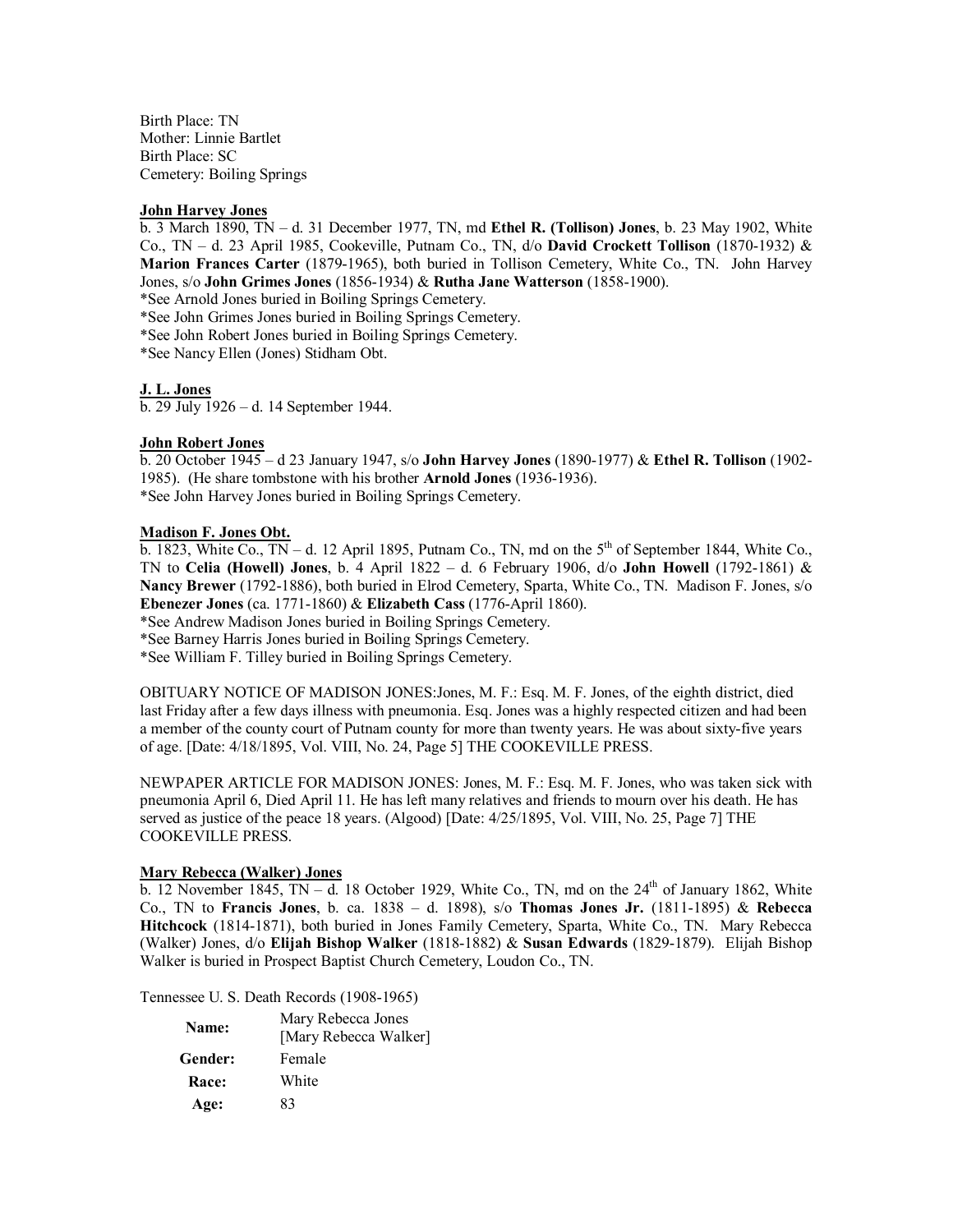Birth Place: TN
Mother: Linnie Bartlet
Birth Place: SC
Cemetery: Boiling Springs

**John Harvey Jones**

b. 3 March 1890, TN – d. 31 December 1977, TN, md **Ethel R. (Tollison) Jones**, b. 23 May 1902, White Co., TN – d. 23 April 1985, Cookeville, Putnam Co., TN, d/o **David Crockett Tollison** (1870-1932) & **Marion Frances Carter** (1879-1965), both buried in Tollison Cemetery, White Co., TN. John Harvey Jones, s/o **John Grimes Jones** (1856-1934) & **Rutha Jane Watterson** (1858-1900).
*See Arnold Jones buried in Boiling Springs Cemetery.
*See John Grimes Jones buried in Boiling Springs Cemetery.
*See John Robert Jones buried in Boiling Springs Cemetery.
*See Nancy Ellen (Jones) Stidham Obt.

**J. L. Jones**

b. 29 July 1926 – d. 14 September 1944.

**John Robert Jones**

b. 20 October 1945 – d 23 January 1947, s/o **John Harvey Jones** (1890-1977) & **Ethel R. Tollison** (1902-1985). (He share tombstone with his brother **Arnold Jones** (1936-1936).
*See John Harvey Jones buried in Boiling Springs Cemetery.

**Madison F. Jones Obt.**

b. 1823, White Co., TN – d. 12 April 1895, Putnam Co., TN, md on the 5th of September 1844, White Co., TN to **Celia (Howell) Jones**, b. 4 April 1822 – d. 6 February 1906, d/o **John Howell** (1792-1861) & **Nancy Brewer** (1792-1886), both buried in Elrod Cemetery, Sparta, White Co., TN. Madison F. Jones, s/o **Ebenezer Jones** (ca. 1771-1860) & **Elizabeth Cass** (1776-April 1860).
*See Andrew Madison Jones buried in Boiling Springs Cemetery.
*See Barney Harris Jones buried in Boiling Springs Cemetery.
*See William F. Tilley buried in Boiling Springs Cemetery.

OBITUARY NOTICE OF MADISON JONES:Jones, M. F.: Esq. M. F. Jones, of the eighth district, died last Friday after a few days illness with pneumonia. Esq. Jones was a highly respected citizen and had been a member of the county court of Putnam county for more than twenty years. He was about sixty-five years of age. [Date: 4/18/1895, Vol. VIII, No. 24, Page 5] THE COOKEVILLE PRESS.

NEWPAPER ARTICLE FOR MADISON JONES: Jones, M. F.: Esq. M. F. Jones, who was taken sick with pneumonia April 6, Died April 11. He has left many relatives and friends to mourn over his death. He has served as justice of the peace 18 years. (Algood) [Date: 4/25/1895, Vol. VIII, No. 25, Page 7] THE COOKEVILLE PRESS.

**Mary Rebecca (Walker) Jones**

b. 12 November 1845, TN – d. 18 October 1929, White Co., TN, md on the 24th of January 1862, White Co., TN to **Francis Jones**, b. ca. 1838 – d. 1898), s/o **Thomas Jones Jr.** (1811-1895) & **Rebecca Hitchcock** (1814-1871), both buried in Jones Family Cemetery, Sparta, White Co., TN. Mary Rebecca (Walker) Jones, d/o **Elijah Bishop Walker** (1818-1882) & **Susan Edwards** (1829-1879). Elijah Bishop Walker is buried in Prospect Baptist Church Cemetery, Loudon Co., TN.

Tennessee U. S. Death Records (1908-1965)

| | |
|---|---|
| **Name:** | Mary Rebecca Jones [Mary Rebecca Walker] |
| **Gender:** | Female |
| **Race:** | White |
| **Age:** | 83 |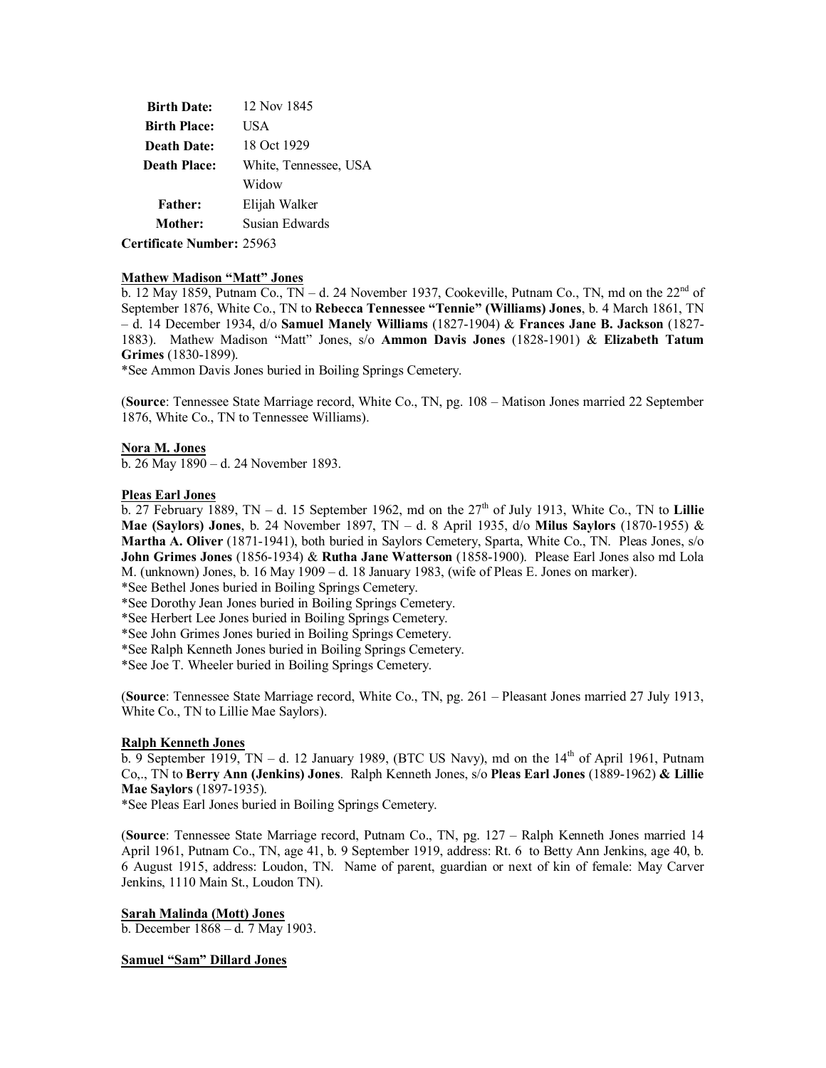| | |
|---|---|
| **Birth Date:** | 12 Nov 1845 |
| **Birth Place:** | USA |
| **Death Date:** | 18 Oct 1929 |
| **Death Place:** | White, Tennessee, USA |
| | Widow |
| **Father:** | Elijah Walker |
| **Mother:** | Susian Edwards |

**Certificate Number:** 25963

**Mathew Madison "Matt" Jones**

b. 12 May 1859, Putnam Co., TN – d. 24 November 1937, Cookeville, Putnam Co., TN, md on the 22nd of September 1876, White Co., TN to **Rebecca Tennessee "Tennie" (Williams) Jones**, b. 4 March 1861, TN – d. 14 December 1934, d/o **Samuel Manely Williams** (1827-1904) & **Frances Jane B. Jackson** (1827-1883). Mathew Madison "Matt" Jones, s/o **Ammon Davis Jones** (1828-1901) & **Elizabeth Tatum Grimes** (1830-1899).

*See Ammon Davis Jones buried in Boiling Springs Cemetery.

(**Source**: Tennessee State Marriage record, White Co., TN, pg. 108 – Matison Jones married 22 September 1876, White Co., TN to Tennessee Williams).

**Nora M. Jones**

b. 26 May 1890 – d. 24 November 1893.

**Pleas Earl Jones**

b. 27 February 1889, TN – d. 15 September 1962, md on the 27th of July 1913, White Co., TN to **Lillie Mae (Saylors) Jones**, b. 24 November 1897, TN – d. 8 April 1935, d/o **Milus Saylors** (1870-1955) & **Martha A. Oliver** (1871-1941), both buried in Saylors Cemetery, Sparta, White Co., TN. Pleas Jones, s/o **John Grimes Jones** (1856-1934) & **Rutha Jane Watterson** (1858-1900). Please Earl Jones also md Lola M. (unknown) Jones, b. 16 May 1909 – d. 18 January 1983, (wife of Pleas E. Jones on marker).

*See Bethel Jones buried in Boiling Springs Cemetery.
*See Dorothy Jean Jones buried in Boiling Springs Cemetery.
*See Herbert Lee Jones buried in Boiling Springs Cemetery.
*See John Grimes Jones buried in Boiling Springs Cemetery.
*See Ralph Kenneth Jones buried in Boiling Springs Cemetery.
*See Joe T. Wheeler buried in Boiling Springs Cemetery.

(**Source**: Tennessee State Marriage record, White Co., TN, pg. 261 – Pleasant Jones married 27 July 1913, White Co., TN to Lillie Mae Saylors).

**Ralph Kenneth Jones**

b. 9 September 1919, TN – d. 12 January 1989, (BTC US Navy), md on the 14th of April 1961, Putnam Co,., TN to **Berry Ann (Jenkins) Jones**. Ralph Kenneth Jones, s/o **Pleas Earl Jones** (1889-1962) **& Lillie Mae Saylors** (1897-1935).

*See Pleas Earl Jones buried in Boiling Springs Cemetery.

(**Source**: Tennessee State Marriage record, Putnam Co., TN, pg. 127 – Ralph Kenneth Jones married 14 April 1961, Putnam Co., TN, age 41, b. 9 September 1919, address: Rt. 6 to Betty Ann Jenkins, age 40, b. 6 August 1915, address: Loudon, TN. Name of parent, guardian or next of kin of female: May Carver Jenkins, 1110 Main St., Loudon TN).

**Sarah Malinda (Mott) Jones**

b. December 1868 – d. 7 May 1903.

**Samuel "Sam" Dillard Jones**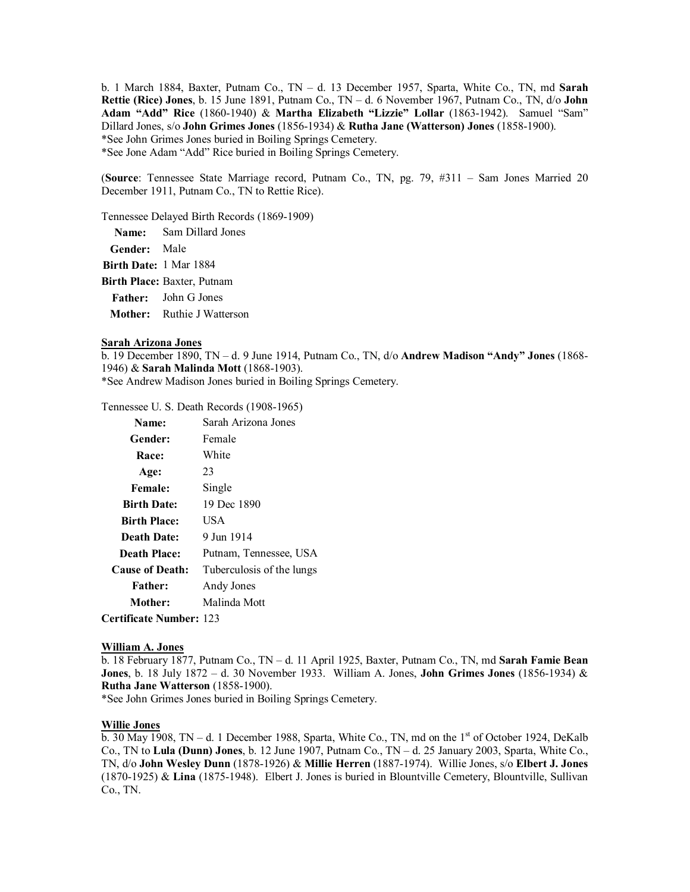b. 1 March 1884, Baxter, Putnam Co., TN – d. 13 December 1957, Sparta, White Co., TN, md **Sarah Rettie (Rice) Jones**, b. 15 June 1891, Putnam Co., TN – d. 6 November 1967, Putnam Co., TN, d/o **John Adam "Add" Rice** (1860-1940) & **Martha Elizabeth "Lizzie" Lollar** (1863-1942). Samuel "Sam" Dillard Jones, s/o **John Grimes Jones** (1856-1934) & **Rutha Jane (Watterson) Jones** (1858-1900).
*See John Grimes Jones buried in Boiling Springs Cemetery.
*See Jone Adam "Add" Rice buried in Boiling Springs Cemetery.

(**Source**: Tennessee State Marriage record, Putnam Co., TN, pg. 79, #311 – Sam Jones Married 20 December 1911, Putnam Co., TN to Rettie Rice).

Tennessee Delayed Birth Records (1869-1909)

| | |
|---|---|
| **Name:** | Sam Dillard Jones |
| **Gender:** | Male |
| **Birth Date:** | 1 Mar 1884 |
| **Birth Place:** | Baxter, Putnam |
| **Father:** | John G Jones |
| **Mother:** | Ruthie J Watterson |

**Sarah Arizona Jones**
b. 19 December 1890, TN – d. 9 June 1914, Putnam Co., TN, d/o **Andrew Madison "Andy" Jones** (1868-1946) & **Sarah Malinda Mott** (1868-1903).
*See Andrew Madison Jones buried in Boiling Springs Cemetery.

Tennessee U. S. Death Records (1908-1965)

| | |
|---|---|
| **Name:** | Sarah Arizona Jones |
| **Gender:** | Female |
| **Race:** | White |
| **Age:** | 23 |
| **Female:** | Single |
| **Birth Date:** | 19 Dec 1890 |
| **Birth Place:** | USA |
| **Death Date:** | 9 Jun 1914 |
| **Death Place:** | Putnam, Tennessee, USA |
| **Cause of Death:** | Tuberculosis of the lungs |
| **Father:** | Andy Jones |
| **Mother:** | Malinda Mott |
| **Certificate Number:** | 123 |

**William A. Jones**
b. 18 February 1877, Putnam Co., TN – d. 11 April 1925, Baxter, Putnam Co., TN, md **Sarah Famie Bean Jones**, b. 18 July 1872 – d. 30 November 1933. William A. Jones, **John Grimes Jones** (1856-1934) & **Rutha Jane Watterson** (1858-1900).
*See John Grimes Jones buried in Boiling Springs Cemetery.

**Willie Jones**
b. 30 May 1908, TN – d. 1 December 1988, Sparta, White Co., TN, md on the 1st of October 1924, DeKalb Co., TN to **Lula (Dunn) Jones**, b. 12 June 1907, Putnam Co., TN – d. 25 January 2003, Sparta, White Co., TN, d/o **John Wesley Dunn** (1878-1926) & **Millie Herren** (1887-1974). Willie Jones, s/o **Elbert J. Jones** (1870-1925) & **Lina** (1875-1948). Elbert J. Jones is buried in Blountville Cemetery, Blountville, Sullivan Co., TN.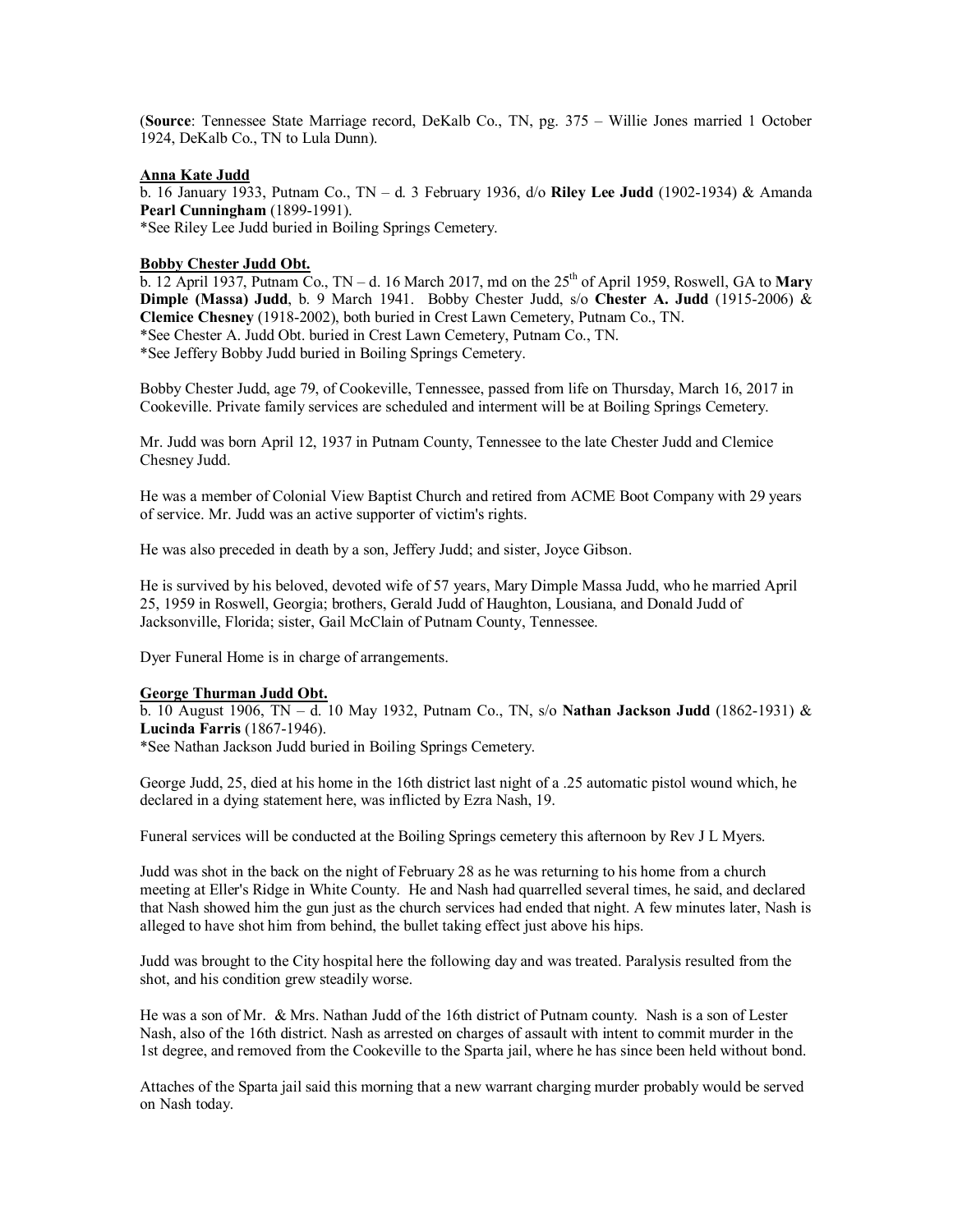(**Source**: Tennessee State Marriage record, DeKalb Co., TN, pg. 375 – Willie Jones married 1 October 1924, DeKalb Co., TN to Lula Dunn).

**Anna Kate Judd**

b. 16 January 1933, Putnam Co., TN – d. 3 February 1936, d/o **Riley Lee Judd** (1902-1934) & Amanda **Pearl Cunningham** (1899-1991).
*See Riley Lee Judd buried in Boiling Springs Cemetery.

**Bobby Chester Judd Obt.**

b. 12 April 1937, Putnam Co., TN – d. 16 March 2017, md on the 25th of April 1959, Roswell, GA to **Mary Dimple (Massa) Judd**, b. 9 March 1941. Bobby Chester Judd, s/o **Chester A. Judd** (1915-2006) & **Clemice Chesney** (1918-2002), both buried in Crest Lawn Cemetery, Putnam Co., TN.
*See Chester A. Judd Obt. buried in Crest Lawn Cemetery, Putnam Co., TN.
*See Jeffery Bobby Judd buried in Boiling Springs Cemetery.

Bobby Chester Judd, age 79, of Cookeville, Tennessee, passed from life on Thursday, March 16, 2017 in Cookeville. Private family services are scheduled and interment will be at Boiling Springs Cemetery.

Mr. Judd was born April 12, 1937 in Putnam County, Tennessee to the late Chester Judd and Clemice Chesney Judd.

He was a member of Colonial View Baptist Church and retired from ACME Boot Company with 29 years of service. Mr. Judd was an active supporter of victim's rights.

He was also preceded in death by a son, Jeffery Judd; and sister, Joyce Gibson.

He is survived by his beloved, devoted wife of 57 years, Mary Dimple Massa Judd, who he married April 25, 1959 in Roswell, Georgia; brothers, Gerald Judd of Haughton, Lousiana, and Donald Judd of Jacksonville, Florida; sister, Gail McClain of Putnam County, Tennessee.

Dyer Funeral Home is in charge of arrangements.

**George Thurman Judd Obt.**

b. 10 August 1906, TN – d. 10 May 1932, Putnam Co., TN, s/o **Nathan Jackson Judd** (1862-1931) & **Lucinda Farris** (1867-1946).
*See Nathan Jackson Judd buried in Boiling Springs Cemetery.

George Judd, 25, died at his home in the 16th district last night of a .25 automatic pistol wound which, he declared in a dying statement here, was inflicted by Ezra Nash, 19.

Funeral services will be conducted at the Boiling Springs cemetery this afternoon by Rev J L Myers.

Judd was shot in the back on the night of February 28 as he was returning to his home from a church meeting at Eller's Ridge in White County. He and Nash had quarrelled several times, he said, and declared that Nash showed him the gun just as the church services had ended that night. A few minutes later, Nash is alleged to have shot him from behind, the bullet taking effect just above his hips.

Judd was brought to the City hospital here the following day and was treated. Paralysis resulted from the shot, and his condition grew steadily worse.

He was a son of Mr. & Mrs. Nathan Judd of the 16th district of Putnam county. Nash is a son of Lester Nash, also of the 16th district. Nash as arrested on charges of assault with intent to commit murder in the 1st degree, and removed from the Cookeville to the Sparta jail, where he has since been held without bond.

Attaches of the Sparta jail said this morning that a new warrant charging murder probably would be served on Nash today.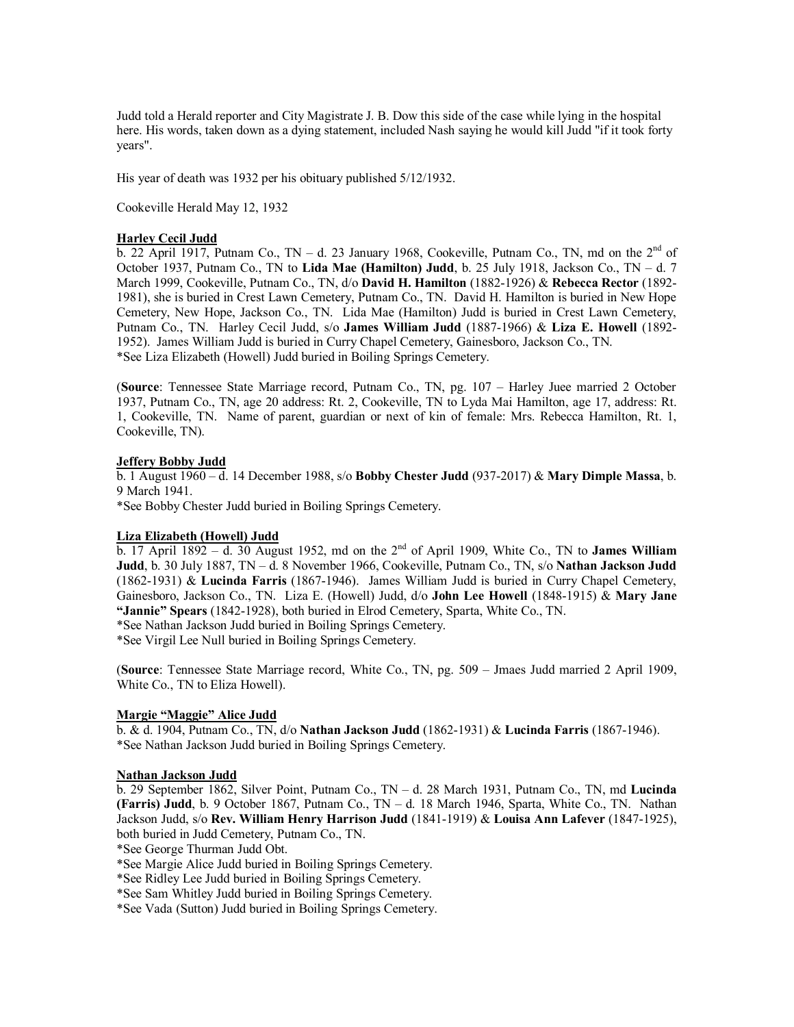Judd told a Herald reporter and City Magistrate J. B. Dow this side of the case while lying in the hospital here. His words, taken down as a dying statement, included Nash saying he would kill Judd "if it took forty years".

His year of death was 1932 per his obituary published 5/12/1932.

Cookeville Herald May 12, 1932

**Harley Cecil Judd**

b. 22 April 1917, Putnam Co., TN – d. 23 January 1968, Cookeville, Putnam Co., TN, md on the 2nd of October 1937, Putnam Co., TN to **Lida Mae (Hamilton) Judd**, b. 25 July 1918, Jackson Co., TN – d. 7 March 1999, Cookeville, Putnam Co., TN, d/o **David H. Hamilton** (1882-1926) & **Rebecca Rector** (1892-1981), she is buried in Crest Lawn Cemetery, Putnam Co., TN. David H. Hamilton is buried in New Hope Cemetery, New Hope, Jackson Co., TN. Lida Mae (Hamilton) Judd is buried in Crest Lawn Cemetery, Putnam Co., TN. Harley Cecil Judd, s/o **James William Judd** (1887-1966) & **Liza E. Howell** (1892-1952). James William Judd is buried in Curry Chapel Cemetery, Gainesboro, Jackson Co., TN.
*See Liza Elizabeth (Howell) Judd buried in Boiling Springs Cemetery.

(**Source**: Tennessee State Marriage record, Putnam Co., TN, pg. 107 – Harley Juee married 2 October 1937, Putnam Co., TN, age 20 address: Rt. 2, Cookeville, TN to Lyda Mai Hamilton, age 17, address: Rt. 1, Cookeville, TN. Name of parent, guardian or next of kin of female: Mrs. Rebecca Hamilton, Rt. 1, Cookeville, TN).

**Jeffery Bobby Judd**

b. 1 August 1960 – d. 14 December 1988, s/o **Bobby Chester Judd** (937-2017) & **Mary Dimple Massa**, b. 9 March 1941.
*See Bobby Chester Judd buried in Boiling Springs Cemetery.

**Liza Elizabeth (Howell) Judd**

b. 17 April 1892 – d. 30 August 1952, md on the 2nd of April 1909, White Co., TN to **James William Judd**, b. 30 July 1887, TN – d. 8 November 1966, Cookeville, Putnam Co., TN, s/o **Nathan Jackson Judd** (1862-1931) & **Lucinda Farris** (1867-1946). James William Judd is buried in Curry Chapel Cemetery, Gainesboro, Jackson Co., TN. Liza E. (Howell) Judd, d/o **John Lee Howell** (1848-1915) & **Mary Jane "Jannie" Spears** (1842-1928), both buried in Elrod Cemetery, Sparta, White Co., TN.
*See Nathan Jackson Judd buried in Boiling Springs Cemetery.
*See Virgil Lee Null buried in Boiling Springs Cemetery.

(**Source**: Tennessee State Marriage record, White Co., TN, pg. 509 – Jmaes Judd married 2 April 1909, White Co., TN to Eliza Howell).

**Margie "Maggie" Alice Judd**

b. & d. 1904, Putnam Co., TN, d/o **Nathan Jackson Judd** (1862-1931) & **Lucinda Farris** (1867-1946).
*See Nathan Jackson Judd buried in Boiling Springs Cemetery.

**Nathan Jackson Judd**

b. 29 September 1862, Silver Point, Putnam Co., TN – d. 28 March 1931, Putnam Co., TN, md **Lucinda (Farris) Judd**, b. 9 October 1867, Putnam Co., TN – d. 18 March 1946, Sparta, White Co., TN. Nathan Jackson Judd, s/o **Rev. William Henry Harrison Judd** (1841-1919) & **Louisa Ann Lafever** (1847-1925), both buried in Judd Cemetery, Putnam Co., TN.
*See George Thurman Judd Obt.
*See Margie Alice Judd buried in Boiling Springs Cemetery.
*See Ridley Lee Judd buried in Boiling Springs Cemetery.
*See Sam Whitley Judd buried in Boiling Springs Cemetery.
*See Vada (Sutton) Judd buried in Boiling Springs Cemetery.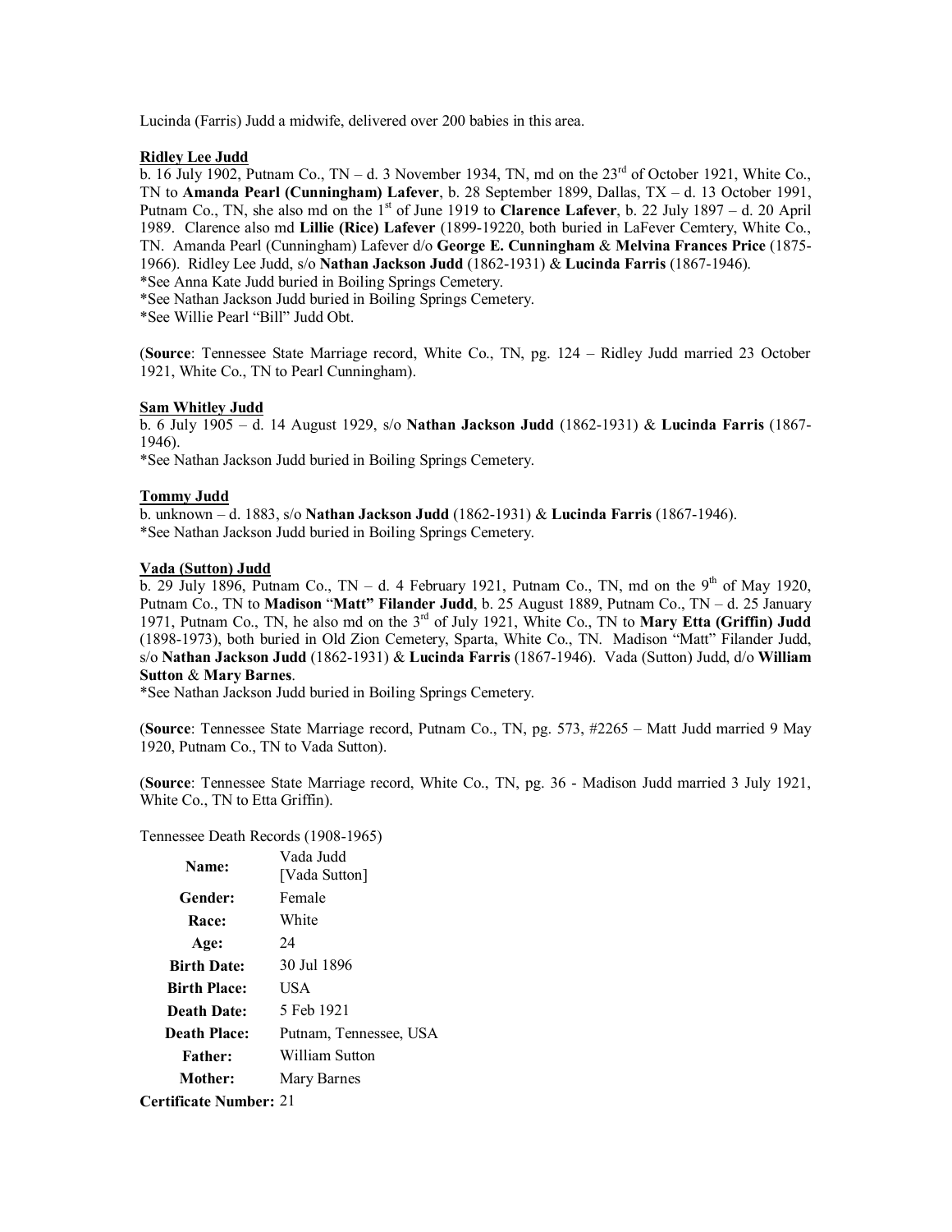Lucinda (Farris) Judd a midwife, delivered over 200 babies in this area.

**Ridley Lee Judd**

b. 16 July 1902, Putnam Co., TN – d. 3 November 1934, TN, md on the 23rd of October 1921, White Co., TN to **Amanda Pearl (Cunningham) Lafever**, b. 28 September 1899, Dallas, TX – d. 13 October 1991, Putnam Co., TN, she also md on the 1st of June 1919 to **Clarence Lafever**, b. 22 July 1897 – d. 20 April 1989. Clarence also md **Lillie (Rice) Lafever** (1899-19220, both buried in LaFever Cemtery, White Co., TN. Amanda Pearl (Cunningham) Lafever d/o **George E. Cunningham** & **Melvina Frances Price** (1875-1966). Ridley Lee Judd, s/o **Nathan Jackson Judd** (1862-1931) & **Lucinda Farris** (1867-1946).

*See Anna Kate Judd buried in Boiling Springs Cemetery.
*See Nathan Jackson Judd buried in Boiling Springs Cemetery.
*See Willie Pearl "Bill" Judd Obt.

(**Source**: Tennessee State Marriage record, White Co., TN, pg. 124 – Ridley Judd married 23 October 1921, White Co., TN to Pearl Cunningham).

**Sam Whitley Judd**

b. 6 July 1905 – d. 14 August 1929, s/o **Nathan Jackson Judd** (1862-1931) & **Lucinda Farris** (1867-1946).

*See Nathan Jackson Judd buried in Boiling Springs Cemetery.

**Tommy Judd**

b. unknown – d. 1883, s/o **Nathan Jackson Judd** (1862-1931) & **Lucinda Farris** (1867-1946).

*See Nathan Jackson Judd buried in Boiling Springs Cemetery.

**Vada (Sutton) Judd**

b. 29 July 1896, Putnam Co., TN – d. 4 February 1921, Putnam Co., TN, md on the 9th of May 1920, Putnam Co., TN to **Madison "Matt" Filander Judd**, b. 25 August 1889, Putnam Co., TN – d. 25 January 1971, Putnam Co., TN, he also md on the 3rd of July 1921, White Co., TN to **Mary Etta (Griffin) Judd** (1898-1973), both buried in Old Zion Cemetery, Sparta, White Co., TN. Madison "Matt" Filander Judd, s/o **Nathan Jackson Judd** (1862-1931) & **Lucinda Farris** (1867-1946). Vada (Sutton) Judd, d/o **William Sutton** & **Mary Barnes**.

*See Nathan Jackson Judd buried in Boiling Springs Cemetery.

(**Source**: Tennessee State Marriage record, Putnam Co., TN, pg. 573, #2265 – Matt Judd married 9 May 1920, Putnam Co., TN to Vada Sutton).

(**Source**: Tennessee State Marriage record, White Co., TN, pg. 36 - Madison Judd married 3 July 1921, White Co., TN to Etta Griffin).

Tennessee Death Records (1908-1965)

| | |
|---|---|
| **Name:** | Vada Judd [Vada Sutton] |
| **Gender:** | Female |
| **Race:** | White |
| **Age:** | 24 |
| **Birth Date:** | 30 Jul 1896 |
| **Birth Place:** | USA |
| **Death Date:** | 5 Feb 1921 |
| **Death Place:** | Putnam, Tennessee, USA |
| **Father:** | William Sutton |
| **Mother:** | Mary Barnes |
| **Certificate Number:** | 21 |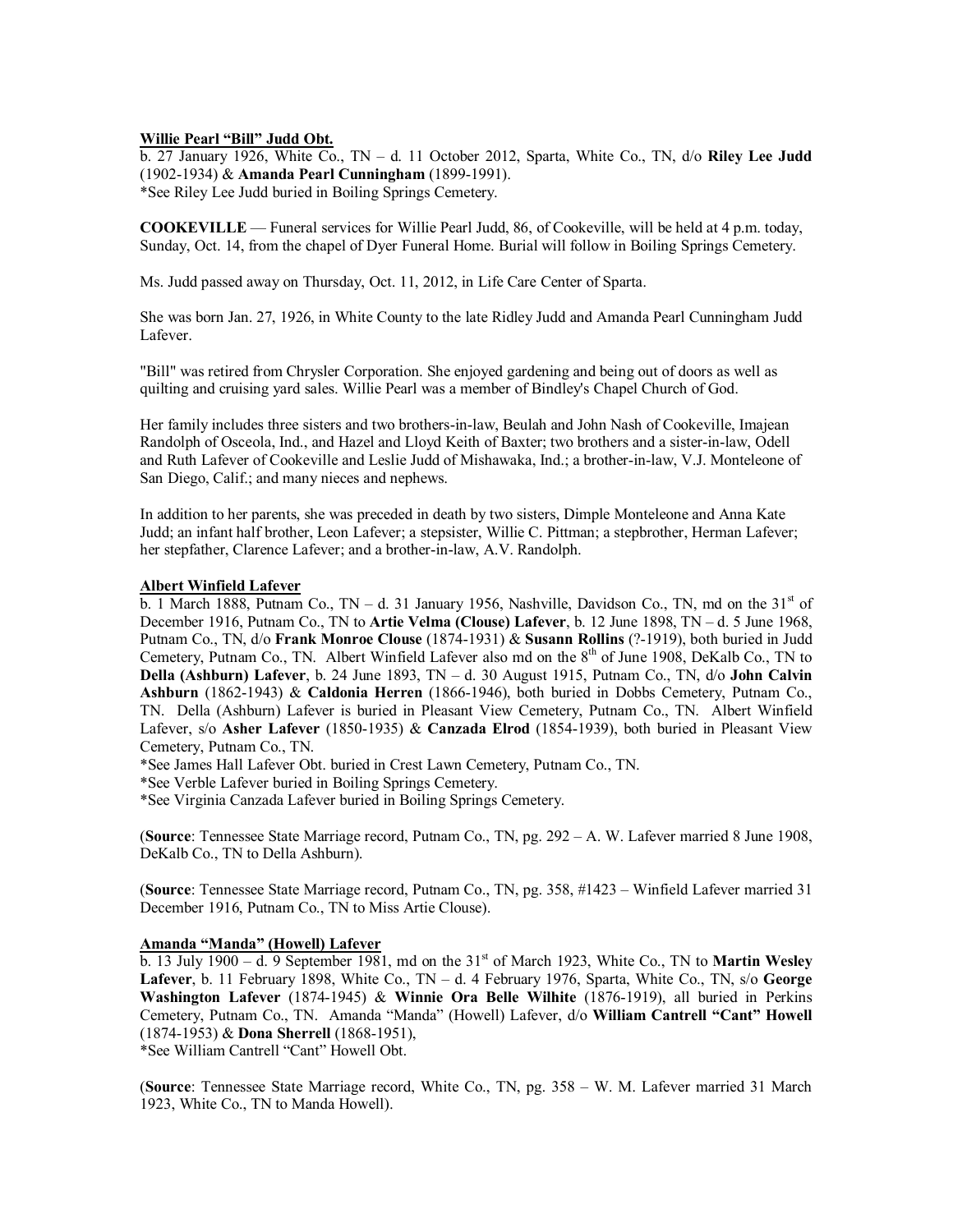**Willie Pearl "Bill" Judd Obt.**

b. 27 January 1926, White Co., TN – d. 11 October 2012, Sparta, White Co., TN, d/o **Riley Lee Judd** (1902-1934) & **Amanda Pearl Cunningham** (1899-1991).
*See Riley Lee Judd buried in Boiling Springs Cemetery.

**COOKEVILLE** — Funeral services for Willie Pearl Judd, 86, of Cookeville, will be held at 4 p.m. today, Sunday, Oct. 14, from the chapel of Dyer Funeral Home. Burial will follow in Boiling Springs Cemetery.

Ms. Judd passed away on Thursday, Oct. 11, 2012, in Life Care Center of Sparta.

She was born Jan. 27, 1926, in White County to the late Ridley Judd and Amanda Pearl Cunningham Judd Lafever.

"Bill" was retired from Chrysler Corporation. She enjoyed gardening and being out of doors as well as quilting and cruising yard sales. Willie Pearl was a member of Bindley's Chapel Church of God.

Her family includes three sisters and two brothers-in-law, Beulah and John Nash of Cookeville, Imajean Randolph of Osceola, Ind., and Hazel and Lloyd Keith of Baxter; two brothers and a sister-in-law, Odell and Ruth Lafever of Cookeville and Leslie Judd of Mishawaka, Ind.; a brother-in-law, V.J. Monteleone of San Diego, Calif.; and many nieces and nephews.

In addition to her parents, she was preceded in death by two sisters, Dimple Monteleone and Anna Kate Judd; an infant half brother, Leon Lafever; a stepsister, Willie C. Pittman; a stepbrother, Herman Lafever; her stepfather, Clarence Lafever; and a brother-in-law, A.V. Randolph.

**Albert Winfield Lafever**

b. 1 March 1888, Putnam Co., TN – d. 31 January 1956, Nashville, Davidson Co., TN, md on the 31st of December 1916, Putnam Co., TN to **Artie Velma (Clouse) Lafever**, b. 12 June 1898, TN – d. 5 June 1968, Putnam Co., TN, d/o **Frank Monroe Clouse** (1874-1931) & **Susann Rollins** (?-1919), both buried in Judd Cemetery, Putnam Co., TN. Albert Winfield Lafever also md on the 8th of June 1908, DeKalb Co., TN to **Della (Ashburn) Lafever**, b. 24 June 1893, TN – d. 30 August 1915, Putnam Co., TN, d/o **John Calvin Ashburn** (1862-1943) & **Caldonia Herren** (1866-1946), both buried in Dobbs Cemetery, Putnam Co., TN. Della (Ashburn) Lafever is buried in Pleasant View Cemetery, Putnam Co., TN. Albert Winfield Lafever, s/o **Asher Lafever** (1850-1935) & **Canzada Elrod** (1854-1939), both buried in Pleasant View Cemetery, Putnam Co., TN.
*See James Hall Lafever Obt. buried in Crest Lawn Cemetery, Putnam Co., TN.
*See Verble Lafever buried in Boiling Springs Cemetery.
*See Virginia Canzada Lafever buried in Boiling Springs Cemetery.

(**Source**: Tennessee State Marriage record, Putnam Co., TN, pg. 292 – A. W. Lafever married 8 June 1908, DeKalb Co., TN to Della Ashburn).

(**Source**: Tennessee State Marriage record, Putnam Co., TN, pg. 358, #1423 – Winfield Lafever married 31 December 1916, Putnam Co., TN to Miss Artie Clouse).

**Amanda "Manda" (Howell) Lafever**

b. 13 July 1900 – d. 9 September 1981, md on the 31st of March 1923, White Co., TN to **Martin Wesley Lafever**, b. 11 February 1898, White Co., TN – d. 4 February 1976, Sparta, White Co., TN, s/o **George Washington Lafever** (1874-1945) & **Winnie Ora Belle Wilhite** (1876-1919), all buried in Perkins Cemetery, Putnam Co., TN. Amanda "Manda" (Howell) Lafever, d/o **William Cantrell "Cant" Howell** (1874-1953) & **Dona Sherrell** (1868-1951),
*See William Cantrell "Cant" Howell Obt.

(**Source**: Tennessee State Marriage record, White Co., TN, pg. 358 – W. M. Lafever married 31 March 1923, White Co., TN to Manda Howell).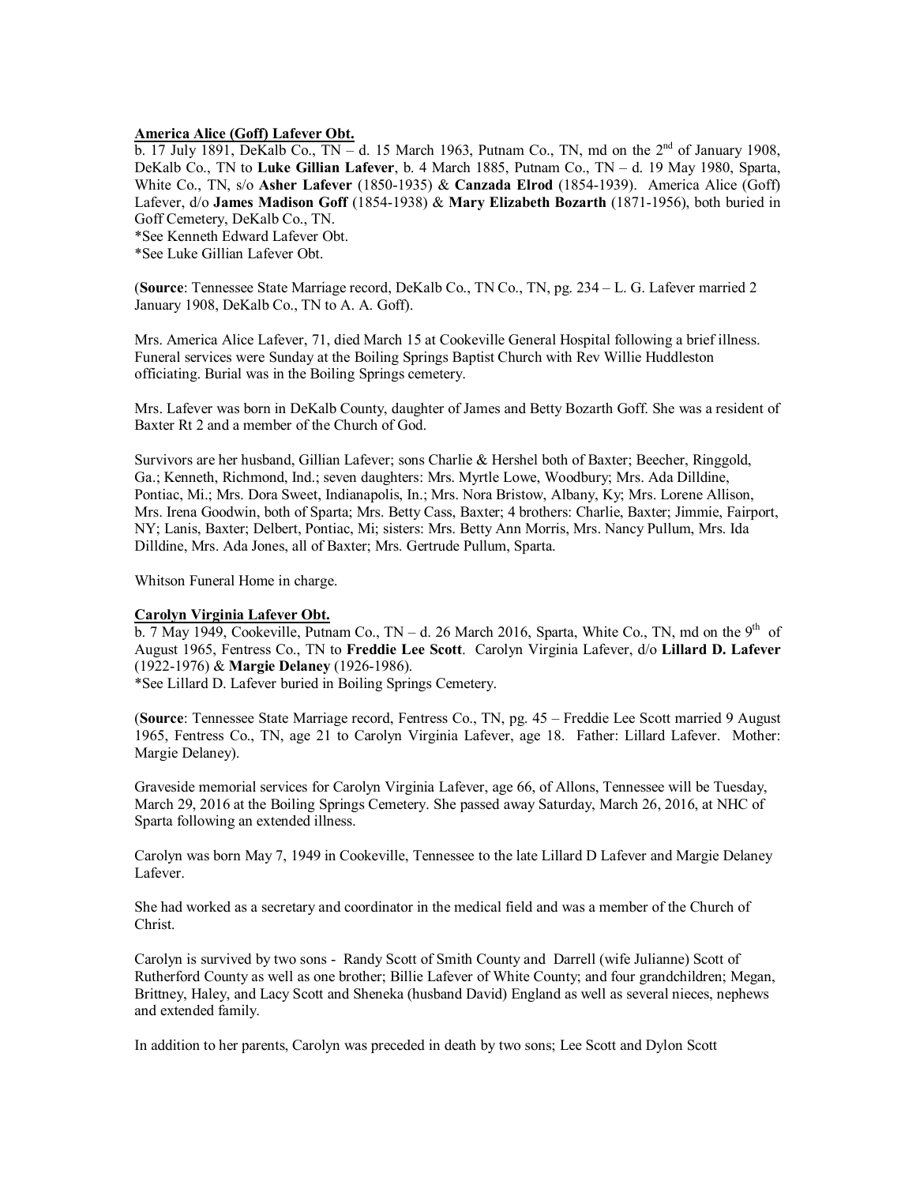**America Alice (Goff) Lafever Obt.**

b. 17 July 1891, DeKalb Co., TN – d. 15 March 1963, Putnam Co., TN, md on the 2nd of January 1908, DeKalb Co., TN to **Luke Gillian Lafever**, b. 4 March 1885, Putnam Co., TN – d. 19 May 1980, Sparta, White Co., TN, s/o **Asher Lafever** (1850-1935) & **Canzada Elrod** (1854-1939). America Alice (Goff) Lafever, d/o **James Madison Goff** (1854-1938) & **Mary Elizabeth Bozarth** (1871-1956), both buried in Goff Cemetery, DeKalb Co., TN.
*See Kenneth Edward Lafever Obt.
*See Luke Gillian Lafever Obt.

(**Source**: Tennessee State Marriage record, DeKalb Co., TN Co., TN, pg. 234 – L. G. Lafever married 2 January 1908, DeKalb Co., TN to A. A. Goff).

Mrs. America Alice Lafever, 71, died March 15 at Cookeville General Hospital following a brief illness. Funeral services were Sunday at the Boiling Springs Baptist Church with Rev Willie Huddleston officiating. Burial was in the Boiling Springs cemetery.

Mrs. Lafever was born in DeKalb County, daughter of James and Betty Bozarth Goff. She was a resident of Baxter Rt 2 and a member of the Church of God.

Survivors are her husband, Gillian Lafever; sons Charlie & Hershel both of Baxter; Beecher, Ringgold, Ga.; Kenneth, Richmond, Ind.; seven daughters: Mrs. Myrtle Lowe, Woodbury; Mrs. Ada Dilldine, Pontiac, Mi.; Mrs. Dora Sweet, Indianapolis, In.; Mrs. Nora Bristow, Albany, Ky; Mrs. Lorene Allison, Mrs. Irena Goodwin, both of Sparta; Mrs. Betty Cass, Baxter; 4 brothers: Charlie, Baxter; Jimmie, Fairport, NY; Lanis, Baxter; Delbert, Pontiac, Mi; sisters: Mrs. Betty Ann Morris, Mrs. Nancy Pullum, Mrs. Ida Dilldine, Mrs. Ada Jones, all of Baxter; Mrs. Gertrude Pullum, Sparta.

Whitson Funeral Home in charge.

**Carolyn Virginia Lafever Obt.**

b. 7 May 1949, Cookeville, Putnam Co., TN – d. 26 March 2016, Sparta, White Co., TN, md on the 9th of August 1965, Fentress Co., TN to **Freddie Lee Scott**. Carolyn Virginia Lafever, d/o **Lillard D. Lafever** (1922-1976) & **Margie Delaney** (1926-1986).
*See Lillard D. Lafever buried in Boiling Springs Cemetery.

(**Source**: Tennessee State Marriage record, Fentress Co., TN, pg. 45 – Freddie Lee Scott married 9 August 1965, Fentress Co., TN, age 21 to Carolyn Virginia Lafever, age 18. Father: Lillard Lafever. Mother: Margie Delaney).

Graveside memorial services for Carolyn Virginia Lafever, age 66, of Allons, Tennessee will be Tuesday, March 29, 2016 at the Boiling Springs Cemetery. She passed away Saturday, March 26, 2016, at NHC of Sparta following an extended illness.

Carolyn was born May 7, 1949 in Cookeville, Tennessee to the late Lillard D Lafever and Margie Delaney Lafever.

She had worked as a secretary and coordinator in the medical field and was a member of the Church of Christ.

Carolyn is survived by two sons - Randy Scott of Smith County and Darrell (wife Julianne) Scott of Rutherford County as well as one brother; Billie Lafever of White County; and four grandchildren; Megan, Brittney, Haley, and Lacy Scott and Sheneka (husband David) England as well as several nieces, nephews and extended family.

In addition to her parents, Carolyn was preceded in death by two sons; Lee Scott and Dylon Scott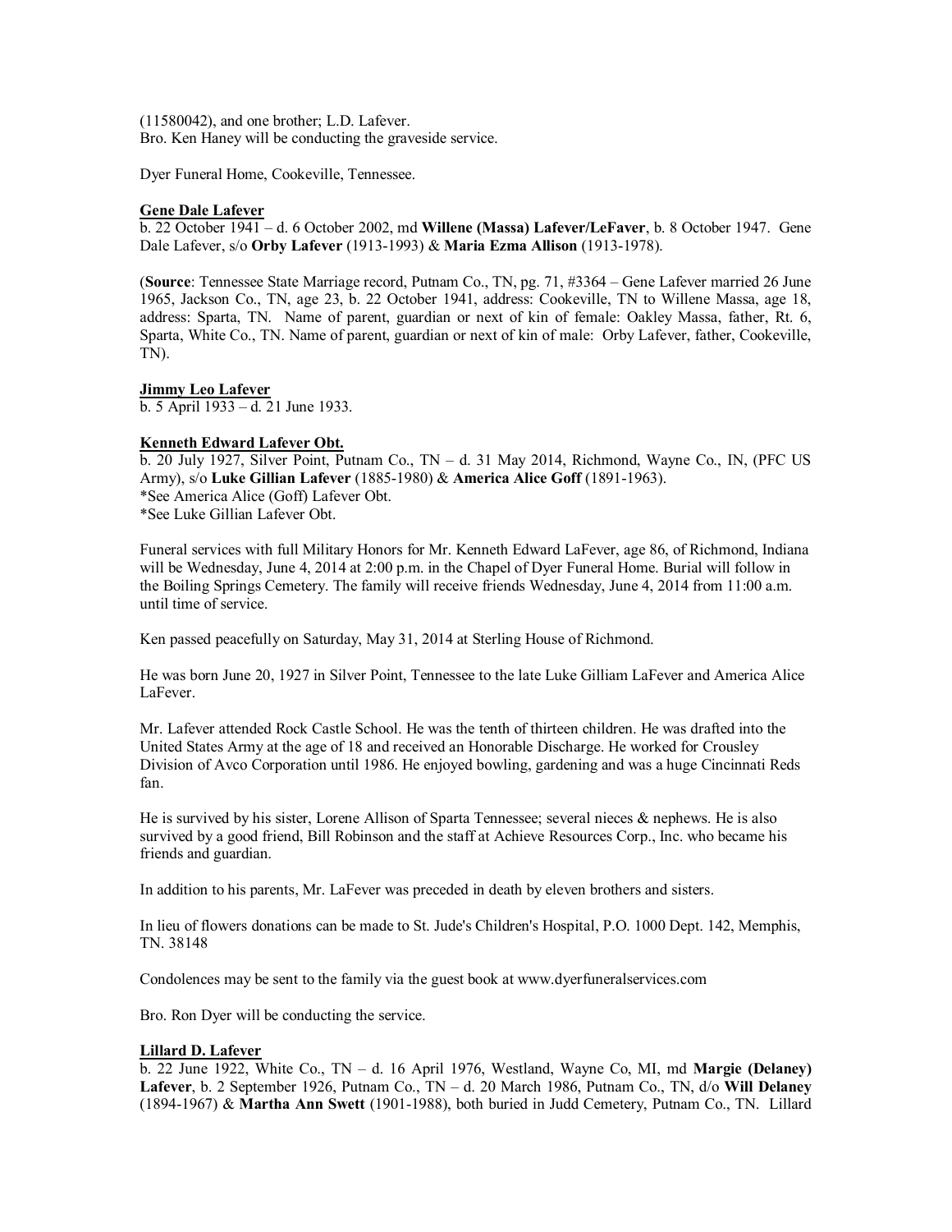(11580042), and one brother; L.D. Lafever.
Bro. Ken Haney will be conducting the graveside service.

Dyer Funeral Home, Cookeville, Tennessee.

**Gene Dale Lafever**
b. 22 October 1941 – d. 6 October 2002, md **Willene (Massa) Lafever/LeFaver**, b. 8 October 1947. Gene Dale Lafever, s/o **Orby Lafever** (1913-1993) & **Maria Ezma Allison** (1913-1978).

(**Source**: Tennessee State Marriage record, Putnam Co., TN, pg. 71, #3364 – Gene Lafever married 26 June 1965, Jackson Co., TN, age 23, b. 22 October 1941, address: Cookeville, TN to Willene Massa, age 18, address: Sparta, TN. Name of parent, guardian or next of kin of female: Oakley Massa, father, Rt. 6, Sparta, White Co., TN. Name of parent, guardian or next of kin of male: Orby Lafever, father, Cookeville, TN).

**Jimmy Leo Lafever**
b. 5 April 1933 – d. 21 June 1933.

**Kenneth Edward Lafever Obt.**
b. 20 July 1927, Silver Point, Putnam Co., TN – d. 31 May 2014, Richmond, Wayne Co., IN, (PFC US Army), s/o **Luke Gillian Lafever** (1885-1980) & **America Alice Goff** (1891-1963).
*See America Alice (Goff) Lafever Obt.
*See Luke Gillian Lafever Obt.

Funeral services with full Military Honors for Mr. Kenneth Edward LaFever, age 86, of Richmond, Indiana will be Wednesday, June 4, 2014 at 2:00 p.m. in the Chapel of Dyer Funeral Home. Burial will follow in the Boiling Springs Cemetery. The family will receive friends Wednesday, June 4, 2014 from 11:00 a.m. until time of service.

Ken passed peacefully on Saturday, May 31, 2014 at Sterling House of Richmond.

He was born June 20, 1927 in Silver Point, Tennessee to the late Luke Gilliam LaFever and America Alice LaFever.

Mr. Lafever attended Rock Castle School. He was the tenth of thirteen children. He was drafted into the United States Army at the age of 18 and received an Honorable Discharge. He worked for Crousley Division of Avco Corporation until 1986. He enjoyed bowling, gardening and was a huge Cincinnati Reds fan.

He is survived by his sister, Lorene Allison of Sparta Tennessee; several nieces & nephews. He is also survived by a good friend, Bill Robinson and the staff at Achieve Resources Corp., Inc. who became his friends and guardian.

In addition to his parents, Mr. LaFever was preceded in death by eleven brothers and sisters.

In lieu of flowers donations can be made to St. Jude's Children's Hospital, P.O. 1000 Dept. 142, Memphis, TN. 38148

Condolences may be sent to the family via the guest book at www.dyerfuneralservices.com

Bro. Ron Dyer will be conducting the service.

**Lillard D. Lafever**
b. 22 June 1922, White Co., TN – d. 16 April 1976, Westland, Wayne Co, MI, md **Margie (Delaney) Lafever**, b. 2 September 1926, Putnam Co., TN – d. 20 March 1986, Putnam Co., TN, d/o **Will Delaney** (1894-1967) & **Martha Ann Swett** (1901-1988), both buried in Judd Cemetery, Putnam Co., TN. Lillard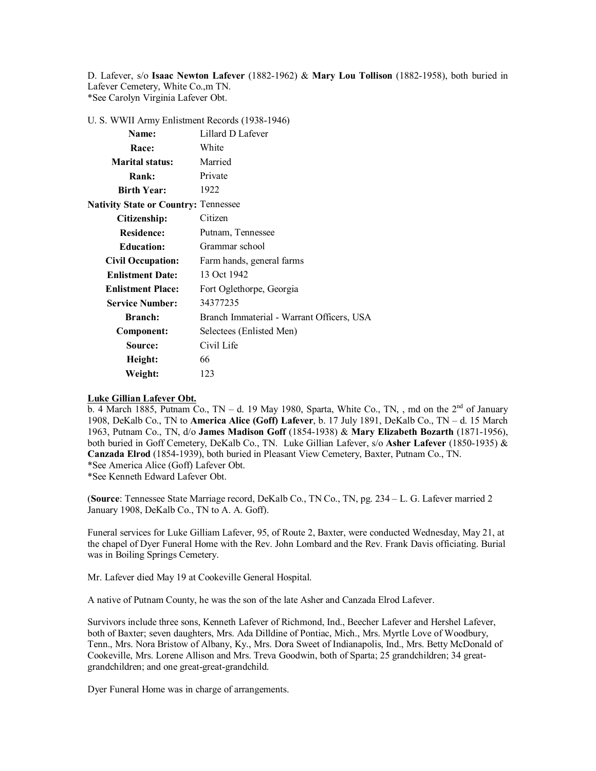D. Lafever, s/o **Isaac Newton Lafever** (1882-1962) & **Mary Lou Tollison** (1882-1958), both buried in Lafever Cemetery, White Co.,m TN.
*See Carolyn Virginia Lafever Obt.

U. S. WWII Army Enlistment Records (1938-1946)

| | |
|---|---|
| **Name:** | Lillard D Lafever |
| **Race:** | White |
| **Marital status:** | Married |
| **Rank:** | Private |
| **Birth Year:** | 1922 |
| **Nativity State or Country:** | Tennessee |
| **Citizenship:** | Citizen |
| **Residence:** | Putnam, Tennessee |
| **Education:** | Grammar school |
| **Civil Occupation:** | Farm hands, general farms |
| **Enlistment Date:** | 13 Oct 1942 |
| **Enlistment Place:** | Fort Oglethorpe, Georgia |
| **Service Number:** | 34377235 |
| **Branch:** | Branch Immaterial - Warrant Officers, USA |
| **Component:** | Selectees (Enlisted Men) |
| **Source:** | Civil Life |
| **Height:** | 66 |
| **Weight:** | 123 |

**Luke Gillian Lafever Obt.**

b. 4 March 1885, Putnam Co., TN – d. 19 May 1980, Sparta, White Co., TN, , md on the 2nd of January 1908, DeKalb Co., TN to **America Alice (Goff) Lafever**, b. 17 July 1891, DeKalb Co., TN – d. 15 March 1963, Putnam Co., TN, d/o **James Madison Goff** (1854-1938) & **Mary Elizabeth Bozarth** (1871-1956), both buried in Goff Cemetery, DeKalb Co., TN. Luke Gillian Lafever, s/o **Asher Lafever** (1850-1935) & **Canzada Elrod** (1854-1939), both buried in Pleasant View Cemetery, Baxter, Putnam Co., TN.
*See America Alice (Goff) Lafever Obt.
*See Kenneth Edward Lafever Obt.

(**Source**: Tennessee State Marriage record, DeKalb Co., TN Co., TN, pg. 234 – L. G. Lafever married 2 January 1908, DeKalb Co., TN to A. A. Goff).

Funeral services for Luke Gilliam Lafever, 95, of Route 2, Baxter, were conducted Wednesday, May 21, at the chapel of Dyer Funeral Home with the Rev. John Lombard and the Rev. Frank Davis officiating. Burial was in Boiling Springs Cemetery.

Mr. Lafever died May 19 at Cookeville General Hospital.

A native of Putnam County, he was the son of the late Asher and Canzada Elrod Lafever.

Survivors include three sons, Kenneth Lafever of Richmond, Ind., Beecher Lafever and Hershel Lafever, both of Baxter; seven daughters, Mrs. Ada Dilldine of Pontiac, Mich., Mrs. Myrtle Love of Woodbury, Tenn., Mrs. Nora Bristow of Albany, Ky., Mrs. Dora Sweet of Indianapolis, Ind., Mrs. Betty McDonald of Cookeville, Mrs. Lorene Allison and Mrs. Treva Goodwin, both of Sparta; 25 grandchildren; 34 great-grandchildren; and one great-great-grandchild.

Dyer Funeral Home was in charge of arrangements.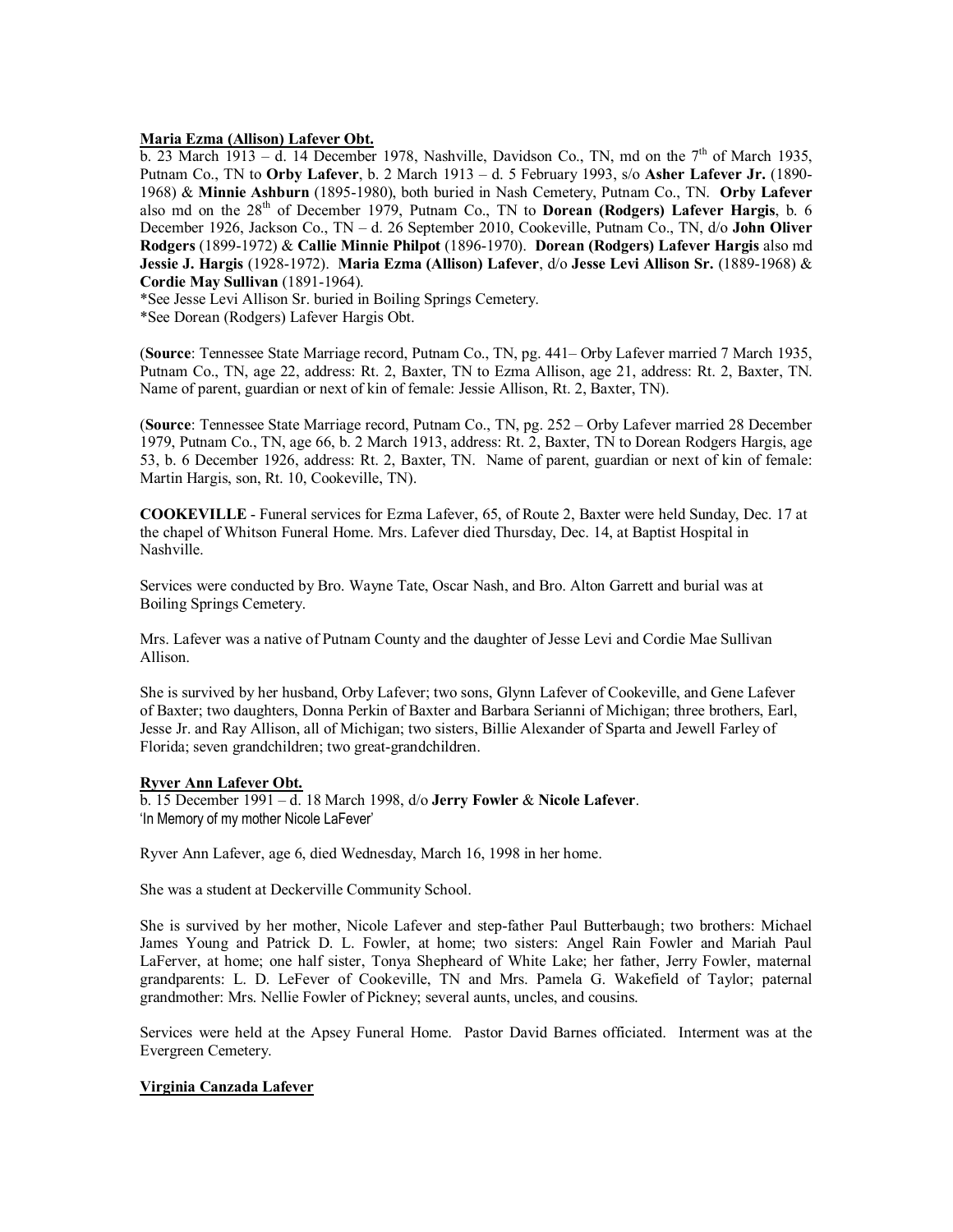**Maria Ezma (Allison) Lafever Obt.**

b. 23 March 1913 – d. 14 December 1978, Nashville, Davidson Co., TN, md on the 7th of March 1935, Putnam Co., TN to **Orby Lafever**, b. 2 March 1913 – d. 5 February 1993, s/o **Asher Lafever Jr.** (1890-1968) & **Minnie Ashburn** (1895-1980), both buried in Nash Cemetery, Putnam Co., TN. **Orby Lafever** also md on the 28th of December 1979, Putnam Co., TN to **Dorean (Rodgers) Lafever Hargis**, b. 6 December 1926, Jackson Co., TN – d. 26 September 2010, Cookeville, Putnam Co., TN, d/o **John Oliver Rodgers** (1899-1972) & **Callie Minnie Philpot** (1896-1970). **Dorean (Rodgers) Lafever Hargis** also md **Jessie J. Hargis** (1928-1972). **Maria Ezma (Allison) Lafever**, d/o **Jesse Levi Allison Sr.** (1889-1968) & **Cordie May Sullivan** (1891-1964).

*See Jesse Levi Allison Sr. buried in Boiling Springs Cemetery.

*See Dorean (Rodgers) Lafever Hargis Obt.

(**Source**: Tennessee State Marriage record, Putnam Co., TN, pg. 441– Orby Lafever married 7 March 1935, Putnam Co., TN, age 22, address: Rt. 2, Baxter, TN to Ezma Allison, age 21, address: Rt. 2, Baxter, TN. Name of parent, guardian or next of kin of female: Jessie Allison, Rt. 2, Baxter, TN).

(**Source**: Tennessee State Marriage record, Putnam Co., TN, pg. 252 – Orby Lafever married 28 December 1979, Putnam Co., TN, age 66, b. 2 March 1913, address: Rt. 2, Baxter, TN to Dorean Rodgers Hargis, age 53, b. 6 December 1926, address: Rt. 2, Baxter, TN. Name of parent, guardian or next of kin of female: Martin Hargis, son, Rt. 10, Cookeville, TN).

**COOKEVILLE** - Funeral services for Ezma Lafever, 65, of Route 2, Baxter were held Sunday, Dec. 17 at the chapel of Whitson Funeral Home. Mrs. Lafever died Thursday, Dec. 14, at Baptist Hospital in Nashville.

Services were conducted by Bro. Wayne Tate, Oscar Nash, and Bro. Alton Garrett and burial was at Boiling Springs Cemetery.

Mrs. Lafever was a native of Putnam County and the daughter of Jesse Levi and Cordie Mae Sullivan Allison.

She is survived by her husband, Orby Lafever; two sons, Glynn Lafever of Cookeville, and Gene Lafever of Baxter; two daughters, Donna Perkin of Baxter and Barbara Serianni of Michigan; three brothers, Earl, Jesse Jr. and Ray Allison, all of Michigan; two sisters, Billie Alexander of Sparta and Jewell Farley of Florida; seven grandchildren; two great-grandchildren.

**Ryver Ann Lafever Obt.**

b. 15 December 1991 – d. 18 March 1998, d/o **Jerry Fowler** & **Nicole Lafever**.

'In Memory of my mother Nicole LaFever'

Ryver Ann Lafever, age 6, died Wednesday, March 16, 1998 in her home.

She was a student at Deckerville Community School.

She is survived by her mother, Nicole Lafever and step-father Paul Butterbaugh; two brothers: Michael James Young and Patrick D. L. Fowler, at home; two sisters: Angel Rain Fowler and Mariah Paul LaFerver, at home; one half sister, Tonya Shepheard of White Lake; her father, Jerry Fowler, maternal grandparents: L. D. LeFever of Cookeville, TN and Mrs. Pamela G. Wakefield of Taylor; paternal grandmother: Mrs. Nellie Fowler of Pickney; several aunts, uncles, and cousins.

Services were held at the Apsey Funeral Home. Pastor David Barnes officiated. Interment was at the Evergreen Cemetery.

**Virginia Canzada Lafever**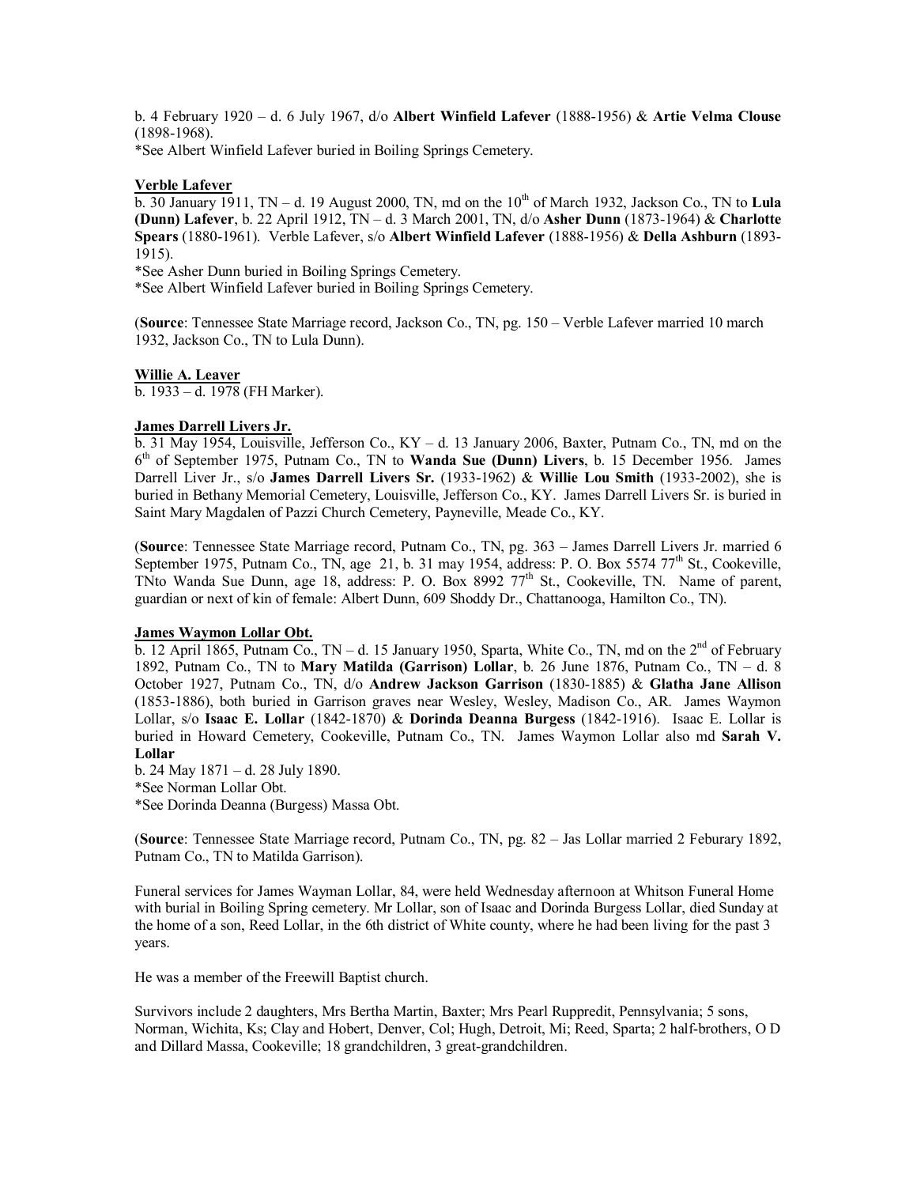b. 4 February 1920 – d. 6 July 1967, d/o **Albert Winfield Lafever** (1888-1956) & **Artie Velma Clouse** (1898-1968).
*See Albert Winfield Lafever buried in Boiling Springs Cemetery.

**Verble Lafever**
b. 30 January 1911, TN – d. 19 August 2000, TN, md on the 10th of March 1932, Jackson Co., TN to **Lula (Dunn) Lafever**, b. 22 April 1912, TN – d. 3 March 2001, TN, d/o **Asher Dunn** (1873-1964) & **Charlotte Spears** (1880-1961). Verble Lafever, s/o **Albert Winfield Lafever** (1888-1956) & **Della Ashburn** (1893-1915).
*See Asher Dunn buried in Boiling Springs Cemetery.
*See Albert Winfield Lafever buried in Boiling Springs Cemetery.

(**Source**: Tennessee State Marriage record, Jackson Co., TN, pg. 150 – Verble Lafever married 10 march 1932, Jackson Co., TN to Lula Dunn).

**Willie A. Leaver**
b. 1933 – d. 1978 (FH Marker).

**James Darrell Livers Jr.**
b. 31 May 1954, Louisville, Jefferson Co., KY – d. 13 January 2006, Baxter, Putnam Co., TN, md on the 6th of September 1975, Putnam Co., TN to **Wanda Sue (Dunn) Livers**, b. 15 December 1956. James Darrell Liver Jr., s/o **James Darrell Livers Sr.** (1933-1962) & **Willie Lou Smith** (1933-2002), she is buried in Bethany Memorial Cemetery, Louisville, Jefferson Co., KY. James Darrell Livers Sr. is buried in Saint Mary Magdalen of Pazzi Church Cemetery, Payneville, Meade Co., KY.

(**Source**: Tennessee State Marriage record, Putnam Co., TN, pg. 363 – James Darrell Livers Jr. married 6 September 1975, Putnam Co., TN, age 21, b. 31 may 1954, address: P. O. Box 5574 77th St., Cookeville, TNto Wanda Sue Dunn, age 18, address: P. O. Box 8992 77th St., Cookeville, TN. Name of parent, guardian or next of kin of female: Albert Dunn, 609 Shoddy Dr., Chattanooga, Hamilton Co., TN).

**James Waymon Lollar Obt.**
b. 12 April 1865, Putnam Co., TN – d. 15 January 1950, Sparta, White Co., TN, md on the 2nd of February 1892, Putnam Co., TN to **Mary Matilda (Garrison) Lollar**, b. 26 June 1876, Putnam Co., TN – d. 8 October 1927, Putnam Co., TN, d/o **Andrew Jackson Garrison** (1830-1885) & **Glatha Jane Allison** (1853-1886), both buried in Garrison graves near Wesley, Wesley, Madison Co., AR. James Waymon Lollar, s/o **Isaac E. Lollar** (1842-1870) & **Dorinda Deanna Burgess** (1842-1916). Isaac E. Lollar is buried in Howard Cemetery, Cookeville, Putnam Co., TN. James Waymon Lollar also md **Sarah V. Lollar**
b. 24 May 1871 – d. 28 July 1890.
*See Norman Lollar Obt.
*See Dorinda Deanna (Burgess) Massa Obt.

(**Source**: Tennessee State Marriage record, Putnam Co., TN, pg. 82 – Jas Lollar married 2 Feburary 1892, Putnam Co., TN to Matilda Garrison).

Funeral services for James Wayman Lollar, 84, were held Wednesday afternoon at Whitson Funeral Home with burial in Boiling Spring cemetery. Mr Lollar, son of Isaac and Dorinda Burgess Lollar, died Sunday at the home of a son, Reed Lollar, in the 6th district of White county, where he had been living for the past 3 years.

He was a member of the Freewill Baptist church.

Survivors include 2 daughters, Mrs Bertha Martin, Baxter; Mrs Pearl Ruppredit, Pennsylvania; 5 sons, Norman, Wichita, Ks; Clay and Hobert, Denver, Col; Hugh, Detroit, Mi; Reed, Sparta; 2 half-brothers, O D and Dillard Massa, Cookeville; 18 grandchildren, 3 great-grandchildren.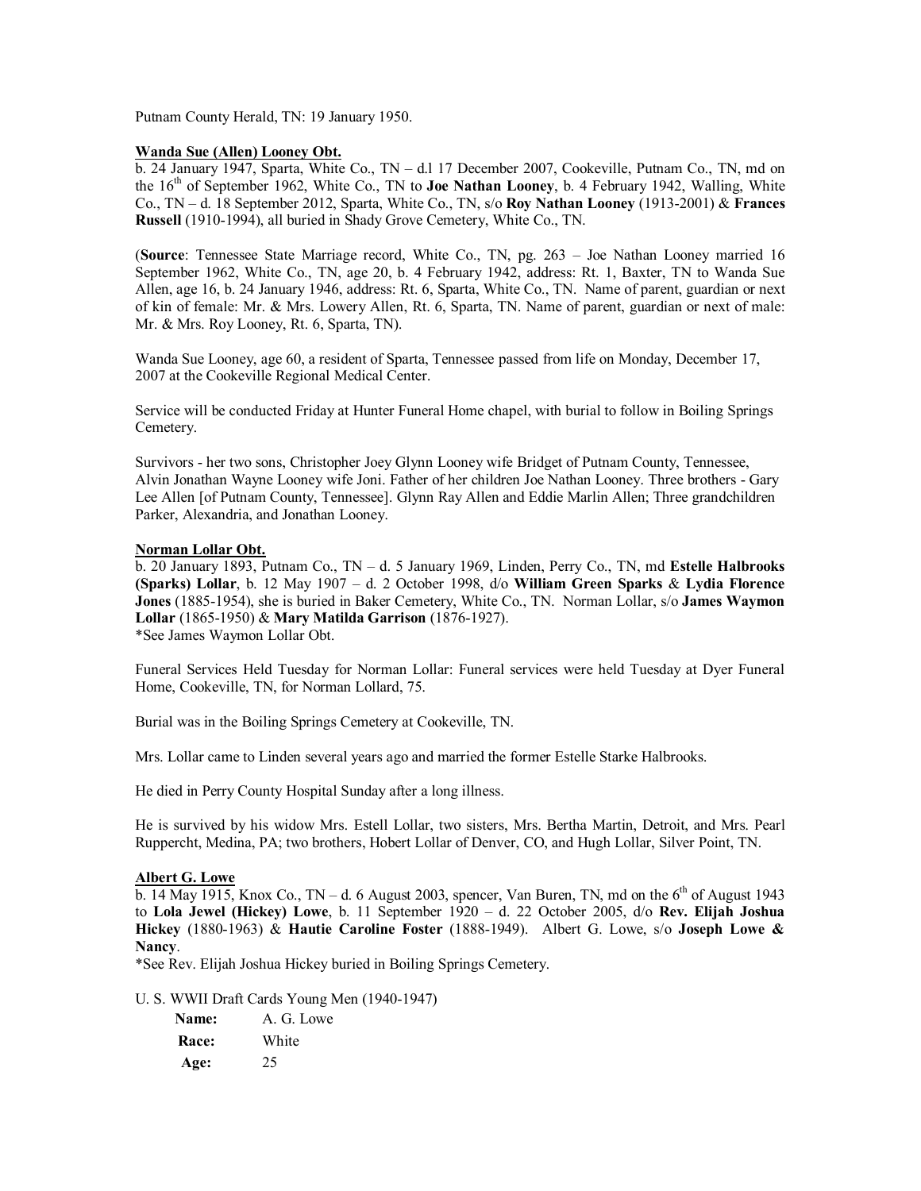Putnam County Herald, TN: 19 January 1950.

**Wanda Sue (Allen) Looney Obt.**

b. 24 January 1947, Sparta, White Co., TN – d.l 17 December 2007, Cookeville, Putnam Co., TN, md on the 16th of September 1962, White Co., TN to **Joe Nathan Looney**, b. 4 February 1942, Walling, White Co., TN – d. 18 September 2012, Sparta, White Co., TN, s/o **Roy Nathan Looney** (1913-2001) & **Frances Russell** (1910-1994), all buried in Shady Grove Cemetery, White Co., TN.

(**Source**: Tennessee State Marriage record, White Co., TN, pg. 263 – Joe Nathan Looney married 16 September 1962, White Co., TN, age 20, b. 4 February 1942, address: Rt. 1, Baxter, TN to Wanda Sue Allen, age 16, b. 24 January 1946, address: Rt. 6, Sparta, White Co., TN. Name of parent, guardian or next of kin of female: Mr. & Mrs. Lowery Allen, Rt. 6, Sparta, TN. Name of parent, guardian or next of male: Mr. & Mrs. Roy Looney, Rt. 6, Sparta, TN).

Wanda Sue Looney, age 60, a resident of Sparta, Tennessee passed from life on Monday, December 17, 2007 at the Cookeville Regional Medical Center.

Service will be conducted Friday at Hunter Funeral Home chapel, with burial to follow in Boiling Springs Cemetery.

Survivors - her two sons, Christopher Joey Glynn Looney wife Bridget of Putnam County, Tennessee, Alvin Jonathan Wayne Looney wife Joni. Father of her children Joe Nathan Looney. Three brothers - Gary Lee Allen [of Putnam County, Tennessee]. Glynn Ray Allen and Eddie Marlin Allen; Three grandchildren Parker, Alexandria, and Jonathan Looney.

**Norman Lollar Obt.**

b. 20 January 1893, Putnam Co., TN – d. 5 January 1969, Linden, Perry Co., TN, md **Estelle Halbrooks (Sparks) Lollar**, b. 12 May 1907 – d. 2 October 1998, d/o **William Green Sparks** & **Lydia Florence Jones** (1885-1954), she is buried in Baker Cemetery, White Co., TN. Norman Lollar, s/o **James Waymon Lollar** (1865-1950) & **Mary Matilda Garrison** (1876-1927).
*See James Waymon Lollar Obt.

Funeral Services Held Tuesday for Norman Lollar: Funeral services were held Tuesday at Dyer Funeral Home, Cookeville, TN, for Norman Lollard, 75.

Burial was in the Boiling Springs Cemetery at Cookeville, TN.

Mrs. Lollar came to Linden several years ago and married the former Estelle Starke Halbrooks.

He died in Perry County Hospital Sunday after a long illness.

He is survived by his widow Mrs. Estell Lollar, two sisters, Mrs. Bertha Martin, Detroit, and Mrs. Pearl Ruppercht, Medina, PA; two brothers, Hobert Lollar of Denver, CO, and Hugh Lollar, Silver Point, TN.

**Albert G. Lowe**

b. 14 May 1915, Knox Co., TN – d. 6 August 2003, spencer, Van Buren, TN, md on the 6th of August 1943 to **Lola Jewel (Hickey) Lowe**, b. 11 September 1920 – d. 22 October 2005, d/o **Rev. Elijah Joshua Hickey** (1880-1963) & **Hautie Caroline Foster** (1888-1949). Albert G. Lowe, s/o **Joseph Lowe & Nancy**.
*See Rev. Elijah Joshua Hickey buried in Boiling Springs Cemetery.

U. S. WWII Draft Cards Young Men (1940-1947)

| | |
|---|---|
| **Name:** | A. G. Lowe |
| **Race:** | White |
| **Age:** | 25 |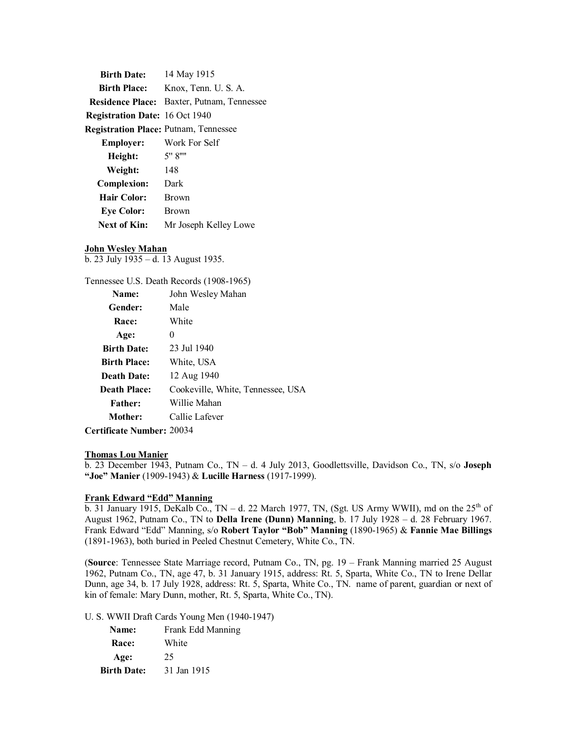| | |
|---|---|
| **Birth Date:** | 14 May 1915 |
| **Birth Place:** | Knox, Tenn. U. S. A. |
| **Residence Place:** | Baxter, Putnam, Tennessee |
| **Registration Date:** | 16 Oct 1940 |
| **Registration Place:** | Putnam, Tennessee |
| **Employer:** | Work For Self |
| **Height:** | 5' 8"" |
| **Weight:** | 148 |
| **Complexion:** | Dark |
| **Hair Color:** | Brown |
| **Eye Color:** | Brown |
| **Next of Kin:** | Mr Joseph Kelley Lowe |

**John Wesley Mahan**
b. 23 July 1935 – d. 13 August 1935.

Tennessee U.S. Death Records (1908-1965)

| | |
|---|---|
| **Name:** | John Wesley Mahan |
| **Gender:** | Male |
| **Race:** | White |
| **Age:** | 0 |
| **Birth Date:** | 23 Jul 1940 |
| **Birth Place:** | White, USA |
| **Death Date:** | 12 Aug 1940 |
| **Death Place:** | Cookeville, White, Tennessee, USA |
| **Father:** | Willie Mahan |
| **Mother:** | Callie Lafever |
| **Certificate Number:** | 20034 |

**Thomas Lou Manier**
b. 23 December 1943, Putnam Co., TN – d. 4 July 2013, Goodlettsville, Davidson Co., TN, s/o **Joseph "Joe" Manier** (1909-1943) & **Lucille Harness** (1917-1999).

**Frank Edward "Edd" Manning**
b. 31 January 1915, DeKalb Co., TN – d. 22 March 1977, TN, (Sgt. US Army WWII), md on the 25th of August 1962, Putnam Co., TN to **Della Irene (Dunn) Manning**, b. 17 July 1928 – d. 28 February 1967. Frank Edward "Edd" Manning, s/o **Robert Taylor "Bob" Manning** (1890-1965) & **Fannie Mae Billings** (1891-1963), both buried in Peeled Chestnut Cemetery, White Co., TN.

(**Source**: Tennessee State Marriage record, Putnam Co., TN, pg. 19 – Frank Manning married 25 August 1962, Putnam Co., TN, age 47, b. 31 January 1915, address: Rt. 5, Sparta, White Co., TN to Irene Dellar Dunn, age 34, b. 17 July 1928, address: Rt. 5, Sparta, White Co., TN. name of parent, guardian or next of kin of female: Mary Dunn, mother, Rt. 5, Sparta, White Co., TN).

U. S. WWII Draft Cards Young Men (1940-1947)

| | |
|---|---|
| **Name:** | Frank Edd Manning |
| **Race:** | White |
| **Age:** | 25 |
| **Birth Date:** | 31 Jan 1915 |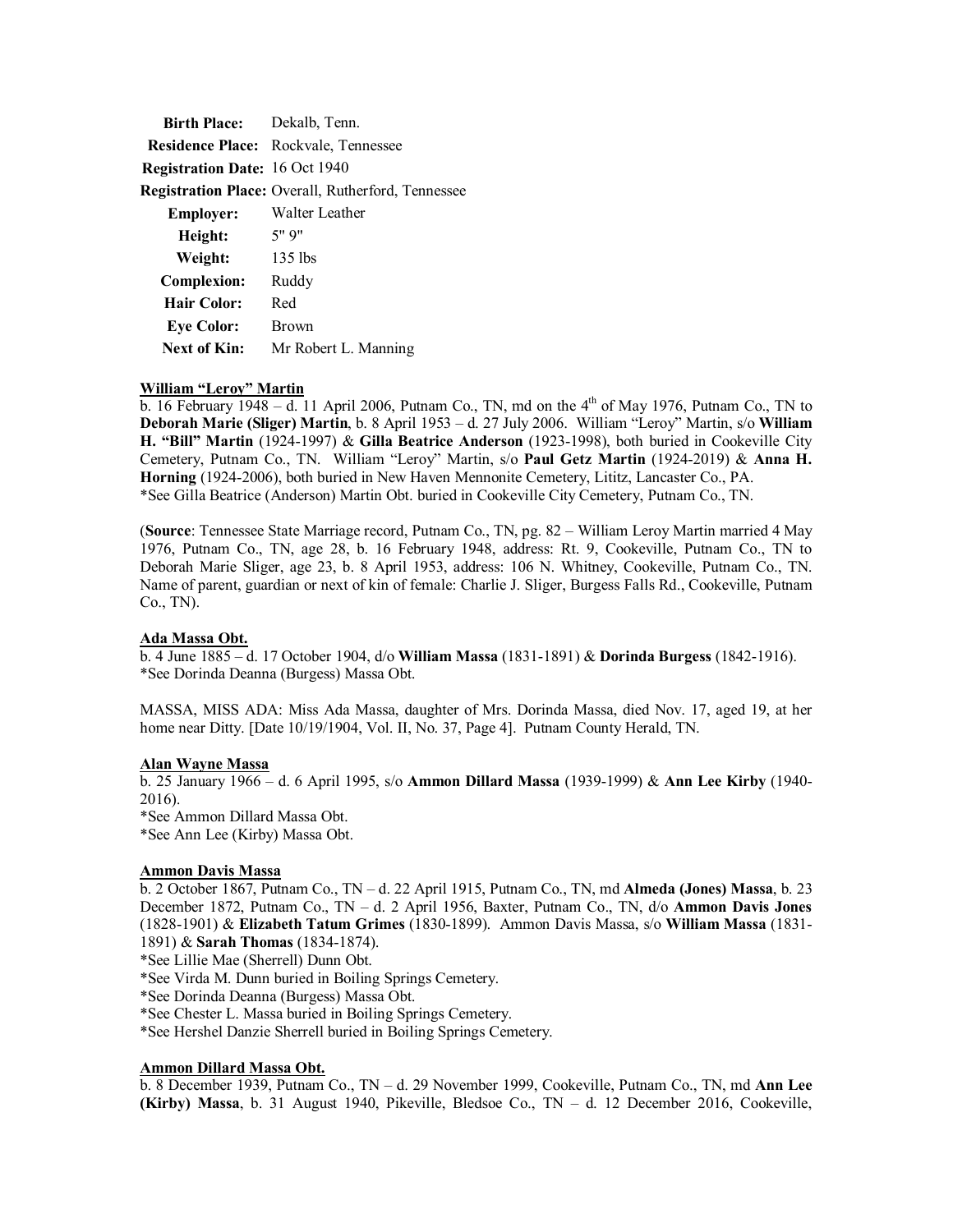| | |
|---|---|
| **Birth Place:** | Dekalb, Tenn. |
| **Residence Place:** | Rockvale, Tennessee |
| **Registration Date:** | 16 Oct 1940 |
| **Registration Place:** | Overall, Rutherford, Tennessee |
| **Employer:** | Walter Leather |
| **Height:** | 5' 9" |
| **Weight:** | 135 lbs |
| **Complexion:** | Ruddy |
| **Hair Color:** | Red |
| **Eye Color:** | Brown |
| **Next of Kin:** | Mr Robert L. Manning |

**William "Leroy" Martin**

b. 16 February 1948 – d. 11 April 2006, Putnam Co., TN, md on the 4th of May 1976, Putnam Co., TN to **Deborah Marie (Sliger) Martin**, b. 8 April 1953 – d. 27 July 2006. William "Leroy" Martin, s/o **William H. "Bill" Martin** (1924-1997) & **Gilla Beatrice Anderson** (1923-1998), both buried in Cookeville City Cemetery, Putnam Co., TN. William "Leroy" Martin, s/o **Paul Getz Martin** (1924-2019) & **Anna H. Horning** (1924-2006), both buried in New Haven Mennonite Cemetery, Lititz, Lancaster Co., PA.
*See Gilla Beatrice (Anderson) Martin Obt. buried in Cookeville City Cemetery, Putnam Co., TN.

(**Source**: Tennessee State Marriage record, Putnam Co., TN, pg. 82 – William Leroy Martin married 4 May 1976, Putnam Co., TN, age 28, b. 16 February 1948, address: Rt. 9, Cookeville, Putnam Co., TN to Deborah Marie Sliger, age 23, b. 8 April 1953, address: 106 N. Whitney, Cookeville, Putnam Co., TN. Name of parent, guardian or next of kin of female: Charlie J. Sliger, Burgess Falls Rd., Cookeville, Putnam Co., TN).

**Ada Massa Obt.**

b. 4 June 1885 – d. 17 October 1904, d/o **William Massa** (1831-1891) & **Dorinda Burgess** (1842-1916).
*See Dorinda Deanna (Burgess) Massa Obt.

MASSA, MISS ADA: Miss Ada Massa, daughter of Mrs. Dorinda Massa, died Nov. 17, aged 19, at her home near Ditty. [Date 10/19/1904, Vol. II, No. 37, Page 4]. Putnam County Herald, TN.

**Alan Wayne Massa**

b. 25 January 1966 – d. 6 April 1995, s/o **Ammon Dillard Massa** (1939-1999) & **Ann Lee Kirby** (1940-2016).
*See Ammon Dillard Massa Obt.
*See Ann Lee (Kirby) Massa Obt.

**Ammon Davis Massa**

b. 2 October 1867, Putnam Co., TN – d. 22 April 1915, Putnam Co., TN, md **Almeda (Jones) Massa**, b. 23 December 1872, Putnam Co., TN – d. 2 April 1956, Baxter, Putnam Co., TN, d/o **Ammon Davis Jones** (1828-1901) & **Elizabeth Tatum Grimes** (1830-1899). Ammon Davis Massa, s/o **William Massa** (1831-1891) & **Sarah Thomas** (1834-1874).
*See Lillie Mae (Sherrell) Dunn Obt.
*See Virda M. Dunn buried in Boiling Springs Cemetery.
*See Dorinda Deanna (Burgess) Massa Obt.
*See Chester L. Massa buried in Boiling Springs Cemetery.
*See Hershel Danzie Sherrell buried in Boiling Springs Cemetery.

**Ammon Dillard Massa Obt.**

b. 8 December 1939, Putnam Co., TN – d. 29 November 1999, Cookeville, Putnam Co., TN, md **Ann Lee (Kirby) Massa**, b. 31 August 1940, Pikeville, Bledsoe Co., TN – d. 12 December 2016, Cookeville,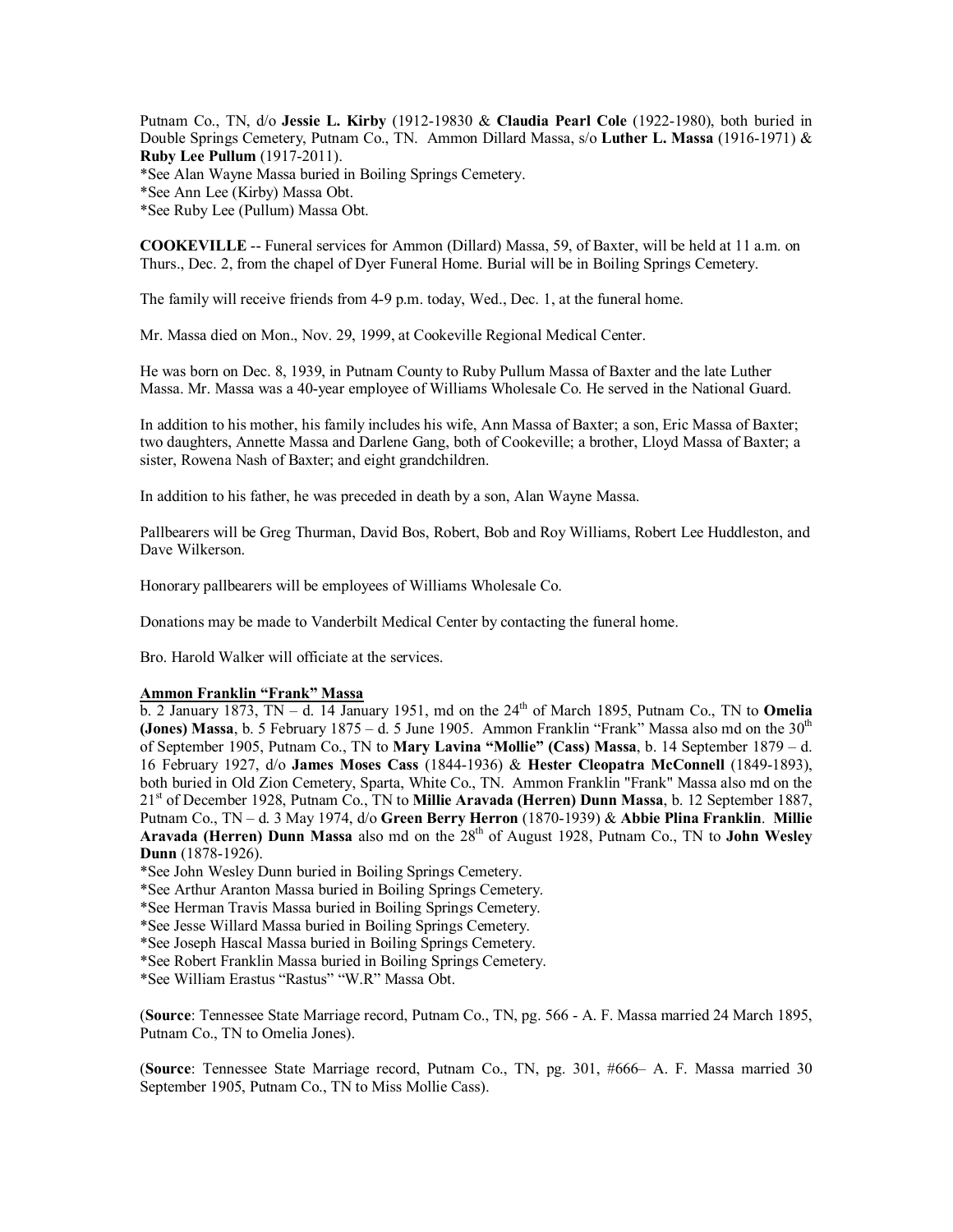Putnam Co., TN, d/o **Jessie L. Kirby** (1912-19830 & **Claudia Pearl Cole** (1922-1980), both buried in Double Springs Cemetery, Putnam Co., TN. Ammon Dillard Massa, s/o **Luther L. Massa** (1916-1971) & **Ruby Lee Pullum** (1917-2011).
*See Alan Wayne Massa buried in Boiling Springs Cemetery.
*See Ann Lee (Kirby) Massa Obt.
*See Ruby Lee (Pullum) Massa Obt.

**COOKEVILLE** -- Funeral services for Ammon (Dillard) Massa, 59, of Baxter, will be held at 11 a.m. on Thurs., Dec. 2, from the chapel of Dyer Funeral Home. Burial will be in Boiling Springs Cemetery.

The family will receive friends from 4-9 p.m. today, Wed., Dec. 1, at the funeral home.

Mr. Massa died on Mon., Nov. 29, 1999, at Cookeville Regional Medical Center.

He was born on Dec. 8, 1939, in Putnam County to Ruby Pullum Massa of Baxter and the late Luther Massa. Mr. Massa was a 40-year employee of Williams Wholesale Co. He served in the National Guard.

In addition to his mother, his family includes his wife, Ann Massa of Baxter; a son, Eric Massa of Baxter; two daughters, Annette Massa and Darlene Gang, both of Cookeville; a brother, Lloyd Massa of Baxter; a sister, Rowena Nash of Baxter; and eight grandchildren.

In addition to his father, he was preceded in death by a son, Alan Wayne Massa.

Pallbearers will be Greg Thurman, David Bos, Robert, Bob and Roy Williams, Robert Lee Huddleston, and Dave Wilkerson.

Honorary pallbearers will be employees of Williams Wholesale Co.

Donations may be made to Vanderbilt Medical Center by contacting the funeral home.

Bro. Harold Walker will officiate at the services.

**Ammon Franklin "Frank" Massa**

b. 2 January 1873, TN – d. 14 January 1951, md on the 24th of March 1895, Putnam Co., TN to **Omelia (Jones) Massa**, b. 5 February 1875 – d. 5 June 1905. Ammon Franklin "Frank" Massa also md on the 30th of September 1905, Putnam Co., TN to **Mary Lavina "Mollie" (Cass) Massa**, b. 14 September 1879 – d. 16 February 1927, d/o **James Moses Cass** (1844-1936) & **Hester Cleopatra McConnell** (1849-1893), both buried in Old Zion Cemetery, Sparta, White Co., TN. Ammon Franklin "Frank" Massa also md on the 21st of December 1928, Putnam Co., TN to **Millie Aravada (Herren) Dunn Massa**, b. 12 September 1887, Putnam Co., TN – d. 3 May 1974, d/o **Green Berry Herron** (1870-1939) & **Abbie Plina Franklin**. **Millie Aravada (Herren) Dunn Massa** also md on the 28th of August 1928, Putnam Co., TN to **John Wesley Dunn** (1878-1926).
*See John Wesley Dunn buried in Boiling Springs Cemetery.
*See Arthur Aranton Massa buried in Boiling Springs Cemetery.
*See Herman Travis Massa buried in Boiling Springs Cemetery.
*See Jesse Willard Massa buried in Boiling Springs Cemetery.
*See Joseph Hascal Massa buried in Boiling Springs Cemetery.
*See Robert Franklin Massa buried in Boiling Springs Cemetery.
*See William Erastus "Rastus" "W.R" Massa Obt.

(**Source**: Tennessee State Marriage record, Putnam Co., TN, pg. 566 - A. F. Massa married 24 March 1895, Putnam Co., TN to Omelia Jones).

(**Source**: Tennessee State Marriage record, Putnam Co., TN, pg. 301, #666– A. F. Massa married 30 September 1905, Putnam Co., TN to Miss Mollie Cass).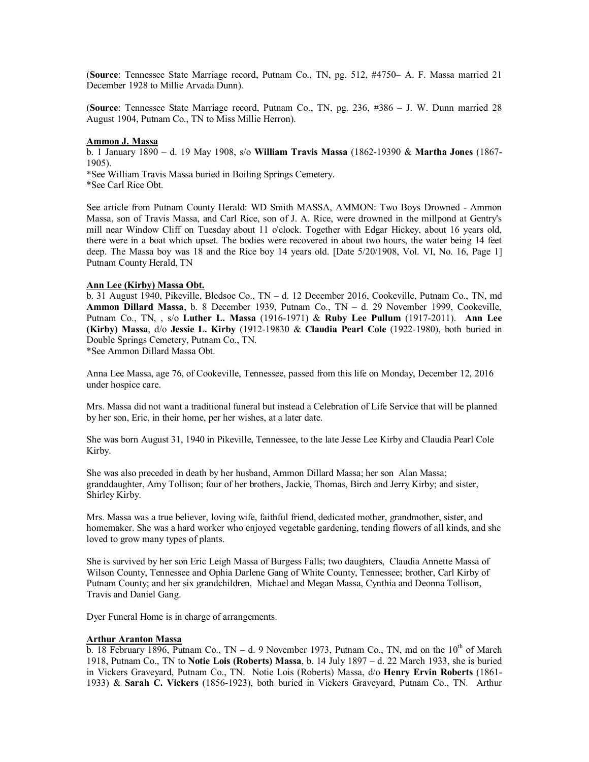(**Source**: Tennessee State Marriage record, Putnam Co., TN, pg. 512, #4750– A. F. Massa married 21 December 1928 to Millie Arvada Dunn).

(**Source**: Tennessee State Marriage record, Putnam Co., TN, pg. 236, #386 – J. W. Dunn married 28 August 1904, Putnam Co., TN to Miss Millie Herron).

**Ammon J. Massa**

b. 1 January 1890 – d. 19 May 1908, s/o **William Travis Massa** (1862-19390 & **Martha Jones** (1867-1905).
*See William Travis Massa buried in Boiling Springs Cemetery.
*See Carl Rice Obt.

See article from Putnam County Herald: WD Smith MASSA, AMMON: Two Boys Drowned - Ammon Massa, son of Travis Massa, and Carl Rice, son of J. A. Rice, were drowned in the millpond at Gentry's mill near Window Cliff on Tuesday about 11 o'clock. Together with Edgar Hickey, about 16 years old, there were in a boat which upset. The bodies were recovered in about two hours, the water being 14 feet deep. The Massa boy was 18 and the Rice boy 14 years old. [Date 5/20/1908, Vol. VI, No. 16, Page 1] Putnam County Herald, TN

**Ann Lee (Kirby) Massa Obt.**

b. 31 August 1940, Pikeville, Bledsoe Co., TN – d. 12 December 2016, Cookeville, Putnam Co., TN, md **Ammon Dillard Massa**, b. 8 December 1939, Putnam Co., TN – d. 29 November 1999, Cookeville, Putnam Co., TN, , s/o **Luther L. Massa** (1916-1971) & **Ruby Lee Pullum** (1917-2011). **Ann Lee (Kirby) Massa**, d/o **Jessie L. Kirby** (1912-19830 & **Claudia Pearl Cole** (1922-1980), both buried in Double Springs Cemetery, Putnam Co., TN.
*See Ammon Dillard Massa Obt.

Anna Lee Massa, age 76, of Cookeville, Tennessee, passed from this life on Monday, December 12, 2016 under hospice care.

Mrs. Massa did not want a traditional funeral but instead a Celebration of Life Service that will be planned by her son, Eric, in their home, per her wishes, at a later date.

She was born August 31, 1940 in Pikeville, Tennessee, to the late Jesse Lee Kirby and Claudia Pearl Cole Kirby.

She was also preceded in death by her husband, Ammon Dillard Massa; her son Alan Massa; granddaughter, Amy Tollison; four of her brothers, Jackie, Thomas, Birch and Jerry Kirby; and sister, Shirley Kirby.

Mrs. Massa was a true believer, loving wife, faithful friend, dedicated mother, grandmother, sister, and homemaker. She was a hard worker who enjoyed vegetable gardening, tending flowers of all kinds, and she loved to grow many types of plants.

She is survived by her son Eric Leigh Massa of Burgess Falls; two daughters, Claudia Annette Massa of Wilson County, Tennessee and Ophia Darlene Gang of White County, Tennessee; brother, Carl Kirby of Putnam County; and her six grandchildren, Michael and Megan Massa, Cynthia and Deonna Tollison, Travis and Daniel Gang.

Dyer Funeral Home is in charge of arrangements.

**Arthur Aranton Massa**

b. 18 February 1896, Putnam Co., TN – d. 9 November 1973, Putnam Co., TN, md on the 10th of March 1918, Putnam Co., TN to **Notie Lois (Roberts) Massa**, b. 14 July 1897 – d. 22 March 1933, she is buried in Vickers Graveyard, Putnam Co., TN. Notie Lois (Roberts) Massa, d/o **Henry Ervin Roberts** (1861-1933) & **Sarah C. Vickers** (1856-1923), both buried in Vickers Graveyard, Putnam Co., TN. Arthur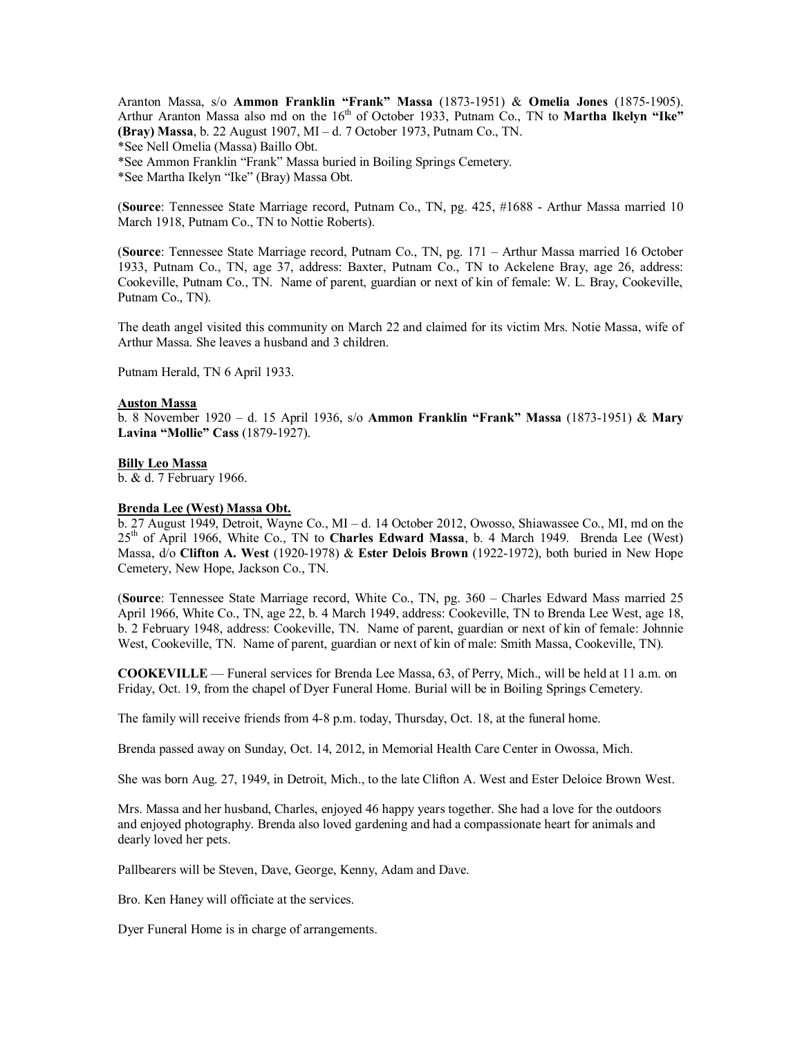Aranton Massa, s/o **Ammon Franklin "Frank" Massa** (1873-1951) & **Omelia Jones** (1875-1905). Arthur Aranton Massa also md on the 16th of October 1933, Putnam Co., TN to **Martha Ikelyn "Ike" (Bray) Massa**, b. 22 August 1907, MI – d. 7 October 1973, Putnam Co., TN.
*See Nell Omelia (Massa) Baillo Obt.
*See Ammon Franklin "Frank" Massa buried in Boiling Springs Cemetery.
*See Martha Ikelyn "Ike" (Bray) Massa Obt.

(**Source**: Tennessee State Marriage record, Putnam Co., TN, pg. 425, #1688 - Arthur Massa married 10 March 1918, Putnam Co., TN to Nottie Roberts).

(**Source**: Tennessee State Marriage record, Putnam Co., TN, pg. 171 – Arthur Massa married 16 October 1933, Putnam Co., TN, age 37, address: Baxter, Putnam Co., TN to Ackelene Bray, age 26, address: Cookeville, Putnam Co., TN. Name of parent, guardian or next of kin of female: W. L. Bray, Cookeville, Putnam Co., TN).

The death angel visited this community on March 22 and claimed for its victim Mrs. Notie Massa, wife of Arthur Massa. She leaves a husband and 3 children.

Putnam Herald, TN 6 April 1933.

**Auston Massa**
b. 8 November 1920 – d. 15 April 1936, s/o **Ammon Franklin "Frank" Massa** (1873-1951) & **Mary Lavina "Mollie" Cass** (1879-1927).

**Billy Leo Massa**
b. & d. 7 February 1966.

**Brenda Lee (West) Massa Obt.**
b. 27 August 1949, Detroit, Wayne Co., MI – d. 14 October 2012, Owosso, Shiawassee Co., MI, md on the 25th of April 1966, White Co., TN to **Charles Edward Massa**, b. 4 March 1949. Brenda Lee (West) Massa, d/o **Clifton A. West** (1920-1978) & **Ester Delois Brown** (1922-1972), both buried in New Hope Cemetery, New Hope, Jackson Co., TN.

(**Source**: Tennessee State Marriage record, White Co., TN, pg. 360 – Charles Edward Mass married 25 April 1966, White Co., TN, age 22, b. 4 March 1949, address: Cookeville, TN to Brenda Lee West, age 18, b. 2 February 1948, address: Cookeville, TN. Name of parent, guardian or next of kin of female: Johnnie West, Cookeville, TN. Name of parent, guardian or next of kin of male: Smith Massa, Cookeville, TN).

**COOKEVILLE** — Funeral services for Brenda Lee Massa, 63, of Perry, Mich., will be held at 11 a.m. on Friday, Oct. 19, from the chapel of Dyer Funeral Home. Burial will be in Boiling Springs Cemetery.

The family will receive friends from 4-8 p.m. today, Thursday, Oct. 18, at the funeral home.

Brenda passed away on Sunday, Oct. 14, 2012, in Memorial Health Care Center in Owossa, Mich.

She was born Aug. 27, 1949, in Detroit, Mich., to the late Clifton A. West and Ester Deloice Brown West.

Mrs. Massa and her husband, Charles, enjoyed 46 happy years together. She had a love for the outdoors and enjoyed photography. Brenda also loved gardening and had a compassionate heart for animals and dearly loved her pets.

Pallbearers will be Steven, Dave, George, Kenny, Adam and Dave.

Bro. Ken Haney will officiate at the services.

Dyer Funeral Home is in charge of arrangements.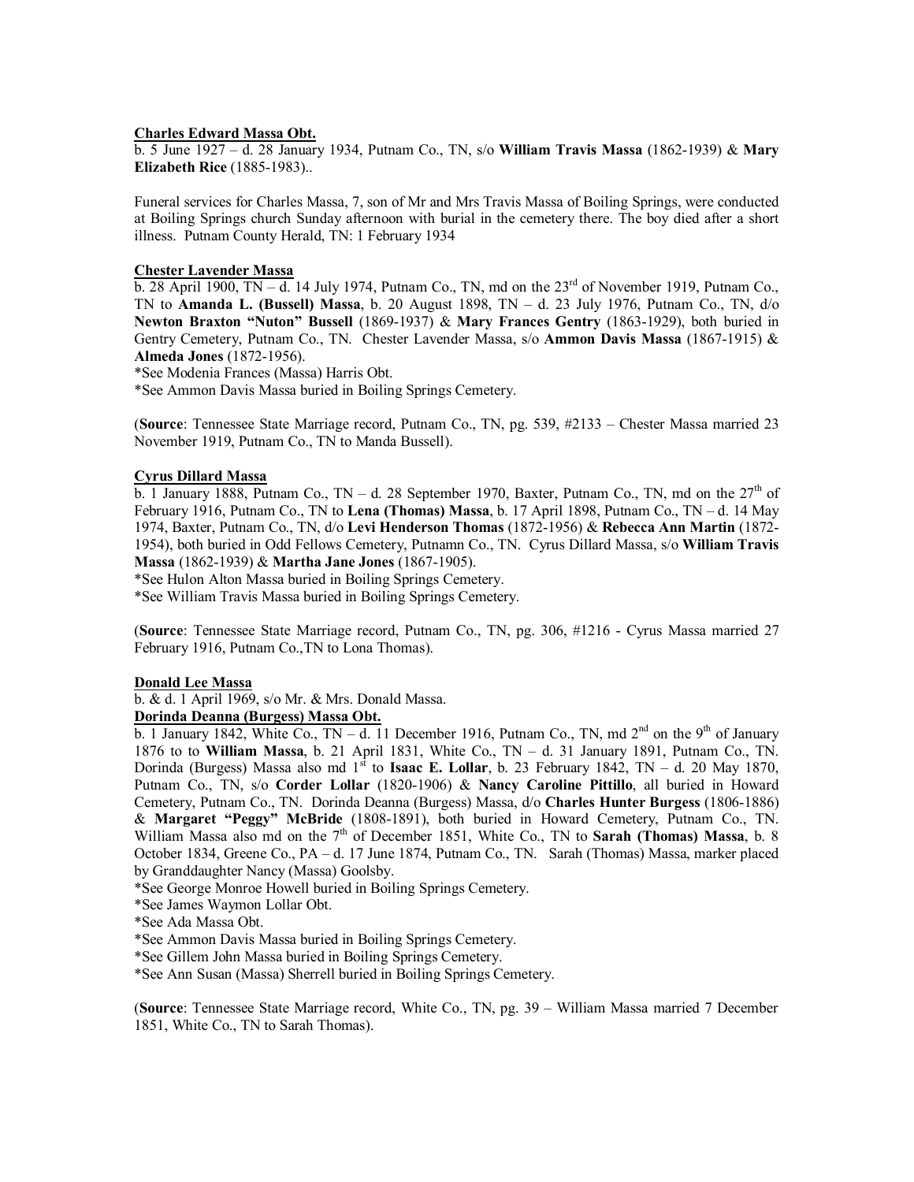**Charles Edward Massa Obt.**

b. 5 June 1927 – d. 28 January 1934, Putnam Co., TN, s/o **William Travis Massa** (1862-1939) & **Mary Elizabeth Rice** (1885-1983)..

Funeral services for Charles Massa, 7, son of Mr and Mrs Travis Massa of Boiling Springs, were conducted at Boiling Springs church Sunday afternoon with burial in the cemetery there. The boy died after a short illness. Putnam County Herald, TN: 1 February 1934

**Chester Lavender Massa**

b. 28 April 1900, TN – d. 14 July 1974, Putnam Co., TN, md on the 23rd of November 1919, Putnam Co., TN to **Amanda L. (Bussell) Massa**, b. 20 August 1898, TN – d. 23 July 1976, Putnam Co., TN, d/o **Newton Braxton "Nuton" Bussell** (1869-1937) & **Mary Frances Gentry** (1863-1929), both buried in Gentry Cemetery, Putnam Co., TN. Chester Lavender Massa, s/o **Ammon Davis Massa** (1867-1915) & **Almeda Jones** (1872-1956).

*See Modenia Frances (Massa) Harris Obt.

*See Ammon Davis Massa buried in Boiling Springs Cemetery.

(**Source**: Tennessee State Marriage record, Putnam Co., TN, pg. 539, #2133 – Chester Massa married 23 November 1919, Putnam Co., TN to Manda Bussell).

**Cyrus Dillard Massa**

b. 1 January 1888, Putnam Co., TN – d. 28 September 1970, Baxter, Putnam Co., TN, md on the 27th of February 1916, Putnam Co., TN to **Lena (Thomas) Massa**, b. 17 April 1898, Putnam Co., TN – d. 14 May 1974, Baxter, Putnam Co., TN, d/o **Levi Henderson Thomas** (1872-1956) & **Rebecca Ann Martin** (1872-1954), both buried in Odd Fellows Cemetery, Putnamn Co., TN. Cyrus Dillard Massa, s/o **William Travis Massa** (1862-1939) & **Martha Jane Jones** (1867-1905).

*See Hulon Alton Massa buried in Boiling Springs Cemetery.

*See William Travis Massa buried in Boiling Springs Cemetery.

(**Source**: Tennessee State Marriage record, Putnam Co., TN, pg. 306, #1216 - Cyrus Massa married 27 February 1916, Putnam Co.,TN to Lona Thomas).

**Donald Lee Massa**

b. & d. 1 April 1969, s/o Mr. & Mrs. Donald Massa.

**Dorinda Deanna (Burgess) Massa Obt.**

b. 1 January 1842, White Co., TN – d. 11 December 1916, Putnam Co., TN, md 2nd on the 9th of January 1876 to to **William Massa**, b. 21 April 1831, White Co., TN – d. 31 January 1891, Putnam Co., TN. Dorinda (Burgess) Massa also md 1st to **Isaac E. Lollar**, b. 23 February 1842, TN – d. 20 May 1870, Putnam Co., TN, s/o **Corder Lollar** (1820-1906) & **Nancy Caroline Pittillo**, all buried in Howard Cemetery, Putnam Co., TN. Dorinda Deanna (Burgess) Massa, d/o **Charles Hunter Burgess** (1806-1886) & **Margaret "Peggy" McBride** (1808-1891), both buried in Howard Cemetery, Putnam Co., TN. William Massa also md on the 7th of December 1851, White Co., TN to **Sarah (Thomas) Massa**, b. 8 October 1834, Greene Co., PA – d. 17 June 1874, Putnam Co., TN. Sarah (Thomas) Massa, marker placed by Granddaughter Nancy (Massa) Goolsby.

*See George Monroe Howell buried in Boiling Springs Cemetery.

*See James Waymon Lollar Obt.

*See Ada Massa Obt.

*See Ammon Davis Massa buried in Boiling Springs Cemetery.

*See Gillem John Massa buried in Boiling Springs Cemetery.

*See Ann Susan (Massa) Sherrell buried in Boiling Springs Cemetery.

(**Source**: Tennessee State Marriage record, White Co., TN, pg. 39 – William Massa married 7 December 1851, White Co., TN to Sarah Thomas).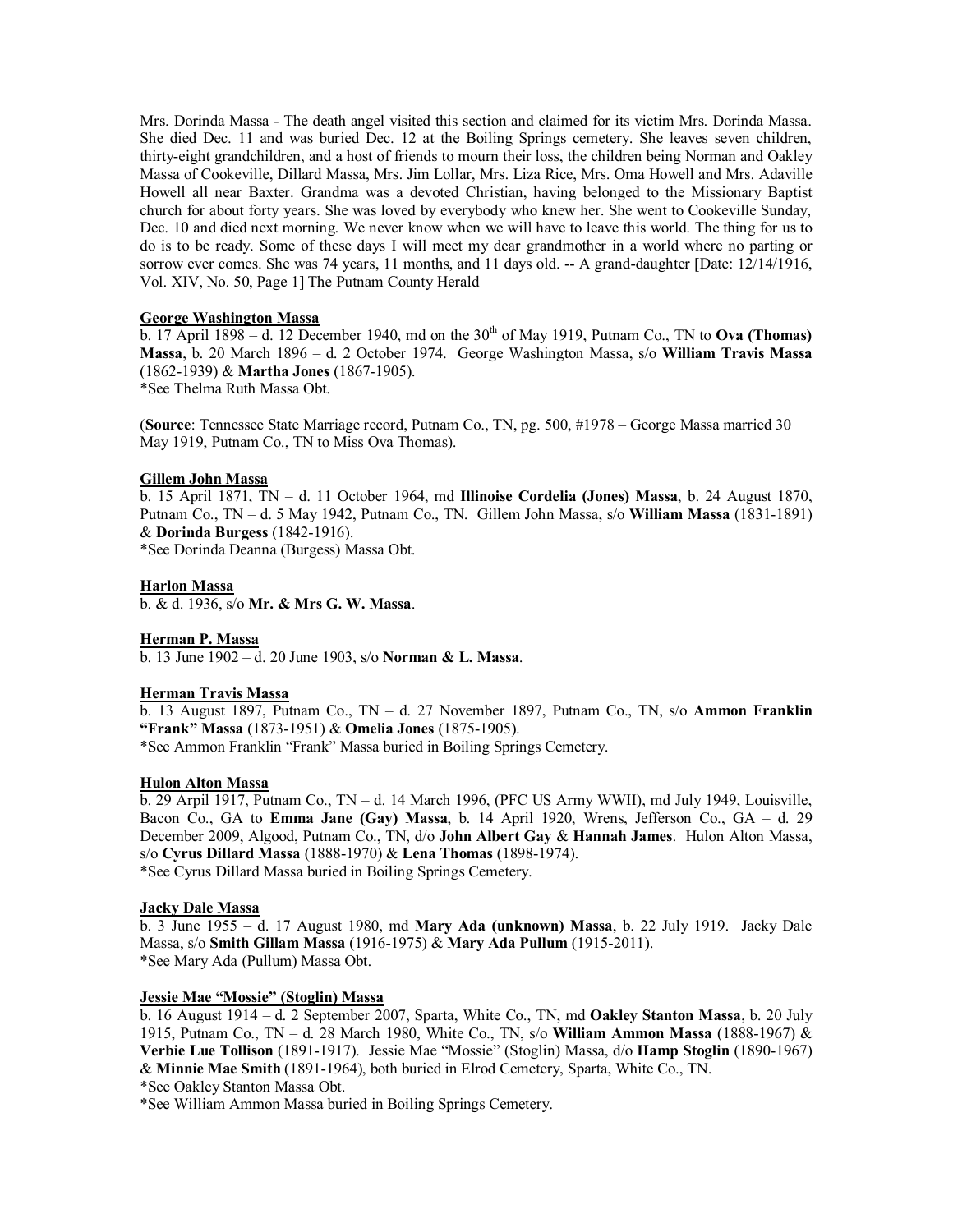Mrs. Dorinda Massa - The death angel visited this section and claimed for its victim Mrs. Dorinda Massa. She died Dec. 11 and was buried Dec. 12 at the Boiling Springs cemetery. She leaves seven children, thirty-eight grandchildren, and a host of friends to mourn their loss, the children being Norman and Oakley Massa of Cookeville, Dillard Massa, Mrs. Jim Lollar, Mrs. Liza Rice, Mrs. Oma Howell and Mrs. Adaville Howell all near Baxter. Grandma was a devoted Christian, having belonged to the Missionary Baptist church for about forty years. She was loved by everybody who knew her. She went to Cookeville Sunday, Dec. 10 and died next morning. We never know when we will have to leave this world. The thing for us to do is to be ready. Some of these days I will meet my dear grandmother in a world where no parting or sorrow ever comes. She was 74 years, 11 months, and 11 days old. -- A grand-daughter [Date: 12/14/1916, Vol. XIV, No. 50, Page 1] The Putnam County Herald

**George Washington Massa**

b. 17 April 1898 – d. 12 December 1940, md on the 30th of May 1919, Putnam Co., TN to **Ova (Thomas) Massa**, b. 20 March 1896 – d. 2 October 1974. George Washington Massa, s/o **William Travis Massa** (1862-1939) & **Martha Jones** (1867-1905).
*See Thelma Ruth Massa Obt.

(**Source**: Tennessee State Marriage record, Putnam Co., TN, pg. 500, #1978 – George Massa married 30 May 1919, Putnam Co., TN to Miss Ova Thomas).

**Gillem John Massa**

b. 15 April 1871, TN – d. 11 October 1964, md **Illinoise Cordelia (Jones) Massa**, b. 24 August 1870, Putnam Co., TN – d. 5 May 1942, Putnam Co., TN. Gillem John Massa, s/o **William Massa** (1831-1891) & **Dorinda Burgess** (1842-1916).
*See Dorinda Deanna (Burgess) Massa Obt.

**Harlon Massa**

b. & d. 1936, s/o **Mr. & Mrs G. W. Massa**.

**Herman P. Massa**

b. 13 June 1902 – d. 20 June 1903, s/o **Norman & L. Massa**.

**Herman Travis Massa**

b. 13 August 1897, Putnam Co., TN – d. 27 November 1897, Putnam Co., TN, s/o **Ammon Franklin "Frank" Massa** (1873-1951) & **Omelia Jones** (1875-1905).
*See Ammon Franklin "Frank" Massa buried in Boiling Springs Cemetery.

**Hulon Alton Massa**

b. 29 Arpil 1917, Putnam Co., TN – d. 14 March 1996, (PFC US Army WWII), md July 1949, Louisville, Bacon Co., GA to **Emma Jane (Gay) Massa**, b. 14 April 1920, Wrens, Jefferson Co., GA – d. 29 December 2009, Algood, Putnam Co., TN, d/o **John Albert Gay** & **Hannah James**. Hulon Alton Massa, s/o **Cyrus Dillard Massa** (1888-1970) & **Lena Thomas** (1898-1974).
*See Cyrus Dillard Massa buried in Boiling Springs Cemetery.

**Jacky Dale Massa**

b. 3 June 1955 – d. 17 August 1980, md **Mary Ada (unknown) Massa**, b. 22 July 1919. Jacky Dale Massa, s/o **Smith Gillam Massa** (1916-1975) & **Mary Ada Pullum** (1915-2011).
*See Mary Ada (Pullum) Massa Obt.

**Jessie Mae "Mossie" (Stoglin) Massa**

b. 16 August 1914 – d. 2 September 2007, Sparta, White Co., TN, md **Oakley Stanton Massa**, b. 20 July 1915, Putnam Co., TN – d. 28 March 1980, White Co., TN, s/o **William Ammon Massa** (1888-1967) & **Verbie Lue Tollison** (1891-1917). Jessie Mae "Mossie" (Stoglin) Massa, d/o **Hamp Stoglin** (1890-1967) & **Minnie Mae Smith** (1891-1964), both buried in Elrod Cemetery, Sparta, White Co., TN.
*See Oakley Stanton Massa Obt.
*See William Ammon Massa buried in Boiling Springs Cemetery.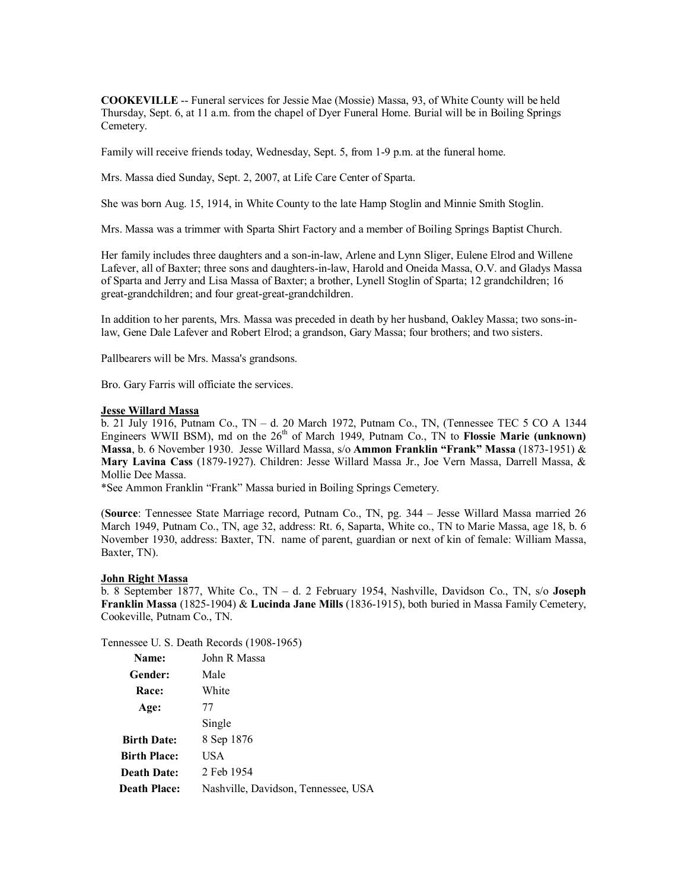**COOKEVILLE** -- Funeral services for Jessie Mae (Mossie) Massa, 93, of White County will be held Thursday, Sept. 6, at 11 a.m. from the chapel of Dyer Funeral Home. Burial will be in Boiling Springs Cemetery.

Family will receive friends today, Wednesday, Sept. 5, from 1-9 p.m. at the funeral home.

Mrs. Massa died Sunday, Sept. 2, 2007, at Life Care Center of Sparta.

She was born Aug. 15, 1914, in White County to the late Hamp Stoglin and Minnie Smith Stoglin.

Mrs. Massa was a trimmer with Sparta Shirt Factory and a member of Boiling Springs Baptist Church.

Her family includes three daughters and a son-in-law, Arlene and Lynn Sliger, Eulene Elrod and Willene Lafever, all of Baxter; three sons and daughters-in-law, Harold and Oneida Massa, O.V. and Gladys Massa of Sparta and Jerry and Lisa Massa of Baxter; a brother, Lynell Stoglin of Sparta; 12 grandchildren; 16 great-grandchildren; and four great-great-grandchildren.

In addition to her parents, Mrs. Massa was preceded in death by her husband, Oakley Massa; two sons-in-law, Gene Dale Lafever and Robert Elrod; a grandson, Gary Massa; four brothers; and two sisters.

Pallbearers will be Mrs. Massa's grandsons.

Bro. Gary Farris will officiate the services.

**Jesse Willard Massa**

b. 21 July 1916, Putnam Co., TN – d. 20 March 1972, Putnam Co., TN, (Tennessee TEC 5 CO A 1344 Engineers WWII BSM), md on the 26th of March 1949, Putnam Co., TN to **Flossie Marie (unknown) Massa**, b. 6 November 1930. Jesse Willard Massa, s/o **Ammon Franklin "Frank" Massa** (1873-1951) & **Mary Lavina Cass** (1879-1927). Children: Jesse Willard Massa Jr., Joe Vern Massa, Darrell Massa, & Mollie Dee Massa.

*See Ammon Franklin "Frank" Massa buried in Boiling Springs Cemetery.

(**Source**: Tennessee State Marriage record, Putnam Co., TN, pg. 344 – Jesse Willard Massa married 26 March 1949, Putnam Co., TN, age 32, address: Rt. 6, Saparta, White co., TN to Marie Massa, age 18, b. 6 November 1930, address: Baxter, TN. name of parent, guardian or next of kin of female: William Massa, Baxter, TN).

**John Right Massa**

b. 8 September 1877, White Co., TN – d. 2 February 1954, Nashville, Davidson Co., TN, s/o **Joseph Franklin Massa** (1825-1904) & **Lucinda Jane Mills** (1836-1915), both buried in Massa Family Cemetery, Cookeville, Putnam Co., TN.

Tennessee U. S. Death Records (1908-1965)

| | |
|---|---|
| **Name:** | John R Massa |
| **Gender:** | Male |
| **Race:** | White |
| **Age:** | 77 |
| | Single |
| **Birth Date:** | 8 Sep 1876 |
| **Birth Place:** | USA |
| **Death Date:** | 2 Feb 1954 |
| **Death Place:** | Nashville, Davidson, Tennessee, USA |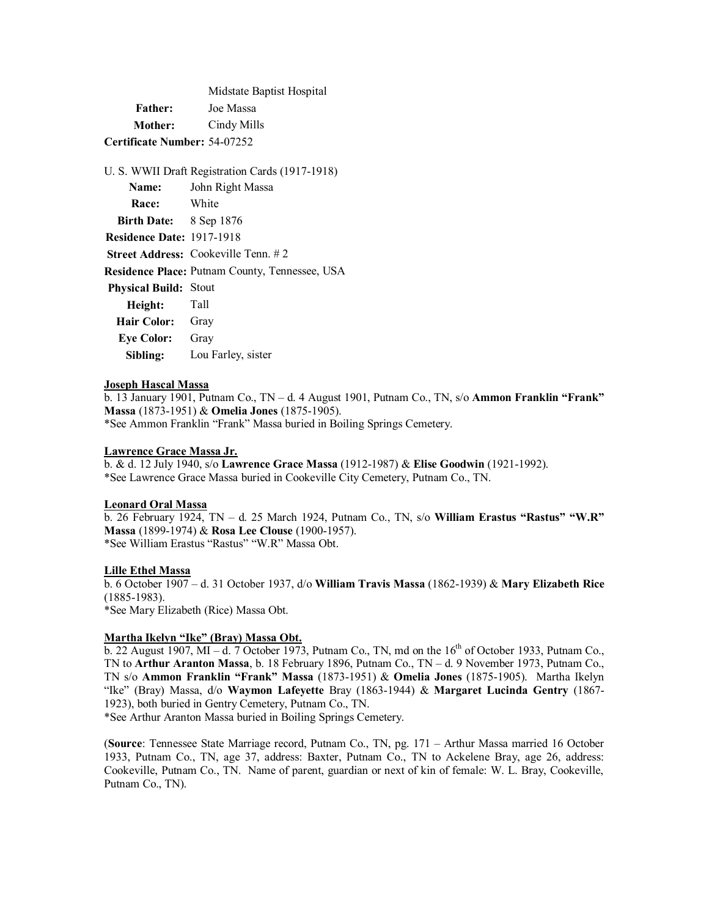| | |
|---|---|
| | Midstate Baptist Hospital |
| **Father:** | Joe Massa |
| **Mother:** | Cindy Mills |
| **Certificate Number:** | 54-07252 |

U. S. WWII Draft Registration Cards (1917-1918)

| | |
|---|---|
| **Name:** | John Right Massa |
| **Race:** | White |
| **Birth Date:** | 8 Sep 1876 |
| **Residence Date:** | 1917-1918 |
| **Street Address:** | Cookeville Tenn. # 2 |
| **Residence Place:** | Putnam County, Tennessee, USA |
| **Physical Build:** | Stout |
| **Height:** | Tall |
| **Hair Color:** | Gray |
| **Eye Color:** | Gray |
| **Sibling:** | Lou Farley, sister |

**Joseph Hascal Massa**

b. 13 January 1901, Putnam Co., TN – d. 4 August 1901, Putnam Co., TN, s/o **Ammon Franklin "Frank" Massa** (1873-1951) & **Omelia Jones** (1875-1905).
*See Ammon Franklin "Frank" Massa buried in Boiling Springs Cemetery.

**Lawrence Grace Massa Jr.**

b. & d. 12 July 1940, s/o **Lawrence Grace Massa** (1912-1987) & **Elise Goodwin** (1921-1992).
*See Lawrence Grace Massa buried in Cookeville City Cemetery, Putnam Co., TN.

**Leonard Oral Massa**

b. 26 February 1924, TN – d. 25 March 1924, Putnam Co., TN, s/o **William Erastus "Rastus" "W.R" Massa** (1899-1974) & **Rosa Lee Clouse** (1900-1957).
*See William Erastus "Rastus" "W.R" Massa Obt.

**Lille Ethel Massa**

b. 6 October 1907 – d. 31 October 1937, d/o **William Travis Massa** (1862-1939) & **Mary Elizabeth Rice** (1885-1983).
*See Mary Elizabeth (Rice) Massa Obt.

**Martha Ikelyn "Ike" (Bray) Massa Obt.**

b. 22 August 1907, MI – d. 7 October 1973, Putnam Co., TN, md on the 16th of October 1933, Putnam Co., TN to **Arthur Aranton Massa**, b. 18 February 1896, Putnam Co., TN – d. 9 November 1973, Putnam Co., TN s/o **Ammon Franklin "Frank" Massa** (1873-1951) & **Omelia Jones** (1875-1905). Martha Ikelyn "Ike" (Bray) Massa, d/o **Waymon Lafeyette** Bray (1863-1944) & **Margaret Lucinda Gentry** (1867-1923), both buried in Gentry Cemetery, Putnam Co., TN.
*See Arthur Aranton Massa buried in Boiling Springs Cemetery.

(**Source**: Tennessee State Marriage record, Putnam Co., TN, pg. 171 – Arthur Massa married 16 October 1933, Putnam Co., TN, age 37, address: Baxter, Putnam Co., TN to Ackelene Bray, age 26, address: Cookeville, Putnam Co., TN. Name of parent, guardian or next of kin of female: W. L. Bray, Cookeville, Putnam Co., TN).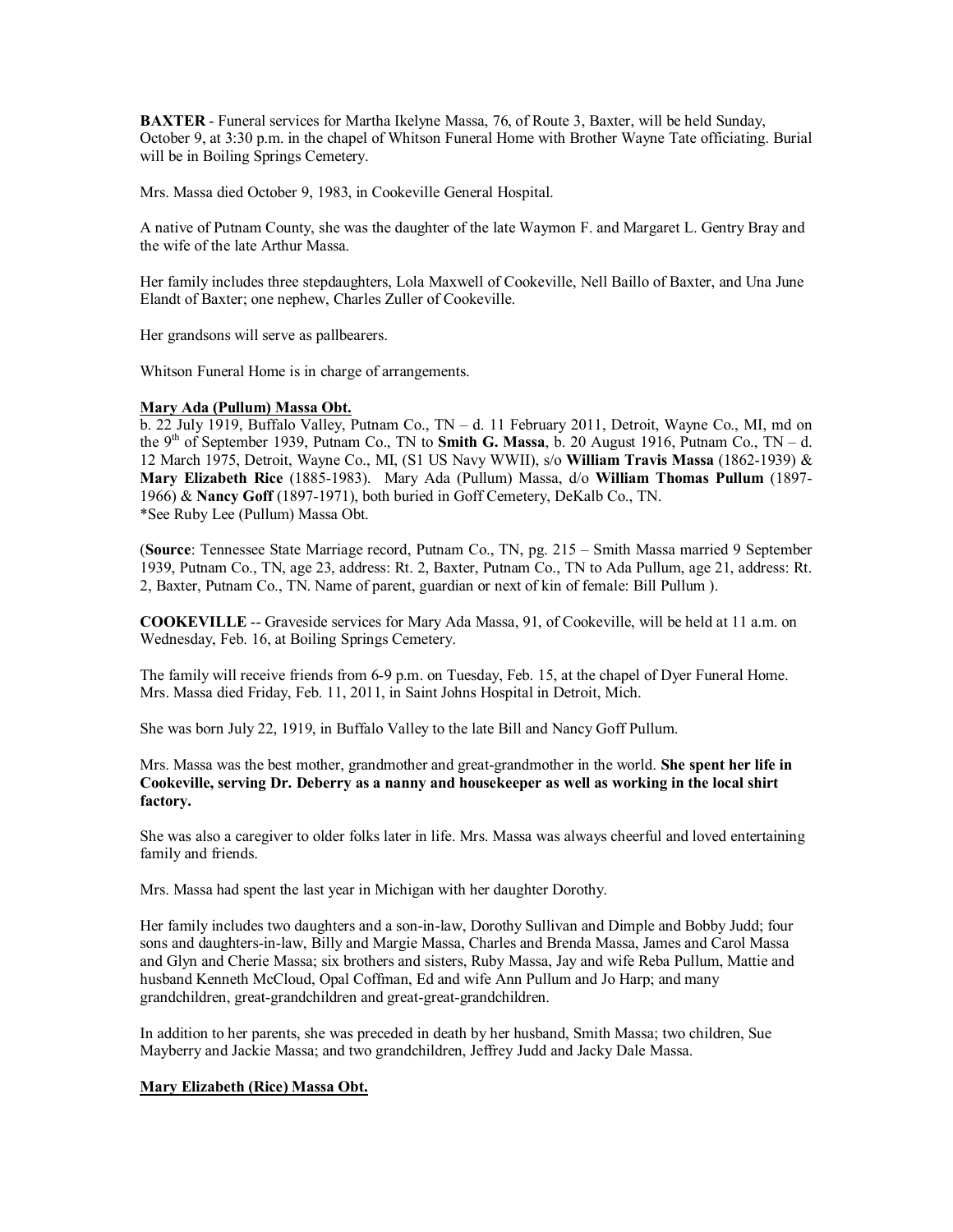**BAXTER** - Funeral services for Martha Ikelyne Massa, 76, of Route 3, Baxter, will be held Sunday, October 9, at 3:30 p.m. in the chapel of Whitson Funeral Home with Brother Wayne Tate officiating. Burial will be in Boiling Springs Cemetery.

Mrs. Massa died October 9, 1983, in Cookeville General Hospital.

A native of Putnam County, she was the daughter of the late Waymon F. and Margaret L. Gentry Bray and the wife of the late Arthur Massa.

Her family includes three stepdaughters, Lola Maxwell of Cookeville, Nell Baillo of Baxter, and Una June Elandt of Baxter; one nephew, Charles Zuller of Cookeville.

Her grandsons will serve as pallbearers.

Whitson Funeral Home is in charge of arrangements.

**Mary Ada (Pullum) Massa Obt.**

b. 22 July 1919, Buffalo Valley, Putnam Co., TN – d. 11 February 2011, Detroit, Wayne Co., MI, md on the 9th of September 1939, Putnam Co., TN to **Smith G. Massa**, b. 20 August 1916, Putnam Co., TN – d. 12 March 1975, Detroit, Wayne Co., MI, (S1 US Navy WWII), s/o **William Travis Massa** (1862-1939) & **Mary Elizabeth Rice** (1885-1983). Mary Ada (Pullum) Massa, d/o **William Thomas Pullum** (1897-1966) & **Nancy Goff** (1897-1971), both buried in Goff Cemetery, DeKalb Co., TN.
*See Ruby Lee (Pullum) Massa Obt.

(**Source**: Tennessee State Marriage record, Putnam Co., TN, pg. 215 – Smith Massa married 9 September 1939, Putnam Co., TN, age 23, address: Rt. 2, Baxter, Putnam Co., TN to Ada Pullum, age 21, address: Rt. 2, Baxter, Putnam Co., TN. Name of parent, guardian or next of kin of female: Bill Pullum ).

**COOKEVILLE** -- Graveside services for Mary Ada Massa, 91, of Cookeville, will be held at 11 a.m. on Wednesday, Feb. 16, at Boiling Springs Cemetery.

The family will receive friends from 6-9 p.m. on Tuesday, Feb. 15, at the chapel of Dyer Funeral Home. Mrs. Massa died Friday, Feb. 11, 2011, in Saint Johns Hospital in Detroit, Mich.

She was born July 22, 1919, in Buffalo Valley to the late Bill and Nancy Goff Pullum.

Mrs. Massa was the best mother, grandmother and great-grandmother in the world. **She spent her life in Cookeville, serving Dr. Deberry as a nanny and housekeeper as well as working in the local shirt factory.**

She was also a caregiver to older folks later in life. Mrs. Massa was always cheerful and loved entertaining family and friends.

Mrs. Massa had spent the last year in Michigan with her daughter Dorothy.

Her family includes two daughters and a son-in-law, Dorothy Sullivan and Dimple and Bobby Judd; four sons and daughters-in-law, Billy and Margie Massa, Charles and Brenda Massa, James and Carol Massa and Glyn and Cherie Massa; six brothers and sisters, Ruby Massa, Jay and wife Reba Pullum, Mattie and husband Kenneth McCloud, Opal Coffman, Ed and wife Ann Pullum and Jo Harp; and many grandchildren, great-grandchildren and great-great-grandchildren.

In addition to her parents, she was preceded in death by her husband, Smith Massa; two children, Sue Mayberry and Jackie Massa; and two grandchildren, Jeffrey Judd and Jacky Dale Massa.

**Mary Elizabeth (Rice) Massa Obt.**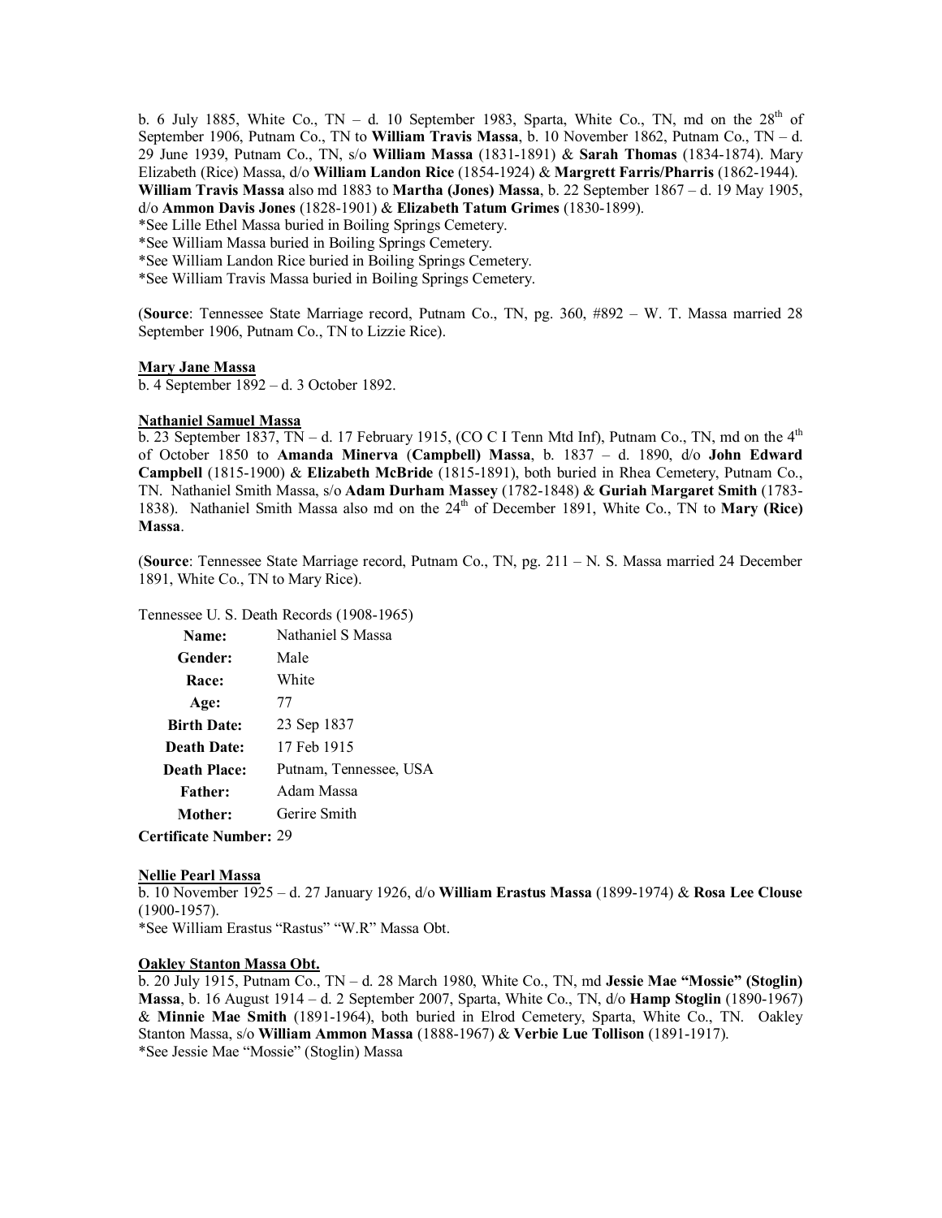b. 6 July 1885, White Co., TN – d. 10 September 1983, Sparta, White Co., TN, md on the 28th of September 1906, Putnam Co., TN to **William Travis Massa**, b. 10 November 1862, Putnam Co., TN – d. 29 June 1939, Putnam Co., TN, s/o **William Massa** (1831-1891) & **Sarah Thomas** (1834-1874). Mary Elizabeth (Rice) Massa, d/o **William Landon Rice** (1854-1924) & **Margrett Farris/Pharris** (1862-1944). **William Travis Massa** also md 1883 to **Martha (Jones) Massa**, b. 22 September 1867 – d. 19 May 1905, d/o **Ammon Davis Jones** (1828-1901) & **Elizabeth Tatum Grimes** (1830-1899).
*See Lille Ethel Massa buried in Boiling Springs Cemetery.
*See William Massa buried in Boiling Springs Cemetery.
*See William Landon Rice buried in Boiling Springs Cemetery.
*See William Travis Massa buried in Boiling Springs Cemetery.

(**Source**: Tennessee State Marriage record, Putnam Co., TN, pg. 360, #892 – W. T. Massa married 28 September 1906, Putnam Co., TN to Lizzie Rice).

**Mary Jane Massa**
b. 4 September 1892 – d. 3 October 1892.

**Nathaniel Samuel Massa**
b. 23 September 1837, TN – d. 17 February 1915, (CO C I Tenn Mtd Inf), Putnam Co., TN, md on the 4th of October 1850 to **Amanda Minerva (Campbell) Massa**, b. 1837 – d. 1890, d/o **John Edward Campbell** (1815-1900) & **Elizabeth McBride** (1815-1891), both buried in Rhea Cemetery, Putnam Co., TN. Nathaniel Smith Massa, s/o **Adam Durham Massey** (1782-1848) & **Guriah Margaret Smith** (1783-1838). Nathaniel Smith Massa also md on the 24th of December 1891, White Co., TN to **Mary (Rice) Massa**.

(**Source**: Tennessee State Marriage record, Putnam Co., TN, pg. 211 – N. S. Massa married 24 December 1891, White Co., TN to Mary Rice).

Tennessee U. S. Death Records (1908-1965)

| | |
|---|---|
| **Name:** | Nathaniel S Massa |
| **Gender:** | Male |
| **Race:** | White |
| **Age:** | 77 |
| **Birth Date:** | 23 Sep 1837 |
| **Death Date:** | 17 Feb 1915 |
| **Death Place:** | Putnam, Tennessee, USA |
| **Father:** | Adam Massa |
| **Mother:** | Gerire Smith |

**Certificate Number:** 29

**Nellie Pearl Massa**
b. 10 November 1925 – d. 27 January 1926, d/o **William Erastus Massa** (1899-1974) & **Rosa Lee Clouse** (1900-1957).
*See William Erastus "Rastus" "W.R" Massa Obt.

**Oakley Stanton Massa Obt.**
b. 20 July 1915, Putnam Co., TN – d. 28 March 1980, White Co., TN, md **Jessie Mae "Mossie" (Stoglin) Massa**, b. 16 August 1914 – d. 2 September 2007, Sparta, White Co., TN, d/o **Hamp Stoglin** (1890-1967) & **Minnie Mae Smith** (1891-1964), both buried in Elrod Cemetery, Sparta, White Co., TN. Oakley Stanton Massa, s/o **William Ammon Massa** (1888-1967) & **Verbie Lue Tollison** (1891-1917).
*See Jessie Mae "Mossie" (Stoglin) Massa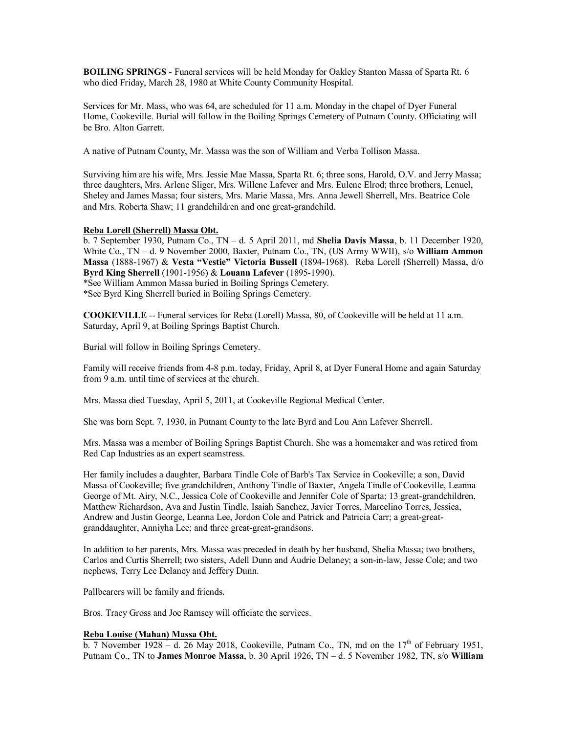**BOILING SPRINGS** - Funeral services will be held Monday for Oakley Stanton Massa of Sparta Rt. 6 who died Friday, March 28, 1980 at White County Community Hospital.

Services for Mr. Mass, who was 64, are scheduled for 11 a.m. Monday in the chapel of Dyer Funeral Home, Cookeville. Burial will follow in the Boiling Springs Cemetery of Putnam County. Officiating will be Bro. Alton Garrett.

A native of Putnam County, Mr. Massa was the son of William and Verba Tollison Massa.

Surviving him are his wife, Mrs. Jessie Mae Massa, Sparta Rt. 6; three sons, Harold, O.V. and Jerry Massa; three daughters, Mrs. Arlene Sliger, Mrs. Willene Lafever and Mrs. Eulene Elrod; three brothers, Lenuel, Sheley and James Massa; four sisters, Mrs. Marie Massa, Mrs. Anna Jewell Sherrell, Mrs. Beatrice Cole and Mrs. Roberta Shaw; 11 grandchildren and one great-grandchild.

**Reba Lorell (Sherrell) Massa Obt.**

b. 7 September 1930, Putnam Co., TN – d. 5 April 2011, md **Shelia Davis Massa**, b. 11 December 1920, White Co., TN – d. 9 November 2000, Baxter, Putnam Co., TN, (US Army WWII), s/o **William Ammon Massa** (1888-1967) & **Vesta "Vestie" Victoria Bussell** (1894-1968). Reba Lorell (Sherrell) Massa, d/o **Byrd King Sherrell** (1901-1956) & **Louann Lafever** (1895-1990).

*See William Ammon Massa buried in Boiling Springs Cemetery.

*See Byrd King Sherrell buried in Boiling Springs Cemetery.

**COOKEVILLE** -- Funeral services for Reba (Lorell) Massa, 80, of Cookeville will be held at 11 a.m. Saturday, April 9, at Boiling Springs Baptist Church.

Burial will follow in Boiling Springs Cemetery.

Family will receive friends from 4-8 p.m. today, Friday, April 8, at Dyer Funeral Home and again Saturday from 9 a.m. until time of services at the church.

Mrs. Massa died Tuesday, April 5, 2011, at Cookeville Regional Medical Center.

She was born Sept. 7, 1930, in Putnam County to the late Byrd and Lou Ann Lafever Sherrell.

Mrs. Massa was a member of Boiling Springs Baptist Church. She was a homemaker and was retired from Red Cap Industries as an expert seamstress.

Her family includes a daughter, Barbara Tindle Cole of Barb's Tax Service in Cookeville; a son, David Massa of Cookeville; five grandchildren, Anthony Tindle of Baxter, Angela Tindle of Cookeville, Leanna George of Mt. Airy, N.C., Jessica Cole of Cookeville and Jennifer Cole of Sparta; 13 great-grandchildren, Matthew Richardson, Ava and Justin Tindle, Isaiah Sanchez, Javier Torres, Marcelino Torres, Jessica, Andrew and Justin George, Leanna Lee, Jordon Cole and Patrick and Patricia Carr; a great-great-granddaughter, Anniyha Lee; and three great-great-grandsons.

In addition to her parents, Mrs. Massa was preceded in death by her husband, Shelia Massa; two brothers, Carlos and Curtis Sherrell; two sisters, Adell Dunn and Audrie Delaney; a son-in-law, Jesse Cole; and two nephews, Terry Lee Delaney and Jeffery Dunn.

Pallbearers will be family and friends.

Bros. Tracy Gross and Joe Ramsey will officiate the services.

**Reba Louise (Mahan) Massa Obt.**

b. 7 November 1928 – d. 26 May 2018, Cookeville, Putnam Co., TN, md on the 17th of February 1951, Putnam Co., TN to **James Monroe Massa**, b. 30 April 1926, TN – d. 5 November 1982, TN, s/o **William**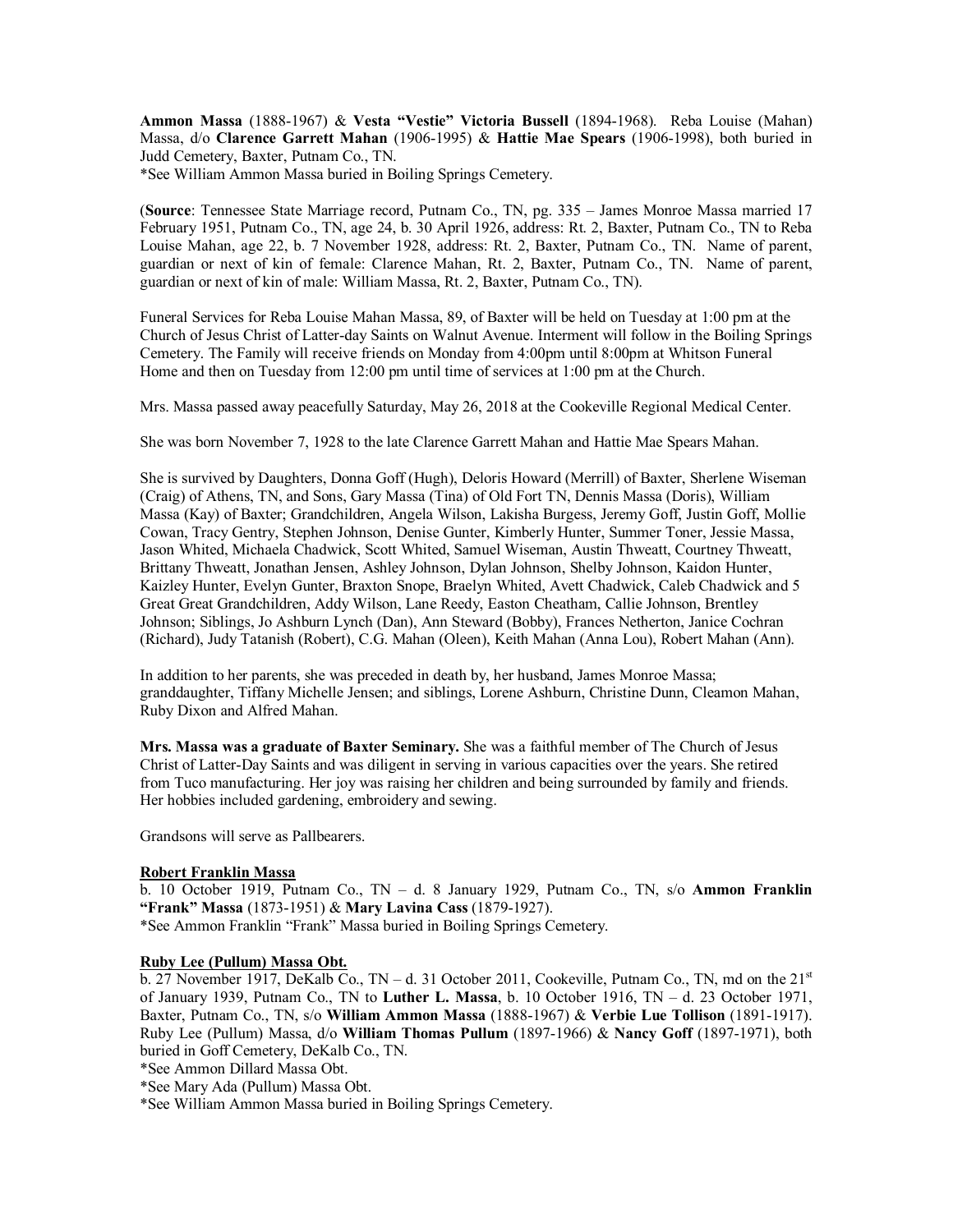**Ammon Massa** (1888-1967) & **Vesta "Vestie" Victoria Bussell** (1894-1968). Reba Louise (Mahan) Massa, d/o **Clarence Garrett Mahan** (1906-1995) & **Hattie Mae Spears** (1906-1998), both buried in Judd Cemetery, Baxter, Putnam Co., TN.
*See William Ammon Massa buried in Boiling Springs Cemetery.

(**Source**: Tennessee State Marriage record, Putnam Co., TN, pg. 335 – James Monroe Massa married 17 February 1951, Putnam Co., TN, age 24, b. 30 April 1926, address: Rt. 2, Baxter, Putnam Co., TN to Reba Louise Mahan, age 22, b. 7 November 1928, address: Rt. 2, Baxter, Putnam Co., TN. Name of parent, guardian or next of kin of female: Clarence Mahan, Rt. 2, Baxter, Putnam Co., TN. Name of parent, guardian or next of kin of male: William Massa, Rt. 2, Baxter, Putnam Co., TN).

Funeral Services for Reba Louise Mahan Massa, 89, of Baxter will be held on Tuesday at 1:00 pm at the Church of Jesus Christ of Latter-day Saints on Walnut Avenue. Interment will follow in the Boiling Springs Cemetery. The Family will receive friends on Monday from 4:00pm until 8:00pm at Whitson Funeral Home and then on Tuesday from 12:00 pm until time of services at 1:00 pm at the Church.

Mrs. Massa passed away peacefully Saturday, May 26, 2018 at the Cookeville Regional Medical Center.

She was born November 7, 1928 to the late Clarence Garrett Mahan and Hattie Mae Spears Mahan.

She is survived by Daughters, Donna Goff (Hugh), Deloris Howard (Merrill) of Baxter, Sherlene Wiseman (Craig) of Athens, TN, and Sons, Gary Massa (Tina) of Old Fort TN, Dennis Massa (Doris), William Massa (Kay) of Baxter; Grandchildren, Angela Wilson, Lakisha Burgess, Jeremy Goff, Justin Goff, Mollie Cowan, Tracy Gentry, Stephen Johnson, Denise Gunter, Kimberly Hunter, Summer Toner, Jessie Massa, Jason Whited, Michaela Chadwick, Scott Whited, Samuel Wiseman, Austin Thweatt, Courtney Thweatt, Brittany Thweatt, Jonathan Jensen, Ashley Johnson, Dylan Johnson, Shelby Johnson, Kaidon Hunter, Kaizley Hunter, Evelyn Gunter, Braxton Snope, Braelyn Whited, Avett Chadwick, Caleb Chadwick and 5 Great Great Grandchildren, Addy Wilson, Lane Reedy, Easton Cheatham, Callie Johnson, Brentley Johnson; Siblings, Jo Ashburn Lynch (Dan), Ann Steward (Bobby), Frances Netherton, Janice Cochran (Richard), Judy Tatanish (Robert), C.G. Mahan (Oleen), Keith Mahan (Anna Lou), Robert Mahan (Ann).

In addition to her parents, she was preceded in death by, her husband, James Monroe Massa; granddaughter, Tiffany Michelle Jensen; and siblings, Lorene Ashburn, Christine Dunn, Cleamon Mahan, Ruby Dixon and Alfred Mahan.

**Mrs. Massa was a graduate of Baxter Seminary.** She was a faithful member of The Church of Jesus Christ of Latter-Day Saints and was diligent in serving in various capacities over the years. She retired from Tuco manufacturing. Her joy was raising her children and being surrounded by family and friends. Her hobbies included gardening, embroidery and sewing.

Grandsons will serve as Pallbearers.

**Robert Franklin Massa**
b. 10 October 1919, Putnam Co., TN – d. 8 January 1929, Putnam Co., TN, s/o **Ammon Franklin "Frank" Massa** (1873-1951) & **Mary Lavina Cass** (1879-1927).
*See Ammon Franklin "Frank" Massa buried in Boiling Springs Cemetery.

**Ruby Lee (Pullum) Massa Obt.**
b. 27 November 1917, DeKalb Co., TN – d. 31 October 2011, Cookeville, Putnam Co., TN, md on the 21st of January 1939, Putnam Co., TN to **Luther L. Massa**, b. 10 October 1916, TN – d. 23 October 1971, Baxter, Putnam Co., TN, s/o **William Ammon Massa** (1888-1967) & **Verbie Lue Tollison** (1891-1917). Ruby Lee (Pullum) Massa, d/o **William Thomas Pullum** (1897-1966) & **Nancy Goff** (1897-1971), both buried in Goff Cemetery, DeKalb Co., TN.
*See Ammon Dillard Massa Obt.
*See Mary Ada (Pullum) Massa Obt.
*See William Ammon Massa buried in Boiling Springs Cemetery.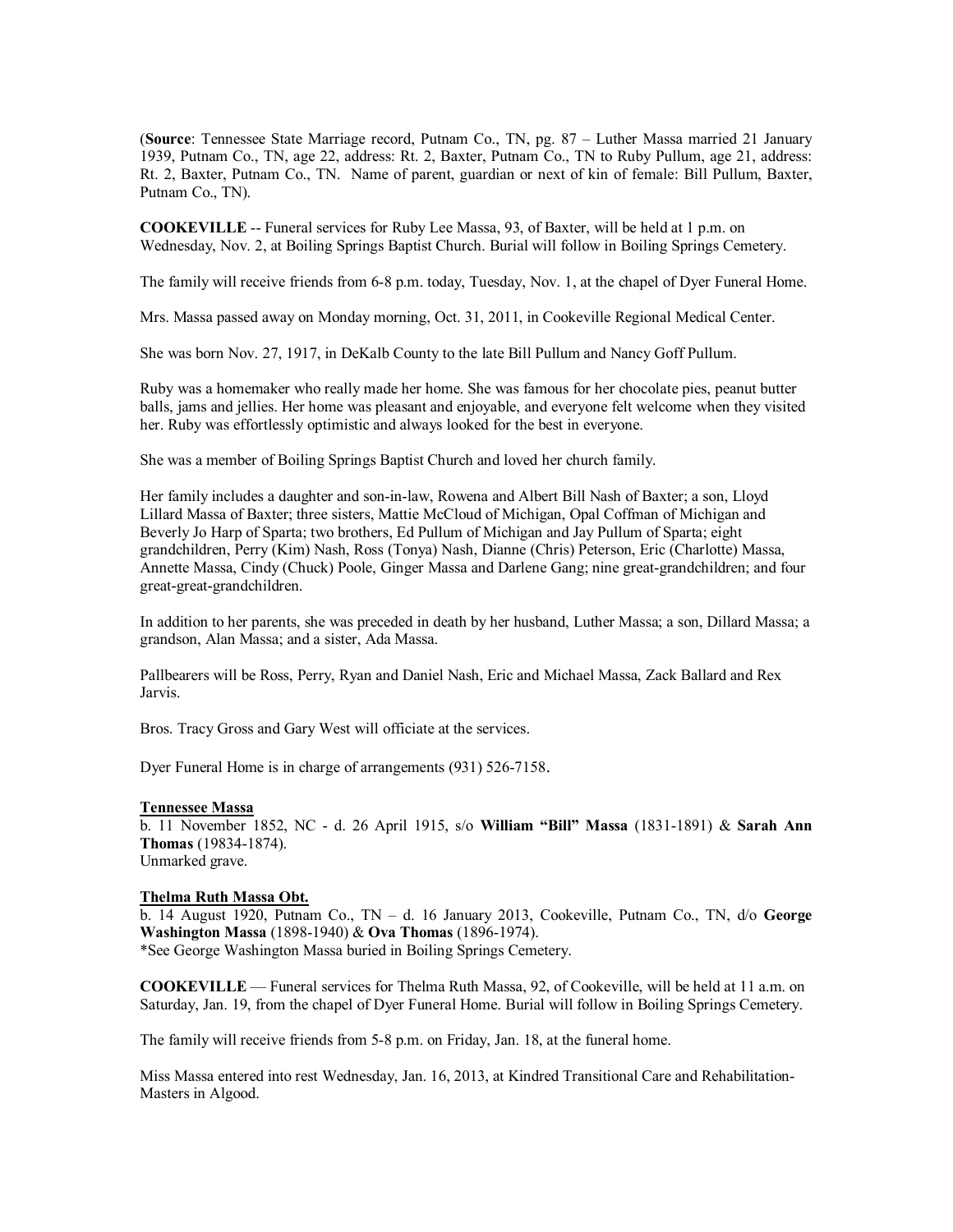(**Source**: Tennessee State Marriage record, Putnam Co., TN, pg. 87 – Luther Massa married 21 January 1939, Putnam Co., TN, age 22, address: Rt. 2, Baxter, Putnam Co., TN to Ruby Pullum, age 21, address: Rt. 2, Baxter, Putnam Co., TN. Name of parent, guardian or next of kin of female: Bill Pullum, Baxter, Putnam Co., TN).

**COOKEVILLE** -- Funeral services for Ruby Lee Massa, 93, of Baxter, will be held at 1 p.m. on Wednesday, Nov. 2, at Boiling Springs Baptist Church. Burial will follow in Boiling Springs Cemetery.

The family will receive friends from 6-8 p.m. today, Tuesday, Nov. 1, at the chapel of Dyer Funeral Home.

Mrs. Massa passed away on Monday morning, Oct. 31, 2011, in Cookeville Regional Medical Center.

She was born Nov. 27, 1917, in DeKalb County to the late Bill Pullum and Nancy Goff Pullum.

Ruby was a homemaker who really made her home. She was famous for her chocolate pies, peanut butter balls, jams and jellies. Her home was pleasant and enjoyable, and everyone felt welcome when they visited her. Ruby was effortlessly optimistic and always looked for the best in everyone.

She was a member of Boiling Springs Baptist Church and loved her church family.

Her family includes a daughter and son-in-law, Rowena and Albert Bill Nash of Baxter; a son, Lloyd Lillard Massa of Baxter; three sisters, Mattie McCloud of Michigan, Opal Coffman of Michigan and Beverly Jo Harp of Sparta; two brothers, Ed Pullum of Michigan and Jay Pullum of Sparta; eight grandchildren, Perry (Kim) Nash, Ross (Tonya) Nash, Dianne (Chris) Peterson, Eric (Charlotte) Massa, Annette Massa, Cindy (Chuck) Poole, Ginger Massa and Darlene Gang; nine great-grandchildren; and four great-great-grandchildren.

In addition to her parents, she was preceded in death by her husband, Luther Massa; a son, Dillard Massa; a grandson, Alan Massa; and a sister, Ada Massa.

Pallbearers will be Ross, Perry, Ryan and Daniel Nash, Eric and Michael Massa, Zack Ballard and Rex Jarvis.

Bros. Tracy Gross and Gary West will officiate at the services.

Dyer Funeral Home is in charge of arrangements (931) 526-7158.

**Tennessee Massa**

b. 11 November 1852, NC - d. 26 April 1915, s/o **William "Bill" Massa** (1831-1891) & **Sarah Ann Thomas** (19834-1874).
Unmarked grave.

**Thelma Ruth Massa Obt.**

b. 14 August 1920, Putnam Co., TN – d. 16 January 2013, Cookeville, Putnam Co., TN, d/o **George Washington Massa** (1898-1940) & **Ova Thomas** (1896-1974).
*See George Washington Massa buried in Boiling Springs Cemetery.

**COOKEVILLE** — Funeral services for Thelma Ruth Massa, 92, of Cookeville, will be held at 11 a.m. on Saturday, Jan. 19, from the chapel of Dyer Funeral Home. Burial will follow in Boiling Springs Cemetery.

The family will receive friends from 5-8 p.m. on Friday, Jan. 18, at the funeral home.

Miss Massa entered into rest Wednesday, Jan. 16, 2013, at Kindred Transitional Care and Rehabilitation-Masters in Algood.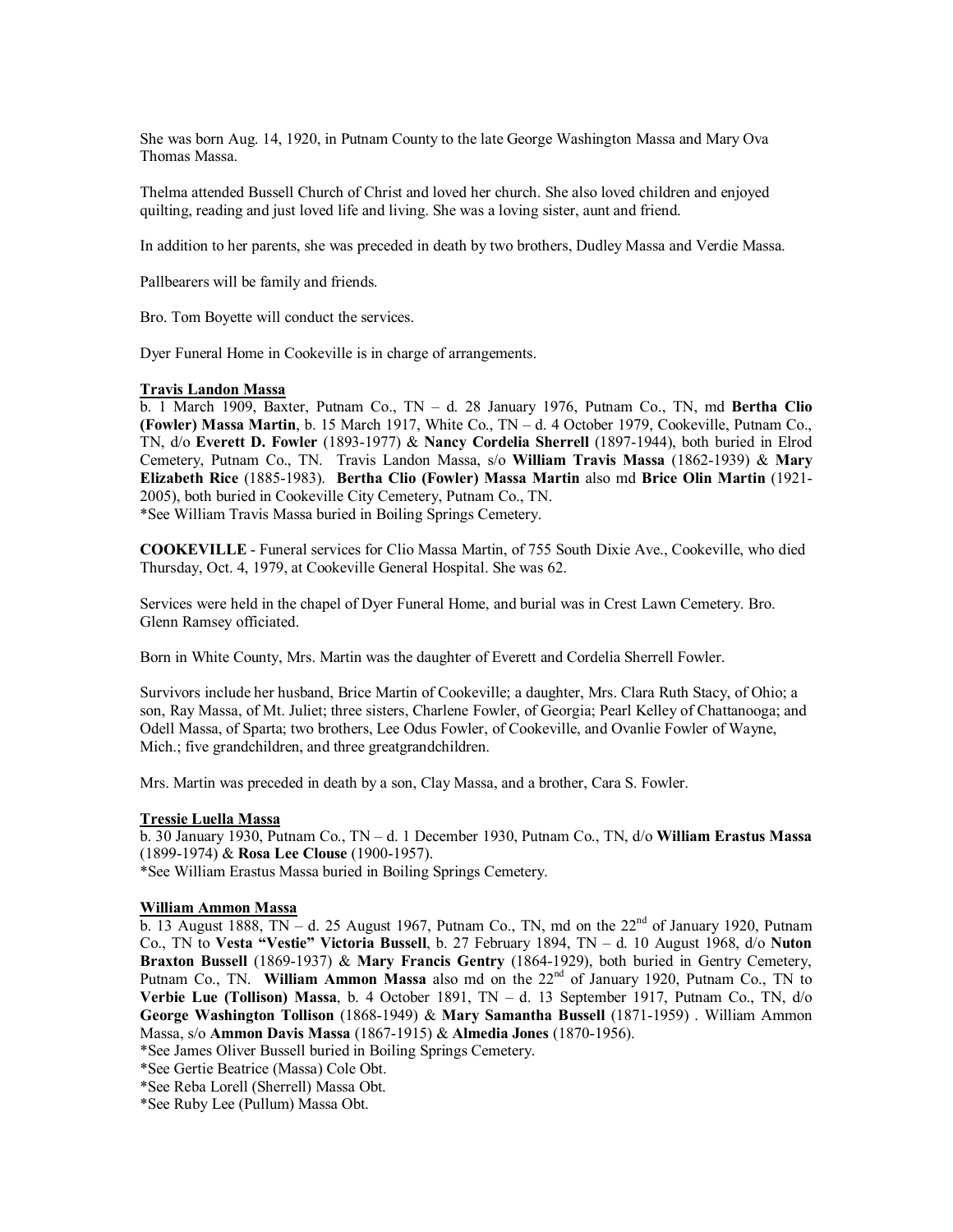She was born Aug. 14, 1920, in Putnam County to the late George Washington Massa and Mary Ova Thomas Massa.

Thelma attended Bussell Church of Christ and loved her church. She also loved children and enjoyed quilting, reading and just loved life and living. She was a loving sister, aunt and friend.

In addition to her parents, she was preceded in death by two brothers, Dudley Massa and Verdie Massa.

Pallbearers will be family and friends.

Bro. Tom Boyette will conduct the services.

Dyer Funeral Home in Cookeville is in charge of arrangements.

**Travis Landon Massa**

b. 1 March 1909, Baxter, Putnam Co., TN – d. 28 January 1976, Putnam Co., TN, md **Bertha Clio (Fowler) Massa Martin**, b. 15 March 1917, White Co., TN – d. 4 October 1979, Cookeville, Putnam Co., TN, d/o **Everett D. Fowler** (1893-1977) & **Nancy Cordelia Sherrell** (1897-1944), both buried in Elrod Cemetery, Putnam Co., TN. Travis Landon Massa, s/o **William Travis Massa** (1862-1939) & **Mary Elizabeth Rice** (1885-1983). **Bertha Clio (Fowler) Massa Martin** also md **Brice Olin Martin** (1921-2005), both buried in Cookeville City Cemetery, Putnam Co., TN.
*See William Travis Massa buried in Boiling Springs Cemetery.

**COOKEVILLE** - Funeral services for Clio Massa Martin, of 755 South Dixie Ave., Cookeville, who died Thursday, Oct. 4, 1979, at Cookeville General Hospital. She was 62.

Services were held in the chapel of Dyer Funeral Home, and burial was in Crest Lawn Cemetery. Bro. Glenn Ramsey officiated.

Born in White County, Mrs. Martin was the daughter of Everett and Cordelia Sherrell Fowler.

Survivors include her husband, Brice Martin of Cookeville; a daughter, Mrs. Clara Ruth Stacy, of Ohio; a son, Ray Massa, of Mt. Juliet; three sisters, Charlene Fowler, of Georgia; Pearl Kelley of Chattanooga; and Odell Massa, of Sparta; two brothers, Lee Odus Fowler, of Cookeville, and Ovanlie Fowler of Wayne, Mich.; five grandchildren, and three greatgrandchildren.

Mrs. Martin was preceded in death by a son, Clay Massa, and a brother, Cara S. Fowler.

**Tressie Luella Massa**

b. 30 January 1930, Putnam Co., TN – d. 1 December 1930, Putnam Co., TN, d/o **William Erastus Massa** (1899-1974) & **Rosa Lee Clouse** (1900-1957).
*See William Erastus Massa buried in Boiling Springs Cemetery.

**William Ammon Massa**

b. 13 August 1888, TN – d. 25 August 1967, Putnam Co., TN, md on the 22nd of January 1920, Putnam Co., TN to **Vesta "Vestie" Victoria Bussell**, b. 27 February 1894, TN – d. 10 August 1968, d/o **Nuton Braxton Bussell** (1869-1937) & **Mary Francis Gentry** (1864-1929), both buried in Gentry Cemetery, Putnam Co., TN. **William Ammon Massa** also md on the 22nd of January 1920, Putnam Co., TN to **Verbie Lue (Tollison) Massa**, b. 4 October 1891, TN – d. 13 September 1917, Putnam Co., TN, d/o **George Washington Tollison** (1868-1949) & **Mary Samantha Bussell** (1871-1959) . William Ammon Massa, s/o **Ammon Davis Massa** (1867-1915) & **Almedia Jones** (1870-1956).
*See James Oliver Bussell buried in Boiling Springs Cemetery.
*See Gertie Beatrice (Massa) Cole Obt.
*See Reba Lorell (Sherrell) Massa Obt.
*See Ruby Lee (Pullum) Massa Obt.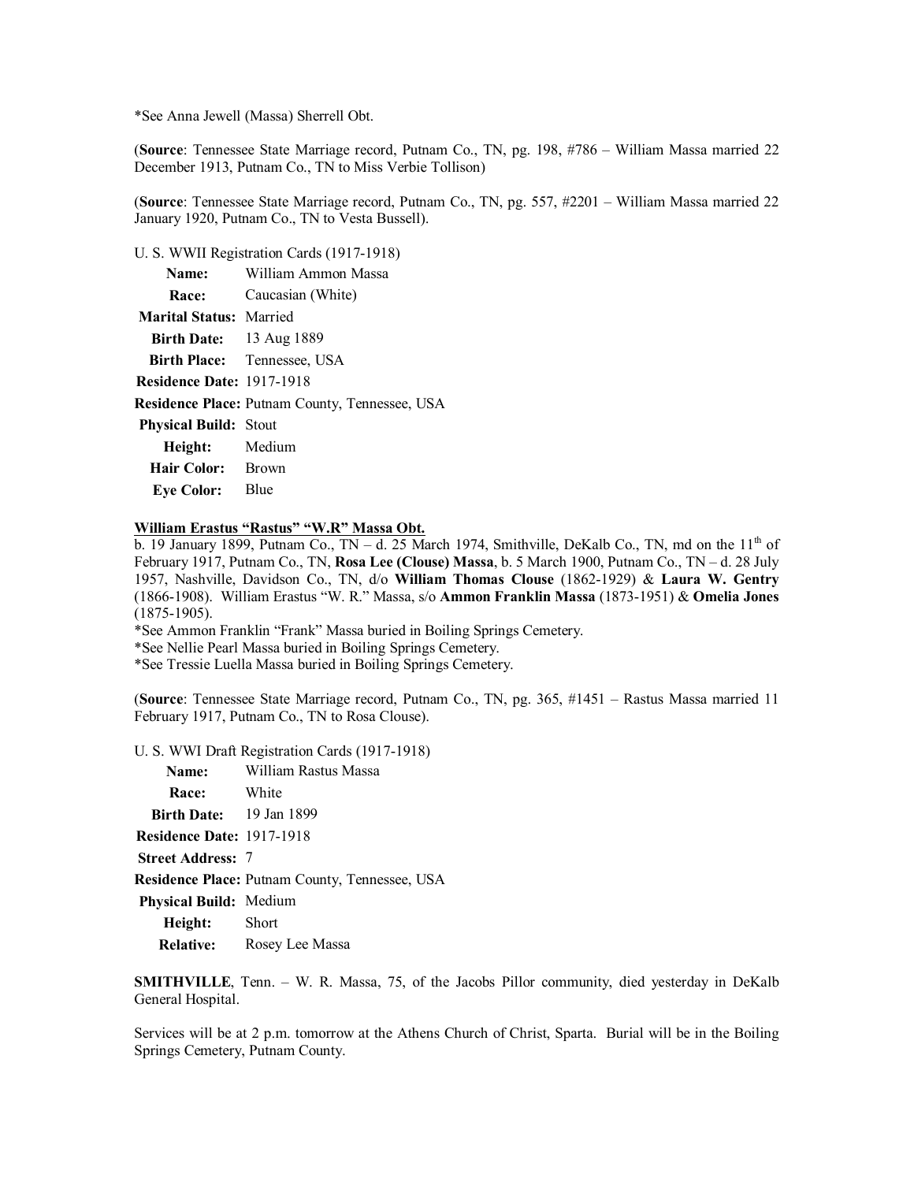*See Anna Jewell (Massa) Sherrell Obt.

(**Source**: Tennessee State Marriage record, Putnam Co., TN, pg. 198, #786 – William Massa married 22 December 1913, Putnam Co., TN to Miss Verbie Tollison)

(**Source**: Tennessee State Marriage record, Putnam Co., TN, pg. 557, #2201 – William Massa married 22 January 1920, Putnam Co., TN to Vesta Bussell).

U. S. WWII Registration Cards (1917-1918)

| | |
|---|---|
| **Name:** | William Ammon Massa |
| **Race:** | Caucasian (White) |
| **Marital Status:** | Married |
| **Birth Date:** | 13 Aug 1889 |
| **Birth Place:** | Tennessee, USA |
| **Residence Date:** | 1917-1918 |
| **Residence Place:** | Putnam County, Tennessee, USA |
| **Physical Build:** | Stout |
| **Height:** | Medium |
| **Hair Color:** | Brown |
| **Eye Color:** | Blue |

**William Erastus "Rastus" "W.R" Massa Obt.**

b. 19 January 1899, Putnam Co., TN – d. 25 March 1974, Smithville, DeKalb Co., TN, md on the 11th of February 1917, Putnam Co., TN, **Rosa Lee (Clouse) Massa**, b. 5 March 1900, Putnam Co., TN – d. 28 July 1957, Nashville, Davidson Co., TN, d/o **William Thomas Clouse** (1862-1929) & **Laura W. Gentry** (1866-1908). William Erastus "W. R." Massa, s/o **Ammon Franklin Massa** (1873-1951) & **Omelia Jones** (1875-1905).

*See Ammon Franklin "Frank" Massa buried in Boiling Springs Cemetery.
*See Nellie Pearl Massa buried in Boiling Springs Cemetery.
*See Tressie Luella Massa buried in Boiling Springs Cemetery.

(**Source**: Tennessee State Marriage record, Putnam Co., TN, pg. 365, #1451 – Rastus Massa married 11 February 1917, Putnam Co., TN to Rosa Clouse).

U. S. WWI Draft Registration Cards (1917-1918)

| | |
|---|---|
| **Name:** | William Rastus Massa |
| **Race:** | White |
| **Birth Date:** | 19 Jan 1899 |
| **Residence Date:** | 1917-1918 |
| **Street Address:** | 7 |
| **Residence Place:** | Putnam County, Tennessee, USA |
| **Physical Build:** | Medium |
| **Height:** | Short |
| **Relative:** | Rosey Lee Massa |

**SMITHVILLE**, Tenn. – W. R. Massa, 75, of the Jacobs Pillor community, died yesterday in DeKalb General Hospital.

Services will be at 2 p.m. tomorrow at the Athens Church of Christ, Sparta. Burial will be in the Boiling Springs Cemetery, Putnam County.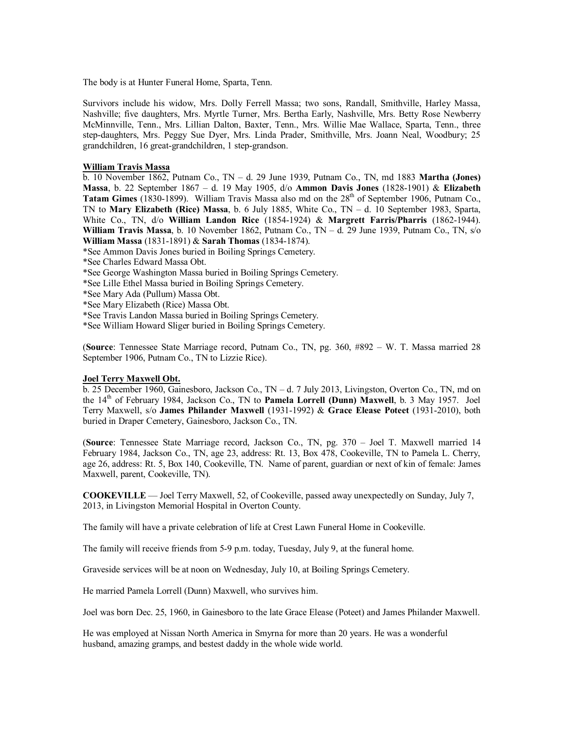The body is at Hunter Funeral Home, Sparta, Tenn.

Survivors include his widow, Mrs. Dolly Ferrell Massa; two sons, Randall, Smithville, Harley Massa, Nashville; five daughters, Mrs. Myrtle Turner, Mrs. Bertha Early, Nashville, Mrs. Betty Rose Newberry McMinnville, Tenn., Mrs. Lillian Dalton, Baxter, Tenn., Mrs. Willie Mae Wallace, Sparta, Tenn., three step-daughters, Mrs. Peggy Sue Dyer, Mrs. Linda Prader, Smithville, Mrs. Joann Neal, Woodbury; 25 grandchildren, 16 great-grandchildren, 1 step-grandson.

**William Travis Massa**

b. 10 November 1862, Putnam Co., TN – d. 29 June 1939, Putnam Co., TN, md 1883 **Martha (Jones) Massa**, b. 22 September 1867 – d. 19 May 1905, d/o **Ammon Davis Jones** (1828-1901) & **Elizabeth Tatam Gimes** (1830-1899). William Travis Massa also md on the 28th of September 1906, Putnam Co., TN to **Mary Elizabeth (Rice) Massa**, b. 6 July 1885, White Co., TN – d. 10 September 1983, Sparta, White Co., TN, d/o **William Landon Rice** (1854-1924) & **Margrett Farris/Pharris** (1862-1944). **William Travis Massa**, b. 10 November 1862, Putnam Co., TN – d. 29 June 1939, Putnam Co., TN, s/o **William Massa** (1831-1891) & **Sarah Thomas** (1834-1874).

*See Ammon Davis Jones buried in Boiling Springs Cemetery.
*See Charles Edward Massa Obt.
*See George Washington Massa buried in Boiling Springs Cemetery.
*See Lille Ethel Massa buried in Boiling Springs Cemetery.
*See Mary Ada (Pullum) Massa Obt.
*See Mary Elizabeth (Rice) Massa Obt.
*See Travis Landon Massa buried in Boiling Springs Cemetery.
*See William Howard Sliger buried in Boiling Springs Cemetery.

(**Source**: Tennessee State Marriage record, Putnam Co., TN, pg. 360, #892 – W. T. Massa married 28 September 1906, Putnam Co., TN to Lizzie Rice).

**Joel Terry Maxwell Obt.**

b. 25 December 1960, Gainesboro, Jackson Co., TN – d. 7 July 2013, Livingston, Overton Co., TN, md on the 14th of February 1984, Jackson Co., TN to **Pamela Lorrell (Dunn) Maxwell**, b. 3 May 1957. Joel Terry Maxwell, s/o **James Philander Maxwell** (1931-1992) & **Grace Elease Poteet** (1931-2010), both buried in Draper Cemetery, Gainesboro, Jackson Co., TN.

(**Source**: Tennessee State Marriage record, Jackson Co., TN, pg. 370 – Joel T. Maxwell married 14 February 1984, Jackson Co., TN, age 23, address: Rt. 13, Box 478, Cookeville, TN to Pamela L. Cherry, age 26, address: Rt. 5, Box 140, Cookeville, TN. Name of parent, guardian or next of kin of female: James Maxwell, parent, Cookeville, TN).

**COOKEVILLE** — Joel Terry Maxwell, 52, of Cookeville, passed away unexpectedly on Sunday, July 7, 2013, in Livingston Memorial Hospital in Overton County.

The family will have a private celebration of life at Crest Lawn Funeral Home in Cookeville.

The family will receive friends from 5-9 p.m. today, Tuesday, July 9, at the funeral home.

Graveside services will be at noon on Wednesday, July 10, at Boiling Springs Cemetery.

He married Pamela Lorrell (Dunn) Maxwell, who survives him.

Joel was born Dec. 25, 1960, in Gainesboro to the late Grace Elease (Poteet) and James Philander Maxwell.

He was employed at Nissan North America in Smyrna for more than 20 years. He was a wonderful husband, amazing gramps, and bestest daddy in the whole wide world.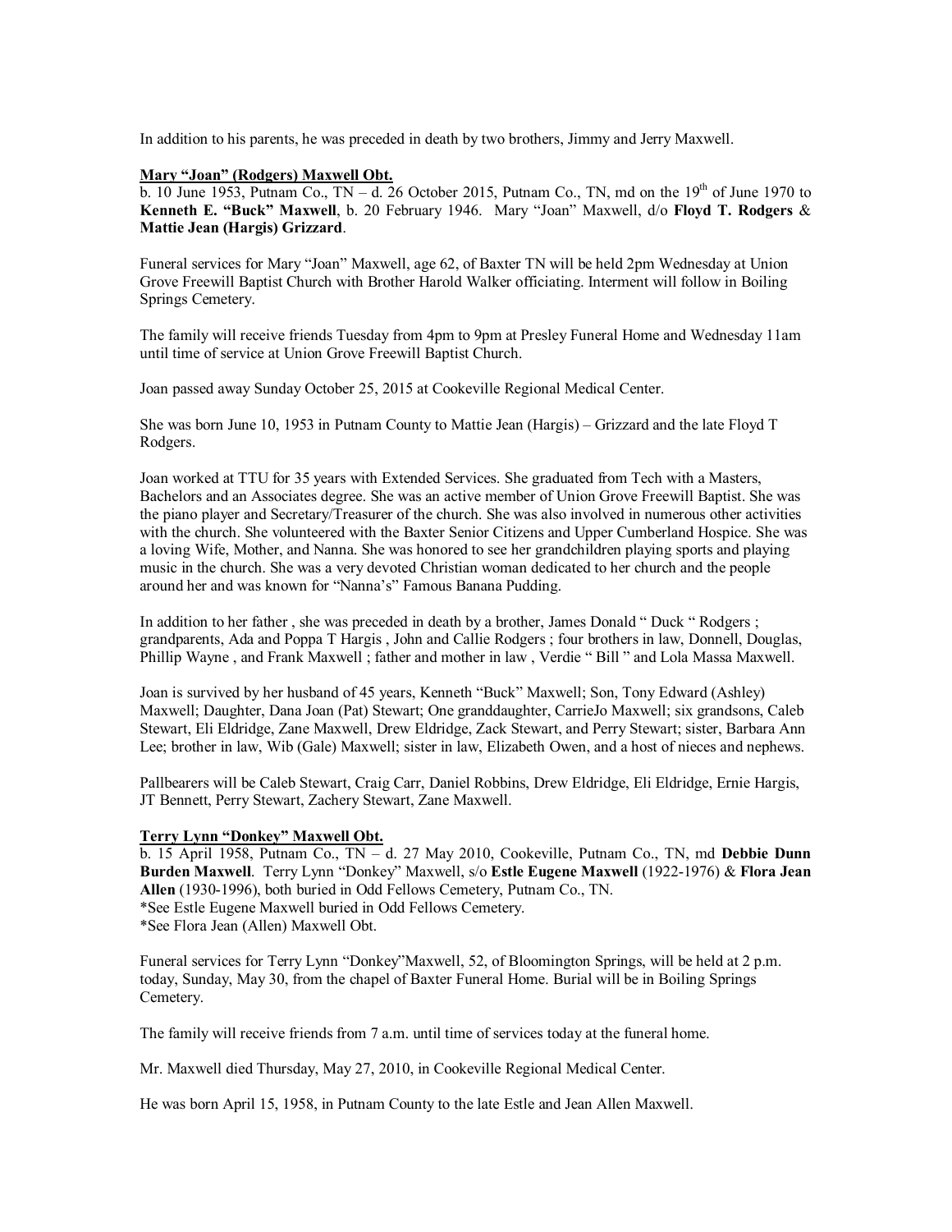In addition to his parents, he was preceded in death by two brothers, Jimmy and Jerry Maxwell.

**Mary "Joan" (Rodgers) Maxwell Obt.**

b. 10 June 1953, Putnam Co., TN – d. 26 October 2015, Putnam Co., TN, md on the 19th of June 1970 to **Kenneth E. "Buck" Maxwell**, b. 20 February 1946. Mary "Joan" Maxwell, d/o **Floyd T. Rodgers** & **Mattie Jean (Hargis) Grizzard**.

Funeral services for Mary "Joan" Maxwell, age 62, of Baxter TN will be held 2pm Wednesday at Union Grove Freewill Baptist Church with Brother Harold Walker officiating. Interment will follow in Boiling Springs Cemetery.

The family will receive friends Tuesday from 4pm to 9pm at Presley Funeral Home and Wednesday 11am until time of service at Union Grove Freewill Baptist Church.

Joan passed away Sunday October 25, 2015 at Cookeville Regional Medical Center.

She was born June 10, 1953 in Putnam County to Mattie Jean (Hargis) – Grizzard and the late Floyd T Rodgers.

Joan worked at TTU for 35 years with Extended Services. She graduated from Tech with a Masters, Bachelors and an Associates degree. She was an active member of Union Grove Freewill Baptist. She was the piano player and Secretary/Treasurer of the church. She was also involved in numerous other activities with the church. She volunteered with the Baxter Senior Citizens and Upper Cumberland Hospice. She was a loving Wife, Mother, and Nanna. She was honored to see her grandchildren playing sports and playing music in the church. She was a very devoted Christian woman dedicated to her church and the people around her and was known for "Nanna's" Famous Banana Pudding.

In addition to her father , she was preceded in death by a brother, James Donald " Duck " Rodgers ; grandparents, Ada and Poppa T Hargis , John and Callie Rodgers ; four brothers in law, Donnell, Douglas, Phillip Wayne , and Frank Maxwell ; father and mother in law , Verdie " Bill " and Lola Massa Maxwell.

Joan is survived by her husband of 45 years, Kenneth "Buck" Maxwell; Son, Tony Edward (Ashley) Maxwell; Daughter, Dana Joan (Pat) Stewart; One granddaughter, CarrieJo Maxwell; six grandsons, Caleb Stewart, Eli Eldridge, Zane Maxwell, Drew Eldridge, Zack Stewart, and Perry Stewart; sister, Barbara Ann Lee; brother in law, Wib (Gale) Maxwell; sister in law, Elizabeth Owen, and a host of nieces and nephews.

Pallbearers will be Caleb Stewart, Craig Carr, Daniel Robbins, Drew Eldridge, Eli Eldridge, Ernie Hargis, JT Bennett, Perry Stewart, Zachery Stewart, Zane Maxwell.

**Terry Lynn "Donkey" Maxwell Obt.**

b. 15 April 1958, Putnam Co., TN – d. 27 May 2010, Cookeville, Putnam Co., TN, md **Debbie Dunn Burden Maxwell**. Terry Lynn "Donkey" Maxwell, s/o **Estle Eugene Maxwell** (1922-1976) & **Flora Jean Allen** (1930-1996), both buried in Odd Fellows Cemetery, Putnam Co., TN.
*See Estle Eugene Maxwell buried in Odd Fellows Cemetery.
*See Flora Jean (Allen) Maxwell Obt.

Funeral services for Terry Lynn "Donkey"Maxwell, 52, of Bloomington Springs, will be held at 2 p.m. today, Sunday, May 30, from the chapel of Baxter Funeral Home. Burial will be in Boiling Springs Cemetery.

The family will receive friends from 7 a.m. until time of services today at the funeral home.

Mr. Maxwell died Thursday, May 27, 2010, in Cookeville Regional Medical Center.

He was born April 15, 1958, in Putnam County to the late Estle and Jean Allen Maxwell.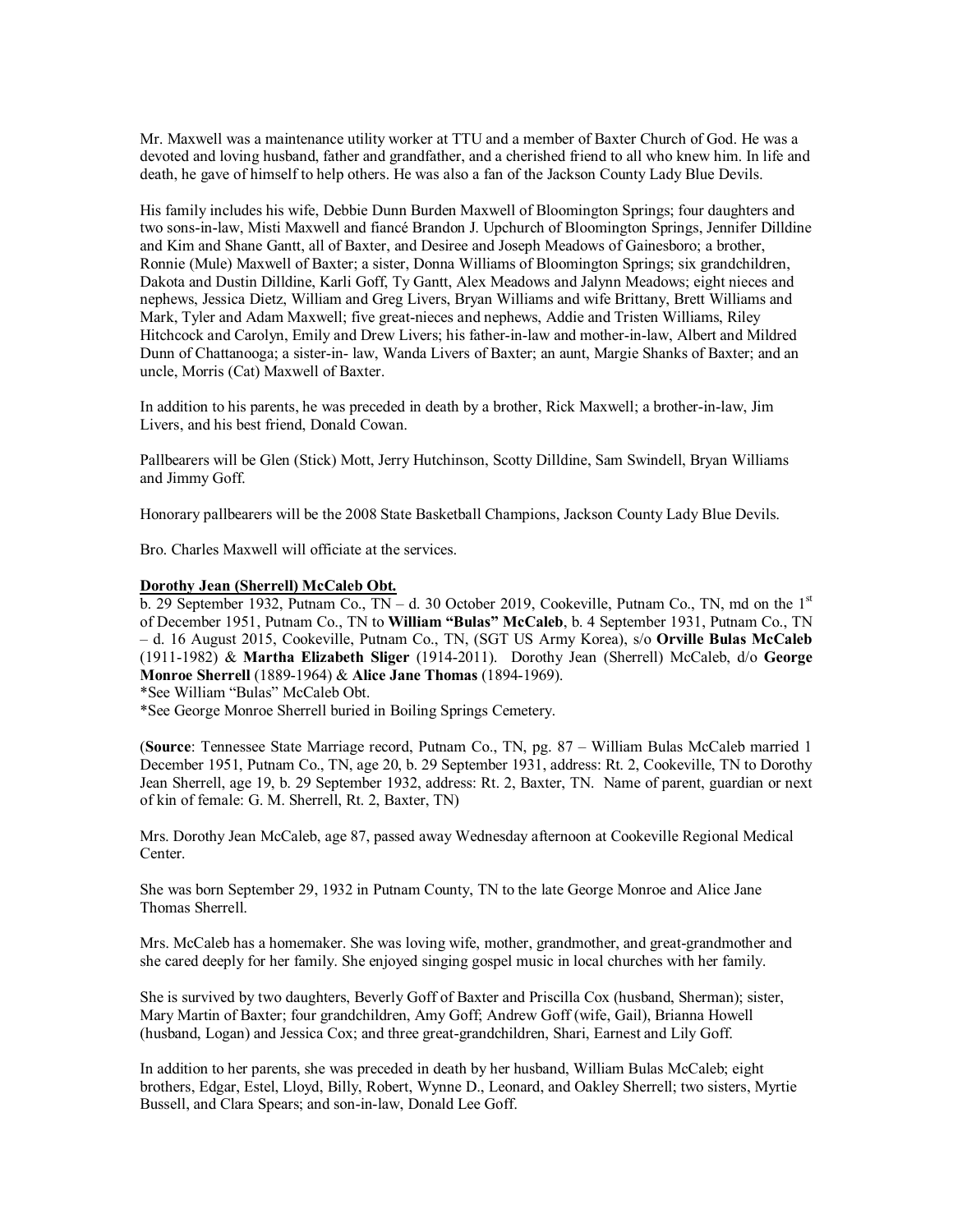Mr. Maxwell was a maintenance utility worker at TTU and a member of Baxter Church of God. He was a devoted and loving husband, father and grandfather, and a cherished friend to all who knew him. In life and death, he gave of himself to help others. He was also a fan of the Jackson County Lady Blue Devils.

His family includes his wife, Debbie Dunn Burden Maxwell of Bloomington Springs; four daughters and two sons-in-law, Misti Maxwell and fiancé Brandon J. Upchurch of Bloomington Springs, Jennifer Dilldine and Kim and Shane Gantt, all of Baxter, and Desiree and Joseph Meadows of Gainesboro; a brother, Ronnie (Mule) Maxwell of Baxter; a sister, Donna Williams of Bloomington Springs; six grandchildren, Dakota and Dustin Dilldine, Karli Goff, Ty Gantt, Alex Meadows and Jalynn Meadows; eight nieces and nephews, Jessica Dietz, William and Greg Livers, Bryan Williams and wife Brittany, Brett Williams and Mark, Tyler and Adam Maxwell; five great-nieces and nephews, Addie and Tristen Williams, Riley Hitchcock and Carolyn, Emily and Drew Livers; his father-in-law and mother-in-law, Albert and Mildred Dunn of Chattanooga; a sister-in- law, Wanda Livers of Baxter; an aunt, Margie Shanks of Baxter; and an uncle, Morris (Cat) Maxwell of Baxter.

In addition to his parents, he was preceded in death by a brother, Rick Maxwell; a brother-in-law, Jim Livers, and his best friend, Donald Cowan.

Pallbearers will be Glen (Stick) Mott, Jerry Hutchinson, Scotty Dilldine, Sam Swindell, Bryan Williams and Jimmy Goff.

Honorary pallbearers will be the 2008 State Basketball Champions, Jackson County Lady Blue Devils.

Bro. Charles Maxwell will officiate at the services.

**Dorothy Jean (Sherrell) McCaleb Obt.**

b. 29 September 1932, Putnam Co., TN – d. 30 October 2019, Cookeville, Putnam Co., TN, md on the 1st of December 1951, Putnam Co., TN to **William "Bulas" McCaleb**, b. 4 September 1931, Putnam Co., TN – d. 16 August 2015, Cookeville, Putnam Co., TN, (SGT US Army Korea), s/o **Orville Bulas McCaleb** (1911-1982) & **Martha Elizabeth Sliger** (1914-2011). Dorothy Jean (Sherrell) McCaleb, d/o **George Monroe Sherrell** (1889-1964) & **Alice Jane Thomas** (1894-1969).
*See William "Bulas" McCaleb Obt.
*See George Monroe Sherrell buried in Boiling Springs Cemetery.

(**Source**: Tennessee State Marriage record, Putnam Co., TN, pg. 87 – William Bulas McCaleb married 1 December 1951, Putnam Co., TN, age 20, b. 29 September 1931, address: Rt. 2, Cookeville, TN to Dorothy Jean Sherrell, age 19, b. 29 September 1932, address: Rt. 2, Baxter, TN. Name of parent, guardian or next of kin of female: G. M. Sherrell, Rt. 2, Baxter, TN)

Mrs. Dorothy Jean McCaleb, age 87, passed away Wednesday afternoon at Cookeville Regional Medical Center.

She was born September 29, 1932 in Putnam County, TN to the late George Monroe and Alice Jane Thomas Sherrell.

Mrs. McCaleb has a homemaker. She was loving wife, mother, grandmother, and great-grandmother and she cared deeply for her family. She enjoyed singing gospel music in local churches with her family.

She is survived by two daughters, Beverly Goff of Baxter and Priscilla Cox (husband, Sherman); sister, Mary Martin of Baxter; four grandchildren, Amy Goff; Andrew Goff (wife, Gail), Brianna Howell (husband, Logan) and Jessica Cox; and three great-grandchildren, Shari, Earnest and Lily Goff.

In addition to her parents, she was preceded in death by her husband, William Bulas McCaleb; eight brothers, Edgar, Estel, Lloyd, Billy, Robert, Wynne D., Leonard, and Oakley Sherrell; two sisters, Myrtie Bussell, and Clara Spears; and son-in-law, Donald Lee Goff.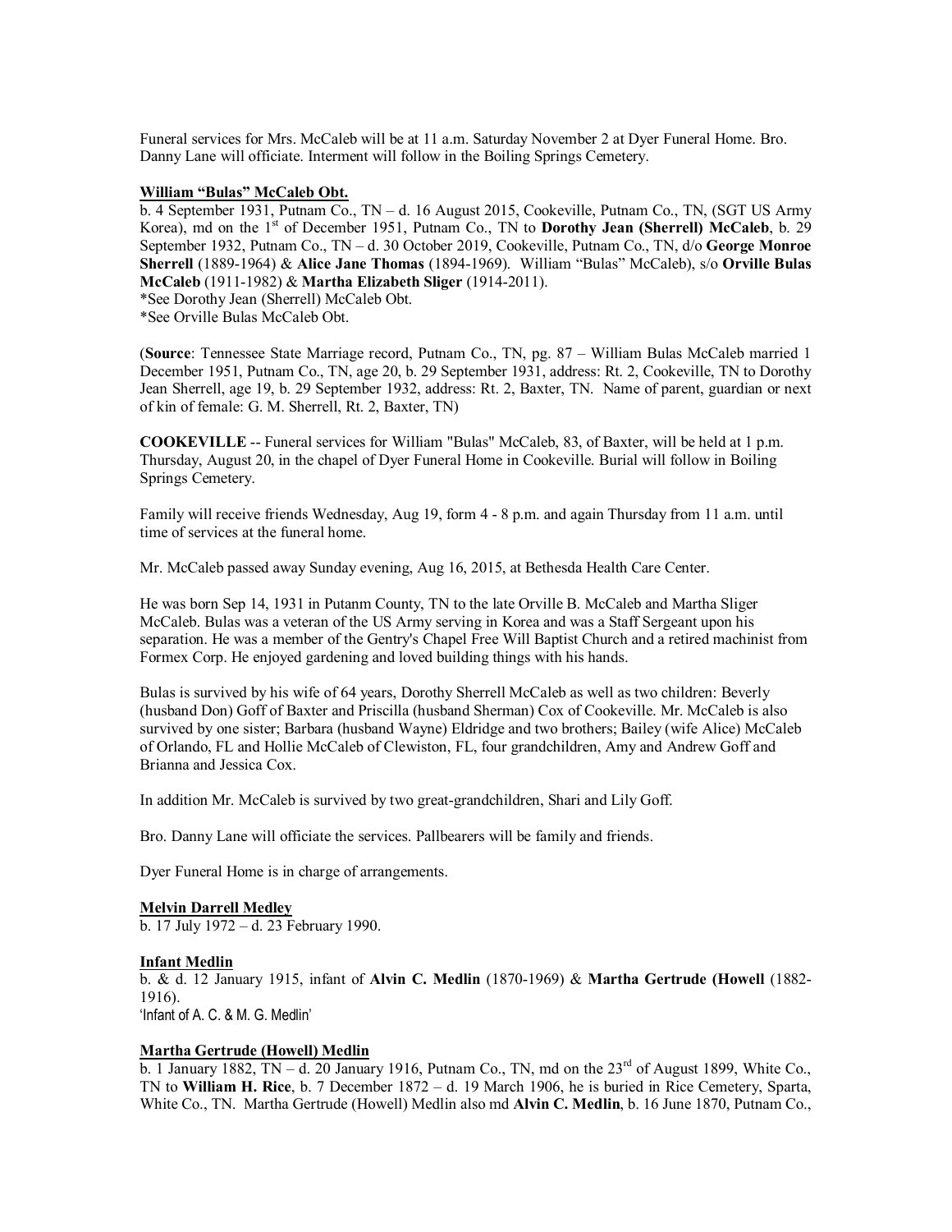Funeral services for Mrs. McCaleb will be at 11 a.m. Saturday November 2 at Dyer Funeral Home. Bro. Danny Lane will officiate. Interment will follow in the Boiling Springs Cemetery.

**William "Bulas" McCaleb Obt.**

b. 4 September 1931, Putnam Co., TN – d. 16 August 2015, Cookeville, Putnam Co., TN, (SGT US Army Korea), md on the 1st of December 1951, Putnam Co., TN to **Dorothy Jean (Sherrell) McCaleb**, b. 29 September 1932, Putnam Co., TN – d. 30 October 2019, Cookeville, Putnam Co., TN, d/o **George Monroe Sherrell** (1889-1964) & **Alice Jane Thomas** (1894-1969). William "Bulas" McCaleb), s/o **Orville Bulas McCaleb** (1911-1982) & **Martha Elizabeth Sliger** (1914-2011).
*See Dorothy Jean (Sherrell) McCaleb Obt.
*See Orville Bulas McCaleb Obt.

(**Source**: Tennessee State Marriage record, Putnam Co., TN, pg. 87 – William Bulas McCaleb married 1 December 1951, Putnam Co., TN, age 20, b. 29 September 1931, address: Rt. 2, Cookeville, TN to Dorothy Jean Sherrell, age 19, b. 29 September 1932, address: Rt. 2, Baxter, TN. Name of parent, guardian or next of kin of female: G. M. Sherrell, Rt. 2, Baxter, TN)

**COOKEVILLE** -- Funeral services for William "Bulas" McCaleb, 83, of Baxter, will be held at 1 p.m. Thursday, August 20, in the chapel of Dyer Funeral Home in Cookeville. Burial will follow in Boiling Springs Cemetery.

Family will receive friends Wednesday, Aug 19, form 4 - 8 p.m. and again Thursday from 11 a.m. until time of services at the funeral home.

Mr. McCaleb passed away Sunday evening, Aug 16, 2015, at Bethesda Health Care Center.

He was born Sep 14, 1931 in Putanm County, TN to the late Orville B. McCaleb and Martha Sliger McCaleb. Bulas was a veteran of the US Army serving in Korea and was a Staff Sergeant upon his separation. He was a member of the Gentry's Chapel Free Will Baptist Church and a retired machinist from Formex Corp. He enjoyed gardening and loved building things with his hands.

Bulas is survived by his wife of 64 years, Dorothy Sherrell McCaleb as well as two children: Beverly (husband Don) Goff of Baxter and Priscilla (husband Sherman) Cox of Cookeville. Mr. McCaleb is also survived by one sister; Barbara (husband Wayne) Eldridge and two brothers; Bailey (wife Alice) McCaleb of Orlando, FL and Hollie McCaleb of Clewiston, FL, four grandchildren, Amy and Andrew Goff and Brianna and Jessica Cox.

In addition Mr. McCaleb is survived by two great-grandchildren, Shari and Lily Goff.

Bro. Danny Lane will officiate the services. Pallbearers will be family and friends.

Dyer Funeral Home is in charge of arrangements.

**Melvin Darrell Medley**

b. 17 July 1972 – d. 23 February 1990.

**Infant Medlin**

b. & d. 12 January 1915, infant of **Alvin C. Medlin** (1870-1969) & **Martha Gertrude (Howell** (1882-1916).
'Infant of A. C. & M. G. Medlin'

**Martha Gertrude (Howell) Medlin**

b. 1 January 1882, TN – d. 20 January 1916, Putnam Co., TN, md on the 23rd of August 1899, White Co., TN to **William H. Rice**, b. 7 December 1872 – d. 19 March 1906, he is buried in Rice Cemetery, Sparta, White Co., TN. Martha Gertrude (Howell) Medlin also md **Alvin C. Medlin**, b. 16 June 1870, Putnam Co.,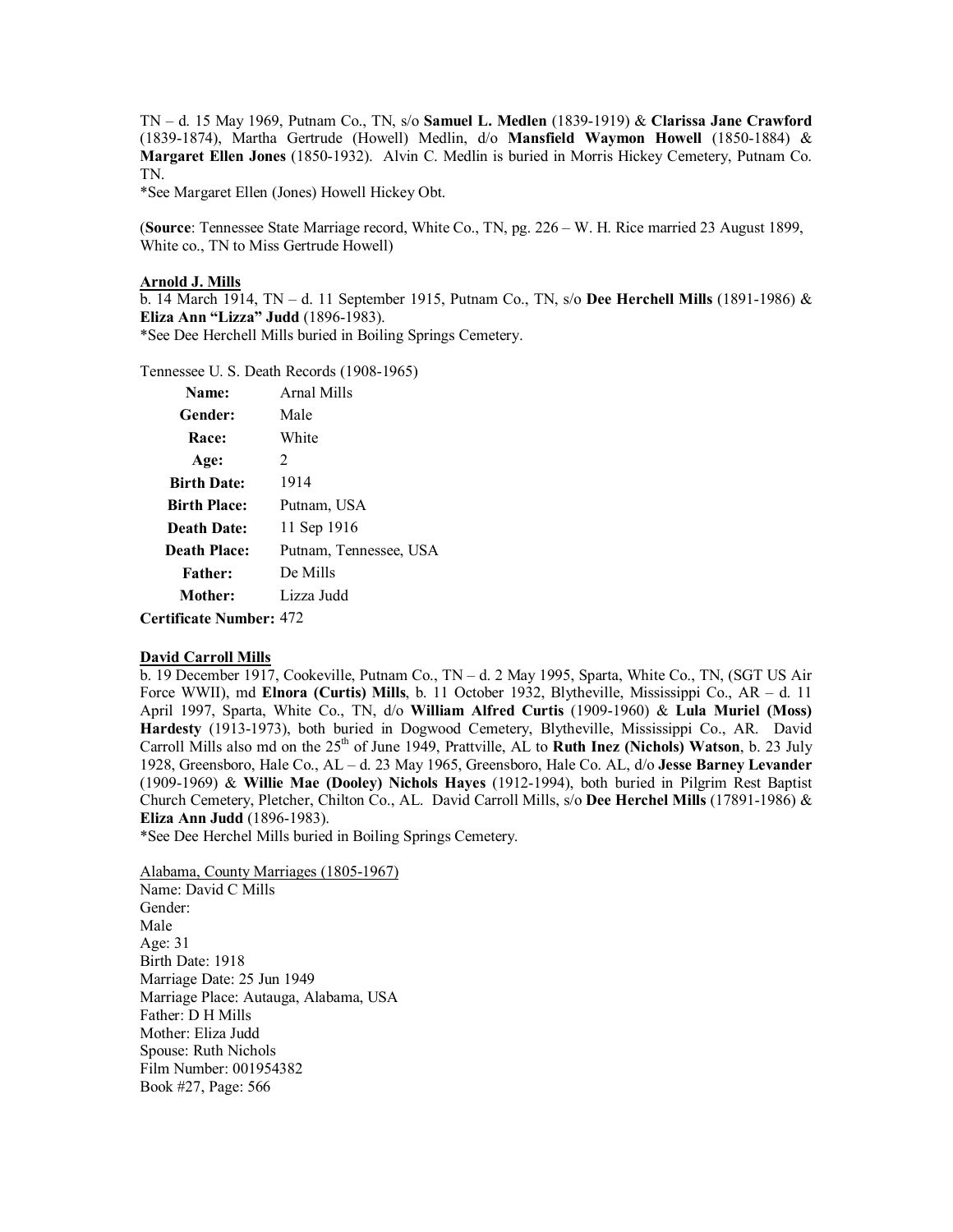TN – d. 15 May 1969, Putnam Co., TN, s/o **Samuel L. Medlen** (1839-1919) & **Clarissa Jane Crawford** (1839-1874), Martha Gertrude (Howell) Medlin, d/o **Mansfield Waymon Howell** (1850-1884) & **Margaret Ellen Jones** (1850-1932). Alvin C. Medlin is buried in Morris Hickey Cemetery, Putnam Co. TN.
*See Margaret Ellen (Jones) Howell Hickey Obt.

(**Source**: Tennessee State Marriage record, White Co., TN, pg. 226 – W. H. Rice married 23 August 1899, White co., TN to Miss Gertrude Howell)

**Arnold J. Mills**
b. 14 March 1914, TN – d. 11 September 1915, Putnam Co., TN, s/o **Dee Herchell Mills** (1891-1986) & **Eliza Ann "Lizza" Judd** (1896-1983).
*See Dee Herchell Mills buried in Boiling Springs Cemetery.

Tennessee U. S. Death Records (1908-1965)

| | |
|---|---|
| **Name:** | Arnal Mills |
| **Gender:** | Male |
| **Race:** | White |
| **Age:** | 2 |
| **Birth Date:** | 1914 |
| **Birth Place:** | Putnam, USA |
| **Death Date:** | 11 Sep 1916 |
| **Death Place:** | Putnam, Tennessee, USA |
| **Father:** | De Mills |
| **Mother:** | Lizza Judd |
| **Certificate Number:** | 472 |

**David Carroll Mills**
b. 19 December 1917, Cookeville, Putnam Co., TN – d. 2 May 1995, Sparta, White Co., TN, (SGT US Air Force WWII), md **Elnora (Curtis) Mills**, b. 11 October 1932, Blytheville, Mississippi Co., AR – d. 11 April 1997, Sparta, White Co., TN, d/o **William Alfred Curtis** (1909-1960) & **Lula Muriel (Moss) Hardesty** (1913-1973), both buried in Dogwood Cemetery, Blytheville, Mississippi Co., AR. David Carroll Mills also md on the 25th of June 1949, Prattville, AL to **Ruth Inez (Nichols) Watson**, b. 23 July 1928, Greensboro, Hale Co., AL – d. 23 May 1965, Greensboro, Hale Co. AL, d/o **Jesse Barney Levander** (1909-1969) & **Willie Mae (Dooley) Nichols Hayes** (1912-1994), both buried in Pilgrim Rest Baptist Church Cemetery, Pletcher, Chilton Co., AL. David Carroll Mills, s/o **Dee Herchel Mills** (17891-1986) & **Eliza Ann Judd** (1896-1983).
*See Dee Herchel Mills buried in Boiling Springs Cemetery.

Alabama, County Marriages (1805-1967)
Name: David C Mills
Gender:
Male
Age: 31
Birth Date: 1918
Marriage Date: 25 Jun 1949
Marriage Place: Autauga, Alabama, USA
Father: D H Mills
Mother: Eliza Judd
Spouse: Ruth Nichols
Film Number: 001954382
Book #27, Page: 566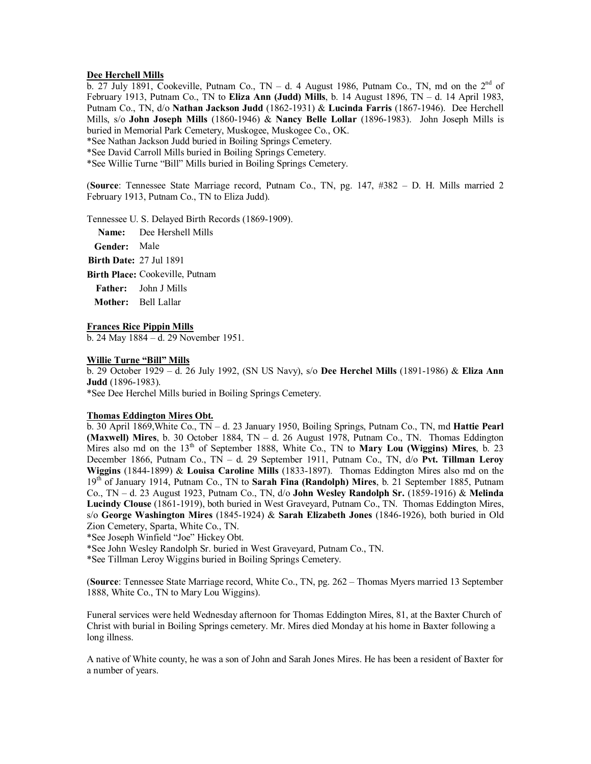**Dee Herchell Mills**

b. 27 July 1891, Cookeville, Putnam Co., TN – d. 4 August 1986, Putnam Co., TN, md on the 2nd of February 1913, Putnam Co., TN to **Eliza Ann (Judd) Mills**, b. 14 August 1896, TN – d. 14 April 1983, Putnam Co., TN, d/o **Nathan Jackson Judd** (1862-1931) & **Lucinda Farris** (1867-1946). Dee Herchell Mills, s/o **John Joseph Mills** (1860-1946) & **Nancy Belle Lollar** (1896-1983). John Joseph Mills is buried in Memorial Park Cemetery, Muskogee, Muskogee Co., OK.

*See Nathan Jackson Judd buried in Boiling Springs Cemetery.
*See David Carroll Mills buried in Boiling Springs Cemetery.
*See Willie Turne "Bill" Mills buried in Boiling Springs Cemetery.

(**Source**: Tennessee State Marriage record, Putnam Co., TN, pg. 147, #382 – D. H. Mills married 2 February 1913, Putnam Co., TN to Eliza Judd).

Tennessee U. S. Delayed Birth Records (1869-1909).

**Name:** Dee Hershell Mills
**Gender:** Male
**Birth Date:** 27 Jul 1891
**Birth Place:** Cookeville, Putnam
**Father:** John J Mills
**Mother:** Bell Lallar

**Frances Rice Pippin Mills**

b. 24 May 1884 – d. 29 November 1951.

**Willie Turne "Bill" Mills**

b. 29 October 1929 – d. 26 July 1992, (SN US Navy), s/o **Dee Herchel Mills** (1891-1986) & **Eliza Ann Judd** (1896-1983).

*See Dee Herchel Mills buried in Boiling Springs Cemetery.

**Thomas Eddington Mires Obt.**

b. 30 April 1869,White Co., TN – d. 23 January 1950, Boiling Springs, Putnam Co., TN, md **Hattie Pearl (Maxwell) Mires**, b. 30 October 1884, TN – d. 26 August 1978, Putnam Co., TN. Thomas Eddington Mires also md on the 13th of September 1888, White Co., TN to **Mary Lou (Wiggins) Mires**, b. 23 December 1866, Putnam Co., TN – d. 29 September 1911, Putnam Co., TN, d/o **Pvt. Tillman Leroy Wiggins** (1844-1899) & **Louisa Caroline Mills** (1833-1897). Thomas Eddington Mires also md on the 19th of January 1914, Putnam Co., TN to **Sarah Fina (Randolph) Mires**, b. 21 September 1885, Putnam Co., TN – d. 23 August 1923, Putnam Co., TN, d/o **John Wesley Randolph Sr.** (1859-1916) & **Melinda Lucindy Clouse** (1861-1919), both buried in West Graveyard, Putnam Co., TN. Thomas Eddington Mires, s/o **George Washington Mires** (1845-1924) & **Sarah Elizabeth Jones** (1846-1926), both buried in Old Zion Cemetery, Sparta, White Co., TN.

*See Joseph Winfield "Joe" Hickey Obt.
*See John Wesley Randolph Sr. buried in West Graveyard, Putnam Co., TN.
*See Tillman Leroy Wiggins buried in Boiling Springs Cemetery.

(**Source**: Tennessee State Marriage record, White Co., TN, pg. 262 – Thomas Myers married 13 September 1888, White Co., TN to Mary Lou Wiggins).

Funeral services were held Wednesday afternoon for Thomas Eddington Mires, 81, at the Baxter Church of Christ with burial in Boiling Springs cemetery. Mr. Mires died Monday at his home in Baxter following a long illness.

A native of White county, he was a son of John and Sarah Jones Mires. He has been a resident of Baxter for a number of years.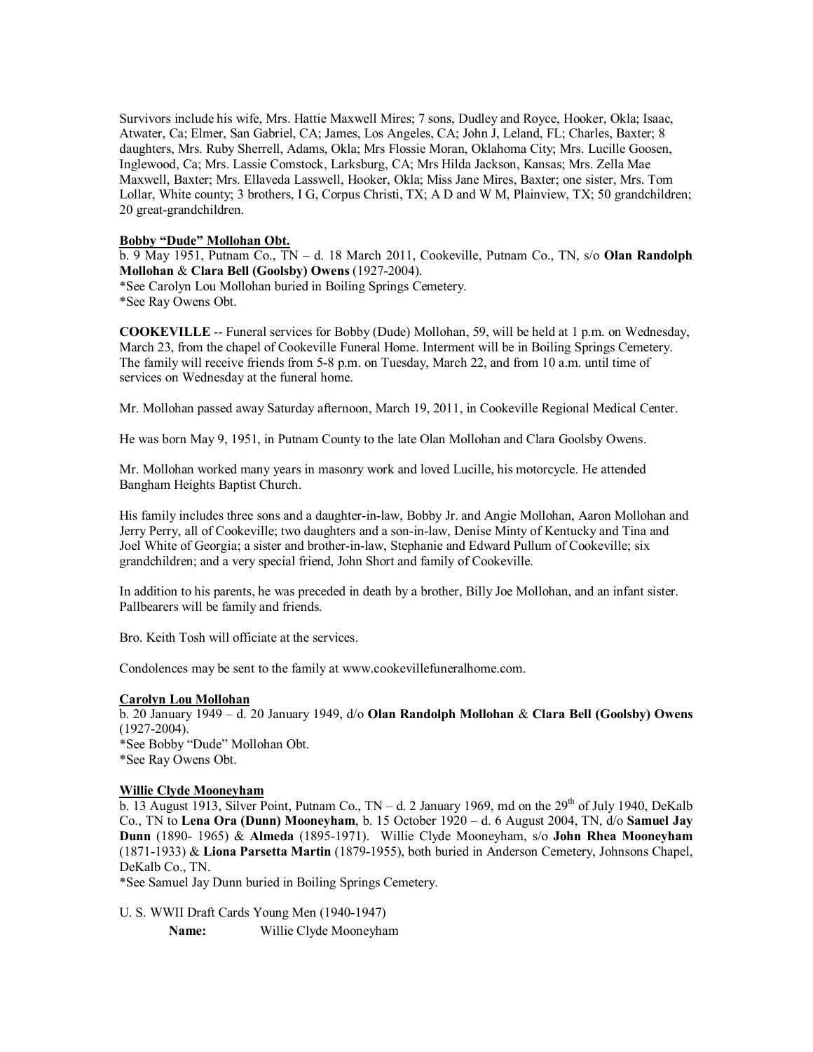Survivors include his wife, Mrs. Hattie Maxwell Mires; 7 sons, Dudley and Royce, Hooker, Okla; Isaac, Atwater, Ca; Elmer, San Gabriel, CA; James, Los Angeles, CA; John J, Leland, FL; Charles, Baxter; 8 daughters, Mrs. Ruby Sherrell, Adams, Okla; Mrs Flossie Moran, Oklahoma City; Mrs. Lucille Goosen, Inglewood, Ca; Mrs. Lassie Comstock, Larksburg, CA; Mrs Hilda Jackson, Kansas; Mrs. Zella Mae Maxwell, Baxter; Mrs. Ellaveda Lasswell, Hooker, Okla; Miss Jane Mires, Baxter; one sister, Mrs. Tom Lollar, White county; 3 brothers, I G, Corpus Christi, TX; A D and W M, Plainview, TX; 50 grandchildren; 20 great-grandchildren.

**Bobby "Dude" Mollohan Obt.**

b. 9 May 1951, Putnam Co., TN – d. 18 March 2011, Cookeville, Putnam Co., TN, s/o **Olan Randolph Mollohan** & **Clara Bell (Goolsby) Owens** (1927-2004).
*See Carolyn Lou Mollohan buried in Boiling Springs Cemetery.
*See Ray Owens Obt.

**COOKEVILLE** -- Funeral services for Bobby (Dude) Mollohan, 59, will be held at 1 p.m. on Wednesday, March 23, from the chapel of Cookeville Funeral Home. Interment will be in Boiling Springs Cemetery. The family will receive friends from 5-8 p.m. on Tuesday, March 22, and from 10 a.m. until time of services on Wednesday at the funeral home.

Mr. Mollohan passed away Saturday afternoon, March 19, 2011, in Cookeville Regional Medical Center.

He was born May 9, 1951, in Putnam County to the late Olan Mollohan and Clara Goolsby Owens.

Mr. Mollohan worked many years in masonry work and loved Lucille, his motorcycle. He attended Bangham Heights Baptist Church.

His family includes three sons and a daughter-in-law, Bobby Jr. and Angie Mollohan, Aaron Mollohan and Jerry Perry, all of Cookeville; two daughters and a son-in-law, Denise Minty of Kentucky and Tina and Joel White of Georgia; a sister and brother-in-law, Stephanie and Edward Pullum of Cookeville; six grandchildren; and a very special friend, John Short and family of Cookeville.

In addition to his parents, he was preceded in death by a brother, Billy Joe Mollohan, and an infant sister. Pallbearers will be family and friends.

Bro. Keith Tosh will officiate at the services.

Condolences may be sent to the family at www.cookevillefuneralhome.com.

**Carolyn Lou Mollohan**

b. 20 January 1949 – d. 20 January 1949, d/o **Olan Randolph Mollohan** & **Clara Bell (Goolsby) Owens** (1927-2004).
*See Bobby "Dude" Mollohan Obt.
*See Ray Owens Obt.

**Willie Clyde Mooneyham**

b. 13 August 1913, Silver Point, Putnam Co., TN – d. 2 January 1969, md on the 29th of July 1940, DeKalb Co., TN to **Lena Ora (Dunn) Mooneyham**, b. 15 October 1920 – d. 6 August 2004, TN, d/o **Samuel Jay Dunn** (1890- 1965) & **Almeda** (1895-1971). Willie Clyde Mooneyham, s/o **John Rhea Mooneyham** (1871-1933) & **Liona Parsetta Martin** (1879-1955), both buried in Anderson Cemetery, Johnsons Chapel, DeKalb Co., TN.
*See Samuel Jay Dunn buried in Boiling Springs Cemetery.

U. S. WWII Draft Cards Young Men (1940-1947)

**Name:** Willie Clyde Mooneyham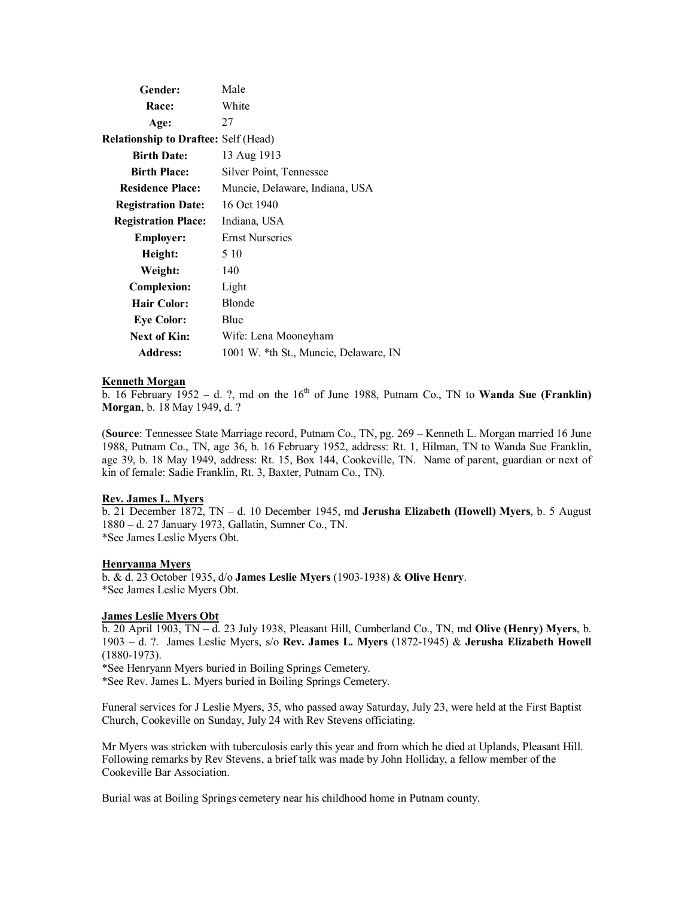| | |
|---|---|
| **Gender:** | Male |
| **Race:** | White |
| **Age:** | 27 |
| **Relationship to Draftee:** | Self (Head) |
| **Birth Date:** | 13 Aug 1913 |
| **Birth Place:** | Silver Point, Tennessee |
| **Residence Place:** | Muncie, Delaware, Indiana, USA |
| **Registration Date:** | 16 Oct 1940 |
| **Registration Place:** | Indiana, USA |
| **Employer:** | Ernst Nurseries |
| **Height:** | 5 10 |
| **Weight:** | 140 |
| **Complexion:** | Light |
| **Hair Color:** | Blonde |
| **Eye Color:** | Blue |
| **Next of Kin:** | Wife: Lena Mooneyham |
| **Address:** | 1001 W. *th St., Muncie, Delaware, IN |

**Kenneth Morgan**

b. 16 February 1952 – d. ?, md on the 16th of June 1988, Putnam Co., TN to **Wanda Sue (Franklin) Morgan**, b. 18 May 1949, d. ?

(**Source**: Tennessee State Marriage record, Putnam Co., TN, pg. 269 – Kenneth L. Morgan married 16 June 1988, Putnam Co., TN, age 36, b. 16 February 1952, address: Rt. 1, Hilman, TN to Wanda Sue Franklin, age 39, b. 18 May 1949, address: Rt. 15, Box 144, Cookeville, TN. Name of parent, guardian or next of kin of female: Sadie Franklin, Rt. 3, Baxter, Putnam Co., TN).

**Rev. James L. Myers**

b. 21 December 1872, TN – d. 10 December 1945, md **Jerusha Elizabeth (Howell) Myers**, b. 5 August 1880 – d. 27 January 1973, Gallatin, Sumner Co., TN.
*See James Leslie Myers Obt.

**Henryanna Myers**

b. & d. 23 October 1935, d/o **James Leslie Myers** (1903-1938) & **Olive Henry**.
*See James Leslie Myers Obt.

**James Leslie Myers Obt**

b. 20 April 1903, TN – d. 23 July 1938, Pleasant Hill, Cumberland Co., TN, md **Olive (Henry) Myers**, b. 1903 – d. ?. James Leslie Myers, s/o **Rev. James L. Myers** (1872-1945) & **Jerusha Elizabeth Howell** (1880-1973).
*See Henryann Myers buried in Boiling Springs Cemetery.
*See Rev. James L. Myers buried in Boiling Springs Cemetery.

Funeral services for J Leslie Myers, 35, who passed away Saturday, July 23, were held at the First Baptist Church, Cookeville on Sunday, July 24 with Rev Stevens officiating.

Mr Myers was stricken with tuberculosis early this year and from which he died at Uplands, Pleasant Hill. Following remarks by Rev Stevens, a brief talk was made by John Holliday, a fellow member of the Cookeville Bar Association.

Burial was at Boiling Springs cemetery near his childhood home in Putnam county.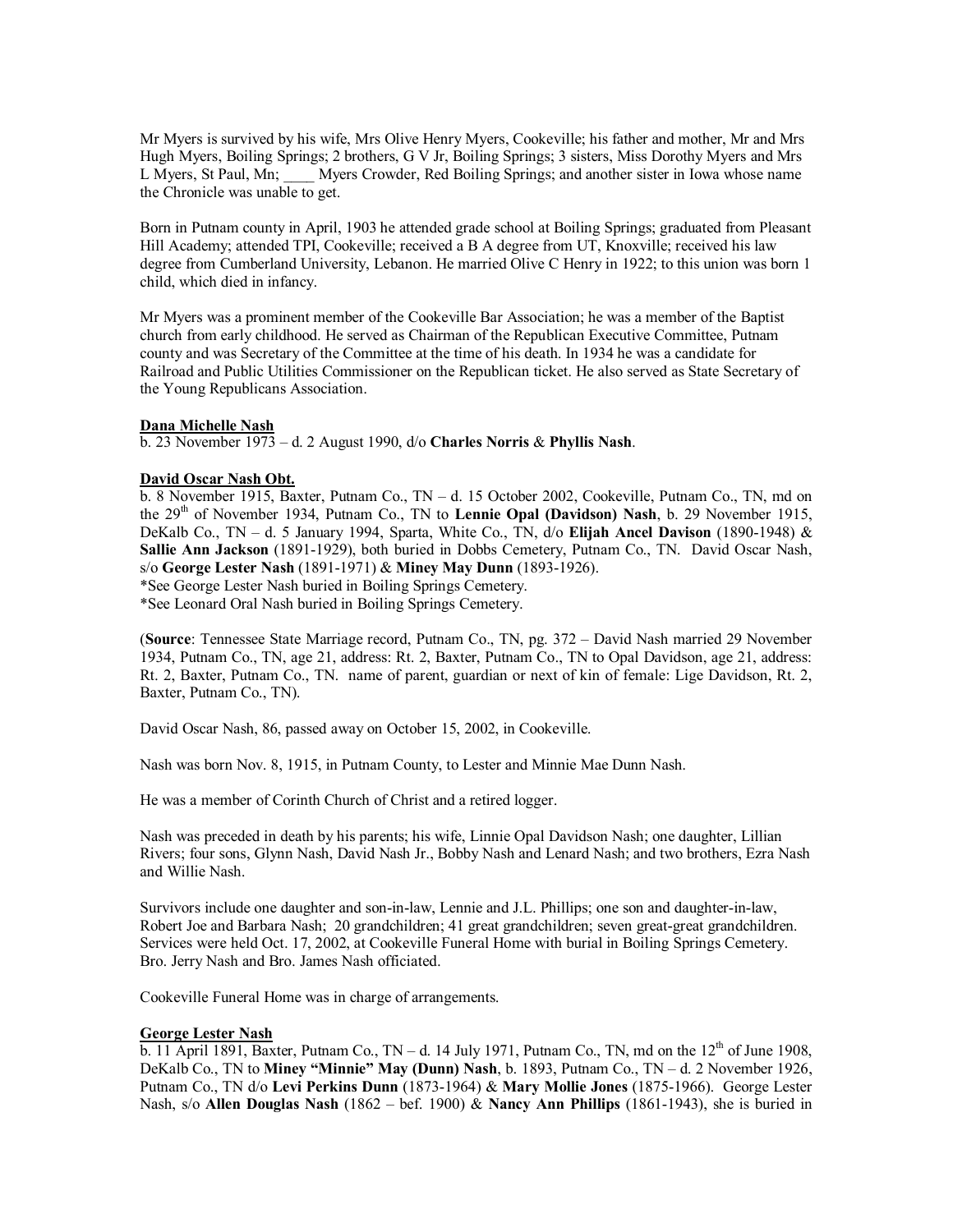Mr Myers is survived by his wife, Mrs Olive Henry Myers, Cookeville; his father and mother, Mr and Mrs Hugh Myers, Boiling Springs; 2 brothers, G V Jr, Boiling Springs; 3 sisters, Miss Dorothy Myers and Mrs L Myers, St Paul, Mn; ____ Myers Crowder, Red Boiling Springs; and another sister in Iowa whose name the Chronicle was unable to get.

Born in Putnam county in April, 1903 he attended grade school at Boiling Springs; graduated from Pleasant Hill Academy; attended TPI, Cookeville; received a B A degree from UT, Knoxville; received his law degree from Cumberland University, Lebanon. He married Olive C Henry in 1922; to this union was born 1 child, which died in infancy.

Mr Myers was a prominent member of the Cookeville Bar Association; he was a member of the Baptist church from early childhood. He served as Chairman of the Republican Executive Committee, Putnam county and was Secretary of the Committee at the time of his death. In 1934 he was a candidate for Railroad and Public Utilities Commissioner on the Republican ticket. He also served as State Secretary of the Young Republicans Association.

**Dana Michelle Nash**

b. 23 November 1973 – d. 2 August 1990, d/o **Charles Norris** & **Phyllis Nash**.

**David Oscar Nash Obt.**

b. 8 November 1915, Baxter, Putnam Co., TN – d. 15 October 2002, Cookeville, Putnam Co., TN, md on the 29th of November 1934, Putnam Co., TN to **Lennie Opal (Davidson) Nash**, b. 29 November 1915, DeKalb Co., TN – d. 5 January 1994, Sparta, White Co., TN, d/o **Elijah Ancel Davison** (1890-1948) & **Sallie Ann Jackson** (1891-1929), both buried in Dobbs Cemetery, Putnam Co., TN. David Oscar Nash, s/o **George Lester Nash** (1891-1971) & **Miney May Dunn** (1893-1926).

*See George Lester Nash buried in Boiling Springs Cemetery.
*See Leonard Oral Nash buried in Boiling Springs Cemetery.

(**Source**: Tennessee State Marriage record, Putnam Co., TN, pg. 372 – David Nash married 29 November 1934, Putnam Co., TN, age 21, address: Rt. 2, Baxter, Putnam Co., TN to Opal Davidson, age 21, address: Rt. 2, Baxter, Putnam Co., TN. name of parent, guardian or next of kin of female: Lige Davidson, Rt. 2, Baxter, Putnam Co., TN).

David Oscar Nash, 86, passed away on October 15, 2002, in Cookeville.

Nash was born Nov. 8, 1915, in Putnam County, to Lester and Minnie Mae Dunn Nash.

He was a member of Corinth Church of Christ and a retired logger.

Nash was preceded in death by his parents; his wife, Linnie Opal Davidson Nash; one daughter, Lillian Rivers; four sons, Glynn Nash, David Nash Jr., Bobby Nash and Lenard Nash; and two brothers, Ezra Nash and Willie Nash.

Survivors include one daughter and son-in-law, Lennie and J.L. Phillips; one son and daughter-in-law, Robert Joe and Barbara Nash; 20 grandchildren; 41 great grandchildren; seven great-great grandchildren. Services were held Oct. 17, 2002, at Cookeville Funeral Home with burial in Boiling Springs Cemetery. Bro. Jerry Nash and Bro. James Nash officiated.

Cookeville Funeral Home was in charge of arrangements.

**George Lester Nash**

b. 11 April 1891, Baxter, Putnam Co., TN – d. 14 July 1971, Putnam Co., TN, md on the 12th of June 1908, DeKalb Co., TN to **Miney "Minnie" May (Dunn) Nash**, b. 1893, Putnam Co., TN – d. 2 November 1926, Putnam Co., TN d/o **Levi Perkins Dunn** (1873-1964) & **Mary Mollie Jones** (1875-1966). George Lester Nash, s/o **Allen Douglas Nash** (1862 – bef. 1900) & **Nancy Ann Phillips** (1861-1943), she is buried in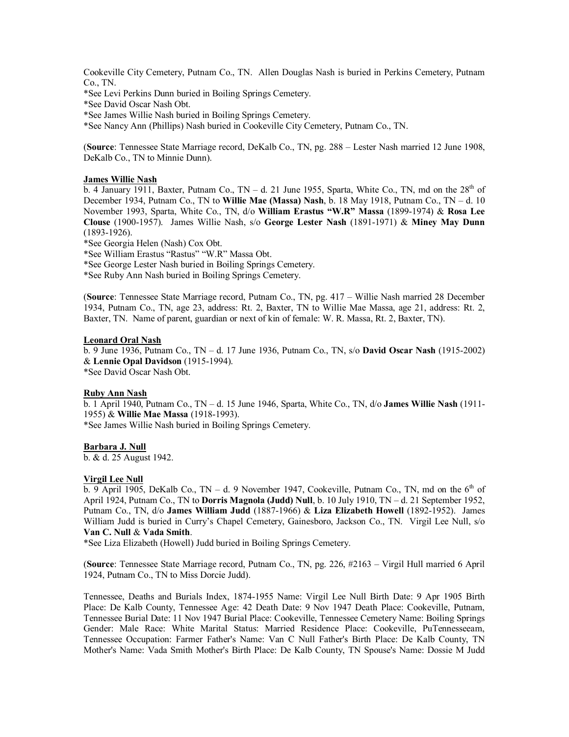Cookeville City Cemetery, Putnam Co., TN. Allen Douglas Nash is buried in Perkins Cemetery, Putnam Co., TN.
*See Levi Perkins Dunn buried in Boiling Springs Cemetery.
*See David Oscar Nash Obt.
*See James Willie Nash buried in Boiling Springs Cemetery.
*See Nancy Ann (Phillips) Nash buried in Cookeville City Cemetery, Putnam Co., TN.

(**Source**: Tennessee State Marriage record, DeKalb Co., TN, pg. 288 – Lester Nash married 12 June 1908, DeKalb Co., TN to Minnie Dunn).

<u>**James Willie Nash**</u>
b. 4 January 1911, Baxter, Putnam Co., TN – d. 21 June 1955, Sparta, White Co., TN, md on the 28th of December 1934, Putnam Co., TN to **Willie Mae (Massa) Nash**, b. 18 May 1918, Putnam Co., TN – d. 10 November 1993, Sparta, White Co., TN, d/o **William Erastus "W.R" Massa** (1899-1974) & **Rosa Lee Clouse** (1900-1957). James Willie Nash, s/o **George Lester Nash** (1891-1971) & **Miney May Dunn** (1893-1926).
*See Georgia Helen (Nash) Cox Obt.
*See William Erastus "Rastus" "W.R" Massa Obt.
*See George Lester Nash buried in Boiling Springs Cemetery.
*See Ruby Ann Nash buried in Boiling Springs Cemetery.

(**Source**: Tennessee State Marriage record, Putnam Co., TN, pg. 417 – Willie Nash married 28 December 1934, Putnam Co., TN, age 23, address: Rt. 2, Baxter, TN to Willie Mae Massa, age 21, address: Rt. 2, Baxter, TN. Name of parent, guardian or next of kin of female: W. R. Massa, Rt. 2, Baxter, TN).

<u>**Leonard Oral Nash**</u>
b. 9 June 1936, Putnam Co., TN – d. 17 June 1936, Putnam Co., TN, s/o **David Oscar Nash** (1915-2002) & **Lennie Opal Davidson** (1915-1994).
*See David Oscar Nash Obt.

<u>**Ruby Ann Nash**</u>
b. 1 April 1940, Putnam Co., TN – d. 15 June 1946, Sparta, White Co., TN, d/o **James Willie Nash** (1911-1955) & **Willie Mae Massa** (1918-1993).
*See James Willie Nash buried in Boiling Springs Cemetery.

<u>**Barbara J. Null**</u>
b. & d. 25 August 1942.

<u>**Virgil Lee Null**</u>
b. 9 April 1905, DeKalb Co., TN – d. 9 November 1947, Cookeville, Putnam Co., TN, md on the 6th of April 1924, Putnam Co., TN to **Dorris Magnola (Judd) Null**, b. 10 July 1910, TN – d. 21 September 1952, Putnam Co., TN, d/o **James William Judd** (1887-1966) & **Liza Elizabeth Howell** (1892-1952). James William Judd is buried in Curry's Chapel Cemetery, Gainesboro, Jackson Co., TN. Virgil Lee Null, s/o **Van C. Null** & **Vada Smith**.
*See Liza Elizabeth (Howell) Judd buried in Boiling Springs Cemetery.

(**Source**: Tennessee State Marriage record, Putnam Co., TN, pg. 226, #2163 – Virgil Hull married 6 April 1924, Putnam Co., TN to Miss Dorcie Judd).

Tennessee, Deaths and Burials Index, 1874-1955 Name: Virgil Lee Null Birth Date: 9 Apr 1905 Birth Place: De Kalb County, Tennessee Age: 42 Death Date: 9 Nov 1947 Death Place: Cookeville, Putnam, Tennessee Burial Date: 11 Nov 1947 Burial Place: Cookeville, Tennessee Cemetery Name: Boiling Springs Gender: Male Race: White Marital Status: Married Residence Place: Cookeville, PuTennesseeam, Tennessee Occupation: Farmer Father's Name: Van C Null Father's Birth Place: De Kalb County, TN Mother's Name: Vada Smith Mother's Birth Place: De Kalb County, TN Spouse's Name: Dossie M Judd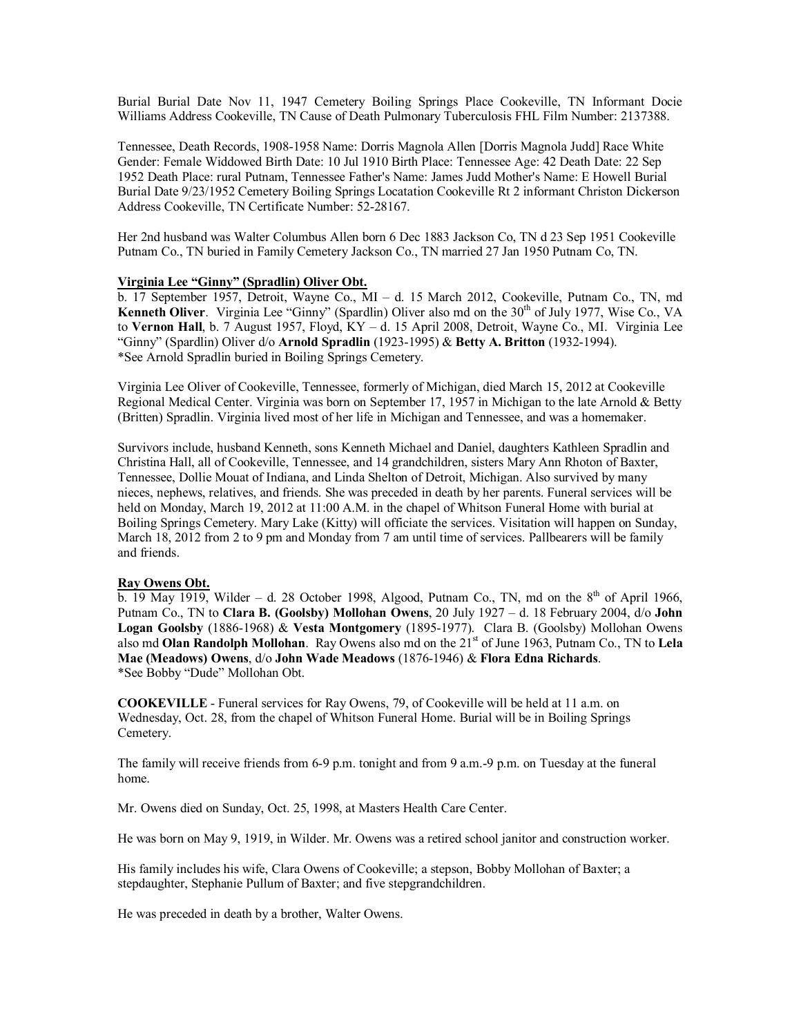Burial Burial Date Nov 11, 1947 Cemetery Boiling Springs Place Cookeville, TN Informant Docie Williams Address Cookeville, TN Cause of Death Pulmonary Tuberculosis FHL Film Number: 2137388.

Tennessee, Death Records, 1908-1958 Name: Dorris Magnola Allen [Dorris Magnola Judd] Race White Gender: Female Widowed Birth Date: 10 Jul 1910 Birth Place: Tennessee Age: 42 Death Date: 22 Sep 1952 Death Place: rural Putnam, Tennessee Father's Name: James Judd Mother's Name: E Howell Burial Burial Date 9/23/1952 Cemetery Boiling Springs Locatation Cookeville Rt 2 informant Christon Dickerson Address Cookeville, TN Certificate Number: 52-28167.

Her 2nd husband was Walter Columbus Allen born 6 Dec 1883 Jackson Co, TN d 23 Sep 1951 Cookeville Putnam Co., TN buried in Family Cemetery Jackson Co., TN married 27 Jan 1950 Putnam Co, TN.

**Virginia Lee "Ginny" (Spradlin) Oliver Obt.**

b. 17 September 1957, Detroit, Wayne Co., MI – d. 15 March 2012, Cookeville, Putnam Co., TN, md **Kenneth Oliver**. Virginia Lee "Ginny" (Spardlin) Oliver also md on the 30th of July 1977, Wise Co., VA to **Vernon Hall**, b. 7 August 1957, Floyd, KY – d. 15 April 2008, Detroit, Wayne Co., MI. Virginia Lee "Ginny" (Spardlin) Oliver d/o **Arnold Spradlin** (1923-1995) & **Betty A. Britton** (1932-1994).
*See Arnold Spradlin buried in Boiling Springs Cemetery.

Virginia Lee Oliver of Cookeville, Tennessee, formerly of Michigan, died March 15, 2012 at Cookeville Regional Medical Center. Virginia was born on September 17, 1957 in Michigan to the late Arnold & Betty (Britten) Spradlin. Virginia lived most of her life in Michigan and Tennessee, and was a homemaker.

Survivors include, husband Kenneth, sons Kenneth Michael and Daniel, daughters Kathleen Spradlin and Christina Hall, all of Cookeville, Tennessee, and 14 grandchildren, sisters Mary Ann Rhoton of Baxter, Tennessee, Dollie Mouat of Indiana, and Linda Shelton of Detroit, Michigan. Also survived by many nieces, nephews, relatives, and friends. She was preceded in death by her parents. Funeral services will be held on Monday, March 19, 2012 at 11:00 A.M. in the chapel of Whitson Funeral Home with burial at Boiling Springs Cemetery. Mary Lake (Kitty) will officiate the services. Visitation will happen on Sunday, March 18, 2012 from 2 to 9 pm and Monday from 7 am until time of services. Pallbearers will be family and friends.

**Ray Owens Obt.**

b. 19 May 1919, Wilder – d. 28 October 1998, Algood, Putnam Co., TN, md on the 8th of April 1966, Putnam Co., TN to **Clara B. (Goolsby) Mollohan Owens**, 20 July 1927 – d. 18 February 2004, d/o **John Logan Goolsby** (1886-1968) & **Vesta Montgomery** (1895-1977). Clara B. (Goolsby) Mollohan Owens also md **Olan Randolph Mollohan**. Ray Owens also md on the 21st of June 1963, Putnam Co., TN to **Lela Mae (Meadows) Owens**, d/o **John Wade Meadows** (1876-1946) & **Flora Edna Richards**.
*See Bobby "Dude" Mollohan Obt.

**COOKEVILLE** - Funeral services for Ray Owens, 79, of Cookeville will be held at 11 a.m. on Wednesday, Oct. 28, from the chapel of Whitson Funeral Home. Burial will be in Boiling Springs Cemetery.

The family will receive friends from 6-9 p.m. tonight and from 9 a.m.-9 p.m. on Tuesday at the funeral home.

Mr. Owens died on Sunday, Oct. 25, 1998, at Masters Health Care Center.

He was born on May 9, 1919, in Wilder. Mr. Owens was a retired school janitor and construction worker.

His family includes his wife, Clara Owens of Cookeville; a stepson, Bobby Mollohan of Baxter; a stepdaughter, Stephanie Pullum of Baxter; and five stepgrandchildren.

He was preceded in death by a brother, Walter Owens.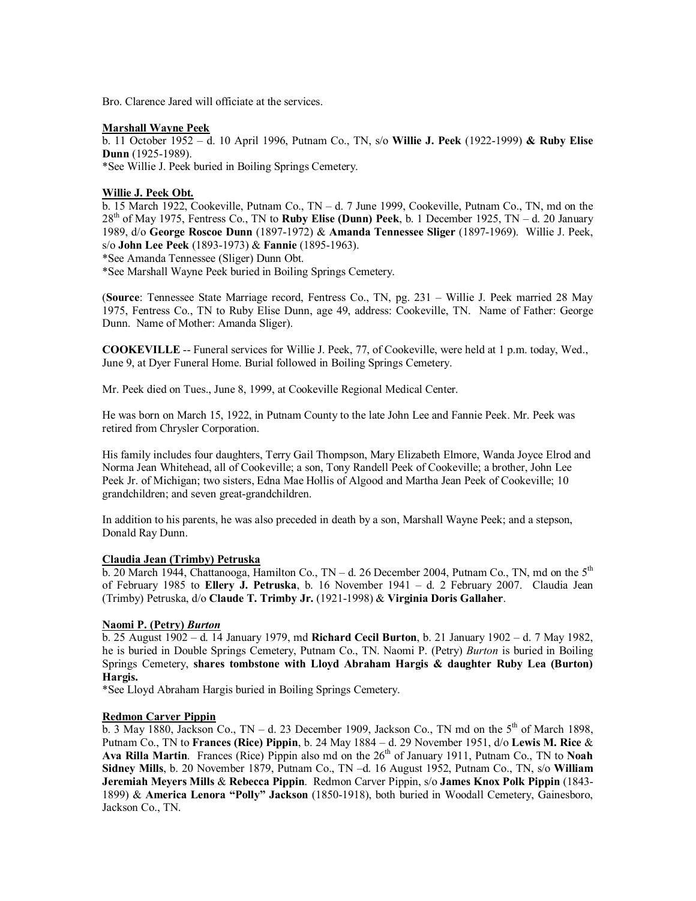Bro. Clarence Jared will officiate at the services.

**Marshall Wayne Peek**

b. 11 October 1952 – d. 10 April 1996, Putnam Co., TN, s/o **Willie J. Peek** (1922-1999) **& Ruby Elise Dunn** (1925-1989).
*See Willie J. Peek buried in Boiling Springs Cemetery.

**Willie J. Peek Obt.**

b. 15 March 1922, Cookeville, Putnam Co., TN – d. 7 June 1999, Cookeville, Putnam Co., TN, md on the 28th of May 1975, Fentress Co., TN to **Ruby Elise (Dunn) Peek**, b. 1 December 1925, TN – d. 20 January 1989, d/o **George Roscoe Dunn** (1897-1972) & **Amanda Tennessee Sliger** (1897-1969). Willie J. Peek, s/o **John Lee Peek** (1893-1973) & **Fannie** (1895-1963).
*See Amanda Tennessee (Sliger) Dunn Obt.
*See Marshall Wayne Peek buried in Boiling Springs Cemetery.

(**Source**: Tennessee State Marriage record, Fentress Co., TN, pg. 231 – Willie J. Peek married 28 May 1975, Fentress Co., TN to Ruby Elise Dunn, age 49, address: Cookeville, TN. Name of Father: George Dunn. Name of Mother: Amanda Sliger).

**COOKEVILLE** -- Funeral services for Willie J. Peek, 77, of Cookeville, were held at 1 p.m. today, Wed., June 9, at Dyer Funeral Home. Burial followed in Boiling Springs Cemetery.

Mr. Peek died on Tues., June 8, 1999, at Cookeville Regional Medical Center.

He was born on March 15, 1922, in Putnam County to the late John Lee and Fannie Peek. Mr. Peek was retired from Chrysler Corporation.

His family includes four daughters, Terry Gail Thompson, Mary Elizabeth Elmore, Wanda Joyce Elrod and Norma Jean Whitehead, all of Cookeville; a son, Tony Randell Peek of Cookeville; a brother, John Lee Peek Jr. of Michigan; two sisters, Edna Mae Hollis of Algood and Martha Jean Peek of Cookeville; 10 grandchildren; and seven great-grandchildren.

In addition to his parents, he was also preceded in death by a son, Marshall Wayne Peek; and a stepson, Donald Ray Dunn.

**Claudia Jean (Trimby) Petruska**

b. 20 March 1944, Chattanooga, Hamilton Co., TN – d. 26 December 2004, Putnam Co., TN, md on the 5th of February 1985 to **Ellery J. Petruska**, b. 16 November 1941 – d. 2 February 2007. Claudia Jean (Trimby) Petruska, d/o **Claude T. Trimby Jr.** (1921-1998) & **Virginia Doris Gallaher**.

**Naomi P. (Petry) *Burton***

b. 25 August 1902 – d. 14 January 1979, md **Richard Cecil Burton**, b. 21 January 1902 – d. 7 May 1982, he is buried in Double Springs Cemetery, Putnam Co., TN. Naomi P. (Petry) *Burton* is buried in Boiling Springs Cemetery, **shares tombstone with Lloyd Abraham Hargis & daughter Ruby Lea (Burton) Hargis.**
*See Lloyd Abraham Hargis buried in Boiling Springs Cemetery.

**Redmon Carver Pippin**

b. 3 May 1880, Jackson Co., TN – d. 23 December 1909, Jackson Co., TN md on the 5th of March 1898, Putnam Co., TN to **Frances (Rice) Pippin**, b. 24 May 1884 – d. 29 November 1951, d/o **Lewis M. Rice** & **Ava Rilla Martin**. Frances (Rice) Pippin also md on the 26th of January 1911, Putnam Co., TN to **Noah Sidney Mills**, b. 20 November 1879, Putnam Co., TN –d. 16 August 1952, Putnam Co., TN, s/o **William Jeremiah Meyers Mills** & **Rebecca Pippin**. Redmon Carver Pippin, s/o **James Knox Polk Pippin** (1843-1899) & **America Lenora "Polly" Jackson** (1850-1918), both buried in Woodall Cemetery, Gainesboro, Jackson Co., TN.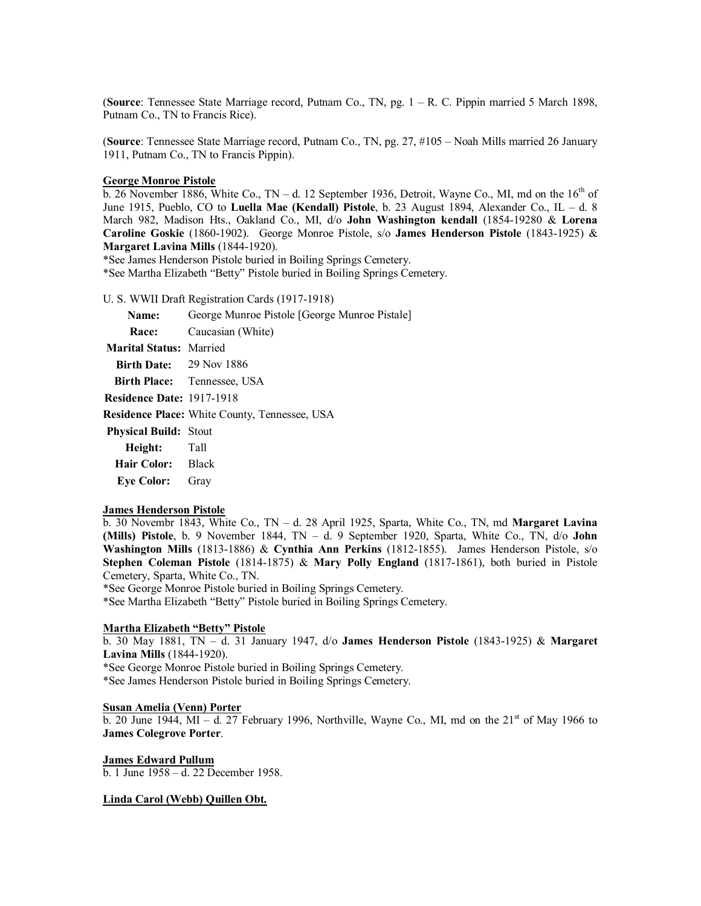(**Source**: Tennessee State Marriage record, Putnam Co., TN, pg. 1 – R. C. Pippin married 5 March 1898, Putnam Co., TN to Francis Rice).

(**Source**: Tennessee State Marriage record, Putnam Co., TN, pg. 27, #105 – Noah Mills married 26 January 1911, Putnam Co., TN to Francis Pippin).

**George Monroe Pistole**

b. 26 November 1886, White Co., TN – d. 12 September 1936, Detroit, Wayne Co., MI, md on the 16th of June 1915, Pueblo, CO to **Luella Mae (Kendall) Pistole**, b. 23 August 1894, Alexander Co., IL – d. 8 March 982, Madison Hts., Oakland Co., MI, d/o **John Washington kendall** (1854-19280 & **Lorena Caroline Goskie** (1860-1902). George Monroe Pistole, s/o **James Henderson Pistole** (1843-1925) & **Margaret Lavina Mills** (1844-1920).

*See James Henderson Pistole buried in Boiling Springs Cemetery.

*See Martha Elizabeth "Betty" Pistole buried in Boiling Springs Cemetery.

U. S. WWII Draft Registration Cards (1917-1918)

| | |
|---|---|
| **Name:** | George Munroe Pistole [George Munroe Pistale] |
| **Race:** | Caucasian (White) |
| **Marital Status:** | Married |
| **Birth Date:** | 29 Nov 1886 |
| **Birth Place:** | Tennessee, USA |
| **Residence Date:** | 1917-1918 |
| **Residence Place:** | White County, Tennessee, USA |
| **Physical Build:** | Stout |
| **Height:** | Tall |
| **Hair Color:** | Black |
| **Eye Color:** | Gray |

**James Henderson Pistole**

b. 30 Novembr 1843, White Co., TN – d. 28 April 1925, Sparta, White Co., TN, md **Margaret Lavina (Mills) Pistole**, b. 9 November 1844, TN – d. 9 September 1920, Sparta, White Co., TN, d/o **John Washington Mills** (1813-1886) & **Cynthia Ann Perkins** (1812-1855). James Henderson Pistole, s/o **Stephen Coleman Pistole** (1814-1875) & **Mary Polly England** (1817-1861), both buried in Pistole Cemetery, Sparta, White Co., TN.

*See George Monroe Pistole buried in Boiling Springs Cemetery.

*See Martha Elizabeth "Betty" Pistole buried in Boiling Springs Cemetery.

**Martha Elizabeth "Betty" Pistole**

b. 30 May 1881, TN – d. 31 January 1947, d/o **James Henderson Pistole** (1843-1925) & **Margaret Lavina Mills** (1844-1920).

*See George Monroe Pistole buried in Boiling Springs Cemetery.

*See James Henderson Pistole buried in Boiling Springs Cemetery.

**Susan Amelia (Venn) Porter**

b. 20 June 1944, MI – d. 27 February 1996, Northville, Wayne Co., MI, md on the 21st of May 1966 to **James Colegrove Porter**.

**James Edward Pullum**

b. 1 June 1958 – d. 22 December 1958.

**Linda Carol (Webb) Quillen Obt.**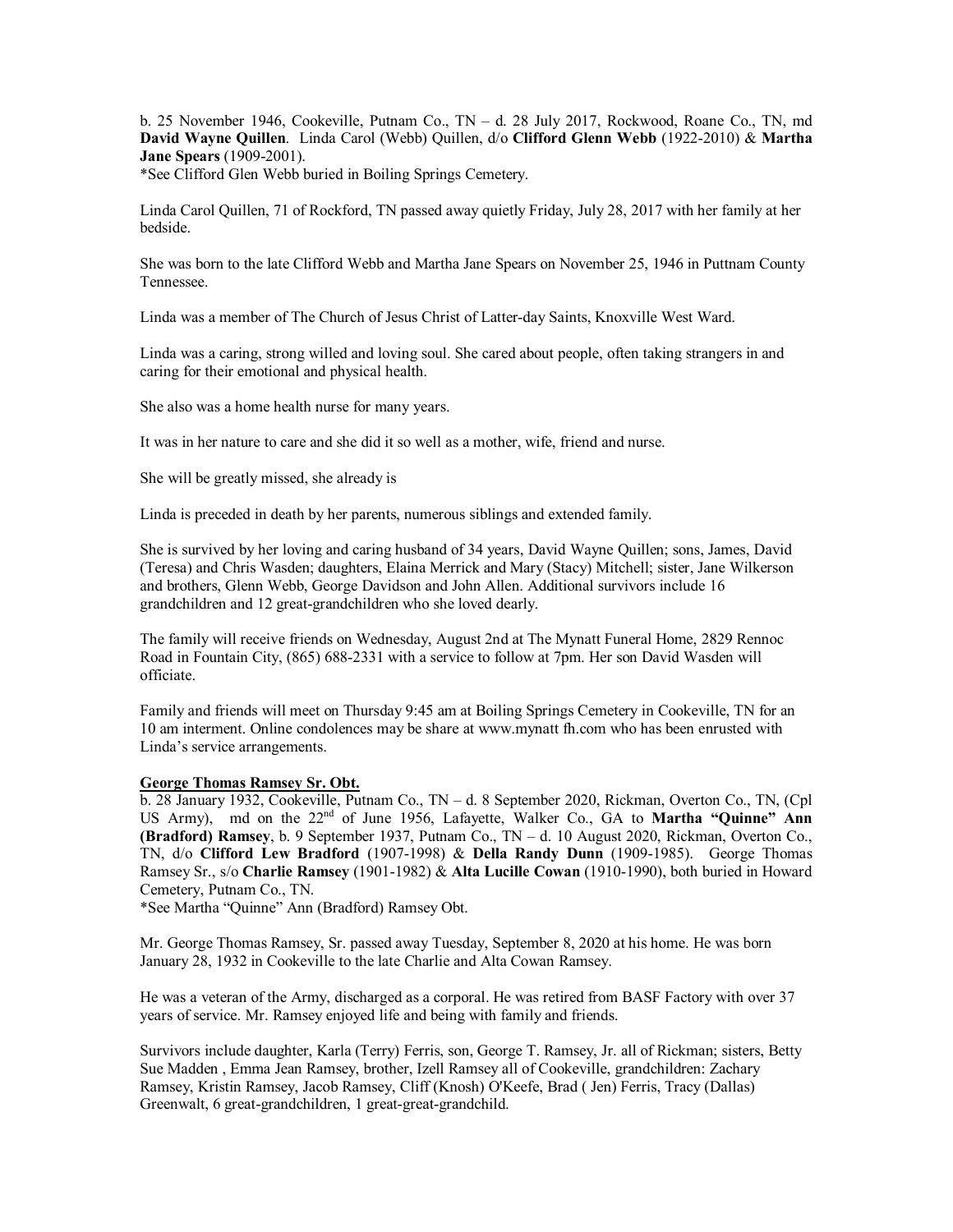b. 25 November 1946, Cookeville, Putnam Co., TN – d. 28 July 2017, Rockwood, Roane Co., TN, md **David Wayne Quillen**. Linda Carol (Webb) Quillen, d/o **Clifford Glenn Webb** (1922-2010) & **Martha Jane Spears** (1909-2001).
*See Clifford Glen Webb buried in Boiling Springs Cemetery.

Linda Carol Quillen, 71 of Rockford, TN passed away quietly Friday, July 28, 2017 with her family at her bedside.

She was born to the late Clifford Webb and Martha Jane Spears on November 25, 1946 in Puttnam County Tennessee.

Linda was a member of The Church of Jesus Christ of Latter-day Saints, Knoxville West Ward.

Linda was a caring, strong willed and loving soul. She cared about people, often taking strangers in and caring for their emotional and physical health.

She also was a home health nurse for many years.

It was in her nature to care and she did it so well as a mother, wife, friend and nurse.

She will be greatly missed, she already is

Linda is preceded in death by her parents, numerous siblings and extended family.

She is survived by her loving and caring husband of 34 years, David Wayne Quillen; sons, James, David (Teresa) and Chris Wasden; daughters, Elaina Merrick and Mary (Stacy) Mitchell; sister, Jane Wilkerson and brothers, Glenn Webb, George Davidson and John Allen. Additional survivors include 16 grandchildren and 12 great-grandchildren who she loved dearly.

The family will receive friends on Wednesday, August 2nd at The Mynatt Funeral Home, 2829 Rennoc Road in Fountain City, (865) 688-2331 with a service to follow at 7pm. Her son David Wasden will officiate.

Family and friends will meet on Thursday 9:45 am at Boiling Springs Cemetery in Cookeville, TN for an 10 am interment. Online condolences may be share at www.mynatt fh.com who has been enrusted with Linda's service arrangements.

**George Thomas Ramsey Sr. Obt.**
b. 28 January 1932, Cookeville, Putnam Co., TN – d. 8 September 2020, Rickman, Overton Co., TN, (Cpl US Army), md on the 22nd of June 1956, Lafayette, Walker Co., GA to **Martha "Quinne" Ann (Bradford) Ramsey**, b. 9 September 1937, Putnam Co., TN – d. 10 August 2020, Rickman, Overton Co., TN, d/o **Clifford Lew Bradford** (1907-1998) & **Della Randy Dunn** (1909-1985). George Thomas Ramsey Sr., s/o **Charlie Ramsey** (1901-1982) & **Alta Lucille Cowan** (1910-1990), both buried in Howard Cemetery, Putnam Co., TN.
*See Martha "Quinne" Ann (Bradford) Ramsey Obt.

Mr. George Thomas Ramsey, Sr. passed away Tuesday, September 8, 2020 at his home. He was born January 28, 1932 in Cookeville to the late Charlie and Alta Cowan Ramsey.

He was a veteran of the Army, discharged as a corporal. He was retired from BASF Factory with over 37 years of service. Mr. Ramsey enjoyed life and being with family and friends.

Survivors include daughter, Karla (Terry) Ferris, son, George T. Ramsey, Jr. all of Rickman; sisters, Betty Sue Madden , Emma Jean Ramsey, brother, Izell Ramsey all of Cookeville, grandchildren: Zachary Ramsey, Kristin Ramsey, Jacob Ramsey, Cliff (Knosh) O'Keefe, Brad ( Jen) Ferris, Tracy (Dallas) Greenwalt, 6 great-grandchildren, 1 great-great-grandchild.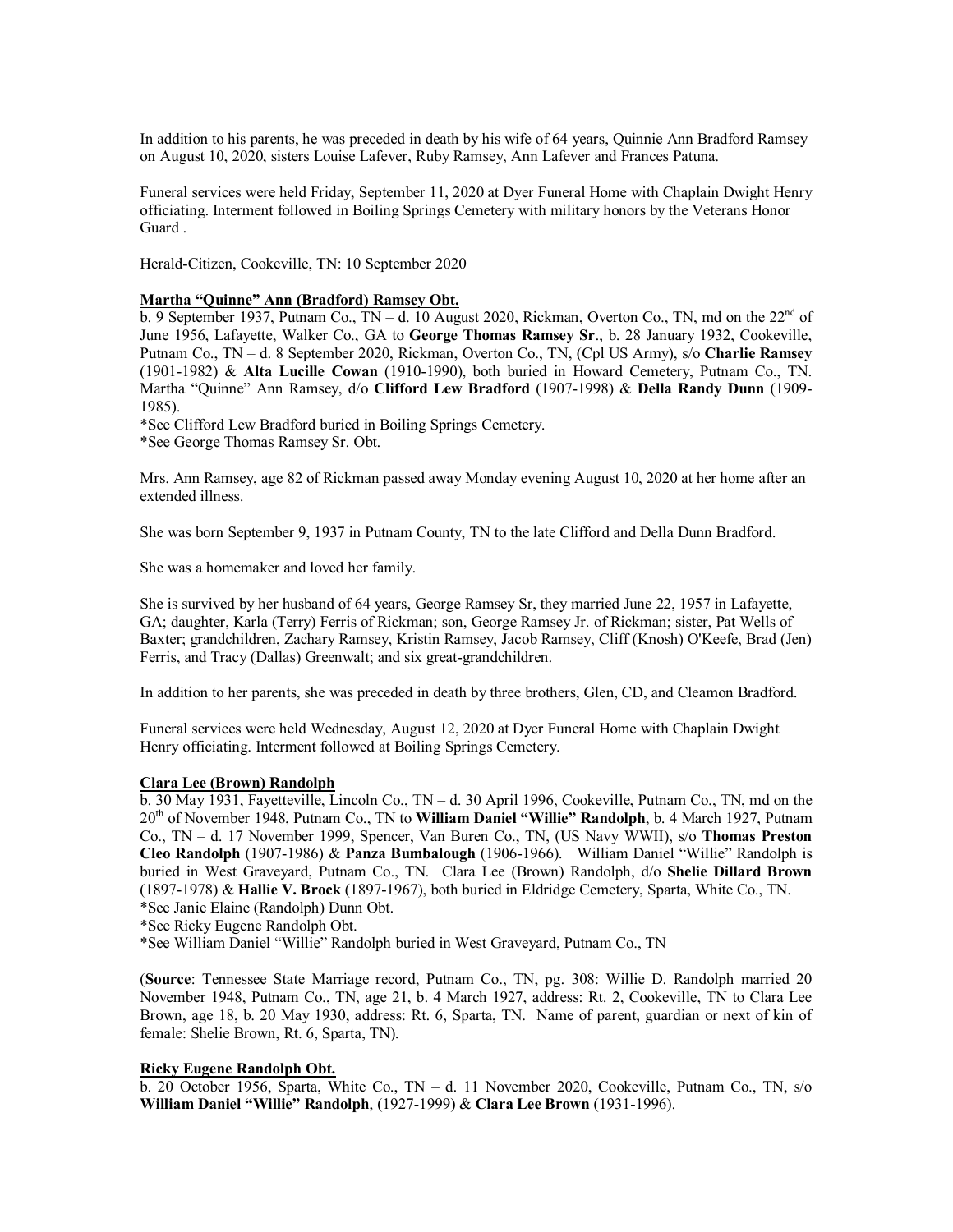In addition to his parents, he was preceded in death by his wife of 64 years, Quinnie Ann Bradford Ramsey on August 10, 2020, sisters Louise Lafever, Ruby Ramsey, Ann Lafever and Frances Patuna.

Funeral services were held Friday, September 11, 2020 at Dyer Funeral Home with Chaplain Dwight Henry officiating. Interment followed in Boiling Springs Cemetery with military honors by the Veterans Honor Guard .

Herald-Citizen, Cookeville, TN: 10 September 2020

**Martha "Quinne" Ann (Bradford) Ramsey Obt.**

b. 9 September 1937, Putnam Co., TN – d. 10 August 2020, Rickman, Overton Co., TN, md on the 22nd of June 1956, Lafayette, Walker Co., GA to **George Thomas Ramsey Sr**., b. 28 January 1932, Cookeville, Putnam Co., TN – d. 8 September 2020, Rickman, Overton Co., TN, (Cpl US Army), s/o **Charlie Ramsey** (1901-1982) & **Alta Lucille Cowan** (1910-1990), both buried in Howard Cemetery, Putnam Co., TN. Martha "Quinne" Ann Ramsey, d/o **Clifford Lew Bradford** (1907-1998) & **Della Randy Dunn** (1909-1985).

*See Clifford Lew Bradford buried in Boiling Springs Cemetery.
*See George Thomas Ramsey Sr. Obt.

Mrs. Ann Ramsey, age 82 of Rickman passed away Monday evening August 10, 2020 at her home after an extended illness.

She was born September 9, 1937 in Putnam County, TN to the late Clifford and Della Dunn Bradford.

She was a homemaker and loved her family.

She is survived by her husband of 64 years, George Ramsey Sr, they married June 22, 1957 in Lafayette, GA; daughter, Karla (Terry) Ferris of Rickman; son, George Ramsey Jr. of Rickman; sister, Pat Wells of Baxter; grandchildren, Zachary Ramsey, Kristin Ramsey, Jacob Ramsey, Cliff (Knosh) O'Keefe, Brad (Jen) Ferris, and Tracy (Dallas) Greenwalt; and six great-grandchildren.

In addition to her parents, she was preceded in death by three brothers, Glen, CD, and Cleamon Bradford.

Funeral services were held Wednesday, August 12, 2020 at Dyer Funeral Home with Chaplain Dwight Henry officiating. Interment followed at Boiling Springs Cemetery.

**Clara Lee (Brown) Randolph**

b. 30 May 1931, Fayetteville, Lincoln Co., TN – d. 30 April 1996, Cookeville, Putnam Co., TN, md on the 20th of November 1948, Putnam Co., TN to **William Daniel "Willie" Randolph**, b. 4 March 1927, Putnam Co., TN – d. 17 November 1999, Spencer, Van Buren Co., TN, (US Navy WWII), s/o **Thomas Preston Cleo Randolph** (1907-1986) & **Panza Bumbalough** (1906-1966). William Daniel "Willie" Randolph is buried in West Graveyard, Putnam Co., TN. Clara Lee (Brown) Randolph, d/o **Shelie Dillard Brown** (1897-1978) & **Hallie V. Brock** (1897-1967), both buried in Eldridge Cemetery, Sparta, White Co., TN.

*See Janie Elaine (Randolph) Dunn Obt.
*See Ricky Eugene Randolph Obt.
*See William Daniel "Willie" Randolph buried in West Graveyard, Putnam Co., TN

(**Source**: Tennessee State Marriage record, Putnam Co., TN, pg. 308: Willie D. Randolph married 20 November 1948, Putnam Co., TN, age 21, b. 4 March 1927, address: Rt. 2, Cookeville, TN to Clara Lee Brown, age 18, b. 20 May 1930, address: Rt. 6, Sparta, TN. Name of parent, guardian or next of kin of female: Shelie Brown, Rt. 6, Sparta, TN).

**Ricky Eugene Randolph Obt.**

b. 20 October 1956, Sparta, White Co., TN – d. 11 November 2020, Cookeville, Putnam Co., TN, s/o **William Daniel "Willie" Randolph**, (1927-1999) & **Clara Lee Brown** (1931-1996).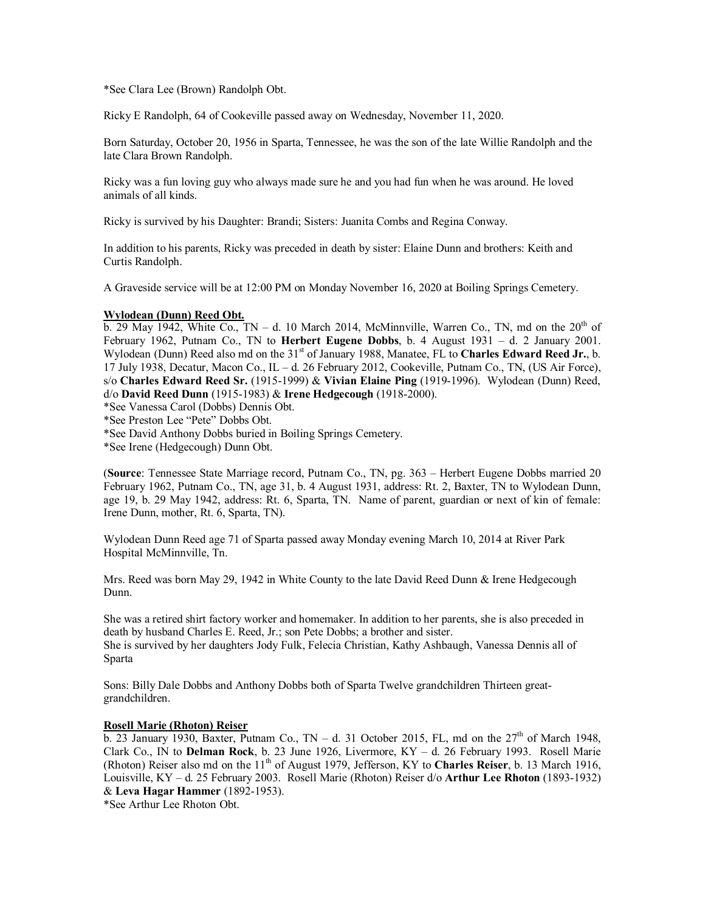*See Clara Lee (Brown) Randolph Obt.

Ricky E Randolph, 64 of Cookeville passed away on Wednesday, November 11, 2020.

Born Saturday, October 20, 1956 in Sparta, Tennessee, he was the son of the late Willie Randolph and the late Clara Brown Randolph.

Ricky was a fun loving guy who always made sure he and you had fun when he was around. He loved animals of all kinds.

Ricky is survived by his Daughter: Brandi; Sisters: Juanita Combs and Regina Conway.

In addition to his parents, Ricky was preceded in death by sister: Elaine Dunn and brothers: Keith and Curtis Randolph.

A Graveside service will be at 12:00 PM on Monday November 16, 2020 at Boiling Springs Cemetery.

**Wylodean (Dunn) Reed Obt.**

b. 29 May 1942, White Co., TN – d. 10 March 2014, McMinnville, Warren Co., TN, md on the 20th of February 1962, Putnam Co., TN to **Herbert Eugene Dobbs**, b. 4 August 1931 – d. 2 January 2001. Wylodean (Dunn) Reed also md on the 31st of January 1988, Manatee, FL to **Charles Edward Reed Jr.**, b. 17 July 1938, Decatur, Macon Co., IL – d. 26 February 2012, Cookeville, Putnam Co., TN, (US Air Force), s/o **Charles Edward Reed Sr.** (1915-1999) & **Vivian Elaine Ping** (1919-1996). Wylodean (Dunn) Reed, d/o **David Reed Dunn** (1915-1983) & **Irene Hedgecough** (1918-2000).
*See Vanessa Carol (Dobbs) Dennis Obt.
*See Preston Lee "Pete" Dobbs Obt.
*See David Anthony Dobbs buried in Boiling Springs Cemetery.
*See Irene (Hedgecough) Dunn Obt.

(**Source**: Tennessee State Marriage record, Putnam Co., TN, pg. 363 – Herbert Eugene Dobbs married 20 February 1962, Putnam Co., TN, age 31, b. 4 August 1931, address: Rt. 2, Baxter, TN to Wylodean Dunn, age 19, b. 29 May 1942, address: Rt. 6, Sparta, TN. Name of parent, guardian or next of kin of female: Irene Dunn, mother, Rt. 6, Sparta, TN).

Wylodean Dunn Reed age 71 of Sparta passed away Monday evening March 10, 2014 at River Park Hospital McMinnville, Tn.

Mrs. Reed was born May 29, 1942 in White County to the late David Reed Dunn & Irene Hedgecough Dunn.

She was a retired shirt factory worker and homemaker. In addition to her parents, she is also preceded in death by husband Charles E. Reed, Jr.; son Pete Dobbs; a brother and sister.
She is survived by her daughters Jody Fulk, Felecia Christian, Kathy Ashbaugh, Vanessa Dennis all of Sparta

Sons: Billy Dale Dobbs and Anthony Dobbs both of Sparta Twelve grandchildren Thirteen great-grandchildren.

**Rosell Marie (Rhoton) Reiser**

b. 23 January 1930, Baxter, Putnam Co., TN – d. 31 October 2015, FL, md on the 27th of March 1948, Clark Co., IN to **Delman Rock**, b. 23 June 1926, Livermore, KY – d. 26 February 1993. Rosell Marie (Rhoton) Reiser also md on the 11th of August 1979, Jefferson, KY to **Charles Reiser**, b. 13 March 1916, Louisville, KY – d. 25 February 2003. Rosell Marie (Rhoton) Reiser d/o **Arthur Lee Rhoton** (1893-1932) & **Leva Hagar Hammer** (1892-1953).
*See Arthur Lee Rhoton Obt.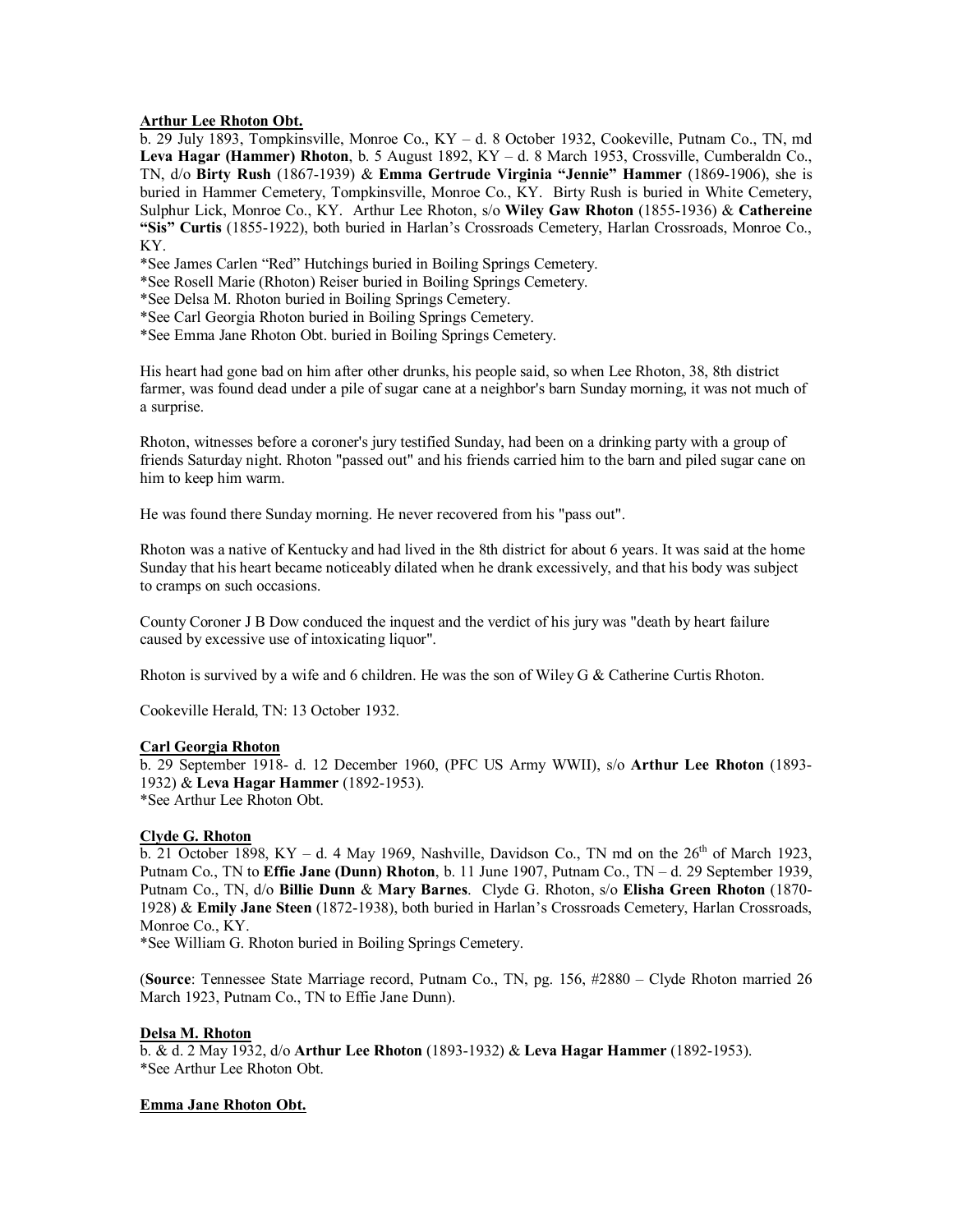**Arthur Lee Rhoton Obt.**

b. 29 July 1893, Tompkinsville, Monroe Co., KY – d. 8 October 1932, Cookeville, Putnam Co., TN, md **Leva Hagar (Hammer) Rhoton**, b. 5 August 1892, KY – d. 8 March 1953, Crossville, Cumberaldn Co., TN, d/o **Birty Rush** (1867-1939) & **Emma Gertrude Virginia "Jennie" Hammer** (1869-1906), she is buried in Hammer Cemetery, Tompkinsville, Monroe Co., KY. Birty Rush is buried in White Cemetery, Sulphur Lick, Monroe Co., KY. Arthur Lee Rhoton, s/o **Wiley Gaw Rhoton** (1855-1936) & **Cathereine "Sis" Curtis** (1855-1922), both buried in Harlan's Crossroads Cemetery, Harlan Crossroads, Monroe Co., KY.

*See James Carlen "Red" Hutchings buried in Boiling Springs Cemetery.
*See Rosell Marie (Rhoton) Reiser buried in Boiling Springs Cemetery.
*See Delsa M. Rhoton buried in Boiling Springs Cemetery.
*See Carl Georgia Rhoton buried in Boiling Springs Cemetery.
*See Emma Jane Rhoton Obt. buried in Boiling Springs Cemetery.

His heart had gone bad on him after other drunks, his people said, so when Lee Rhoton, 38, 8th district farmer, was found dead under a pile of sugar cane at a neighbor's barn Sunday morning, it was not much of a surprise.

Rhoton, witnesses before a coroner's jury testified Sunday, had been on a drinking party with a group of friends Saturday night. Rhoton "passed out" and his friends carried him to the barn and piled sugar cane on him to keep him warm.

He was found there Sunday morning. He never recovered from his "pass out".

Rhoton was a native of Kentucky and had lived in the 8th district for about 6 years. It was said at the home Sunday that his heart became noticeably dilated when he drank excessively, and that his body was subject to cramps on such occasions.

County Coroner J B Dow conduced the inquest and the verdict of his jury was "death by heart failure caused by excessive use of intoxicating liquor".

Rhoton is survived by a wife and 6 children. He was the son of Wiley G & Catherine Curtis Rhoton.

Cookeville Herald, TN: 13 October 1932.

**Carl Georgia Rhoton**

b. 29 September 1918- d. 12 December 1960, (PFC US Army WWII), s/o **Arthur Lee Rhoton** (1893-1932) & **Leva Hagar Hammer** (1892-1953).

*See Arthur Lee Rhoton Obt.

**Clyde G. Rhoton**

b. 21 October 1898, KY – d. 4 May 1969, Nashville, Davidson Co., TN md on the 26th of March 1923, Putnam Co., TN to **Effie Jane (Dunn) Rhoton**, b. 11 June 1907, Putnam Co., TN – d. 29 September 1939, Putnam Co., TN, d/o **Billie Dunn** & **Mary Barnes**. Clyde G. Rhoton, s/o **Elisha Green Rhoton** (1870-1928) & **Emily Jane Steen** (1872-1938), both buried in Harlan's Crossroads Cemetery, Harlan Crossroads, Monroe Co., KY.

*See William G. Rhoton buried in Boiling Springs Cemetery.

(**Source**: Tennessee State Marriage record, Putnam Co., TN, pg. 156, #2880 – Clyde Rhoton married 26 March 1923, Putnam Co., TN to Effie Jane Dunn).

**Delsa M. Rhoton**

b. & d. 2 May 1932, d/o **Arthur Lee Rhoton** (1893-1932) & **Leva Hagar Hammer** (1892-1953).

*See Arthur Lee Rhoton Obt.

**Emma Jane Rhoton Obt.**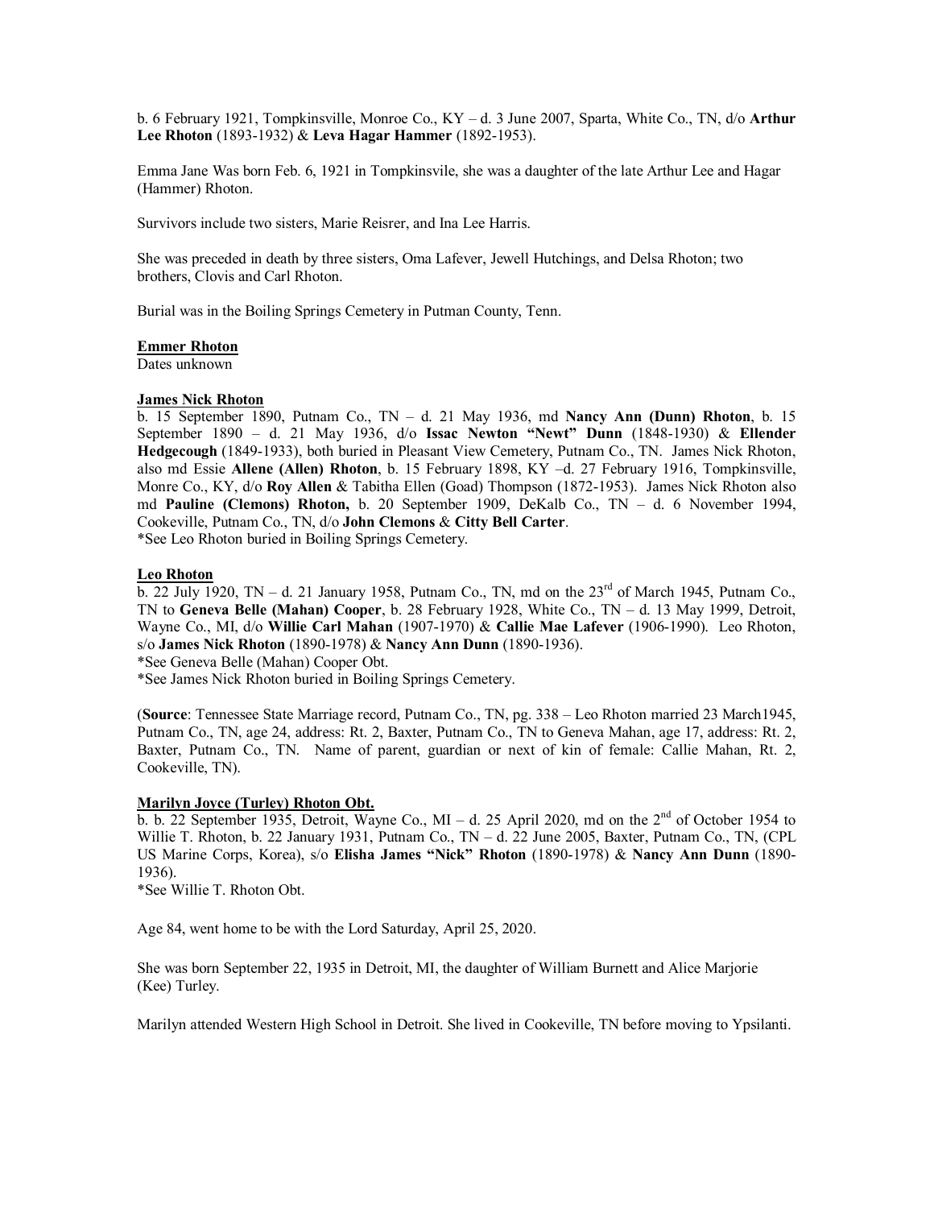b. 6 February 1921, Tompkinsville, Monroe Co., KY – d. 3 June 2007, Sparta, White Co., TN, d/o **Arthur Lee Rhoton** (1893-1932) & **Leva Hagar Hammer** (1892-1953).

Emma Jane Was born Feb. 6, 1921 in Tompkinsvile, she was a daughter of the late Arthur Lee and Hagar (Hammer) Rhoton.

Survivors include two sisters, Marie Reisrer, and Ina Lee Harris.

She was preceded in death by three sisters, Oma Lafever, Jewell Hutchings, and Delsa Rhoton; two brothers, Clovis and Carl Rhoton.

Burial was in the Boiling Springs Cemetery in Putman County, Tenn.

**Emmer Rhoton**
Dates unknown

**James Nick Rhoton**
b. 15 September 1890, Putnam Co., TN – d. 21 May 1936, md **Nancy Ann (Dunn) Rhoton**, b. 15 September 1890 – d. 21 May 1936, d/o **Issac Newton "Newt" Dunn** (1848-1930) & **Ellender Hedgecough** (1849-1933), both buried in Pleasant View Cemetery, Putnam Co., TN. James Nick Rhoton, also md Essie **Allene (Allen) Rhoton**, b. 15 February 1898, KY –d. 27 February 1916, Tompkinsville, Monre Co., KY, d/o **Roy Allen** & Tabitha Ellen (Goad) Thompson (1872-1953). James Nick Rhoton also md **Pauline (Clemons) Rhoton,** b. 20 September 1909, DeKalb Co., TN – d. 6 November 1994, Cookeville, Putnam Co., TN, d/o **John Clemons** & **Citty Bell Carter**.
*See Leo Rhoton buried in Boiling Springs Cemetery.

**Leo Rhoton**
b. 22 July 1920, TN – d. 21 January 1958, Putnam Co., TN, md on the 23rd of March 1945, Putnam Co., TN to **Geneva Belle (Mahan) Cooper**, b. 28 February 1928, White Co., TN – d. 13 May 1999, Detroit, Wayne Co., MI, d/o **Willie Carl Mahan** (1907-1970) & **Callie Mae Lafever** (1906-1990). Leo Rhoton, s/o **James Nick Rhoton** (1890-1978) & **Nancy Ann Dunn** (1890-1936).
*See Geneva Belle (Mahan) Cooper Obt.
*See James Nick Rhoton buried in Boiling Springs Cemetery.

(**Source**: Tennessee State Marriage record, Putnam Co., TN, pg. 338 – Leo Rhoton married 23 March1945, Putnam Co., TN, age 24, address: Rt. 2, Baxter, Putnam Co., TN to Geneva Mahan, age 17, address: Rt. 2, Baxter, Putnam Co., TN. Name of parent, guardian or next of kin of female: Callie Mahan, Rt. 2, Cookeville, TN).

**Marilyn Joyce (Turley) Rhoton Obt.**
b. b. 22 September 1935, Detroit, Wayne Co., MI – d. 25 April 2020, md on the 2nd of October 1954 to Willie T. Rhoton, b. 22 January 1931, Putnam Co., TN – d. 22 June 2005, Baxter, Putnam Co., TN, (CPL US Marine Corps, Korea), s/o **Elisha James "Nick" Rhoton** (1890-1978) & **Nancy Ann Dunn** (1890-1936).
*See Willie T. Rhoton Obt.

Age 84, went home to be with the Lord Saturday, April 25, 2020.

She was born September 22, 1935 in Detroit, MI, the daughter of William Burnett and Alice Marjorie (Kee) Turley.

Marilyn attended Western High School in Detroit. She lived in Cookeville, TN before moving to Ypsilanti.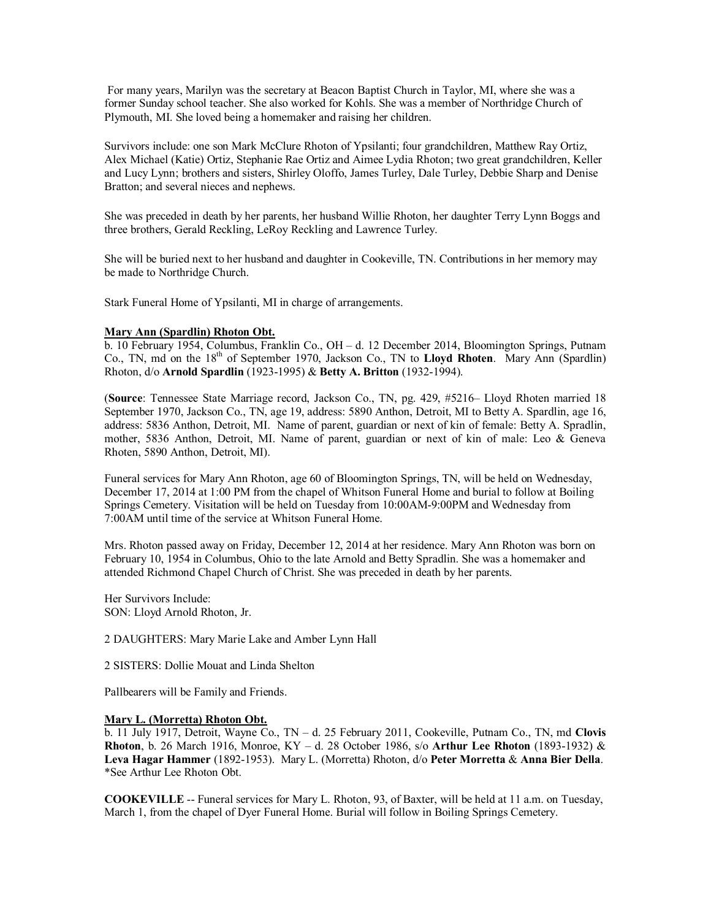For many years, Marilyn was the secretary at Beacon Baptist Church in Taylor, MI, where she was a former Sunday school teacher. She also worked for Kohls. She was a member of Northridge Church of Plymouth, MI. She loved being a homemaker and raising her children.

Survivors include: one son Mark McClure Rhoton of Ypsilanti; four grandchildren, Matthew Ray Ortiz, Alex Michael (Katie) Ortiz, Stephanie Rae Ortiz and Aimee Lydia Rhoton; two great grandchildren, Keller and Lucy Lynn; brothers and sisters, Shirley Oloffo, James Turley, Dale Turley, Debbie Sharp and Denise Bratton; and several nieces and nephews.

She was preceded in death by her parents, her husband Willie Rhoton, her daughter Terry Lynn Boggs and three brothers, Gerald Reckling, LeRoy Reckling and Lawrence Turley.

She will be buried next to her husband and daughter in Cookeville, TN. Contributions in her memory may be made to Northridge Church.

Stark Funeral Home of Ypsilanti, MI in charge of arrangements.

**Mary Ann (Spardlin) Rhoton Obt.**

b. 10 February 1954, Columbus, Franklin Co., OH – d. 12 December 2014, Bloomington Springs, Putnam Co., TN, md on the 18th of September 1970, Jackson Co., TN to **Lloyd Rhoten**. Mary Ann (Spardlin) Rhoton, d/o **Arnold Spardlin** (1923-1995) & **Betty A. Britton** (1932-1994).

(**Source**: Tennessee State Marriage record, Jackson Co., TN, pg. 429, #5216– Lloyd Rhoten married 18 September 1970, Jackson Co., TN, age 19, address: 5890 Anthon, Detroit, MI to Betty A. Spardlin, age 16, address: 5836 Anthon, Detroit, MI. Name of parent, guardian or next of kin of female: Betty A. Spradlin, mother, 5836 Anthon, Detroit, MI. Name of parent, guardian or next of kin of male: Leo & Geneva Rhoten, 5890 Anthon, Detroit, MI).

Funeral services for Mary Ann Rhoton, age 60 of Bloomington Springs, TN, will be held on Wednesday, December 17, 2014 at 1:00 PM from the chapel of Whitson Funeral Home and burial to follow at Boiling Springs Cemetery. Visitation will be held on Tuesday from 10:00AM-9:00PM and Wednesday from 7:00AM until time of the service at Whitson Funeral Home.

Mrs. Rhoton passed away on Friday, December 12, 2014 at her residence. Mary Ann Rhoton was born on February 10, 1954 in Columbus, Ohio to the late Arnold and Betty Spradlin. She was a homemaker and attended Richmond Chapel Church of Christ. She was preceded in death by her parents.

Her Survivors Include:
SON: Lloyd Arnold Rhoton, Jr.

2 DAUGHTERS: Mary Marie Lake and Amber Lynn Hall

2 SISTERS: Dollie Mouat and Linda Shelton

Pallbearers will be Family and Friends.

**Mary L. (Morretta) Rhoton Obt.**

b. 11 July 1917, Detroit, Wayne Co., TN – d. 25 February 2011, Cookeville, Putnam Co., TN, md **Clovis Rhoton**, b. 26 March 1916, Monroe, KY – d. 28 October 1986, s/o **Arthur Lee Rhoton** (1893-1932) & **Leva Hagar Hammer** (1892-1953). Mary L. (Morretta) Rhoton, d/o **Peter Morretta** & **Anna Bier Della**. *See Arthur Lee Rhoton Obt.

**COOKEVILLE** -- Funeral services for Mary L. Rhoton, 93, of Baxter, will be held at 11 a.m. on Tuesday, March 1, from the chapel of Dyer Funeral Home. Burial will follow in Boiling Springs Cemetery.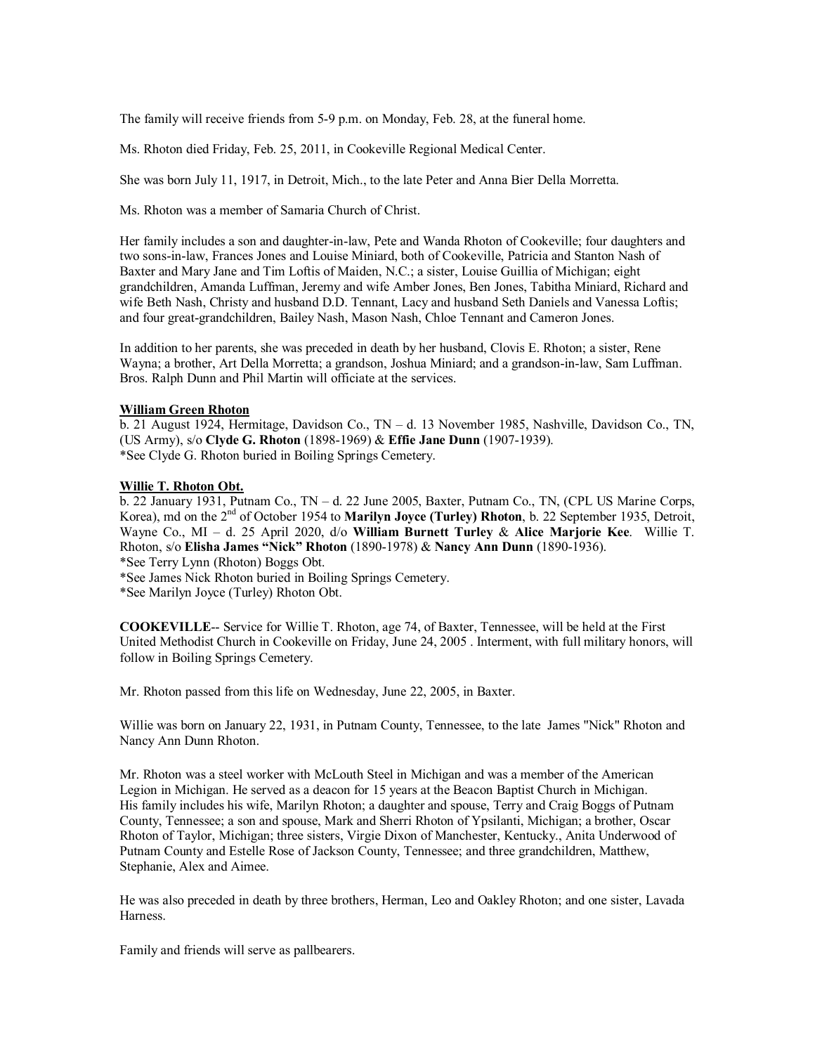The family will receive friends from 5-9 p.m. on Monday, Feb. 28, at the funeral home.

Ms. Rhoton died Friday, Feb. 25, 2011, in Cookeville Regional Medical Center.

She was born July 11, 1917, in Detroit, Mich., to the late Peter and Anna Bier Della Morretta.

Ms. Rhoton was a member of Samaria Church of Christ.

Her family includes a son and daughter-in-law, Pete and Wanda Rhoton of Cookeville; four daughters and two sons-in-law, Frances Jones and Louise Miniard, both of Cookeville, Patricia and Stanton Nash of Baxter and Mary Jane and Tim Loftis of Maiden, N.C.; a sister, Louise Guillia of Michigan; eight grandchildren, Amanda Luffman, Jeremy and wife Amber Jones, Ben Jones, Tabitha Miniard, Richard and wife Beth Nash, Christy and husband D.D. Tennant, Lacy and husband Seth Daniels and Vanessa Loftis; and four great-grandchildren, Bailey Nash, Mason Nash, Chloe Tennant and Cameron Jones.

In addition to her parents, she was preceded in death by her husband, Clovis E. Rhoton; a sister, Rene Wayna; a brother, Art Della Morretta; a grandson, Joshua Miniard; and a grandson-in-law, Sam Luffman. Bros. Ralph Dunn and Phil Martin will officiate at the services.

**William Green Rhoton**
b. 21 August 1924, Hermitage, Davidson Co., TN – d. 13 November 1985, Nashville, Davidson Co., TN, (US Army), s/o **Clyde G. Rhoton** (1898-1969) & **Effie Jane Dunn** (1907-1939).
*See Clyde G. Rhoton buried in Boiling Springs Cemetery.

**Willie T. Rhoton Obt.**
b. 22 January 1931, Putnam Co., TN – d. 22 June 2005, Baxter, Putnam Co., TN, (CPL US Marine Corps, Korea), md on the 2nd of October 1954 to **Marilyn Joyce (Turley) Rhoton**, b. 22 September 1935, Detroit, Wayne Co., MI – d. 25 April 2020, d/o **William Burnett Turley** & **Alice Marjorie Kee**. Willie T. Rhoton, s/o **Elisha James "Nick" Rhoton** (1890-1978) & **Nancy Ann Dunn** (1890-1936).
*See Terry Lynn (Rhoton) Boggs Obt.
*See James Nick Rhoton buried in Boiling Springs Cemetery.
*See Marilyn Joyce (Turley) Rhoton Obt.

**COOKEVILLE**-- Service for Willie T. Rhoton, age 74, of Baxter, Tennessee, will be held at the First United Methodist Church in Cookeville on Friday, June 24, 2005 . Interment, with full military honors, will follow in Boiling Springs Cemetery.

Mr. Rhoton passed from this life on Wednesday, June 22, 2005, in Baxter.

Willie was born on January 22, 1931, in Putnam County, Tennessee, to the late James "Nick" Rhoton and Nancy Ann Dunn Rhoton.

Mr. Rhoton was a steel worker with McLouth Steel in Michigan and was a member of the American Legion in Michigan. He served as a deacon for 15 years at the Beacon Baptist Church in Michigan. His family includes his wife, Marilyn Rhoton; a daughter and spouse, Terry and Craig Boggs of Putnam County, Tennessee; a son and spouse, Mark and Sherri Rhoton of Ypsilanti, Michigan; a brother, Oscar Rhoton of Taylor, Michigan; three sisters, Virgie Dixon of Manchester, Kentucky., Anita Underwood of Putnam County and Estelle Rose of Jackson County, Tennessee; and three grandchildren, Matthew, Stephanie, Alex and Aimee.

He was also preceded in death by three brothers, Herman, Leo and Oakley Rhoton; and one sister, Lavada Harness.

Family and friends will serve as pallbearers.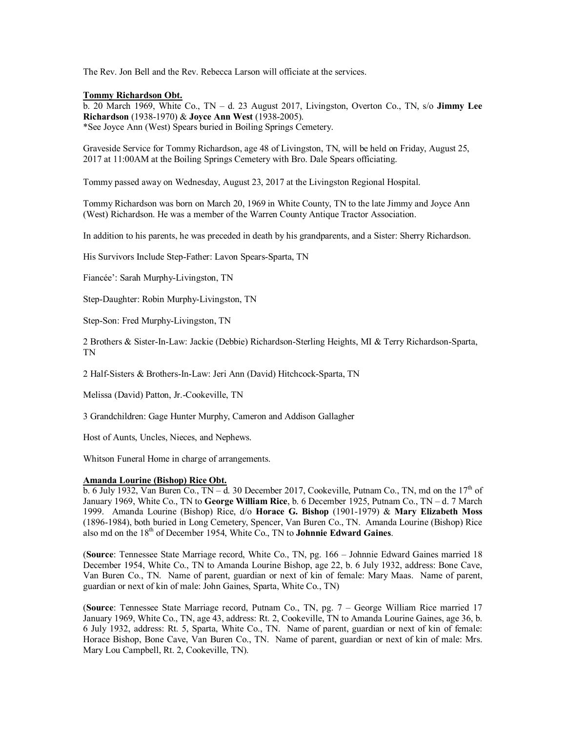The Rev. Jon Bell and the Rev. Rebecca Larson will officiate at the services.

**Tommy Richardson Obt.**

b. 20 March 1969, White Co., TN – d. 23 August 2017, Livingston, Overton Co., TN, s/o **Jimmy Lee Richardson** (1938-1970) & **Joyce Ann West** (1938-2005).
*See Joyce Ann (West) Spears buried in Boiling Springs Cemetery.

Graveside Service for Tommy Richardson, age 48 of Livingston, TN, will be held on Friday, August 25, 2017 at 11:00AM at the Boiling Springs Cemetery with Bro. Dale Spears officiating.

Tommy passed away on Wednesday, August 23, 2017 at the Livingston Regional Hospital.

Tommy Richardson was born on March 20, 1969 in White County, TN to the late Jimmy and Joyce Ann (West) Richardson. He was a member of the Warren County Antique Tractor Association.

In addition to his parents, he was preceded in death by his grandparents, and a Sister: Sherry Richardson.

His Survivors Include Step-Father: Lavon Spears-Sparta, TN

Fiancée': Sarah Murphy-Livingston, TN

Step-Daughter: Robin Murphy-Livingston, TN

Step-Son: Fred Murphy-Livingston, TN

2 Brothers & Sister-In-Law: Jackie (Debbie) Richardson-Sterling Heights, MI & Terry Richardson-Sparta, TN

2 Half-Sisters & Brothers-In-Law: Jeri Ann (David) Hitchcock-Sparta, TN

Melissa (David) Patton, Jr.-Cookeville, TN

3 Grandchildren: Gage Hunter Murphy, Cameron and Addison Gallagher

Host of Aunts, Uncles, Nieces, and Nephews.

Whitson Funeral Home in charge of arrangements.

**Amanda Lourine (Bishop) Rice Obt.**

b. 6 July 1932, Van Buren Co., TN – d. 30 December 2017, Cookeville, Putnam Co., TN, md on the 17th of January 1969, White Co., TN to **George William Rice**, b. 6 December 1925, Putnam Co., TN – d. 7 March 1999. Amanda Lourine (Bishop) Rice, d/o **Horace G. Bishop** (1901-1979) & **Mary Elizabeth Moss** (1896-1984), both buried in Long Cemetery, Spencer, Van Buren Co., TN. Amanda Lourine (Bishop) Rice also md on the 18th of December 1954, White Co., TN to **Johnnie Edward Gaines**.

(**Source**: Tennessee State Marriage record, White Co., TN, pg. 166 – Johnnie Edward Gaines married 18 December 1954, White Co., TN to Amanda Lourine Bishop, age 22, b. 6 July 1932, address: Bone Cave, Van Buren Co., TN. Name of parent, guardian or next of kin of female: Mary Maas. Name of parent, guardian or next of kin of male: John Gaines, Sparta, White Co., TN)

(**Source**: Tennessee State Marriage record, Putnam Co., TN, pg. 7 – George William Rice married 17 January 1969, White Co., TN, age 43, address: Rt. 2, Cookeville, TN to Amanda Lourine Gaines, age 36, b. 6 July 1932, address: Rt. 5, Sparta, White Co., TN. Name of parent, guardian or next of kin of female: Horace Bishop, Bone Cave, Van Buren Co., TN. Name of parent, guardian or next of kin of male: Mrs. Mary Lou Campbell, Rt. 2, Cookeville, TN).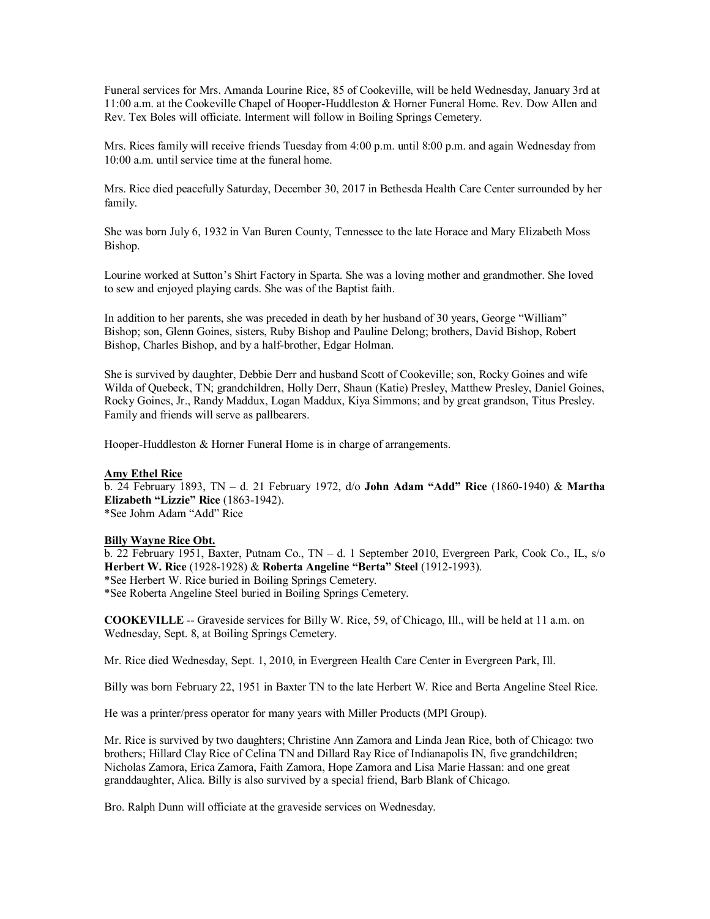Funeral services for Mrs. Amanda Lourine Rice, 85 of Cookeville, will be held Wednesday, January 3rd at 11:00 a.m. at the Cookeville Chapel of Hooper-Huddleston & Horner Funeral Home. Rev. Dow Allen and Rev. Tex Boles will officiate. Interment will follow in Boiling Springs Cemetery.

Mrs. Rices family will receive friends Tuesday from 4:00 p.m. until 8:00 p.m. and again Wednesday from 10:00 a.m. until service time at the funeral home.

Mrs. Rice died peacefully Saturday, December 30, 2017 in Bethesda Health Care Center surrounded by her family.

She was born July 6, 1932 in Van Buren County, Tennessee to the late Horace and Mary Elizabeth Moss Bishop.

Lourine worked at Sutton's Shirt Factory in Sparta. She was a loving mother and grandmother. She loved to sew and enjoyed playing cards. She was of the Baptist faith.

In addition to her parents, she was preceded in death by her husband of 30 years, George "William" Bishop; son, Glenn Goines, sisters, Ruby Bishop and Pauline Delong; brothers, David Bishop, Robert Bishop, Charles Bishop, and by a half-brother, Edgar Holman.

She is survived by daughter, Debbie Derr and husband Scott of Cookeville; son, Rocky Goines and wife Wilda of Quebeck, TN; grandchildren, Holly Derr, Shaun (Katie) Presley, Matthew Presley, Daniel Goines, Rocky Goines, Jr., Randy Maddux, Logan Maddux, Kiya Simmons; and by great grandson, Titus Presley. Family and friends will serve as pallbearers.

Hooper-Huddleston & Horner Funeral Home is in charge of arrangements.

**Amy Ethel Rice**

b. 24 February 1893, TN – d. 21 February 1972, d/o **John Adam "Add" Rice** (1860-1940) & **Martha Elizabeth "Lizzie" Rice** (1863-1942).
*See Johm Adam "Add" Rice

**Billy Wayne Rice Obt.**

b. 22 February 1951, Baxter, Putnam Co., TN – d. 1 September 2010, Evergreen Park, Cook Co., IL, s/o **Herbert W. Rice** (1928-1928) & **Roberta Angeline "Berta" Steel** (1912-1993).
*See Herbert W. Rice buried in Boiling Springs Cemetery.
*See Roberta Angeline Steel buried in Boiling Springs Cemetery.

**COOKEVILLE** -- Graveside services for Billy W. Rice, 59, of Chicago, Ill., will be held at 11 a.m. on Wednesday, Sept. 8, at Boiling Springs Cemetery.

Mr. Rice died Wednesday, Sept. 1, 2010, in Evergreen Health Care Center in Evergreen Park, Ill.

Billy was born February 22, 1951 in Baxter TN to the late Herbert W. Rice and Berta Angeline Steel Rice.

He was a printer/press operator for many years with Miller Products (MPI Group).

Mr. Rice is survived by two daughters; Christine Ann Zamora and Linda Jean Rice, both of Chicago: two brothers; Hillard Clay Rice of Celina TN and Dillard Ray Rice of Indianapolis IN, five grandchildren; Nicholas Zamora, Erica Zamora, Faith Zamora, Hope Zamora and Lisa Marie Hassan: and one great granddaughter, Alica. Billy is also survived by a special friend, Barb Blank of Chicago.

Bro. Ralph Dunn will officiate at the graveside services on Wednesday.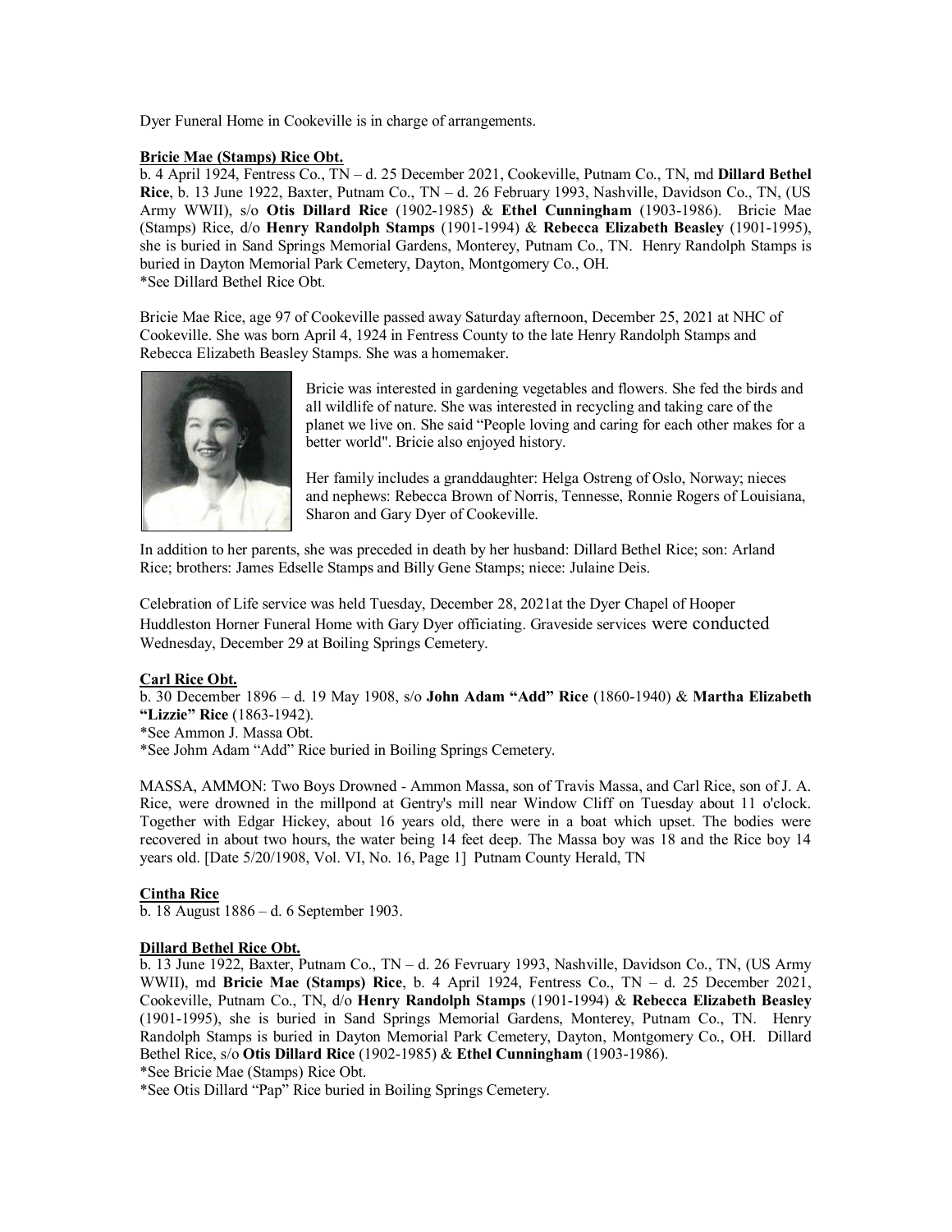Dyer Funeral Home in Cookeville is in charge of arrangements.

**Bricie Mae (Stamps) Rice Obt.**

b. 4 April 1924, Fentress Co., TN – d. 25 December 2021, Cookeville, Putnam Co., TN, md **Dillard Bethel Rice**, b. 13 June 1922, Baxter, Putnam Co., TN – d. 26 February 1993, Nashville, Davidson Co., TN, (US Army WWII), s/o **Otis Dillard Rice** (1902-1985) & **Ethel Cunningham** (1903-1986). Bricie Mae (Stamps) Rice, d/o **Henry Randolph Stamps** (1901-1994) & **Rebecca Elizabeth Beasley** (1901-1995), she is buried in Sand Springs Memorial Gardens, Monterey, Putnam Co., TN. Henry Randolph Stamps is buried in Dayton Memorial Park Cemetery, Dayton, Montgomery Co., OH.
*See Dillard Bethel Rice Obt.

Bricie Mae Rice, age 97 of Cookeville passed away Saturday afternoon, December 25, 2021 at NHC of Cookeville. She was born April 4, 1924 in Fentress County to the late Henry Randolph Stamps and Rebecca Elizabeth Beasley Stamps. She was a homemaker.

Bricie was interested in gardening vegetables and flowers. She fed the birds and all wildlife of nature. She was interested in recycling and taking care of the planet we live on. She said "People loving and caring for each other makes for a better world". Bricie also enjoyed history.

Her family includes a granddaughter: Helga Ostreng of Oslo, Norway; nieces and nephews: Rebecca Brown of Norris, Tennesse, Ronnie Rogers of Louisiana, Sharon and Gary Dyer of Cookeville.

In addition to her parents, she was preceded in death by her husband: Dillard Bethel Rice; son: Arland Rice; brothers: James Edselle Stamps and Billy Gene Stamps; niece: Julaine Deis.

Celebration of Life service was held Tuesday, December 28, 2021at the Dyer Chapel of Hooper Huddleston Horner Funeral Home with Gary Dyer officiating. Graveside services were conducted Wednesday, December 29 at Boiling Springs Cemetery.

**Carl Rice Obt.**

b. 30 December 1896 – d. 19 May 1908, s/o **John Adam "Add" Rice** (1860-1940) & **Martha Elizabeth "Lizzie" Rice** (1863-1942).
*See Ammon J. Massa Obt.
*See Johm Adam "Add" Rice buried in Boiling Springs Cemetery.

MASSA, AMMON: Two Boys Drowned - Ammon Massa, son of Travis Massa, and Carl Rice, son of J. A. Rice, were drowned in the millpond at Gentry's mill near Window Cliff on Tuesday about 11 o'clock. Together with Edgar Hickey, about 16 years old, there were in a boat which upset. The bodies were recovered in about two hours, the water being 14 feet deep. The Massa boy was 18 and the Rice boy 14 years old. [Date 5/20/1908, Vol. VI, No. 16, Page 1] Putnam County Herald, TN

**Cintha Rice**

b. 18 August 1886 – d. 6 September 1903.

**Dillard Bethel Rice Obt.**

b. 13 June 1922, Baxter, Putnam Co., TN – d. 26 Fevruary 1993, Nashville, Davidson Co., TN, (US Army WWII), md **Bricie Mae (Stamps) Rice**, b. 4 April 1924, Fentress Co., TN – d. 25 December 2021, Cookeville, Putnam Co., TN, d/o **Henry Randolph Stamps** (1901-1994) & **Rebecca Elizabeth Beasley** (1901-1995), she is buried in Sand Springs Memorial Gardens, Monterey, Putnam Co., TN. Henry Randolph Stamps is buried in Dayton Memorial Park Cemetery, Dayton, Montgomery Co., OH. Dillard Bethel Rice, s/o **Otis Dillard Rice** (1902-1985) & **Ethel Cunningham** (1903-1986).
*See Bricie Mae (Stamps) Rice Obt.
*See Otis Dillard "Pap" Rice buried in Boiling Springs Cemetery.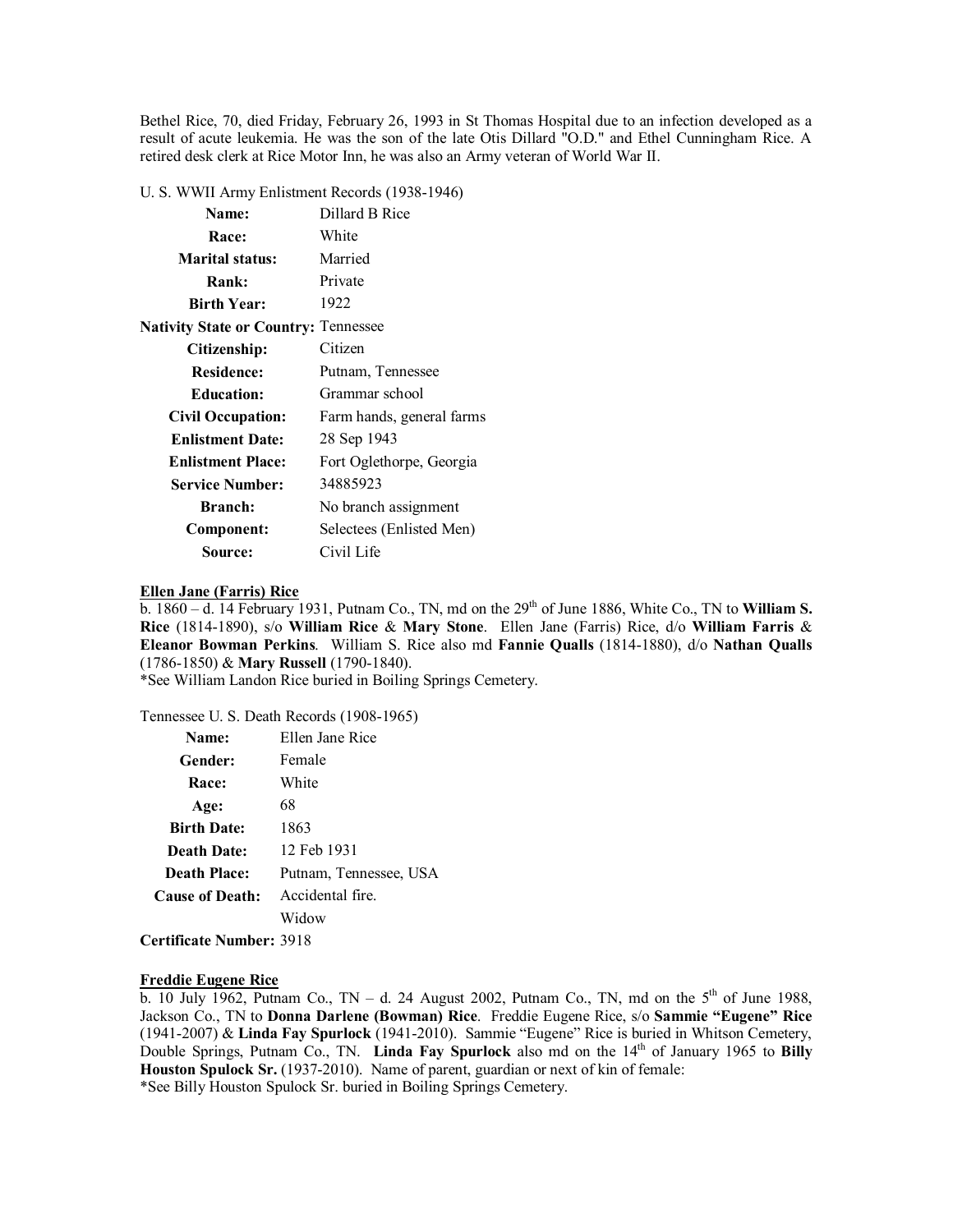Bethel Rice, 70, died Friday, February 26, 1993 in St Thomas Hospital due to an infection developed as a result of acute leukemia. He was the son of the late Otis Dillard "O.D." and Ethel Cunningham Rice. A retired desk clerk at Rice Motor Inn, he was also an Army veteran of World War II.

U. S. WWII Army Enlistment Records (1938-1946)

| | |
|---|---|
| **Name:** | Dillard B Rice |
| **Race:** | White |
| **Marital status:** | Married |
| **Rank:** | Private |
| **Birth Year:** | 1922 |
| **Nativity State or Country:** | Tennessee |
| **Citizenship:** | Citizen |
| **Residence:** | Putnam, Tennessee |
| **Education:** | Grammar school |
| **Civil Occupation:** | Farm hands, general farms |
| **Enlistment Date:** | 28 Sep 1943 |
| **Enlistment Place:** | Fort Oglethorpe, Georgia |
| **Service Number:** | 34885923 |
| **Branch:** | No branch assignment |
| **Component:** | Selectees (Enlisted Men) |
| **Source:** | Civil Life |

**Ellen Jane (Farris) Rice**

b. 1860 – d. 14 February 1931, Putnam Co., TN, md on the 29th of June 1886, White Co., TN to **William S. Rice** (1814-1890), s/o **William Rice** & **Mary Stone**. Ellen Jane (Farris) Rice, d/o **William Farris** & **Eleanor Bowman Perkins**. William S. Rice also md **Fannie Qualls** (1814-1880), d/o **Nathan Qualls** (1786-1850) & **Mary Russell** (1790-1840).
*See William Landon Rice buried in Boiling Springs Cemetery.

Tennessee U. S. Death Records (1908-1965)

| | |
|---|---|
| **Name:** | Ellen Jane Rice |
| **Gender:** | Female |
| **Race:** | White |
| **Age:** | 68 |
| **Birth Date:** | 1863 |
| **Death Date:** | 12 Feb 1931 |
| **Death Place:** | Putnam, Tennessee, USA |
| **Cause of Death:** | Accidental fire. |
| | Widow |
| **Certificate Number:** | 3918 |

**Freddie Eugene Rice**

b. 10 July 1962, Putnam Co., TN – d. 24 August 2002, Putnam Co., TN, md on the 5th of June 1988, Jackson Co., TN to **Donna Darlene (Bowman) Rice**. Freddie Eugene Rice, s/o **Sammie "Eugene" Rice** (1941-2007) & **Linda Fay Spurlock** (1941-2010). Sammie "Eugene" Rice is buried in Whitson Cemetery, Double Springs, Putnam Co., TN. **Linda Fay Spurlock** also md on the 14th of January 1965 to **Billy Houston Spulock Sr.** (1937-2010). Name of parent, guardian or next of kin of female:
*See Billy Houston Spulock Sr. buried in Boiling Springs Cemetery.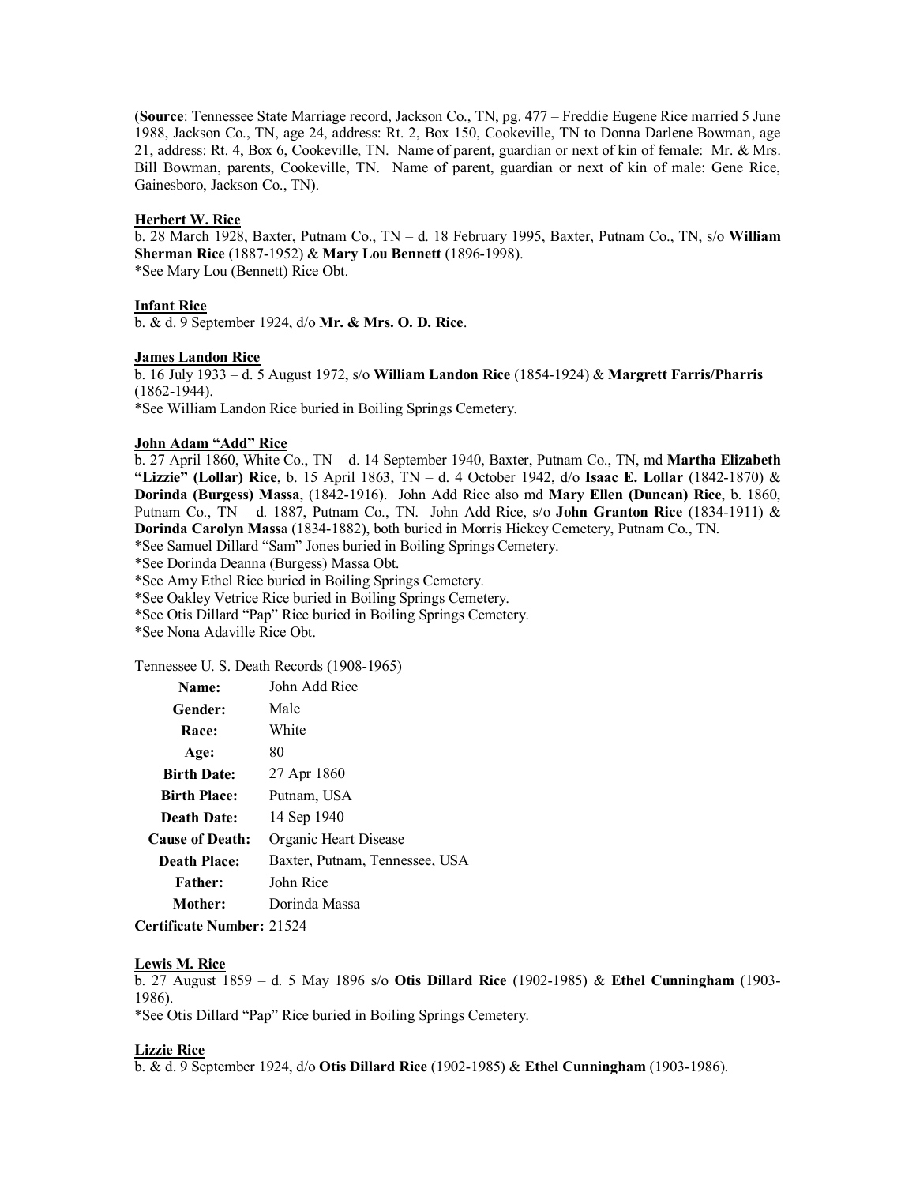(**Source**: Tennessee State Marriage record, Jackson Co., TN, pg. 477 – Freddie Eugene Rice married 5 June 1988, Jackson Co., TN, age 24, address: Rt. 2, Box 150, Cookeville, TN to Donna Darlene Bowman, age 21, address: Rt. 4, Box 6, Cookeville, TN. Name of parent, guardian or next of kin of female: Mr. & Mrs. Bill Bowman, parents, Cookeville, TN. Name of parent, guardian or next of kin of male: Gene Rice, Gainesboro, Jackson Co., TN).

<u>**Herbert W. Rice**</u>
b. 28 March 1928, Baxter, Putnam Co., TN – d. 18 February 1995, Baxter, Putnam Co., TN, s/o **William Sherman Rice** (1887-1952) & **Mary Lou Bennett** (1896-1998).
*See Mary Lou (Bennett) Rice Obt.

<u>**Infant Rice**</u>
b. & d. 9 September 1924, d/o **Mr. & Mrs. O. D. Rice**.

<u>**James Landon Rice**</u>
b. 16 July 1933 – d. 5 August 1972, s/o **William Landon Rice** (1854-1924) & **Margrett Farris/Pharris** (1862-1944).
*See William Landon Rice buried in Boiling Springs Cemetery.

<u>**John Adam "Add" Rice**</u>
b. 27 April 1860, White Co., TN – d. 14 September 1940, Baxter, Putnam Co., TN, md **Martha Elizabeth "Lizzie" (Lollar) Rice**, b. 15 April 1863, TN – d. 4 October 1942, d/o **Isaac E. Lollar** (1842-1870) & **Dorinda (Burgess) Massa**, (1842-1916). John Add Rice also md **Mary Ellen (Duncan) Rice**, b. 1860, Putnam Co., TN – d. 1887, Putnam Co., TN. John Add Rice, s/o **John Granton Rice** (1834-1911) & **Dorinda Carolyn Mass**a (1834-1882), both buried in Morris Hickey Cemetery, Putnam Co., TN.
*See Samuel Dillard "Sam" Jones buried in Boiling Springs Cemetery.
*See Dorinda Deanna (Burgess) Massa Obt.
*See Amy Ethel Rice buried in Boiling Springs Cemetery.
*See Oakley Vetrice Rice buried in Boiling Springs Cemetery.
*See Otis Dillard "Pap" Rice buried in Boiling Springs Cemetery.
*See Nona Adaville Rice Obt.

Tennessee U. S. Death Records (1908-1965)

| | |
|---|---|
| **Name:** | John Add Rice |
| **Gender:** | Male |
| **Race:** | White |
| **Age:** | 80 |
| **Birth Date:** | 27 Apr 1860 |
| **Birth Place:** | Putnam, USA |
| **Death Date:** | 14 Sep 1940 |
| **Cause of Death:** | Organic Heart Disease |
| **Death Place:** | Baxter, Putnam, Tennessee, USA |
| **Father:** | John Rice |
| **Mother:** | Dorinda Massa |

**Certificate Number:** 21524

<u>**Lewis M. Rice**</u>
b. 27 August 1859 – d. 5 May 1896 s/o **Otis Dillard Rice** (1902-1985) & **Ethel Cunningham** (1903-1986).
*See Otis Dillard "Pap" Rice buried in Boiling Springs Cemetery.

<u>**Lizzie Rice**</u>
b. & d. 9 September 1924, d/o **Otis Dillard Rice** (1902-1985) & **Ethel Cunningham** (1903-1986).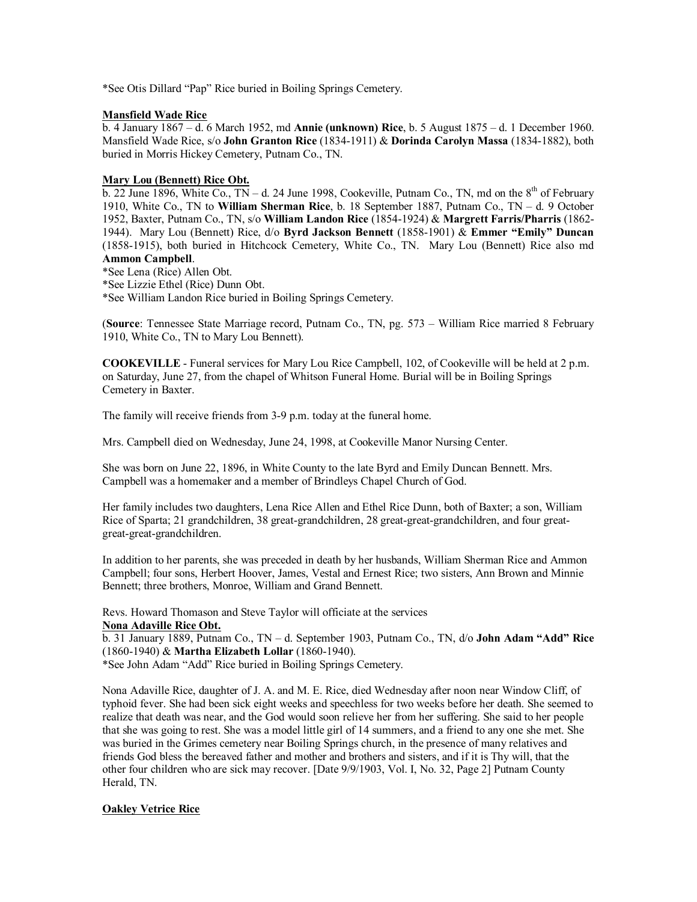*See Otis Dillard "Pap" Rice buried in Boiling Springs Cemetery.

**Mansfield Wade Rice**

b. 4 January 1867 – d. 6 March 1952, md **Annie (unknown) Rice**, b. 5 August 1875 – d. 1 December 1960. Mansfield Wade Rice, s/o **John Granton Rice** (1834-1911) & **Dorinda Carolyn Massa** (1834-1882), both buried in Morris Hickey Cemetery, Putnam Co., TN.

**Mary Lou (Bennett) Rice Obt.**

b. 22 June 1896, White Co., TN – d. 24 June 1998, Cookeville, Putnam Co., TN, md on the 8th of February 1910, White Co., TN to **William Sherman Rice**, b. 18 September 1887, Putnam Co., TN – d. 9 October 1952, Baxter, Putnam Co., TN, s/o **William Landon Rice** (1854-1924) & **Margrett Farris/Pharris** (1862-1944). Mary Lou (Bennett) Rice, d/o **Byrd Jackson Bennett** (1858-1901) & **Emmer "Emily" Duncan** (1858-1915), both buried in Hitchcock Cemetery, White Co., TN. Mary Lou (Bennett) Rice also md **Ammon Campbell**.

*See Lena (Rice) Allen Obt.
*See Lizzie Ethel (Rice) Dunn Obt.
*See William Landon Rice buried in Boiling Springs Cemetery.

(**Source**: Tennessee State Marriage record, Putnam Co., TN, pg. 573 – William Rice married 8 February 1910, White Co., TN to Mary Lou Bennett).

**COOKEVILLE** - Funeral services for Mary Lou Rice Campbell, 102, of Cookeville will be held at 2 p.m. on Saturday, June 27, from the chapel of Whitson Funeral Home. Burial will be in Boiling Springs Cemetery in Baxter.

The family will receive friends from 3-9 p.m. today at the funeral home.

Mrs. Campbell died on Wednesday, June 24, 1998, at Cookeville Manor Nursing Center.

She was born on June 22, 1896, in White County to the late Byrd and Emily Duncan Bennett. Mrs. Campbell was a homemaker and a member of Brindleys Chapel Church of God.

Her family includes two daughters, Lena Rice Allen and Ethel Rice Dunn, both of Baxter; a son, William Rice of Sparta; 21 grandchildren, 38 great-grandchildren, 28 great-great-grandchildren, and four great-great-great-grandchildren.

In addition to her parents, she was preceded in death by her husbands, William Sherman Rice and Ammon Campbell; four sons, Herbert Hoover, James, Vestal and Ernest Rice; two sisters, Ann Brown and Minnie Bennett; three brothers, Monroe, William and Grand Bennett.

Revs. Howard Thomason and Steve Taylor will officiate at the services

**Nona Adaville Rice Obt.**

b. 31 January 1889, Putnam Co., TN – d. September 1903, Putnam Co., TN, d/o **John Adam "Add" Rice** (1860-1940) & **Martha Elizabeth Lollar** (1860-1940).

*See John Adam "Add" Rice buried in Boiling Springs Cemetery.

Nona Adaville Rice, daughter of J. A. and M. E. Rice, died Wednesday after noon near Window Cliff, of typhoid fever. She had been sick eight weeks and speechless for two weeks before her death. She seemed to realize that death was near, and the God would soon relieve her from her suffering. She said to her people that she was going to rest. She was a model little girl of 14 summers, and a friend to any one she met. She was buried in the Grimes cemetery near Boiling Springs church, in the presence of many relatives and friends God bless the bereaved father and mother and brothers and sisters, and if it is Thy will, that the other four children who are sick may recover. [Date 9/9/1903, Vol. I, No. 32, Page 2] Putnam County Herald, TN.

**Oakley Vetrice Rice**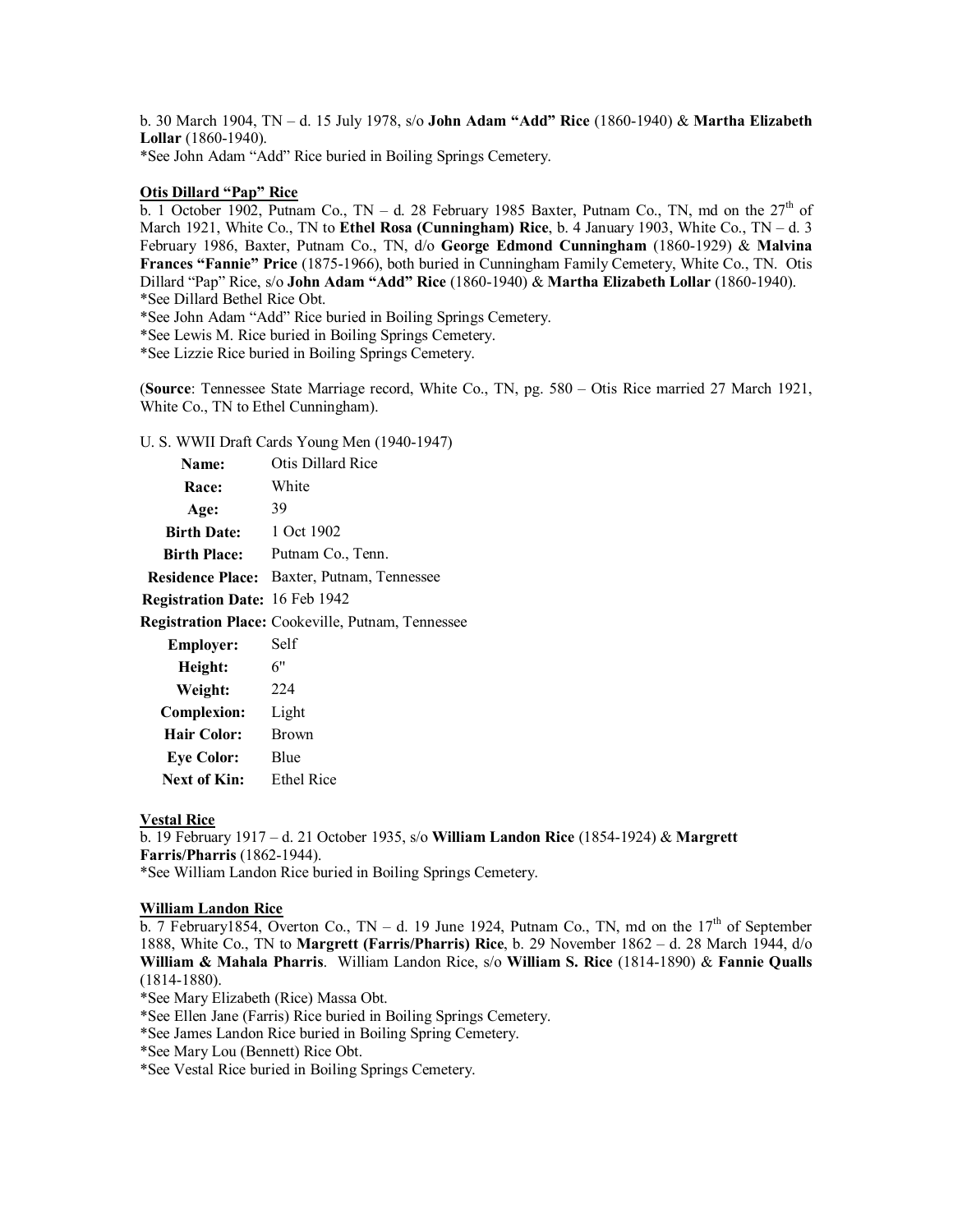b. 30 March 1904, TN – d. 15 July 1978, s/o **John Adam "Add" Rice** (1860-1940) & **Martha Elizabeth Lollar** (1860-1940).
*See John Adam "Add" Rice buried in Boiling Springs Cemetery.

**Otis Dillard "Pap" Rice**

b. 1 October 1902, Putnam Co., TN – d. 28 February 1985 Baxter, Putnam Co., TN, md on the 27th of March 1921, White Co., TN to **Ethel Rosa (Cunningham) Rice**, b. 4 January 1903, White Co., TN – d. 3 February 1986, Baxter, Putnam Co., TN, d/o **George Edmond Cunningham** (1860-1929) & **Malvina Frances "Fannie" Price** (1875-1966), both buried in Cunningham Family Cemetery, White Co., TN. Otis Dillard "Pap" Rice, s/o **John Adam "Add" Rice** (1860-1940) & **Martha Elizabeth Lollar** (1860-1940).
*See Dillard Bethel Rice Obt.
*See John Adam "Add" Rice buried in Boiling Springs Cemetery.
*See Lewis M. Rice buried in Boiling Springs Cemetery.
*See Lizzie Rice buried in Boiling Springs Cemetery.

(**Source**: Tennessee State Marriage record, White Co., TN, pg. 580 – Otis Rice married 27 March 1921, White Co., TN to Ethel Cunningham).

U. S. WWII Draft Cards Young Men (1940-1947)

| | |
|---|---|
| **Name:** | Otis Dillard Rice |
| **Race:** | White |
| **Age:** | 39 |
| **Birth Date:** | 1 Oct 1902 |
| **Birth Place:** | Putnam Co., Tenn. |
| **Residence Place:** | Baxter, Putnam, Tennessee |
| **Registration Date:** | 16 Feb 1942 |
| **Registration Place:** | Cookeville, Putnam, Tennessee |
| **Employer:** | Self |
| **Height:** | 6" |
| **Weight:** | 224 |
| **Complexion:** | Light |
| **Hair Color:** | Brown |
| **Eye Color:** | Blue |
| **Next of Kin:** | Ethel Rice |

**Vestal Rice**

b. 19 February 1917 – d. 21 October 1935, s/o **William Landon Rice** (1854-1924) & **Margrett Farris/Pharris** (1862-1944).
*See William Landon Rice buried in Boiling Springs Cemetery.

**William Landon Rice**

b. 7 February1854, Overton Co., TN – d. 19 June 1924, Putnam Co., TN, md on the 17th of September 1888, White Co., TN to **Margrett (Farris/Pharris) Rice**, b. 29 November 1862 – d. 28 March 1944, d/o **William & Mahala Pharris**. William Landon Rice, s/o **William S. Rice** (1814-1890) & **Fannie Qualls** (1814-1880).
*See Mary Elizabeth (Rice) Massa Obt.
*See Ellen Jane (Farris) Rice buried in Boiling Springs Cemetery.
*See James Landon Rice buried in Boiling Spring Cemetery.
*See Mary Lou (Bennett) Rice Obt.
*See Vestal Rice buried in Boiling Springs Cemetery.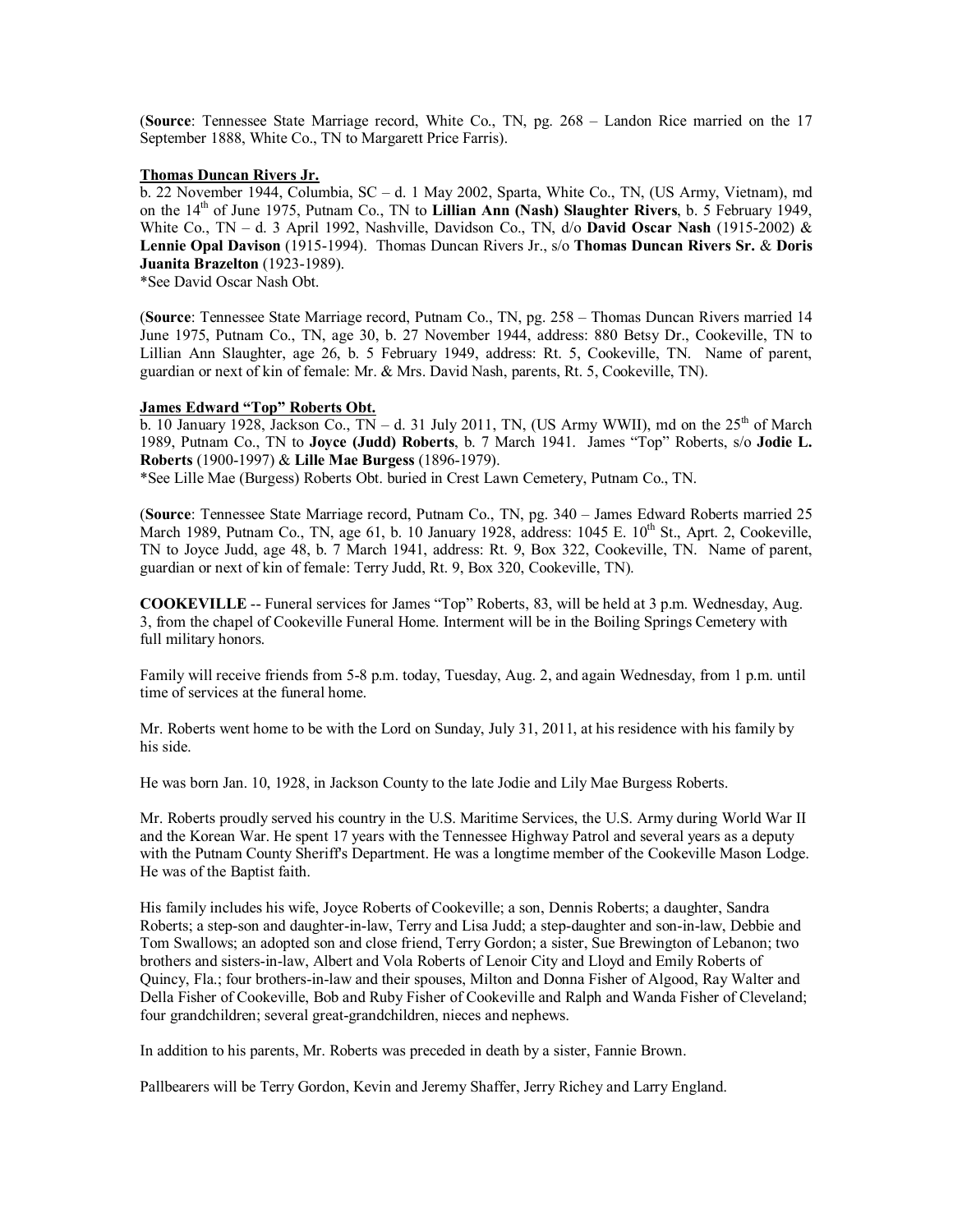(**Source**: Tennessee State Marriage record, White Co., TN, pg. 268 – Landon Rice married on the 17 September 1888, White Co., TN to Margarett Price Farris).

**Thomas Duncan Rivers Jr.**

b. 22 November 1944, Columbia, SC – d. 1 May 2002, Sparta, White Co., TN, (US Army, Vietnam), md on the 14th of June 1975, Putnam Co., TN to **Lillian Ann (Nash) Slaughter Rivers**, b. 5 February 1949, White Co., TN – d. 3 April 1992, Nashville, Davidson Co., TN, d/o **David Oscar Nash** (1915-2002) & **Lennie Opal Davison** (1915-1994). Thomas Duncan Rivers Jr., s/o **Thomas Duncan Rivers Sr.** & **Doris Juanita Brazelton** (1923-1989).

*See David Oscar Nash Obt.

(**Source**: Tennessee State Marriage record, Putnam Co., TN, pg. 258 – Thomas Duncan Rivers married 14 June 1975, Putnam Co., TN, age 30, b. 27 November 1944, address: 880 Betsy Dr., Cookeville, TN to Lillian Ann Slaughter, age 26, b. 5 February 1949, address: Rt. 5, Cookeville, TN. Name of parent, guardian or next of kin of female: Mr. & Mrs. David Nash, parents, Rt. 5, Cookeville, TN).

**James Edward "Top" Roberts Obt.**

b. 10 January 1928, Jackson Co., TN – d. 31 July 2011, TN, (US Army WWII), md on the 25th of March 1989, Putnam Co., TN to **Joyce (Judd) Roberts**, b. 7 March 1941. James "Top" Roberts, s/o **Jodie L. Roberts** (1900-1997) & **Lille Mae Burgess** (1896-1979).

*See Lille Mae (Burgess) Roberts Obt. buried in Crest Lawn Cemetery, Putnam Co., TN.

(**Source**: Tennessee State Marriage record, Putnam Co., TN, pg. 340 – James Edward Roberts married 25 March 1989, Putnam Co., TN, age 61, b. 10 January 1928, address: 1045 E. 10th St., Aprt. 2, Cookeville, TN to Joyce Judd, age 48, b. 7 March 1941, address: Rt. 9, Box 322, Cookeville, TN. Name of parent, guardian or next of kin of female: Terry Judd, Rt. 9, Box 320, Cookeville, TN).

**COOKEVILLE** -- Funeral services for James "Top" Roberts, 83, will be held at 3 p.m. Wednesday, Aug. 3, from the chapel of Cookeville Funeral Home. Interment will be in the Boiling Springs Cemetery with full military honors.

Family will receive friends from 5-8 p.m. today, Tuesday, Aug. 2, and again Wednesday, from 1 p.m. until time of services at the funeral home.

Mr. Roberts went home to be with the Lord on Sunday, July 31, 2011, at his residence with his family by his side.

He was born Jan. 10, 1928, in Jackson County to the late Jodie and Lily Mae Burgess Roberts.

Mr. Roberts proudly served his country in the U.S. Maritime Services, the U.S. Army during World War II and the Korean War. He spent 17 years with the Tennessee Highway Patrol and several years as a deputy with the Putnam County Sheriff's Department. He was a longtime member of the Cookeville Mason Lodge. He was of the Baptist faith.

His family includes his wife, Joyce Roberts of Cookeville; a son, Dennis Roberts; a daughter, Sandra Roberts; a step-son and daughter-in-law, Terry and Lisa Judd; a step-daughter and son-in-law, Debbie and Tom Swallows; an adopted son and close friend, Terry Gordon; a sister, Sue Brewington of Lebanon; two brothers and sisters-in-law, Albert and Vola Roberts of Lenoir City and Lloyd and Emily Roberts of Quincy, Fla.; four brothers-in-law and their spouses, Milton and Donna Fisher of Algood, Ray Walter and Della Fisher of Cookeville, Bob and Ruby Fisher of Cookeville and Ralph and Wanda Fisher of Cleveland; four grandchildren; several great-grandchildren, nieces and nephews.

In addition to his parents, Mr. Roberts was preceded in death by a sister, Fannie Brown.

Pallbearers will be Terry Gordon, Kevin and Jeremy Shaffer, Jerry Richey and Larry England.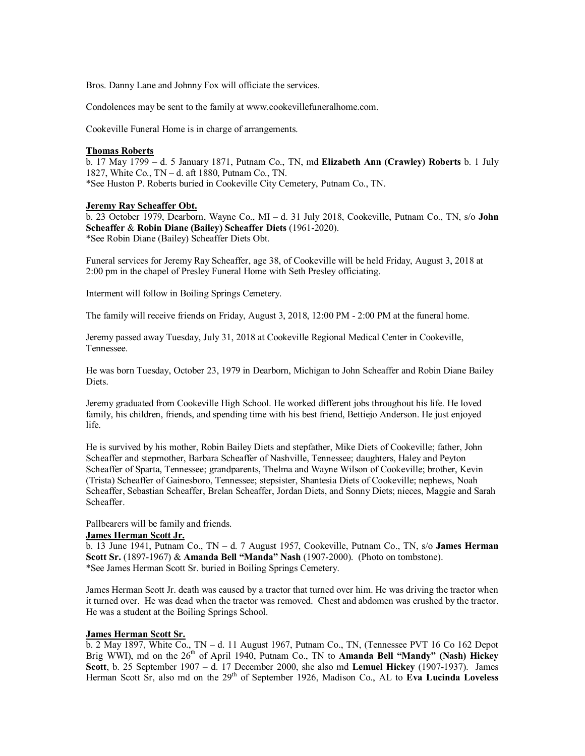Bros. Danny Lane and Johnny Fox will officiate the services.

Condolences may be sent to the family at www.cookevillefuneralhome.com.

Cookeville Funeral Home is in charge of arrangements.

**Thomas Roberts**

b. 17 May 1799 – d. 5 January 1871, Putnam Co., TN, md **Elizabeth Ann (Crawley) Roberts** b. 1 July 1827, White Co., TN – d. aft 1880, Putnam Co., TN.
*See Huston P. Roberts buried in Cookeville City Cemetery, Putnam Co., TN.

**Jeremy Ray Scheaffer Obt.**

b. 23 October 1979, Dearborn, Wayne Co., MI – d. 31 July 2018, Cookeville, Putnam Co., TN, s/o **John Scheaffer** & **Robin Diane (Bailey) Scheaffer Diets** (1961-2020).
*See Robin Diane (Bailey) Scheaffer Diets Obt.

Funeral services for Jeremy Ray Scheaffer, age 38, of Cookeville will be held Friday, August 3, 2018 at 2:00 pm in the chapel of Presley Funeral Home with Seth Presley officiating.

Interment will follow in Boiling Springs Cemetery.

The family will receive friends on Friday, August 3, 2018, 12:00 PM - 2:00 PM at the funeral home.

Jeremy passed away Tuesday, July 31, 2018 at Cookeville Regional Medical Center in Cookeville, Tennessee.

He was born Tuesday, October 23, 1979 in Dearborn, Michigan to John Scheaffer and Robin Diane Bailey Diets.

Jeremy graduated from Cookeville High School. He worked different jobs throughout his life. He loved family, his children, friends, and spending time with his best friend, Bettiejo Anderson. He just enjoyed life.

He is survived by his mother, Robin Bailey Diets and stepfather, Mike Diets of Cookeville; father, John Scheaffer and stepmother, Barbara Scheaffer of Nashville, Tennessee; daughters, Haley and Peyton Scheaffer of Sparta, Tennessee; grandparents, Thelma and Wayne Wilson of Cookeville; brother, Kevin (Trista) Scheaffer of Gainesboro, Tennessee; stepsister, Shantesia Diets of Cookeville; nephews, Noah Scheaffer, Sebastian Scheaffer, Brelan Scheaffer, Jordan Diets, and Sonny Diets; nieces, Maggie and Sarah Scheaffer.

Pallbearers will be family and friends.

**James Herman Scott Jr.**

b. 13 June 1941, Putnam Co., TN – d. 7 August 1957, Cookeville, Putnam Co., TN, s/o **James Herman Scott Sr.** (1897-1967) & **Amanda Bell "Manda" Nash** (1907-2000). (Photo on tombstone).
*See James Herman Scott Sr. buried in Boiling Springs Cemetery.

James Herman Scott Jr. death was caused by a tractor that turned over him. He was driving the tractor when it turned over. He was dead when the tractor was removed. Chest and abdomen was crushed by the tractor. He was a student at the Boiling Springs School.

**James Herman Scott Sr.**

b. 2 May 1897, White Co., TN – d. 11 August 1967, Putnam Co., TN, (Tennessee PVT 16 Co 162 Depot Brig WWI), md on the 26th of April 1940, Putnam Co., TN to **Amanda Bell "Mandy" (Nash) Hickey Scott**, b. 25 September 1907 – d. 17 December 2000, she also md **Lemuel Hickey** (1907-1937). James Herman Scott Sr, also md on the 29th of September 1926, Madison Co., AL to **Eva Lucinda Loveless**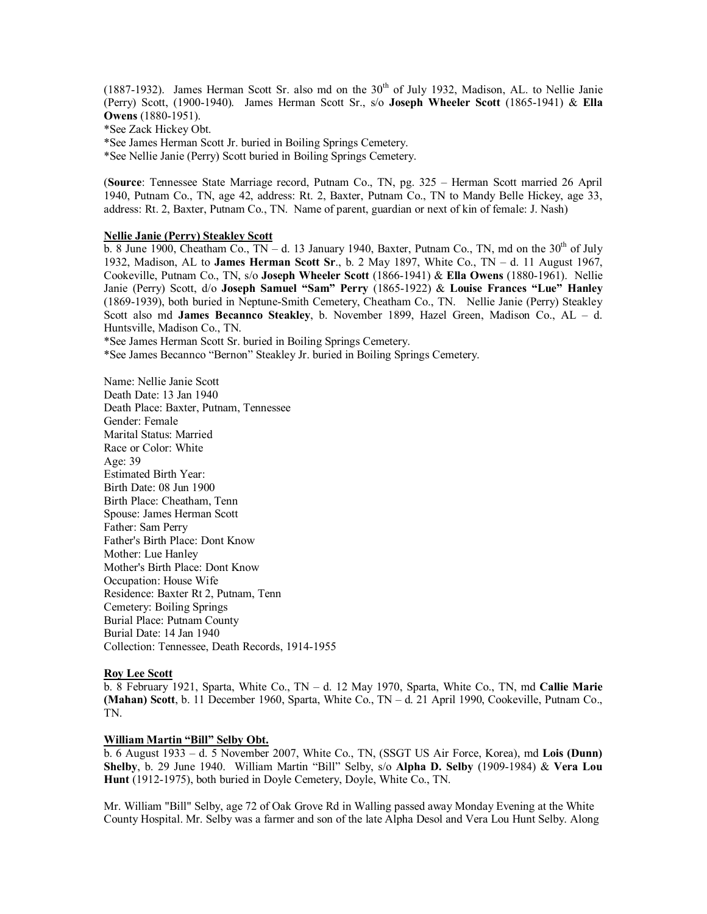(1887-1932). James Herman Scott Sr. also md on the 30th of July 1932, Madison, AL. to Nellie Janie (Perry) Scott, (1900-1940). James Herman Scott Sr., s/o **Joseph Wheeler Scott** (1865-1941) & **Ella Owens** (1880-1951).

*See Zack Hickey Obt.

*See James Herman Scott Jr. buried in Boiling Springs Cemetery.

*See Nellie Janie (Perry) Scott buried in Boiling Springs Cemetery.

(**Source**: Tennessee State Marriage record, Putnam Co., TN, pg. 325 – Herman Scott married 26 April 1940, Putnam Co., TN, age 42, address: Rt. 2, Baxter, Putnam Co., TN to Mandy Belle Hickey, age 33, address: Rt. 2, Baxter, Putnam Co., TN. Name of parent, guardian or next of kin of female: J. Nash)

**Nellie Janie (Perry) Steakley Scott**

b. 8 June 1900, Cheatham Co., TN – d. 13 January 1940, Baxter, Putnam Co., TN, md on the 30th of July 1932, Madison, AL to **James Herman Scott Sr**., b. 2 May 1897, White Co., TN – d. 11 August 1967, Cookeville, Putnam Co., TN, s/o **Joseph Wheeler Scott** (1866-1941) & **Ella Owens** (1880-1961). Nellie Janie (Perry) Scott, d/o **Joseph Samuel "Sam" Perry** (1865-1922) & **Louise Frances "Lue" Hanley** (1869-1939), both buried in Neptune-Smith Cemetery, Cheatham Co., TN. Nellie Janie (Perry) Steakley Scott also md **James Becannco Steakley**, b. November 1899, Hazel Green, Madison Co., AL – d. Huntsville, Madison Co., TN.

*See James Herman Scott Sr. buried in Boiling Springs Cemetery.

*See James Becannco "Bernon" Steakley Jr. buried in Boiling Springs Cemetery.

Name: Nellie Janie Scott
Death Date: 13 Jan 1940
Death Place: Baxter, Putnam, Tennessee
Gender: Female
Marital Status: Married
Race or Color: White
Age: 39
Estimated Birth Year:
Birth Date: 08 Jun 1900
Birth Place: Cheatham, Tenn
Spouse: James Herman Scott
Father: Sam Perry
Father's Birth Place: Dont Know
Mother: Lue Hanley
Mother's Birth Place: Dont Know
Occupation: House Wife
Residence: Baxter Rt 2, Putnam, Tenn
Cemetery: Boiling Springs
Burial Place: Putnam County
Burial Date: 14 Jan 1940
Collection: Tennessee, Death Records, 1914-1955

**Roy Lee Scott**

b. 8 February 1921, Sparta, White Co., TN – d. 12 May 1970, Sparta, White Co., TN, md **Callie Marie (Mahan) Scott**, b. 11 December 1960, Sparta, White Co., TN – d. 21 April 1990, Cookeville, Putnam Co., TN.

**William Martin "Bill" Selby Obt.**

b. 6 August 1933 – d. 5 November 2007, White Co., TN, (SSGT US Air Force, Korea), md **Lois (Dunn) Shelby**, b. 29 June 1940. William Martin "Bill" Selby, s/o **Alpha D. Selby** (1909-1984) & **Vera Lou Hunt** (1912-1975), both buried in Doyle Cemetery, Doyle, White Co., TN.

Mr. William "Bill" Selby, age 72 of Oak Grove Rd in Walling passed away Monday Evening at the White County Hospital. Mr. Selby was a farmer and son of the late Alpha Desol and Vera Lou Hunt Selby. Along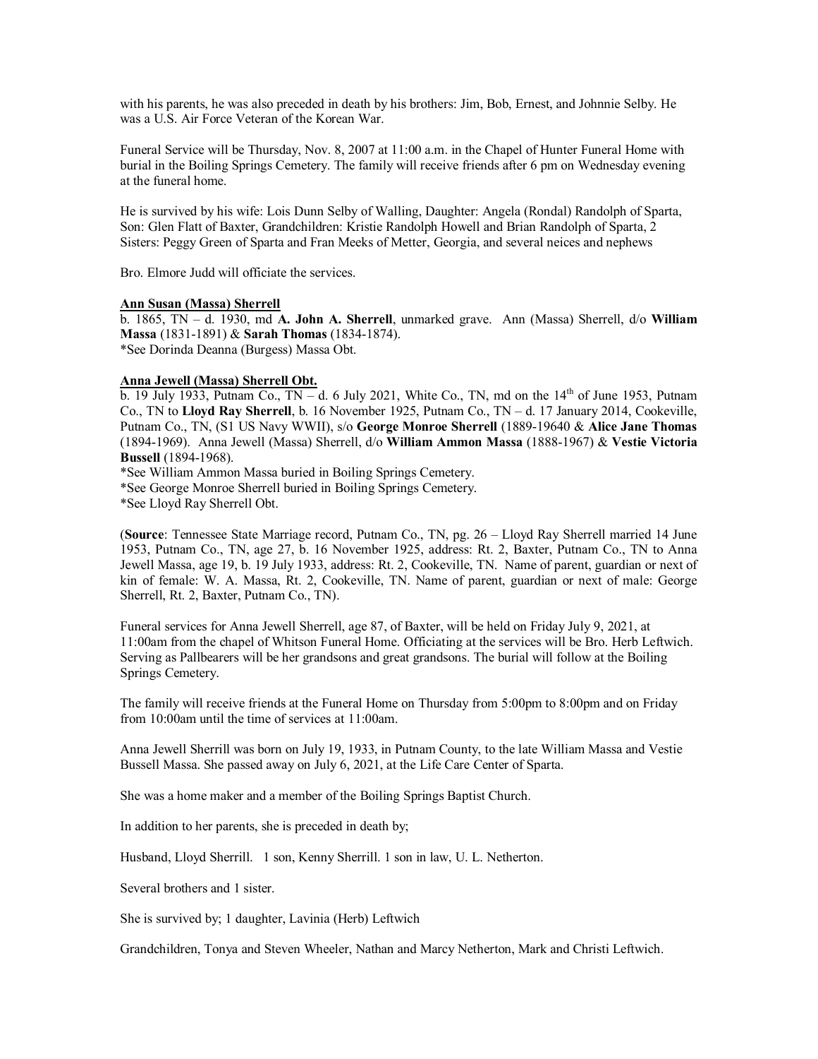with his parents, he was also preceded in death by his brothers: Jim, Bob, Ernest, and Johnnie Selby. He was a U.S. Air Force Veteran of the Korean War.

Funeral Service will be Thursday, Nov. 8, 2007 at 11:00 a.m. in the Chapel of Hunter Funeral Home with burial in the Boiling Springs Cemetery. The family will receive friends after 6 pm on Wednesday evening at the funeral home.

He is survived by his wife: Lois Dunn Selby of Walling, Daughter: Angela (Rondal) Randolph of Sparta, Son: Glen Flatt of Baxter, Grandchildren: Kristie Randolph Howell and Brian Randolph of Sparta, 2 Sisters: Peggy Green of Sparta and Fran Meeks of Metter, Georgia, and several neices and nephews

Bro. Elmore Judd will officiate the services.

**Ann Susan (Massa) Sherrell**

b. 1865, TN – d. 1930, md **A. John A. Sherrell**, unmarked grave. Ann (Massa) Sherrell, d/o **William Massa** (1831-1891) & **Sarah Thomas** (1834-1874).
*See Dorinda Deanna (Burgess) Massa Obt.

**Anna Jewell (Massa) Sherrell Obt.**

b. 19 July 1933, Putnam Co., TN – d. 6 July 2021, White Co., TN, md on the 14th of June 1953, Putnam Co., TN to **Lloyd Ray Sherrell**, b. 16 November 1925, Putnam Co., TN – d. 17 January 2014, Cookeville, Putnam Co., TN, (S1 US Navy WWII), s/o **George Monroe Sherrell** (1889-19640 & **Alice Jane Thomas** (1894-1969). Anna Jewell (Massa) Sherrell, d/o **William Ammon Massa** (1888-1967) & **Vestie Victoria Bussell** (1894-1968).
*See William Ammon Massa buried in Boiling Springs Cemetery.
*See George Monroe Sherrell buried in Boiling Springs Cemetery.
*See Lloyd Ray Sherrell Obt.

(**Source**: Tennessee State Marriage record, Putnam Co., TN, pg. 26 – Lloyd Ray Sherrell married 14 June 1953, Putnam Co., TN, age 27, b. 16 November 1925, address: Rt. 2, Baxter, Putnam Co., TN to Anna Jewell Massa, age 19, b. 19 July 1933, address: Rt. 2, Cookeville, TN. Name of parent, guardian or next of kin of female: W. A. Massa, Rt. 2, Cookeville, TN. Name of parent, guardian or next of male: George Sherrell, Rt. 2, Baxter, Putnam Co., TN).

Funeral services for Anna Jewell Sherrell, age 87, of Baxter, will be held on Friday July 9, 2021, at 11:00am from the chapel of Whitson Funeral Home. Officiating at the services will be Bro. Herb Leftwich. Serving as Pallbearers will be her grandsons and great grandsons. The burial will follow at the Boiling Springs Cemetery.

The family will receive friends at the Funeral Home on Thursday from 5:00pm to 8:00pm and on Friday from 10:00am until the time of services at 11:00am.

Anna Jewell Sherrill was born on July 19, 1933, in Putnam County, to the late William Massa and Vestie Bussell Massa. She passed away on July 6, 2021, at the Life Care Center of Sparta.

She was a home maker and a member of the Boiling Springs Baptist Church.

In addition to her parents, she is preceded in death by;

Husband, Lloyd Sherrill. 1 son, Kenny Sherrill. 1 son in law, U. L. Netherton.

Several brothers and 1 sister.

She is survived by; 1 daughter, Lavinia (Herb) Leftwich

Grandchildren, Tonya and Steven Wheeler, Nathan and Marcy Netherton, Mark and Christi Leftwich.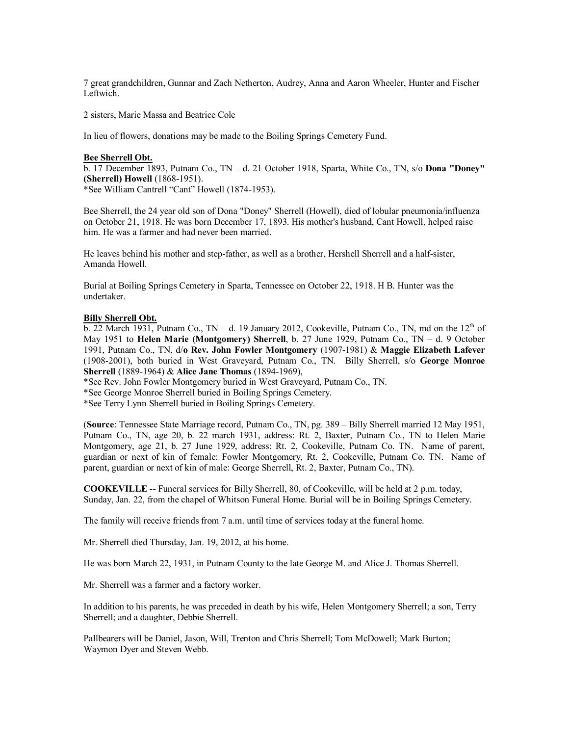7 great grandchildren, Gunnar and Zach Netherton, Audrey, Anna and Aaron Wheeler, Hunter and Fischer Leftwich.

2 sisters, Marie Massa and Beatrice Cole

In lieu of flowers, donations may be made to the Boiling Springs Cemetery Fund.

**Bee Sherrell Obt.**

b. 17 December 1893, Putnam Co., TN – d. 21 October 1918, Sparta, White Co., TN, s/o **Dona "Doney" (Sherrell) Howell** (1868-1951).
*See William Cantrell "Cant" Howell (1874-1953).

Bee Sherrell, the 24 year old son of Dona "Doney" Sherrell (Howell), died of lobular pneumonia/influenza on October 21, 1918. He was born December 17, 1893. His mother's husband, Cant Howell, helped raise him. He was a farmer and had never been married.

He leaves behind his mother and step-father, as well as a brother, Hershell Sherrell and a half-sister, Amanda Howell.

Burial at Boiling Springs Cemetery in Sparta, Tennessee on October 22, 1918. H B. Hunter was the undertaker.

**Billy Sherrell Obt.**

b. 22 March 1931, Putnam Co., TN – d. 19 January 2012, Cookeville, Putnam Co., TN, md on the 12th of May 1951 to **Helen Marie (Montgomery) Sherrell**, b. 27 June 1929, Putnam Co., TN – d. 9 October 1991, Putnam Co., TN, d/**o Rev. John Fowler Montgomery** (1907-1981) & **Maggie Elizabeth Lafever** (1908-2001), both buried in West Graveyard, Putnam Co., TN. Billy Sherrell, s/o **George Monroe Sherrell** (1889-1964) & **Alice Jane Thomas** (1894-1969),
*See Rev. John Fowler Montgomery buried in West Graveyard, Putnam Co., TN.
*See George Monroe Sherrell buried in Boiling Springs Cemetery.
*See Terry Lynn Sherrell buried in Boiling Springs Cemetery.

(**Source**: Tennessee State Marriage record, Putnam Co., TN, pg. 389 – Billy Sherrell married 12 May 1951, Putnam Co., TN, age 20, b. 22 march 1931, address: Rt. 2, Baxter, Putnam Co., TN to Helen Marie Montgomery, age 21, b. 27 June 1929, address: Rt. 2, Cookeville, Putnam Co. TN. Name of parent, guardian or next of kin of female: Fowler Montgomery, Rt. 2, Cookeville, Putnam Co. TN. Name of parent, guardian or next of kin of male: George Sherrell, Rt. 2, Baxter, Putnam Co., TN).

**COOKEVILLE** -- Funeral services for Billy Sherrell, 80, of Cookeville, will be held at 2 p.m. today, Sunday, Jan. 22, from the chapel of Whitson Funeral Home. Burial will be in Boiling Springs Cemetery.

The family will receive friends from 7 a.m. until time of services today at the funeral home.

Mr. Sherrell died Thursday, Jan. 19, 2012, at his home.

He was born March 22, 1931, in Putnam County to the late George M. and Alice J. Thomas Sherrell.

Mr. Sherrell was a farmer and a factory worker.

In addition to his parents, he was preceded in death by his wife, Helen Montgomery Sherrell; a son, Terry Sherrell; and a daughter, Debbie Sherrell.

Pallbearers will be Daniel, Jason, Will, Trenton and Chris Sherrell; Tom McDowell; Mark Burton; Waymon Dyer and Steven Webb.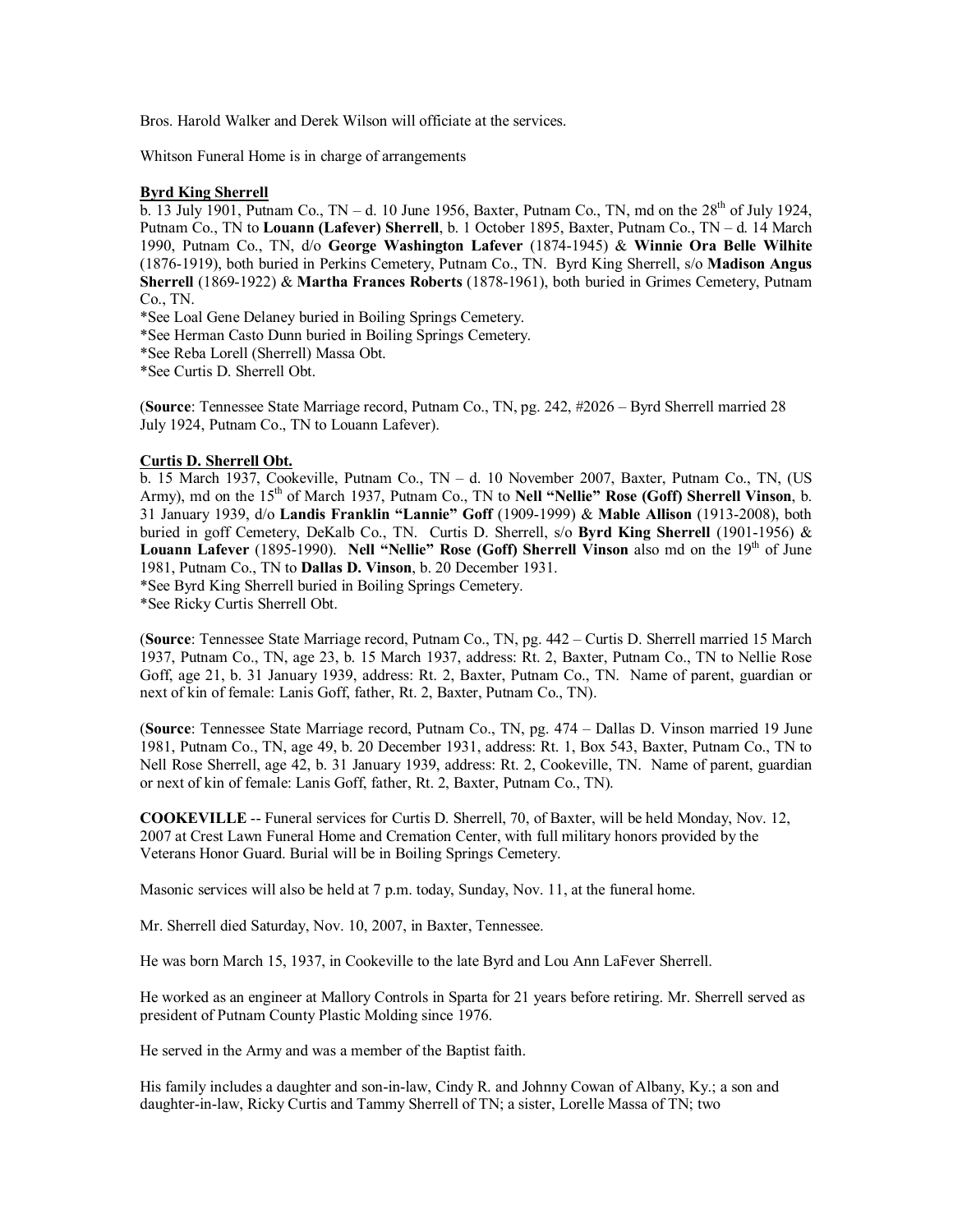Bros. Harold Walker and Derek Wilson will officiate at the services.

Whitson Funeral Home is in charge of arrangements

**Byrd King Sherrell**

b. 13 July 1901, Putnam Co., TN – d. 10 June 1956, Baxter, Putnam Co., TN, md on the 28th of July 1924, Putnam Co., TN to **Louann (Lafever) Sherrell**, b. 1 October 1895, Baxter, Putnam Co., TN – d. 14 March 1990, Putnam Co., TN, d/o **George Washington Lafever** (1874-1945) & **Winnie Ora Belle Wilhite** (1876-1919), both buried in Perkins Cemetery, Putnam Co., TN. Byrd King Sherrell, s/o **Madison Angus Sherrell** (1869-1922) & **Martha Frances Roberts** (1878-1961), both buried in Grimes Cemetery, Putnam Co., TN.

*See Loal Gene Delaney buried in Boiling Springs Cemetery.
*See Herman Casto Dunn buried in Boiling Springs Cemetery.
*See Reba Lorell (Sherrell) Massa Obt.
*See Curtis D. Sherrell Obt.

(**Source**: Tennessee State Marriage record, Putnam Co., TN, pg. 242, #2026 – Byrd Sherrell married 28 July 1924, Putnam Co., TN to Louann Lafever).

**Curtis D. Sherrell Obt.**

b. 15 March 1937, Cookeville, Putnam Co., TN – d. 10 November 2007, Baxter, Putnam Co., TN, (US Army), md on the 15th of March 1937, Putnam Co., TN to **Nell "Nellie" Rose (Goff) Sherrell Vinson**, b. 31 January 1939, d/o **Landis Franklin "Lannie" Goff** (1909-1999) & **Mable Allison** (1913-2008), both buried in goff Cemetery, DeKalb Co., TN. Curtis D. Sherrell, s/o **Byrd King Sherrell** (1901-1956) & **Louann Lafever** (1895-1990). **Nell "Nellie" Rose (Goff) Sherrell Vinson** also md on the 19th of June 1981, Putnam Co., TN to **Dallas D. Vinson**, b. 20 December 1931.

*See Byrd King Sherrell buried in Boiling Springs Cemetery.
*See Ricky Curtis Sherrell Obt.

(**Source**: Tennessee State Marriage record, Putnam Co., TN, pg. 442 – Curtis D. Sherrell married 15 March 1937, Putnam Co., TN, age 23, b. 15 March 1937, address: Rt. 2, Baxter, Putnam Co., TN to Nellie Rose Goff, age 21, b. 31 January 1939, address: Rt. 2, Baxter, Putnam Co., TN. Name of parent, guardian or next of kin of female: Lanis Goff, father, Rt. 2, Baxter, Putnam Co., TN).

(**Source**: Tennessee State Marriage record, Putnam Co., TN, pg. 474 – Dallas D. Vinson married 19 June 1981, Putnam Co., TN, age 49, b. 20 December 1931, address: Rt. 1, Box 543, Baxter, Putnam Co., TN to Nell Rose Sherrell, age 42, b. 31 January 1939, address: Rt. 2, Cookeville, TN. Name of parent, guardian or next of kin of female: Lanis Goff, father, Rt. 2, Baxter, Putnam Co., TN).

**COOKEVILLE** -- Funeral services for Curtis D. Sherrell, 70, of Baxter, will be held Monday, Nov. 12, 2007 at Crest Lawn Funeral Home and Cremation Center, with full military honors provided by the Veterans Honor Guard. Burial will be in Boiling Springs Cemetery.

Masonic services will also be held at 7 p.m. today, Sunday, Nov. 11, at the funeral home.

Mr. Sherrell died Saturday, Nov. 10, 2007, in Baxter, Tennessee.

He was born March 15, 1937, in Cookeville to the late Byrd and Lou Ann LaFever Sherrell.

He worked as an engineer at Mallory Controls in Sparta for 21 years before retiring. Mr. Sherrell served as president of Putnam County Plastic Molding since 1976.

He served in the Army and was a member of the Baptist faith.

His family includes a daughter and son-in-law, Cindy R. and Johnny Cowan of Albany, Ky.; a son and daughter-in-law, Ricky Curtis and Tammy Sherrell of TN; a sister, Lorelle Massa of TN; two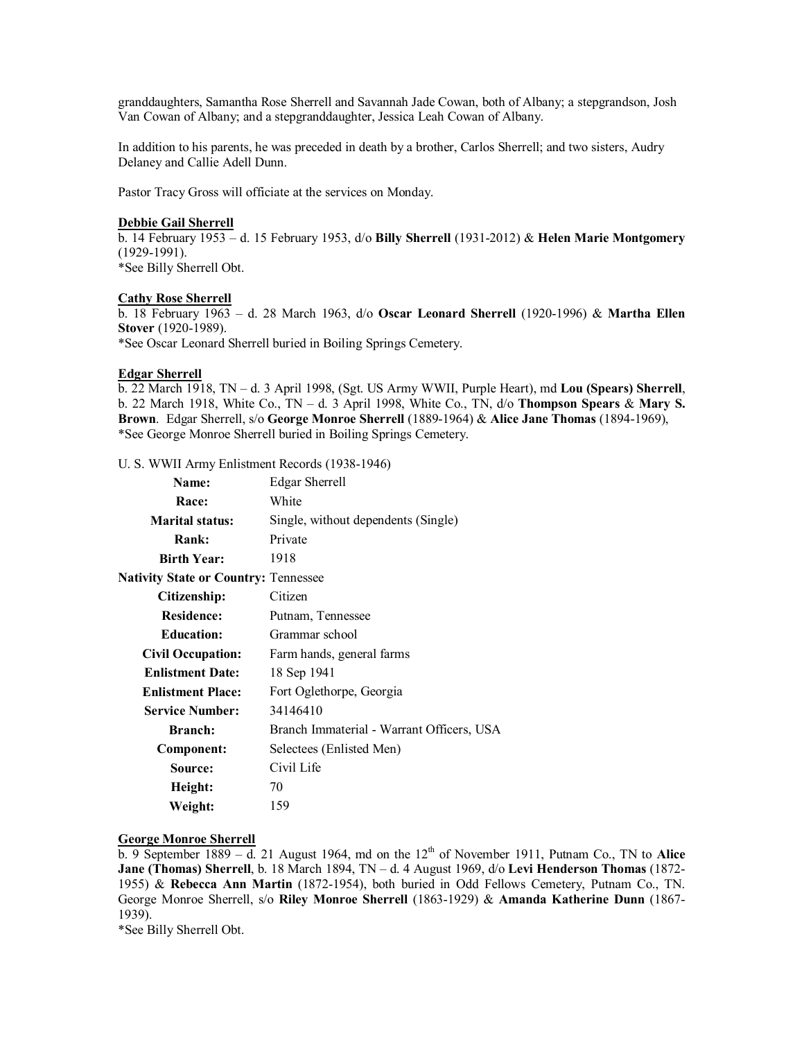granddaughters, Samantha Rose Sherrell and Savannah Jade Cowan, both of Albany; a stepgrandson, Josh Van Cowan of Albany; and a stepgranddaughter, Jessica Leah Cowan of Albany.

In addition to his parents, he was preceded in death by a brother, Carlos Sherrell; and two sisters, Audry Delaney and Callie Adell Dunn.

Pastor Tracy Gross will officiate at the services on Monday.

**Debbie Gail Sherrell**

b. 14 February 1953 – d. 15 February 1953, d/o **Billy Sherrell** (1931-2012) & **Helen Marie Montgomery** (1929-1991).
*See Billy Sherrell Obt.

**Cathy Rose Sherrell**

b. 18 February 1963 – d. 28 March 1963, d/o **Oscar Leonard Sherrell** (1920-1996) & **Martha Ellen Stover** (1920-1989).
*See Oscar Leonard Sherrell buried in Boiling Springs Cemetery.

**Edgar Sherrell**

b. 22 March 1918, TN – d. 3 April 1998, (Sgt. US Army WWII, Purple Heart), md **Lou (Spears) Sherrell**, b. 22 March 1918, White Co., TN – d. 3 April 1998, White Co., TN, d/o **Thompson Spears** & **Mary S. Brown**. Edgar Sherrell, s/o **George Monroe Sherrell** (1889-1964) & **Alice Jane Thomas** (1894-1969),
*See George Monroe Sherrell buried in Boiling Springs Cemetery.

U. S. WWII Army Enlistment Records (1938-1946)

| | |
|---|---|
| **Name:** | Edgar Sherrell |
| **Race:** | White |
| **Marital status:** | Single, without dependents (Single) |
| **Rank:** | Private |
| **Birth Year:** | 1918 |
| **Nativity State or Country:** | Tennessee |
| **Citizenship:** | Citizen |
| **Residence:** | Putnam, Tennessee |
| **Education:** | Grammar school |
| **Civil Occupation:** | Farm hands, general farms |
| **Enlistment Date:** | 18 Sep 1941 |
| **Enlistment Place:** | Fort Oglethorpe, Georgia |
| **Service Number:** | 34146410 |
| **Branch:** | Branch Immaterial - Warrant Officers, USA |
| **Component:** | Selectees (Enlisted Men) |
| **Source:** | Civil Life |
| **Height:** | 70 |
| **Weight:** | 159 |

**George Monroe Sherrell**

b. 9 September 1889 – d. 21 August 1964, md on the 12th of November 1911, Putnam Co., TN to **Alice Jane (Thomas) Sherrell**, b. 18 March 1894, TN – d. 4 August 1969, d/o **Levi Henderson Thomas** (1872-1955) & **Rebecca Ann Martin** (1872-1954), both buried in Odd Fellows Cemetery, Putnam Co., TN. George Monroe Sherrell, s/o **Riley Monroe Sherrell** (1863-1929) & **Amanda Katherine Dunn** (1867-1939).
*See Billy Sherrell Obt.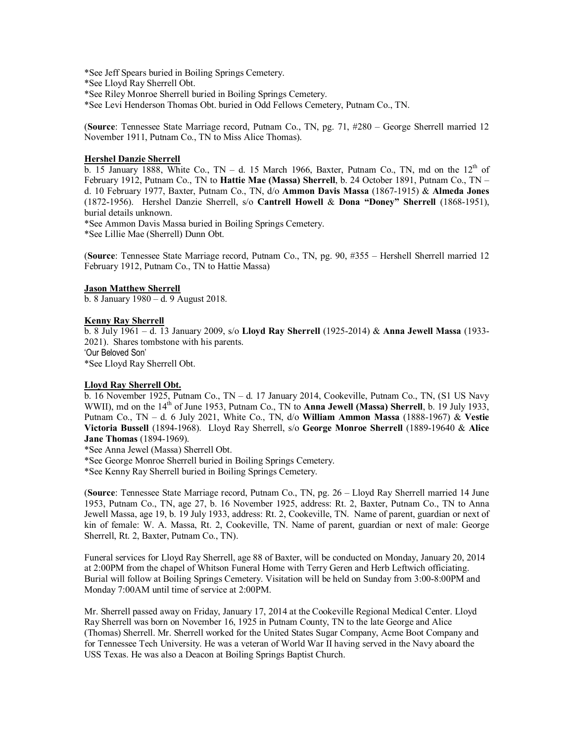*See Jeff Spears buried in Boiling Springs Cemetery.
*See Lloyd Ray Sherrell Obt.
*See Riley Monroe Sherrell buried in Boiling Springs Cemetery.
*See Levi Henderson Thomas Obt. buried in Odd Fellows Cemetery, Putnam Co., TN.

(**Source**: Tennessee State Marriage record, Putnam Co., TN, pg. 71, #280 – George Sherrell married 12 November 1911, Putnam Co., TN to Miss Alice Thomas).

**Hershel Danzie Sherrell**

b. 15 January 1888, White Co., TN – d. 15 March 1966, Baxter, Putnam Co., TN, md on the 12th of February 1912, Putnam Co., TN to **Hattie Mae (Massa) Sherrell**, b. 24 October 1891, Putnam Co., TN – d. 10 February 1977, Baxter, Putnam Co., TN, d/o **Ammon Davis Massa** (1867-1915) & **Almeda Jones** (1872-1956). Hershel Danzie Sherrell, s/o **Cantrell Howell** & **Dona "Doney" Sherrell** (1868-1951), burial details unknown.
*See Ammon Davis Massa buried in Boiling Springs Cemetery.
*See Lillie Mae (Sherrell) Dunn Obt.

(**Source**: Tennessee State Marriage record, Putnam Co., TN, pg. 90, #355 – Hershell Sherrell married 12 February 1912, Putnam Co., TN to Hattie Massa)

**Jason Matthew Sherrell**

b. 8 January 1980 – d. 9 August 2018.

**Kenny Ray Sherrell**

b. 8 July 1961 – d. 13 January 2009, s/o **Lloyd Ray Sherrell** (1925-2014) & **Anna Jewell Massa** (1933-2021). Shares tombstone with his parents.
'Our Beloved Son'
*See Lloyd Ray Sherrell Obt.

**Lloyd Ray Sherrell Obt.**

b. 16 November 1925, Putnam Co., TN – d. 17 January 2014, Cookeville, Putnam Co., TN, (S1 US Navy WWII), md on the 14th of June 1953, Putnam Co., TN to **Anna Jewell (Massa) Sherrell**, b. 19 July 1933, Putnam Co., TN – d. 6 July 2021, White Co., TN, d/o **William Ammon Massa** (1888-1967) & **Vestie Victoria Bussell** (1894-1968). Lloyd Ray Sherrell, s/o **George Monroe Sherrell** (1889-19640 & **Alice Jane Thomas** (1894-1969).
*See Anna Jewel (Massa) Sherrell Obt.
*See George Monroe Sherrell buried in Boiling Springs Cemetery.
*See Kenny Ray Sherrell buried in Boiling Springs Cemetery.

(**Source**: Tennessee State Marriage record, Putnam Co., TN, pg. 26 – Lloyd Ray Sherrell married 14 June 1953, Putnam Co., TN, age 27, b. 16 November 1925, address: Rt. 2, Baxter, Putnam Co., TN to Anna Jewell Massa, age 19, b. 19 July 1933, address: Rt. 2, Cookeville, TN. Name of parent, guardian or next of kin of female: W. A. Massa, Rt. 2, Cookeville, TN. Name of parent, guardian or next of male: George Sherrell, Rt. 2, Baxter, Putnam Co., TN).

Funeral services for Lloyd Ray Sherrell, age 88 of Baxter, will be conducted on Monday, January 20, 2014 at 2:00PM from the chapel of Whitson Funeral Home with Terry Geren and Herb Leftwich officiating. Burial will follow at Boiling Springs Cemetery. Visitation will be held on Sunday from 3:00-8:00PM and Monday 7:00AM until time of service at 2:00PM.

Mr. Sherrell passed away on Friday, January 17, 2014 at the Cookeville Regional Medical Center. Lloyd Ray Sherrell was born on November 16, 1925 in Putnam County, TN to the late George and Alice (Thomas) Sherrell. Mr. Sherrell worked for the United States Sugar Company, Acme Boot Company and for Tennessee Tech University. He was a veteran of World War II having served in the Navy aboard the USS Texas. He was also a Deacon at Boiling Springs Baptist Church.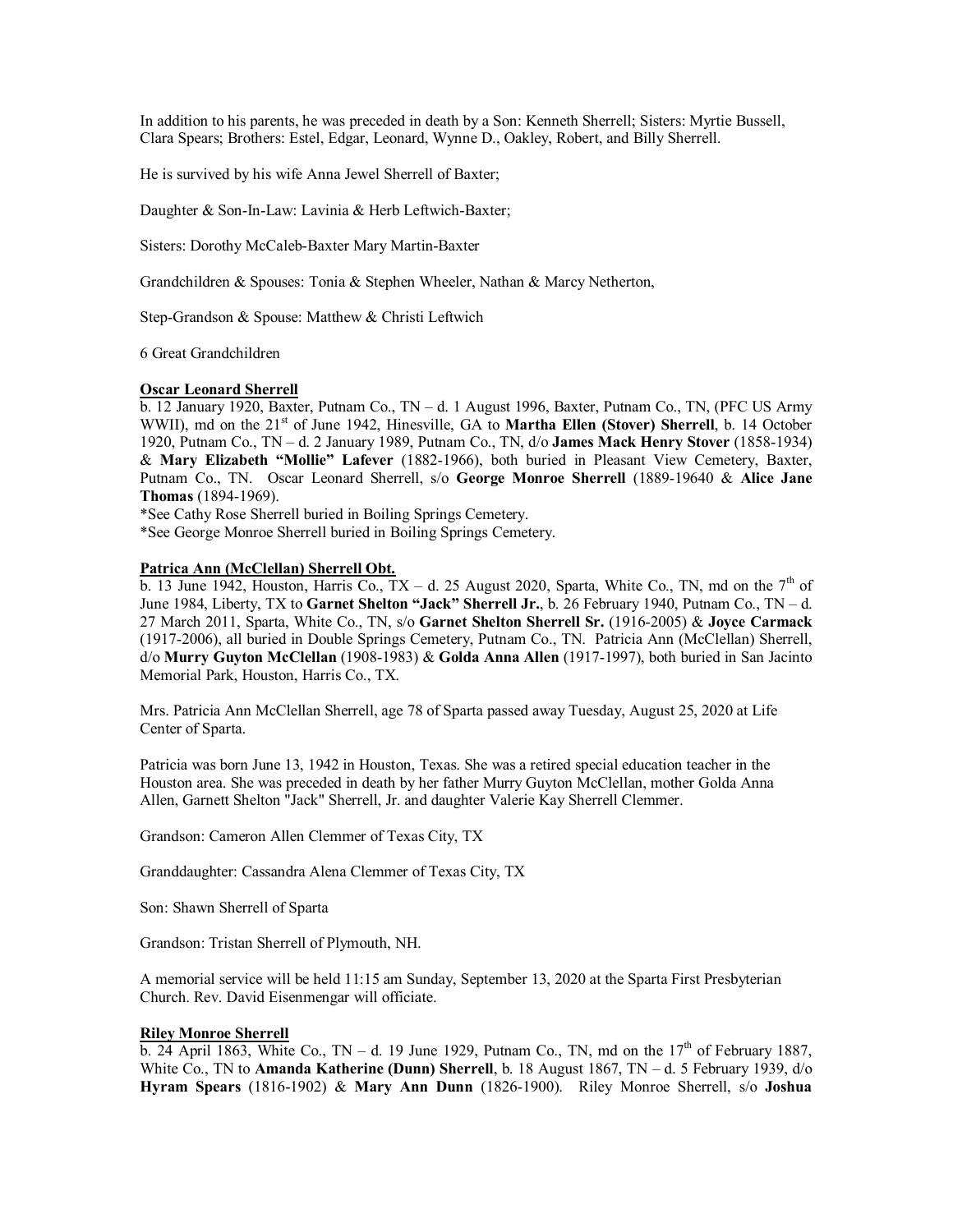In addition to his parents, he was preceded in death by a Son: Kenneth Sherrell; Sisters: Myrtie Bussell, Clara Spears; Brothers: Estel, Edgar, Leonard, Wynne D., Oakley, Robert, and Billy Sherrell.

He is survived by his wife Anna Jewel Sherrell of Baxter;

Daughter & Son-In-Law: Lavinia & Herb Leftwich-Baxter;

Sisters: Dorothy McCaleb-Baxter Mary Martin-Baxter

Grandchildren & Spouses: Tonia & Stephen Wheeler, Nathan & Marcy Netherton,

Step-Grandson & Spouse: Matthew & Christi Leftwich

6 Great Grandchildren

**Oscar Leonard Sherrell**

b. 12 January 1920, Baxter, Putnam Co., TN – d. 1 August 1996, Baxter, Putnam Co., TN, (PFC US Army WWII), md on the 21st of June 1942, Hinesville, GA to **Martha Ellen (Stover) Sherrell**, b. 14 October 1920, Putnam Co., TN – d. 2 January 1989, Putnam Co., TN, d/o **James Mack Henry Stover** (1858-1934) & **Mary Elizabeth "Mollie" Lafever** (1882-1966), both buried in Pleasant View Cemetery, Baxter, Putnam Co., TN. Oscar Leonard Sherrell, s/o **George Monroe Sherrell** (1889-19640 & **Alice Jane Thomas** (1894-1969).

*See Cathy Rose Sherrell buried in Boiling Springs Cemetery.

*See George Monroe Sherrell buried in Boiling Springs Cemetery.

**Patrica Ann (McClellan) Sherrell Obt.**

b. 13 June 1942, Houston, Harris Co., TX – d. 25 August 2020, Sparta, White Co., TN, md on the 7th of June 1984, Liberty, TX to **Garnet Shelton "Jack" Sherrell Jr.**, b. 26 February 1940, Putnam Co., TN – d. 27 March 2011, Sparta, White Co., TN, s/o **Garnet Shelton Sherrell Sr.** (1916-2005) & **Joyce Carmack** (1917-2006), all buried in Double Springs Cemetery, Putnam Co., TN. Patricia Ann (McClellan) Sherrell, d/o **Murry Guyton McClellan** (1908-1983) & **Golda Anna Allen** (1917-1997), both buried in San Jacinto Memorial Park, Houston, Harris Co., TX.

Mrs. Patricia Ann McClellan Sherrell, age 78 of Sparta passed away Tuesday, August 25, 2020 at Life Center of Sparta.

Patricia was born June 13, 1942 in Houston, Texas. She was a retired special education teacher in the Houston area. She was preceded in death by her father Murry Guyton McClellan, mother Golda Anna Allen, Garnett Shelton "Jack" Sherrell, Jr. and daughter Valerie Kay Sherrell Clemmer.

Grandson: Cameron Allen Clemmer of Texas City, TX

Granddaughter: Cassandra Alena Clemmer of Texas City, TX

Son: Shawn Sherrell of Sparta

Grandson: Tristan Sherrell of Plymouth, NH.

A memorial service will be held 11:15 am Sunday, September 13, 2020 at the Sparta First Presbyterian Church. Rev. David Eisenmengar will officiate.

**Riley Monroe Sherrell**

b. 24 April 1863, White Co., TN – d. 19 June 1929, Putnam Co., TN, md on the 17th of February 1887, White Co., TN to **Amanda Katherine (Dunn) Sherrell**, b. 18 August 1867, TN – d. 5 February 1939, d/o **Hyram Spears** (1816-1902) & **Mary Ann Dunn** (1826-1900). Riley Monroe Sherrell, s/o **Joshua**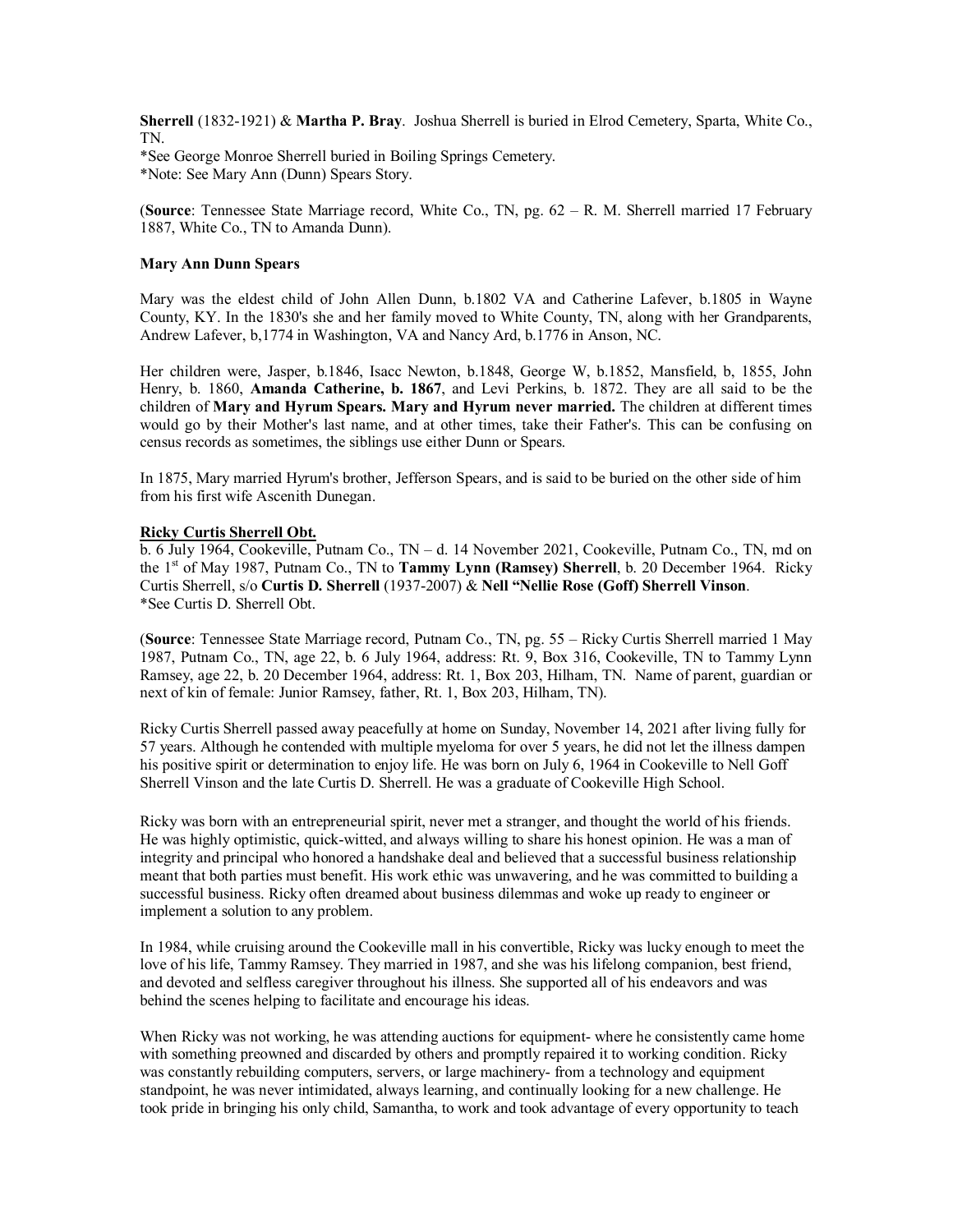**Sherrell** (1832-1921) & **Martha P. Bray**. Joshua Sherrell is buried in Elrod Cemetery, Sparta, White Co., TN.
*See George Monroe Sherrell buried in Boiling Springs Cemetery.
*Note: See Mary Ann (Dunn) Spears Story.

(**Source**: Tennessee State Marriage record, White Co., TN, pg. 62 – R. M. Sherrell married 17 February 1887, White Co., TN to Amanda Dunn).

**Mary Ann Dunn Spears**

Mary was the eldest child of John Allen Dunn, b.1802 VA and Catherine Lafever, b.1805 in Wayne County, KY. In the 1830's she and her family moved to White County, TN, along with her Grandparents, Andrew Lafever, b,1774 in Washington, VA and Nancy Ard, b.1776 in Anson, NC.

Her children were, Jasper, b.1846, Isacc Newton, b.1848, George W, b.1852, Mansfield, b, 1855, John Henry, b. 1860, **Amanda Catherine, b. 1867**, and Levi Perkins, b. 1872. They are all said to be the children of **Mary and Hyrum Spears. Mary and Hyrum never married.** The children at different times would go by their Mother's last name, and at other times, take their Father's. This can be confusing on census records as sometimes, the siblings use either Dunn or Spears.

In 1875, Mary married Hyrum's brother, Jefferson Spears, and is said to be buried on the other side of him from his first wife Ascenith Dunegan.

**<u>Ricky Curtis Sherrell Obt.</u>**
b. 6 July 1964, Cookeville, Putnam Co., TN – d. 14 November 2021, Cookeville, Putnam Co., TN, md on the 1st of May 1987, Putnam Co., TN to **Tammy Lynn (Ramsey) Sherrell**, b. 20 December 1964. Ricky Curtis Sherrell, s/o **Curtis D. Sherrell** (1937-2007) & **Nell "Nellie Rose (Goff) Sherrell Vinson**.
*See Curtis D. Sherrell Obt.

(**Source**: Tennessee State Marriage record, Putnam Co., TN, pg. 55 – Ricky Curtis Sherrell married 1 May 1987, Putnam Co., TN, age 22, b. 6 July 1964, address: Rt. 9, Box 316, Cookeville, TN to Tammy Lynn Ramsey, age 22, b. 20 December 1964, address: Rt. 1, Box 203, Hilham, TN. Name of parent, guardian or next of kin of female: Junior Ramsey, father, Rt. 1, Box 203, Hilham, TN).

Ricky Curtis Sherrell passed away peacefully at home on Sunday, November 14, 2021 after living fully for 57 years. Although he contended with multiple myeloma for over 5 years, he did not let the illness dampen his positive spirit or determination to enjoy life. He was born on July 6, 1964 in Cookeville to Nell Goff Sherrell Vinson and the late Curtis D. Sherrell. He was a graduate of Cookeville High School.

Ricky was born with an entrepreneurial spirit, never met a stranger, and thought the world of his friends. He was highly optimistic, quick-witted, and always willing to share his honest opinion. He was a man of integrity and principal who honored a handshake deal and believed that a successful business relationship meant that both parties must benefit. His work ethic was unwavering, and he was committed to building a successful business. Ricky often dreamed about business dilemmas and woke up ready to engineer or implement a solution to any problem.

In 1984, while cruising around the Cookeville mall in his convertible, Ricky was lucky enough to meet the love of his life, Tammy Ramsey. They married in 1987, and she was his lifelong companion, best friend, and devoted and selfless caregiver throughout his illness. She supported all of his endeavors and was behind the scenes helping to facilitate and encourage his ideas.

When Ricky was not working, he was attending auctions for equipment- where he consistently came home with something preowned and discarded by others and promptly repaired it to working condition. Ricky was constantly rebuilding computers, servers, or large machinery- from a technology and equipment standpoint, he was never intimidated, always learning, and continually looking for a new challenge. He took pride in bringing his only child, Samantha, to work and took advantage of every opportunity to teach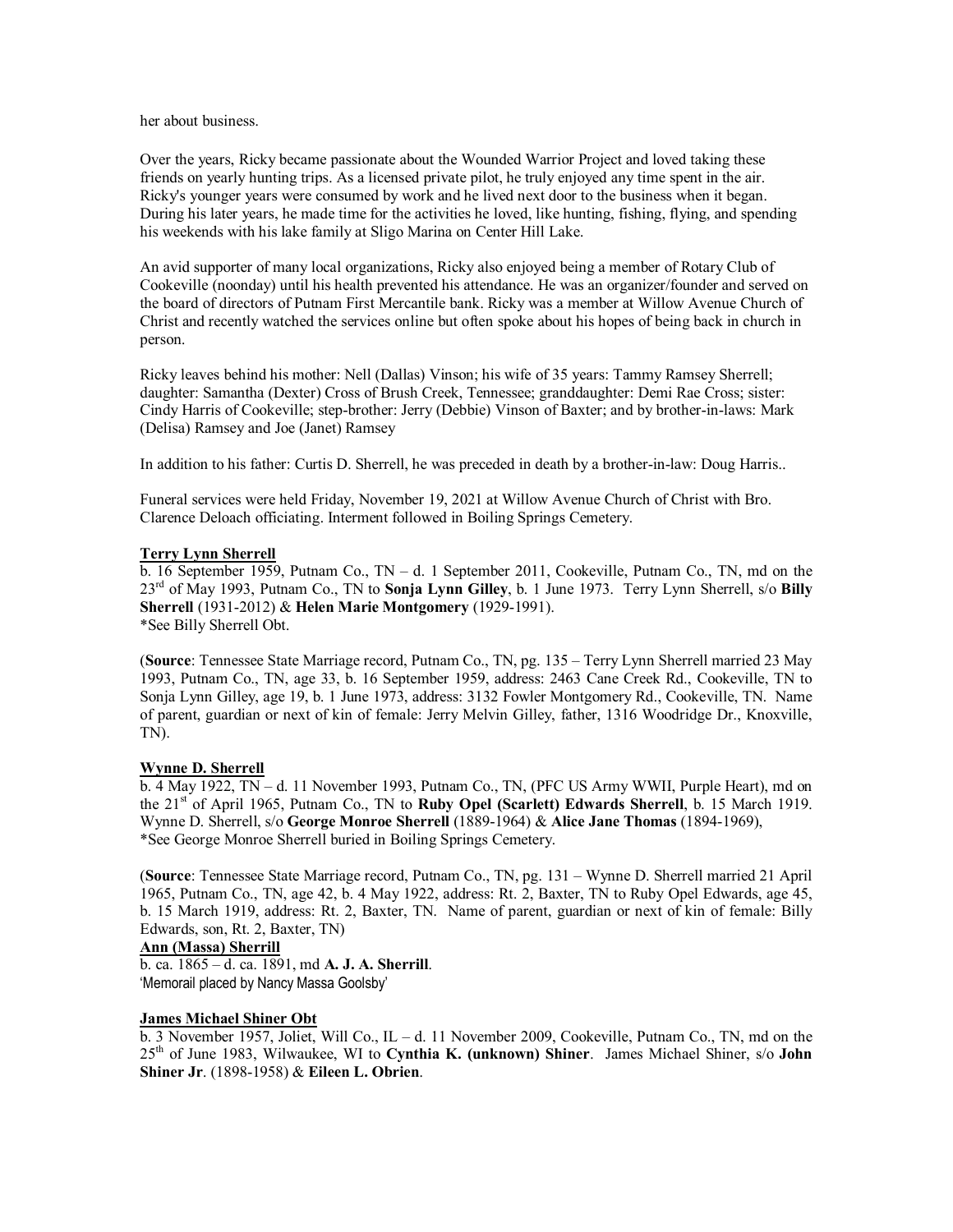her about business.

Over the years, Ricky became passionate about the Wounded Warrior Project and loved taking these friends on yearly hunting trips. As a licensed private pilot, he truly enjoyed any time spent in the air. Ricky's younger years were consumed by work and he lived next door to the business when it began. During his later years, he made time for the activities he loved, like hunting, fishing, flying, and spending his weekends with his lake family at Sligo Marina on Center Hill Lake.

An avid supporter of many local organizations, Ricky also enjoyed being a member of Rotary Club of Cookeville (noonday) until his health prevented his attendance. He was an organizer/founder and served on the board of directors of Putnam First Mercantile bank. Ricky was a member at Willow Avenue Church of Christ and recently watched the services online but often spoke about his hopes of being back in church in person.

Ricky leaves behind his mother: Nell (Dallas) Vinson; his wife of 35 years: Tammy Ramsey Sherrell; daughter: Samantha (Dexter) Cross of Brush Creek, Tennessee; granddaughter: Demi Rae Cross; sister: Cindy Harris of Cookeville; step-brother: Jerry (Debbie) Vinson of Baxter; and by brother-in-laws: Mark (Delisa) Ramsey and Joe (Janet) Ramsey

In addition to his father: Curtis D. Sherrell, he was preceded in death by a brother-in-law: Doug Harris..

Funeral services were held Friday, November 19, 2021 at Willow Avenue Church of Christ with Bro. Clarence Deloach officiating. Interment followed in Boiling Springs Cemetery.

**Terry Lynn Sherrell**

b. 16 September 1959, Putnam Co., TN – d. 1 September 2011, Cookeville, Putnam Co., TN, md on the 23rd of May 1993, Putnam Co., TN to **Sonja Lynn Gilley**, b. 1 June 1973. Terry Lynn Sherrell, s/o **Billy Sherrell** (1931-2012) & **Helen Marie Montgomery** (1929-1991).
*See Billy Sherrell Obt.

(**Source**: Tennessee State Marriage record, Putnam Co., TN, pg. 135 – Terry Lynn Sherrell married 23 May 1993, Putnam Co., TN, age 33, b. 16 September 1959, address: 2463 Cane Creek Rd., Cookeville, TN to Sonja Lynn Gilley, age 19, b. 1 June 1973, address: 3132 Fowler Montgomery Rd., Cookeville, TN. Name of parent, guardian or next of kin of female: Jerry Melvin Gilley, father, 1316 Woodridge Dr., Knoxville, TN).

**Wynne D. Sherrell**

b. 4 May 1922, TN – d. 11 November 1993, Putnam Co., TN, (PFC US Army WWII, Purple Heart), md on the 21st of April 1965, Putnam Co., TN to **Ruby Opel (Scarlett) Edwards Sherrell**, b. 15 March 1919. Wynne D. Sherrell, s/o **George Monroe Sherrell** (1889-1964) & **Alice Jane Thomas** (1894-1969),
*See George Monroe Sherrell buried in Boiling Springs Cemetery.

(**Source**: Tennessee State Marriage record, Putnam Co., TN, pg. 131 – Wynne D. Sherrell married 21 April 1965, Putnam Co., TN, age 42, b. 4 May 1922, address: Rt. 2, Baxter, TN to Ruby Opel Edwards, age 45, b. 15 March 1919, address: Rt. 2, Baxter, TN. Name of parent, guardian or next of kin of female: Billy Edwards, son, Rt. 2, Baxter, TN)

**Ann (Massa) Sherrill**

b. ca. 1865 – d. ca. 1891, md **A. J. A. Sherrill**.
'Memorail placed by Nancy Massa Goolsby'

**James Michael Shiner Obt**

b. 3 November 1957, Joliet, Will Co., IL – d. 11 November 2009, Cookeville, Putnam Co., TN, md on the 25th of June 1983, Wilwaukee, WI to **Cynthia K. (unknown) Shiner**. James Michael Shiner, s/o **John Shiner Jr**. (1898-1958) & **Eileen L. Obrien**.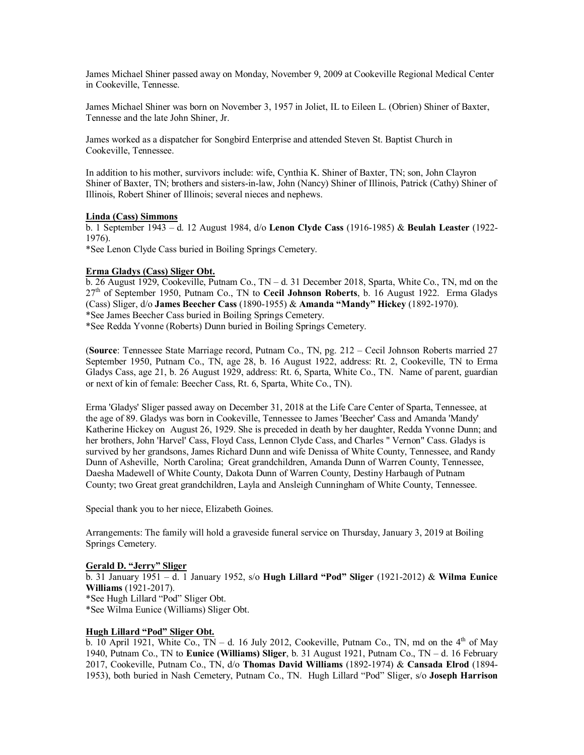James Michael Shiner passed away on Monday, November 9, 2009 at Cookeville Regional Medical Center in Cookeville, Tennessee.

James Michael Shiner was born on November 3, 1957 in Joliet, IL to Eileen L. (Obrien) Shiner of Baxter, Tennesse and the late John Shiner, Jr.

James worked as a dispatcher for Songbird Enterprise and attended Steven St. Baptist Church in Cookeville, Tennessee.

In addition to his mother, survivors include: wife, Cynthia K. Shiner of Baxter, TN; son, John Clayron Shiner of Baxter, TN; brothers and sisters-in-law, John (Nancy) Shiner of Illinois, Patrick (Cathy) Shiner of Illinois, Robert Shiner of Illinois; several nieces and nephews.

**Linda (Cass) Simmons**

b. 1 September 1943 – d. 12 August 1984, d/o **Lenon Clyde Cass** (1916-1985) & **Beulah Leaster** (1922-1976).
*See Lenon Clyde Cass buried in Boiling Springs Cemetery.

**Erma Gladys (Cass) Sliger Obt.**

b. 26 August 1929, Cookeville, Putnam Co., TN – d. 31 December 2018, Sparta, White Co., TN, md on the 27th of September 1950, Putnam Co., TN to **Cecil Johnson Roberts**, b. 16 August 1922. Erma Gladys (Cass) Sliger, d/o **James Beecher Cass** (1890-1955) & **Amanda "Mandy" Hickey** (1892-1970).
*See James Beecher Cass buried in Boiling Springs Cemetery.
*See Redda Yvonne (Roberts) Dunn buried in Boiling Springs Cemetery.

(**Source**: Tennessee State Marriage record, Putnam Co., TN, pg. 212 – Cecil Johnson Roberts married 27 September 1950, Putnam Co., TN, age 28, b. 16 August 1922, address: Rt. 2, Cookeville, TN to Erma Gladys Cass, age 21, b. 26 August 1929, address: Rt. 6, Sparta, White Co., TN. Name of parent, guardian or next of kin of female: Beecher Cass, Rt. 6, Sparta, White Co., TN).

Erma 'Gladys' Sliger passed away on December 31, 2018 at the Life Care Center of Sparta, Tennessee, at the age of 89. Gladys was born in Cookeville, Tennessee to James 'Beecher' Cass and Amanda 'Mandy' Katherine Hickey on August 26, 1929. She is preceded in death by her daughter, Redda Yvonne Dunn; and her brothers, John 'Harvel' Cass, Floyd Cass, Lennon Clyde Cass, and Charles " Vernon" Cass. Gladys is survived by her grandsons, James Richard Dunn and wife Denissa of White County, Tennessee, and Randy Dunn of Asheville, North Carolina; Great grandchildren, Amanda Dunn of Warren County, Tennessee, Daesha Madewell of White County, Dakota Dunn of Warren County, Destiny Harbaugh of Putnam County; two Great great grandchildren, Layla and Ansleigh Cunningham of White County, Tennessee.

Special thank you to her niece, Elizabeth Goines.

Arrangements: The family will hold a graveside funeral service on Thursday, January 3, 2019 at Boiling Springs Cemetery.

**Gerald D. "Jerry" Sliger**

b. 31 January 1951 – d. 1 January 1952, s/o **Hugh Lillard "Pod" Sliger** (1921-2012) & **Wilma Eunice Williams** (1921-2017).
*See Hugh Lillard "Pod" Sliger Obt.
*See Wilma Eunice (Williams) Sliger Obt.

**Hugh Lillard "Pod" Sliger Obt.**

b. 10 April 1921, White Co., TN – d. 16 July 2012, Cookeville, Putnam Co., TN, md on the 4th of May 1940, Putnam Co., TN to **Eunice (Williams) Sliger**, b. 31 August 1921, Putnam Co., TN – d. 16 February 2017, Cookeville, Putnam Co., TN, d/o **Thomas David Williams** (1892-1974) & **Cansada Elrod** (1894-1953), both buried in Nash Cemetery, Putnam Co., TN. Hugh Lillard "Pod" Sliger, s/o **Joseph Harrison**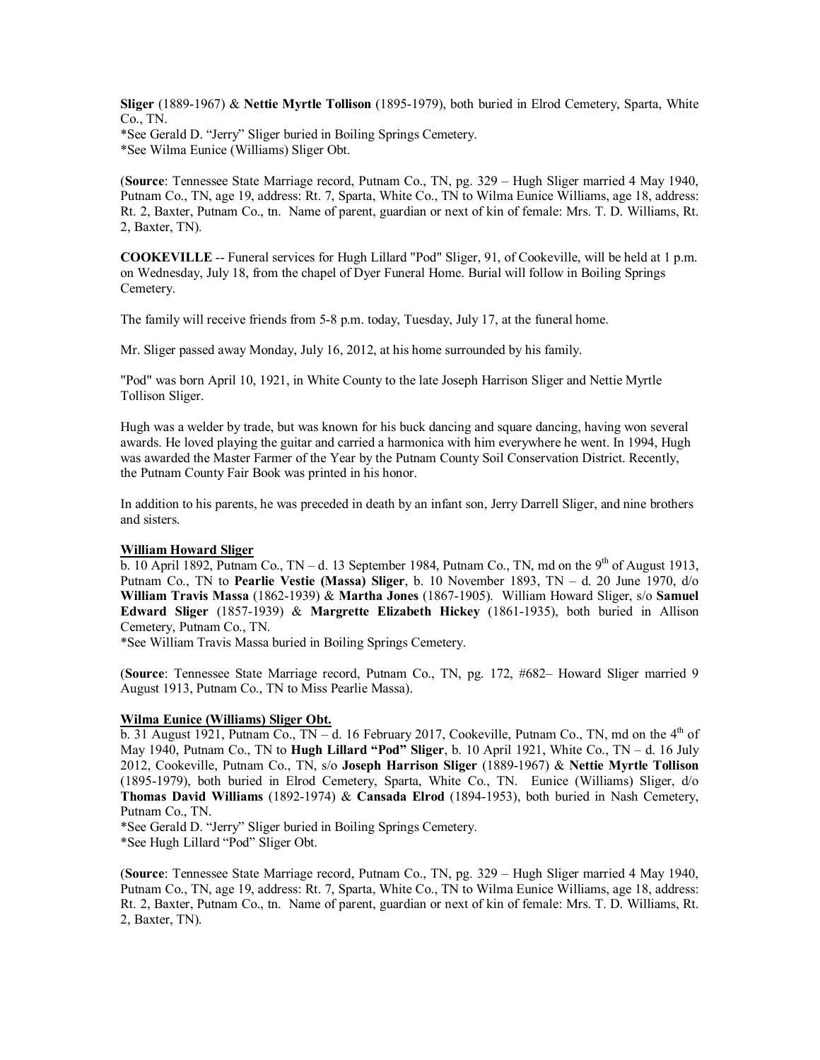**Sliger** (1889-1967) & **Nettie Myrtle Tollison** (1895-1979), both buried in Elrod Cemetery, Sparta, White Co., TN.
*See Gerald D. "Jerry" Sliger buried in Boiling Springs Cemetery.
*See Wilma Eunice (Williams) Sliger Obt.

(**Source**: Tennessee State Marriage record, Putnam Co., TN, pg. 329 – Hugh Sliger married 4 May 1940, Putnam Co., TN, age 19, address: Rt. 7, Sparta, White Co., TN to Wilma Eunice Williams, age 18, address: Rt. 2, Baxter, Putnam Co., tn. Name of parent, guardian or next of kin of female: Mrs. T. D. Williams, Rt. 2, Baxter, TN).

**COOKEVILLE** -- Funeral services for Hugh Lillard "Pod" Sliger, 91, of Cookeville, will be held at 1 p.m. on Wednesday, July 18, from the chapel of Dyer Funeral Home. Burial will follow in Boiling Springs Cemetery.

The family will receive friends from 5-8 p.m. today, Tuesday, July 17, at the funeral home.

Mr. Sliger passed away Monday, July 16, 2012, at his home surrounded by his family.

"Pod" was born April 10, 1921, in White County to the late Joseph Harrison Sliger and Nettie Myrtle Tollison Sliger.

Hugh was a welder by trade, but was known for his buck dancing and square dancing, having won several awards. He loved playing the guitar and carried a harmonica with him everywhere he went. In 1994, Hugh was awarded the Master Farmer of the Year by the Putnam County Soil Conservation District. Recently, the Putnam County Fair Book was printed in his honor.

In addition to his parents, he was preceded in death by an infant son, Jerry Darrell Sliger, and nine brothers and sisters.

**William Howard Sliger**

b. 10 April 1892, Putnam Co., TN – d. 13 September 1984, Putnam Co., TN, md on the 9th of August 1913, Putnam Co., TN to **Pearlie Vestie (Massa) Sliger**, b. 10 November 1893, TN – d. 20 June 1970, d/o **William Travis Massa** (1862-1939) & **Martha Jones** (1867-1905). William Howard Sliger, s/o **Samuel Edward Sliger** (1857-1939) & **Margrette Elizabeth Hickey** (1861-1935), both buried in Allison Cemetery, Putnam Co., TN.
*See William Travis Massa buried in Boiling Springs Cemetery.

(**Source**: Tennessee State Marriage record, Putnam Co., TN, pg. 172, #682– Howard Sliger married 9 August 1913, Putnam Co., TN to Miss Pearlie Massa).

**Wilma Eunice (Williams) Sliger Obt.**

b. 31 August 1921, Putnam Co., TN – d. 16 February 2017, Cookeville, Putnam Co., TN, md on the 4th of May 1940, Putnam Co., TN to **Hugh Lillard "Pod" Sliger**, b. 10 April 1921, White Co., TN – d. 16 July 2012, Cookeville, Putnam Co., TN, s/o **Joseph Harrison Sliger** (1889-1967) & **Nettie Myrtle Tollison** (1895-1979), both buried in Elrod Cemetery, Sparta, White Co., TN. Eunice (Williams) Sliger, d/o **Thomas David Williams** (1892-1974) & **Cansada Elrod** (1894-1953), both buried in Nash Cemetery, Putnam Co., TN.
*See Gerald D. "Jerry" Sliger buried in Boiling Springs Cemetery.
*See Hugh Lillard "Pod" Sliger Obt.

(**Source**: Tennessee State Marriage record, Putnam Co., TN, pg. 329 – Hugh Sliger married 4 May 1940, Putnam Co., TN, age 19, address: Rt. 7, Sparta, White Co., TN to Wilma Eunice Williams, age 18, address: Rt. 2, Baxter, Putnam Co., tn. Name of parent, guardian or next of kin of female: Mrs. T. D. Williams, Rt. 2, Baxter, TN).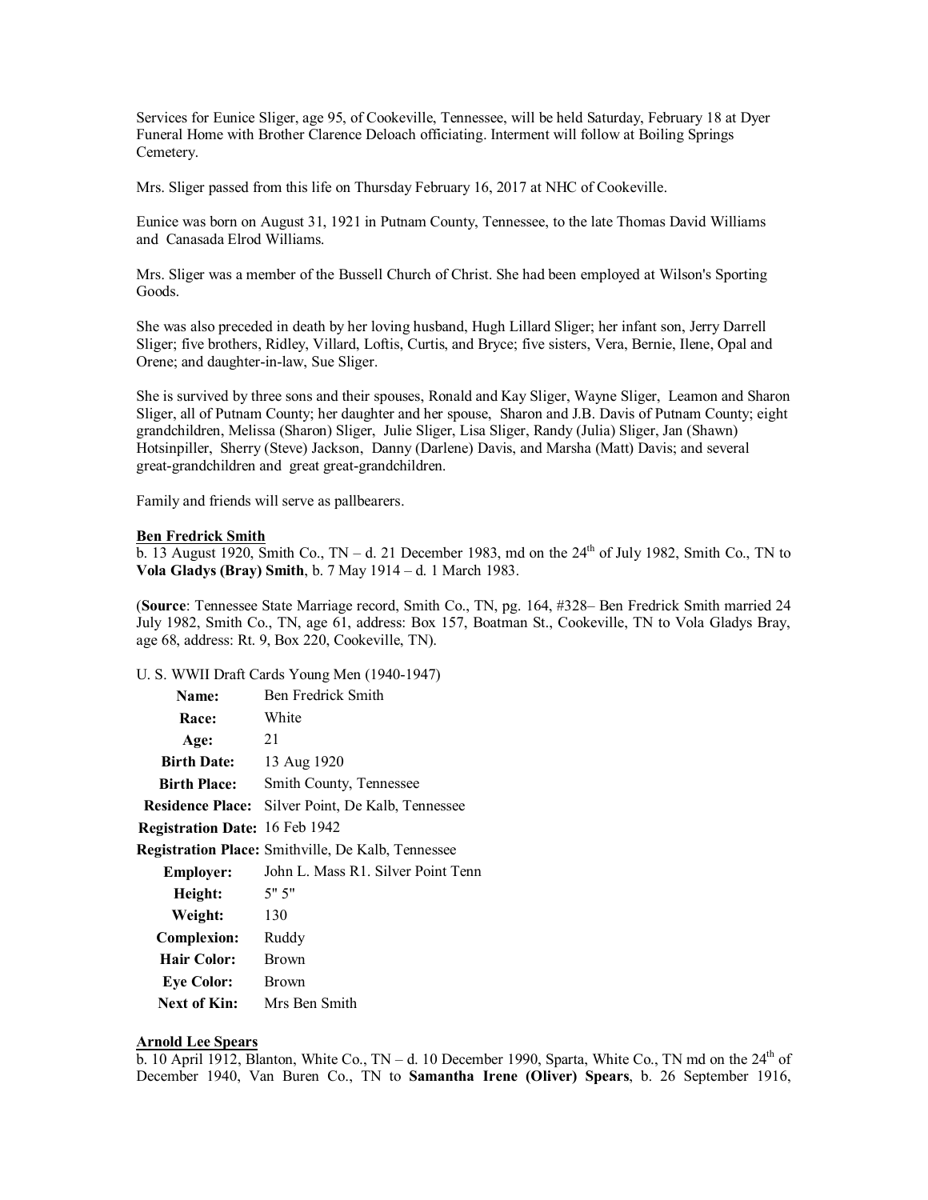Services for Eunice Sliger, age 95, of Cookeville, Tennessee, will be held Saturday, February 18 at Dyer Funeral Home with Brother Clarence Deloach officiating. Interment will follow at Boiling Springs Cemetery.

Mrs. Sliger passed from this life on Thursday February 16, 2017 at NHC of Cookeville.

Eunice was born on August 31, 1921 in Putnam County, Tennessee, to the late Thomas David Williams and Canasada Elrod Williams.

Mrs. Sliger was a member of the Bussell Church of Christ. She had been employed at Wilson's Sporting Goods.

She was also preceded in death by her loving husband, Hugh Lillard Sliger; her infant son, Jerry Darrell Sliger; five brothers, Ridley, Villard, Loftis, Curtis, and Bryce; five sisters, Vera, Bernie, Ilene, Opal and Orene; and daughter-in-law, Sue Sliger.

She is survived by three sons and their spouses, Ronald and Kay Sliger, Wayne Sliger, Leamon and Sharon Sliger, all of Putnam County; her daughter and her spouse, Sharon and J.B. Davis of Putnam County; eight grandchildren, Melissa (Sharon) Sliger, Julie Sliger, Lisa Sliger, Randy (Julia) Sliger, Jan (Shawn) Hotsinpiller, Sherry (Steve) Jackson, Danny (Darlene) Davis, and Marsha (Matt) Davis; and several great-grandchildren and great great-grandchildren.

Family and friends will serve as pallbearers.

**Ben Fredrick Smith**
b. 13 August 1920, Smith Co., TN – d. 21 December 1983, md on the 24th of July 1982, Smith Co., TN to **Vola Gladys (Bray) Smith**, b. 7 May 1914 – d. 1 March 1983.

(**Source**: Tennessee State Marriage record, Smith Co., TN, pg. 164, #328– Ben Fredrick Smith married 24 July 1982, Smith Co., TN, age 61, address: Box 157, Boatman St., Cookeville, TN to Vola Gladys Bray, age 68, address: Rt. 9, Box 220, Cookeville, TN).

U. S. WWII Draft Cards Young Men (1940-1947)

| | |
|---|---|
| **Name:** | Ben Fredrick Smith |
| **Race:** | White |
| **Age:** | 21 |
| **Birth Date:** | 13 Aug 1920 |
| **Birth Place:** | Smith County, Tennessee |
| **Residence Place:** | Silver Point, De Kalb, Tennessee |
| **Registration Date:** | 16 Feb 1942 |
| **Registration Place:** | Smithville, De Kalb, Tennessee |
| **Employer:** | John L. Mass R1. Silver Point Tenn |
| **Height:** | 5" 5" |
| **Weight:** | 130 |
| **Complexion:** | Ruddy |
| **Hair Color:** | Brown |
| **Eye Color:** | Brown |
| **Next of Kin:** | Mrs Ben Smith |

**Arnold Lee Spears**
b. 10 April 1912, Blanton, White Co., TN – d. 10 December 1990, Sparta, White Co., TN md on the 24th of December 1940, Van Buren Co., TN to **Samantha Irene (Oliver) Spears**, b. 26 September 1916,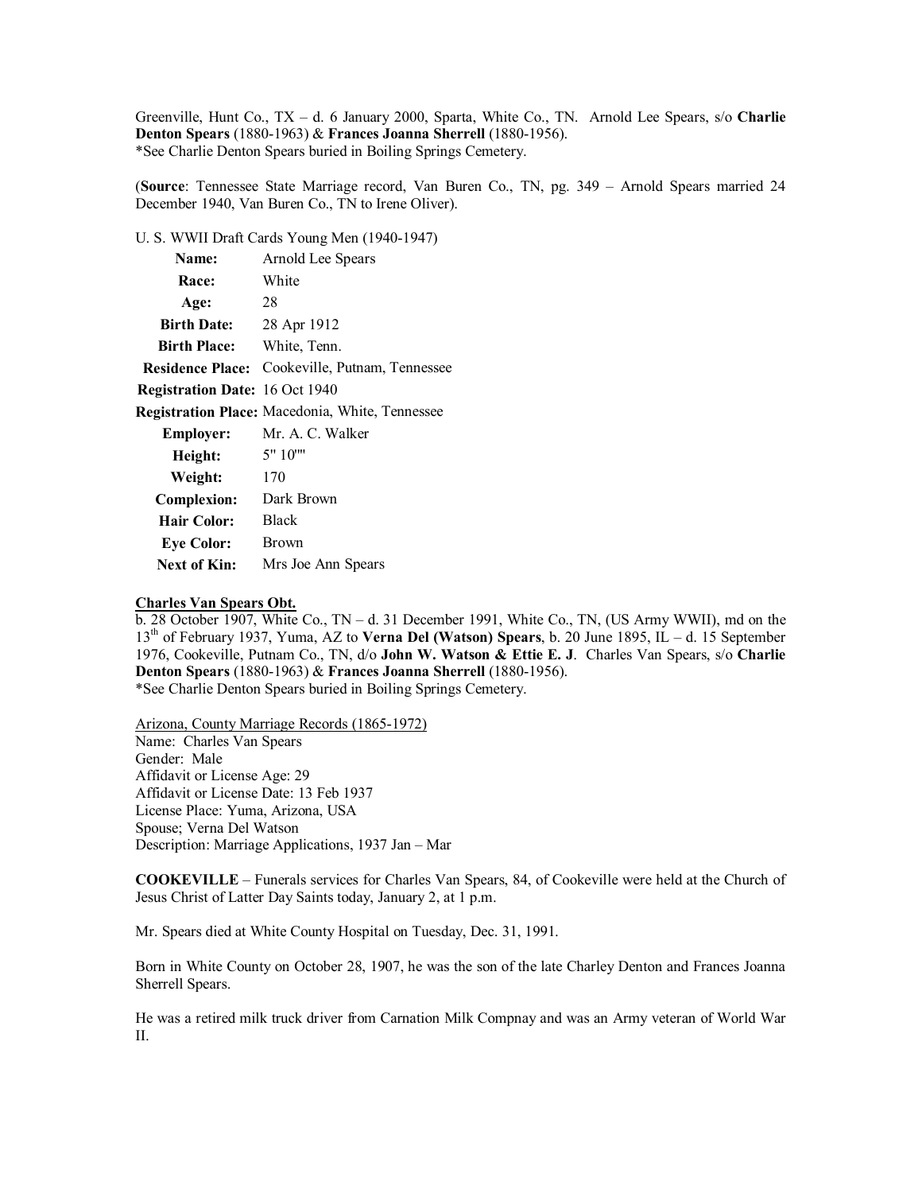Greenville, Hunt Co., TX – d. 6 January 2000, Sparta, White Co., TN. Arnold Lee Spears, s/o **Charlie Denton Spears** (1880-1963) & **Frances Joanna Sherrell** (1880-1956).
*See Charlie Denton Spears buried in Boiling Springs Cemetery.

(**Source**: Tennessee State Marriage record, Van Buren Co., TN, pg. 349 – Arnold Spears married 24 December 1940, Van Buren Co., TN to Irene Oliver).

U. S. WWII Draft Cards Young Men (1940-1947)

| | |
|---|---|
| **Name:** | Arnold Lee Spears |
| **Race:** | White |
| **Age:** | 28 |
| **Birth Date:** | 28 Apr 1912 |
| **Birth Place:** | White, Tenn. |
| **Residence Place:** | Cookeville, Putnam, Tennessee |
| **Registration Date:** | 16 Oct 1940 |
| **Registration Place:** | Macedonia, White, Tennessee |
| **Employer:** | Mr. A. C. Walker |
| **Height:** | 5' 10"" |
| **Weight:** | 170 |
| **Complexion:** | Dark Brown |
| **Hair Color:** | Black |
| **Eye Color:** | Brown |
| **Next of Kin:** | Mrs Joe Ann Spears |

**Charles Van Spears Obt.**
b. 28 October 1907, White Co., TN – d. 31 December 1991, White Co., TN, (US Army WWII), md on the 13th of February 1937, Yuma, AZ to **Verna Del (Watson) Spears**, b. 20 June 1895, IL – d. 15 September 1976, Cookeville, Putnam Co., TN, d/o **John W. Watson & Ettie E. J**. Charles Van Spears, s/o **Charlie Denton Spears** (1880-1963) & **Frances Joanna Sherrell** (1880-1956).
*See Charlie Denton Spears buried in Boiling Springs Cemetery.

Arizona, County Marriage Records (1865-1972)
Name: Charles Van Spears
Gender: Male
Affidavit or License Age: 29
Affidavit or License Date: 13 Feb 1937
License Place: Yuma, Arizona, USA
Spouse; Verna Del Watson
Description: Marriage Applications, 1937 Jan – Mar

**COOKEVILLE** – Funerals services for Charles Van Spears, 84, of Cookeville were held at the Church of Jesus Christ of Latter Day Saints today, January 2, at 1 p.m.

Mr. Spears died at White County Hospital on Tuesday, Dec. 31, 1991.

Born in White County on October 28, 1907, he was the son of the late Charley Denton and Frances Joanna Sherrell Spears.

He was a retired milk truck driver from Carnation Milk Compnay and was an Army veteran of World War II.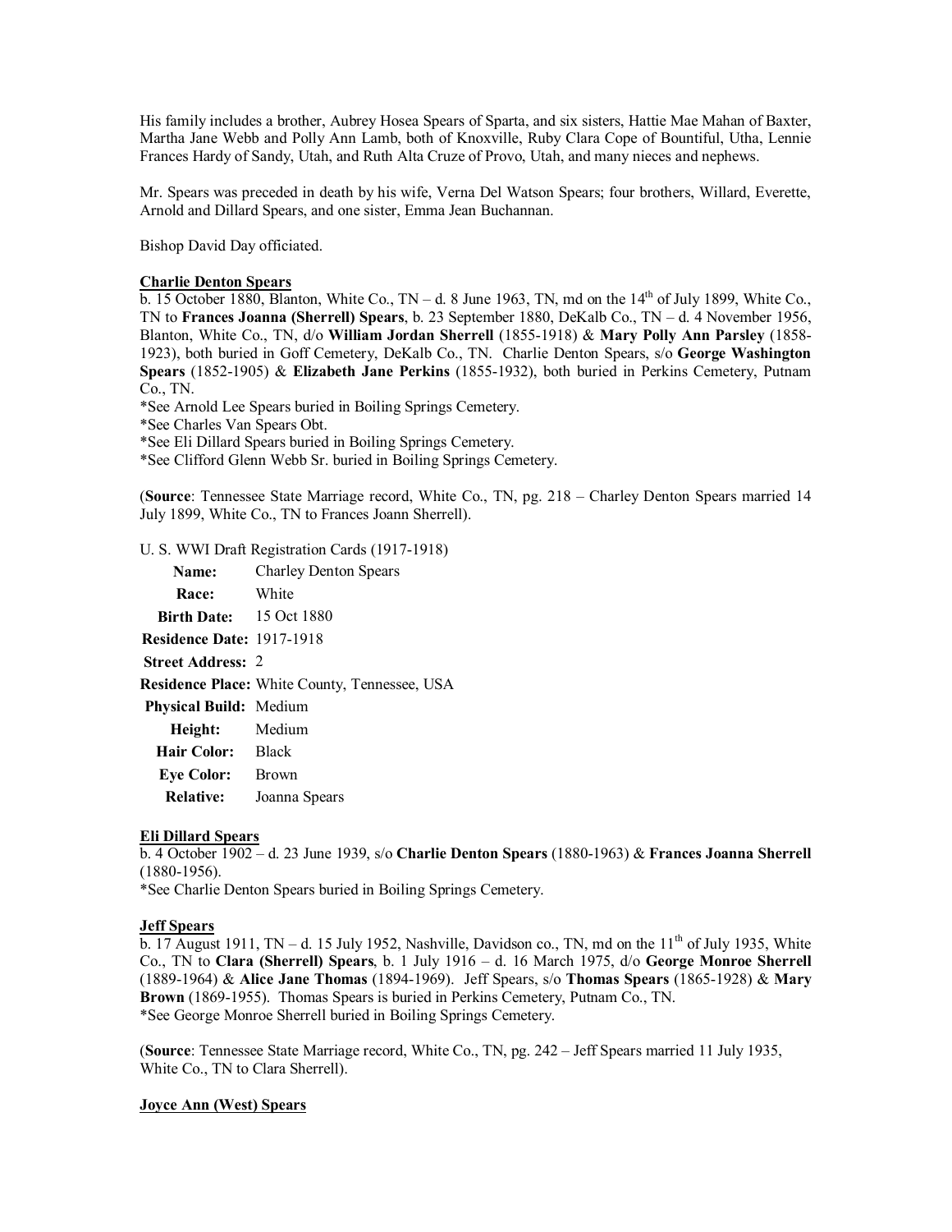His family includes a brother, Aubrey Hosea Spears of Sparta, and six sisters, Hattie Mae Mahan of Baxter, Martha Jane Webb and Polly Ann Lamb, both of Knoxville, Ruby Clara Cope of Bountiful, Utha, Lennie Frances Hardy of Sandy, Utah, and Ruth Alta Cruze of Provo, Utah, and many nieces and nephews.

Mr. Spears was preceded in death by his wife, Verna Del Watson Spears; four brothers, Willard, Everette, Arnold and Dillard Spears, and one sister, Emma Jean Buchannan.

Bishop David Day officiated.

**Charlie Denton Spears**
b. 15 October 1880, Blanton, White Co., TN – d. 8 June 1963, TN, md on the 14th of July 1899, White Co., TN to **Frances Joanna (Sherrell) Spears**, b. 23 September 1880, DeKalb Co., TN – d. 4 November 1956, Blanton, White Co., TN, d/o **William Jordan Sherrell** (1855-1918) & **Mary Polly Ann Parsley** (1858-1923), both buried in Goff Cemetery, DeKalb Co., TN. Charlie Denton Spears, s/o **George Washington Spears** (1852-1905) & **Elizabeth Jane Perkins** (1855-1932), both buried in Perkins Cemetery, Putnam Co., TN.
*See Arnold Lee Spears buried in Boiling Springs Cemetery.
*See Charles Van Spears Obt.
*See Eli Dillard Spears buried in Boiling Springs Cemetery.
*See Clifford Glenn Webb Sr. buried in Boiling Springs Cemetery.

(**Source**: Tennessee State Marriage record, White Co., TN, pg. 218 – Charley Denton Spears married 14 July 1899, White Co., TN to Frances Joann Sherrell).

U. S. WWI Draft Registration Cards (1917-1918)

| | |
|---|---|
| **Name:** | Charley Denton Spears |
| **Race:** | White |
| **Birth Date:** | 15 Oct 1880 |
| **Residence Date:** | 1917-1918 |
| **Street Address:** | 2 |
| **Residence Place:** | White County, Tennessee, USA |
| **Physical Build:** | Medium |
| **Height:** | Medium |
| **Hair Color:** | Black |
| **Eye Color:** | Brown |
| **Relative:** | Joanna Spears |

**Eli Dillard Spears**
b. 4 October 1902 – d. 23 June 1939, s/o **Charlie Denton Spears** (1880-1963) & **Frances Joanna Sherrell** (1880-1956).
*See Charlie Denton Spears buried in Boiling Springs Cemetery.

**Jeff Spears**
b. 17 August 1911, TN – d. 15 July 1952, Nashville, Davidson co., TN, md on the 11th of July 1935, White Co., TN to **Clara (Sherrell) Spears**, b. 1 July 1916 – d. 16 March 1975, d/o **George Monroe Sherrell** (1889-1964) & **Alice Jane Thomas** (1894-1969). Jeff Spears, s/o **Thomas Spears** (1865-1928) & **Mary Brown** (1869-1955). Thomas Spears is buried in Perkins Cemetery, Putnam Co., TN.
*See George Monroe Sherrell buried in Boiling Springs Cemetery.

(**Source**: Tennessee State Marriage record, White Co., TN, pg. 242 – Jeff Spears married 11 July 1935, White Co., TN to Clara Sherrell).

**Joyce Ann (West) Spears**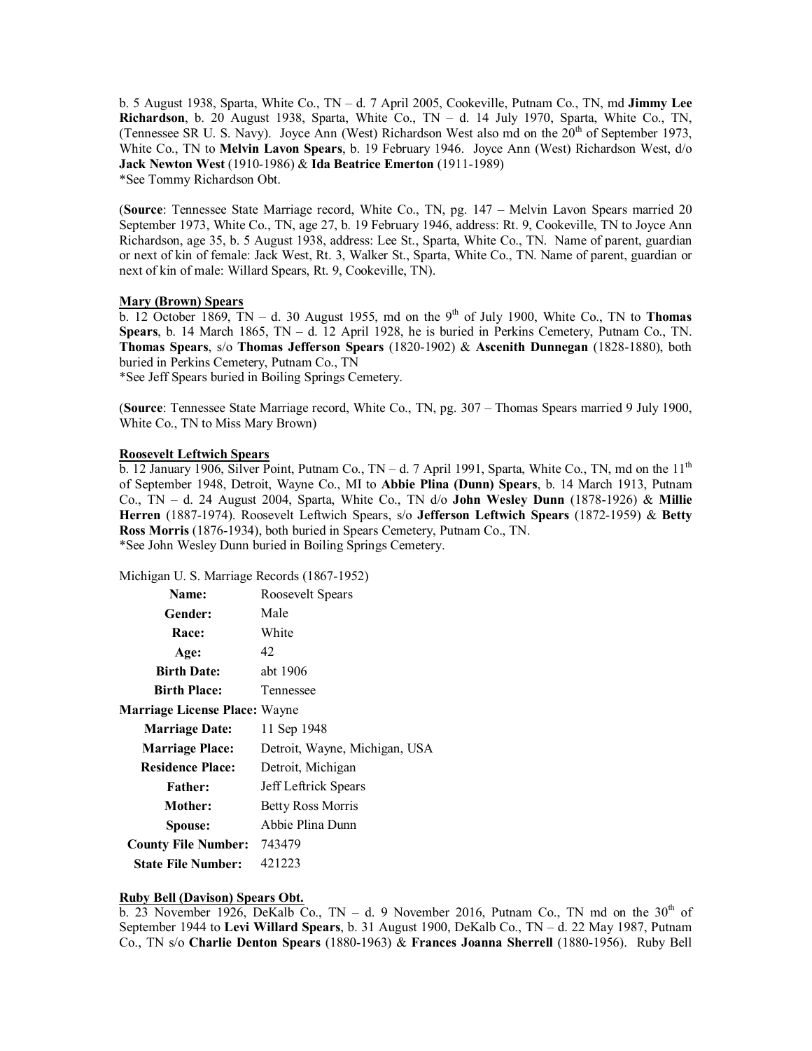b. 5 August 1938, Sparta, White Co., TN – d. 7 April 2005, Cookeville, Putnam Co., TN, md **Jimmy Lee Richardson**, b. 20 August 1938, Sparta, White Co., TN – d. 14 July 1970, Sparta, White Co., TN, (Tennessee SR U. S. Navy). Joyce Ann (West) Richardson West also md on the 20th of September 1973, White Co., TN to **Melvin Lavon Spears**, b. 19 February 1946. Joyce Ann (West) Richardson West, d/o **Jack Newton West** (1910-1986) & **Ida Beatrice Emerton** (1911-1989)
*See Tommy Richardson Obt.

(**Source**: Tennessee State Marriage record, White Co., TN, pg. 147 – Melvin Lavon Spears married 20 September 1973, White Co., TN, age 27, b. 19 February 1946, address: Rt. 9, Cookeville, TN to Joyce Ann Richardson, age 35, b. 5 August 1938, address: Lee St., Sparta, White Co., TN. Name of parent, guardian or next of kin of female: Jack West, Rt. 3, Walker St., Sparta, White Co., TN. Name of parent, guardian or next of kin of male: Willard Spears, Rt. 9, Cookeville, TN).

**Mary (Brown) Spears**
b. 12 October 1869, TN – d. 30 August 1955, md on the 9th of July 1900, White Co., TN to **Thomas Spears**, b. 14 March 1865, TN – d. 12 April 1928, he is buried in Perkins Cemetery, Putnam Co., TN. **Thomas Spears**, s/o **Thomas Jefferson Spears** (1820-1902) & **Ascenith Dunnegan** (1828-1880), both buried in Perkins Cemetery, Putnam Co., TN
*See Jeff Spears buried in Boiling Springs Cemetery.

(**Source**: Tennessee State Marriage record, White Co., TN, pg. 307 – Thomas Spears married 9 July 1900, White Co., TN to Miss Mary Brown)

**Roosevelt Leftwich Spears**
b. 12 January 1906, Silver Point, Putnam Co., TN – d. 7 April 1991, Sparta, White Co., TN, md on the 11th of September 1948, Detroit, Wayne Co., MI to **Abbie Plina (Dunn) Spears**, b. 14 March 1913, Putnam Co., TN – d. 24 August 2004, Sparta, White Co., TN d/o **John Wesley Dunn** (1878-1926) & **Millie Herren** (1887-1974). Roosevelt Leftwich Spears, s/o **Jefferson Leftwich Spears** (1872-1959) & **Betty Ross Morris** (1876-1934), both buried in Spears Cemetery, Putnam Co., TN.
*See John Wesley Dunn buried in Boiling Springs Cemetery.

Michigan U. S. Marriage Records (1867-1952)

| | |
|---|---|
| **Name:** | Roosevelt Spears |
| **Gender:** | Male |
| **Race:** | White |
| **Age:** | 42 |
| **Birth Date:** | abt 1906 |
| **Birth Place:** | Tennessee |
| **Marriage License Place:** | Wayne |
| **Marriage Date:** | 11 Sep 1948 |
| **Marriage Place:** | Detroit, Wayne, Michigan, USA |
| **Residence Place:** | Detroit, Michigan |
| **Father:** | Jeff Leftrick Spears |
| **Mother:** | Betty Ross Morris |
| **Spouse:** | Abbie Plina Dunn |
| **County File Number:** | 743479 |
| **State File Number:** | 421223 |

**Ruby Bell (Davison) Spears Obt.**
b. 23 November 1926, DeKalb Co., TN – d. 9 November 2016, Putnam Co., TN md on the 30th of September 1944 to **Levi Willard Spears**, b. 31 August 1900, DeKalb Co., TN – d. 22 May 1987, Putnam Co., TN s/o **Charlie Denton Spears** (1880-1963) & **Frances Joanna Sherrell** (1880-1956). Ruby Bell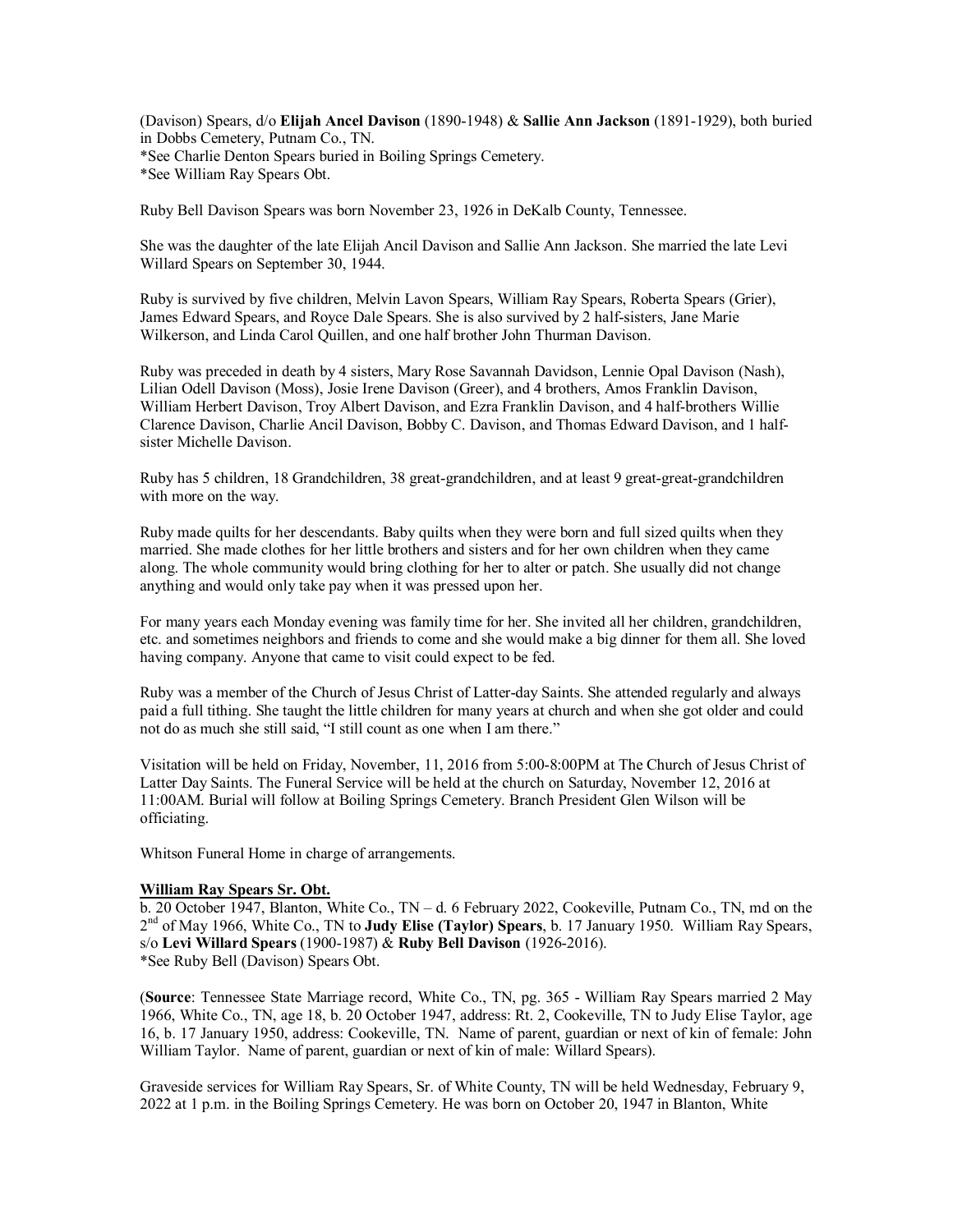(Davison) Spears, d/o **Elijah Ancel Davison** (1890-1948) & **Sallie Ann Jackson** (1891-1929), both buried in Dobbs Cemetery, Putnam Co., TN.
*See Charlie Denton Spears buried in Boiling Springs Cemetery.
*See William Ray Spears Obt.

Ruby Bell Davison Spears was born November 23, 1926 in DeKalb County, Tennessee.

She was the daughter of the late Elijah Ancil Davison and Sallie Ann Jackson. She married the late Levi Willard Spears on September 30, 1944.

Ruby is survived by five children, Melvin Lavon Spears, William Ray Spears, Roberta Spears (Grier), James Edward Spears, and Royce Dale Spears. She is also survived by 2 half-sisters, Jane Marie Wilkerson, and Linda Carol Quillen, and one half brother John Thurman Davison.

Ruby was preceded in death by 4 sisters, Mary Rose Savannah Davidson, Lennie Opal Davison (Nash), Lilian Odell Davison (Moss), Josie Irene Davison (Greer), and 4 brothers, Amos Franklin Davison, William Herbert Davison, Troy Albert Davison, and Ezra Franklin Davison, and 4 half-brothers Willie Clarence Davison, Charlie Ancil Davison, Bobby C. Davison, and Thomas Edward Davison, and 1 half-sister Michelle Davison.

Ruby has 5 children, 18 Grandchildren, 38 great-grandchildren, and at least 9 great-great-grandchildren with more on the way.

Ruby made quilts for her descendants. Baby quilts when they were born and full sized quilts when they married. She made clothes for her little brothers and sisters and for her own children when they came along. The whole community would bring clothing for her to alter or patch. She usually did not change anything and would only take pay when it was pressed upon her.

For many years each Monday evening was family time for her. She invited all her children, grandchildren, etc. and sometimes neighbors and friends to come and she would make a big dinner for them all. She loved having company. Anyone that came to visit could expect to be fed.

Ruby was a member of the Church of Jesus Christ of Latter-day Saints. She attended regularly and always paid a full tithing. She taught the little children for many years at church and when she got older and could not do as much she still said, "I still count as one when I am there."

Visitation will be held on Friday, November, 11, 2016 from 5:00-8:00PM at The Church of Jesus Christ of Latter Day Saints. The Funeral Service will be held at the church on Saturday, November 12, 2016 at 11:00AM. Burial will follow at Boiling Springs Cemetery. Branch President Glen Wilson will be officiating.

Whitson Funeral Home in charge of arrangements.

**William Ray Spears Sr. Obt.**
b. 20 October 1947, Blanton, White Co., TN – d. 6 February 2022, Cookeville, Putnam Co., TN, md on the 2nd of May 1966, White Co., TN to **Judy Elise (Taylor) Spears**, b. 17 January 1950. William Ray Spears, s/o **Levi Willard Spears** (1900-1987) & **Ruby Bell Davison** (1926-2016).
*See Ruby Bell (Davison) Spears Obt.

(**Source**: Tennessee State Marriage record, White Co., TN, pg. 365 - William Ray Spears married 2 May 1966, White Co., TN, age 18, b. 20 October 1947, address: Rt. 2, Cookeville, TN to Judy Elise Taylor, age 16, b. 17 January 1950, address: Cookeville, TN. Name of parent, guardian or next of kin of female: John William Taylor. Name of parent, guardian or next of kin of male: Willard Spears).

Graveside services for William Ray Spears, Sr. of White County, TN will be held Wednesday, February 9, 2022 at 1 p.m. in the Boiling Springs Cemetery. He was born on October 20, 1947 in Blanton, White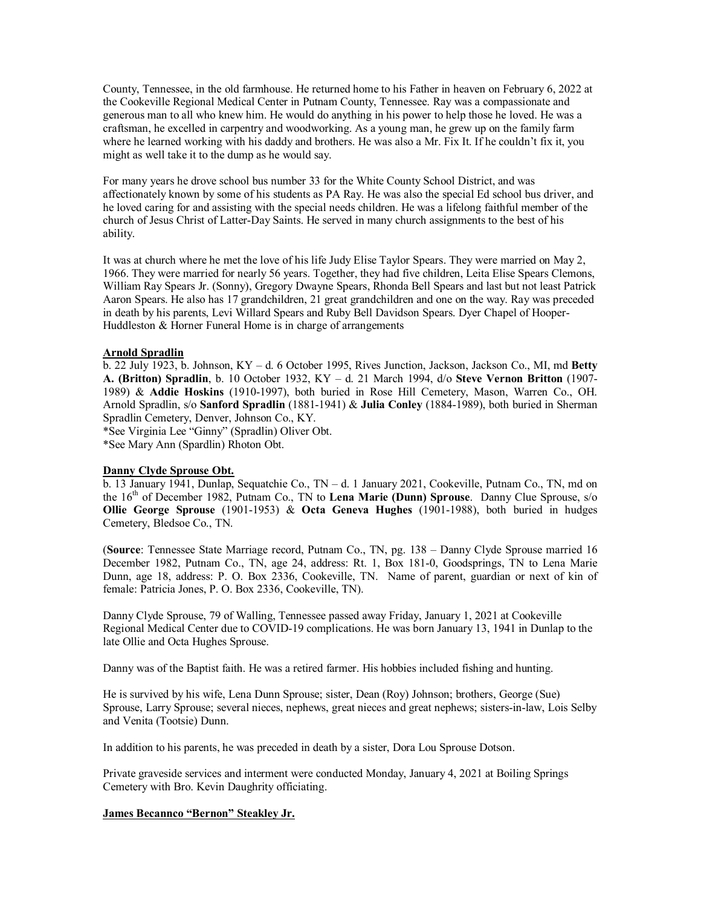County, Tennessee, in the old farmhouse. He returned home to his Father in heaven on February 6, 2022 at the Cookeville Regional Medical Center in Putnam County, Tennessee. Ray was a compassionate and generous man to all who knew him. He would do anything in his power to help those he loved. He was a craftsman, he excelled in carpentry and woodworking. As a young man, he grew up on the family farm where he learned working with his daddy and brothers. He was also a Mr. Fix It. If he couldn't fix it, you might as well take it to the dump as he would say.

For many years he drove school bus number 33 for the White County School District, and was affectionately known by some of his students as PA Ray. He was also the special Ed school bus driver, and he loved caring for and assisting with the special needs children. He was a lifelong faithful member of the church of Jesus Christ of Latter-Day Saints. He served in many church assignments to the best of his ability.

It was at church where he met the love of his life Judy Elise Taylor Spears. They were married on May 2, 1966. They were married for nearly 56 years. Together, they had five children, Leita Elise Spears Clemons, William Ray Spears Jr. (Sonny), Gregory Dwayne Spears, Rhonda Bell Spears and last but not least Patrick Aaron Spears. He also has 17 grandchildren, 21 great grandchildren and one on the way. Ray was preceded in death by his parents, Levi Willard Spears and Ruby Bell Davidson Spears. Dyer Chapel of Hooper-Huddleston & Horner Funeral Home is in charge of arrangements

**Arnold Spradlin**

b. 22 July 1923, b. Johnson, KY – d. 6 October 1995, Rives Junction, Jackson, Jackson Co., MI, md **Betty A. (Britton) Spradlin**, b. 10 October 1932, KY – d. 21 March 1994, d/o **Steve Vernon Britton** (1907-1989) & **Addie Hoskins** (1910-1997), both buried in Rose Hill Cemetery, Mason, Warren Co., OH. Arnold Spradlin, s/o **Sanford Spradlin** (1881-1941) & **Julia Conley** (1884-1989), both buried in Sherman Spradlin Cemetery, Denver, Johnson Co., KY.

*See Virginia Lee "Ginny" (Spradlin) Oliver Obt.

*See Mary Ann (Spardlin) Rhoton Obt.

**Danny Clyde Sprouse Obt.**

b. 13 January 1941, Dunlap, Sequatchie Co., TN – d. 1 January 2021, Cookeville, Putnam Co., TN, md on the 16th of December 1982, Putnam Co., TN to **Lena Marie (Dunn) Sprouse**. Danny Clue Sprouse, s/o **Ollie George Sprouse** (1901-1953) & **Octa Geneva Hughes** (1901-1988), both buried in hudges Cemetery, Bledsoe Co., TN.

(**Source**: Tennessee State Marriage record, Putnam Co., TN, pg. 138 – Danny Clyde Sprouse married 16 December 1982, Putnam Co., TN, age 24, address: Rt. 1, Box 181-0, Goodsprings, TN to Lena Marie Dunn, age 18, address: P. O. Box 2336, Cookeville, TN. Name of parent, guardian or next of kin of female: Patricia Jones, P. O. Box 2336, Cookeville, TN).

Danny Clyde Sprouse, 79 of Walling, Tennessee passed away Friday, January 1, 2021 at Cookeville Regional Medical Center due to COVID-19 complications. He was born January 13, 1941 in Dunlap to the late Ollie and Octa Hughes Sprouse.

Danny was of the Baptist faith. He was a retired farmer. His hobbies included fishing and hunting.

He is survived by his wife, Lena Dunn Sprouse; sister, Dean (Roy) Johnson; brothers, George (Sue) Sprouse, Larry Sprouse; several nieces, nephews, great nieces and great nephews; sisters-in-law, Lois Selby and Venita (Tootsie) Dunn.

In addition to his parents, he was preceded in death by a sister, Dora Lou Sprouse Dotson.

Private graveside services and interment were conducted Monday, January 4, 2021 at Boiling Springs Cemetery with Bro. Kevin Daughrity officiating.

**James Becannco "Bernon" Steakley Jr.**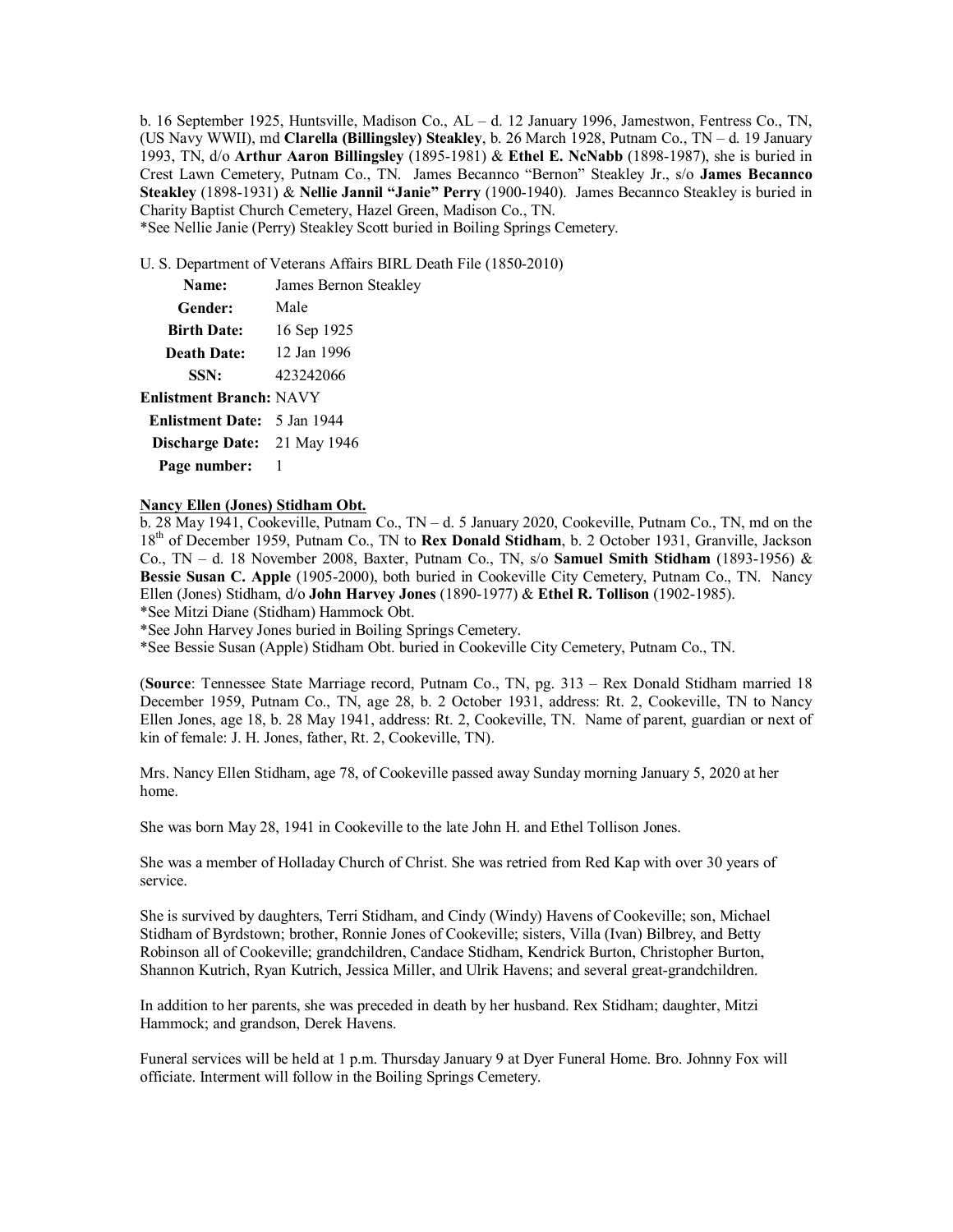b. 16 September 1925, Huntsville, Madison Co., AL – d. 12 January 1996, Jamestwon, Fentress Co., TN, (US Navy WWII), md **Clarella (Billingsley) Steakley**, b. 26 March 1928, Putnam Co., TN – d. 19 January 1993, TN, d/o **Arthur Aaron Billingsley** (1895-1981) & **Ethel E. NcNabb** (1898-1987), she is buried in Crest Lawn Cemetery, Putnam Co., TN. James Becannco "Bernon" Steakley Jr., s/o **James Becannco Steakley** (1898-1931) & **Nellie Jannil "Janie" Perry** (1900-1940). James Becannco Steakley is buried in Charity Baptist Church Cemetery, Hazel Green, Madison Co., TN.
*See Nellie Janie (Perry) Steakley Scott buried in Boiling Springs Cemetery.

U. S. Department of Veterans Affairs BIRL Death File (1850-2010)

| | |
|---|---|
| **Name:** | James Bernon Steakley |
| **Gender:** | Male |
| **Birth Date:** | 16 Sep 1925 |
| **Death Date:** | 12 Jan 1996 |
| **SSN:** | 423242066 |
| **Enlistment Branch:** | NAVY |
| **Enlistment Date:** | 5 Jan 1944 |
| **Discharge Date:** | 21 May 1946 |
| **Page number:** | 1 |

**Nancy Ellen (Jones) Stidham Obt.**

b. 28 May 1941, Cookeville, Putnam Co., TN – d. 5 January 2020, Cookeville, Putnam Co., TN, md on the 18th of December 1959, Putnam Co., TN to **Rex Donald Stidham**, b. 2 October 1931, Granville, Jackson Co., TN – d. 18 November 2008, Baxter, Putnam Co., TN, s/o **Samuel Smith Stidham** (1893-1956) & **Bessie Susan C. Apple** (1905-2000), both buried in Cookeville City Cemetery, Putnam Co., TN. Nancy Ellen (Jones) Stidham, d/o **John Harvey Jones** (1890-1977) & **Ethel R. Tollison** (1902-1985).
*See Mitzi Diane (Stidham) Hammock Obt.
*See John Harvey Jones buried in Boiling Springs Cemetery.
*See Bessie Susan (Apple) Stidham Obt. buried in Cookeville City Cemetery, Putnam Co., TN.

(**Source**: Tennessee State Marriage record, Putnam Co., TN, pg. 313 – Rex Donald Stidham married 18 December 1959, Putnam Co., TN, age 28, b. 2 October 1931, address: Rt. 2, Cookeville, TN to Nancy Ellen Jones, age 18, b. 28 May 1941, address: Rt. 2, Cookeville, TN. Name of parent, guardian or next of kin of female: J. H. Jones, father, Rt. 2, Cookeville, TN).

Mrs. Nancy Ellen Stidham, age 78, of Cookeville passed away Sunday morning January 5, 2020 at her home.

She was born May 28, 1941 in Cookeville to the late John H. and Ethel Tollison Jones.

She was a member of Holladay Church of Christ. She was retried from Red Kap with over 30 years of service.

She is survived by daughters, Terri Stidham, and Cindy (Windy) Havens of Cookeville; son, Michael Stidham of Byrdstown; brother, Ronnie Jones of Cookeville; sisters, Villa (Ivan) Bilbrey, and Betty Robinson all of Cookeville; grandchildren, Candace Stidham, Kendrick Burton, Christopher Burton, Shannon Kutrich, Ryan Kutrich, Jessica Miller, and Ulrik Havens; and several great-grandchildren.

In addition to her parents, she was preceded in death by her husband. Rex Stidham; daughter, Mitzi Hammock; and grandson, Derek Havens.

Funeral services will be held at 1 p.m. Thursday January 9 at Dyer Funeral Home. Bro. Johnny Fox will officiate. Interment will follow in the Boiling Springs Cemetery.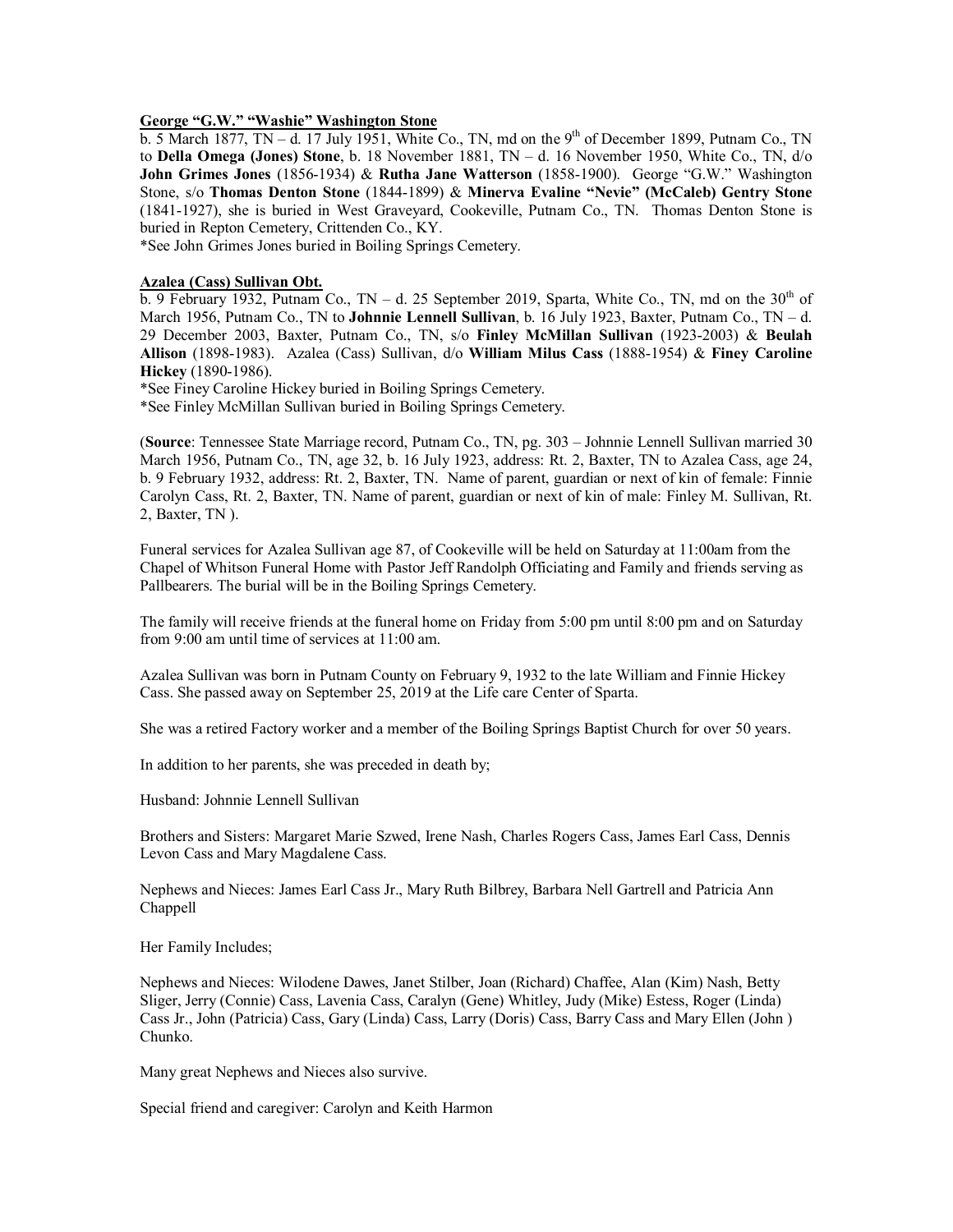**George "G.W." "Washie" Washington Stone**

b. 5 March 1877, TN – d. 17 July 1951, White Co., TN, md on the 9th of December 1899, Putnam Co., TN to **Della Omega (Jones) Stone**, b. 18 November 1881, TN – d. 16 November 1950, White Co., TN, d/o **John Grimes Jones** (1856-1934) & **Rutha Jane Watterson** (1858-1900). George "G.W." Washington Stone, s/o **Thomas Denton Stone** (1844-1899) & **Minerva Evaline "Nevie" (McCaleb) Gentry Stone** (1841-1927), she is buried in West Graveyard, Cookeville, Putnam Co., TN. Thomas Denton Stone is buried in Repton Cemetery, Crittenden Co., KY.

*See John Grimes Jones buried in Boiling Springs Cemetery.

**Azalea (Cass) Sullivan Obt.**

b. 9 February 1932, Putnam Co., TN – d. 25 September 2019, Sparta, White Co., TN, md on the 30th of March 1956, Putnam Co., TN to **Johnnie Lennell Sullivan**, b. 16 July 1923, Baxter, Putnam Co., TN – d. 29 December 2003, Baxter, Putnam Co., TN, s/o **Finley McMillan Sullivan** (1923-2003) & **Beulah Allison** (1898-1983). Azalea (Cass) Sullivan, d/o **William Milus Cass** (1888-1954) & **Finey Caroline Hickey** (1890-1986).

*See Finey Caroline Hickey buried in Boiling Springs Cemetery.

*See Finley McMillan Sullivan buried in Boiling Springs Cemetery.

(**Source**: Tennessee State Marriage record, Putnam Co., TN, pg. 303 – Johnnie Lennell Sullivan married 30 March 1956, Putnam Co., TN, age 32, b. 16 July 1923, address: Rt. 2, Baxter, TN to Azalea Cass, age 24, b. 9 February 1932, address: Rt. 2, Baxter, TN. Name of parent, guardian or next of kin of female: Finnie Carolyn Cass, Rt. 2, Baxter, TN. Name of parent, guardian or next of kin of male: Finley M. Sullivan, Rt. 2, Baxter, TN ).

Funeral services for Azalea Sullivan age 87, of Cookeville will be held on Saturday at 11:00am from the Chapel of Whitson Funeral Home with Pastor Jeff Randolph Officiating and Family and friends serving as Pallbearers. The burial will be in the Boiling Springs Cemetery.

The family will receive friends at the funeral home on Friday from 5:00 pm until 8:00 pm and on Saturday from 9:00 am until time of services at 11:00 am.

Azalea Sullivan was born in Putnam County on February 9, 1932 to the late William and Finnie Hickey Cass. She passed away on September 25, 2019 at the Life care Center of Sparta.

She was a retired Factory worker and a member of the Boiling Springs Baptist Church for over 50 years.

In addition to her parents, she was preceded in death by;

Husband: Johnnie Lennell Sullivan

Brothers and Sisters: Margaret Marie Szwed, Irene Nash, Charles Rogers Cass, James Earl Cass, Dennis Levon Cass and Mary Magdalene Cass.

Nephews and Nieces: James Earl Cass Jr., Mary Ruth Bilbrey, Barbara Nell Gartrell and Patricia Ann Chappell

Her Family Includes;

Nephews and Nieces: Wilodene Dawes, Janet Stilber, Joan (Richard) Chaffee, Alan (Kim) Nash, Betty Sliger, Jerry (Connie) Cass, Lavenia Cass, Caralyn (Gene) Whitley, Judy (Mike) Estess, Roger (Linda) Cass Jr., John (Patricia) Cass, Gary (Linda) Cass, Larry (Doris) Cass, Barry Cass and Mary Ellen (John ) Chunko.

Many great Nephews and Nieces also survive.

Special friend and caregiver: Carolyn and Keith Harmon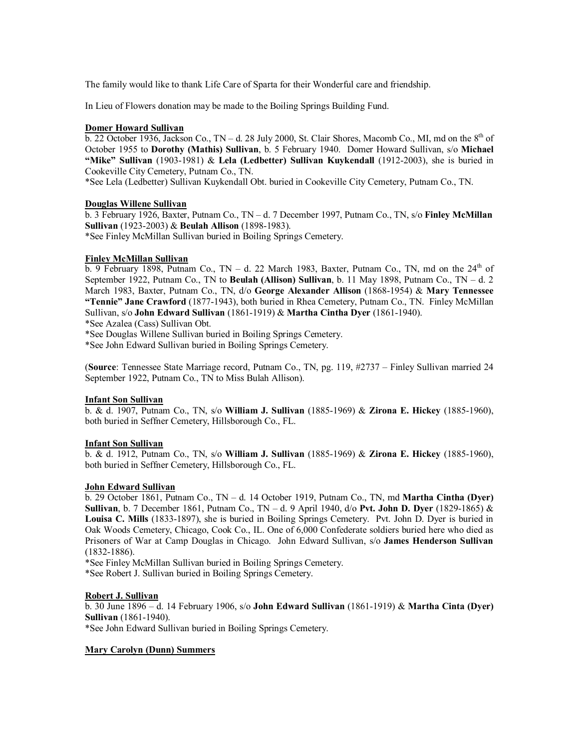The family would like to thank Life Care of Sparta for their Wonderful care and friendship.

In Lieu of Flowers donation may be made to the Boiling Springs Building Fund.

**Domer Howard Sullivan**

b. 22 October 1936, Jackson Co., TN – d. 28 July 2000, St. Clair Shores, Macomb Co., MI, md on the 8th of October 1955 to **Dorothy (Mathis) Sullivan**, b. 5 February 1940. Domer Howard Sullivan, s/o **Michael "Mike" Sullivan** (1903-1981) & **Lela (Ledbetter) Sullivan Kuykendall** (1912-2003), she is buried in Cookeville City Cemetery, Putnam Co., TN.

*See Lela (Ledbetter) Sullivan Kuykendall Obt. buried in Cookeville City Cemetery, Putnam Co., TN.

**Douglas Willene Sullivan**

b. 3 February 1926, Baxter, Putnam Co., TN – d. 7 December 1997, Putnam Co., TN, s/o **Finley McMillan Sullivan** (1923-2003) & **Beulah Allison** (1898-1983).

*See Finley McMillan Sullivan buried in Boiling Springs Cemetery.

**Finley McMillan Sullivan**

b. 9 February 1898, Putnam Co., TN – d. 22 March 1983, Baxter, Putnam Co., TN, md on the 24th of September 1922, Putnam Co., TN to **Beulah (Allison) Sullivan**, b. 11 May 1898, Putnam Co., TN – d. 2 March 1983, Baxter, Putnam Co., TN, d/o **George Alexander Allison** (1868-1954) & **Mary Tennessee "Tennie" Jane Crawford** (1877-1943), both buried in Rhea Cemetery, Putnam Co., TN. Finley McMillan Sullivan, s/o **John Edward Sullivan** (1861-1919) & **Martha Cintha Dyer** (1861-1940).

*See Azalea (Cass) Sullivan Obt.

*See Douglas Willene Sullivan buried in Boiling Springs Cemetery.

*See John Edward Sullivan buried in Boiling Springs Cemetery.

(**Source**: Tennessee State Marriage record, Putnam Co., TN, pg. 119, #2737 – Finley Sullivan married 24 September 1922, Putnam Co., TN to Miss Bulah Allison).

**Infant Son Sullivan**

b. & d. 1907, Putnam Co., TN, s/o **William J. Sullivan** (1885-1969) & **Zirona E. Hickey** (1885-1960), both buried in Seffner Cemetery, Hillsborough Co., FL.

**Infant Son Sullivan**

b. & d. 1912, Putnam Co., TN, s/o **William J. Sullivan** (1885-1969) & **Zirona E. Hickey** (1885-1960), both buried in Seffner Cemetery, Hillsborough Co., FL.

**John Edward Sullivan**

b. 29 October 1861, Putnam Co., TN – d. 14 October 1919, Putnam Co., TN, md **Martha Cintha (Dyer) Sullivan**, b. 7 December 1861, Putnam Co., TN – d. 9 April 1940, d/o **Pvt. John D. Dyer** (1829-1865) & **Louisa C. Mills** (1833-1897), she is buried in Boiling Springs Cemetery. Pvt. John D. Dyer is buried in Oak Woods Cemetery, Chicago, Cook Co., IL. One of 6,000 Confederate soldiers buried here who died as Prisoners of War at Camp Douglas in Chicago. John Edward Sullivan, s/o **James Henderson Sullivan** (1832-1886).

*See Finley McMillan Sullivan buried in Boiling Springs Cemetery.

*See Robert J. Sullivan buried in Boiling Springs Cemetery.

**Robert J. Sullivan**

b. 30 June 1896 – d. 14 February 1906, s/o **John Edward Sullivan** (1861-1919) & **Martha Cinta (Dyer) Sullivan** (1861-1940).

*See John Edward Sullivan buried in Boiling Springs Cemetery.

**Mary Carolyn (Dunn) Summers**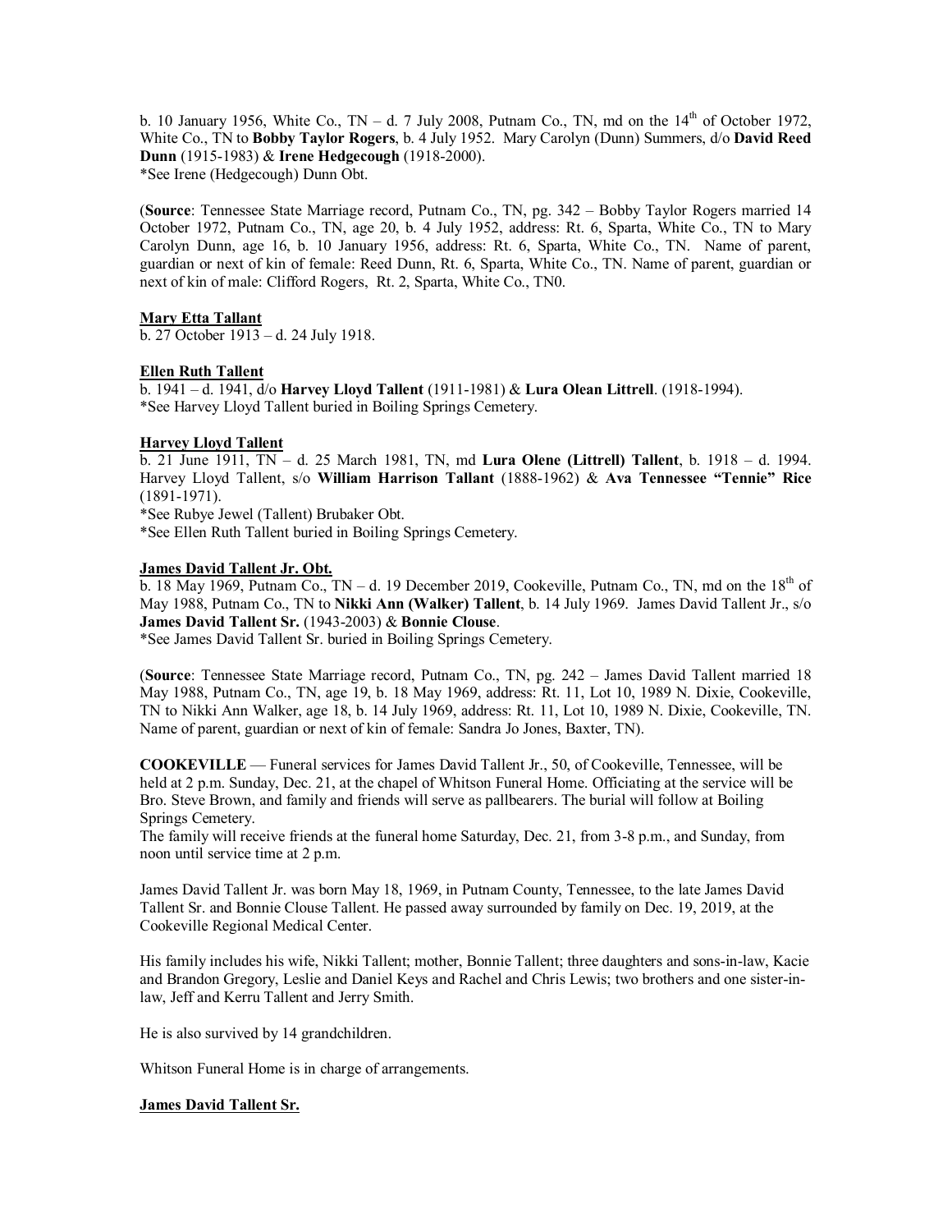b. 10 January 1956, White Co., TN – d. 7 July 2008, Putnam Co., TN, md on the 14th of October 1972, White Co., TN to **Bobby Taylor Rogers**, b. 4 July 1952. Mary Carolyn (Dunn) Summers, d/o **David Reed Dunn** (1915-1983) & **Irene Hedgecough** (1918-2000).
*See Irene (Hedgecough) Dunn Obt.

(**Source**: Tennessee State Marriage record, Putnam Co., TN, pg. 342 – Bobby Taylor Rogers married 14 October 1972, Putnam Co., TN, age 20, b. 4 July 1952, address: Rt. 6, Sparta, White Co., TN to Mary Carolyn Dunn, age 16, b. 10 January 1956, address: Rt. 6, Sparta, White Co., TN. Name of parent, guardian or next of kin of female: Reed Dunn, Rt. 6, Sparta, White Co., TN. Name of parent, guardian or next of kin of male: Clifford Rogers, Rt. 2, Sparta, White Co., TN0.

**Mary Etta Tallant**

b. 27 October 1913 – d. 24 July 1918.

**Ellen Ruth Tallent**

b. 1941 – d. 1941, d/o **Harvey Lloyd Tallent** (1911-1981) & **Lura Olean Littrell**. (1918-1994).
*See Harvey Lloyd Tallent buried in Boiling Springs Cemetery.

**Harvey Lloyd Tallent**

b. 21 June 1911, TN – d. 25 March 1981, TN, md **Lura Olene (Littrell) Tallent**, b. 1918 – d. 1994. Harvey Lloyd Tallent, s/o **William Harrison Tallant** (1888-1962) & **Ava Tennessee "Tennie" Rice** (1891-1971).
*See Rubye Jewel (Tallent) Brubaker Obt.
*See Ellen Ruth Tallent buried in Boiling Springs Cemetery.

**James David Tallent Jr. Obt.**

b. 18 May 1969, Putnam Co., TN – d. 19 December 2019, Cookeville, Putnam Co., TN, md on the 18th of May 1988, Putnam Co., TN to **Nikki Ann (Walker) Tallent**, b. 14 July 1969. James David Tallent Jr., s/o **James David Tallent Sr.** (1943-2003) & **Bonnie Clouse**.
*See James David Tallent Sr. buried in Boiling Springs Cemetery.

(**Source**: Tennessee State Marriage record, Putnam Co., TN, pg. 242 – James David Tallent married 18 May 1988, Putnam Co., TN, age 19, b. 18 May 1969, address: Rt. 11, Lot 10, 1989 N. Dixie, Cookeville, TN to Nikki Ann Walker, age 18, b. 14 July 1969, address: Rt. 11, Lot 10, 1989 N. Dixie, Cookeville, TN. Name of parent, guardian or next of kin of female: Sandra Jo Jones, Baxter, TN).

**COOKEVILLE** — Funeral services for James David Tallent Jr., 50, of Cookeville, Tennessee, will be held at 2 p.m. Sunday, Dec. 21, at the chapel of Whitson Funeral Home. Officiating at the service will be Bro. Steve Brown, and family and friends will serve as pallbearers. The burial will follow at Boiling Springs Cemetery.
The family will receive friends at the funeral home Saturday, Dec. 21, from 3-8 p.m., and Sunday, from noon until service time at 2 p.m.

James David Tallent Jr. was born May 18, 1969, in Putnam County, Tennessee, to the late James David Tallent Sr. and Bonnie Clouse Tallent. He passed away surrounded by family on Dec. 19, 2019, at the Cookeville Regional Medical Center.

His family includes his wife, Nikki Tallent; mother, Bonnie Tallent; three daughters and sons-in-law, Kacie and Brandon Gregory, Leslie and Daniel Keys and Rachel and Chris Lewis; two brothers and one sister-in-law, Jeff and Kerru Tallent and Jerry Smith.

He is also survived by 14 grandchildren.

Whitson Funeral Home is in charge of arrangements.

**James David Tallent Sr.**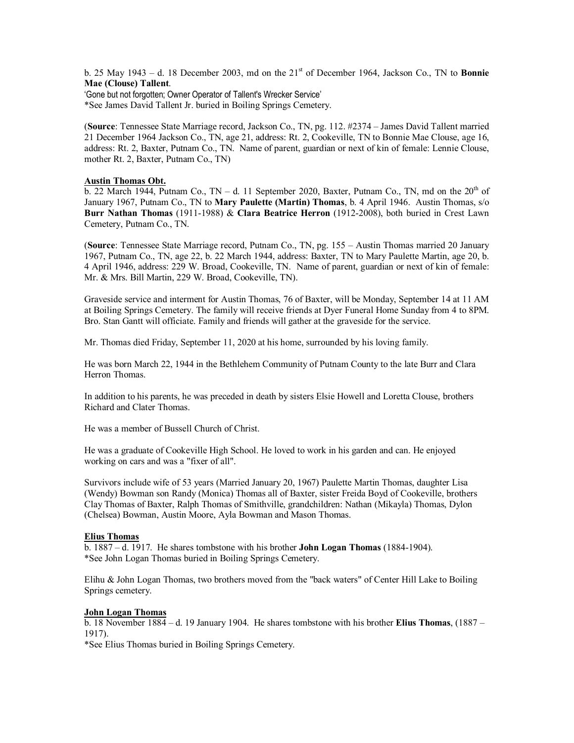b. 25 May 1943 – d. 18 December 2003, md on the 21st of December 1964, Jackson Co., TN to **Bonnie Mae (Clouse) Tallent**.
'Gone but not forgotten; Owner Operator of Tallent's Wrecker Service'
*See James David Tallent Jr. buried in Boiling Springs Cemetery.

(**Source**: Tennessee State Marriage record, Jackson Co., TN, pg. 112. #2374 – James David Tallent married 21 December 1964 Jackson Co., TN, age 21, address: Rt. 2, Cookeville, TN to Bonnie Mae Clouse, age 16, address: Rt. 2, Baxter, Putnam Co., TN. Name of parent, guardian or next of kin of female: Lennie Clouse, mother Rt. 2, Baxter, Putnam Co., TN)

**Austin Thomas Obt.**
b. 22 March 1944, Putnam Co., TN – d. 11 September 2020, Baxter, Putnam Co., TN, md on the 20th of January 1967, Putnam Co., TN to **Mary Paulette (Martin) Thomas**, b. 4 April 1946. Austin Thomas, s/o **Burr Nathan Thomas** (1911-1988) & **Clara Beatrice Herron** (1912-2008), both buried in Crest Lawn Cemetery, Putnam Co., TN.

(**Source**: Tennessee State Marriage record, Putnam Co., TN, pg. 155 – Austin Thomas married 20 January 1967, Putnam Co., TN, age 22, b. 22 March 1944, address: Baxter, TN to Mary Paulette Martin, age 20, b. 4 April 1946, address: 229 W. Broad, Cookeville, TN. Name of parent, guardian or next of kin of female: Mr. & Mrs. Bill Martin, 229 W. Broad, Cookeville, TN).

Graveside service and interment for Austin Thomas, 76 of Baxter, will be Monday, September 14 at 11 AM at Boiling Springs Cemetery. The family will receive friends at Dyer Funeral Home Sunday from 4 to 8PM. Bro. Stan Gantt will officiate. Family and friends will gather at the graveside for the service.

Mr. Thomas died Friday, September 11, 2020 at his home, surrounded by his loving family.

He was born March 22, 1944 in the Bethlehem Community of Putnam County to the late Burr and Clara Herron Thomas.

In addition to his parents, he was preceded in death by sisters Elsie Howell and Loretta Clouse, brothers Richard and Clater Thomas.

He was a member of Bussell Church of Christ.

He was a graduate of Cookeville High School. He loved to work in his garden and can. He enjoyed working on cars and was a "fixer of all".

Survivors include wife of 53 years (Married January 20, 1967) Paulette Martin Thomas, daughter Lisa (Wendy) Bowman son Randy (Monica) Thomas all of Baxter, sister Freida Boyd of Cookeville, brothers Clay Thomas of Baxter, Ralph Thomas of Smithville, grandchildren: Nathan (Mikayla) Thomas, Dylon (Chelsea) Bowman, Austin Moore, Ayla Bowman and Mason Thomas.

**Elius Thomas**
b. 1887 – d. 1917. He shares tombstone with his brother **John Logan Thomas** (1884-1904).
*See John Logan Thomas buried in Boiling Springs Cemetery.

Elihu & John Logan Thomas, two brothers moved from the "back waters" of Center Hill Lake to Boiling Springs cemetery.

**John Logan Thomas**
b. 18 November 1884 – d. 19 January 1904. He shares tombstone with his brother **Elius Thomas**, (1887 – 1917).
*See Elius Thomas buried in Boiling Springs Cemetery.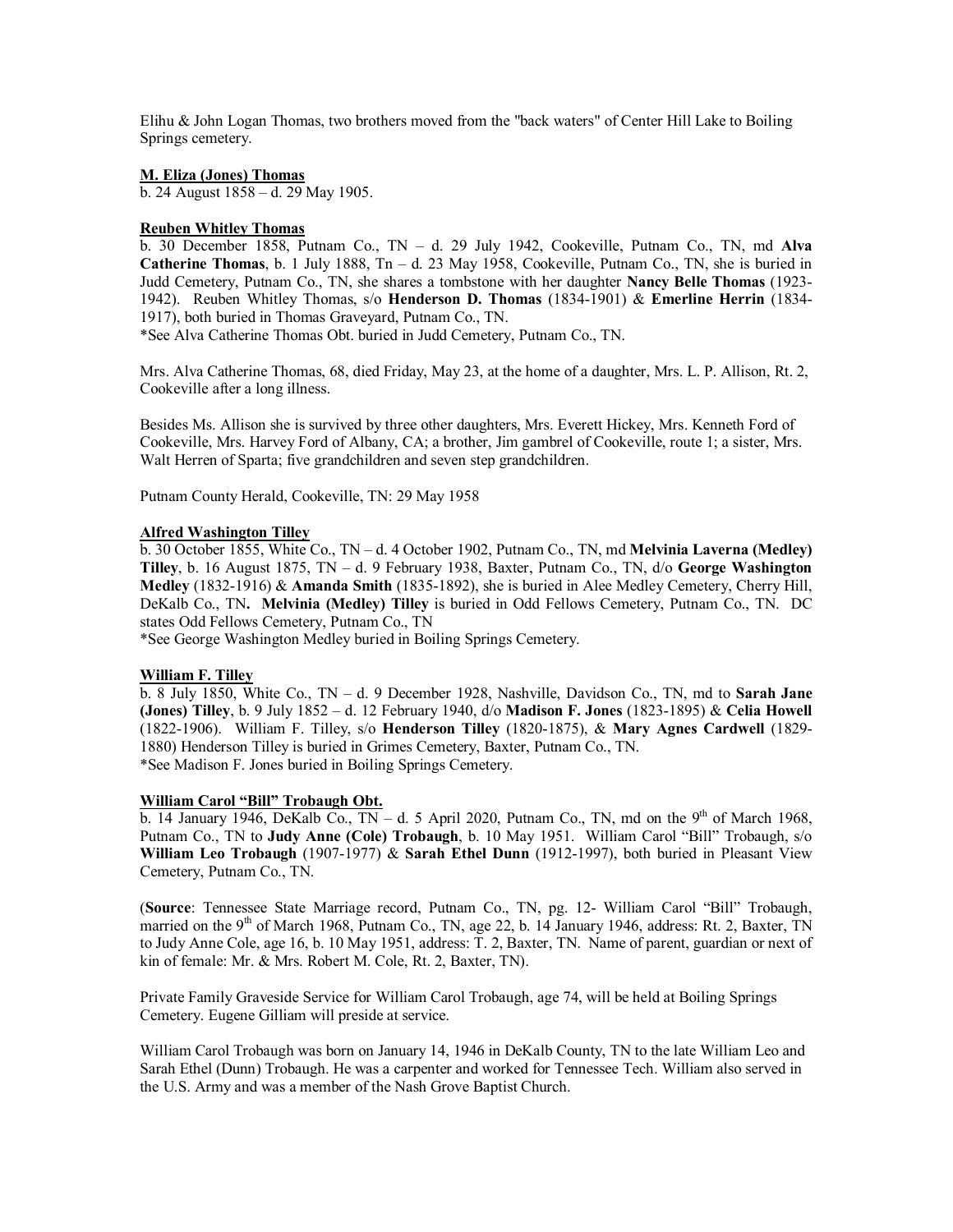Elihu & John Logan Thomas, two brothers moved from the "back waters" of Center Hill Lake to Boiling Springs cemetery.

**M. Eliza (Jones) Thomas**

b. 24 August 1858 – d. 29 May 1905.

**Reuben Whitley Thomas**

b. 30 December 1858, Putnam Co., TN – d. 29 July 1942, Cookeville, Putnam Co., TN, md **Alva Catherine Thomas**, b. 1 July 1888, Tn – d. 23 May 1958, Cookeville, Putnam Co., TN, she is buried in Judd Cemetery, Putnam Co., TN, she shares a tombstone with her daughter **Nancy Belle Thomas** (1923-1942). Reuben Whitley Thomas, s/o **Henderson D. Thomas** (1834-1901) & **Emerline Herrin** (1834-1917), both buried in Thomas Graveyard, Putnam Co., TN.
*See Alva Catherine Thomas Obt. buried in Judd Cemetery, Putnam Co., TN.

Mrs. Alva Catherine Thomas, 68, died Friday, May 23, at the home of a daughter, Mrs. L. P. Allison, Rt. 2, Cookeville after a long illness.

Besides Ms. Allison she is survived by three other daughters, Mrs. Everett Hickey, Mrs. Kenneth Ford of Cookeville, Mrs. Harvey Ford of Albany, CA; a brother, Jim gambrel of Cookeville, route 1; a sister, Mrs. Walt Herren of Sparta; five grandchildren and seven step grandchildren.

Putnam County Herald, Cookeville, TN: 29 May 1958

**Alfred Washington Tilley**

b. 30 October 1855, White Co., TN – d. 4 October 1902, Putnam Co., TN, md **Melvinia Laverna (Medley) Tilley**, b. 16 August 1875, TN – d. 9 February 1938, Baxter, Putnam Co., TN, d/o **George Washington Medley** (1832-1916) & **Amanda Smith** (1835-1892), she is buried in Alee Medley Cemetery, Cherry Hill, DeKalb Co., TN**. Melvinia (Medley) Tilley** is buried in Odd Fellows Cemetery, Putnam Co., TN. DC states Odd Fellows Cemetery, Putnam Co., TN
*See George Washington Medley buried in Boiling Springs Cemetery.

**William F. Tilley**

b. 8 July 1850, White Co., TN – d. 9 December 1928, Nashville, Davidson Co., TN, md to **Sarah Jane (Jones) Tilley**, b. 9 July 1852 – d. 12 February 1940, d/o **Madison F. Jones** (1823-1895) & **Celia Howell** (1822-1906). William F. Tilley, s/o **Henderson Tilley** (1820-1875), & **Mary Agnes Cardwell** (1829-1880) Henderson Tilley is buried in Grimes Cemetery, Baxter, Putnam Co., TN.
*See Madison F. Jones buried in Boiling Springs Cemetery.

**William Carol "Bill" Trobaugh Obt.**

b. 14 January 1946, DeKalb Co., TN – d. 5 April 2020, Putnam Co., TN, md on the 9th of March 1968, Putnam Co., TN to **Judy Anne (Cole) Trobaugh**, b. 10 May 1951. William Carol "Bill" Trobaugh, s/o **William Leo Trobaugh** (1907-1977) & **Sarah Ethel Dunn** (1912-1997), both buried in Pleasant View Cemetery, Putnam Co., TN.

(**Source**: Tennessee State Marriage record, Putnam Co., TN, pg. 12- William Carol "Bill" Trobaugh, married on the 9th of March 1968, Putnam Co., TN, age 22, b. 14 January 1946, address: Rt. 2, Baxter, TN to Judy Anne Cole, age 16, b. 10 May 1951, address: T. 2, Baxter, TN. Name of parent, guardian or next of kin of female: Mr. & Mrs. Robert M. Cole, Rt. 2, Baxter, TN).

Private Family Graveside Service for William Carol Trobaugh, age 74, will be held at Boiling Springs Cemetery. Eugene Gilliam will preside at service.

William Carol Trobaugh was born on January 14, 1946 in DeKalb County, TN to the late William Leo and Sarah Ethel (Dunn) Trobaugh. He was a carpenter and worked for Tennessee Tech. William also served in the U.S. Army and was a member of the Nash Grove Baptist Church.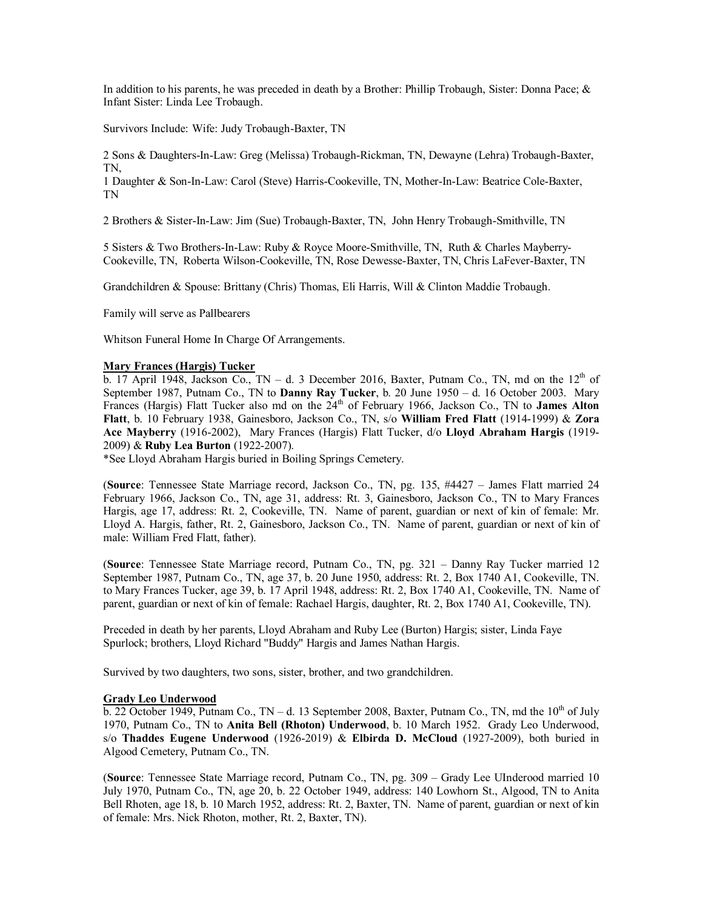In addition to his parents, he was preceded in death by a Brother: Phillip Trobaugh, Sister: Donna Pace; & Infant Sister: Linda Lee Trobaugh.

Survivors Include: Wife: Judy Trobaugh-Baxter, TN

2 Sons & Daughters-In-Law: Greg (Melissa) Trobaugh-Rickman, TN, Dewayne (Lehra) Trobaugh-Baxter, TN,
1 Daughter & Son-In-Law: Carol (Steve) Harris-Cookeville, TN, Mother-In-Law: Beatrice Cole-Baxter, TN

2 Brothers & Sister-In-Law: Jim (Sue) Trobaugh-Baxter, TN, John Henry Trobaugh-Smithville, TN

5 Sisters & Two Brothers-In-Law: Ruby & Royce Moore-Smithville, TN, Ruth & Charles Mayberry-Cookeville, TN, Roberta Wilson-Cookeville, TN, Rose Dewesse-Baxter, TN, Chris LaFever-Baxter, TN

Grandchildren & Spouse: Brittany (Chris) Thomas, Eli Harris, Will & Clinton Maddie Trobaugh.

Family will serve as Pallbearers

Whitson Funeral Home In Charge Of Arrangements.

**Mary Frances (Hargis) Tucker**

b. 17 April 1948, Jackson Co., TN – d. 3 December 2016, Baxter, Putnam Co., TN, md on the 12th of September 1987, Putnam Co., TN to **Danny Ray Tucker**, b. 20 June 1950 – d. 16 October 2003. Mary Frances (Hargis) Flatt Tucker also md on the 24th of February 1966, Jackson Co., TN to **James Alton Flatt**, b. 10 February 1938, Gainesboro, Jackson Co., TN, s/o **William Fred Flatt** (1914-1999) & **Zora Ace Mayberry** (1916-2002), Mary Frances (Hargis) Flatt Tucker, d/o **Lloyd Abraham Hargis** (1919-2009) & **Ruby Lea Burton** (1922-2007).
*See Lloyd Abraham Hargis buried in Boiling Springs Cemetery.

(**Source**: Tennessee State Marriage record, Jackson Co., TN, pg. 135, #4427 – James Flatt married 24 February 1966, Jackson Co., TN, age 31, address: Rt. 3, Gainesboro, Jackson Co., TN to Mary Frances Hargis, age 17, address: Rt. 2, Cookeville, TN. Name of parent, guardian or next of kin of female: Mr. Lloyd A. Hargis, father, Rt. 2, Gainesboro, Jackson Co., TN. Name of parent, guardian or next of kin of male: William Fred Flatt, father).

(**Source**: Tennessee State Marriage record, Putnam Co., TN, pg. 321 – Danny Ray Tucker married 12 September 1987, Putnam Co., TN, age 37, b. 20 June 1950, address: Rt. 2, Box 1740 A1, Cookeville, TN. to Mary Frances Tucker, age 39, b. 17 April 1948, address: Rt. 2, Box 1740 A1, Cookeville, TN. Name of parent, guardian or next of kin of female: Rachael Hargis, daughter, Rt. 2, Box 1740 A1, Cookeville, TN).

Preceded in death by her parents, Lloyd Abraham and Ruby Lee (Burton) Hargis; sister, Linda Faye Spurlock; brothers, Lloyd Richard "Buddy" Hargis and James Nathan Hargis.

Survived by two daughters, two sons, sister, brother, and two grandchildren.

**Grady Leo Underwood**

b. 22 October 1949, Putnam Co., TN – d. 13 September 2008, Baxter, Putnam Co., TN, md the 10th of July 1970, Putnam Co., TN to **Anita Bell (Rhoton) Underwood**, b. 10 March 1952. Grady Leo Underwood, s/o **Thaddes Eugene Underwood** (1926-2019) & **Elbirda D. McCloud** (1927-2009), both buried in Algood Cemetery, Putnam Co., TN.

(**Source**: Tennessee State Marriage record, Putnam Co., TN, pg. 309 – Grady Lee UInderood married 10 July 1970, Putnam Co., TN, age 20, b. 22 October 1949, address: 140 Lowhorn St., Algood, TN to Anita Bell Rhoten, age 18, b. 10 March 1952, address: Rt. 2, Baxter, TN. Name of parent, guardian or next of kin of female: Mrs. Nick Rhoton, mother, Rt. 2, Baxter, TN).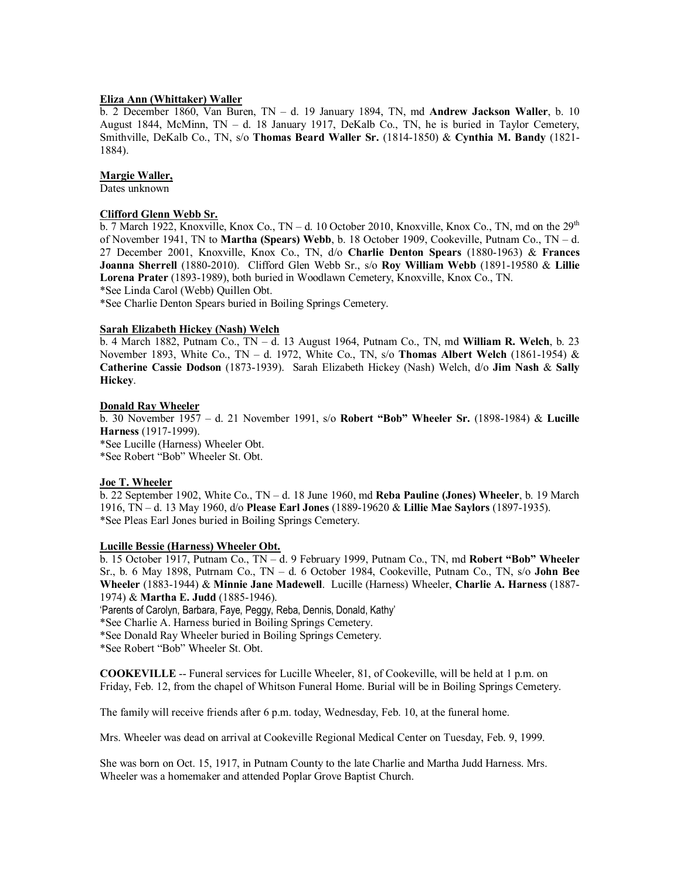**Eliza Ann (Whittaker) Waller**

b. 2 December 1860, Van Buren, TN – d. 19 January 1894, TN, md **Andrew Jackson Waller**, b. 10 August 1844, McMinn, TN – d. 18 January 1917, DeKalb Co., TN, he is buried in Taylor Cemetery, Smithville, DeKalb Co., TN, s/o **Thomas Beard Waller Sr.** (1814-1850) & **Cynthia M. Bandy** (1821-1884).

**Margie Waller,**

Dates unknown

**Clifford Glenn Webb Sr.**

b. 7 March 1922, Knoxville, Knox Co., TN – d. 10 October 2010, Knoxville, Knox Co., TN, md on the 29th of November 1941, TN to **Martha (Spears) Webb**, b. 18 October 1909, Cookeville, Putnam Co., TN – d. 27 December 2001, Knoxville, Knox Co., TN, d/o **Charlie Denton Spears** (1880-1963) & **Frances Joanna Sherrell** (1880-2010). Clifford Glen Webb Sr., s/o **Roy William Webb** (1891-19580 & **Lillie Lorena Prater** (1893-1989), both buried in Woodlawn Cemetery, Knoxville, Knox Co., TN.

*See Linda Carol (Webb) Quillen Obt.

*See Charlie Denton Spears buried in Boiling Springs Cemetery.

**Sarah Elizabeth Hickey (Nash) Welch**

b. 4 March 1882, Putnam Co., TN – d. 13 August 1964, Putnam Co., TN, md **William R. Welch**, b. 23 November 1893, White Co., TN – d. 1972, White Co., TN, s/o **Thomas Albert Welch** (1861-1954) & **Catherine Cassie Dodson** (1873-1939). Sarah Elizabeth Hickey (Nash) Welch, d/o **Jim Nash** & **Sally Hickey**.

**Donald Ray Wheeler**

b. 30 November 1957 – d. 21 November 1991, s/o **Robert "Bob" Wheeler Sr.** (1898-1984) & **Lucille Harness** (1917-1999).

*See Lucille (Harness) Wheeler Obt.

*See Robert "Bob" Wheeler St. Obt.

**Joe T. Wheeler**

b. 22 September 1902, White Co., TN – d. 18 June 1960, md **Reba Pauline (Jones) Wheeler**, b. 19 March 1916, TN – d. 13 May 1960, d/o **Please Earl Jones** (1889-19620 & **Lillie Mae Saylors** (1897-1935).

*See Pleas Earl Jones buried in Boiling Springs Cemetery.

**Lucille Bessie (Harness) Wheeler Obt.**

b. 15 October 1917, Putnam Co., TN – d. 9 February 1999, Putnam Co., TN, md **Robert "Bob" Wheeler** Sr., b. 6 May 1898, Putrnam Co., TN – d. 6 October 1984, Cookeville, Putnam Co., TN, s/o **John Bee Wheeler** (1883-1944) & **Minnie Jane Madewell**. Lucille (Harness) Wheeler, **Charlie A. Harness** (1887-1974) & **Martha E. Judd** (1885-1946).

'Parents of Carolyn, Barbara, Faye, Peggy, Reba, Dennis, Donald, Kathy'

*See Charlie A. Harness buried in Boiling Springs Cemetery.

*See Donald Ray Wheeler buried in Boiling Springs Cemetery.

*See Robert "Bob" Wheeler St. Obt.

**COOKEVILLE** -- Funeral services for Lucille Wheeler, 81, of Cookeville, will be held at 1 p.m. on Friday, Feb. 12, from the chapel of Whitson Funeral Home. Burial will be in Boiling Springs Cemetery.

The family will receive friends after 6 p.m. today, Wednesday, Feb. 10, at the funeral home.

Mrs. Wheeler was dead on arrival at Cookeville Regional Medical Center on Tuesday, Feb. 9, 1999.

She was born on Oct. 15, 1917, in Putnam County to the late Charlie and Martha Judd Harness. Mrs. Wheeler was a homemaker and attended Poplar Grove Baptist Church.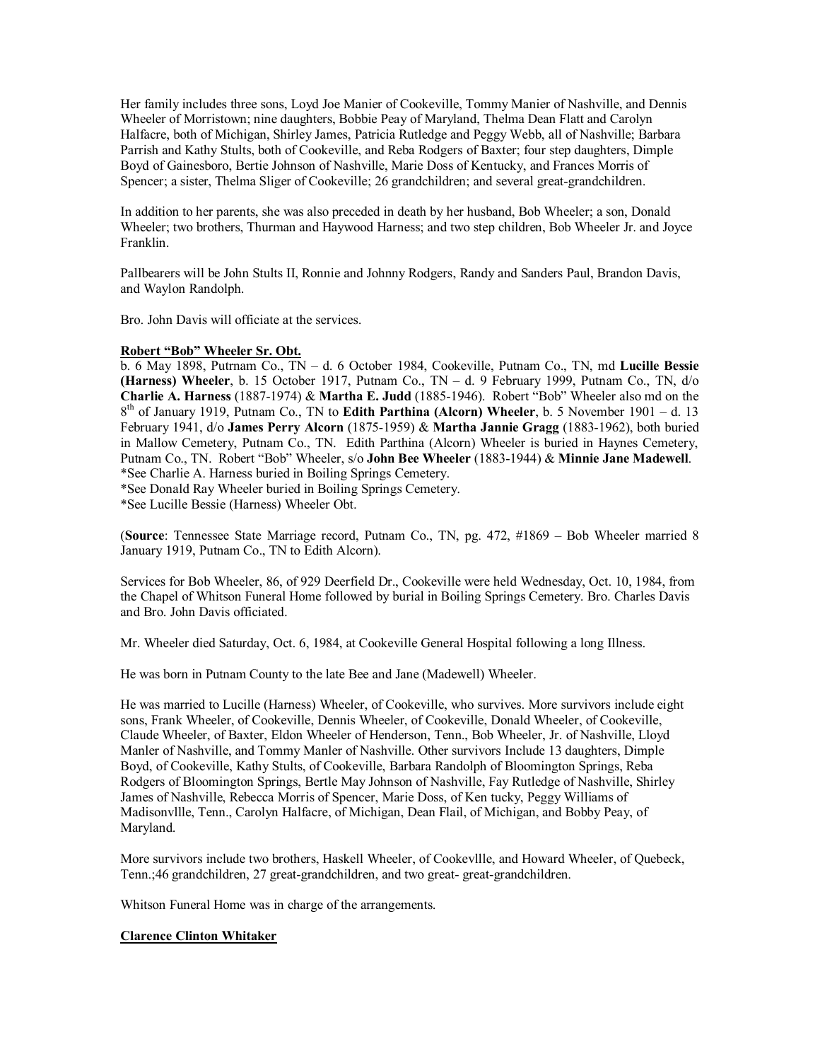Her family includes three sons, Loyd Joe Manier of Cookeville, Tommy Manier of Nashville, and Dennis Wheeler of Morristown; nine daughters, Bobbie Peay of Maryland, Thelma Dean Flatt and Carolyn Halfacre, both of Michigan, Shirley James, Patricia Rutledge and Peggy Webb, all of Nashville; Barbara Parrish and Kathy Stults, both of Cookeville, and Reba Rodgers of Baxter; four step daughters, Dimple Boyd of Gainesboro, Bertie Johnson of Nashville, Marie Doss of Kentucky, and Frances Morris of Spencer; a sister, Thelma Sliger of Cookeville; 26 grandchildren; and several great-grandchildren.

In addition to her parents, she was also preceded in death by her husband, Bob Wheeler; a son, Donald Wheeler; two brothers, Thurman and Haywood Harness; and two step children, Bob Wheeler Jr. and Joyce Franklin.

Pallbearers will be John Stults II, Ronnie and Johnny Rodgers, Randy and Sanders Paul, Brandon Davis, and Waylon Randolph.

Bro. John Davis will officiate at the services.

**Robert "Bob" Wheeler Sr. Obt.**

b. 6 May 1898, Putrnam Co., TN – d. 6 October 1984, Cookeville, Putnam Co., TN, md **Lucille Bessie (Harness) Wheeler**, b. 15 October 1917, Putnam Co., TN – d. 9 February 1999, Putnam Co., TN, d/o **Charlie A. Harness** (1887-1974) & **Martha E. Judd** (1885-1946). Robert "Bob" Wheeler also md on the 8th of January 1919, Putnam Co., TN to **Edith Parthina (Alcorn) Wheeler**, b. 5 November 1901 – d. 13 February 1941, d/o **James Perry Alcorn** (1875-1959) & **Martha Jannie Gragg** (1883-1962), both buried in Mallow Cemetery, Putnam Co., TN. Edith Parthina (Alcorn) Wheeler is buried in Haynes Cemetery, Putnam Co., TN. Robert "Bob" Wheeler, s/o **John Bee Wheeler** (1883-1944) & **Minnie Jane Madewell**.
*See Charlie A. Harness buried in Boiling Springs Cemetery.
*See Donald Ray Wheeler buried in Boiling Springs Cemetery.
*See Lucille Bessie (Harness) Wheeler Obt.

(**Source**: Tennessee State Marriage record, Putnam Co., TN, pg. 472, #1869 – Bob Wheeler married 8 January 1919, Putnam Co., TN to Edith Alcorn).

Services for Bob Wheeler, 86, of 929 Deerfield Dr., Cookeville were held Wednesday, Oct. 10, 1984, from the Chapel of Whitson Funeral Home followed by burial in Boiling Springs Cemetery. Bro. Charles Davis and Bro. John Davis officiated.

Mr. Wheeler died Saturday, Oct. 6, 1984, at Cookeville General Hospital following a long Illness.

He was born in Putnam County to the late Bee and Jane (Madewell) Wheeler.

He was married to Lucille (Harness) Wheeler, of Cookeville, who survives. More survivors include eight sons, Frank Wheeler, of Cookeville, Dennis Wheeler, of Cookeville, Donald Wheeler, of Cookeville, Claude Wheeler, of Baxter, Eldon Wheeler of Henderson, Tenn., Bob Wheeler, Jr. of Nashville, Lloyd Manler of Nashville, and Tommy Manler of Nashville. Other survivors Include 13 daughters, Dimple Boyd, of Cookeville, Kathy Stults, of Cookeville, Barbara Randolph of Bloomington Springs, Reba Rodgers of Bloomington Springs, Bertle May Johnson of Nashville, Fay Rutledge of Nashville, Shirley James of Nashville, Rebecca Morris of Spencer, Marie Doss, of Ken tucky, Peggy Williams of Madisonvllle, Tenn., Carolyn Halfacre, of Michigan, Dean Flail, of Michigan, and Bobby Peay, of Maryland.

More survivors include two brothers, Haskell Wheeler, of Cookevllle, and Howard Wheeler, of Quebeck, Tenn.;46 grandchildren, 27 great-grandchildren, and two great- great-grandchildren.

Whitson Funeral Home was in charge of the arrangements.

**Clarence Clinton Whitaker**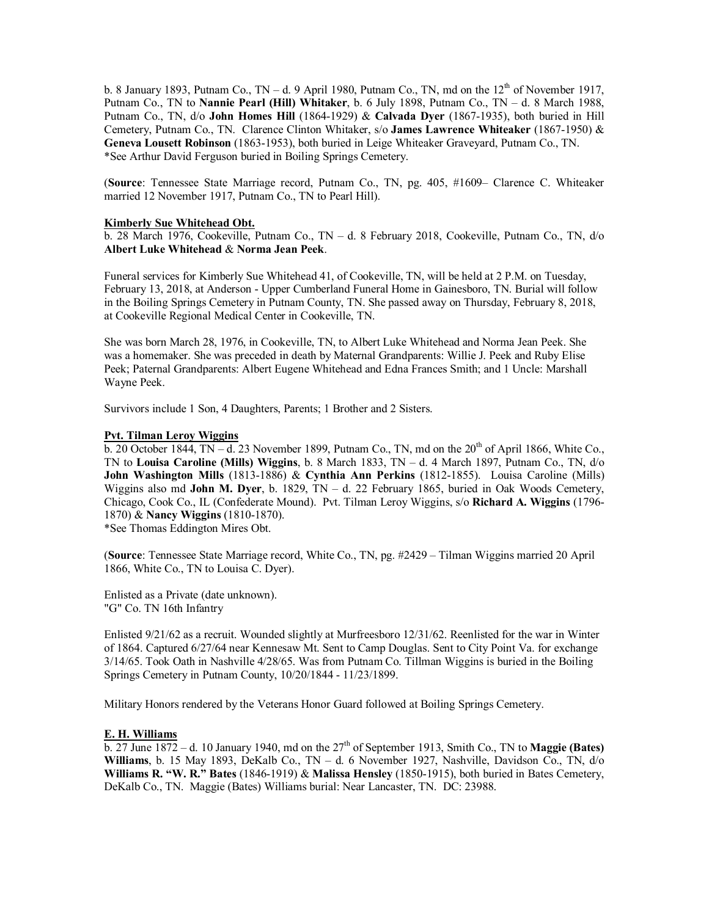b. 8 January 1893, Putnam Co., TN – d. 9 April 1980, Putnam Co., TN, md on the 12th of November 1917, Putnam Co., TN to **Nannie Pearl (Hill) Whitaker**, b. 6 July 1898, Putnam Co., TN – d. 8 March 1988, Putnam Co., TN, d/o **John Homes Hill** (1864-1929) & **Calvada Dyer** (1867-1935), both buried in Hill Cemetery, Putnam Co., TN. Clarence Clinton Whitaker, s/o **James Lawrence Whiteaker** (1867-1950) & **Geneva Lousett Robinson** (1863-1953), both buried in Leige Whiteaker Graveyard, Putnam Co., TN.
*See Arthur David Ferguson buried in Boiling Springs Cemetery.

(**Source**: Tennessee State Marriage record, Putnam Co., TN, pg. 405, #1609– Clarence C. Whiteaker married 12 November 1917, Putnam Co., TN to Pearl Hill).

**Kimberly Sue Whitehead Obt.**

b. 28 March 1976, Cookeville, Putnam Co., TN – d. 8 February 2018, Cookeville, Putnam Co., TN, d/o **Albert Luke Whitehead** & **Norma Jean Peek**.

Funeral services for Kimberly Sue Whitehead 41, of Cookeville, TN, will be held at 2 P.M. on Tuesday, February 13, 2018, at Anderson - Upper Cumberland Funeral Home in Gainesboro, TN. Burial will follow in the Boiling Springs Cemetery in Putnam County, TN. She passed away on Thursday, February 8, 2018, at Cookeville Regional Medical Center in Cookeville, TN.

She was born March 28, 1976, in Cookeville, TN, to Albert Luke Whitehead and Norma Jean Peek. She was a homemaker. She was preceded in death by Maternal Grandparents: Willie J. Peek and Ruby Elise Peek; Paternal Grandparents: Albert Eugene Whitehead and Edna Frances Smith; and 1 Uncle: Marshall Wayne Peek.

Survivors include 1 Son, 4 Daughters, Parents; 1 Brother and 2 Sisters.

**Pvt. Tilman Leroy Wiggins**

b. 20 October 1844, TN – d. 23 November 1899, Putnam Co., TN, md on the 20th of April 1866, White Co., TN to **Louisa Caroline (Mills) Wiggins**, b. 8 March 1833, TN – d. 4 March 1897, Putnam Co., TN, d/o **John Washington Mills** (1813-1886) & **Cynthia Ann Perkins** (1812-1855). Louisa Caroline (Mills) Wiggins also md **John M. Dyer**, b. 1829, TN – d. 22 February 1865, buried in Oak Woods Cemetery, Chicago, Cook Co., IL (Confederate Mound). Pvt. Tilman Leroy Wiggins, s/o **Richard A. Wiggins** (1796-1870) & **Nancy Wiggins** (1810-1870).
*See Thomas Eddington Mires Obt.

(**Source**: Tennessee State Marriage record, White Co., TN, pg. #2429 – Tilman Wiggins married 20 April 1866, White Co., TN to Louisa C. Dyer).

Enlisted as a Private (date unknown).
"G" Co. TN 16th Infantry

Enlisted 9/21/62 as a recruit. Wounded slightly at Murfreesboro 12/31/62. Reenlisted for the war in Winter of 1864. Captured 6/27/64 near Kennesaw Mt. Sent to Camp Douglas. Sent to City Point Va. for exchange 3/14/65. Took Oath in Nashville 4/28/65. Was from Putnam Co. Tillman Wiggins is buried in the Boiling Springs Cemetery in Putnam County, 10/20/1844 - 11/23/1899.

Military Honors rendered by the Veterans Honor Guard followed at Boiling Springs Cemetery.

**E. H. Williams**

b. 27 June 1872 – d. 10 January 1940, md on the 27th of September 1913, Smith Co., TN to **Maggie (Bates) Williams**, b. 15 May 1893, DeKalb Co., TN – d. 6 November 1927, Nashville, Davidson Co., TN, d/o **Williams R. "W. R." Bates** (1846-1919) & **Malissa Hensley** (1850-1915), both buried in Bates Cemetery, DeKalb Co., TN. Maggie (Bates) Williams burial: Near Lancaster, TN. DC: 23988.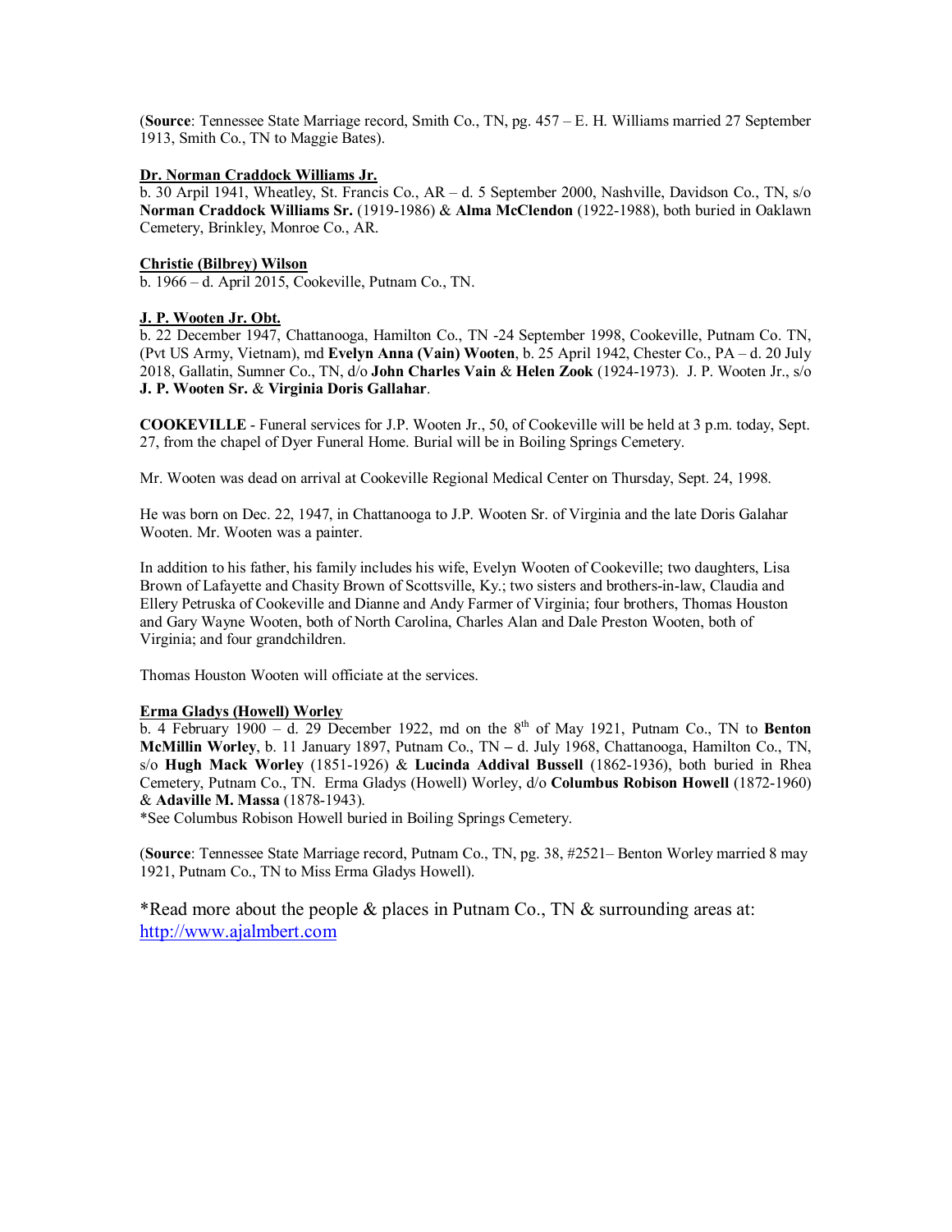(**Source**: Tennessee State Marriage record, Smith Co., TN, pg. 457 – E. H. Williams married 27 September 1913, Smith Co., TN to Maggie Bates).

**Dr. Norman Craddock Williams Jr.**

b. 30 Arpil 1941, Wheatley, St. Francis Co., AR – d. 5 September 2000, Nashville, Davidson Co., TN, s/o **Norman Craddock Williams Sr.** (1919-1986) & **Alma McClendon** (1922-1988), both buried in Oaklawn Cemetery, Brinkley, Monroe Co., AR.

**Christie (Bilbrey) Wilson**

b. 1966 – d. April 2015, Cookeville, Putnam Co., TN.

**J. P. Wooten Jr. Obt.**

b. 22 December 1947, Chattanooga, Hamilton Co., TN -24 September 1998, Cookeville, Putnam Co. TN, (Pvt US Army, Vietnam), md **Evelyn Anna (Vain) Wooten**, b. 25 April 1942, Chester Co., PA – d. 20 July 2018, Gallatin, Sumner Co., TN, d/o **John Charles Vain** & **Helen Zook** (1924-1973). J. P. Wooten Jr., s/o **J. P. Wooten Sr.** & **Virginia Doris Gallahar**.

**COOKEVILLE** - Funeral services for J.P. Wooten Jr., 50, of Cookeville will be held at 3 p.m. today, Sept. 27, from the chapel of Dyer Funeral Home. Burial will be in Boiling Springs Cemetery.

Mr. Wooten was dead on arrival at Cookeville Regional Medical Center on Thursday, Sept. 24, 1998.

He was born on Dec. 22, 1947, in Chattanooga to J.P. Wooten Sr. of Virginia and the late Doris Galahar Wooten. Mr. Wooten was a painter.

In addition to his father, his family includes his wife, Evelyn Wooten of Cookeville; two daughters, Lisa Brown of Lafayette and Chasity Brown of Scottsville, Ky.; two sisters and brothers-in-law, Claudia and Ellery Petruska of Cookeville and Dianne and Andy Farmer of Virginia; four brothers, Thomas Houston and Gary Wayne Wooten, both of North Carolina, Charles Alan and Dale Preston Wooten, both of Virginia; and four grandchildren.

Thomas Houston Wooten will officiate at the services.

**Erma Gladys (Howell) Worley**

b. 4 February 1900 – d. 29 December 1922, md on the 8th of May 1921, Putnam Co., TN to **Benton McMillin Worley**, b. 11 January 1897, Putnam Co., TN – d. July 1968, Chattanooga, Hamilton Co., TN, s/o **Hugh Mack Worley** (1851-1926) & **Lucinda Addival Bussell** (1862-1936), both buried in Rhea Cemetery, Putnam Co., TN. Erma Gladys (Howell) Worley, d/o **Columbus Robison Howell** (1872-1960) & **Adaville M. Massa** (1878-1943).

*See Columbus Robison Howell buried in Boiling Springs Cemetery.

(**Source**: Tennessee State Marriage record, Putnam Co., TN, pg. 38, #2521– Benton Worley married 8 may 1921, Putnam Co., TN to Miss Erma Gladys Howell).

*Read more about the people & places in Putnam Co., TN & surrounding areas at: http://www.ajalmbert.com